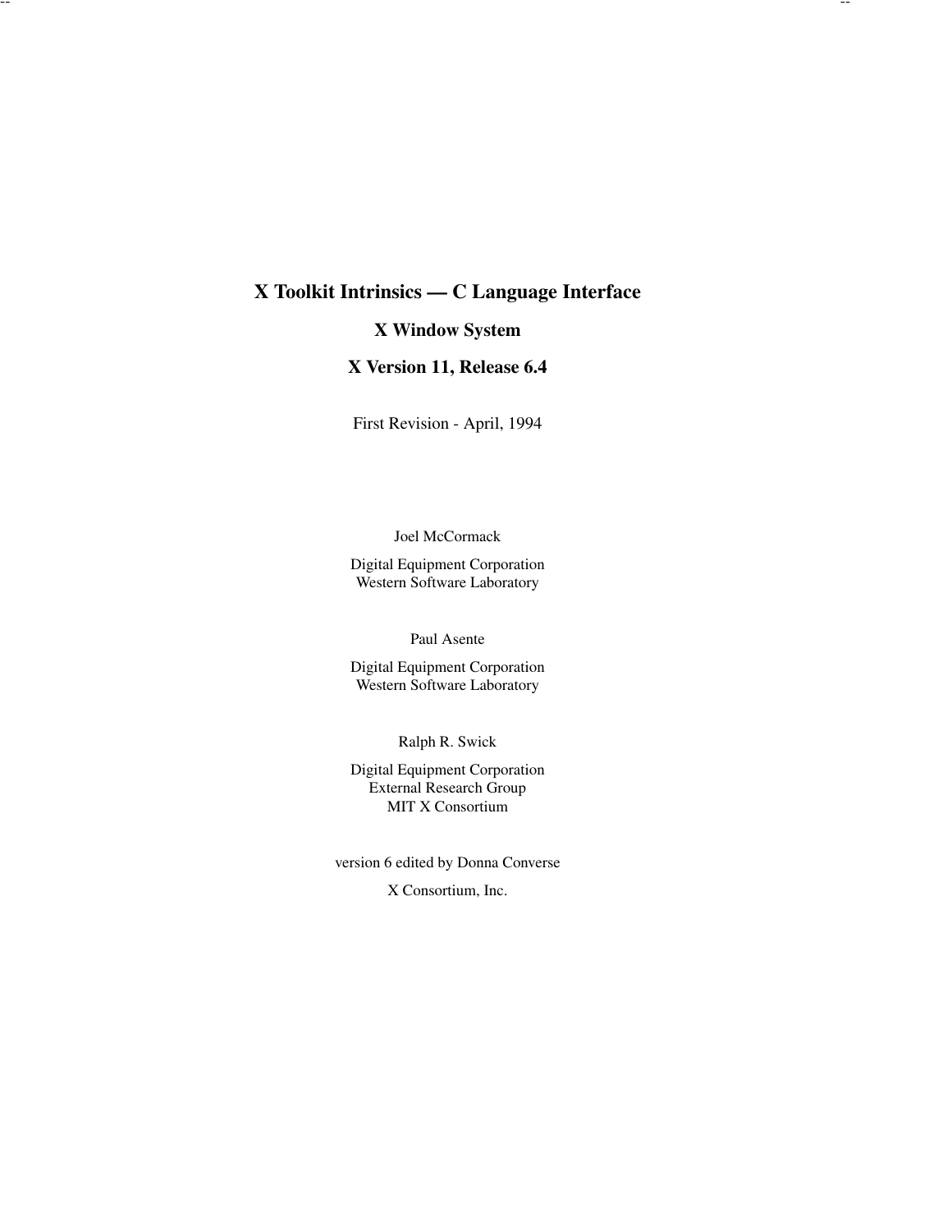# X Toolkit Intrinsics — C Language Interface

## X Window System

## X Version 11, Release 6.4

First Revision - April, 1994

Joel McCormack

Digital Equipment Corporation
Western Software Laboratory

Paul Asente

Digital Equipment Corporation
Western Software Laboratory

Ralph R. Swick

Digital Equipment Corporation
External Research Group
MIT X Consortium

version 6 edited by Donna Converse

X Consortium, Inc.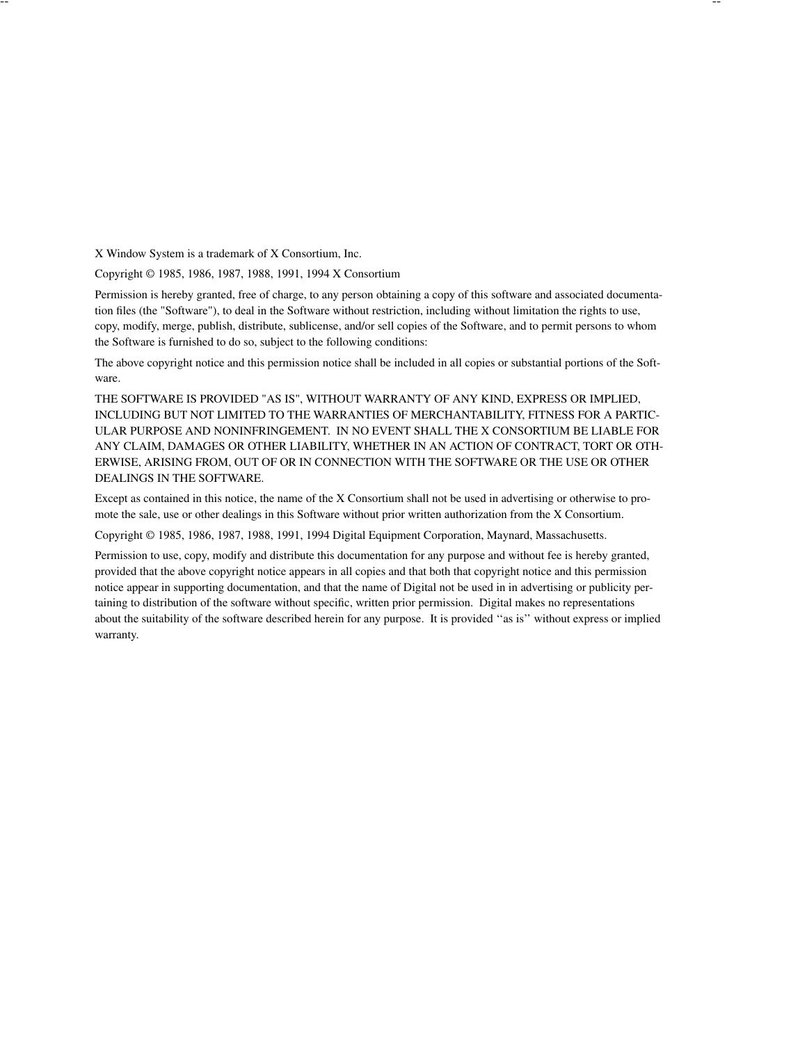X Window System is a trademark of X Consortium, Inc.

Copyright © 1985, 1986, 1987, 1988, 1991, 1994 X Consortium

Permission is hereby granted, free of charge, to any person obtaining a copy of this software and associated documentation files (the "Software"), to deal in the Software without restriction, including without limitation the rights to use, copy, modify, merge, publish, distribute, sublicense, and/or sell copies of the Software, and to permit persons to whom the Software is furnished to do so, subject to the following conditions:

The above copyright notice and this permission notice shall be included in all copies or substantial portions of the Software.

THE SOFTWARE IS PROVIDED "AS IS", WITHOUT WARRANTY OF ANY KIND, EXPRESS OR IMPLIED, INCLUDING BUT NOT LIMITED TO THE WARRANTIES OF MERCHANTABILITY, FITNESS FOR A PARTICULAR PURPOSE AND NONINFRINGEMENT. IN NO EVENT SHALL THE X CONSORTIUM BE LIABLE FOR ANY CLAIM, DAMAGES OR OTHER LIABILITY, WHETHER IN AN ACTION OF CONTRACT, TORT OR OTHERWISE, ARISING FROM, OUT OF OR IN CONNECTION WITH THE SOFTWARE OR THE USE OR OTHER DEALINGS IN THE SOFTWARE.

Except as contained in this notice, the name of the X Consortium shall not be used in advertising or otherwise to promote the sale, use or other dealings in this Software without prior written authorization from the X Consortium.

Copyright © 1985, 1986, 1987, 1988, 1991, 1994 Digital Equipment Corporation, Maynard, Massachusetts.

Permission to use, copy, modify and distribute this documentation for any purpose and without fee is hereby granted, provided that the above copyright notice appears in all copies and that both that copyright notice and this permission notice appear in supporting documentation, and that the name of Digital not be used in in advertising or publicity pertaining to distribution of the software without specific, written prior permission. Digital makes no representations about the suitability of the software described herein for any purpose. It is provided ''as is'' without express or implied warranty.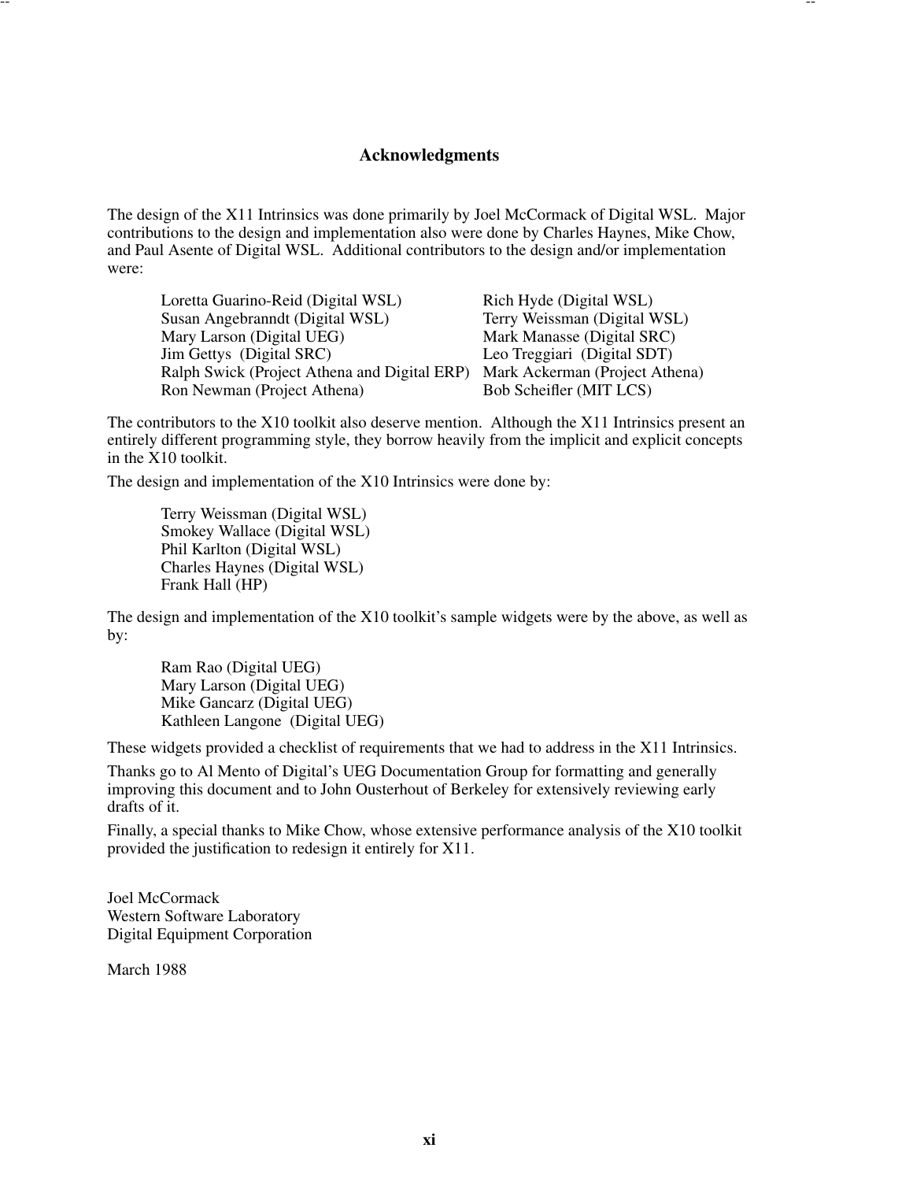## Acknowledgments

The design of the X11 Intrinsics was done primarily by Joel McCormack of Digital WSL. Major contributions to the design and implementation also were done by Charles Haynes, Mike Chow, and Paul Asente of Digital WSL. Additional contributors to the design and/or implementation were:

| | |
|---|---|
| Loretta Guarino-Reid (Digital WSL) | Rich Hyde (Digital WSL) |
| Susan Angebranndt (Digital WSL) | Terry Weissman (Digital WSL) |
| Mary Larson (Digital UEG) | Mark Manasse (Digital SRC) |
| Jim Gettys (Digital SRC) | Leo Treggiari (Digital SDT) |
| Ralph Swick (Project Athena and Digital ERP) | Mark Ackerman (Project Athena) |
| Ron Newman (Project Athena) | Bob Scheifler (MIT LCS) |

The contributors to the X10 toolkit also deserve mention. Although the X11 Intrinsics present an entirely different programming style, they borrow heavily from the implicit and explicit concepts in the X10 toolkit.

The design and implementation of the X10 Intrinsics were done by:

Terry Weissman (Digital WSL)  
Smokey Wallace (Digital WSL)  
Phil Karlton (Digital WSL)  
Charles Haynes (Digital WSL)  
Frank Hall (HP)

The design and implementation of the X10 toolkit's sample widgets were by the above, as well as by:

Ram Rao (Digital UEG)  
Mary Larson (Digital UEG)  
Mike Gancarz (Digital UEG)  
Kathleen Langone (Digital UEG)

These widgets provided a checklist of requirements that we had to address in the X11 Intrinsics.

Thanks go to Al Mento of Digital's UEG Documentation Group for formatting and generally improving this document and to John Ousterhout of Berkeley for extensively reviewing early drafts of it.

Finally, a special thanks to Mike Chow, whose extensive performance analysis of the X10 toolkit provided the justification to redesign it entirely for X11.

Joel McCormack  
Western Software Laboratory  
Digital Equipment Corporation

March 1988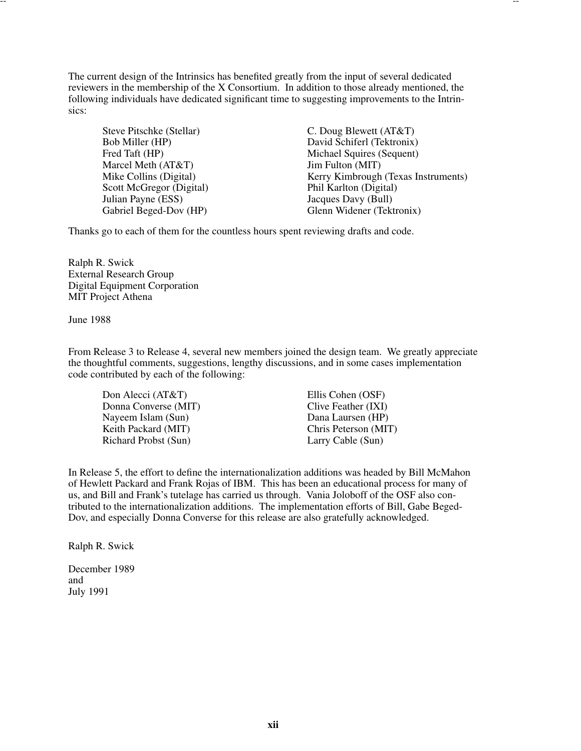The current design of the Intrinsics has benefited greatly from the input of several dedicated reviewers in the membership of the X Consortium. In addition to those already mentioned, the following individuals have dedicated significant time to suggesting improvements to the Intrinsics:

Steve Pitschke (Stellar)
Bob Miller (HP)
Fred Taft (HP)
Marcel Meth (AT&T)
Mike Collins (Digital)
Scott McGregor (Digital)
Julian Payne (ESS)
Gabriel Beged-Dov (HP)
C. Doug Blewett (AT&T)
David Schiferl (Tektronix)
Michael Squires (Sequent)
Jim Fulton (MIT)
Kerry Kimbrough (Texas Instruments)
Phil Karlton (Digital)
Jacques Davy (Bull)
Glenn Widener (Tektronix)

Thanks go to each of them for the countless hours spent reviewing drafts and code.

Ralph R. Swick
External Research Group
Digital Equipment Corporation
MIT Project Athena

June 1988

From Release 3 to Release 4, several new members joined the design team. We greatly appreciate the thoughtful comments, suggestions, lengthy discussions, and in some cases implementation code contributed by each of the following:

Don Alecci (AT&T)
Donna Converse (MIT)
Nayeem Islam (Sun)
Keith Packard (MIT)
Richard Probst (Sun)
Ellis Cohen (OSF)
Clive Feather (IXI)
Dana Laursen (HP)
Chris Peterson (MIT)
Larry Cable (Sun)

In Release 5, the effort to define the internationalization additions was headed by Bill McMahon of Hewlett Packard and Frank Rojas of IBM. This has been an educational process for many of us, and Bill and Frank's tutelage has carried us through. Vania Joloboff of the OSF also contributed to the internationalization additions. The implementation efforts of Bill, Gabe Beged-Dov, and especially Donna Converse for this release are also gratefully acknowledged.

Ralph R. Swick

December 1989
and
July 1991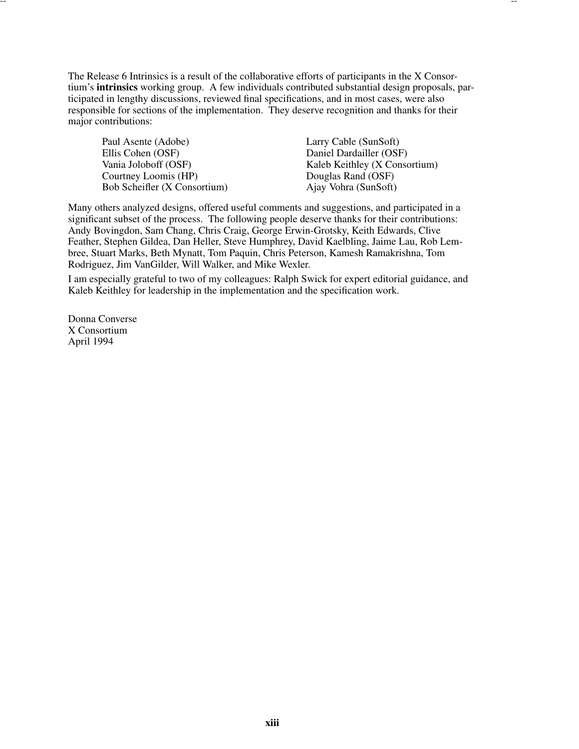The Release 6 Intrinsics is a result of the collaborative efforts of participants in the X Consortium's **intrinsics** working group. A few individuals contributed substantial design proposals, participated in lengthy discussions, reviewed final specifications, and in most cases, were also responsible for sections of the implementation. They deserve recognition and thanks for their major contributions:

| | |
|---|---|
| Paul Asente (Adobe) | Larry Cable (SunSoft) |
| Ellis Cohen (OSF) | Daniel Dardailler (OSF) |
| Vania Joloboff (OSF) | Kaleb Keithley (X Consortium) |
| Courtney Loomis (HP) | Douglas Rand (OSF) |
| Bob Scheifler (X Consortium) | Ajay Vohra (SunSoft) |

Many others analyzed designs, offered useful comments and suggestions, and participated in a significant subset of the process. The following people deserve thanks for their contributions: Andy Bovingdon, Sam Chang, Chris Craig, George Erwin-Grotsky, Keith Edwards, Clive Feather, Stephen Gildea, Dan Heller, Steve Humphrey, David Kaelbling, Jaime Lau, Rob Lembree, Stuart Marks, Beth Mynatt, Tom Paquin, Chris Peterson, Kamesh Ramakrishna, Tom Rodriguez, Jim VanGilder, Will Walker, and Mike Wexler.

I am especially grateful to two of my colleagues: Ralph Swick for expert editorial guidance, and Kaleb Keithley for leadership in the implementation and the specification work.

Donna Converse
X Consortium
April 1994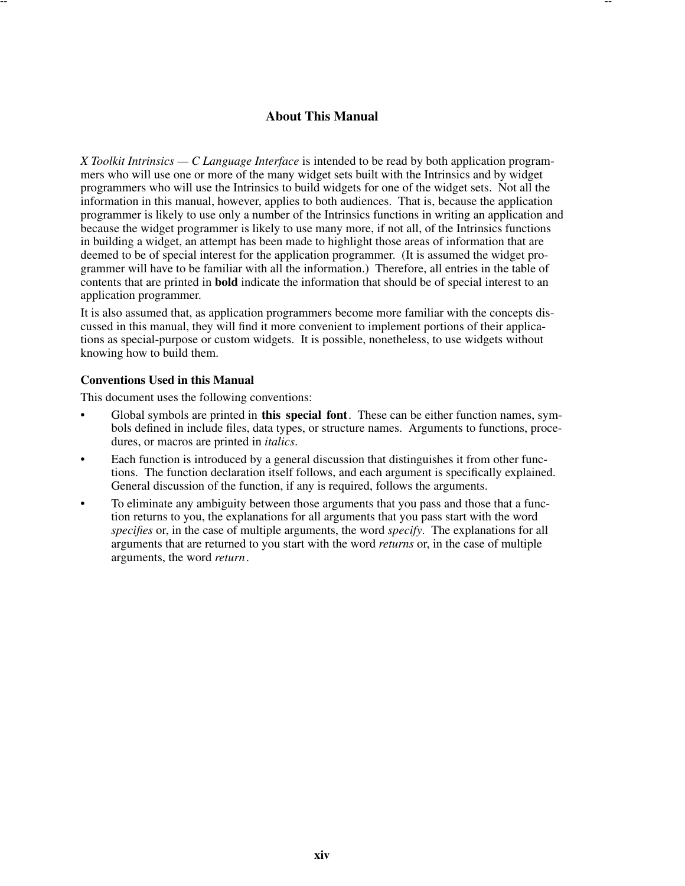# About This Manual

*X Toolkit Intrinsics — C Language Interface* is intended to be read by both application programmers who will use one or more of the many widget sets built with the Intrinsics and by widget programmers who will use the Intrinsics to build widgets for one of the widget sets. Not all the information in this manual, however, applies to both audiences. That is, because the application programmer is likely to use only a number of the Intrinsics functions in writing an application and because the widget programmer is likely to use many more, if not all, of the Intrinsics functions in building a widget, an attempt has been made to highlight those areas of information that are deemed to be of special interest for the application programmer. (It is assumed the widget programmer will have to be familiar with all the information.) Therefore, all entries in the table of contents that are printed in **bold** indicate the information that should be of special interest to an application programmer.

It is also assumed that, as application programmers become more familiar with the concepts discussed in this manual, they will find it more convenient to implement portions of their applications as special-purpose or custom widgets. It is possible, nonetheless, to use widgets without knowing how to build them.

### Conventions Used in this Manual

This document uses the following conventions:

- Global symbols are printed in **this special font**. These can be either function names, symbols defined in include files, data types, or structure names. Arguments to functions, procedures, or macros are printed in *italics*.
- Each function is introduced by a general discussion that distinguishes it from other functions. The function declaration itself follows, and each argument is specifically explained. General discussion of the function, if any is required, follows the arguments.
- To eliminate any ambiguity between those arguments that you pass and those that a function returns to you, the explanations for all arguments that you pass start with the word *specifies* or, in the case of multiple arguments, the word *specify*. The explanations for all arguments that are returned to you start with the word *returns* or, in the case of multiple arguments, the word *return*.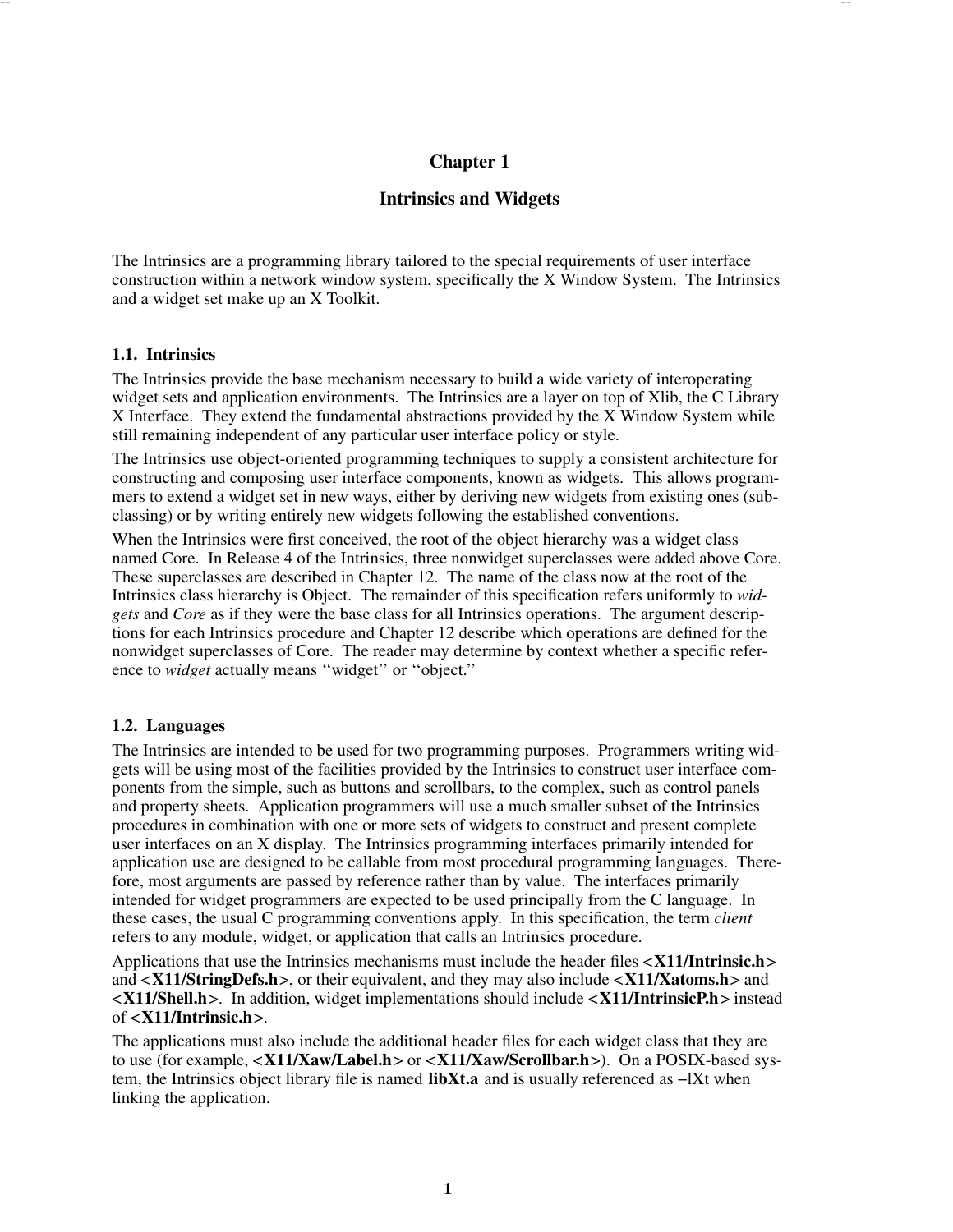# Chapter 1

# Intrinsics and Widgets

The Intrinsics are a programming library tailored to the special requirements of user interface construction within a network window system, specifically the X Window System. The Intrinsics and a widget set make up an X Toolkit.

## 1.1. Intrinsics

The Intrinsics provide the base mechanism necessary to build a wide variety of interoperating widget sets and application environments. The Intrinsics are a layer on top of Xlib, the C Library X Interface. They extend the fundamental abstractions provided by the X Window System while still remaining independent of any particular user interface policy or style.

The Intrinsics use object-oriented programming techniques to supply a consistent architecture for constructing and composing user interface components, known as widgets. This allows programmers to extend a widget set in new ways, either by deriving new widgets from existing ones (subclassing) or by writing entirely new widgets following the established conventions.

When the Intrinsics were first conceived, the root of the object hierarchy was a widget class named Core. In Release 4 of the Intrinsics, three nonwidget superclasses were added above Core. These superclasses are described in Chapter 12. The name of the class now at the root of the Intrinsics class hierarchy is Object. The remainder of this specification refers uniformly to *widgets* and *Core* as if they were the base class for all Intrinsics operations. The argument descriptions for each Intrinsics procedure and Chapter 12 describe which operations are defined for the nonwidget superclasses of Core. The reader may determine by context whether a specific reference to *widget* actually means ‘‘widget’’ or ‘‘object.’’

## 1.2. Languages

The Intrinsics are intended to be used for two programming purposes. Programmers writing widgets will be using most of the facilities provided by the Intrinsics to construct user interface components from the simple, such as buttons and scrollbars, to the complex, such as control panels and property sheets. Application programmers will use a much smaller subset of the Intrinsics procedures in combination with one or more sets of widgets to construct and present complete user interfaces on an X display. The Intrinsics programming interfaces primarily intended for application use are designed to be callable from most procedural programming languages. Therefore, most arguments are passed by reference rather than by value. The interfaces primarily intended for widget programmers are expected to be used principally from the C language. In these cases, the usual C programming conventions apply. In this specification, the term *client* refers to any module, widget, or application that calls an Intrinsics procedure.

Applications that use the Intrinsics mechanisms must include the header files **<X11/Intrinsic.h>** and **<X11/StringDefs.h>**, or their equivalent, and they may also include **<X11/Xatoms.h>** and **<X11/Shell.h>**. In addition, widget implementations should include **<X11/IntrinsicP.h>** instead of **<X11/Intrinsic.h>**.

The applications must also include the additional header files for each widget class that they are to use (for example, **<X11/Xaw/Label.h>** or **<X11/Xaw/Scrollbar.h>**). On a POSIX-based system, the Intrinsics object library file is named **libXt.a** and is usually referenced as −lXt when linking the application.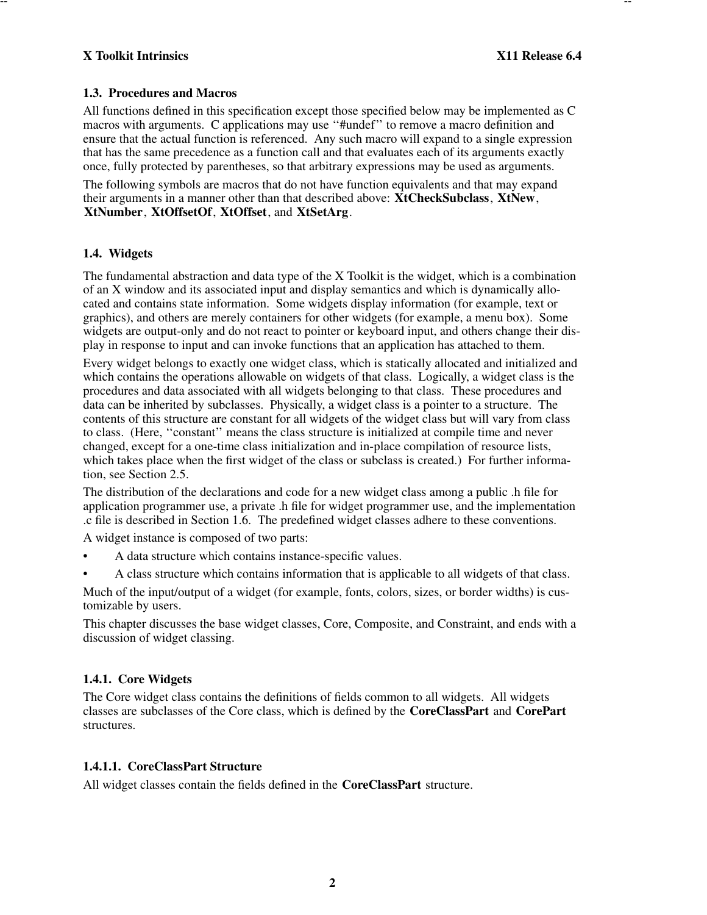### 1.3. Procedures and Macros

All functions defined in this specification except those specified below may be implemented as C macros with arguments. C applications may use ''#undef'' to remove a macro definition and ensure that the actual function is referenced. Any such macro will expand to a single expression that has the same precedence as a function call and that evaluates each of its arguments exactly once, fully protected by parentheses, so that arbitrary expressions may be used as arguments.

The following symbols are macros that do not have function equivalents and that may expand their arguments in a manner other than that described above: **XtCheckSubclass**, **XtNew**, **XtNumber**, **XtOffsetOf**, **XtOffset**, and **XtSetArg**.

### 1.4. Widgets

The fundamental abstraction and data type of the X Toolkit is the widget, which is a combination of an X window and its associated input and display semantics and which is dynamically allocated and contains state information. Some widgets display information (for example, text or graphics), and others are merely containers for other widgets (for example, a menu box). Some widgets are output-only and do not react to pointer or keyboard input, and others change their display in response to input and can invoke functions that an application has attached to them.

Every widget belongs to exactly one widget class, which is statically allocated and initialized and which contains the operations allowable on widgets of that class. Logically, a widget class is the procedures and data associated with all widgets belonging to that class. These procedures and data can be inherited by subclasses. Physically, a widget class is a pointer to a structure. The contents of this structure are constant for all widgets of the widget class but will vary from class to class. (Here, ''constant'' means the class structure is initialized at compile time and never changed, except for a one-time class initialization and in-place compilation of resource lists, which takes place when the first widget of the class or subclass is created.) For further information, see Section 2.5.

The distribution of the declarations and code for a new widget class among a public .h file for application programmer use, a private .h file for widget programmer use, and the implementation .c file is described in Section 1.6. The predefined widget classes adhere to these conventions.

A widget instance is composed of two parts:

- A data structure which contains instance-specific values.
- A class structure which contains information that is applicable to all widgets of that class.

Much of the input/output of a widget (for example, fonts, colors, sizes, or border widths) is customizable by users.

This chapter discusses the base widget classes, Core, Composite, and Constraint, and ends with a discussion of widget classing.

#### 1.4.1. Core Widgets

The Core widget class contains the definitions of fields common to all widgets. All widgets classes are subclasses of the Core class, which is defined by the **CoreClassPart** and **CorePart** structures.

##### 1.4.1.1. CoreClassPart Structure

All widget classes contain the fields defined in the **CoreClassPart** structure.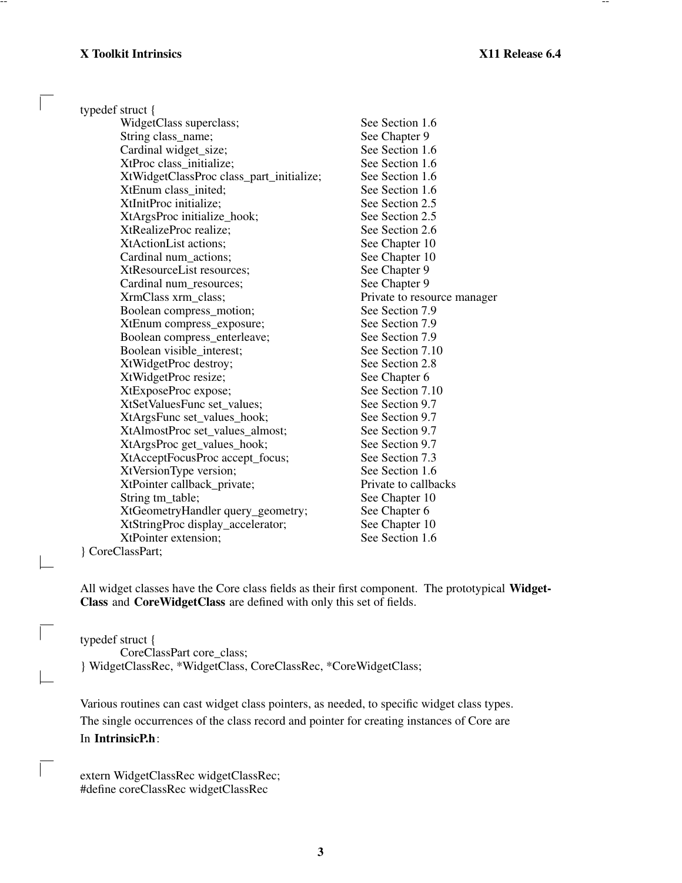```
typedef struct {
	WidgetClass superclass;                        See Section 1.6
	String class_name;                             See Chapter 9
	Cardinal widget_size;                          See Section 1.6
	XtProc class_initialize;                       See Section 1.6
	XtWidgetClassProc class_part_initialize;       See Section 1.6
	XtEnum class_inited;                           See Section 1.6
	XtInitProc initialize;                         See Section 2.5
	XtArgsProc initialize_hook;                    See Section 2.5
	XtRealizeProc realize;                         See Section 2.6
	XtActionList actions;                          See Chapter 10
	Cardinal num_actions;                          See Chapter 10
	XtResourceList resources;                      See Chapter 9
	Cardinal num_resources;                        See Chapter 9
	XrmClass xrm_class;                            Private to resource manager
	Boolean compress_motion;                       See Section 7.9
	XtEnum compress_exposure;                      See Section 7.9
	Boolean compress_enterleave;                   See Section 7.9
	Boolean visible_interest;                      See Section 7.10
	XtWidgetProc destroy;                          See Section 2.8
	XtWidgetProc resize;                           See Chapter 6
	XtExposeProc expose;                           See Section 7.10
	XtSetValuesFunc set_values;                    See Section 9.7
	XtArgsFunc set_values_hook;                    See Section 9.7
	XtAlmostProc set_values_almost;                See Section 9.7
	XtArgsProc get_values_hook;                    See Section 9.7
	XtAcceptFocusProc accept_focus;                See Section 7.3
	XtVersionType version;                         See Section 1.6
	XtPointer callback_private;                    Private to callbacks
	String tm_table;                               See Chapter 10
	XtGeometryHandler query_geometry;              See Chapter 6
	XtStringProc display_accelerator;              See Chapter 10
	XtPointer extension;                           See Section 1.6
} CoreClassPart;
```

All widget classes have the Core class fields as their first component. The prototypical **WidgetClass** and **CoreWidgetClass** are defined with only this set of fields.

```
typedef struct {
	CoreClassPart core_class;
} WidgetClassRec, *WidgetClass, CoreClassRec, *CoreWidgetClass;
```

Various routines can cast widget class pointers, as needed, to specific widget class types.

The single occurrences of the class record and pointer for creating instances of Core are

In **IntrinsicP.h**:

```
extern WidgetClassRec widgetClassRec;
#define coreClassRec widgetClassRec
```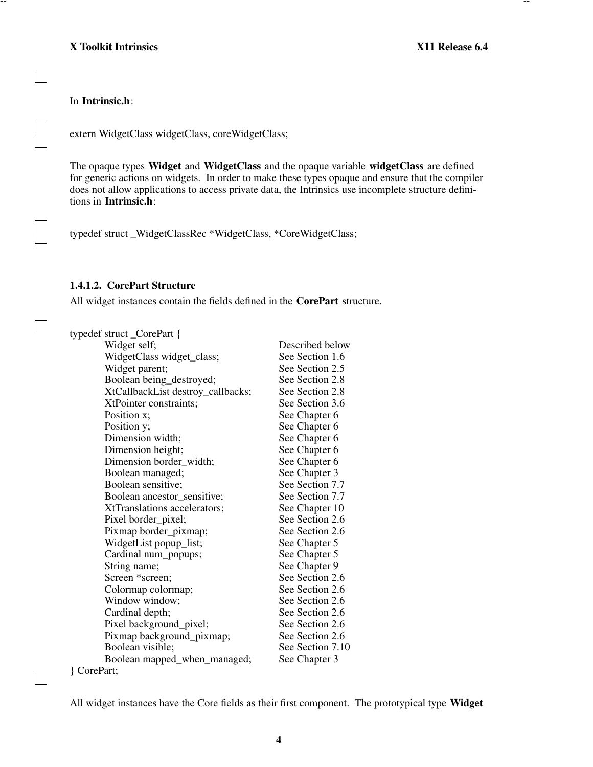In **Intrinsic.h**:

```
extern WidgetClass widgetClass, coreWidgetClass;
```

The opaque types **Widget** and **WidgetClass** and the opaque variable **widgetClass** are defined for generic actions on widgets. In order to make these types opaque and ensure that the compiler does not allow applications to access private data, the Intrinsics use incomplete structure definitions in **Intrinsic.h**:

```
typedef struct _WidgetClassRec *WidgetClass, *CoreWidgetClass;
```

#### 1.4.1.2. CorePart Structure

All widget instances contain the fields defined in the **CorePart** structure.

```
typedef struct _CorePart {
        Widget self;                          Described below
        WidgetClass widget_class;             See Section 1.6
        Widget parent;                        See Section 2.5
        Boolean being_destroyed;              See Section 2.8
        XtCallbackList destroy_callbacks;     See Section 2.8
        XtPointer constraints;                See Section 3.6
        Position x;                           See Chapter 6
        Position y;                           See Chapter 6
        Dimension width;                      See Chapter 6
        Dimension height;                     See Chapter 6
        Dimension border_width;               See Chapter 6
        Boolean managed;                      See Chapter 3
        Boolean sensitive;                    See Section 7.7
        Boolean ancestor_sensitive;           See Section 7.7
        XtTranslations accelerators;          See Chapter 10
        Pixel border_pixel;                   See Section 2.6
        Pixmap border_pixmap;                 See Section 2.6
        WidgetList popup_list;                See Chapter 5
        Cardinal num_popups;                  See Chapter 5
        String name;                          See Chapter 9
        Screen *screen;                       See Section 2.6
        Colormap colormap;                    See Section 2.6
        Window window;                        See Section 2.6
        Cardinal depth;                       See Section 2.6
        Pixel background_pixel;               See Section 2.6
        Pixmap background_pixmap;             See Section 2.6
        Boolean visible;                      See Section 7.10
        Boolean mapped_when_managed;          See Chapter 3
} CorePart;
```

All widget instances have the Core fields as their first component. The prototypical type **Widget**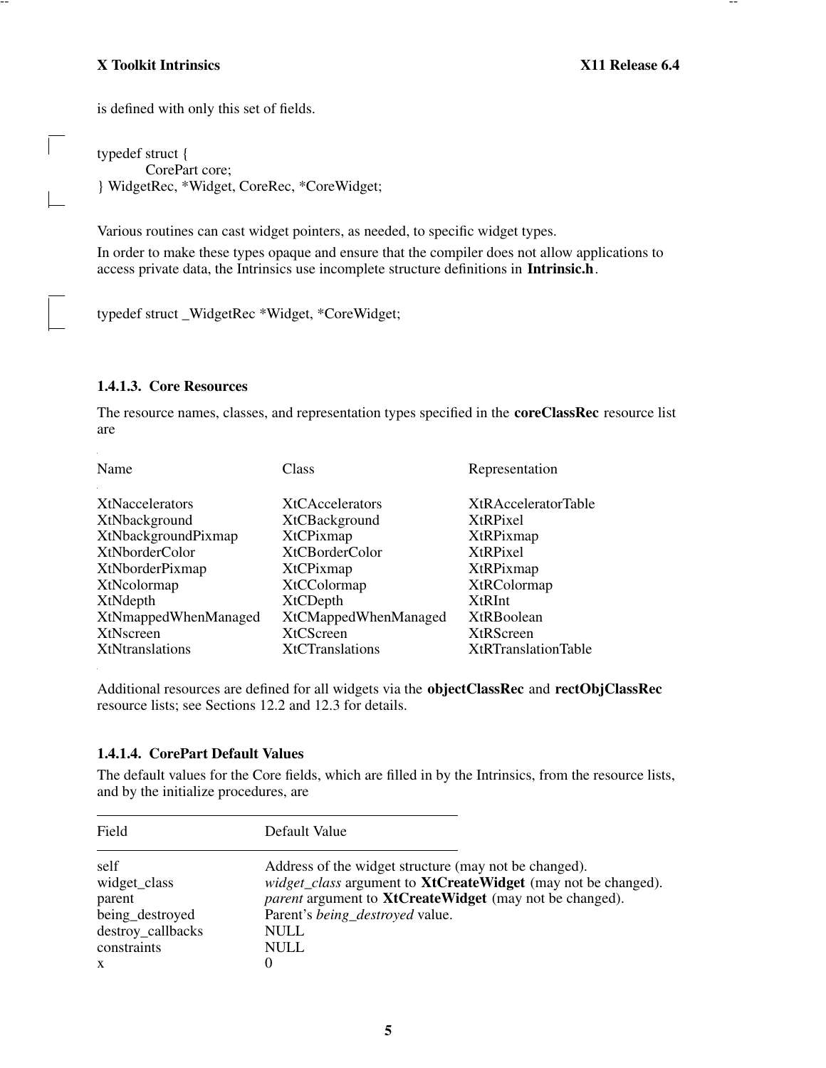is defined with only this set of fields.

```
typedef struct {
        CorePart core;
} WidgetRec, *Widget, CoreRec, *CoreWidget;
```

Various routines can cast widget pointers, as needed, to specific widget types.

In order to make these types opaque and ensure that the compiler does not allow applications to access private data, the Intrinsics use incomplete structure definitions in **Intrinsic.h**.

```
typedef struct _WidgetRec *Widget, *CoreWidget;
```

### 1.4.1.3. Core Resources

The resource names, classes, and representation types specified in the **coreClassRec** resource list are

| Name | Class | Representation |
|---|---|---|
| XtNaccelerators | XtCAccelerators | XtRAcceleratorTable |
| XtNbackground | XtCBackground | XtRPixel |
| XtNbackgroundPixmap | XtCPixmap | XtRPixmap |
| XtNborderColor | XtCBorderColor | XtRPixel |
| XtNborderPixmap | XtCPixmap | XtRPixmap |
| XtNcolormap | XtCColormap | XtRColormap |
| XtNdepth | XtCDepth | XtRInt |
| XtNmappedWhenManaged | XtCMappedWhenManaged | XtRBoolean |
| XtNscreen | XtCScreen | XtRScreen |
| XtNtranslations | XtCTranslations | XtRTranslationTable |

Additional resources are defined for all widgets via the **objectClassRec** and **rectObjClassRec** resource lists; see Sections 12.2 and 12.3 for details.

### 1.4.1.4. CorePart Default Values

The default values for the Core fields, which are filled in by the Intrinsics, from the resource lists, and by the initialize procedures, are

| Field | Default Value |
|---|---|
| self | Address of the widget structure (may not be changed). |
| widget_class | *widget_class* argument to **XtCreateWidget** (may not be changed). |
| parent | *parent* argument to **XtCreateWidget** (may not be changed). |
| being_destroyed | Parent's *being_destroyed* value. |
| destroy_callbacks | NULL |
| constraints | NULL |
| x | 0 |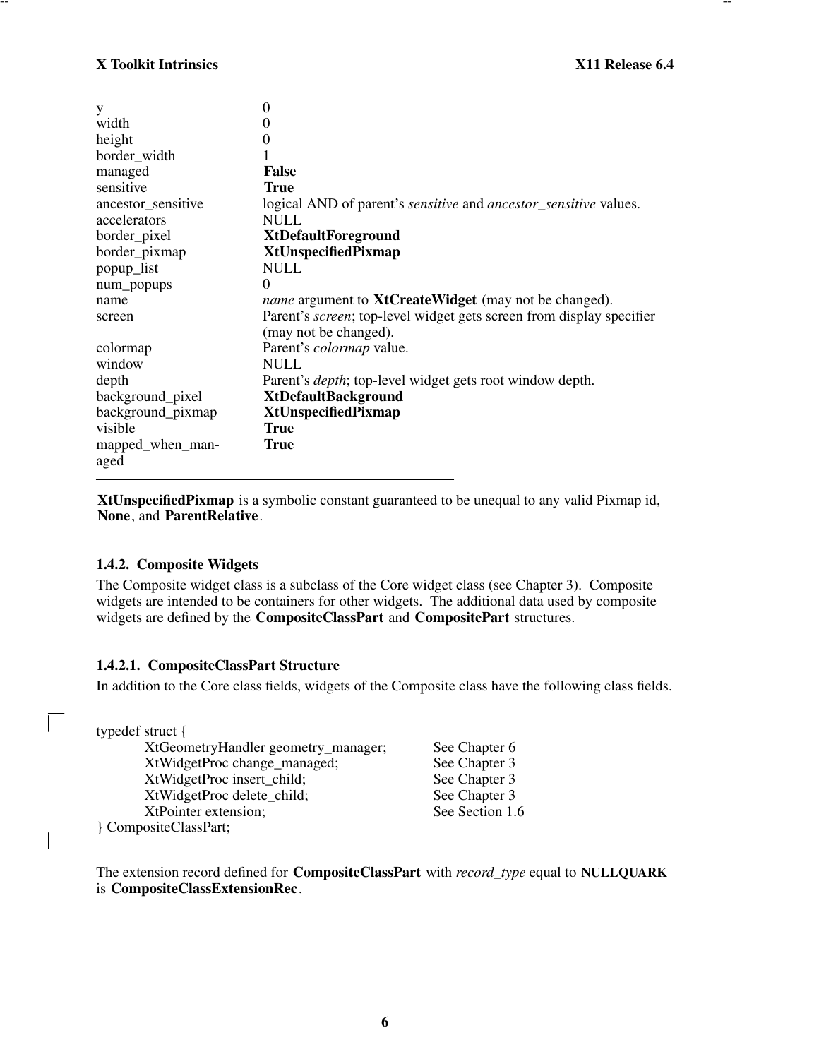| | |
|---|---|
| y | 0 |
| width | 0 |
| height | 0 |
| border_width | 1 |
| managed | **False** |
| sensitive | **True** |
| ancestor_sensitive | logical AND of parent's *sensitive* and *ancestor_sensitive* values. |
| accelerators | NULL |
| border_pixel | **XtDefaultForeground** |
| border_pixmap | **XtUnspecifiedPixmap** |
| popup_list | NULL |
| num_popups | 0 |
| name | *name* argument to **XtCreateWidget** (may not be changed). |
| screen | Parent's *screen*; top-level widget gets screen from display specifier (may not be changed). |
| colormap | Parent's *colormap* value. |
| window | NULL |
| depth | Parent's *depth*; top-level widget gets root window depth. |
| background_pixel | **XtDefaultBackground** |
| background_pixmap | **XtUnspecifiedPixmap** |
| visible | **True** |
| mapped_when_managed | **True** |

**XtUnspecifiedPixmap** is a symbolic constant guaranteed to be unequal to any valid Pixmap id, **None**, and **ParentRelative**.

### 1.4.2. Composite Widgets

The Composite widget class is a subclass of the Core widget class (see Chapter 3). Composite widgets are intended to be containers for other widgets. The additional data used by composite widgets are defined by the **CompositeClassPart** and **CompositePart** structures.

#### 1.4.2.1. CompositeClassPart Structure

In addition to the Core class fields, widgets of the Composite class have the following class fields.

```
typedef struct {
	XtGeometryHandler geometry_manager;	See Chapter 6
	XtWidgetProc change_managed;	See Chapter 3
	XtWidgetProc insert_child;	See Chapter 3
	XtWidgetProc delete_child;	See Chapter 3
	XtPointer extension;	See Section 1.6
} CompositeClassPart;
```

The extension record defined for **CompositeClassPart** with *record_type* equal to **NULLQUARK** is **CompositeClassExtensionRec**.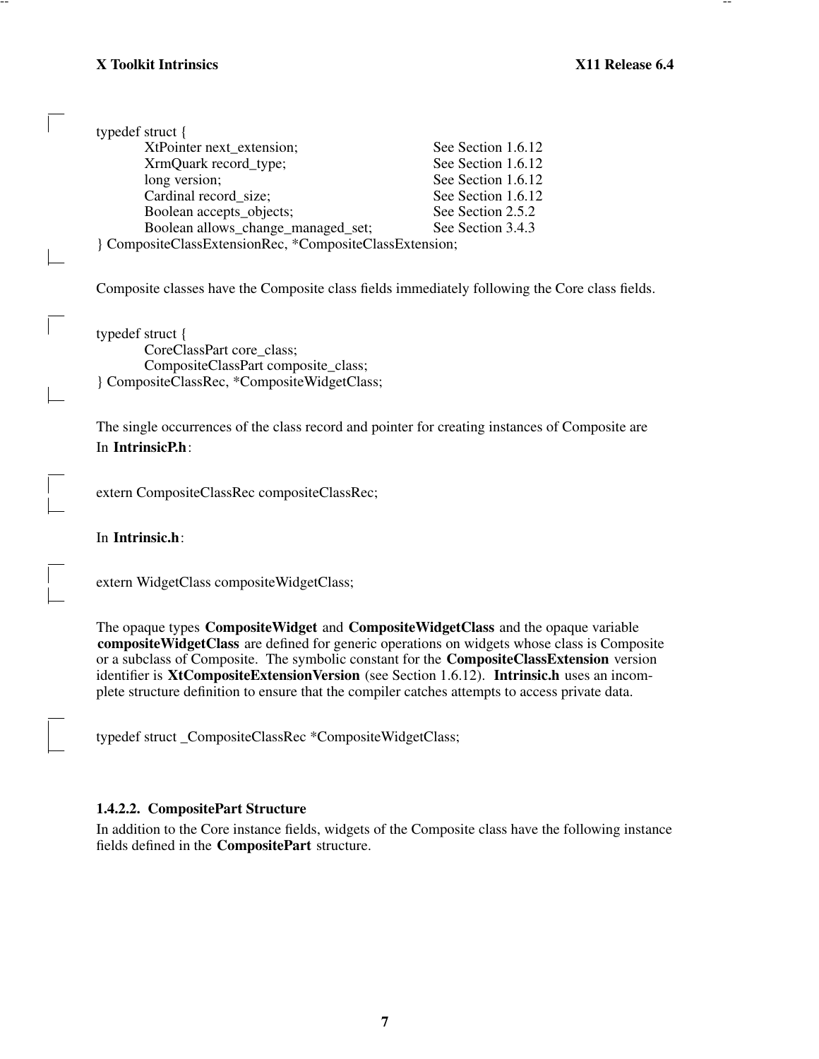```
typedef struct {
	XtPointer next_extension;	See Section 1.6.12
	XrmQuark record_type;	See Section 1.6.12
	long version;	See Section 1.6.12
	Cardinal record_size;	See Section 1.6.12
	Boolean accepts_objects;	See Section 2.5.2
	Boolean allows_change_managed_set;	See Section 3.4.3
} CompositeClassExtensionRec, *CompositeClassExtension;
```

Composite classes have the Composite class fields immediately following the Core class fields.

```
typedef struct {
	CoreClassPart core_class;
	CompositeClassPart composite_class;
} CompositeClassRec, *CompositeWidgetClass;
```

The single occurrences of the class record and pointer for creating instances of Composite are

In **IntrinsicP.h**:

```
extern CompositeClassRec compositeClassRec;
```

In **Intrinsic.h**:

```
extern WidgetClass compositeWidgetClass;
```

The opaque types **CompositeWidget** and **CompositeWidgetClass** and the opaque variable **compositeWidgetClass** are defined for generic operations on widgets whose class is Composite or a subclass of Composite. The symbolic constant for the **CompositeClassExtension** version identifier is **XtCompositeExtensionVersion** (see Section 1.6.12). **Intrinsic.h** uses an incomplete structure definition to ensure that the compiler catches attempts to access private data.

```
typedef struct _CompositeClassRec *CompositeWidgetClass;
```

### 1.4.2.2. CompositePart Structure

In addition to the Core instance fields, widgets of the Composite class have the following instance fields defined in the **CompositePart** structure.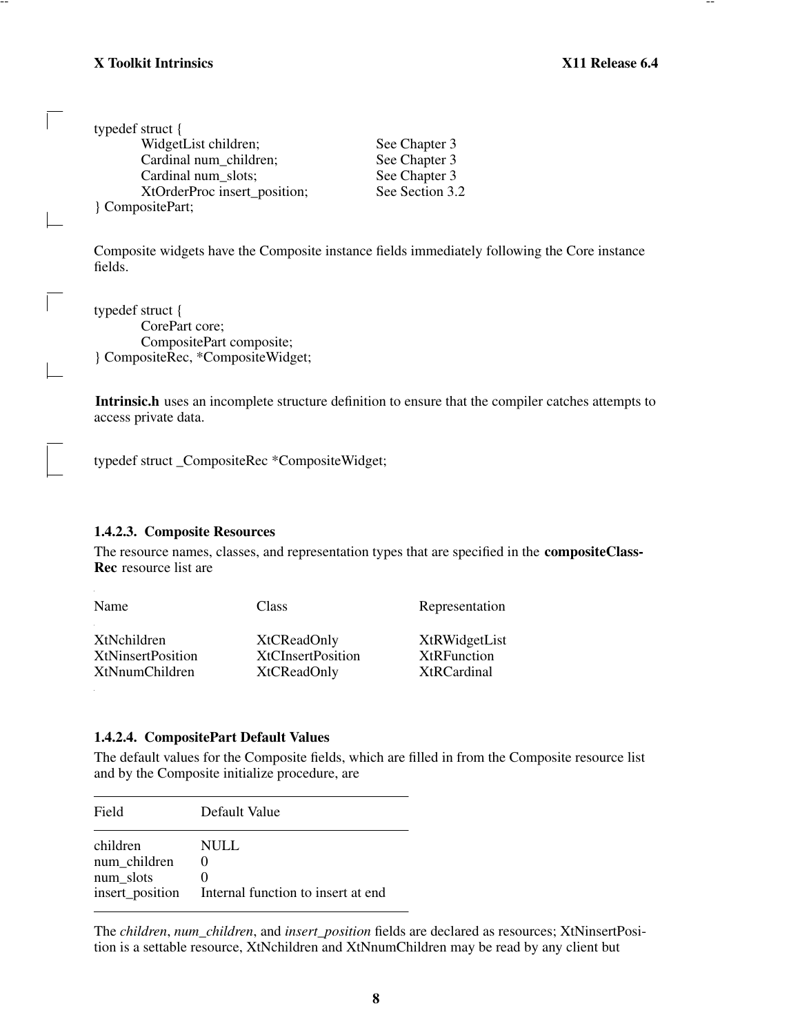```
typedef struct {
        WidgetList children;              See Chapter 3
        Cardinal num_children;            See Chapter 3
        Cardinal num_slots;               See Chapter 3
        XtOrderProc insert_position;      See Section 3.2
} CompositePart;
```

Composite widgets have the Composite instance fields immediately following the Core instance fields.

```
typedef struct {
        CorePart core;
        CompositePart composite;
} CompositeRec, *CompositeWidget;
```

**Intrinsic.h** uses an incomplete structure definition to ensure that the compiler catches attempts to access private data.

```
typedef struct _CompositeRec *CompositeWidget;
```

#### 1.4.2.3. Composite Resources

The resource names, classes, and representation types that are specified in the **compositeClassRec** resource list are

| Name | Class | Representation |
|---|---|---|
| XtNchildren | XtCReadOnly | XtRWidgetList |
| XtNinsertPosition | XtCInsertPosition | XtRFunction |
| XtNnumChildren | XtCReadOnly | XtRCardinal |

#### 1.4.2.4. CompositePart Default Values

The default values for the Composite fields, which are filled in from the Composite resource list and by the Composite initialize procedure, are

| Field | Default Value |
|---|---|
| children | NULL |
| num_children | 0 |
| num_slots | 0 |
| insert_position | Internal function to insert at end |

The *children*, *num_children*, and *insert_position* fields are declared as resources; XtNinsertPosition is a settable resource, XtNchildren and XtNnumChildren may be read by any client but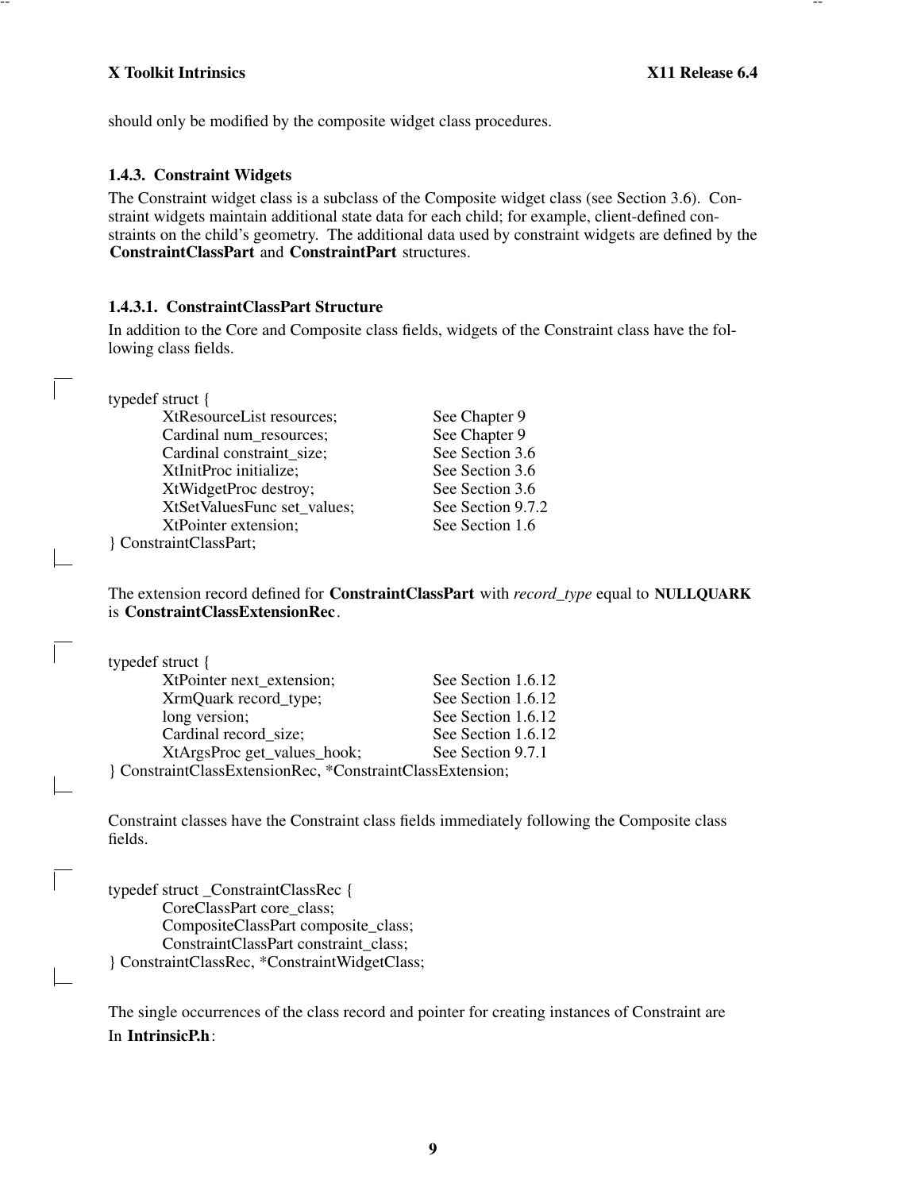should only be modified by the composite widget class procedures.

### 1.4.3. Constraint Widgets

The Constraint widget class is a subclass of the Composite widget class (see Section 3.6). Constraint widgets maintain additional state data for each child; for example, client-defined constraints on the child's geometry. The additional data used by constraint widgets are defined by the **ConstraintClassPart** and **ConstraintPart** structures.

#### 1.4.3.1. ConstraintClassPart Structure

In addition to the Core and Composite class fields, widgets of the Constraint class have the following class fields.

```
typedef struct {
        XtResourceList resources;           See Chapter 9
        Cardinal num_resources;             See Chapter 9
        Cardinal constraint_size;           See Section 3.6
        XtInitProc initialize;              See Section 3.6
        XtWidgetProc destroy;               See Section 3.6
        XtSetValuesFunc set_values;         See Section 9.7.2
        XtPointer extension;                See Section 1.6
} ConstraintClassPart;
```

The extension record defined for **ConstraintClassPart** with *record_type* equal to **NULLQUARK** is **ConstraintClassExtensionRec**.

```
typedef struct {
        XtPointer next_extension;           See Section 1.6.12
        XrmQuark record_type;               See Section 1.6.12
        long version;                       See Section 1.6.12
        Cardinal record_size;               See Section 1.6.12
        XtArgsProc get_values_hook;         See Section 9.7.1
} ConstraintClassExtensionRec, *ConstraintClassExtension;
```

Constraint classes have the Constraint class fields immediately following the Composite class fields.

```
typedef struct _ConstraintClassRec {
        CoreClassPart core_class;
        CompositeClassPart composite_class;
        ConstraintClassPart constraint_class;
} ConstraintClassRec, *ConstraintWidgetClass;
```

The single occurrences of the class record and pointer for creating instances of Constraint are

In **IntrinsicP.h**: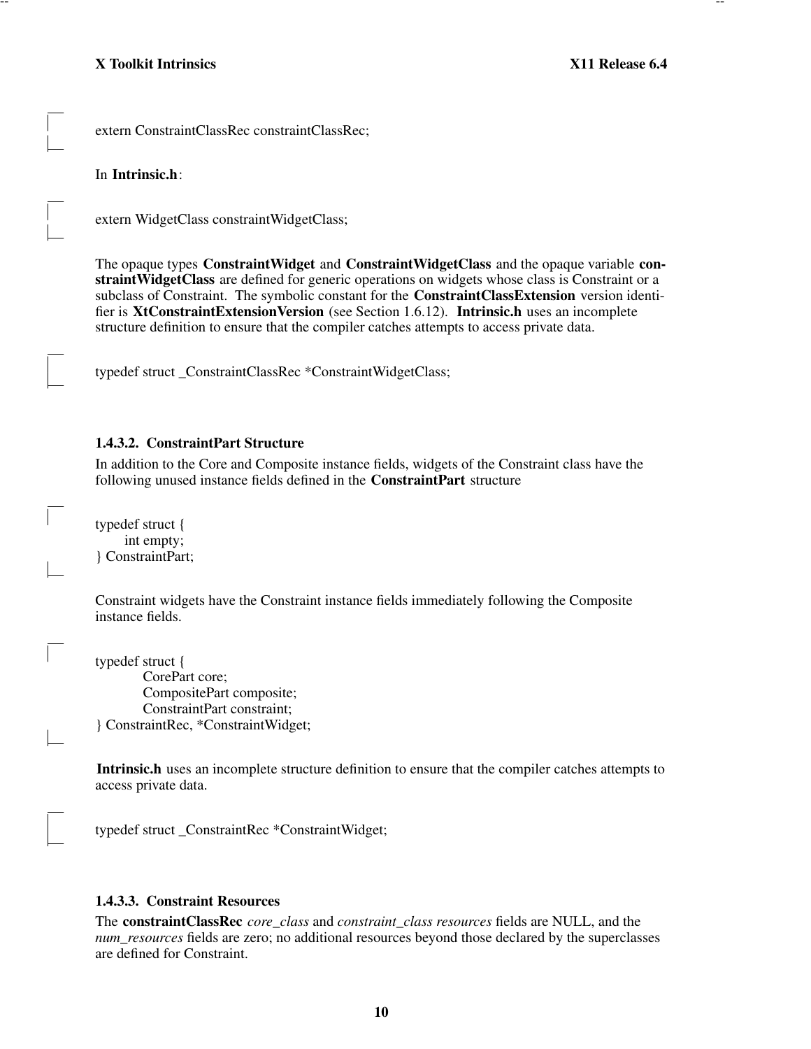```
extern ConstraintClassRec constraintClassRec;
```

In **Intrinsic.h**:

```
extern WidgetClass constraintWidgetClass;
```

The opaque types **ConstraintWidget** and **ConstraintWidgetClass** and the opaque variable **constraintWidgetClass** are defined for generic operations on widgets whose class is Constraint or a subclass of Constraint. The symbolic constant for the **ConstraintClassExtension** version identifier is **XtConstraintExtensionVersion** (see Section 1.6.12). **Intrinsic.h** uses an incomplete structure definition to ensure that the compiler catches attempts to access private data.

```
typedef struct _ConstraintClassRec *ConstraintWidgetClass;
```

#### 1.4.3.2. ConstraintPart Structure

In addition to the Core and Composite instance fields, widgets of the Constraint class have the following unused instance fields defined in the **ConstraintPart** structure

```
typedef struct {
      int empty;
} ConstraintPart;
```

Constraint widgets have the Constraint instance fields immediately following the Composite instance fields.

```
typedef struct {
          CorePart core;
          CompositePart composite;
          ConstraintPart constraint;
} ConstraintRec, *ConstraintWidget;
```

**Intrinsic.h** uses an incomplete structure definition to ensure that the compiler catches attempts to access private data.

```
typedef struct _ConstraintRec *ConstraintWidget;
```

#### 1.4.3.3. Constraint Resources

The **constraintClassRec** *core_class* and *constraint_class resources* fields are NULL, and the *num_resources* fields are zero; no additional resources beyond those declared by the superclasses are defined for Constraint.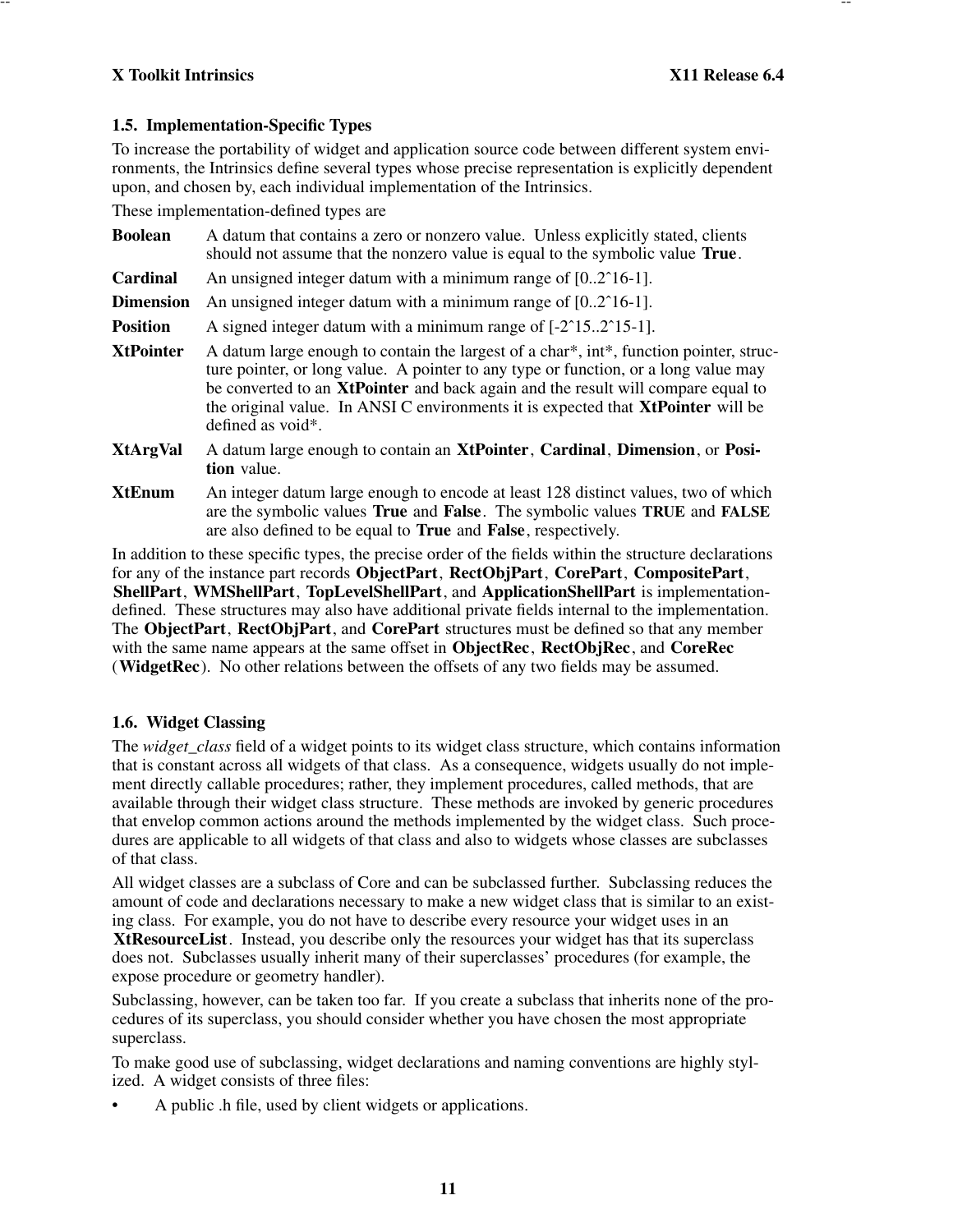### 1.5. Implementation-Specific Types

To increase the portability of widget and application source code between different system environments, the Intrinsics define several types whose precise representation is explicitly dependent upon, and chosen by, each individual implementation of the Intrinsics.

These implementation-defined types are

**Boolean** A datum that contains a zero or nonzero value. Unless explicitly stated, clients should not assume that the nonzero value is equal to the symbolic value **True**.

**Cardinal** An unsigned integer datum with a minimum range of [0..2ˆ16-1].

**Dimension** An unsigned integer datum with a minimum range of [0..2ˆ16-1].

**Position** A signed integer datum with a minimum range of [-2ˆ15..2ˆ15-1].

**XtPointer** A datum large enough to contain the largest of a char*, int*, function pointer, structure pointer, or long value. A pointer to any type or function, or a long value may be converted to an **XtPointer** and back again and the result will compare equal to the original value. In ANSI C environments it is expected that **XtPointer** will be defined as void*.

**XtArgVal** A datum large enough to contain an **XtPointer**, **Cardinal**, **Dimension**, or **Position** value.

**XtEnum** An integer datum large enough to encode at least 128 distinct values, two of which are the symbolic values **True** and **False**. The symbolic values **TRUE** and **FALSE** are also defined to be equal to **True** and **False**, respectively.

In addition to these specific types, the precise order of the fields within the structure declarations for any of the instance part records **ObjectPart**, **RectObjPart**, **CorePart**, **CompositePart**, **ShellPart**, **WMShellPart**, **TopLevelShellPart**, and **ApplicationShellPart** is implementation-defined. These structures may also have additional private fields internal to the implementation. The **ObjectPart**, **RectObjPart**, and **CorePart** structures must be defined so that any member with the same name appears at the same offset in **ObjectRec**, **RectObjRec**, and **CoreRec** (**WidgetRec**). No other relations between the offsets of any two fields may be assumed.

### 1.6. Widget Classing

The *widget_class* field of a widget points to its widget class structure, which contains information that is constant across all widgets of that class. As a consequence, widgets usually do not implement directly callable procedures; rather, they implement procedures, called methods, that are available through their widget class structure. These methods are invoked by generic procedures that envelop common actions around the methods implemented by the widget class. Such procedures are applicable to all widgets of that class and also to widgets whose classes are subclasses of that class.

All widget classes are a subclass of Core and can be subclassed further. Subclassing reduces the amount of code and declarations necessary to make a new widget class that is similar to an existing class. For example, you do not have to describe every resource your widget uses in an **XtResourceList**. Instead, you describe only the resources your widget has that its superclass does not. Subclasses usually inherit many of their superclasses' procedures (for example, the expose procedure or geometry handler).

Subclassing, however, can be taken too far. If you create a subclass that inherits none of the procedures of its superclass, you should consider whether you have chosen the most appropriate superclass.

To make good use of subclassing, widget declarations and naming conventions are highly stylized. A widget consists of three files:

- A public .h file, used by client widgets or applications.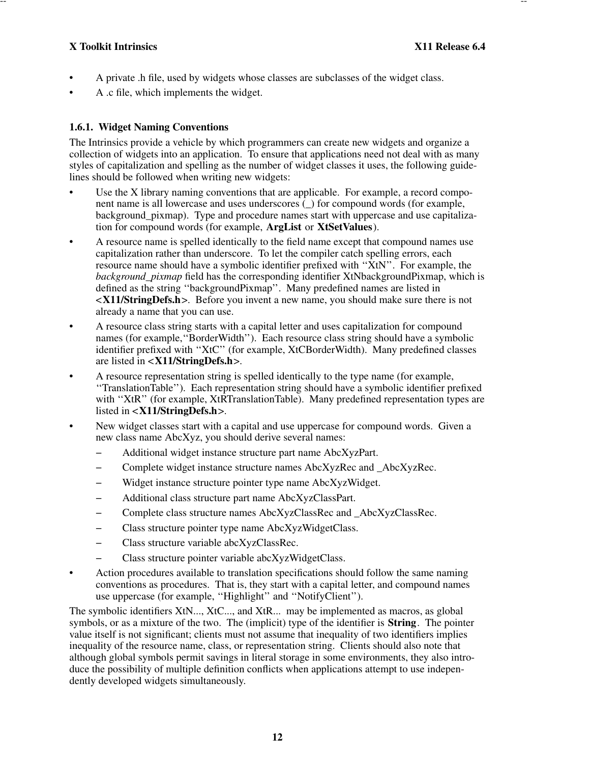- A private .h file, used by widgets whose classes are subclasses of the widget class.
- A .c file, which implements the widget.

### 1.6.1. Widget Naming Conventions

The Intrinsics provide a vehicle by which programmers can create new widgets and organize a collection of widgets into an application. To ensure that applications need not deal with as many styles of capitalization and spelling as the number of widget classes it uses, the following guidelines should be followed when writing new widgets:

- Use the X library naming conventions that are applicable. For example, a record component name is all lowercase and uses underscores (_) for compound words (for example, background_pixmap). Type and procedure names start with uppercase and use capitalization for compound words (for example, **ArgList** or **XtSetValues**).
- A resource name is spelled identically to the field name except that compound names use capitalization rather than underscore. To let the compiler catch spelling errors, each resource name should have a symbolic identifier prefixed with ''XtN''. For example, the *background_pixmap* field has the corresponding identifier XtNbackgroundPixmap, which is defined as the string ''backgroundPixmap''. Many predefined names are listed in **<X11/StringDefs.h>**. Before you invent a new name, you should make sure there is not already a name that you can use.
- A resource class string starts with a capital letter and uses capitalization for compound names (for example,''BorderWidth''). Each resource class string should have a symbolic identifier prefixed with ''XtC'' (for example, XtCBorderWidth). Many predefined classes are listed in **<X11/StringDefs.h>**.
- A resource representation string is spelled identically to the type name (for example, ''TranslationTable''). Each representation string should have a symbolic identifier prefixed with ''XtR'' (for example, XtRTranslationTable). Many predefined representation types are listed in **<X11/StringDefs.h>**.
- New widget classes start with a capital and use uppercase for compound words. Given a new class name AbcXyz, you should derive several names:
  - Additional widget instance structure part name AbcXyzPart.
  - Complete widget instance structure names AbcXyzRec and _AbcXyzRec.
  - Widget instance structure pointer type name AbcXyzWidget.
  - Additional class structure part name AbcXyzClassPart.
  - Complete class structure names AbcXyzClassRec and _AbcXyzClassRec.
  - Class structure pointer type name AbcXyzWidgetClass.
  - Class structure variable abcXyzClassRec.
  - Class structure pointer variable abcXyzWidgetClass.
- Action procedures available to translation specifications should follow the same naming conventions as procedures. That is, they start with a capital letter, and compound names use uppercase (for example, ''Highlight'' and ''NotifyClient'').

The symbolic identifiers XtN..., XtC..., and XtR... may be implemented as macros, as global symbols, or as a mixture of the two. The (implicit) type of the identifier is **String**. The pointer value itself is not significant; clients must not assume that inequality of two identifiers implies inequality of the resource name, class, or representation string. Clients should also note that although global symbols permit savings in literal storage in some environments, they also introduce the possibility of multiple definition conflicts when applications attempt to use independently developed widgets simultaneously.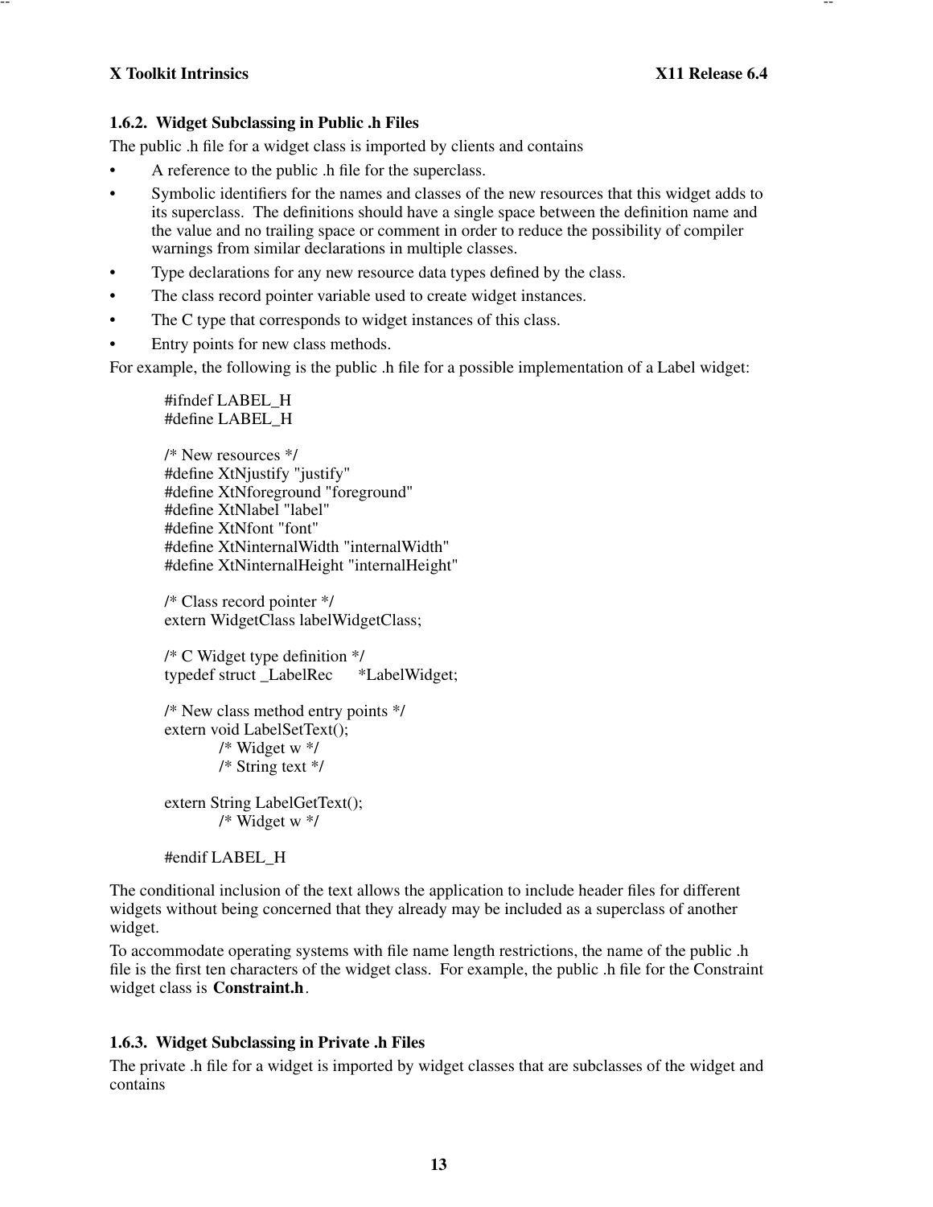### 1.6.2. Widget Subclassing in Public .h Files

The public .h file for a widget class is imported by clients and contains

- A reference to the public .h file for the superclass.
- Symbolic identifiers for the names and classes of the new resources that this widget adds to its superclass. The definitions should have a single space between the definition name and the value and no trailing space or comment in order to reduce the possibility of compiler warnings from similar declarations in multiple classes.
- Type declarations for any new resource data types defined by the class.
- The class record pointer variable used to create widget instances.
- The C type that corresponds to widget instances of this class.
- Entry points for new class methods.

For example, the following is the public .h file for a possible implementation of a Label widget:

```
#ifndef LABEL_H
#define LABEL_H

/* New resources */
#define XtNjustify "justify"
#define XtNforeground "foreground"
#define XtNlabel "label"
#define XtNfont "font"
#define XtNinternalWidth "internalWidth"
#define XtNinternalHeight "internalHeight"

/* Class record pointer */
extern WidgetClass labelWidgetClass;

/* C Widget type definition */
typedef struct _LabelRec      *LabelWidget;

/* New class method entry points */
extern void LabelSetText();
          /* Widget w */
          /* String text */

extern String LabelGetText();
          /* Widget w */

#endif LABEL_H
```

The conditional inclusion of the text allows the application to include header files for different widgets without being concerned that they already may be included as a superclass of another widget.

To accommodate operating systems with file name length restrictions, the name of the public .h file is the first ten characters of the widget class. For example, the public .h file for the Constraint widget class is **Constraint.h**.

### 1.6.3. Widget Subclassing in Private .h Files

The private .h file for a widget is imported by widget classes that are subclasses of the widget and contains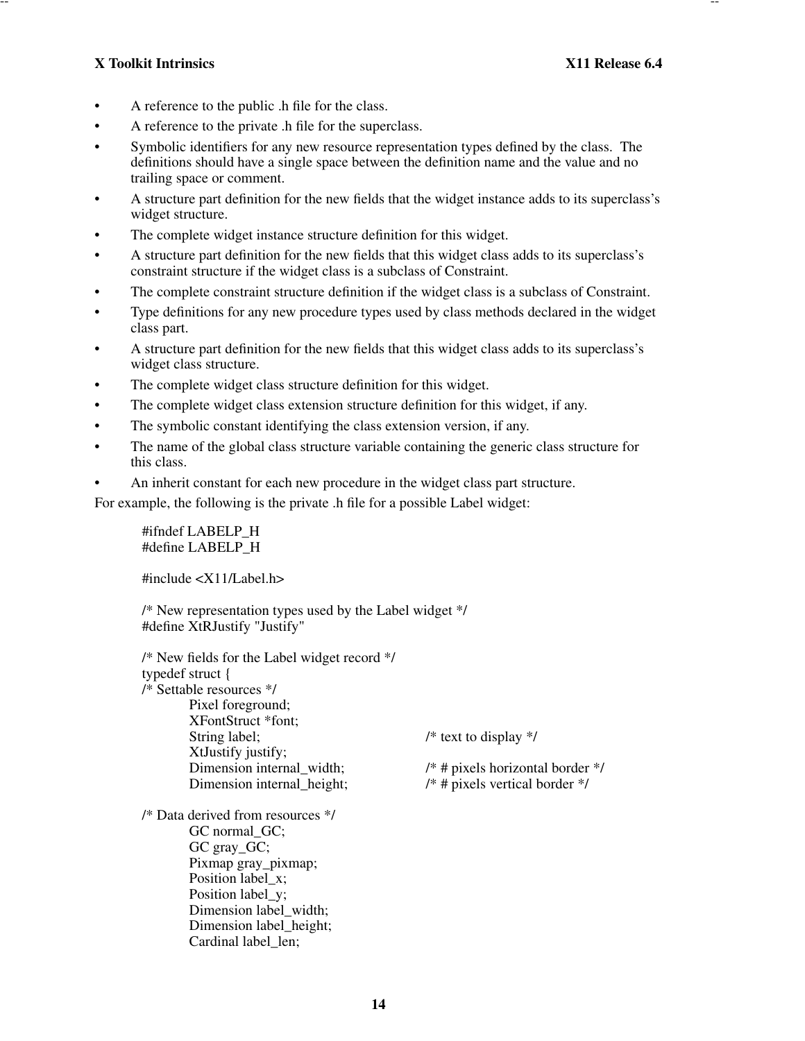- A reference to the public .h file for the class.
- A reference to the private .h file for the superclass.
- Symbolic identifiers for any new resource representation types defined by the class. The definitions should have a single space between the definition name and the value and no trailing space or comment.
- A structure part definition for the new fields that the widget instance adds to its superclass's widget structure.
- The complete widget instance structure definition for this widget.
- A structure part definition for the new fields that this widget class adds to its superclass's constraint structure if the widget class is a subclass of Constraint.
- The complete constraint structure definition if the widget class is a subclass of Constraint.
- Type definitions for any new procedure types used by class methods declared in the widget class part.
- A structure part definition for the new fields that this widget class adds to its superclass's widget class structure.
- The complete widget class structure definition for this widget.
- The complete widget class extension structure definition for this widget, if any.
- The symbolic constant identifying the class extension version, if any.
- The name of the global class structure variable containing the generic class structure for this class.
- An inherit constant for each new procedure in the widget class part structure.

For example, the following is the private .h file for a possible Label widget:

```
#ifndef LABELP_H
#define LABELP_H

#include <X11/Label.h>

/* New representation types used by the Label widget */
#define XtRJustify "Justify"

/* New fields for the Label widget record */
typedef struct {
/* Settable resources */
          Pixel foreground;
          XFontStruct *font;
          String label;                    /* text to display */
          XtJustify justify;
          Dimension internal_width;        /* # pixels horizontal border */
          Dimension internal_height;       /* # pixels vertical border */

/* Data derived from resources */
          GC normal_GC;
          GC gray_GC;
          Pixmap gray_pixmap;
          Position label_x;
          Position label_y;
          Dimension label_width;
          Dimension label_height;
          Cardinal label_len;
```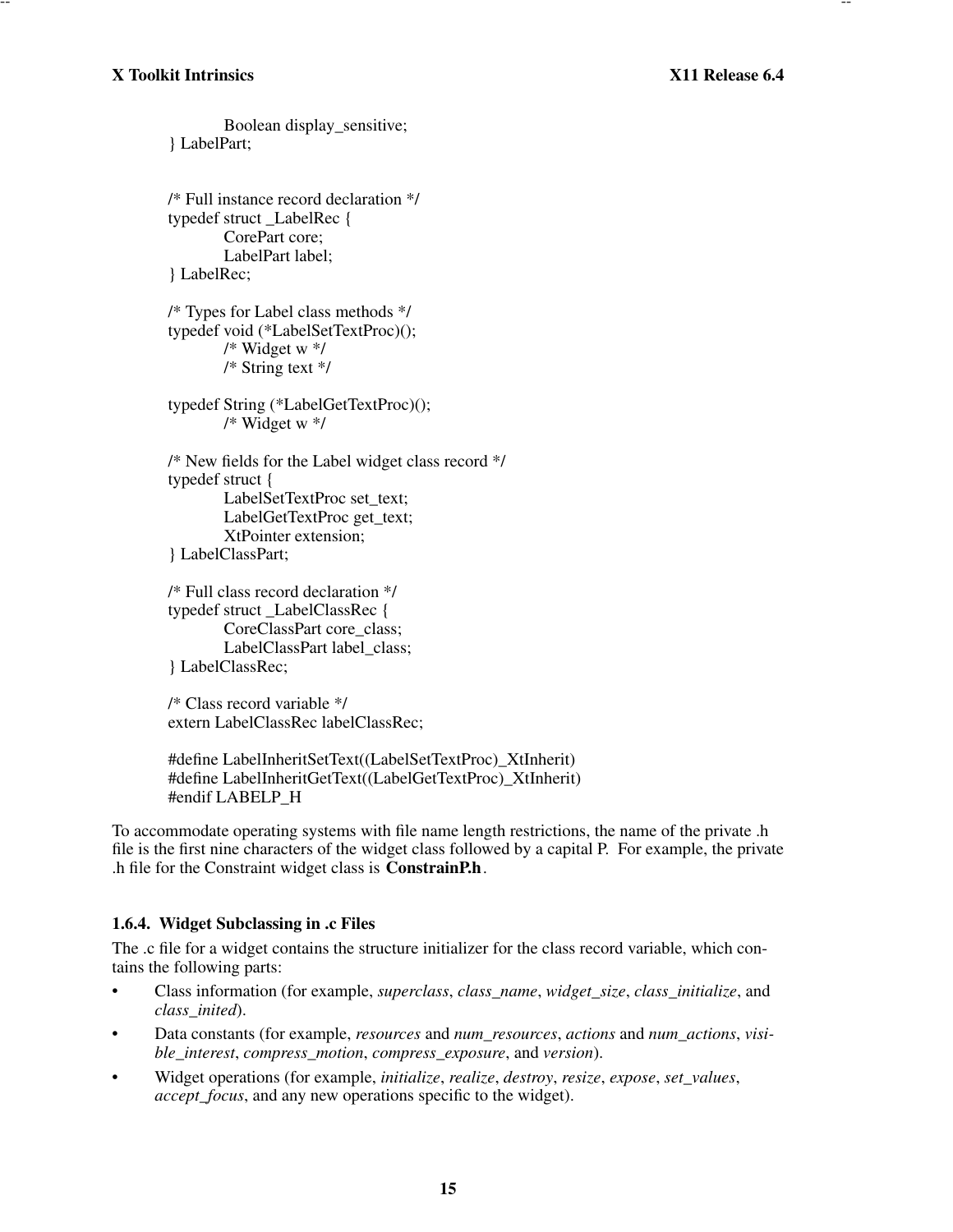```
	Boolean display_sensitive;
} LabelPart;


/* Full instance record declaration */
typedef struct _LabelRec {
	CorePart core;
	LabelPart label;
} LabelRec;

/* Types for Label class methods */
typedef void (*LabelSetTextProc)();
	/* Widget w */
	/* String text */

typedef String (*LabelGetTextProc)();
	/* Widget w */

/* New fields for the Label widget class record */
typedef struct {
	LabelSetTextProc set_text;
	LabelGetTextProc get_text;
	XtPointer extension;
} LabelClassPart;

/* Full class record declaration */
typedef struct _LabelClassRec {
	CoreClassPart core_class;
	LabelClassPart label_class;
} LabelClassRec;

/* Class record variable */
extern LabelClassRec labelClassRec;

#define LabelInheritSetText((LabelSetTextProc)_XtInherit)
#define LabelInheritGetText((LabelGetTextProc)_XtInherit)
#endif LABELP_H
```

To accommodate operating systems with file name length restrictions, the name of the private .h file is the first nine characters of the widget class followed by a capital P. For example, the private .h file for the Constraint widget class is **ConstrainP.h**.

### 1.6.4. Widget Subclassing in .c Files

The .c file for a widget contains the structure initializer for the class record variable, which contains the following parts:

- Class information (for example, *superclass*, *class_name*, *widget_size*, *class_initialize*, and *class_inited*).
- Data constants (for example, *resources* and *num_resources*, *actions* and *num_actions*, *visible_interest*, *compress_motion*, *compress_exposure*, and *version*).
- Widget operations (for example, *initialize*, *realize*, *destroy*, *resize*, *expose*, *set_values*, *accept_focus*, and any new operations specific to the widget).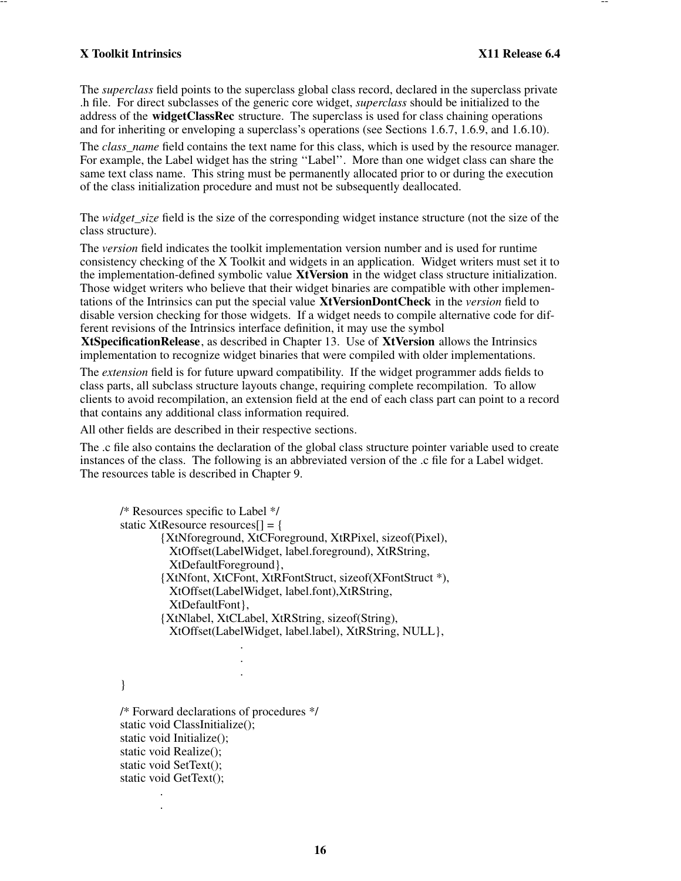The *superclass* field points to the superclass global class record, declared in the superclass private .h file. For direct subclasses of the generic core widget, *superclass* should be initialized to the address of the **widgetClassRec** structure. The superclass is used for class chaining operations and for inheriting or enveloping a superclass's operations (see Sections 1.6.7, 1.6.9, and 1.6.10).

The *class_name* field contains the text name for this class, which is used by the resource manager. For example, the Label widget has the string ''Label''. More than one widget class can share the same text class name. This string must be permanently allocated prior to or during the execution of the class initialization procedure and must not be subsequently deallocated.

The *widget_size* field is the size of the corresponding widget instance structure (not the size of the class structure).

The *version* field indicates the toolkit implementation version number and is used for runtime consistency checking of the X Toolkit and widgets in an application. Widget writers must set it to the implementation-defined symbolic value **XtVersion** in the widget class structure initialization. Those widget writers who believe that their widget binaries are compatible with other implementations of the Intrinsics can put the special value **XtVersionDontCheck** in the *version* field to disable version checking for those widgets. If a widget needs to compile alternative code for different revisions of the Intrinsics interface definition, it may use the symbol **XtSpecificationRelease**, as described in Chapter 13. Use of **XtVersion** allows the Intrinsics implementation to recognize widget binaries that were compiled with older implementations.

The *extension* field is for future upward compatibility. If the widget programmer adds fields to class parts, all subclass structure layouts change, requiring complete recompilation. To allow clients to avoid recompilation, an extension field at the end of each class part can point to a record that contains any additional class information required.

All other fields are described in their respective sections.

The .c file also contains the declaration of the global class structure pointer variable used to create instances of the class. The following is an abbreviated version of the .c file for a Label widget. The resources table is described in Chapter 9.

```
/* Resources specific to Label */
static XtResource resources[] = {
        {XtNforeground, XtCForeground, XtRPixel, sizeof(Pixel),
          XtOffset(LabelWidget, label.foreground), XtRString,
          XtDefaultForeground},
        {XtNfont, XtCFont, XtRFontStruct, sizeof(XFontStruct *),
          XtOffset(LabelWidget, label.font),XtRString,
          XtDefaultFont},
        {XtNlabel, XtCLabel, XtRString, sizeof(String),
          XtOffset(LabelWidget, label.label), XtRString, NULL},
                    .
                    .
                    .
}

/* Forward declarations of procedures */
static void ClassInitialize();
static void Initialize();
static void Realize();
static void SetText();
static void GetText();
        .
        .
```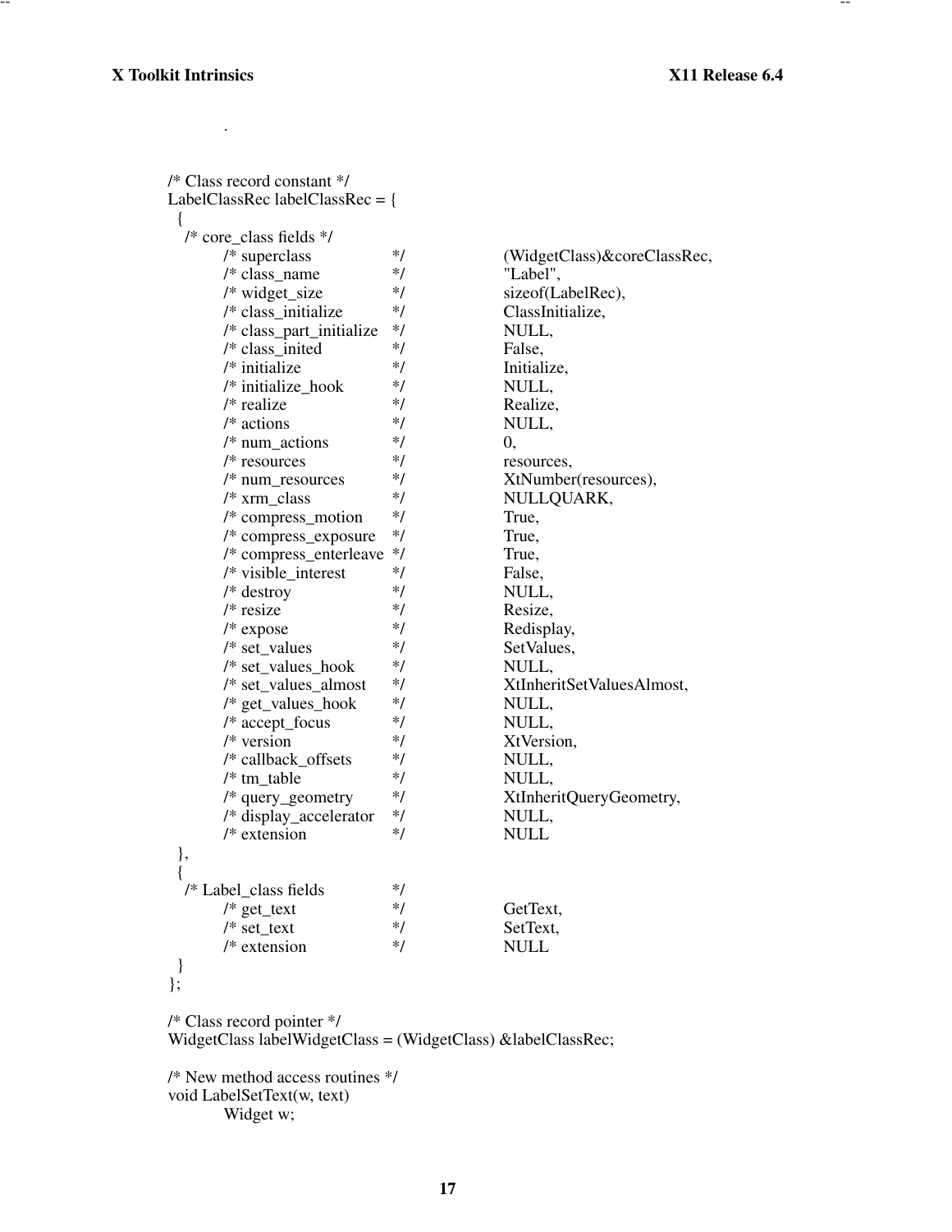.

```
/* Class record constant */
LabelClassRec labelClassRec = {
  {
    /* core_class fields */
        /* superclass             */      (WidgetClass)&coreClassRec,
        /* class_name             */      "Label",
        /* widget_size            */      sizeof(LabelRec),
        /* class_initialize       */      ClassInitialize,
        /* class_part_initialize  */      NULL,
        /* class_inited           */      False,
        /* initialize             */      Initialize,
        /* initialize_hook        */      NULL,
        /* realize                */      Realize,
        /* actions                */      NULL,
        /* num_actions            */      0,
        /* resources              */      resources,
        /* num_resources          */      XtNumber(resources),
        /* xrm_class              */      NULLQUARK,
        /* compress_motion        */      True,
        /* compress_exposure      */      True,
        /* compress_enterleave    */      True,
        /* visible_interest       */      False,
        /* destroy                */      NULL,
        /* resize                 */      Resize,
        /* expose                 */      Redisplay,
        /* set_values             */      SetValues,
        /* set_values_hook        */      NULL,
        /* set_values_almost      */      XtInheritSetValuesAlmost,
        /* get_values_hook        */      NULL,
        /* accept_focus           */      NULL,
        /* version                */      XtVersion,
        /* callback_offsets       */      NULL,
        /* tm_table               */      NULL,
        /* query_geometry         */      XtInheritQueryGeometry,
        /* display_accelerator    */      NULL,
        /* extension              */      NULL
  },
  {
    /* Label_class fields         */
        /* get_text               */      GetText,
        /* set_text               */      SetText,
        /* extension              */      NULL
  }
};

/* Class record pointer */
WidgetClass labelWidgetClass = (WidgetClass) &labelClassRec;

/* New method access routines */
void LabelSetText(w, text)
        Widget w;
```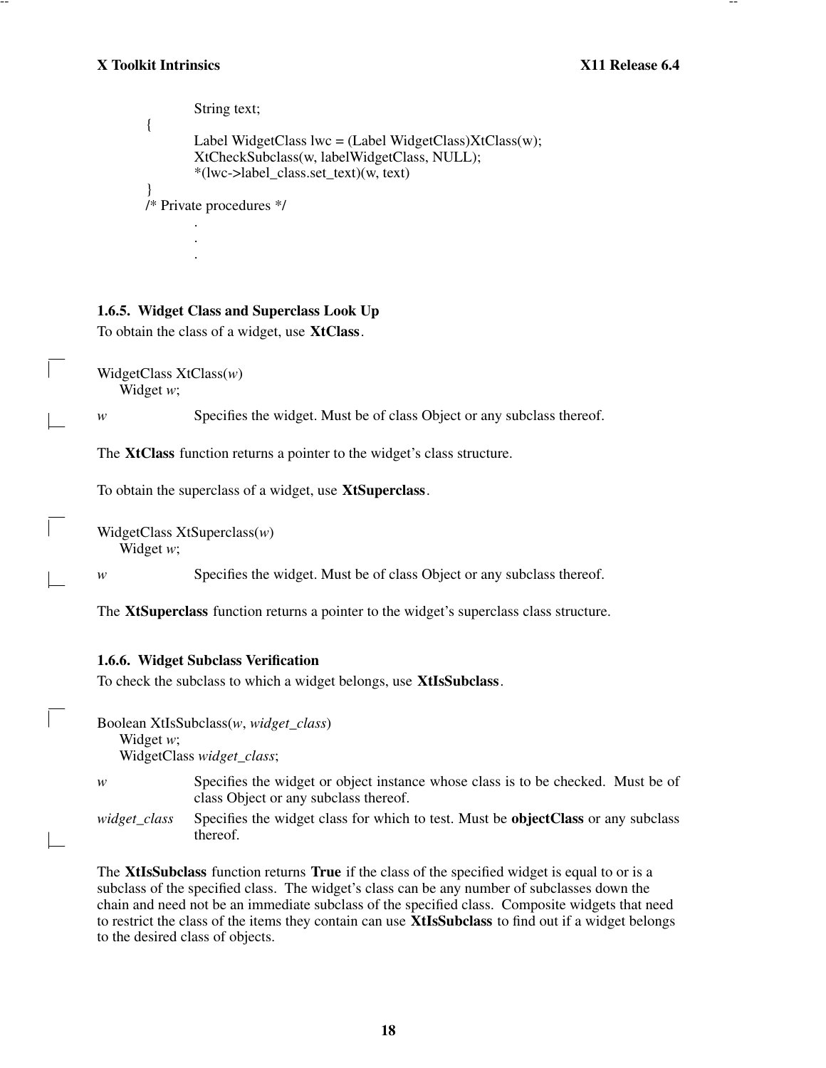```
        String text;
{
        Label WidgetClass lwc = (Label WidgetClass)XtClass(w);
        XtCheckSubclass(w, labelWidgetClass, NULL);
        *(lwc->label_class.set_text)(w, text)
}
/* Private procedures */
        .
        .
        .
```

### 1.6.5. Widget Class and Superclass Look Up

To obtain the class of a widget, use **XtClass**.

```
WidgetClass XtClass(w)
    Widget w;
```

*w* Specifies the widget. Must be of class Object or any subclass thereof.

The **XtClass** function returns a pointer to the widget's class structure.

To obtain the superclass of a widget, use **XtSuperclass**.

```
WidgetClass XtSuperclass(w)
    Widget w;
```

*w* Specifies the widget. Must be of class Object or any subclass thereof.

The **XtSuperclass** function returns a pointer to the widget's superclass class structure.

### 1.6.6. Widget Subclass Verification

To check the subclass to which a widget belongs, use **XtIsSubclass**.

```
Boolean XtIsSubclass(w, widget_class)
    Widget w;
    WidgetClass widget_class;
```

*w* Specifies the widget or object instance whose class is to be checked. Must be of class Object or any subclass thereof.

*widget_class* Specifies the widget class for which to test. Must be **objectClass** or any subclass thereof.

The **XtIsSubclass** function returns **True** if the class of the specified widget is equal to or is a subclass of the specified class. The widget's class can be any number of subclasses down the chain and need not be an immediate subclass of the specified class. Composite widgets that need to restrict the class of the items they contain can use **XtIsSubclass** to find out if a widget belongs to the desired class of objects.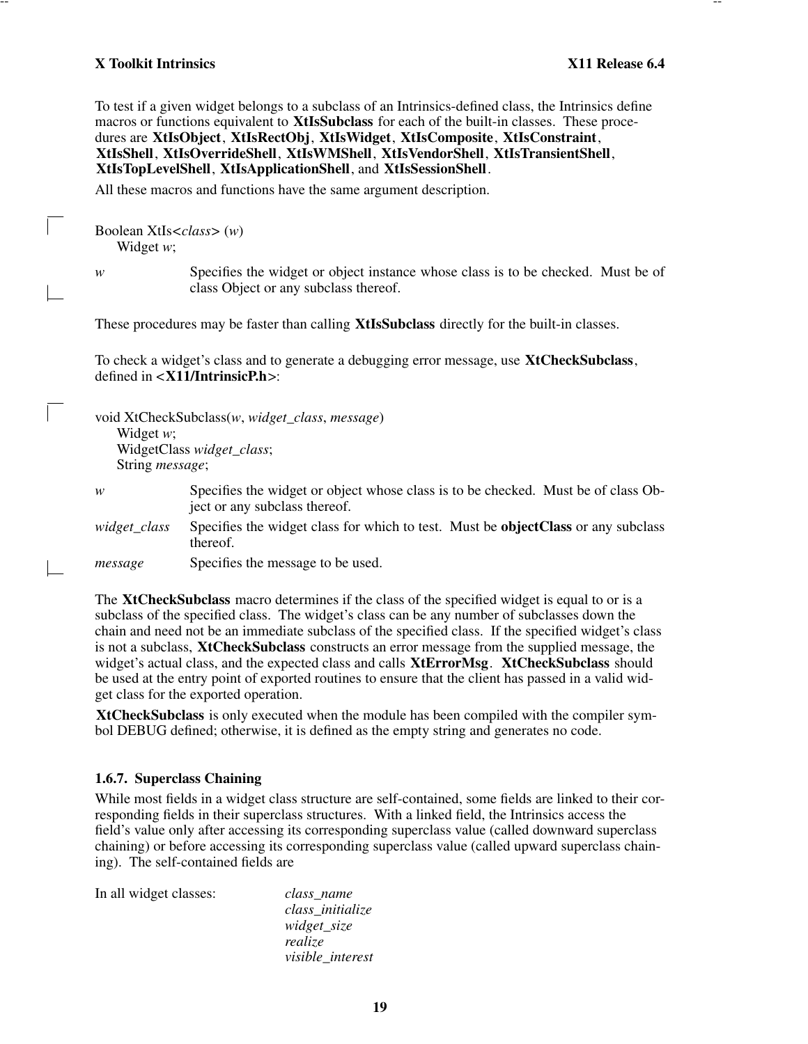To test if a given widget belongs to a subclass of an Intrinsics-defined class, the Intrinsics define macros or functions equivalent to **XtIsSubclass** for each of the built-in classes. These procedures are **XtIsObject**, **XtIsRectObj**, **XtIsWidget**, **XtIsComposite**, **XtIsConstraint**, **XtIsShell**, **XtIsOverrideShell**, **XtIsWMShell**, **XtIsVendorShell**, **XtIsTransientShell**, **XtIsTopLevelShell**, **XtIsApplicationShell**, and **XtIsSessionShell**.

All these macros and functions have the same argument description.

```
Boolean XtIs<class> (w)
    Widget w;
```

*w* Specifies the widget or object instance whose class is to be checked. Must be of class Object or any subclass thereof.

These procedures may be faster than calling **XtIsSubclass** directly for the built-in classes.

To check a widget's class and to generate a debugging error message, use **XtCheckSubclass**, defined in **<X11/IntrinsicP.h>**:

```
void XtCheckSubclass(w, widget_class, message)
    Widget w;
    WidgetClass widget_class;
    String message;
```

*w* Specifies the widget or object whose class is to be checked. Must be of class Object or any subclass thereof.

*widget_class* Specifies the widget class for which to test. Must be **objectClass** or any subclass thereof.

*message* Specifies the message to be used.

The **XtCheckSubclass** macro determines if the class of the specified widget is equal to or is a subclass of the specified class. The widget's class can be any number of subclasses down the chain and need not be an immediate subclass of the specified class. If the specified widget's class is not a subclass, **XtCheckSubclass** constructs an error message from the supplied message, the widget's actual class, and the expected class and calls **XtErrorMsg**. **XtCheckSubclass** should be used at the entry point of exported routines to ensure that the client has passed in a valid widget class for the exported operation.

**XtCheckSubclass** is only executed when the module has been compiled with the compiler symbol DEBUG defined; otherwise, it is defined as the empty string and generates no code.

### 1.6.7. Superclass Chaining

While most fields in a widget class structure are self-contained, some fields are linked to their corresponding fields in their superclass structures. With a linked field, the Intrinsics access the field's value only after accessing its corresponding superclass value (called downward superclass chaining) or before accessing its corresponding superclass value (called upward superclass chaining). The self-contained fields are

In all widget classes: *class_name*
*class_initialize*
*widget_size*
*realize*
*visible_interest*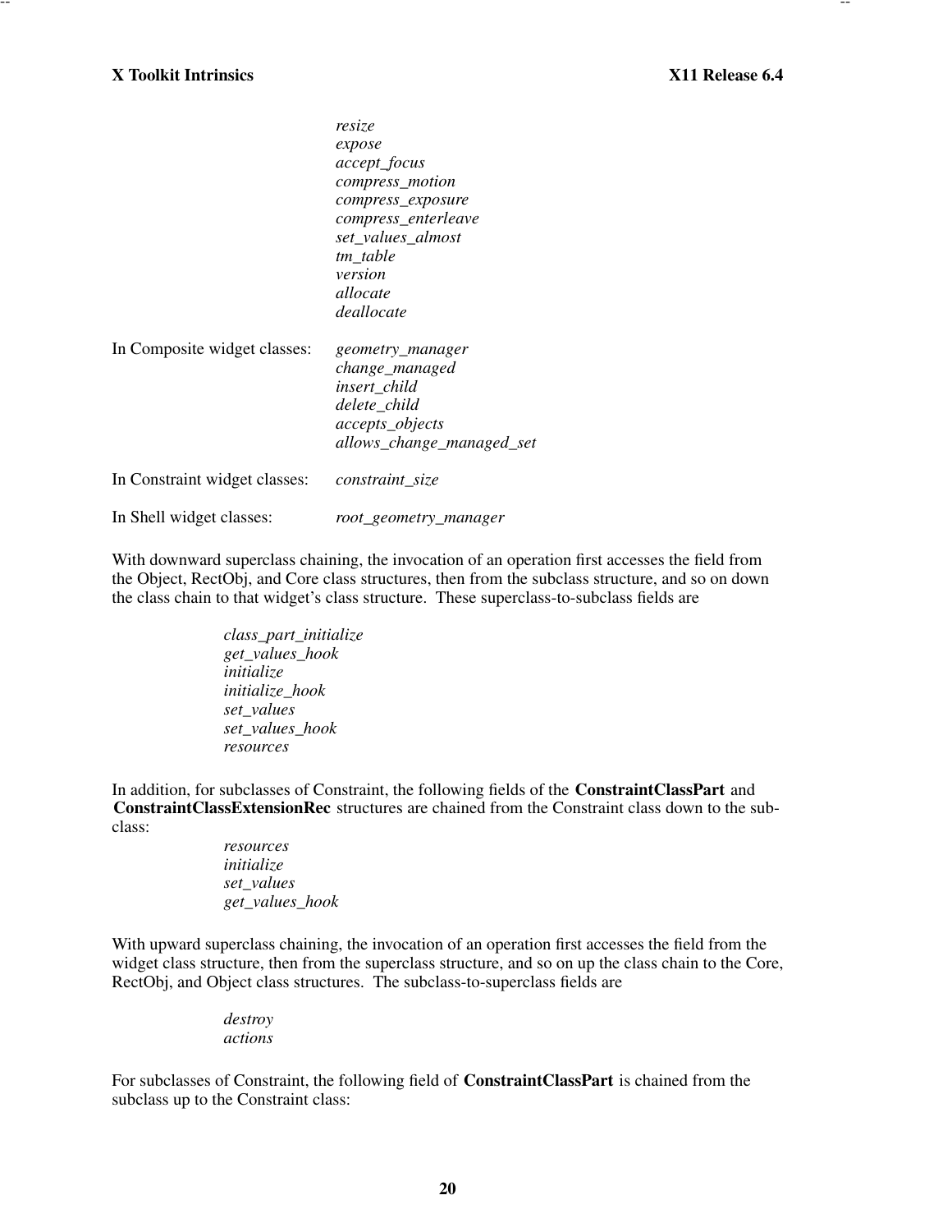*resize*
*expose*
*accept_focus*
*compress_motion*
*compress_exposure*
*compress_enterleave*
*set_values_almost*
*tm_table*
*version*
*allocate*
*deallocate*

In Composite widget classes: *geometry_manager*
*change_managed*
*insert_child*
*delete_child*
*accepts_objects*
*allows_change_managed_set*

In Constraint widget classes: *constraint_size*

In Shell widget classes: *root_geometry_manager*

With downward superclass chaining, the invocation of an operation first accesses the field from the Object, RectObj, and Core class structures, then from the subclass structure, and so on down the class chain to that widget's class structure. These superclass-to-subclass fields are

*class_part_initialize*
*get_values_hook*
*initialize*
*initialize_hook*
*set_values*
*set_values_hook*
*resources*

In addition, for subclasses of Constraint, the following fields of the **ConstraintClassPart** and **ConstraintClassExtensionRec** structures are chained from the Constraint class down to the subclass:

*resources*
*initialize*
*set_values*
*get_values_hook*

With upward superclass chaining, the invocation of an operation first accesses the field from the widget class structure, then from the superclass structure, and so on up the class chain to the Core, RectObj, and Object class structures. The subclass-to-superclass fields are

*destroy*
*actions*

For subclasses of Constraint, the following field of **ConstraintClassPart** is chained from the subclass up to the Constraint class: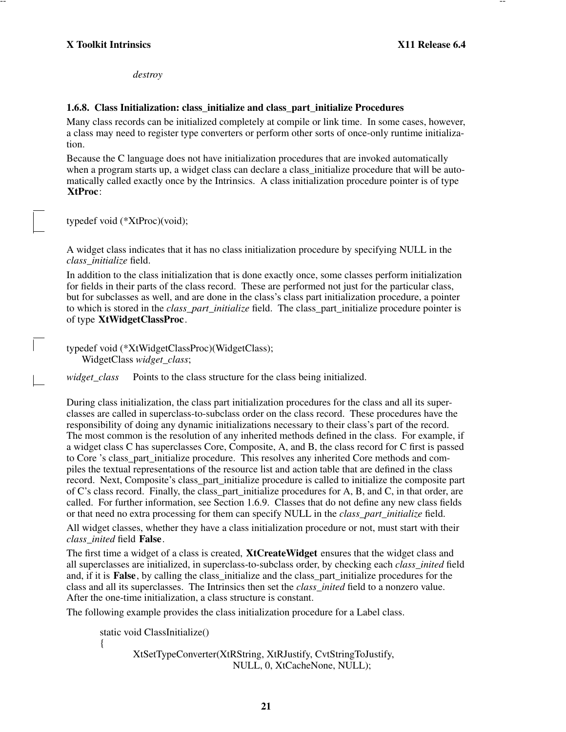*destroy*

### 1.6.8. Class Initialization: class_initialize and class_part_initialize Procedures

Many class records can be initialized completely at compile or link time. In some cases, however, a class may need to register type converters or perform other sorts of once-only runtime initialization.

Because the C language does not have initialization procedures that are invoked automatically when a program starts up, a widget class can declare a class_initialize procedure that will be automatically called exactly once by the Intrinsics. A class initialization procedure pointer is of type **XtProc**:

```
typedef void (*XtProc)(void);
```

A widget class indicates that it has no class initialization procedure by specifying NULL in the *class_initialize* field.

In addition to the class initialization that is done exactly once, some classes perform initialization for fields in their parts of the class record. These are performed not just for the particular class, but for subclasses as well, and are done in the class's class part initialization procedure, a pointer to which is stored in the *class_part_initialize* field. The class_part_initialize procedure pointer is of type **XtWidgetClassProc**.

```
typedef void (*XtWidgetClassProc)(WidgetClass);
      WidgetClass widget_class;
```

*widget_class* Points to the class structure for the class being initialized.

During class initialization, the class part initialization procedures for the class and all its superclasses are called in superclass-to-subclass order on the class record. These procedures have the responsibility of doing any dynamic initializations necessary to their class's part of the record. The most common is the resolution of any inherited methods defined in the class. For example, if a widget class C has superclasses Core, Composite, A, and B, the class record for C first is passed to Core 's class_part_initialize procedure. This resolves any inherited Core methods and compiles the textual representations of the resource list and action table that are defined in the class record. Next, Composite's class_part_initialize procedure is called to initialize the composite part of C's class record. Finally, the class_part_initialize procedures for A, B, and C, in that order, are called. For further information, see Section 1.6.9. Classes that do not define any new class fields or that need no extra processing for them can specify NULL in the *class_part_initialize* field.

All widget classes, whether they have a class initialization procedure or not, must start with their *class_inited* field **False**.

The first time a widget of a class is created, **XtCreateWidget** ensures that the widget class and all superclasses are initialized, in superclass-to-subclass order, by checking each *class_inited* field and, if it is **False**, by calling the class_initialize and the class_part_initialize procedures for the class and all its superclasses. The Intrinsics then set the *class_inited* field to a nonzero value. After the one-time initialization, a class structure is constant.

The following example provides the class initialization procedure for a Label class.

```
static void ClassInitialize()
{
        XtSetTypeConverter(XtRString, XtRJustify, CvtStringToJustify,
                                NULL, 0, XtCacheNone, NULL);
```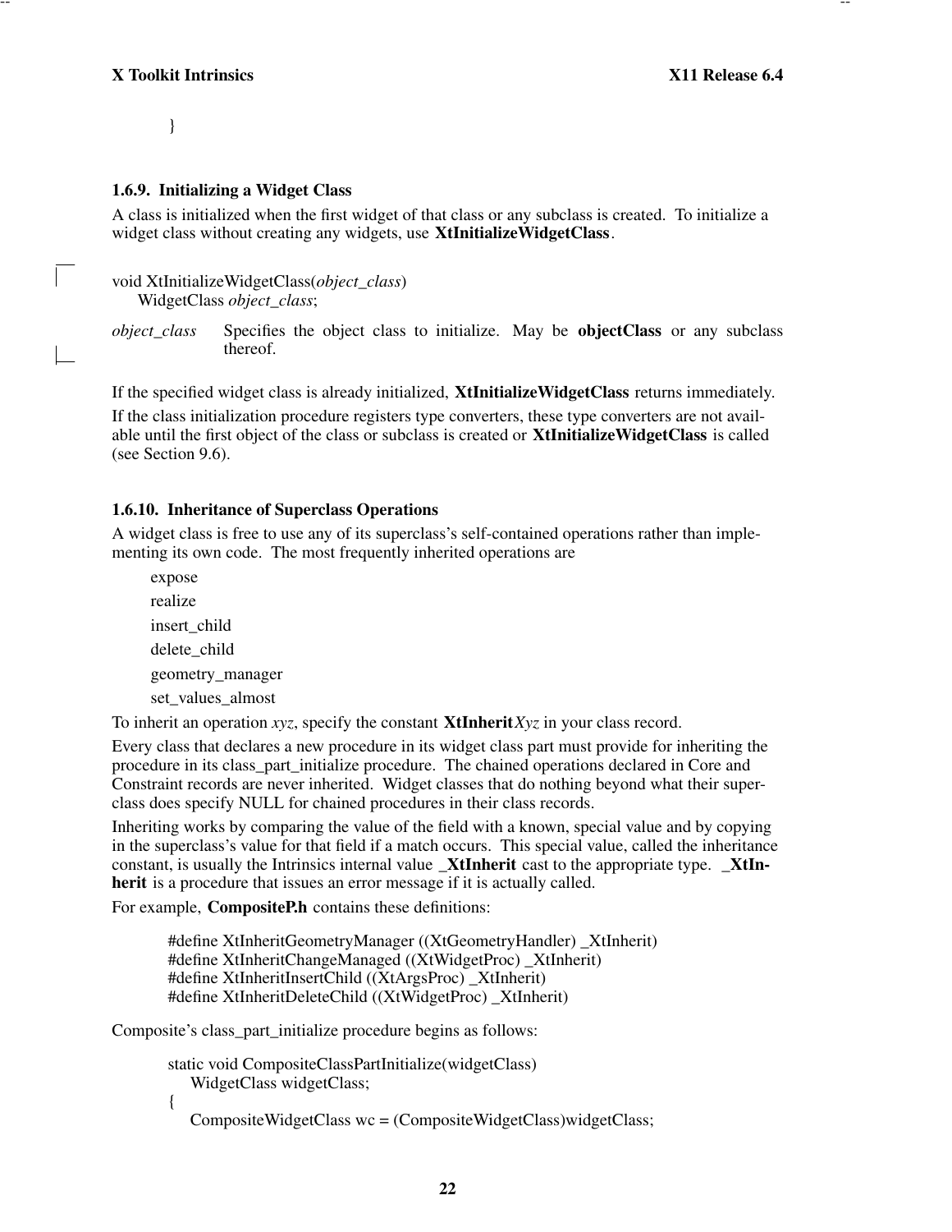```
}
```

### 1.6.9. Initializing a Widget Class

A class is initialized when the first widget of that class or any subclass is created. To initialize a widget class without creating any widgets, use **XtInitializeWidgetClass**.

```
void XtInitializeWidgetClass(object_class)
    WidgetClass object_class;
```

*object_class* Specifies the object class to initialize. May be **objectClass** or any subclass thereof.

If the specified widget class is already initialized, **XtInitializeWidgetClass** returns immediately.

If the class initialization procedure registers type converters, these type converters are not available until the first object of the class or subclass is created or **XtInitializeWidgetClass** is called (see Section 9.6).

### 1.6.10. Inheritance of Superclass Operations

A widget class is free to use any of its superclass's self-contained operations rather than implementing its own code. The most frequently inherited operations are

- expose
- realize
- insert_child
- delete_child
- geometry_manager
- set_values_almost

To inherit an operation *xyz*, specify the constant **XtInherit***Xyz* in your class record.

Every class that declares a new procedure in its widget class part must provide for inheriting the procedure in its class_part_initialize procedure. The chained operations declared in Core and Constraint records are never inherited. Widget classes that do nothing beyond what their superclass does specify NULL for chained procedures in their class records.

Inheriting works by comparing the value of the field with a known, special value and by copying in the superclass's value for that field if a match occurs. This special value, called the inheritance constant, is usually the Intrinsics internal value **_XtInherit** cast to the appropriate type. **_XtInherit** is a procedure that issues an error message if it is actually called.

For example, **CompositeP.h** contains these definitions:

```
#define XtInheritGeometryManager ((XtGeometryHandler) _XtInherit)
#define XtInheritChangeManaged ((XtWidgetProc) _XtInherit)
#define XtInheritInsertChild ((XtArgsProc) _XtInherit)
#define XtInheritDeleteChild ((XtWidgetProc) _XtInherit)
```

Composite's class_part_initialize procedure begins as follows:

```
static void CompositeClassPartInitialize(widgetClass)
    WidgetClass widgetClass;
{
    CompositeWidgetClass wc = (CompositeWidgetClass)widgetClass;
```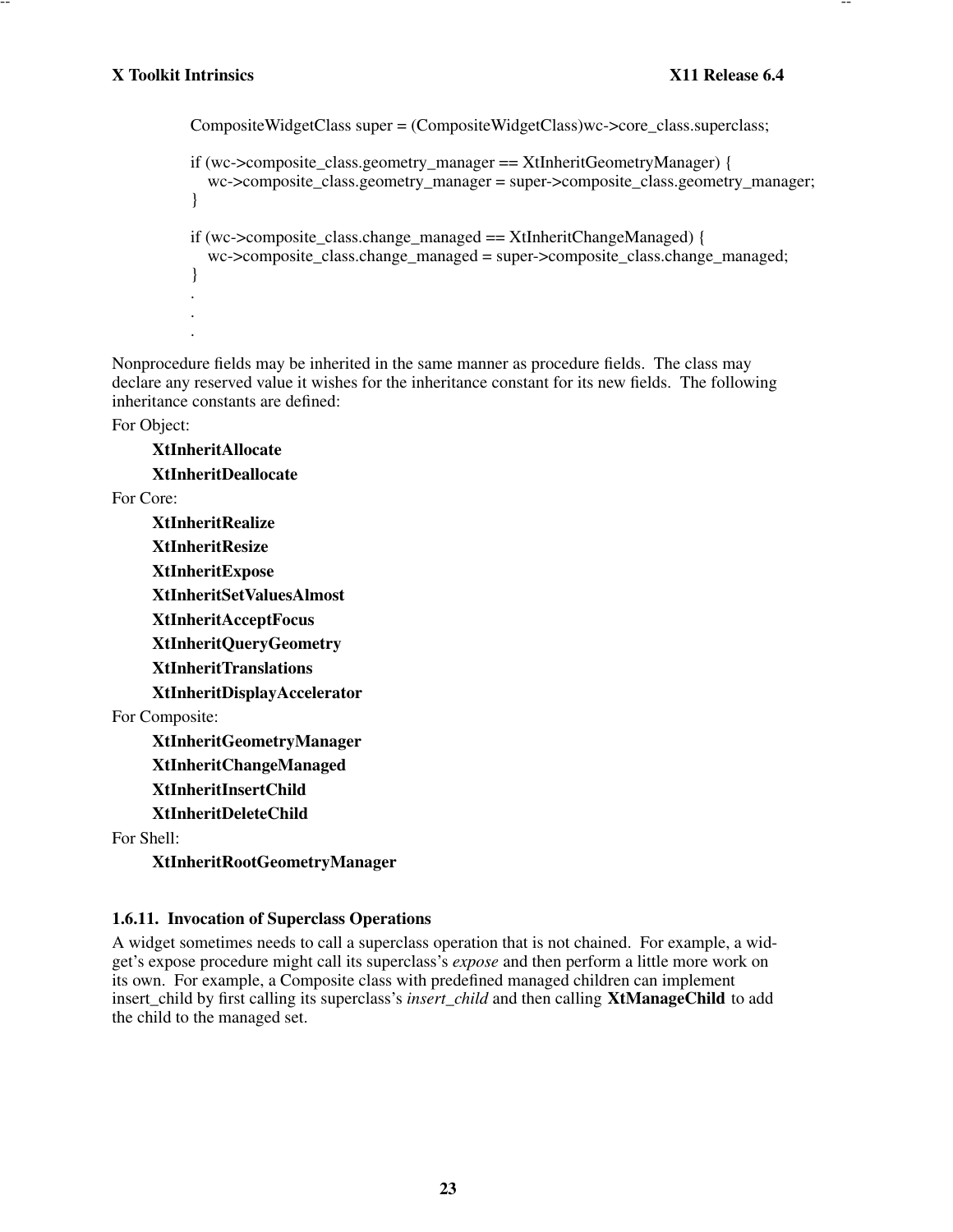```
CompositeWidgetClass super = (CompositeWidgetClass)wc->core_class.superclass;

if (wc->composite_class.geometry_manager == XtInheritGeometryManager) {
   wc->composite_class.geometry_manager = super->composite_class.geometry_manager;
}

if (wc->composite_class.change_managed == XtInheritChangeManaged) {
   wc->composite_class.change_managed = super->composite_class.change_managed;
}
.
.
.
```

Nonprocedure fields may be inherited in the same manner as procedure fields. The class may declare any reserved value it wishes for the inheritance constant for its new fields. The following inheritance constants are defined:

For Object:

- **XtInheritAllocate**
- **XtInheritDeallocate**

For Core:

- **XtInheritRealize**
- **XtInheritResize**
- **XtInheritExpose**
- **XtInheritSetValuesAlmost**
- **XtInheritAcceptFocus**
- **XtInheritQueryGeometry**
- **XtInheritTranslations**
- **XtInheritDisplayAccelerator**

For Composite:

- **XtInheritGeometryManager**
- **XtInheritChangeManaged**
- **XtInheritInsertChild**
- **XtInheritDeleteChild**

For Shell:

- **XtInheritRootGeometryManager**

### 1.6.11. Invocation of Superclass Operations

A widget sometimes needs to call a superclass operation that is not chained. For example, a widget's expose procedure might call its superclass's *expose* and then perform a little more work on its own. For example, a Composite class with predefined managed children can implement insert_child by first calling its superclass's *insert_child* and then calling **XtManageChild** to add the child to the managed set.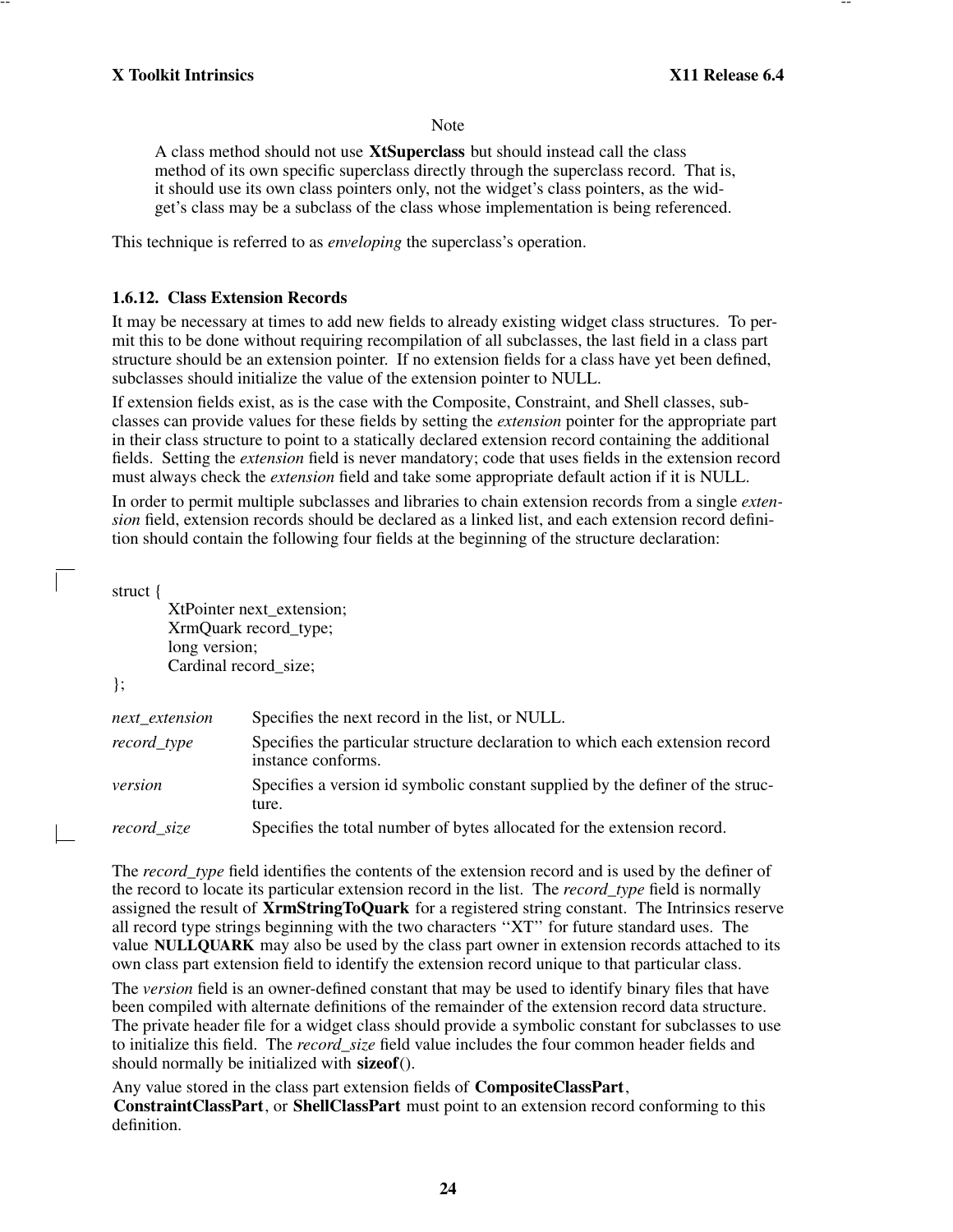Note

A class method should not use **XtSuperclass** but should instead call the class method of its own specific superclass directly through the superclass record. That is, it should use its own class pointers only, not the widget's class pointers, as the widget's class may be a subclass of the class whose implementation is being referenced.

This technique is referred to as *enveloping* the superclass's operation.

### 1.6.12. Class Extension Records

It may be necessary at times to add new fields to already existing widget class structures. To permit this to be done without requiring recompilation of all subclasses, the last field in a class part structure should be an extension pointer. If no extension fields for a class have yet been defined, subclasses should initialize the value of the extension pointer to NULL.

If extension fields exist, as is the case with the Composite, Constraint, and Shell classes, subclasses can provide values for these fields by setting the *extension* pointer for the appropriate part in their class structure to point to a statically declared extension record containing the additional fields. Setting the *extension* field is never mandatory; code that uses fields in the extension record must always check the *extension* field and take some appropriate default action if it is NULL.

In order to permit multiple subclasses and libraries to chain extension records from a single *extension* field, extension records should be declared as a linked list, and each extension record definition should contain the following four fields at the beginning of the structure declaration:

```
struct {
        XtPointer next_extension;
        XrmQuark record_type;
        long version;
        Cardinal record_size;
};
```

| | |
|---|---|
| *next_extension* | Specifies the next record in the list, or NULL. |
| *record_type* | Specifies the particular structure declaration to which each extension record instance conforms. |
| *version* | Specifies a version id symbolic constant supplied by the definer of the structure. |
| *record_size* | Specifies the total number of bytes allocated for the extension record. |

The *record_type* field identifies the contents of the extension record and is used by the definer of the record to locate its particular extension record in the list. The *record_type* field is normally assigned the result of **XrmStringToQuark** for a registered string constant. The Intrinsics reserve all record type strings beginning with the two characters ''XT'' for future standard uses. The value **NULLQUARK** may also be used by the class part owner in extension records attached to its own class part extension field to identify the extension record unique to that particular class.

The *version* field is an owner-defined constant that may be used to identify binary files that have been compiled with alternate definitions of the remainder of the extension record data structure. The private header file for a widget class should provide a symbolic constant for subclasses to use to initialize this field. The *record_size* field value includes the four common header fields and should normally be initialized with **sizeof**().

Any value stored in the class part extension fields of **CompositeClassPart**, **ConstraintClassPart**, or **ShellClassPart** must point to an extension record conforming to this definition.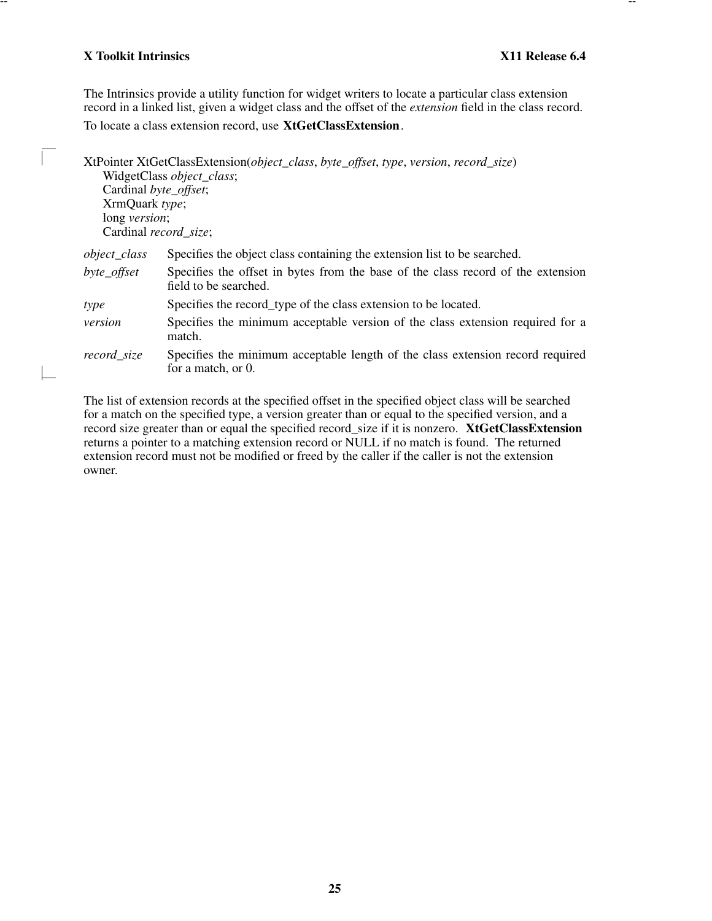The Intrinsics provide a utility function for widget writers to locate a particular class extension record in a linked list, given a widget class and the offset of the *extension* field in the class record.

To locate a class extension record, use **XtGetClassExtension**.

```
XtPointer XtGetClassExtension(object_class, byte_offset, type, version, record_size)
      WidgetClass object_class;
      Cardinal byte_offset;
      XrmQuark type;
      long version;
      Cardinal record_size;
```

*object_class* Specifies the object class containing the extension list to be searched.

*byte_offset* Specifies the offset in bytes from the base of the class record of the extension field to be searched.

*type* Specifies the record_type of the class extension to be located.

*version* Specifies the minimum acceptable version of the class extension required for a match.

*record_size* Specifies the minimum acceptable length of the class extension record required for a match, or 0.

The list of extension records at the specified offset in the specified object class will be searched for a match on the specified type, a version greater than or equal to the specified version, and a record size greater than or equal the specified record_size if it is nonzero. **XtGetClassExtension** returns a pointer to a matching extension record or NULL if no match is found. The returned extension record must not be modified or freed by the caller if the caller is not the extension owner.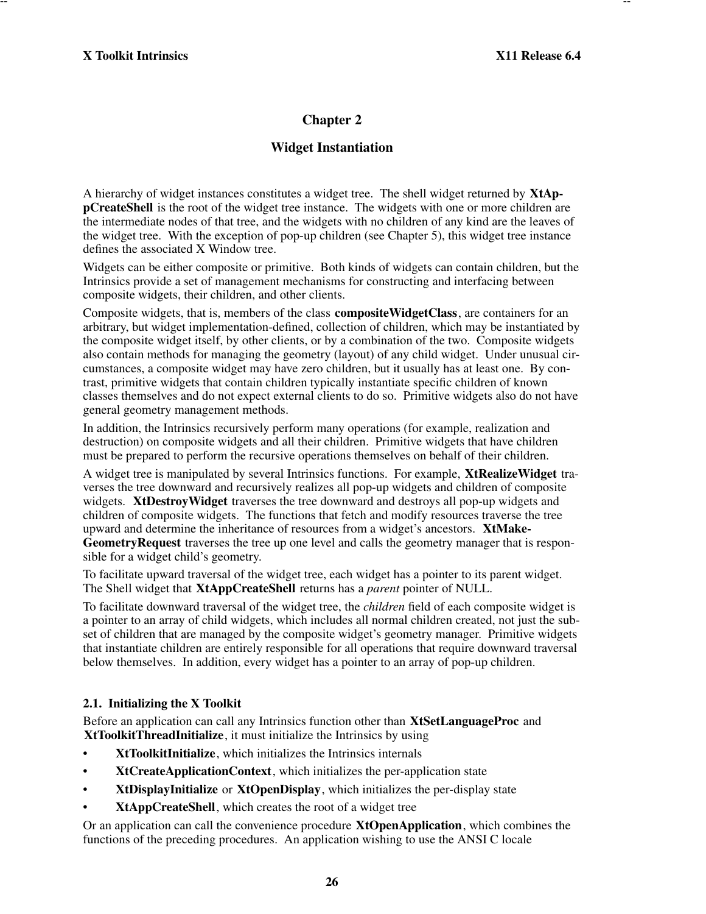# Chapter 2

## Widget Instantiation

A hierarchy of widget instances constitutes a widget tree. The shell widget returned by **XtAppCreateShell** is the root of the widget tree instance. The widgets with one or more children are the intermediate nodes of that tree, and the widgets with no children of any kind are the leaves of the widget tree. With the exception of pop-up children (see Chapter 5), this widget tree instance defines the associated X Window tree.

Widgets can be either composite or primitive. Both kinds of widgets can contain children, but the Intrinsics provide a set of management mechanisms for constructing and interfacing between composite widgets, their children, and other clients.

Composite widgets, that is, members of the class **compositeWidgetClass**, are containers for an arbitrary, but widget implementation-defined, collection of children, which may be instantiated by the composite widget itself, by other clients, or by a combination of the two. Composite widgets also contain methods for managing the geometry (layout) of any child widget. Under unusual circumstances, a composite widget may have zero children, but it usually has at least one. By contrast, primitive widgets that contain children typically instantiate specific children of known classes themselves and do not expect external clients to do so. Primitive widgets also do not have general geometry management methods.

In addition, the Intrinsics recursively perform many operations (for example, realization and destruction) on composite widgets and all their children. Primitive widgets that have children must be prepared to perform the recursive operations themselves on behalf of their children.

A widget tree is manipulated by several Intrinsics functions. For example, **XtRealizeWidget** traverses the tree downward and recursively realizes all pop-up widgets and children of composite widgets. **XtDestroyWidget** traverses the tree downward and destroys all pop-up widgets and children of composite widgets. The functions that fetch and modify resources traverse the tree upward and determine the inheritance of resources from a widget's ancestors. **XtMakeGeometryRequest** traverses the tree up one level and calls the geometry manager that is responsible for a widget child's geometry.

To facilitate upward traversal of the widget tree, each widget has a pointer to its parent widget. The Shell widget that **XtAppCreateShell** returns has a *parent* pointer of NULL.

To facilitate downward traversal of the widget tree, the *children* field of each composite widget is a pointer to an array of child widgets, which includes all normal children created, not just the subset of children that are managed by the composite widget's geometry manager. Primitive widgets that instantiate children are entirely responsible for all operations that require downward traversal below themselves. In addition, every widget has a pointer to an array of pop-up children.

### 2.1. Initializing the X Toolkit

Before an application can call any Intrinsics function other than **XtSetLanguageProc** and **XtToolkitThreadInitialize**, it must initialize the Intrinsics by using

- **XtToolkitInitialize**, which initializes the Intrinsics internals
- **XtCreateApplicationContext**, which initializes the per-application state
- **XtDisplayInitialize** or **XtOpenDisplay**, which initializes the per-display state
- **XtAppCreateShell**, which creates the root of a widget tree

Or an application can call the convenience procedure **XtOpenApplication**, which combines the functions of the preceding procedures. An application wishing to use the ANSI C locale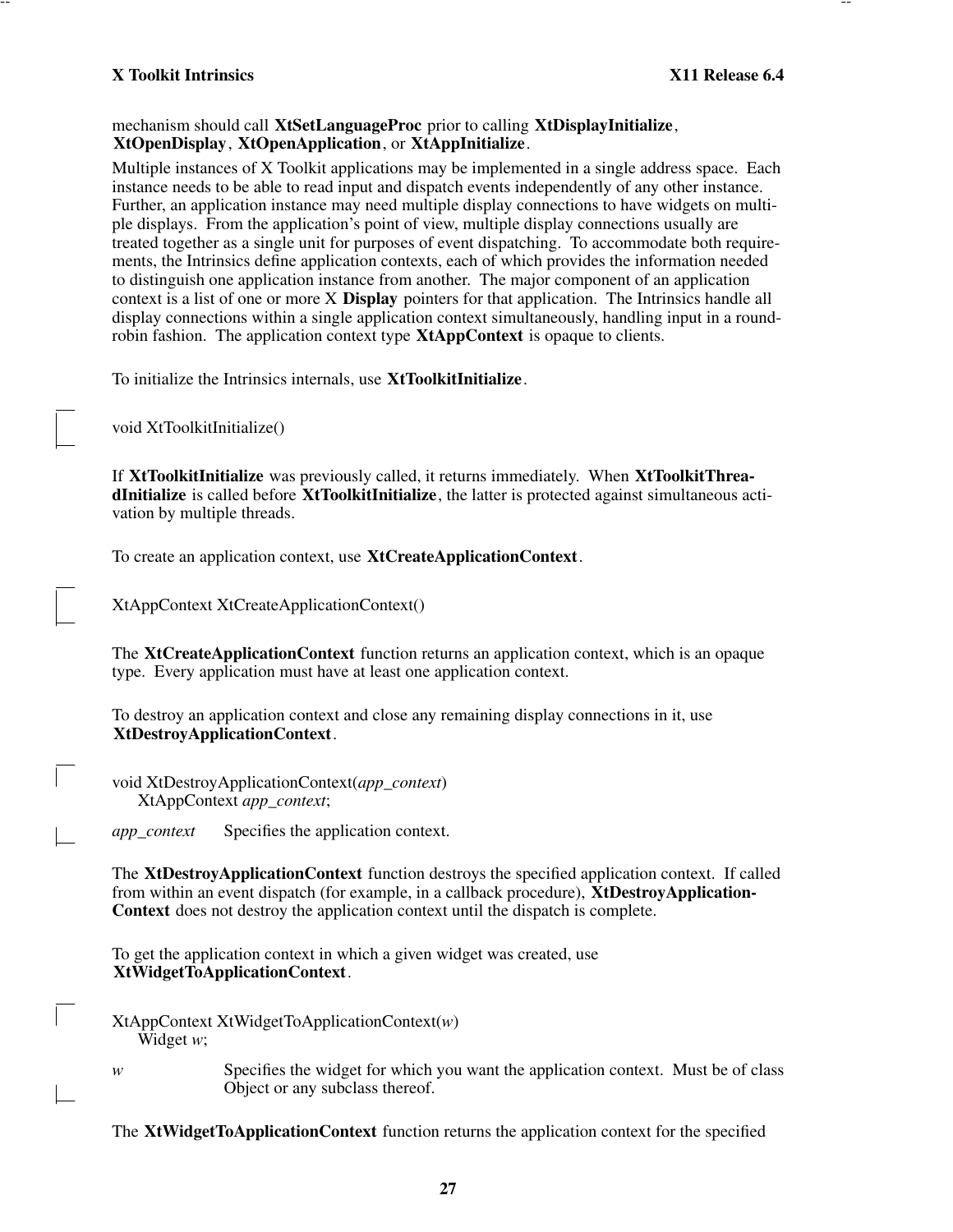mechanism should call **XtSetLanguageProc** prior to calling **XtDisplayInitialize**, **XtOpenDisplay**, **XtOpenApplication**, or **XtAppInitialize**.

Multiple instances of X Toolkit applications may be implemented in a single address space. Each instance needs to be able to read input and dispatch events independently of any other instance. Further, an application instance may need multiple display connections to have widgets on multiple displays. From the application's point of view, multiple display connections usually are treated together as a single unit for purposes of event dispatching. To accommodate both requirements, the Intrinsics define application contexts, each of which provides the information needed to distinguish one application instance from another. The major component of an application context is a list of one or more X **Display** pointers for that application. The Intrinsics handle all display connections within a single application context simultaneously, handling input in a round-robin fashion. The application context type **XtAppContext** is opaque to clients.

To initialize the Intrinsics internals, use **XtToolkitInitialize**.

```
void XtToolkitInitialize()
```

If **XtToolkitInitialize** was previously called, it returns immediately. When **XtToolkitThreadInitialize** is called before **XtToolkitInitialize**, the latter is protected against simultaneous activation by multiple threads.

To create an application context, use **XtCreateApplicationContext**.

```
XtAppContext XtCreateApplicationContext()
```

The **XtCreateApplicationContext** function returns an application context, which is an opaque type. Every application must have at least one application context.

To destroy an application context and close any remaining display connections in it, use **XtDestroyApplicationContext**.

```
void XtDestroyApplicationContext(app_context)
      XtAppContext app_context;
```

*app_context* Specifies the application context.

The **XtDestroyApplicationContext** function destroys the specified application context. If called from within an event dispatch (for example, in a callback procedure), **XtDestroyApplicationContext** does not destroy the application context until the dispatch is complete.

To get the application context in which a given widget was created, use **XtWidgetToApplicationContext**.

```
XtAppContext XtWidgetToApplicationContext(w)
      Widget w;
```

*w* Specifies the widget for which you want the application context. Must be of class Object or any subclass thereof.

The **XtWidgetToApplicationContext** function returns the application context for the specified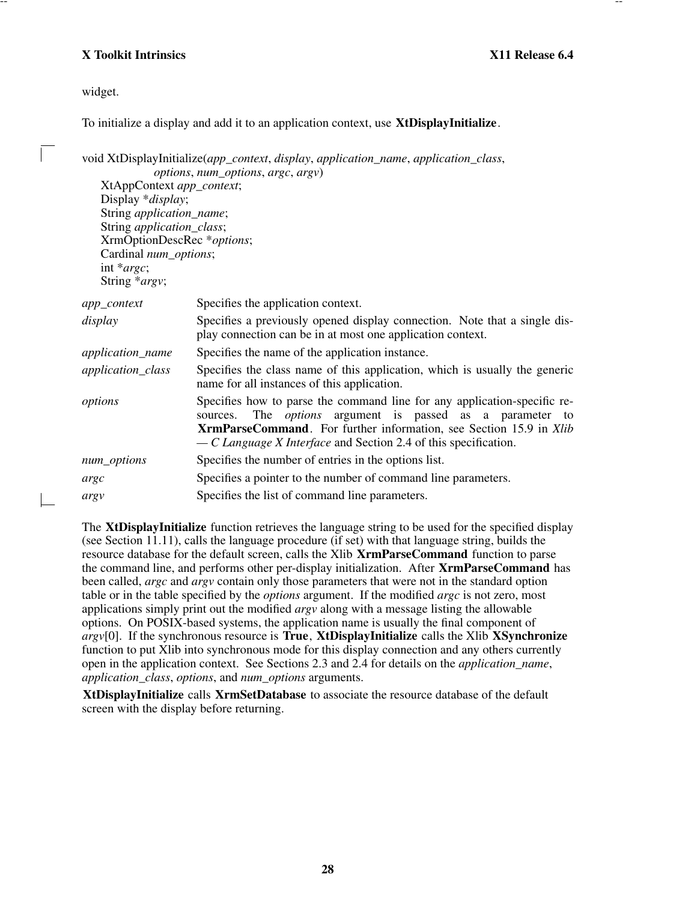widget.

To initialize a display and add it to an application context, use **XtDisplayInitialize**.

void XtDisplayInitialize(*app_context*, *display*, *application_name*, *application_class*,
    *options*, *num_options*, *argc*, *argv*)
  XtAppContext *app_context*;
  Display **display*;
  String *application_name*;
  String *application_class*;
  XrmOptionDescRec **options*;
  Cardinal *num_options*;
  int **argc*;
  String **argv*;

| | |
|---|---|
| *app_context* | Specifies the application context. |
| *display* | Specifies a previously opened display connection. Note that a single display connection can be in at most one application context. |
| *application_name* | Specifies the name of the application instance. |
| *application_class* | Specifies the class name of this application, which is usually the generic name for all instances of this application. |
| *options* | Specifies how to parse the command line for any application-specific resources. The *options* argument is passed as a parameter to **XrmParseCommand**. For further information, see Section 15.9 in *Xlib — C Language X Interface* and Section 2.4 of this specification. |
| *num_options* | Specifies the number of entries in the options list. |
| *argc* | Specifies a pointer to the number of command line parameters. |
| *argv* | Specifies the list of command line parameters. |

The **XtDisplayInitialize** function retrieves the language string to be used for the specified display (see Section 11.11), calls the language procedure (if set) with that language string, builds the resource database for the default screen, calls the Xlib **XrmParseCommand** function to parse the command line, and performs other per-display initialization. After **XrmParseCommand** has been called, *argc* and *argv* contain only those parameters that were not in the standard option table or in the table specified by the *options* argument. If the modified *argc* is not zero, most applications simply print out the modified *argv* along with a message listing the allowable options. On POSIX-based systems, the application name is usually the final component of *argv*[0]. If the synchronous resource is **True**, **XtDisplayInitialize** calls the Xlib **XSynchronize** function to put Xlib into synchronous mode for this display connection and any others currently open in the application context. See Sections 2.3 and 2.4 for details on the *application_name*, *application_class*, *options*, and *num_options* arguments.

**XtDisplayInitialize** calls **XrmSetDatabase** to associate the resource database of the default screen with the display before returning.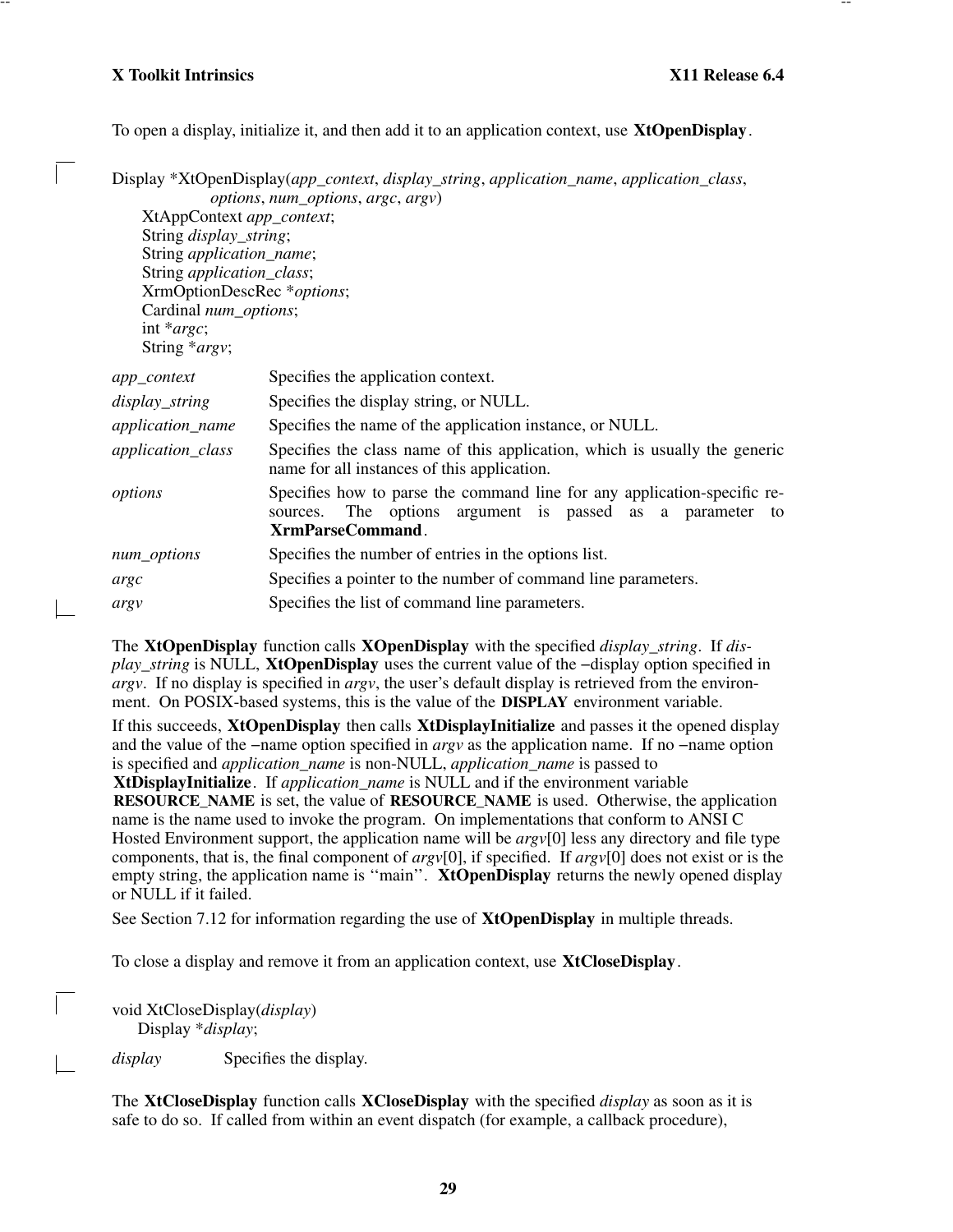To open a display, initialize it, and then add it to an application context, use **XtOpenDisplay**.

```
Display *XtOpenDisplay(app_context, display_string, application_name, application_class,
                options, num_options, argc, argv)
     XtAppContext app_context;
     String display_string;
     String application_name;
     String application_class;
     XrmOptionDescRec *options;
     Cardinal num_options;
     int *argc;
     String *argv;
```

*app_context* Specifies the application context.

*display_string* Specifies the display string, or NULL.

*application_name* Specifies the name of the application instance, or NULL.

*application_class* Specifies the class name of this application, which is usually the generic name for all instances of this application.

*options* Specifies how to parse the command line for any application-specific resources. The options argument is passed as a parameter to **XrmParseCommand**.

*num_options* Specifies the number of entries in the options list.

*argc* Specifies a pointer to the number of command line parameters.

*argv* Specifies the list of command line parameters.

The **XtOpenDisplay** function calls **XOpenDisplay** with the specified *display_string*. If *display_string* is NULL, **XtOpenDisplay** uses the current value of the −display option specified in *argv*. If no display is specified in *argv*, the user's default display is retrieved from the environment. On POSIX-based systems, this is the value of the **DISPLAY** environment variable.

If this succeeds, **XtOpenDisplay** then calls **XtDisplayInitialize** and passes it the opened display and the value of the −name option specified in *argv* as the application name. If no −name option is specified and *application_name* is non-NULL, *application_name* is passed to **XtDisplayInitialize**. If *application_name* is NULL and if the environment variable **RESOURCE_NAME** is set, the value of **RESOURCE_NAME** is used. Otherwise, the application name is the name used to invoke the program. On implementations that conform to ANSI C Hosted Environment support, the application name will be *argv*[0] less any directory and file type components, that is, the final component of *argv*[0], if specified. If *argv*[0] does not exist or is the empty string, the application name is ''main''. **XtOpenDisplay** returns the newly opened display or NULL if it failed.

See Section 7.12 for information regarding the use of **XtOpenDisplay** in multiple threads.

To close a display and remove it from an application context, use **XtCloseDisplay**.

```
void XtCloseDisplay(display)
     Display *display;
```

*display* Specifies the display.

The **XtCloseDisplay** function calls **XCloseDisplay** with the specified *display* as soon as it is safe to do so. If called from within an event dispatch (for example, a callback procedure),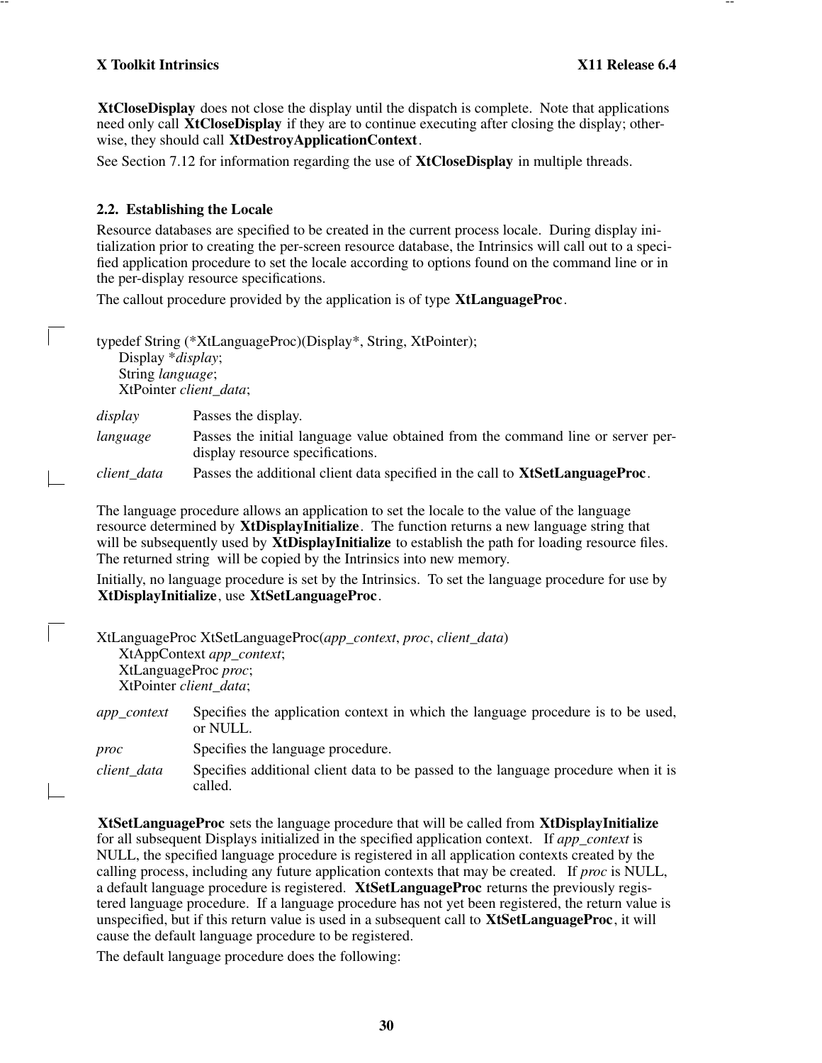**XtCloseDisplay** does not close the display until the dispatch is complete. Note that applications need only call **XtCloseDisplay** if they are to continue executing after closing the display; otherwise, they should call **XtDestroyApplicationContext**.

See Section 7.12 for information regarding the use of **XtCloseDisplay** in multiple threads.

## 2.2. Establishing the Locale

Resource databases are specified to be created in the current process locale. During display initialization prior to creating the per-screen resource database, the Intrinsics will call out to a specified application procedure to set the locale according to options found on the command line or in the per-display resource specifications.

The callout procedure provided by the application is of type **XtLanguageProc**.

```
typedef String (*XtLanguageProc)(Display*, String, XtPointer);
    Display *display;
    String language;
    XtPointer client_data;
```

*display* Passes the display.

*language* Passes the initial language value obtained from the command line or server per-display resource specifications.

*client_data* Passes the additional client data specified in the call to **XtSetLanguageProc**.

The language procedure allows an application to set the locale to the value of the language resource determined by **XtDisplayInitialize**. The function returns a new language string that will be subsequently used by **XtDisplayInitialize** to establish the path for loading resource files. The returned string will be copied by the Intrinsics into new memory.

Initially, no language procedure is set by the Intrinsics. To set the language procedure for use by **XtDisplayInitialize**, use **XtSetLanguageProc**.

```
XtLanguageProc XtSetLanguageProc(app_context, proc, client_data)
    XtAppContext app_context;
    XtLanguageProc proc;
    XtPointer client_data;
```

*app_context* Specifies the application context in which the language procedure is to be used, or NULL.

*proc* Specifies the language procedure.

*client_data* Specifies additional client data to be passed to the language procedure when it is called.

**XtSetLanguageProc** sets the language procedure that will be called from **XtDisplayInitialize** for all subsequent Displays initialized in the specified application context. If *app_context* is NULL, the specified language procedure is registered in all application contexts created by the calling process, including any future application contexts that may be created. If *proc* is NULL, a default language procedure is registered. **XtSetLanguageProc** returns the previously registered language procedure. If a language procedure has not yet been registered, the return value is unspecified, but if this return value is used in a subsequent call to **XtSetLanguageProc**, it will cause the default language procedure to be registered.

The default language procedure does the following: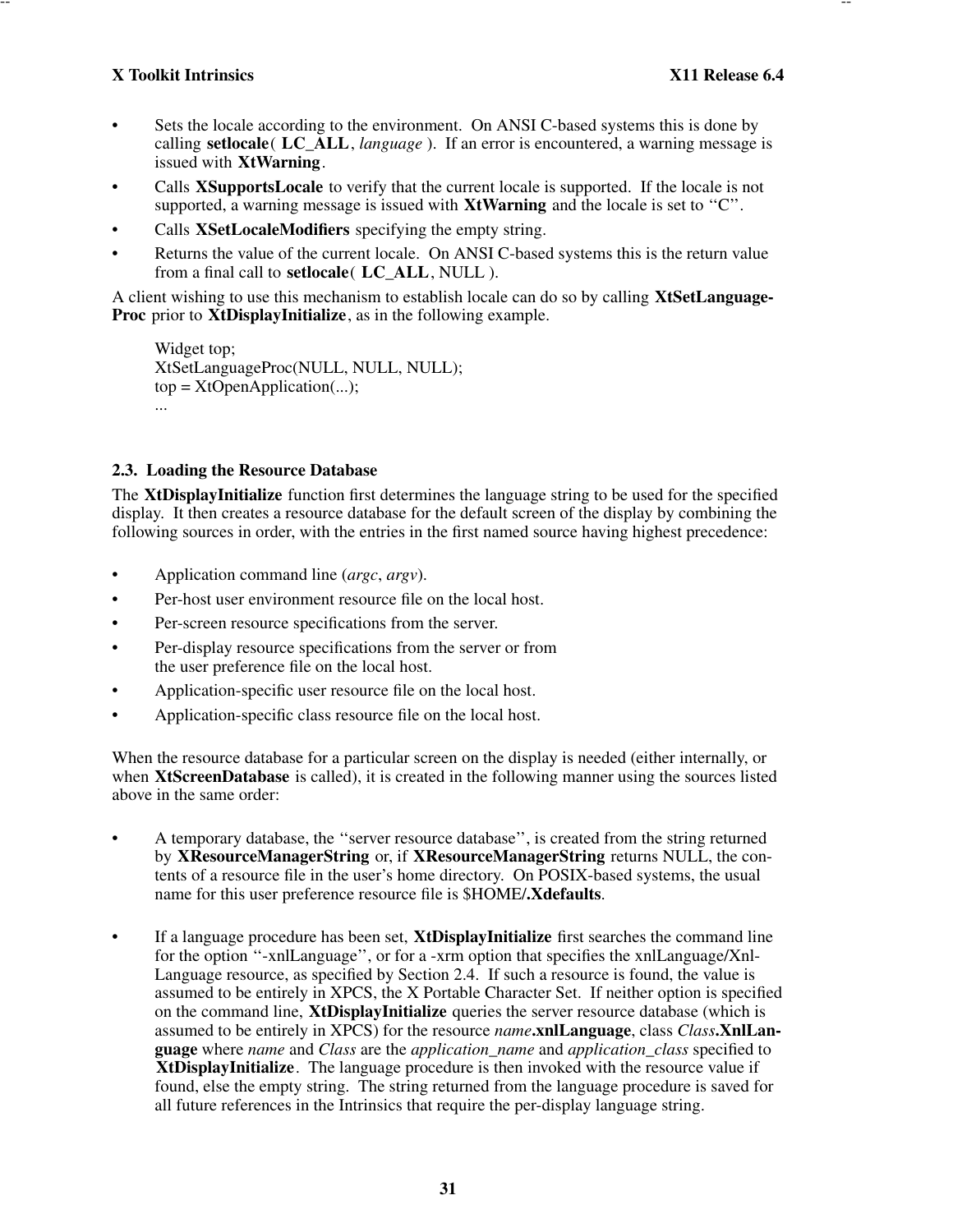- Sets the locale according to the environment. On ANSI C-based systems this is done by calling **setlocale**( **LC_ALL**, *language* ). If an error is encountered, a warning message is issued with **XtWarning**.
- Calls **XSupportsLocale** to verify that the current locale is supported. If the locale is not supported, a warning message is issued with **XtWarning** and the locale is set to ''C''.
- Calls **XSetLocaleModifiers** specifying the empty string.
- Returns the value of the current locale. On ANSI C-based systems this is the return value from a final call to **setlocale**( **LC_ALL**, NULL ).

A client wishing to use this mechanism to establish locale can do so by calling **XtSetLanguageProc** prior to **XtDisplayInitialize**, as in the following example.

```
Widget top;
XtSetLanguageProc(NULL, NULL, NULL);
top = XtOpenApplication(...);
...
```

### 2.3. Loading the Resource Database

The **XtDisplayInitialize** function first determines the language string to be used for the specified display. It then creates a resource database for the default screen of the display by combining the following sources in order, with the entries in the first named source having highest precedence:

- Application command line (*argc*, *argv*).
- Per-host user environment resource file on the local host.
- Per-screen resource specifications from the server.
- Per-display resource specifications from the server or from the user preference file on the local host.
- Application-specific user resource file on the local host.
- Application-specific class resource file on the local host.

When the resource database for a particular screen on the display is needed (either internally, or when **XtScreenDatabase** is called), it is created in the following manner using the sources listed above in the same order:

- A temporary database, the ''server resource database'', is created from the string returned by **XResourceManagerString** or, if **XResourceManagerString** returns NULL, the contents of a resource file in the user's home directory. On POSIX-based systems, the usual name for this user preference resource file is $HOME**/.Xdefaults**.
- If a language procedure has been set, **XtDisplayInitialize** first searches the command line for the option ''-xnlLanguage'', or for a -xrm option that specifies the xnlLanguage/XnlLanguage resource, as specified by Section 2.4. If such a resource is found, the value is assumed to be entirely in XPCS, the X Portable Character Set. If neither option is specified on the command line, **XtDisplayInitialize** queries the server resource database (which is assumed to be entirely in XPCS) for the resource *name***.xnlLanguage**, class *Class***.XnlLanguage** where *name* and *Class* are the *application_name* and *application_class* specified to **XtDisplayInitialize**. The language procedure is then invoked with the resource value if found, else the empty string. The string returned from the language procedure is saved for all future references in the Intrinsics that require the per-display language string.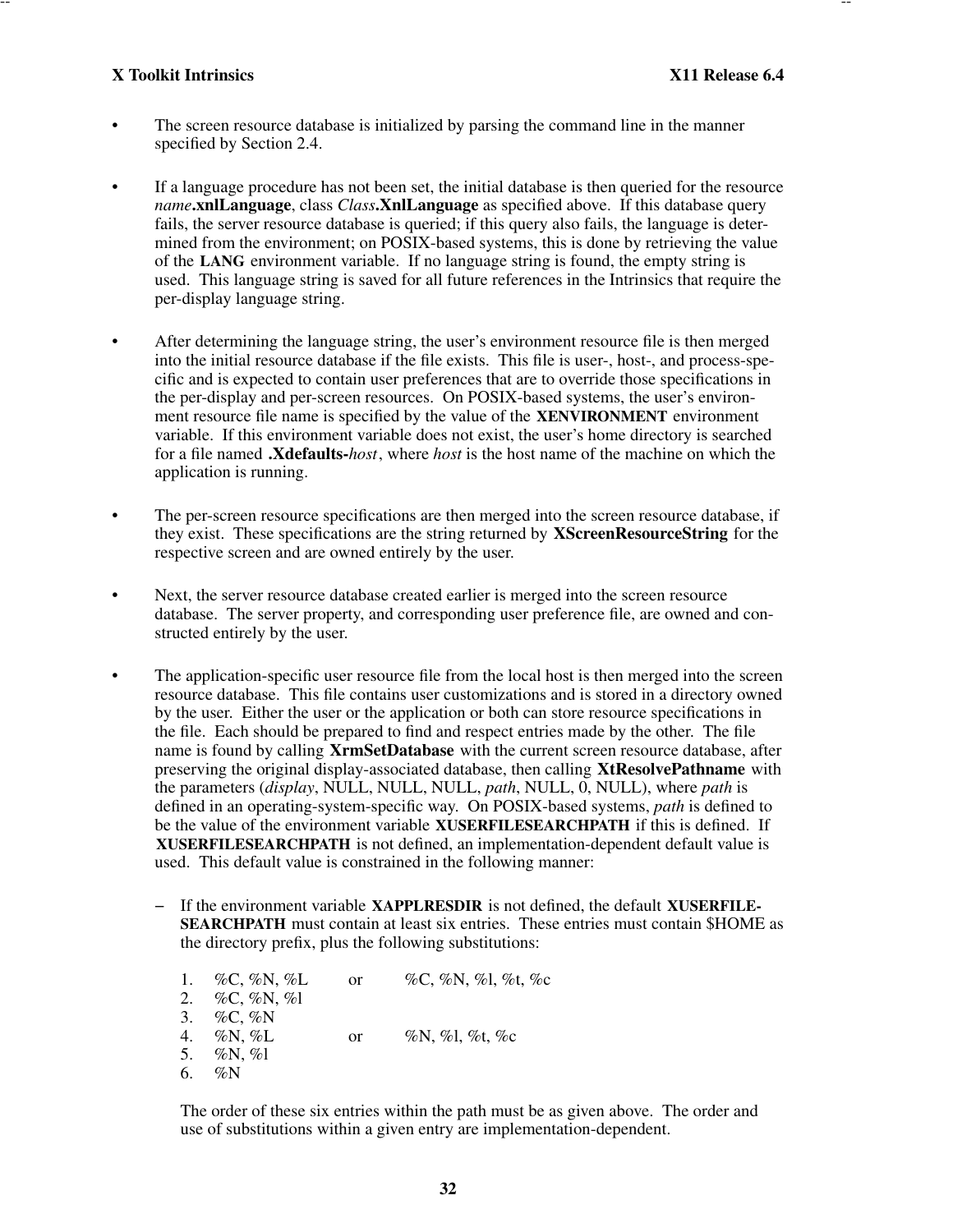- The screen resource database is initialized by parsing the command line in the manner specified by Section 2.4.

- If a language procedure has not been set, the initial database is then queried for the resource *name*.**xnlLanguage**, class *Class*.**XnlLanguage** as specified above. If this database query fails, the server resource database is queried; if this query also fails, the language is determined from the environment; on POSIX-based systems, this is done by retrieving the value of the **LANG** environment variable. If no language string is found, the empty string is used. This language string is saved for all future references in the Intrinsics that require the per-display language string.

- After determining the language string, the user's environment resource file is then merged into the initial resource database if the file exists. This file is user-, host-, and process-specific and is expected to contain user preferences that are to override those specifications in the per-display and per-screen resources. On POSIX-based systems, the user's environment resource file name is specified by the value of the **XENVIRONMENT** environment variable. If this environment variable does not exist, the user's home directory is searched for a file named **.Xdefaults-***host*, where *host* is the host name of the machine on which the application is running.

- The per-screen resource specifications are then merged into the screen resource database, if they exist. These specifications are the string returned by **XScreenResourceString** for the respective screen and are owned entirely by the user.

- Next, the server resource database created earlier is merged into the screen resource database. The server property, and corresponding user preference file, are owned and constructed entirely by the user.

- The application-specific user resource file from the local host is then merged into the screen resource database. This file contains user customizations and is stored in a directory owned by the user. Either the user or the application or both can store resource specifications in the file. Each should be prepared to find and respect entries made by the other. The file name is found by calling **XrmSetDatabase** with the current screen resource database, after preserving the original display-associated database, then calling **XtResolvePathname** with the parameters (*display*, NULL, NULL, NULL, *path*, NULL, 0, NULL), where *path* is defined in an operating-system-specific way. On POSIX-based systems, *path* is defined to be the value of the environment variable **XUSERFILESEARCHPATH** if this is defined. If **XUSERFILESEARCHPATH** is not defined, an implementation-dependent default value is used. This default value is constrained in the following manner:

  – If the environment variable **XAPPLRESDIR** is not defined, the default **XUSERFILESEARCHPATH** must contain at least six entries. These entries must contain $HOME as the directory prefix, plus the following substitutions:

    1. %C, %N, %L     or     %C, %N, %l, %t, %c
    2. %C, %N, %l
    3. %C, %N
    4. %N, %L     or     %N, %l, %t, %c
    5. %N, %l
    6. %N

    The order of these six entries within the path must be as given above. The order and use of substitutions within a given entry are implementation-dependent.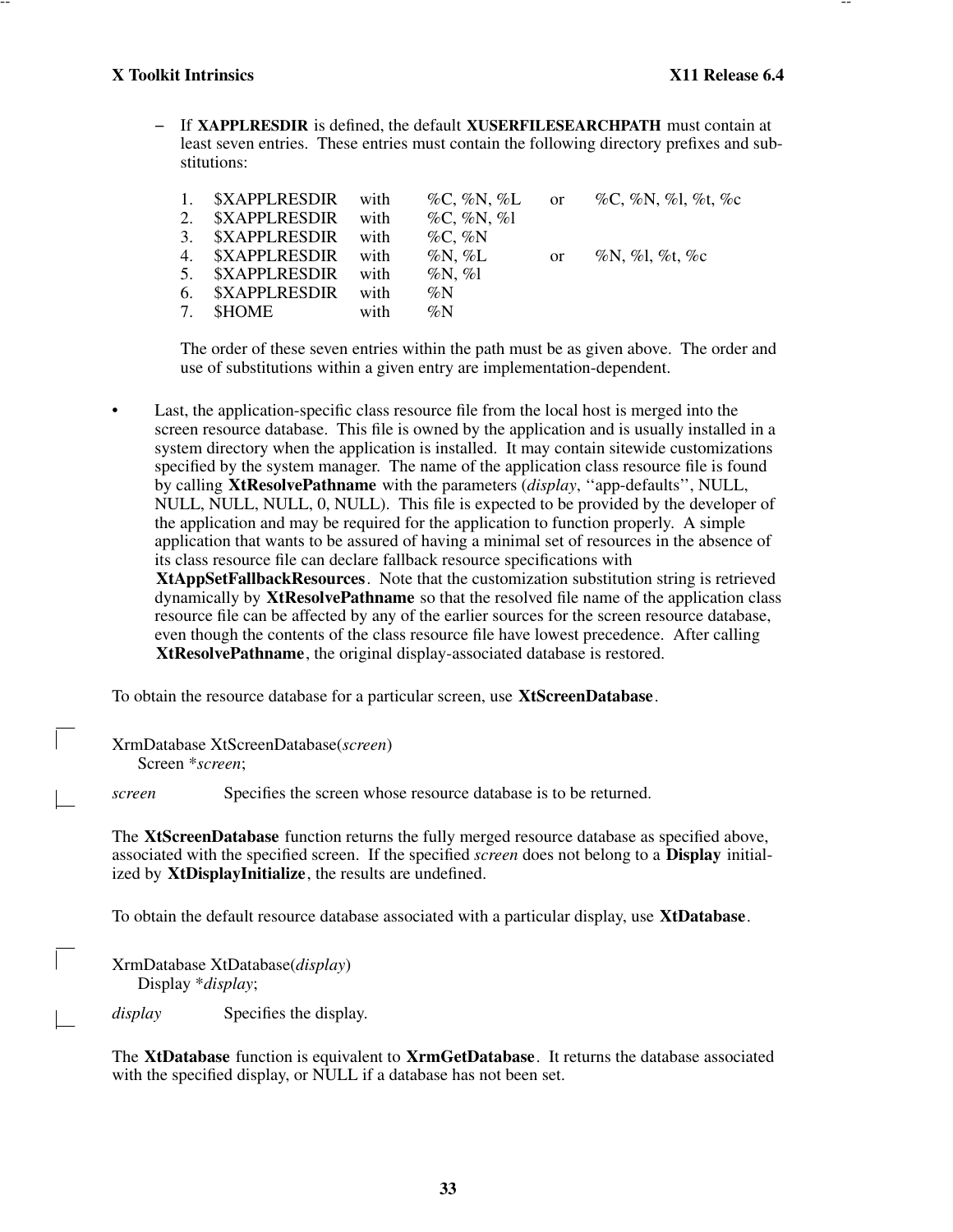– If **XAPPLRESDIR** is defined, the default **XUSERFILESEARCHPATH** must contain at least seven entries. These entries must contain the following directory prefixes and substitutions:

| | | | | | |
|---|---|---|---|---|---|
| 1. | $XAPPLRESDIR | with | %C, %N, %L | or | %C, %N, %l, %t, %c |
| 2. | $XAPPLRESDIR | with | %C, %N, %l | | |
| 3. | $XAPPLRESDIR | with | %C, %N | | |
| 4. | $XAPPLRESDIR | with | %N, %L | or | %N, %l, %t, %c |
| 5. | $XAPPLRESDIR | with | %N, %l | | |
| 6. | $XAPPLRESDIR | with | %N | | |
| 7. | $HOME | with | %N | | |

The order of these seven entries within the path must be as given above. The order and use of substitutions within a given entry are implementation-dependent.

- Last, the application-specific class resource file from the local host is merged into the screen resource database. This file is owned by the application and is usually installed in a system directory when the application is installed. It may contain sitewide customizations specified by the system manager. The name of the application class resource file is found by calling **XtResolvePathname** with the parameters (*display*, ‘‘app-defaults’’, NULL, NULL, NULL, NULL, 0, NULL). This file is expected to be provided by the developer of the application and may be required for the application to function properly. A simple application that wants to be assured of having a minimal set of resources in the absence of its class resource file can declare fallback resource specifications with **XtAppSetFallbackResources**. Note that the customization substitution string is retrieved dynamically by **XtResolvePathname** so that the resolved file name of the application class resource file can be affected by any of the earlier sources for the screen resource database, even though the contents of the class resource file have lowest precedence. After calling **XtResolvePathname**, the original display-associated database is restored.

To obtain the resource database for a particular screen, use **XtScreenDatabase**.

```
XrmDatabase XtScreenDatabase(screen)
    Screen *screen;
```

*screen* Specifies the screen whose resource database is to be returned.

The **XtScreenDatabase** function returns the fully merged resource database as specified above, associated with the specified screen. If the specified *screen* does not belong to a **Display** initialized by **XtDisplayInitialize**, the results are undefined.

To obtain the default resource database associated with a particular display, use **XtDatabase**.

```
XrmDatabase XtDatabase(display)
    Display *display;
```

*display* Specifies the display.

The **XtDatabase** function is equivalent to **XrmGetDatabase**. It returns the database associated with the specified display, or NULL if a database has not been set.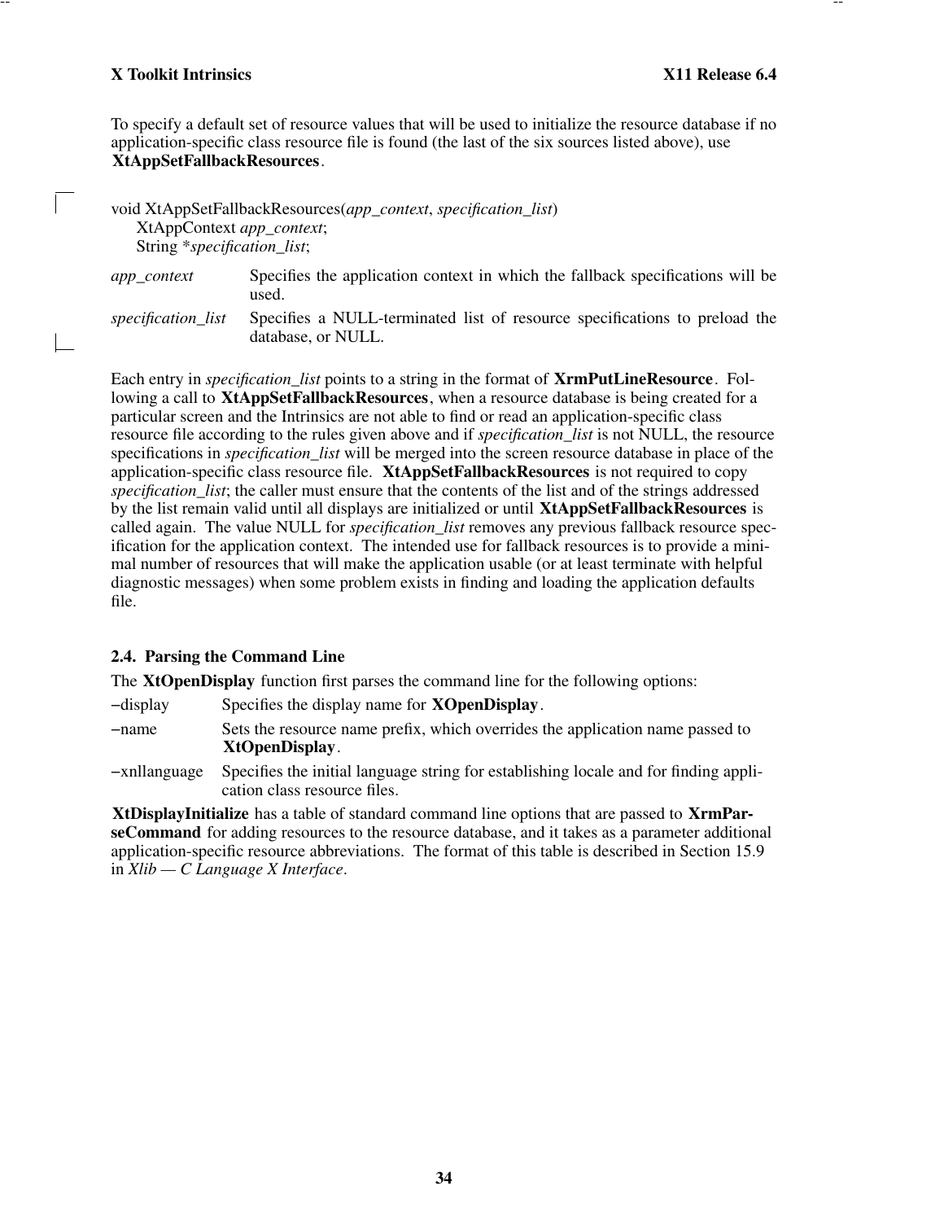To specify a default set of resource values that will be used to initialize the resource database if no application-specific class resource file is found (the last of the six sources listed above), use **XtAppSetFallbackResources**.

```
void XtAppSetFallbackResources(app_context, specification_list)
    XtAppContext app_context;
    String *specification_list;
```

*app_context* Specifies the application context in which the fallback specifications will be used.

*specification_list* Specifies a NULL-terminated list of resource specifications to preload the database, or NULL.

Each entry in *specification_list* points to a string in the format of **XrmPutLineResource**. Following a call to **XtAppSetFallbackResources**, when a resource database is being created for a particular screen and the Intrinsics are not able to find or read an application-specific class resource file according to the rules given above and if *specification_list* is not NULL, the resource specifications in *specification_list* will be merged into the screen resource database in place of the application-specific class resource file. **XtAppSetFallbackResources** is not required to copy *specification_list*; the caller must ensure that the contents of the list and of the strings addressed by the list remain valid until all displays are initialized or until **XtAppSetFallbackResources** is called again. The value NULL for *specification_list* removes any previous fallback resource specification for the application context. The intended use for fallback resources is to provide a minimal number of resources that will make the application usable (or at least terminate with helpful diagnostic messages) when some problem exists in finding and loading the application defaults file.

## 2.4. Parsing the Command Line

The **XtOpenDisplay** function first parses the command line for the following options:

−display Specifies the display name for **XOpenDisplay**.

−name Sets the resource name prefix, which overrides the application name passed to **XtOpenDisplay**.

−xnllanguage Specifies the initial language string for establishing locale and for finding application class resource files.

**XtDisplayInitialize** has a table of standard command line options that are passed to **XrmParseCommand** for adding resources to the resource database, and it takes as a parameter additional application-specific resource abbreviations. The format of this table is described in Section 15.9 in *Xlib — C Language X Interface*.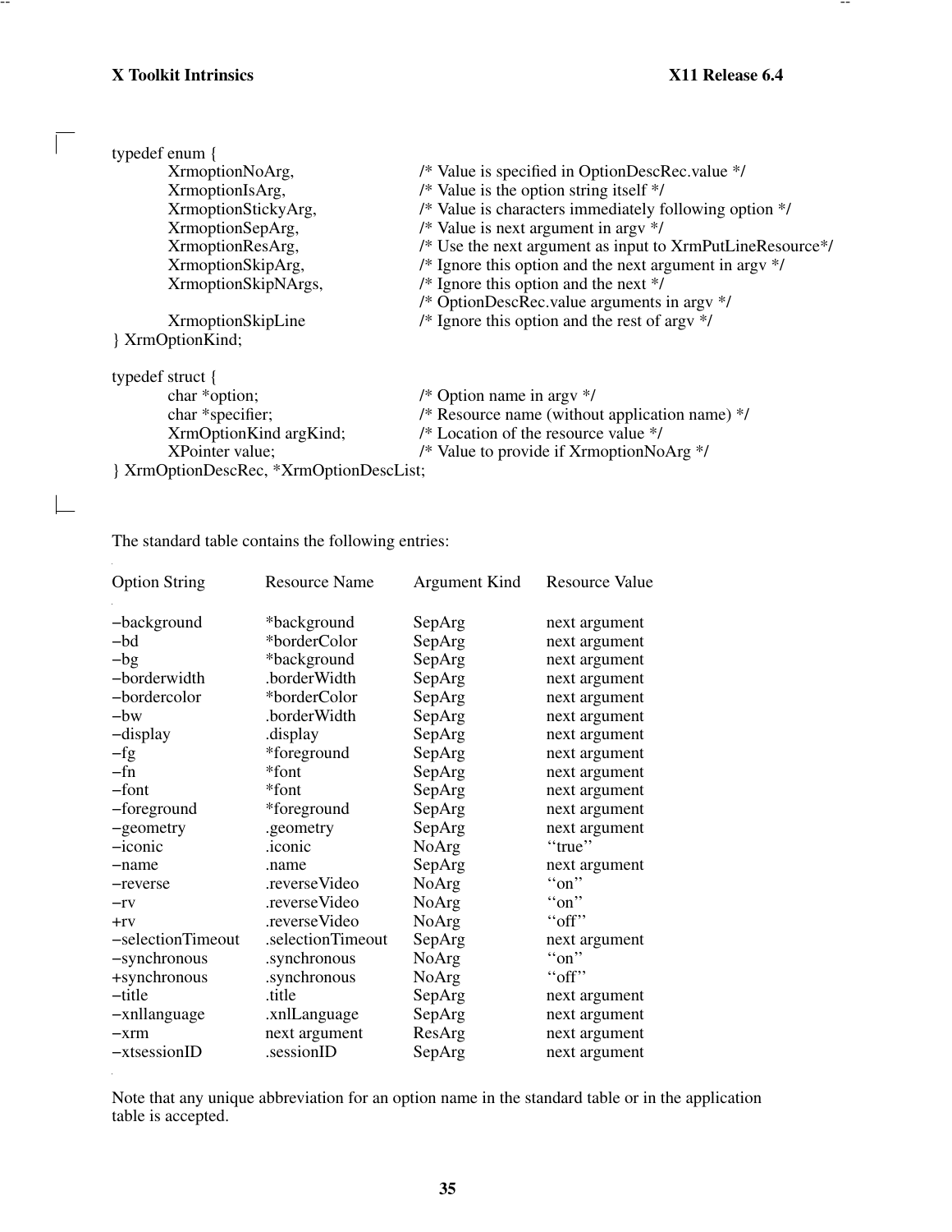```
typedef enum {
        XrmoptionNoArg,             /* Value is specified in OptionDescRec.value */
        XrmoptionIsArg,             /* Value is the option string itself */
        XrmoptionStickyArg,         /* Value is characters immediately following option */
        XrmoptionSepArg,            /* Value is next argument in argv */
        XrmoptionResArg,            /* Use the next argument as input to XrmPutLineResource*/
        XrmoptionSkipArg,           /* Ignore this option and the next argument in argv */
        XrmoptionSkipNArgs,         /* Ignore this option and the next */
                                    /* OptionDescRec.value arguments in argv */
        XrmoptionSkipLine           /* Ignore this option and the rest of argv */
} XrmOptionKind;

typedef struct {
        char *option;               /* Option name in argv */
        char *specifier;            /* Resource name (without application name) */
        XrmOptionKind argKind;      /* Location of the resource value */
        XPointer value;             /* Value to provide if XrmoptionNoArg */
} XrmOptionDescRec, *XrmOptionDescList;
```

The standard table contains the following entries:

| Option String | Resource Name | Argument Kind | Resource Value |
|---|---|---|---|
| −background | *background | SepArg | next argument |
| −bd | *borderColor | SepArg | next argument |
| −bg | *background | SepArg | next argument |
| −borderwidth | .borderWidth | SepArg | next argument |
| −bordercolor | *borderColor | SepArg | next argument |
| −bw | .borderWidth | SepArg | next argument |
| −display | .display | SepArg | next argument |
| −fg | *foreground | SepArg | next argument |
| −fn | *font | SepArg | next argument |
| −font | *font | SepArg | next argument |
| −foreground | *foreground | SepArg | next argument |
| −geometry | .geometry | SepArg | next argument |
| −iconic | .iconic | NoArg | ‘‘true’’ |
| −name | .name | SepArg | next argument |
| −reverse | .reverseVideo | NoArg | ‘‘on’’ |
| −rv | .reverseVideo | NoArg | ‘‘on’’ |
| +rv | .reverseVideo | NoArg | ‘‘off’’ |
| −selectionTimeout | .selectionTimeout | SepArg | next argument |
| −synchronous | .synchronous | NoArg | ‘‘on’’ |
| +synchronous | .synchronous | NoArg | ‘‘off’’ |
| −title | .title | SepArg | next argument |
| −xnllanguage | .xnlLanguage | SepArg | next argument |
| −xrm | next argument | ResArg | next argument |
| −xtsessionID | .sessionID | SepArg | next argument |

Note that any unique abbreviation for an option name in the standard table or in the application table is accepted.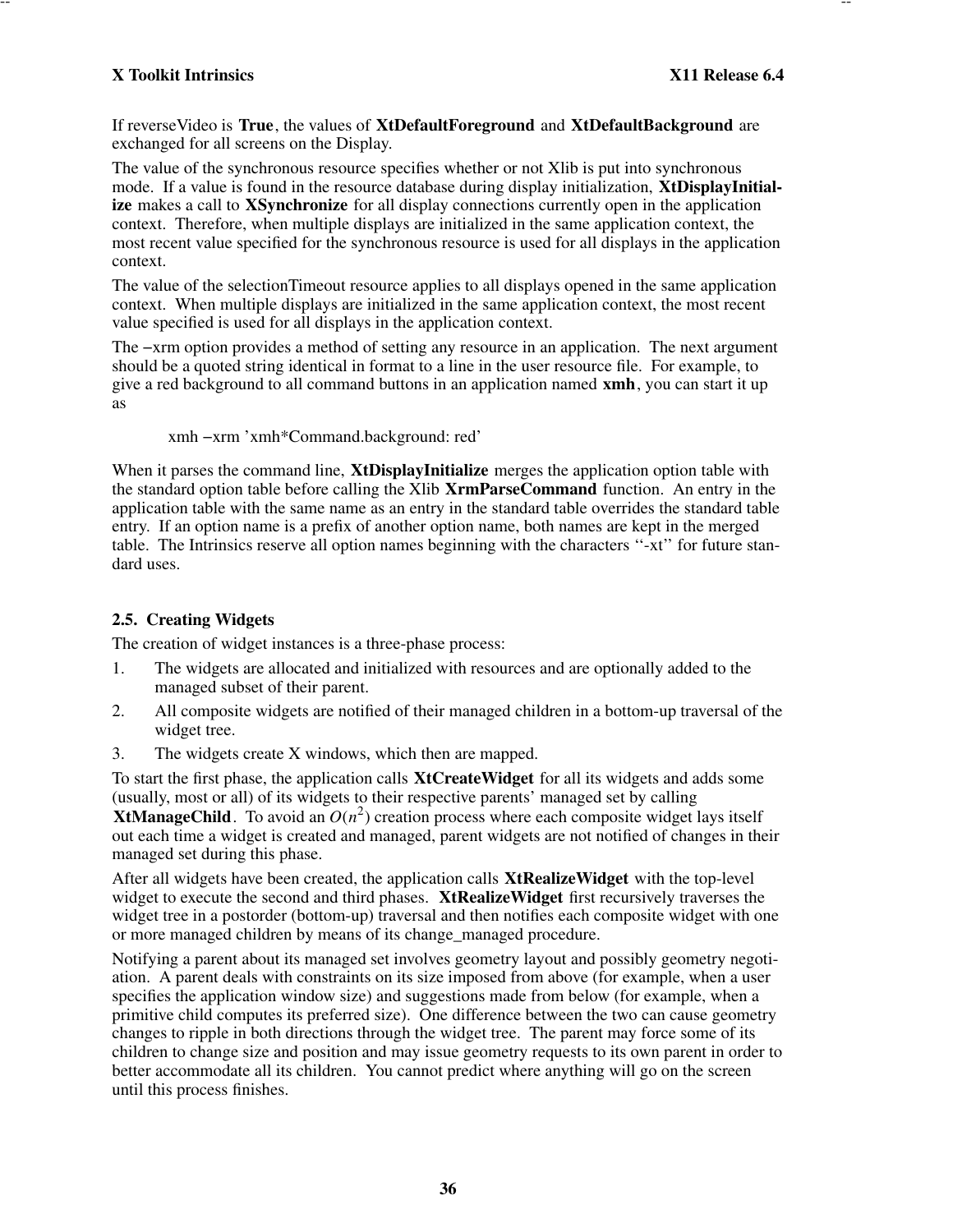If reverseVideo is **True**, the values of **XtDefaultForeground** and **XtDefaultBackground** are exchanged for all screens on the Display.

The value of the synchronous resource specifies whether or not Xlib is put into synchronous mode. If a value is found in the resource database during display initialization, **XtDisplayInitialize** makes a call to **XSynchronize** for all display connections currently open in the application context. Therefore, when multiple displays are initialized in the same application context, the most recent value specified for the synchronous resource is used for all displays in the application context.

The value of the selectionTimeout resource applies to all displays opened in the same application context. When multiple displays are initialized in the same application context, the most recent value specified is used for all displays in the application context.

The −xrm option provides a method of setting any resource in an application. The next argument should be a quoted string identical in format to a line in the user resource file. For example, to give a red background to all command buttons in an application named **xmh**, you can start it up as

```
xmh −xrm 'xmh*Command.background: red'
```

When it parses the command line, **XtDisplayInitialize** merges the application option table with the standard option table before calling the Xlib **XrmParseCommand** function. An entry in the application table with the same name as an entry in the standard table overrides the standard table entry. If an option name is a prefix of another option name, both names are kept in the merged table. The Intrinsics reserve all option names beginning with the characters ''-xt'' for future standard uses.

### 2.5. Creating Widgets

The creation of widget instances is a three-phase process:

1. The widgets are allocated and initialized with resources and are optionally added to the managed subset of their parent.
2. All composite widgets are notified of their managed children in a bottom-up traversal of the widget tree.
3. The widgets create X windows, which then are mapped.

To start the first phase, the application calls **XtCreateWidget** for all its widgets and adds some (usually, most or all) of its widgets to their respective parents' managed set by calling **XtManageChild**. To avoid an $O(n^2)$ creation process where each composite widget lays itself out each time a widget is created and managed, parent widgets are not notified of changes in their managed set during this phase.

After all widgets have been created, the application calls **XtRealizeWidget** with the top-level widget to execute the second and third phases. **XtRealizeWidget** first recursively traverses the widget tree in a postorder (bottom-up) traversal and then notifies each composite widget with one or more managed children by means of its change_managed procedure.

Notifying a parent about its managed set involves geometry layout and possibly geometry negotiation. A parent deals with constraints on its size imposed from above (for example, when a user specifies the application window size) and suggestions made from below (for example, when a primitive child computes its preferred size). One difference between the two can cause geometry changes to ripple in both directions through the widget tree. The parent may force some of its children to change size and position and may issue geometry requests to its own parent in order to better accommodate all its children. You cannot predict where anything will go on the screen until this process finishes.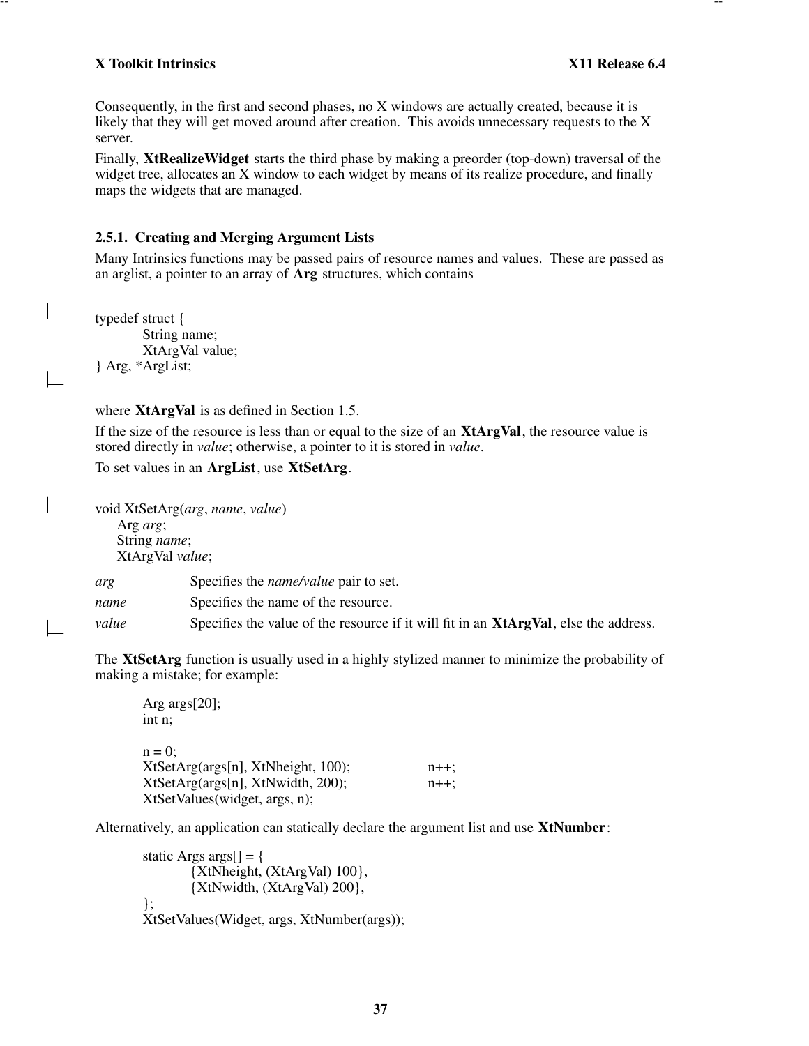Consequently, in the first and second phases, no X windows are actually created, because it is likely that they will get moved around after creation. This avoids unnecessary requests to the X server.

Finally, **XtRealizeWidget** starts the third phase by making a preorder (top-down) traversal of the widget tree, allocates an X window to each widget by means of its realize procedure, and finally maps the widgets that are managed.

### 2.5.1. Creating and Merging Argument Lists

Many Intrinsics functions may be passed pairs of resource names and values. These are passed as an arglist, a pointer to an array of **Arg** structures, which contains

```
typedef struct {
        String name;
        XtArgVal value;
} Arg, *ArgList;
```

where **XtArgVal** is as defined in Section 1.5.

If the size of the resource is less than or equal to the size of an **XtArgVal**, the resource value is stored directly in *value*; otherwise, a pointer to it is stored in *value*.

To set values in an **ArgList**, use **XtSetArg**.

```
void XtSetArg(arg, name, value)
    Arg arg;
    String name;
    XtArgVal value;
```

*arg* Specifies the *name/value* pair to set.

*name* Specifies the name of the resource.

*value* Specifies the value of the resource if it will fit in an **XtArgVal**, else the address.

The **XtSetArg** function is usually used in a highly stylized manner to minimize the probability of making a mistake; for example:

```
Arg args[20];
int n;

n = 0;
XtSetArg(args[n], XtNheight, 100);        n++;
XtSetArg(args[n], XtNwidth, 200);         n++;
XtSetValues(widget, args, n);
```

Alternatively, an application can statically declare the argument list and use **XtNumber**:

```
static Args args[] = {
        {XtNheight, (XtArgVal) 100},
        {XtNwidth, (XtArgVal) 200},
};
XtSetValues(Widget, args, XtNumber(args));
```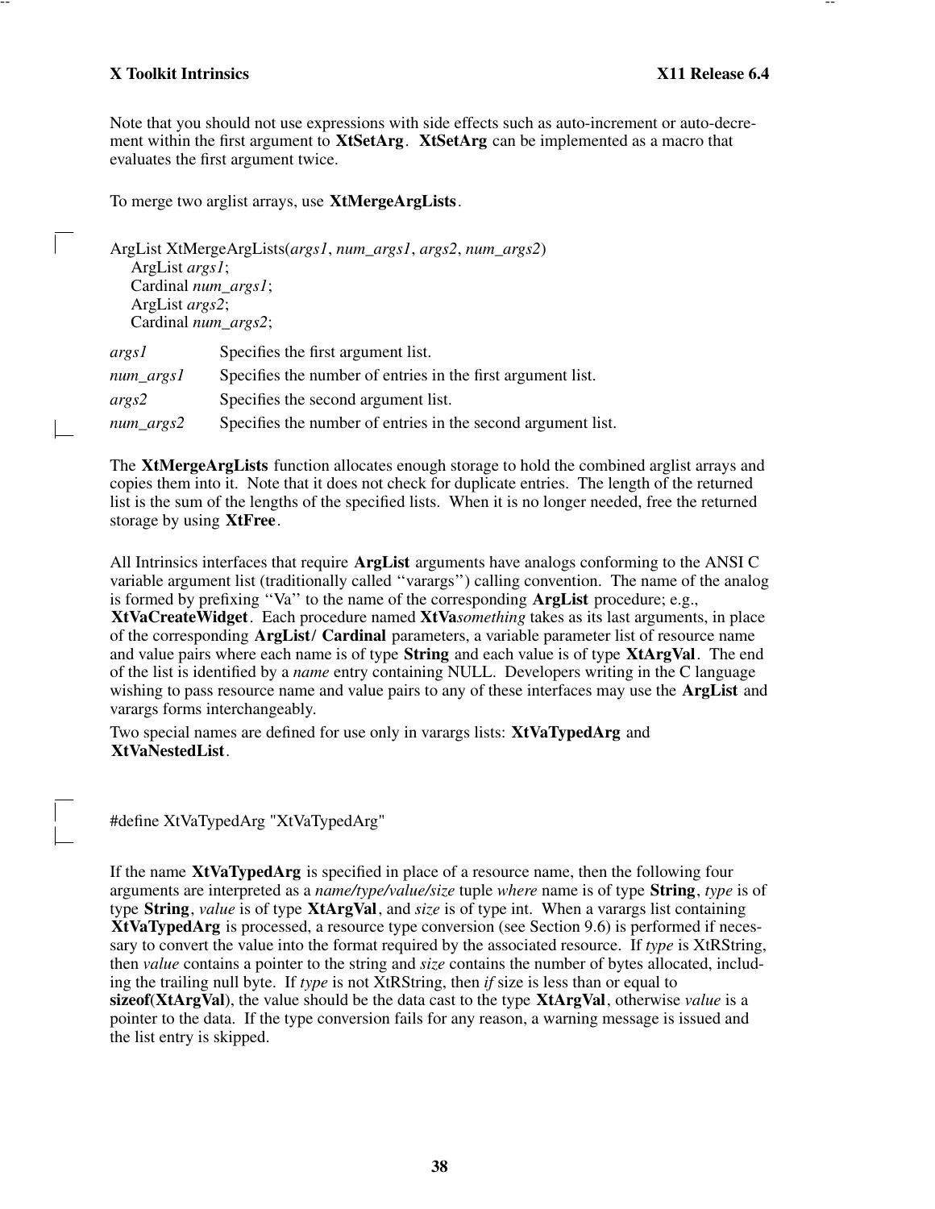Note that you should not use expressions with side effects such as auto-increment or auto-decrement within the first argument to **XtSetArg**. **XtSetArg** can be implemented as a macro that evaluates the first argument twice.

To merge two arglist arrays, use **XtMergeArgLists**.

```
ArgList XtMergeArgLists(args1, num_args1, args2, num_args2)
    ArgList args1;
    Cardinal num_args1;
    ArgList args2;
    Cardinal num_args2;
```

*args1* Specifies the first argument list.

*num_args1* Specifies the number of entries in the first argument list.

*args2* Specifies the second argument list.

*num_args2* Specifies the number of entries in the second argument list.

The **XtMergeArgLists** function allocates enough storage to hold the combined arglist arrays and copies them into it. Note that it does not check for duplicate entries. The length of the returned list is the sum of the lengths of the specified lists. When it is no longer needed, free the returned storage by using **XtFree**.

All Intrinsics interfaces that require **ArgList** arguments have analogs conforming to the ANSI C variable argument list (traditionally called ''varargs'') calling convention. The name of the analog is formed by prefixing ''Va'' to the name of the corresponding **ArgList** procedure; e.g., **XtVaCreateWidget**. Each procedure named **XtVa***something* takes as its last arguments, in place of the corresponding **ArgList**/ **Cardinal** parameters, a variable parameter list of resource name and value pairs where each name is of type **String** and each value is of type **XtArgVal**. The end of the list is identified by a *name* entry containing NULL. Developers writing in the C language wishing to pass resource name and value pairs to any of these interfaces may use the **ArgList** and varargs forms interchangeably.

Two special names are defined for use only in varargs lists: **XtVaTypedArg** and **XtVaNestedList**.

```
#define XtVaTypedArg "XtVaTypedArg"
```

If the name **XtVaTypedArg** is specified in place of a resource name, then the following four arguments are interpreted as a *name/type/value/size* tuple *where* name is of type **String**, *type* is of type **String**, *value* is of type **XtArgVal**, and *size* is of type int. When a varargs list containing **XtVaTypedArg** is processed, a resource type conversion (see Section 9.6) is performed if necessary to convert the value into the format required by the associated resource. If *type* is XtRString, then *value* contains a pointer to the string and *size* contains the number of bytes allocated, including the trailing null byte. If *type* is not XtRString, then *if* size is less than or equal to **sizeof**(**XtArgVal**), the value should be the data cast to the type **XtArgVal**, otherwise *value* is a pointer to the data. If the type conversion fails for any reason, a warning message is issued and the list entry is skipped.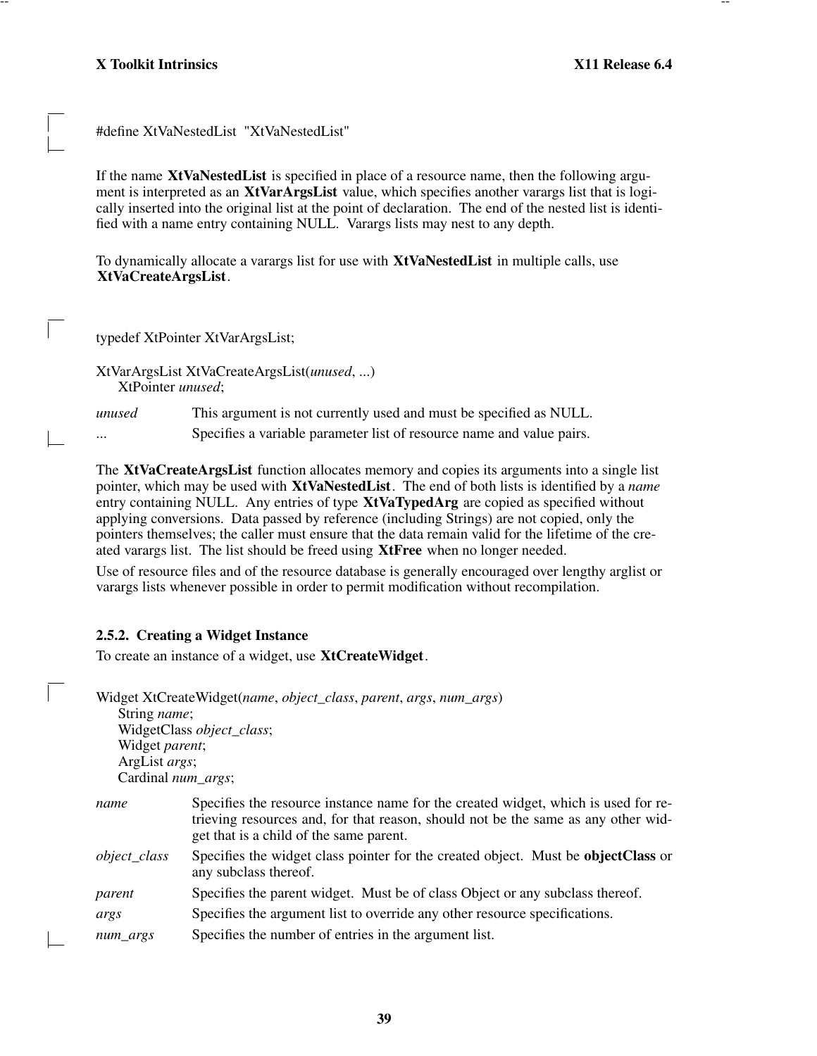```
#define XtVaNestedList  "XtVaNestedList"
```

If the name **XtVaNestedList** is specified in place of a resource name, then the following argument is interpreted as an **XtVarArgsList** value, which specifies another varargs list that is logically inserted into the original list at the point of declaration. The end of the nested list is identified with a name entry containing NULL. Varargs lists may nest to any depth.

To dynamically allocate a varargs list for use with **XtVaNestedList** in multiple calls, use **XtVaCreateArgsList**.

```
typedef XtPointer XtVarArgsList;

XtVarArgsList XtVaCreateArgsList(unused, ...)
      XtPointer unused;
```

*unused* This argument is not currently used and must be specified as NULL.

... Specifies a variable parameter list of resource name and value pairs.

The **XtVaCreateArgsList** function allocates memory and copies its arguments into a single list pointer, which may be used with **XtVaNestedList**. The end of both lists is identified by a *name* entry containing NULL. Any entries of type **XtVaTypedArg** are copied as specified without applying conversions. Data passed by reference (including Strings) are not copied, only the pointers themselves; the caller must ensure that the data remain valid for the lifetime of the created varargs list. The list should be freed using **XtFree** when no longer needed.

Use of resource files and of the resource database is generally encouraged over lengthy arglist or varargs lists whenever possible in order to permit modification without recompilation.

### 2.5.2. Creating a Widget Instance

To create an instance of a widget, use **XtCreateWidget**.

```
Widget XtCreateWidget(name, object_class, parent, args, num_args)
      String name;
      WidgetClass object_class;
      Widget parent;
      ArgList args;
      Cardinal num_args;
```

*name* Specifies the resource instance name for the created widget, which is used for retrieving resources and, for that reason, should not be the same as any other widget that is a child of the same parent.

*object_class* Specifies the widget class pointer for the created object. Must be **objectClass** or any subclass thereof.

*parent* Specifies the parent widget. Must be of class Object or any subclass thereof.

*args* Specifies the argument list to override any other resource specifications.

*num_args* Specifies the number of entries in the argument list.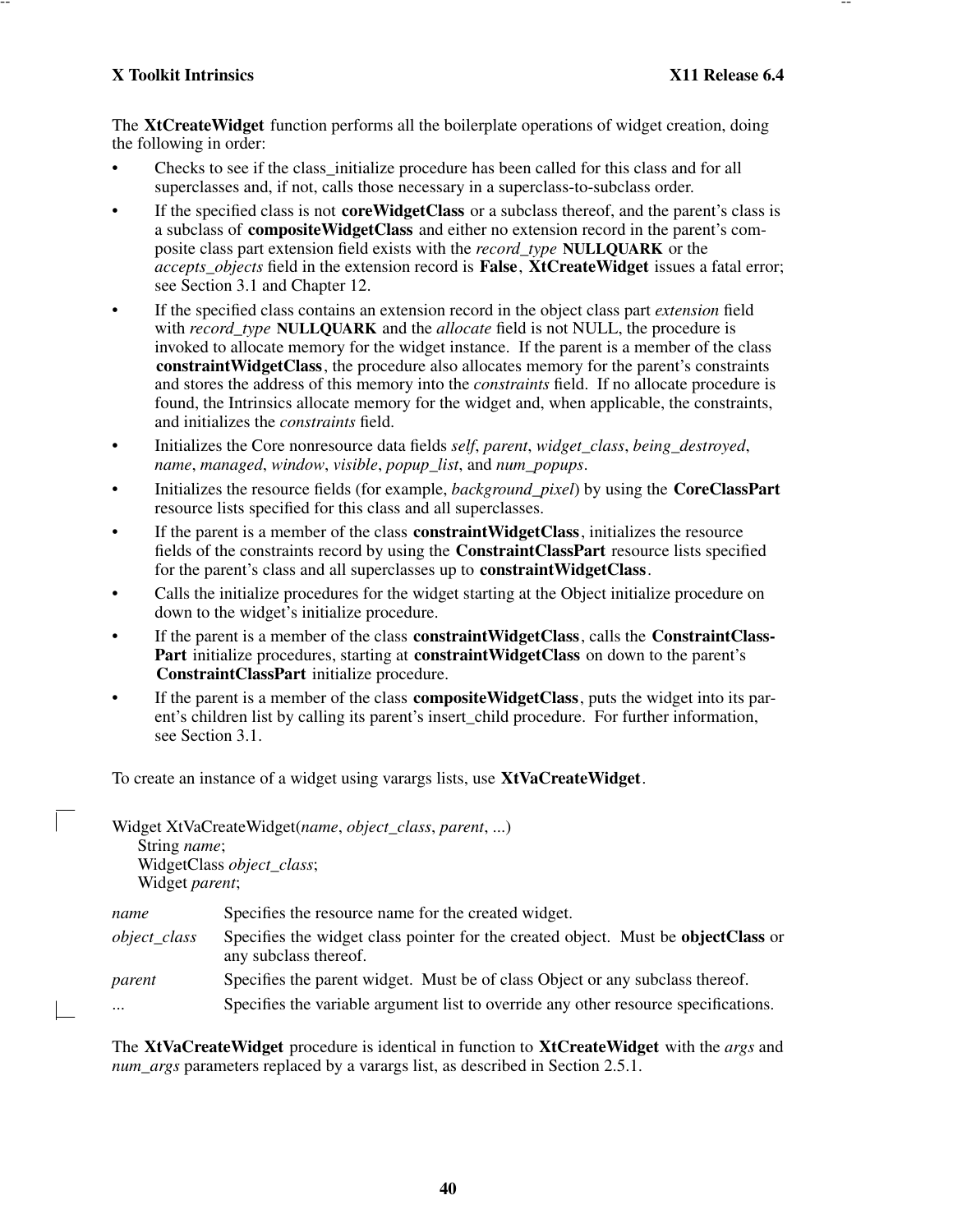The **XtCreateWidget** function performs all the boilerplate operations of widget creation, doing the following in order:

- Checks to see if the class_initialize procedure has been called for this class and for all superclasses and, if not, calls those necessary in a superclass-to-subclass order.
- If the specified class is not **coreWidgetClass** or a subclass thereof, and the parent's class is a subclass of **compositeWidgetClass** and either no extension record in the parent's composite class part extension field exists with the *record_type* **NULLQUARK** or the *accepts_objects* field in the extension record is **False**, **XtCreateWidget** issues a fatal error; see Section 3.1 and Chapter 12.
- If the specified class contains an extension record in the object class part *extension* field with *record_type* **NULLQUARK** and the *allocate* field is not NULL, the procedure is invoked to allocate memory for the widget instance. If the parent is a member of the class **constraintWidgetClass**, the procedure also allocates memory for the parent's constraints and stores the address of this memory into the *constraints* field. If no allocate procedure is found, the Intrinsics allocate memory for the widget and, when applicable, the constraints, and initializes the *constraints* field.
- Initializes the Core nonresource data fields *self*, *parent*, *widget_class*, *being_destroyed*, *name*, *managed*, *window*, *visible*, *popup_list*, and *num_popups*.
- Initializes the resource fields (for example, *background_pixel*) by using the **CoreClassPart** resource lists specified for this class and all superclasses.
- If the parent is a member of the class **constraintWidgetClass**, initializes the resource fields of the constraints record by using the **ConstraintClassPart** resource lists specified for the parent's class and all superclasses up to **constraintWidgetClass**.
- Calls the initialize procedures for the widget starting at the Object initialize procedure on down to the widget's initialize procedure.
- If the parent is a member of the class **constraintWidgetClass**, calls the **ConstraintClassPart** initialize procedures, starting at **constraintWidgetClass** on down to the parent's **ConstraintClassPart** initialize procedure.
- If the parent is a member of the class **compositeWidgetClass**, puts the widget into its parent's children list by calling its parent's insert_child procedure. For further information, see Section 3.1.

To create an instance of a widget using varargs lists, use **XtVaCreateWidget**.

```
Widget XtVaCreateWidget(name, object_class, parent, ...)
      String name;
      WidgetClass object_class;
      Widget parent;
```

| | |
|---|---|
| *name* | Specifies the resource name for the created widget. |
| *object_class* | Specifies the widget class pointer for the created object. Must be **objectClass** or any subclass thereof. |
| *parent* | Specifies the parent widget. Must be of class Object or any subclass thereof. |
| ... | Specifies the variable argument list to override any other resource specifications. |

The **XtVaCreateWidget** procedure is identical in function to **XtCreateWidget** with the *args* and *num_args* parameters replaced by a varargs list, as described in Section 2.5.1.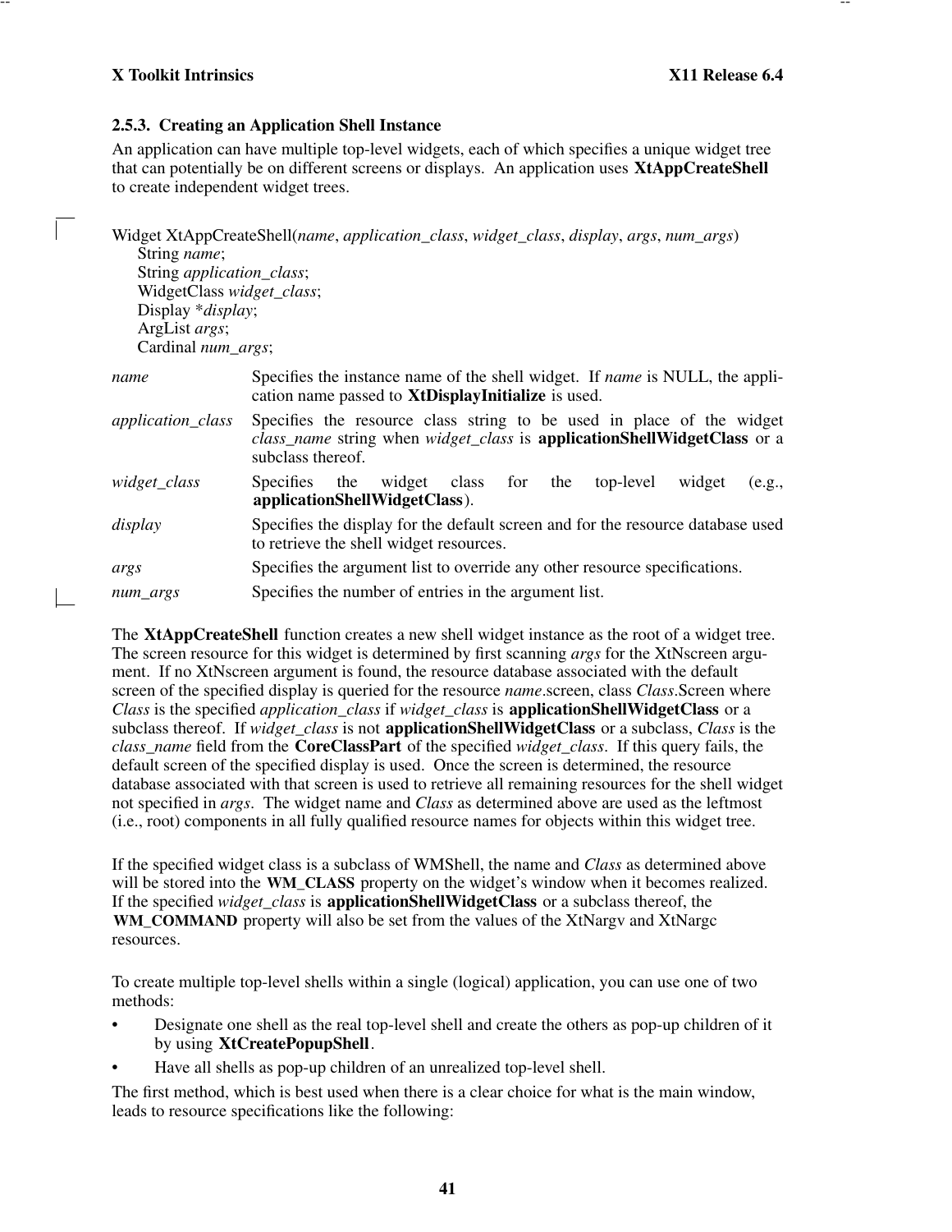### 2.5.3. Creating an Application Shell Instance

An application can have multiple top-level widgets, each of which specifies a unique widget tree that can potentially be on different screens or displays. An application uses **XtAppCreateShell** to create independent widget trees.

```
Widget XtAppCreateShell(name, application_class, widget_class, display, args, num_args)
    String name;
    String application_class;
    WidgetClass widget_class;
    Display *display;
    ArgList args;
    Cardinal num_args;
```

*name* Specifies the instance name of the shell widget. If *name* is NULL, the application name passed to **XtDisplayInitialize** is used.

*application_class* Specifies the resource class string to be used in place of the widget *class_name* string when *widget_class* is **applicationShellWidgetClass** or a subclass thereof.

*widget_class* Specifies the widget class for the top-level widget (e.g., **applicationShellWidgetClass**).

*display* Specifies the display for the default screen and for the resource database used to retrieve the shell widget resources.

*args* Specifies the argument list to override any other resource specifications.

*num_args* Specifies the number of entries in the argument list.

The **XtAppCreateShell** function creates a new shell widget instance as the root of a widget tree. The screen resource for this widget is determined by first scanning *args* for the XtNscreen argument. If no XtNscreen argument is found, the resource database associated with the default screen of the specified display is queried for the resource *name*.screen, class *Class*.Screen where *Class* is the specified *application_class* if *widget_class* is **applicationShellWidgetClass** or a subclass thereof. If *widget_class* is not **applicationShellWidgetClass** or a subclass, *Class* is the *class_name* field from the **CoreClassPart** of the specified *widget_class*. If this query fails, the default screen of the specified display is used. Once the screen is determined, the resource database associated with that screen is used to retrieve all remaining resources for the shell widget not specified in *args*. The widget name and *Class* as determined above are used as the leftmost (i.e., root) components in all fully qualified resource names for objects within this widget tree.

If the specified widget class is a subclass of WMShell, the name and *Class* as determined above will be stored into the **WM_CLASS** property on the widget's window when it becomes realized. If the specified *widget_class* is **applicationShellWidgetClass** or a subclass thereof, the **WM_COMMAND** property will also be set from the values of the XtNargv and XtNargc resources.

To create multiple top-level shells within a single (logical) application, you can use one of two methods:

- Designate one shell as the real top-level shell and create the others as pop-up children of it by using **XtCreatePopupShell**.
- Have all shells as pop-up children of an unrealized top-level shell.

The first method, which is best used when there is a clear choice for what is the main window, leads to resource specifications like the following: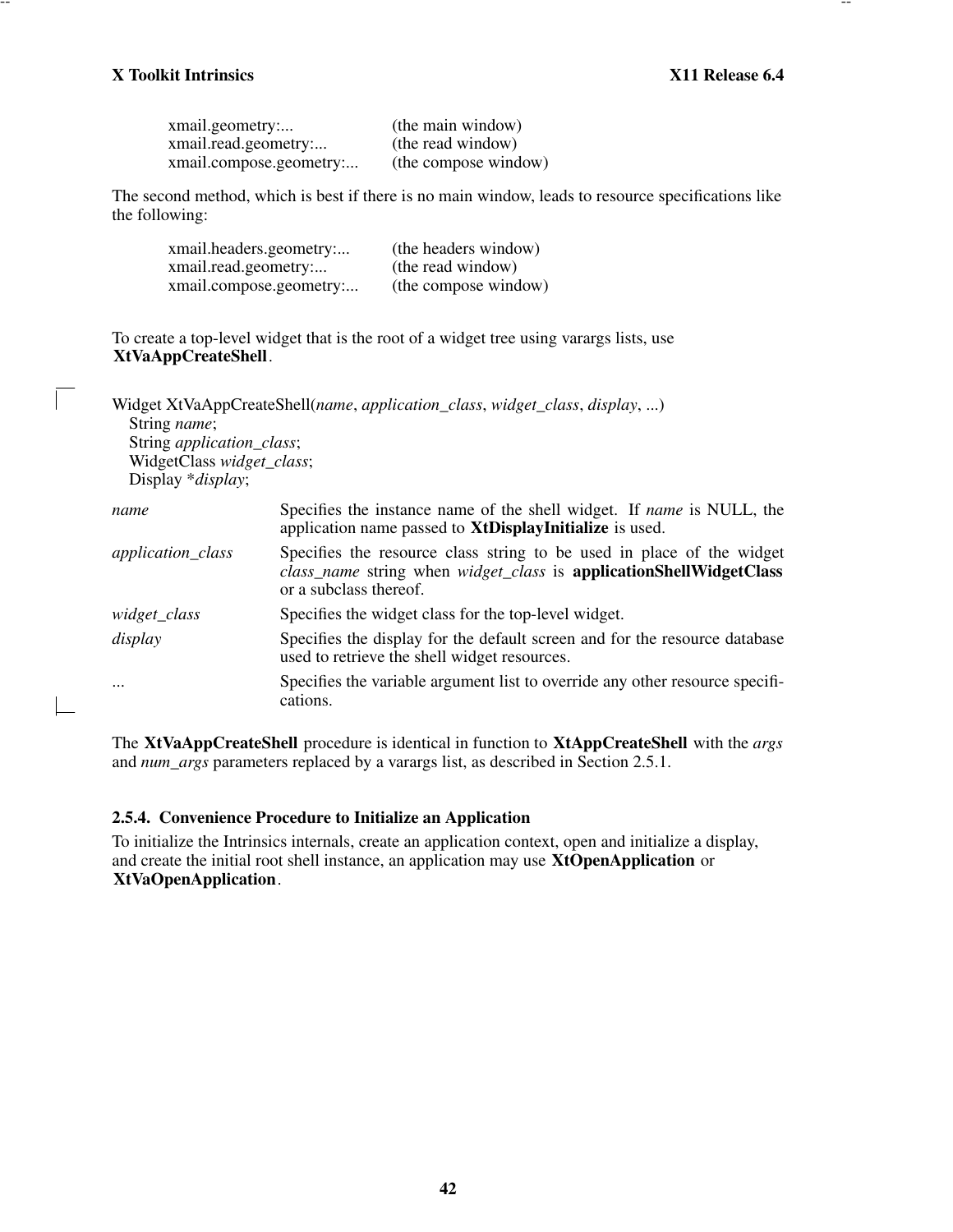```
xmail.geometry:...              (the main window)
xmail.read.geometry:...         (the read window)
xmail.compose.geometry:...      (the compose window)
```

The second method, which is best if there is no main window, leads to resource specifications like the following:

```
xmail.headers.geometry:...      (the headers window)
xmail.read.geometry:...         (the read window)
xmail.compose.geometry:...      (the compose window)
```

To create a top-level widget that is the root of a widget tree using varargs lists, use **XtVaAppCreateShell**.

```
Widget XtVaAppCreateShell(name, application_class, widget_class, display, ...)
    String name;
    String application_class;
    WidgetClass widget_class;
    Display *display;
```

| | |
|---|---|
| *name* | Specifies the instance name of the shell widget. If *name* is NULL, the application name passed to **XtDisplayInitialize** is used. |
| *application_class* | Specifies the resource class string to be used in place of the widget *class_name* string when *widget_class* is **applicationShellWidgetClass** or a subclass thereof. |
| *widget_class* | Specifies the widget class for the top-level widget. |
| *display* | Specifies the display for the default screen and for the resource database used to retrieve the shell widget resources. |
| ... | Specifies the variable argument list to override any other resource specifications. |

The **XtVaAppCreateShell** procedure is identical in function to **XtAppCreateShell** with the *args* and *num_args* parameters replaced by a varargs list, as described in Section 2.5.1.

### 2.5.4. Convenience Procedure to Initialize an Application

To initialize the Intrinsics internals, create an application context, open and initialize a display, and create the initial root shell instance, an application may use **XtOpenApplication** or **XtVaOpenApplication**.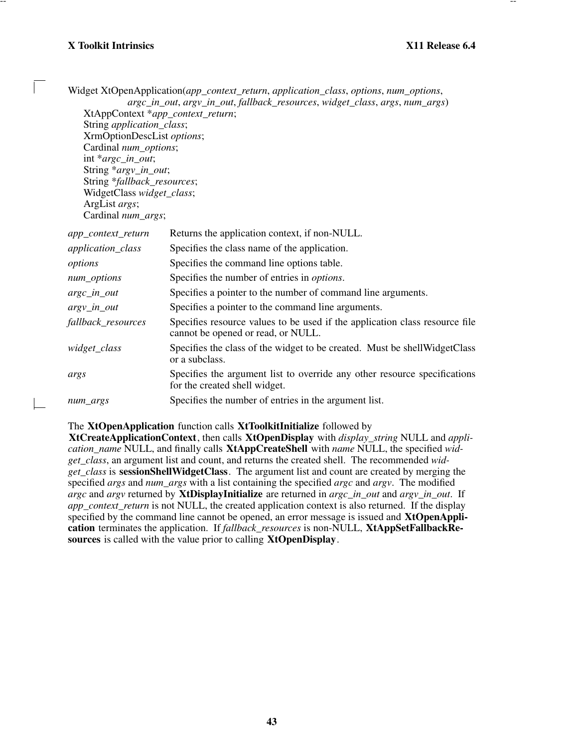```
Widget XtOpenApplication(app_context_return, application_class, options, num_options,
                argc_in_out, argv_in_out, fallback_resources, widget_class, args, num_args)
      XtAppContext *app_context_return;
      String application_class;
      XrmOptionDescList options;
      Cardinal num_options;
      int *argc_in_out;
      String *argv_in_out;
      String *fallback_resources;
      WidgetClass widget_class;
      ArgList args;
      Cardinal num_args;
```

| | |
|---|---|
| *app_context_return* | Returns the application context, if non-NULL. |
| *application_class* | Specifies the class name of the application. |
| *options* | Specifies the command line options table. |
| *num_options* | Specifies the number of entries in *options*. |
| *argc_in_out* | Specifies a pointer to the number of command line arguments. |
| *argv_in_out* | Specifies a pointer to the command line arguments. |
| *fallback_resources* | Specifies resource values to be used if the application class resource file cannot be opened or read, or NULL. |
| *widget_class* | Specifies the class of the widget to be created. Must be shellWidgetClass or a subclass. |
| *args* | Specifies the argument list to override any other resource specifications for the created shell widget. |
| *num_args* | Specifies the number of entries in the argument list. |

The **XtOpenApplication** function calls **XtToolkitInitialize** followed by **XtCreateApplicationContext**, then calls **XtOpenDisplay** with *display_string* NULL and *application_name* NULL, and finally calls **XtAppCreateShell** with *name* NULL, the specified *widget_class*, an argument list and count, and returns the created shell. The recommended *widget_class* is **sessionShellWidgetClass**. The argument list and count are created by merging the specified *args* and *num_args* with a list containing the specified *argc* and *argv*. The modified *argc* and *argv* returned by **XtDisplayInitialize** are returned in *argc_in_out* and *argv_in_out*. If *app_context_return* is not NULL, the created application context is also returned. If the display specified by the command line cannot be opened, an error message is issued and **XtOpenApplication** terminates the application. If *fallback_resources* is non-NULL, **XtAppSetFallbackResources** is called with the value prior to calling **XtOpenDisplay**.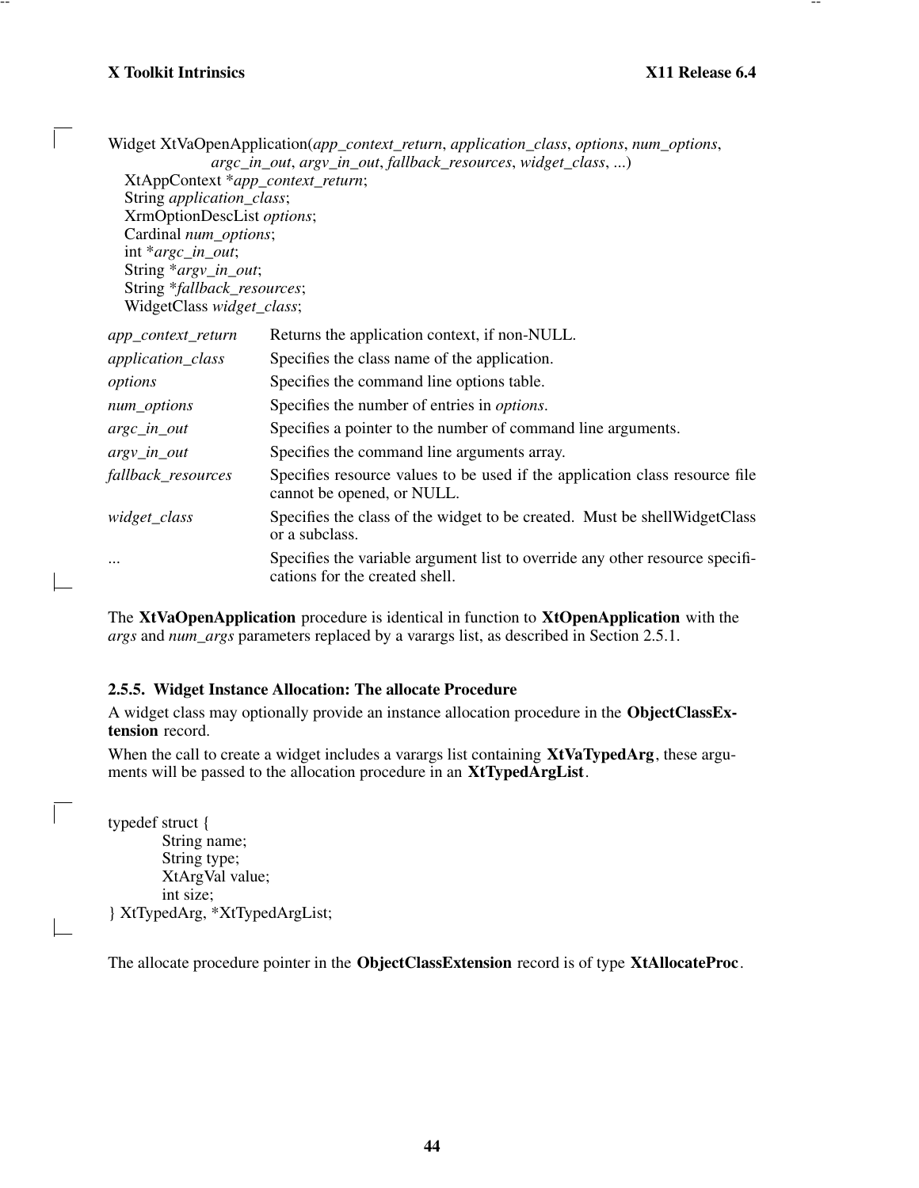Widget XtVaOpenApplication(*app_context_return*, *application_class*, *options*, *num_options*,
        *argc_in_out*, *argv_in_out*, *fallback_resources*, *widget_class*, ...)
    XtAppContext **app_context_return*;
    String *application_class*;
    XrmOptionDescList *options*;
    Cardinal *num_options*;
    int **argc_in_out*;
    String **argv_in_out*;
    String **fallback_resources*;
    WidgetClass *widget_class*;

| | |
|---|---|
| *app_context_return* | Returns the application context, if non-NULL. |
| *application_class* | Specifies the class name of the application. |
| *options* | Specifies the command line options table. |
| *num_options* | Specifies the number of entries in *options*. |
| *argc_in_out* | Specifies a pointer to the number of command line arguments. |
| *argv_in_out* | Specifies the command line arguments array. |
| *fallback_resources* | Specifies resource values to be used if the application class resource file cannot be opened, or NULL. |
| *widget_class* | Specifies the class of the widget to be created. Must be shellWidgetClass or a subclass. |
| ... | Specifies the variable argument list to override any other resource specifications for the created shell. |

The **XtVaOpenApplication** procedure is identical in function to **XtOpenApplication** with the *args* and *num_args* parameters replaced by a varargs list, as described in Section 2.5.1.

### 2.5.5. Widget Instance Allocation: The allocate Procedure

A widget class may optionally provide an instance allocation procedure in the **ObjectClassExtension** record.

When the call to create a widget includes a varargs list containing **XtVaTypedArg**, these arguments will be passed to the allocation procedure in an **XtTypedArgList**.

```
typedef struct {
        String name;
        String type;
        XtArgVal value;
        int size;
} XtTypedArg, *XtTypedArgList;
```

The allocate procedure pointer in the **ObjectClassExtension** record is of type **XtAllocateProc**.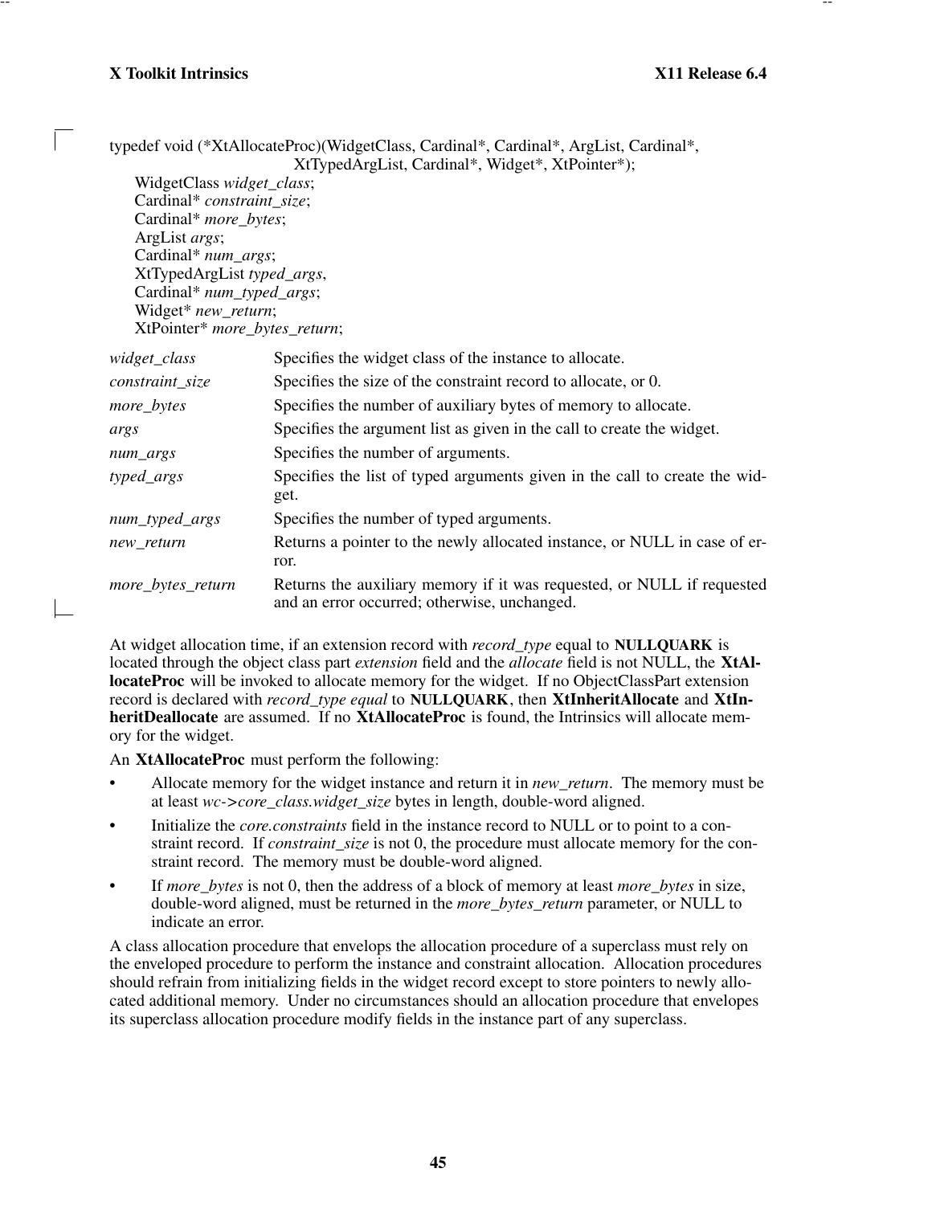```
typedef void (*XtAllocateProc)(WidgetClass, Cardinal*, Cardinal*, ArgList, Cardinal*,
                               XtTypedArgList, Cardinal*, Widget*, XtPointer*);
    WidgetClass widget_class;
    Cardinal* constraint_size;
    Cardinal* more_bytes;
    ArgList args;
    Cardinal* num_args;
    XtTypedArgList typed_args,
    Cardinal* num_typed_args;
    Widget* new_return;
    XtPointer* more_bytes_return;
```

| | |
|---|---|
| *widget_class* | Specifies the widget class of the instance to allocate. |
| *constraint_size* | Specifies the size of the constraint record to allocate, or 0. |
| *more_bytes* | Specifies the number of auxiliary bytes of memory to allocate. |
| *args* | Specifies the argument list as given in the call to create the widget. |
| *num_args* | Specifies the number of arguments. |
| *typed_args* | Specifies the list of typed arguments given in the call to create the widget. |
| *num_typed_args* | Specifies the number of typed arguments. |
| *new_return* | Returns a pointer to the newly allocated instance, or NULL in case of error. |
| *more_bytes_return* | Returns the auxiliary memory if it was requested, or NULL if requested and an error occurred; otherwise, unchanged. |

At widget allocation time, if an extension record with *record_type* equal to **NULLQUARK** is located through the object class part *extension* field and the *allocate* field is not NULL, the **XtAllocateProc** will be invoked to allocate memory for the widget. If no ObjectClassPart extension record is declared with *record_type equal* to **NULLQUARK**, then **XtInheritAllocate** and **XtInheritDeallocate** are assumed. If no **XtAllocateProc** is found, the Intrinsics will allocate memory for the widget.

An **XtAllocateProc** must perform the following:

- Allocate memory for the widget instance and return it in *new_return*. The memory must be at least *wc->core_class.widget_size* bytes in length, double-word aligned.
- Initialize the *core.constraints* field in the instance record to NULL or to point to a constraint record. If *constraint_size* is not 0, the procedure must allocate memory for the constraint record. The memory must be double-word aligned.
- If *more_bytes* is not 0, then the address of a block of memory at least *more_bytes* in size, double-word aligned, must be returned in the *more_bytes_return* parameter, or NULL to indicate an error.

A class allocation procedure that envelops the allocation procedure of a superclass must rely on the enveloped procedure to perform the instance and constraint allocation. Allocation procedures should refrain from initializing fields in the widget record except to store pointers to newly allocated additional memory. Under no circumstances should an allocation procedure that envelopes its superclass allocation procedure modify fields in the instance part of any superclass.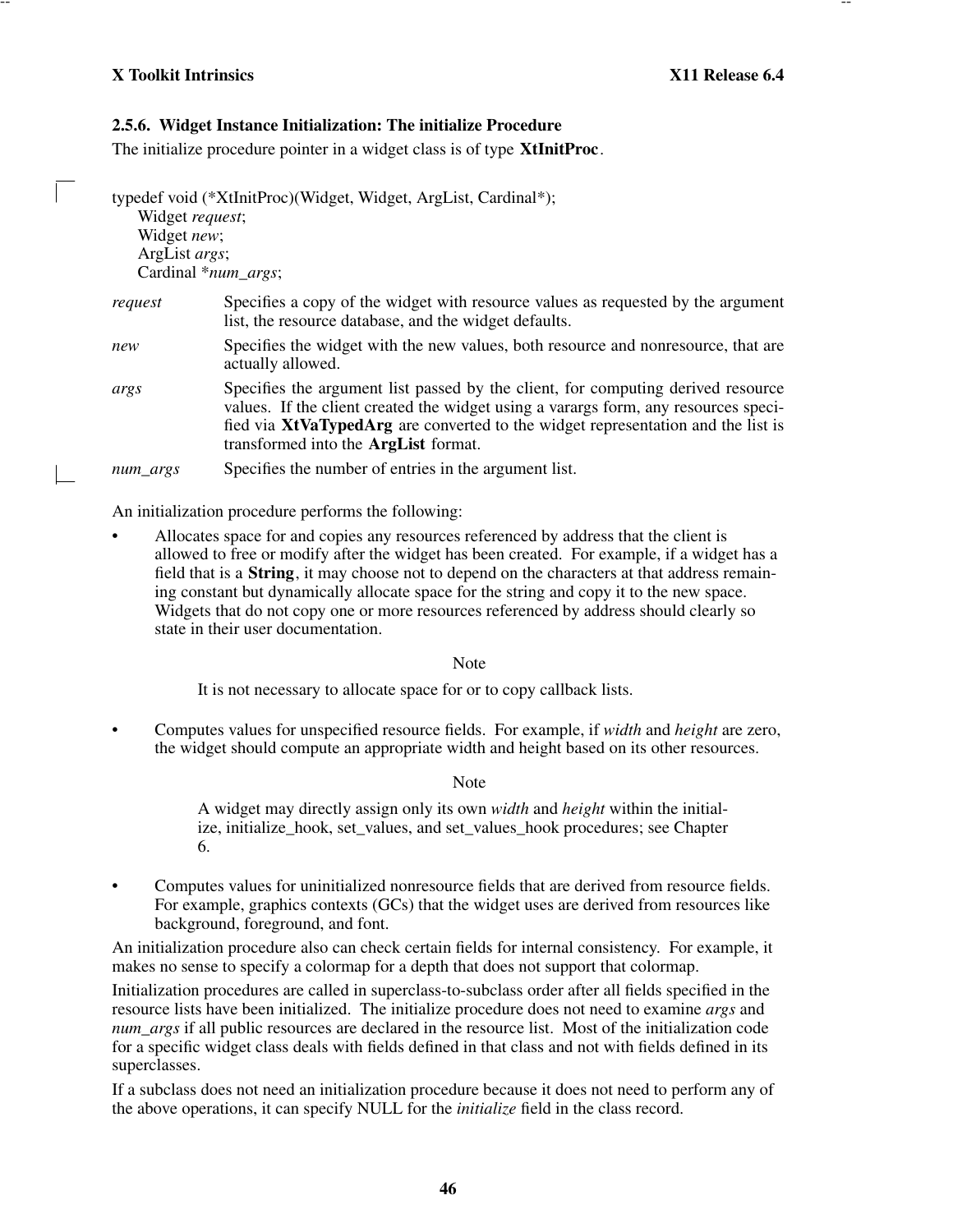### 2.5.6. Widget Instance Initialization: The initialize Procedure

The initialize procedure pointer in a widget class is of type **XtInitProc**.

```
typedef void (*XtInitProc)(Widget, Widget, ArgList, Cardinal*);
    Widget request;
    Widget new;
    ArgList args;
    Cardinal *num_args;
```

*request* Specifies a copy of the widget with resource values as requested by the argument list, the resource database, and the widget defaults.

*new* Specifies the widget with the new values, both resource and nonresource, that are actually allowed.

*args* Specifies the argument list passed by the client, for computing derived resource values. If the client created the widget using a varargs form, any resources specified via **XtVaTypedArg** are converted to the widget representation and the list is transformed into the **ArgList** format.

*num_args* Specifies the number of entries in the argument list.

An initialization procedure performs the following:

- Allocates space for and copies any resources referenced by address that the client is allowed to free or modify after the widget has been created. For example, if a widget has a field that is a **String**, it may choose not to depend on the characters at that address remaining constant but dynamically allocate space for the string and copy it to the new space. Widgets that do not copy one or more resources referenced by address should clearly so state in their user documentation.

  Note

  It is not necessary to allocate space for or to copy callback lists.

- Computes values for unspecified resource fields. For example, if *width* and *height* are zero, the widget should compute an appropriate width and height based on its other resources.

  Note

  A widget may directly assign only its own *width* and *height* within the initialize, initialize_hook, set_values, and set_values_hook procedures; see Chapter 6.

- Computes values for uninitialized nonresource fields that are derived from resource fields. For example, graphics contexts (GCs) that the widget uses are derived from resources like background, foreground, and font.

An initialization procedure also can check certain fields for internal consistency. For example, it makes no sense to specify a colormap for a depth that does not support that colormap.

Initialization procedures are called in superclass-to-subclass order after all fields specified in the resource lists have been initialized. The initialize procedure does not need to examine *args* and *num_args* if all public resources are declared in the resource list. Most of the initialization code for a specific widget class deals with fields defined in that class and not with fields defined in its superclasses.

If a subclass does not need an initialization procedure because it does not need to perform any of the above operations, it can specify NULL for the *initialize* field in the class record.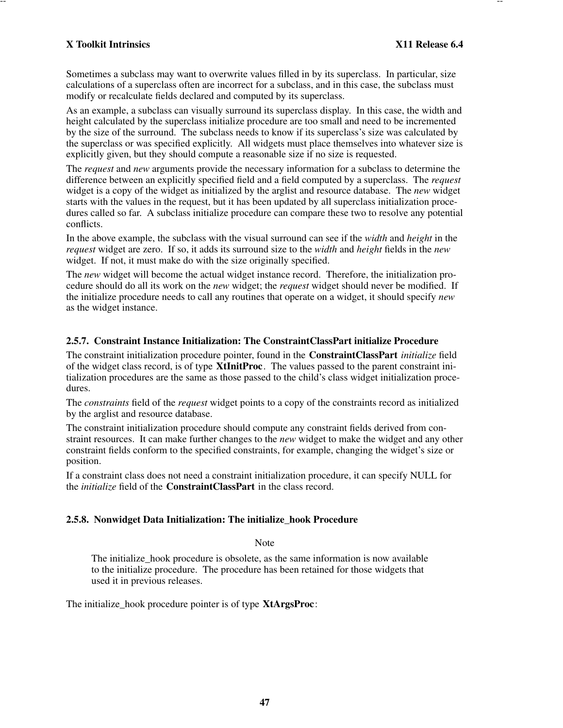Sometimes a subclass may want to overwrite values filled in by its superclass. In particular, size calculations of a superclass often are incorrect for a subclass, and in this case, the subclass must modify or recalculate fields declared and computed by its superclass.

As an example, a subclass can visually surround its superclass display. In this case, the width and height calculated by the superclass initialize procedure are too small and need to be incremented by the size of the surround. The subclass needs to know if its superclass's size was calculated by the superclass or was specified explicitly. All widgets must place themselves into whatever size is explicitly given, but they should compute a reasonable size if no size is requested.

The *request* and *new* arguments provide the necessary information for a subclass to determine the difference between an explicitly specified field and a field computed by a superclass. The *request* widget is a copy of the widget as initialized by the arglist and resource database. The *new* widget starts with the values in the request, but it has been updated by all superclass initialization procedures called so far. A subclass initialize procedure can compare these two to resolve any potential conflicts.

In the above example, the subclass with the visual surround can see if the *width* and *height* in the *request* widget are zero. If so, it adds its surround size to the *width* and *height* fields in the *new* widget. If not, it must make do with the size originally specified.

The *new* widget will become the actual widget instance record. Therefore, the initialization procedure should do all its work on the *new* widget; the *request* widget should never be modified. If the initialize procedure needs to call any routines that operate on a widget, it should specify *new* as the widget instance.

### 2.5.7. Constraint Instance Initialization: The ConstraintClassPart initialize Procedure

The constraint initialization procedure pointer, found in the **ConstraintClassPart** *initialize* field of the widget class record, is of type **XtInitProc**. The values passed to the parent constraint initialization procedures are the same as those passed to the child's class widget initialization procedures.

The *constraints* field of the *request* widget points to a copy of the constraints record as initialized by the arglist and resource database.

The constraint initialization procedure should compute any constraint fields derived from constraint resources. It can make further changes to the *new* widget to make the widget and any other constraint fields conform to the specified constraints, for example, changing the widget's size or position.

If a constraint class does not need a constraint initialization procedure, it can specify NULL for the *initialize* field of the **ConstraintClassPart** in the class record.

### 2.5.8. Nonwidget Data Initialization: The initialize_hook Procedure

Note

> The initialize_hook procedure is obsolete, as the same information is now available to the initialize procedure. The procedure has been retained for those widgets that used it in previous releases.

The initialize_hook procedure pointer is of type **XtArgsProc**: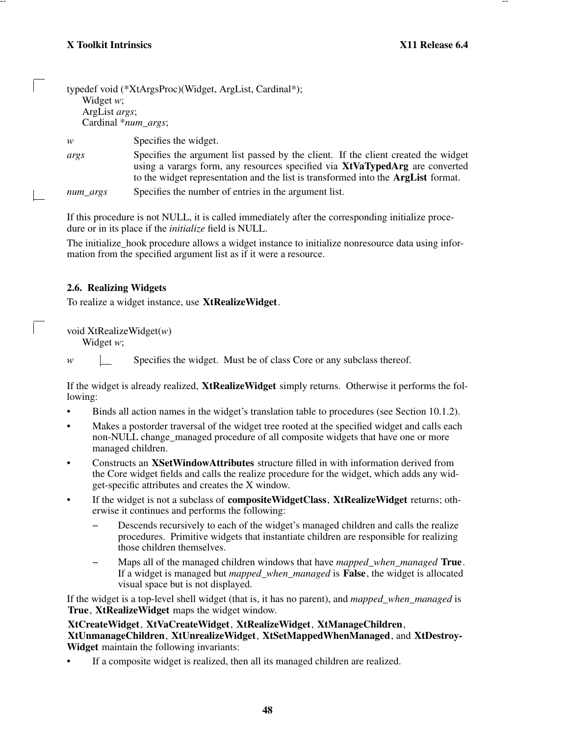```
typedef void (*XtArgsProc)(Widget, ArgList, Cardinal*);
    Widget w;
    ArgList args;
    Cardinal *num_args;
```

*w* Specifies the widget.

*args* Specifies the argument list passed by the client. If the client created the widget using a varargs form, any resources specified via **XtVaTypedArg** are converted to the widget representation and the list is transformed into the **ArgList** format.

*num_args* Specifies the number of entries in the argument list.

If this procedure is not NULL, it is called immediately after the corresponding initialize procedure or in its place if the *initialize* field is NULL.

The initialize_hook procedure allows a widget instance to initialize nonresource data using information from the specified argument list as if it were a resource.

### 2.6. Realizing Widgets

To realize a widget instance, use **XtRealizeWidget**.

```
void XtRealizeWidget(w)
    Widget w;
```

*w* Specifies the widget. Must be of class Core or any subclass thereof.

If the widget is already realized, **XtRealizeWidget** simply returns. Otherwise it performs the following:

- Binds all action names in the widget's translation table to procedures (see Section 10.1.2).
- Makes a postorder traversal of the widget tree rooted at the specified widget and calls each non-NULL change_managed procedure of all composite widgets that have one or more managed children.
- Constructs an **XSetWindowAttributes** structure filled in with information derived from the Core widget fields and calls the realize procedure for the widget, which adds any widget-specific attributes and creates the X window.
- If the widget is not a subclass of **compositeWidgetClass**, **XtRealizeWidget** returns; otherwise it continues and performs the following:
  - Descends recursively to each of the widget's managed children and calls the realize procedures. Primitive widgets that instantiate children are responsible for realizing those children themselves.
  - Maps all of the managed children windows that have *mapped_when_managed* **True**. If a widget is managed but *mapped_when_managed* is **False**, the widget is allocated visual space but is not displayed.

If the widget is a top-level shell widget (that is, it has no parent), and *mapped_when_managed* is **True**, **XtRealizeWidget** maps the widget window.

**XtCreateWidget**, **XtVaCreateWidget**, **XtRealizeWidget**, **XtManageChildren**, **XtUnmanageChildren**, **XtUnrealizeWidget**, **XtSetMappedWhenManaged**, and **XtDestroyWidget** maintain the following invariants:

- If a composite widget is realized, then all its managed children are realized.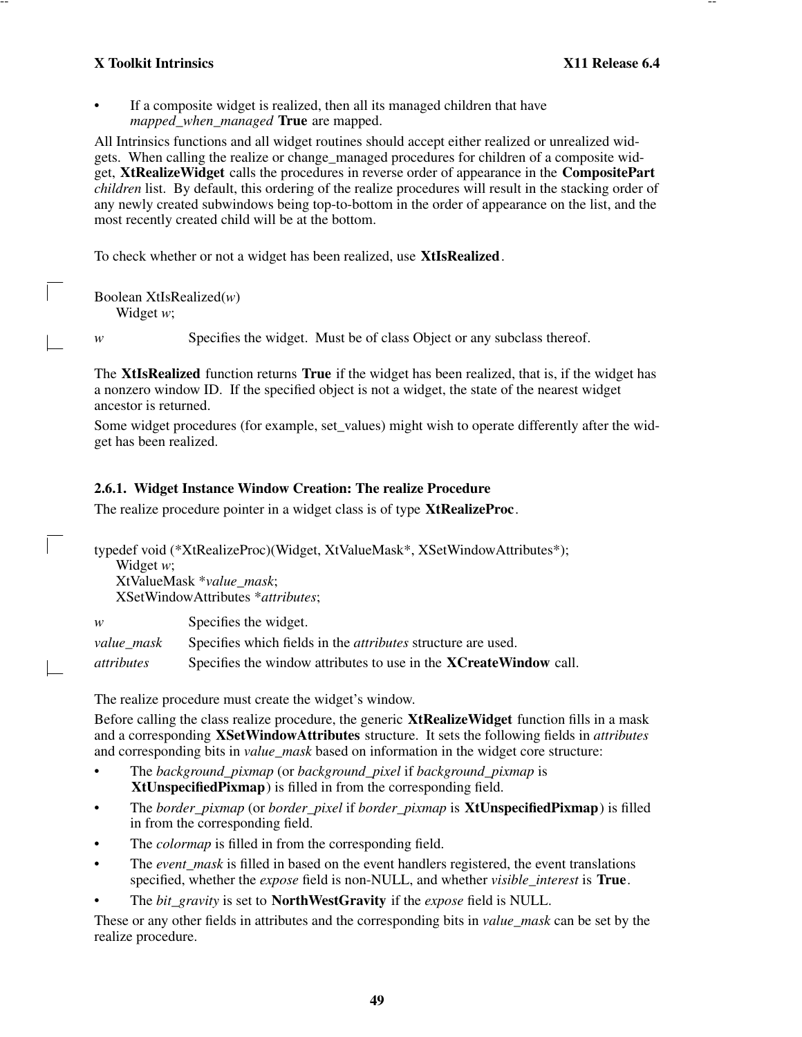- If a composite widget is realized, then all its managed children that have *mapped_when_managed* **True** are mapped.

All Intrinsics functions and all widget routines should accept either realized or unrealized widgets. When calling the realize or change_managed procedures for children of a composite widget, **XtRealizeWidget** calls the procedures in reverse order of appearance in the **CompositePart** *children* list. By default, this ordering of the realize procedures will result in the stacking order of any newly created subwindows being top-to-bottom in the order of appearance on the list, and the most recently created child will be at the bottom.

To check whether or not a widget has been realized, use **XtIsRealized**.

```
Boolean XtIsRealized(w)
      Widget w;
```

*w* Specifies the widget. Must be of class Object or any subclass thereof.

The **XtIsRealized** function returns **True** if the widget has been realized, that is, if the widget has a nonzero window ID. If the specified object is not a widget, the state of the nearest widget ancestor is returned.

Some widget procedures (for example, set_values) might wish to operate differently after the widget has been realized.

### 2.6.1. Widget Instance Window Creation: The realize Procedure

The realize procedure pointer in a widget class is of type **XtRealizeProc**.

```
typedef void (*XtRealizeProc)(Widget, XtValueMask*, XSetWindowAttributes*);
      Widget w;
      XtValueMask *value_mask;
      XSetWindowAttributes *attributes;
```

*w* Specifies the widget.

*value_mask* Specifies which fields in the *attributes* structure are used.

*attributes* Specifies the window attributes to use in the **XCreateWindow** call.

The realize procedure must create the widget's window.

Before calling the class realize procedure, the generic **XtRealizeWidget** function fills in a mask and a corresponding **XSetWindowAttributes** structure. It sets the following fields in *attributes* and corresponding bits in *value_mask* based on information in the widget core structure:

- The *background_pixmap* (or *background_pixel* if *background_pixmap* is **XtUnspecifiedPixmap**) is filled in from the corresponding field.
- The *border_pixmap* (or *border_pixel* if *border_pixmap* is **XtUnspecifiedPixmap**) is filled in from the corresponding field.
- The *colormap* is filled in from the corresponding field.
- The *event_mask* is filled in based on the event handlers registered, the event translations specified, whether the *expose* field is non-NULL, and whether *visible_interest* is **True**.
- The *bit_gravity* is set to **NorthWestGravity** if the *expose* field is NULL.

These or any other fields in attributes and the corresponding bits in *value_mask* can be set by the realize procedure.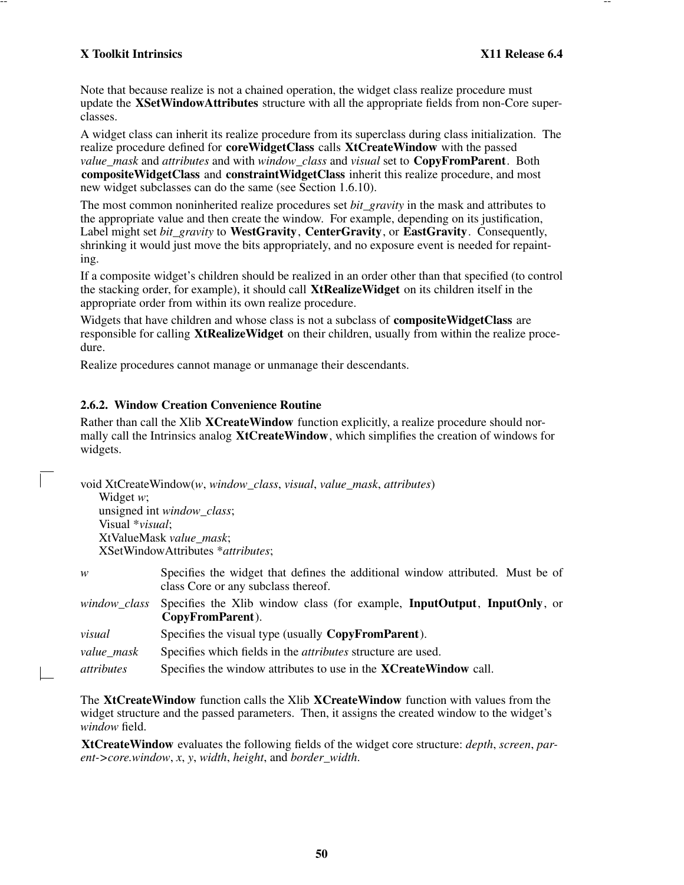Note that because realize is not a chained operation, the widget class realize procedure must update the **XSetWindowAttributes** structure with all the appropriate fields from non-Core superclasses.

A widget class can inherit its realize procedure from its superclass during class initialization. The realize procedure defined for **coreWidgetClass** calls **XtCreateWindow** with the passed *value_mask* and *attributes* and with *window_class* and *visual* set to **CopyFromParent**. Both **compositeWidgetClass** and **constraintWidgetClass** inherit this realize procedure, and most new widget subclasses can do the same (see Section 1.6.10).

The most common noninherited realize procedures set *bit_gravity* in the mask and attributes to the appropriate value and then create the window. For example, depending on its justification, Label might set *bit_gravity* to **WestGravity**, **CenterGravity**, or **EastGravity**. Consequently, shrinking it would just move the bits appropriately, and no exposure event is needed for repainting.

If a composite widget's children should be realized in an order other than that specified (to control the stacking order, for example), it should call **XtRealizeWidget** on its children itself in the appropriate order from within its own realize procedure.

Widgets that have children and whose class is not a subclass of **compositeWidgetClass** are responsible for calling **XtRealizeWidget** on their children, usually from within the realize procedure.

Realize procedures cannot manage or unmanage their descendants.

### 2.6.2. Window Creation Convenience Routine

Rather than call the Xlib **XCreateWindow** function explicitly, a realize procedure should normally call the Intrinsics analog **XtCreateWindow**, which simplifies the creation of windows for widgets.

```
void XtCreateWindow(w, window_class, visual, value_mask, attributes)
      Widget w;
      unsigned int window_class;
      Visual *visual;
      XtValueMask value_mask;
      XSetWindowAttributes *attributes;
```

*w* Specifies the widget that defines the additional window attributed. Must be of class Core or any subclass thereof.

*window_class* Specifies the Xlib window class (for example, **InputOutput**, **InputOnly**, or **CopyFromParent**).

*visual* Specifies the visual type (usually **CopyFromParent**).

*value_mask* Specifies which fields in the *attributes* structure are used.

*attributes* Specifies the window attributes to use in the **XCreateWindow** call.

The **XtCreateWindow** function calls the Xlib **XCreateWindow** function with values from the widget structure and the passed parameters. Then, it assigns the created window to the widget's *window* field.

**XtCreateWindow** evaluates the following fields of the widget core structure: *depth*, *screen*, *parent->core.window*, *x*, *y*, *width*, *height*, and *border_width*.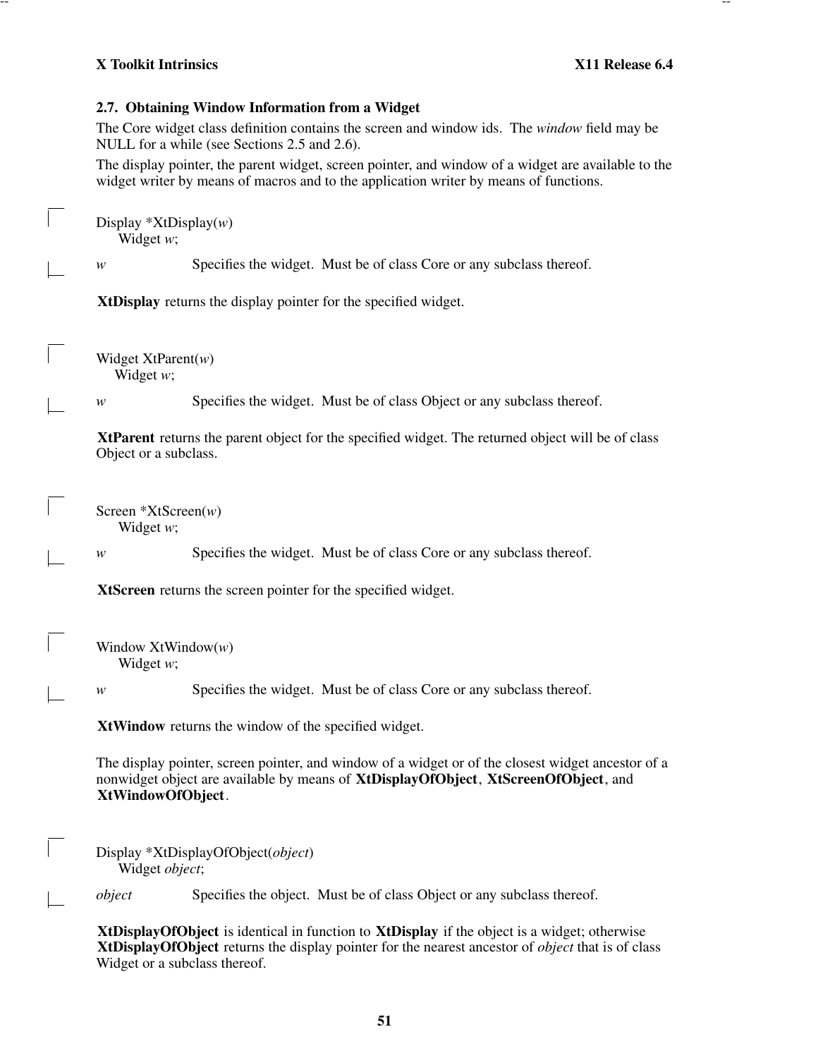### 2.7. Obtaining Window Information from a Widget

The Core widget class definition contains the screen and window ids. The *window* field may be NULL for a while (see Sections 2.5 and 2.6).

The display pointer, the parent widget, screen pointer, and window of a widget are available to the widget writer by means of macros and to the application writer by means of functions.

```
Display *XtDisplay(w)
     Widget w;
```

*w* Specifies the widget. Must be of class Core or any subclass thereof.

**XtDisplay** returns the display pointer for the specified widget.

```
Widget XtParent(w)
     Widget w;
```

*w* Specifies the widget. Must be of class Object or any subclass thereof.

**XtParent** returns the parent object for the specified widget. The returned object will be of class Object or a subclass.

```
Screen *XtScreen(w)
     Widget w;
```

*w* Specifies the widget. Must be of class Core or any subclass thereof.

**XtScreen** returns the screen pointer for the specified widget.

```
Window XtWindow(w)
     Widget w;
```

*w* Specifies the widget. Must be of class Core or any subclass thereof.

**XtWindow** returns the window of the specified widget.

The display pointer, screen pointer, and window of a widget or of the closest widget ancestor of a nonwidget object are available by means of **XtDisplayOfObject**, **XtScreenOfObject**, and **XtWindowOfObject**.

```
Display *XtDisplayOfObject(object)
     Widget object;
```

*object* Specifies the object. Must be of class Object or any subclass thereof.

**XtDisplayOfObject** is identical in function to **XtDisplay** if the object is a widget; otherwise **XtDisplayOfObject** returns the display pointer for the nearest ancestor of *object* that is of class Widget or a subclass thereof.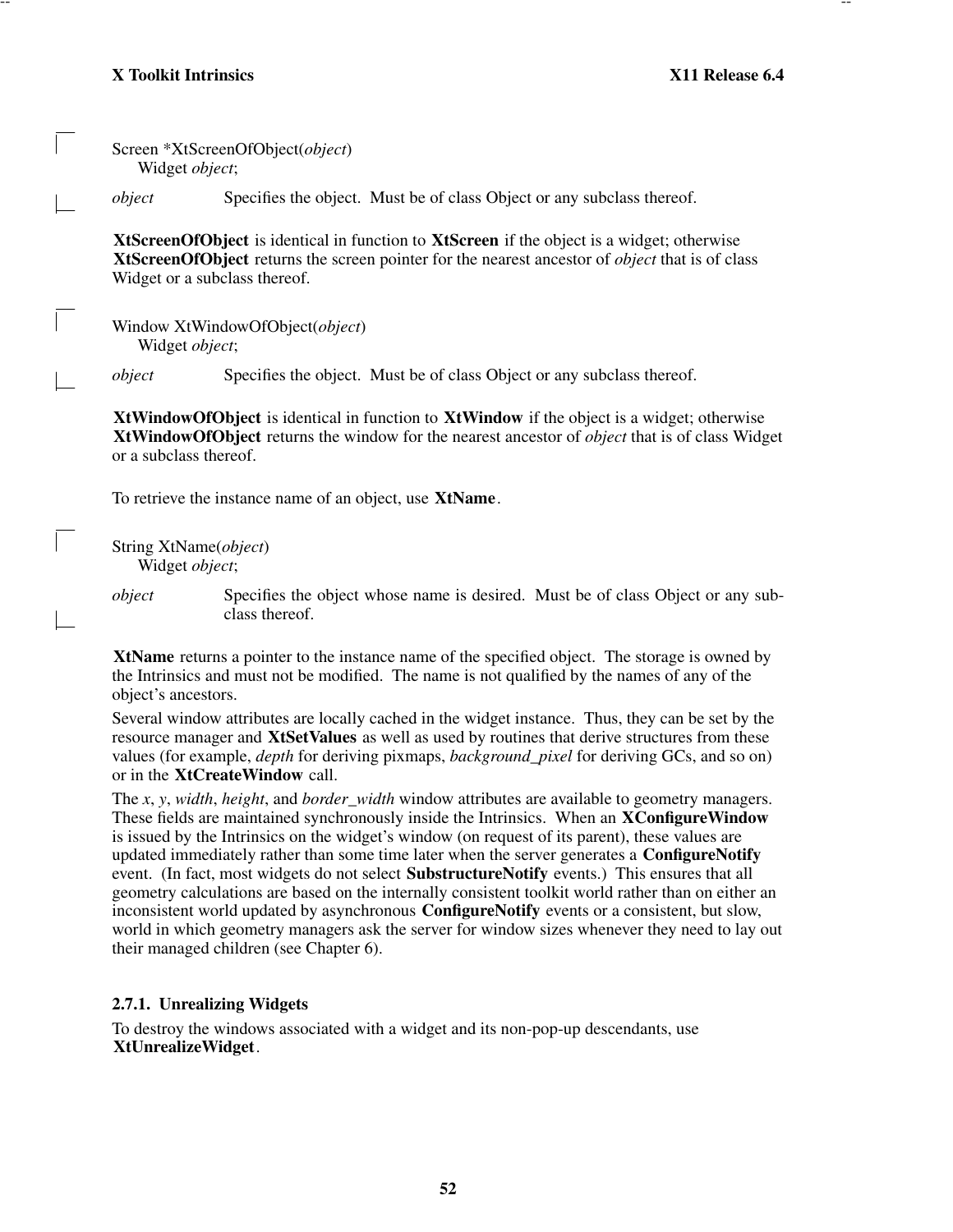```
Screen *XtScreenOfObject(object)
     Widget object;
```

*object* Specifies the object. Must be of class Object or any subclass thereof.

**XtScreenOfObject** is identical in function to **XtScreen** if the object is a widget; otherwise **XtScreenOfObject** returns the screen pointer for the nearest ancestor of *object* that is of class Widget or a subclass thereof.

```
Window XtWindowOfObject(object)
     Widget object;
```

*object* Specifies the object. Must be of class Object or any subclass thereof.

**XtWindowOfObject** is identical in function to **XtWindow** if the object is a widget; otherwise **XtWindowOfObject** returns the window for the nearest ancestor of *object* that is of class Widget or a subclass thereof.

To retrieve the instance name of an object, use **XtName**.

```
String XtName(object)
     Widget object;
```

*object* Specifies the object whose name is desired. Must be of class Object or any subclass thereof.

**XtName** returns a pointer to the instance name of the specified object. The storage is owned by the Intrinsics and must not be modified. The name is not qualified by the names of any of the object's ancestors.

Several window attributes are locally cached in the widget instance. Thus, they can be set by the resource manager and **XtSetValues** as well as used by routines that derive structures from these values (for example, *depth* for deriving pixmaps, *background_pixel* for deriving GCs, and so on) or in the **XtCreateWindow** call.

The *x*, *y*, *width*, *height*, and *border_width* window attributes are available to geometry managers. These fields are maintained synchronously inside the Intrinsics. When an **XConfigureWindow** is issued by the Intrinsics on the widget's window (on request of its parent), these values are updated immediately rather than some time later when the server generates a **ConfigureNotify** event. (In fact, most widgets do not select **SubstructureNotify** events.) This ensures that all geometry calculations are based on the internally consistent toolkit world rather than on either an inconsistent world updated by asynchronous **ConfigureNotify** events or a consistent, but slow, world in which geometry managers ask the server for window sizes whenever they need to lay out their managed children (see Chapter 6).

### 2.7.1. Unrealizing Widgets

To destroy the windows associated with a widget and its non-pop-up descendants, use **XtUnrealizeWidget**.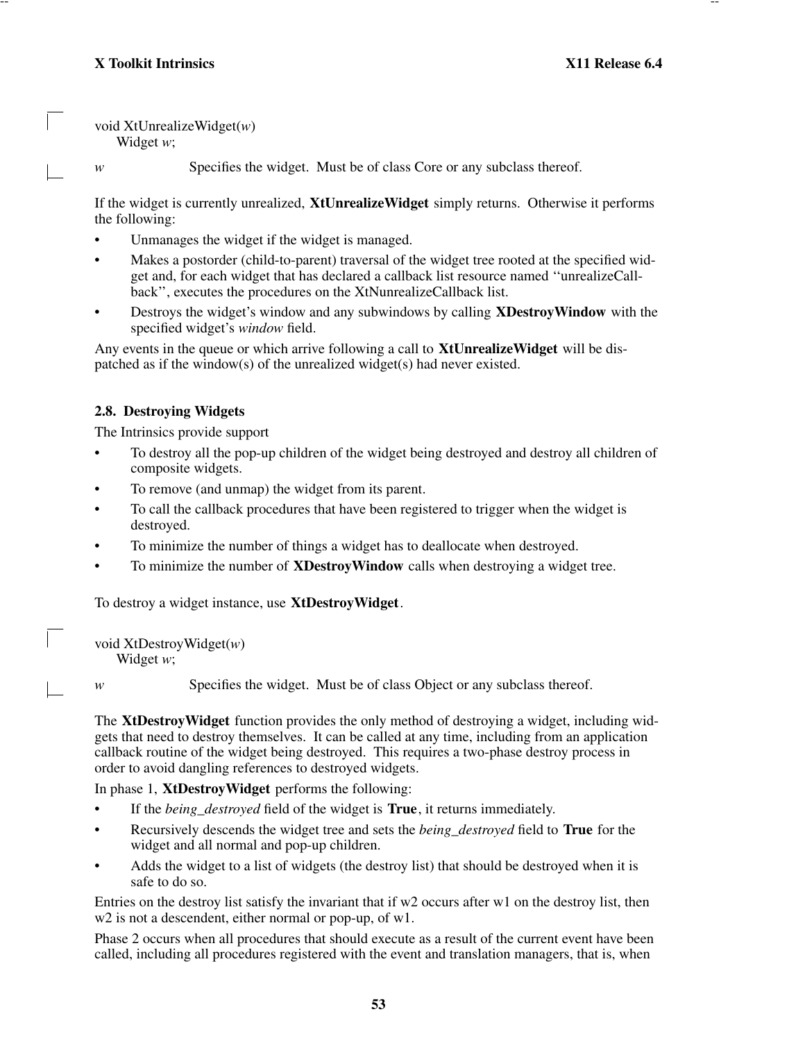```
void XtUnrealizeWidget(w)
    Widget w;
```

*w* Specifies the widget. Must be of class Core or any subclass thereof.

If the widget is currently unrealized, **XtUnrealizeWidget** simply returns. Otherwise it performs the following:

- Unmanages the widget if the widget is managed.
- Makes a postorder (child-to-parent) traversal of the widget tree rooted at the specified widget and, for each widget that has declared a callback list resource named ''unrealizeCallback'', executes the procedures on the XtNunrealizeCallback list.
- Destroys the widget's window and any subwindows by calling **XDestroyWindow** with the specified widget's *window* field.

Any events in the queue or which arrive following a call to **XtUnrealizeWidget** will be dispatched as if the window(s) of the unrealized widget(s) had never existed.

## 2.8. Destroying Widgets

The Intrinsics provide support

- To destroy all the pop-up children of the widget being destroyed and destroy all children of composite widgets.
- To remove (and unmap) the widget from its parent.
- To call the callback procedures that have been registered to trigger when the widget is destroyed.
- To minimize the number of things a widget has to deallocate when destroyed.
- To minimize the number of **XDestroyWindow** calls when destroying a widget tree.

To destroy a widget instance, use **XtDestroyWidget**.

```
void XtDestroyWidget(w)
    Widget w;
```

*w* Specifies the widget. Must be of class Object or any subclass thereof.

The **XtDestroyWidget** function provides the only method of destroying a widget, including widgets that need to destroy themselves. It can be called at any time, including from an application callback routine of the widget being destroyed. This requires a two-phase destroy process in order to avoid dangling references to destroyed widgets.

In phase 1, **XtDestroyWidget** performs the following:

- If the *being_destroyed* field of the widget is **True**, it returns immediately.
- Recursively descends the widget tree and sets the *being_destroyed* field to **True** for the widget and all normal and pop-up children.
- Adds the widget to a list of widgets (the destroy list) that should be destroyed when it is safe to do so.

Entries on the destroy list satisfy the invariant that if w2 occurs after w1 on the destroy list, then w2 is not a descendent, either normal or pop-up, of w1.

Phase 2 occurs when all procedures that should execute as a result of the current event have been called, including all procedures registered with the event and translation managers, that is, when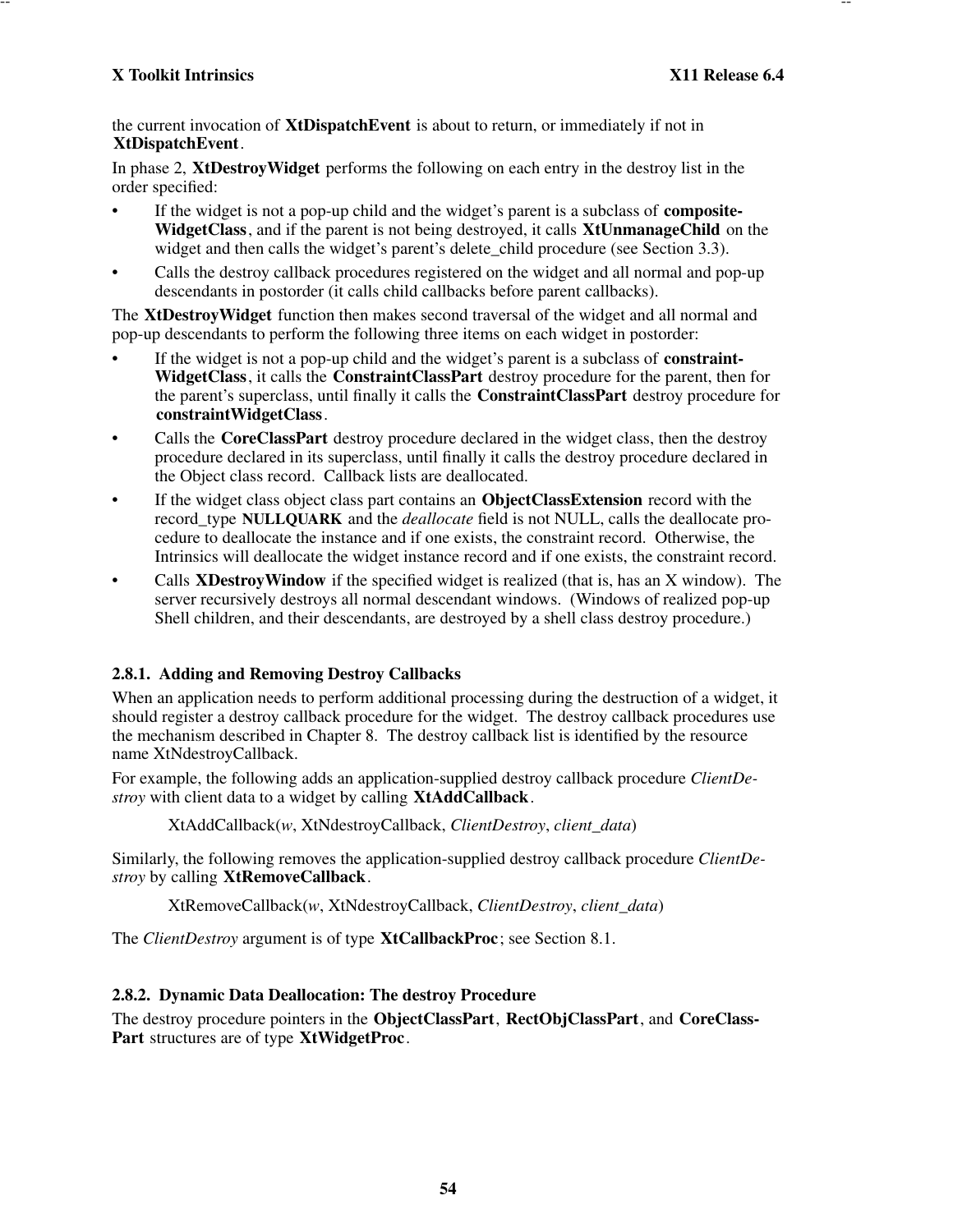the current invocation of **XtDispatchEvent** is about to return, or immediately if not in **XtDispatchEvent**.

In phase 2, **XtDestroyWidget** performs the following on each entry in the destroy list in the order specified:

- If the widget is not a pop-up child and the widget's parent is a subclass of **compositeWidgetClass**, and if the parent is not being destroyed, it calls **XtUnmanageChild** on the widget and then calls the widget's parent's delete_child procedure (see Section 3.3).
- Calls the destroy callback procedures registered on the widget and all normal and pop-up descendants in postorder (it calls child callbacks before parent callbacks).

The **XtDestroyWidget** function then makes second traversal of the widget and all normal and pop-up descendants to perform the following three items on each widget in postorder:

- If the widget is not a pop-up child and the widget's parent is a subclass of **constraintWidgetClass**, it calls the **ConstraintClassPart** destroy procedure for the parent, then for the parent's superclass, until finally it calls the **ConstraintClassPart** destroy procedure for **constraintWidgetClass**.
- Calls the **CoreClassPart** destroy procedure declared in the widget class, then the destroy procedure declared in its superclass, until finally it calls the destroy procedure declared in the Object class record. Callback lists are deallocated.
- If the widget class object class part contains an **ObjectClassExtension** record with the record_type **NULLQUARK** and the *deallocate* field is not NULL, calls the deallocate procedure to deallocate the instance and if one exists, the constraint record. Otherwise, the Intrinsics will deallocate the widget instance record and if one exists, the constraint record.
- Calls **XDestroyWindow** if the specified widget is realized (that is, has an X window). The server recursively destroys all normal descendant windows. (Windows of realized pop-up Shell children, and their descendants, are destroyed by a shell class destroy procedure.)

### 2.8.1. Adding and Removing Destroy Callbacks

When an application needs to perform additional processing during the destruction of a widget, it should register a destroy callback procedure for the widget. The destroy callback procedures use the mechanism described in Chapter 8. The destroy callback list is identified by the resource name XtNdestroyCallback.

For example, the following adds an application-supplied destroy callback procedure *ClientDestroy* with client data to a widget by calling **XtAddCallback**.

XtAddCallback(*w*, XtNdestroyCallback, *ClientDestroy*, *client_data*)

Similarly, the following removes the application-supplied destroy callback procedure *ClientDestroy* by calling **XtRemoveCallback**.

XtRemoveCallback(*w*, XtNdestroyCallback, *ClientDestroy*, *client_data*)

The *ClientDestroy* argument is of type **XtCallbackProc**; see Section 8.1.

### 2.8.2. Dynamic Data Deallocation: The destroy Procedure

The destroy procedure pointers in the **ObjectClassPart**, **RectObjClassPart**, and **CoreClassPart** structures are of type **XtWidgetProc**.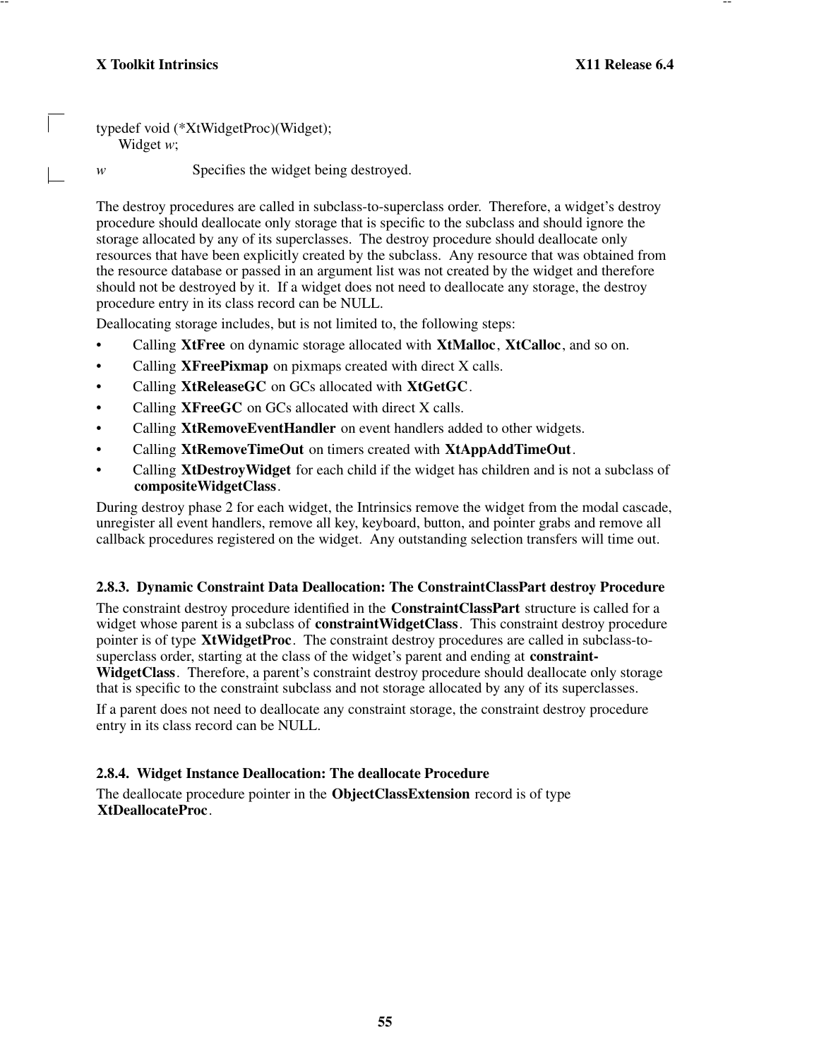```
typedef void (*XtWidgetProc)(Widget);
      Widget w;
```

*w* Specifies the widget being destroyed.

The destroy procedures are called in subclass-to-superclass order. Therefore, a widget's destroy procedure should deallocate only storage that is specific to the subclass and should ignore the storage allocated by any of its superclasses. The destroy procedure should deallocate only resources that have been explicitly created by the subclass. Any resource that was obtained from the resource database or passed in an argument list was not created by the widget and therefore should not be destroyed by it. If a widget does not need to deallocate any storage, the destroy procedure entry in its class record can be NULL.

Deallocating storage includes, but is not limited to, the following steps:

- Calling **XtFree** on dynamic storage allocated with **XtMalloc**, **XtCalloc**, and so on.
- Calling **XFreePixmap** on pixmaps created with direct X calls.
- Calling **XtReleaseGC** on GCs allocated with **XtGetGC**.
- Calling **XFreeGC** on GCs allocated with direct X calls.
- Calling **XtRemoveEventHandler** on event handlers added to other widgets.
- Calling **XtRemoveTimeOut** on timers created with **XtAppAddTimeOut**.
- Calling **XtDestroyWidget** for each child if the widget has children and is not a subclass of **compositeWidgetClass**.

During destroy phase 2 for each widget, the Intrinsics remove the widget from the modal cascade, unregister all event handlers, remove all key, keyboard, button, and pointer grabs and remove all callback procedures registered on the widget. Any outstanding selection transfers will time out.

### 2.8.3. Dynamic Constraint Data Deallocation: The ConstraintClassPart destroy Procedure

The constraint destroy procedure identified in the **ConstraintClassPart** structure is called for a widget whose parent is a subclass of **constraintWidgetClass**. This constraint destroy procedure pointer is of type **XtWidgetProc**. The constraint destroy procedures are called in subclass-to-superclass order, starting at the class of the widget's parent and ending at **constraintWidgetClass**. Therefore, a parent's constraint destroy procedure should deallocate only storage that is specific to the constraint subclass and not storage allocated by any of its superclasses.

If a parent does not need to deallocate any constraint storage, the constraint destroy procedure entry in its class record can be NULL.

### 2.8.4. Widget Instance Deallocation: The deallocate Procedure

The deallocate procedure pointer in the **ObjectClassExtension** record is of type **XtDeallocateProc**.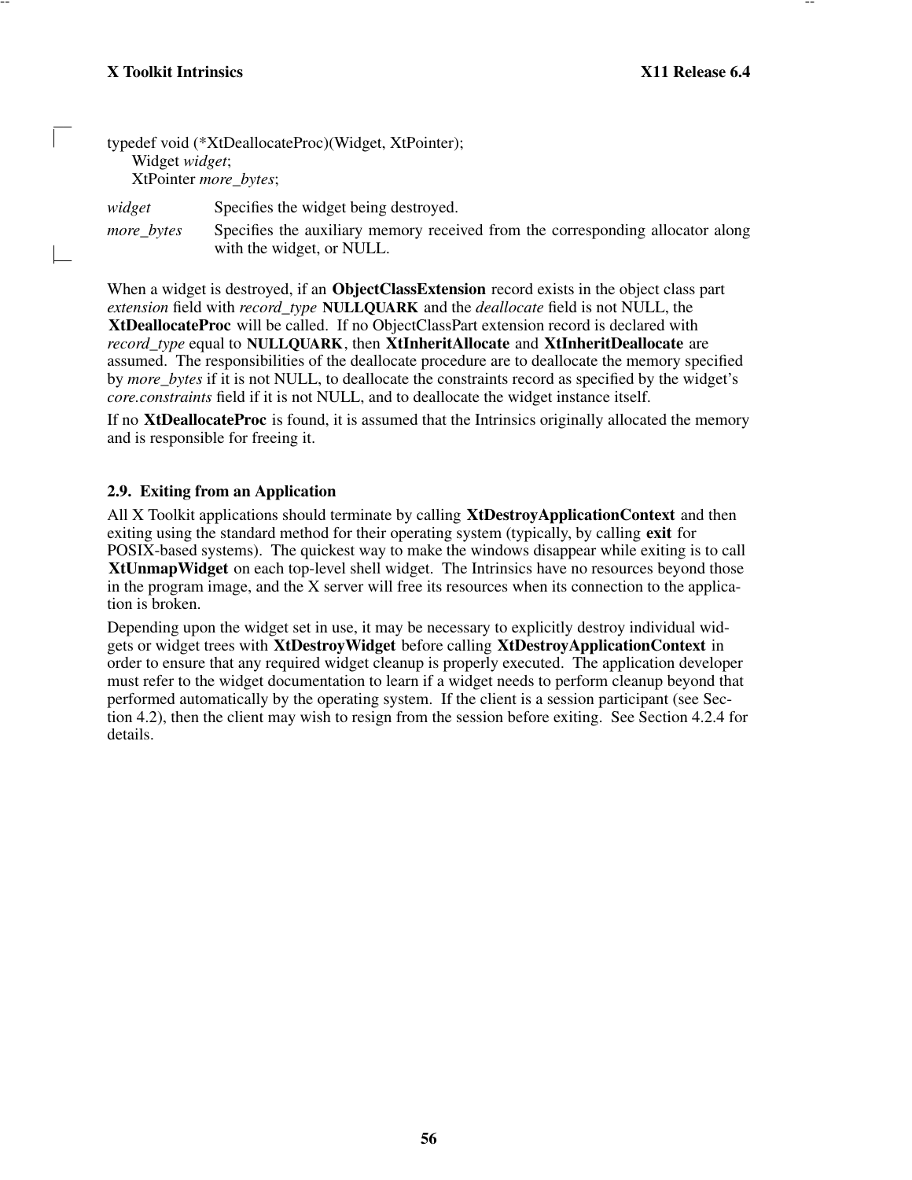```
typedef void (*XtDeallocateProc)(Widget, XtPointer);
      Widget widget;
      XtPointer more_bytes;
```

*widget* Specifies the widget being destroyed.

*more_bytes* Specifies the auxiliary memory received from the corresponding allocator along with the widget, or NULL.

When a widget is destroyed, if an **ObjectClassExtension** record exists in the object class part *extension* field with *record_type* **NULLQUARK** and the *deallocate* field is not NULL, the **XtDeallocateProc** will be called. If no ObjectClassPart extension record is declared with *record_type* equal to **NULLQUARK**, then **XtInheritAllocate** and **XtInheritDeallocate** are assumed. The responsibilities of the deallocate procedure are to deallocate the memory specified by *more_bytes* if it is not NULL, to deallocate the constraints record as specified by the widget's *core.constraints* field if it is not NULL, and to deallocate the widget instance itself.

If no **XtDeallocateProc** is found, it is assumed that the Intrinsics originally allocated the memory and is responsible for freeing it.

## 2.9. Exiting from an Application

All X Toolkit applications should terminate by calling **XtDestroyApplicationContext** and then exiting using the standard method for their operating system (typically, by calling **exit** for POSIX-based systems). The quickest way to make the windows disappear while exiting is to call **XtUnmapWidget** on each top-level shell widget. The Intrinsics have no resources beyond those in the program image, and the X server will free its resources when its connection to the application is broken.

Depending upon the widget set in use, it may be necessary to explicitly destroy individual widgets or widget trees with **XtDestroyWidget** before calling **XtDestroyApplicationContext** in order to ensure that any required widget cleanup is properly executed. The application developer must refer to the widget documentation to learn if a widget needs to perform cleanup beyond that performed automatically by the operating system. If the client is a session participant (see Section 4.2), then the client may wish to resign from the session before exiting. See Section 4.2.4 for details.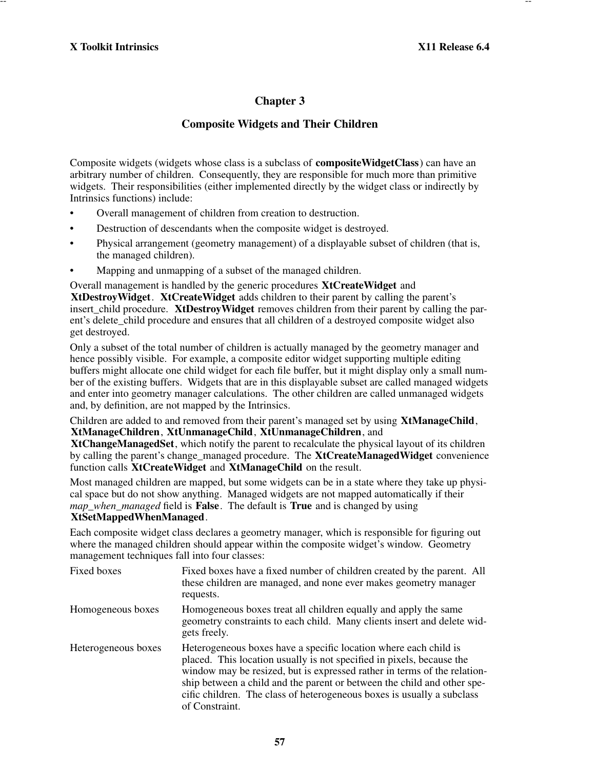# Chapter 3

## Composite Widgets and Their Children

Composite widgets (widgets whose class is a subclass of **compositeWidgetClass**) can have an arbitrary number of children. Consequently, they are responsible for much more than primitive widgets. Their responsibilities (either implemented directly by the widget class or indirectly by Intrinsics functions) include:

- Overall management of children from creation to destruction.
- Destruction of descendants when the composite widget is destroyed.
- Physical arrangement (geometry management) of a displayable subset of children (that is, the managed children).
- Mapping and unmapping of a subset of the managed children.

Overall management is handled by the generic procedures **XtCreateWidget** and **XtDestroyWidget**. **XtCreateWidget** adds children to their parent by calling the parent's insert_child procedure. **XtDestroyWidget** removes children from their parent by calling the parent's delete_child procedure and ensures that all children of a destroyed composite widget also get destroyed.

Only a subset of the total number of children is actually managed by the geometry manager and hence possibly visible. For example, a composite editor widget supporting multiple editing buffers might allocate one child widget for each file buffer, but it might display only a small number of the existing buffers. Widgets that are in this displayable subset are called managed widgets and enter into geometry manager calculations. The other children are called unmanaged widgets and, by definition, are not mapped by the Intrinsics.

Children are added to and removed from their parent's managed set by using **XtManageChild**, **XtManageChildren**, **XtUnmanageChild**, **XtUnmanageChildren**, and **XtChangeManagedSet**, which notify the parent to recalculate the physical layout of its children by calling the parent's change_managed procedure. The **XtCreateManagedWidget** convenience function calls **XtCreateWidget** and **XtManageChild** on the result.

Most managed children are mapped, but some widgets can be in a state where they take up physical space but do not show anything. Managed widgets are not mapped automatically if their *map_when_managed* field is **False**. The default is **True** and is changed by using **XtSetMappedWhenManaged**.

Each composite widget class declares a geometry manager, which is responsible for figuring out where the managed children should appear within the composite widget's window. Geometry management techniques fall into four classes:

Fixed boxes — Fixed boxes have a fixed number of children created by the parent. All these children are managed, and none ever makes geometry manager requests.

Homogeneous boxes — Homogeneous boxes treat all children equally and apply the same geometry constraints to each child. Many clients insert and delete widgets freely.

Heterogeneous boxes — Heterogeneous boxes have a specific location where each child is placed. This location usually is not specified in pixels, because the window may be resized, but is expressed rather in terms of the relationship between a child and the parent or between the child and other specific children. The class of heterogeneous boxes is usually a subclass of Constraint.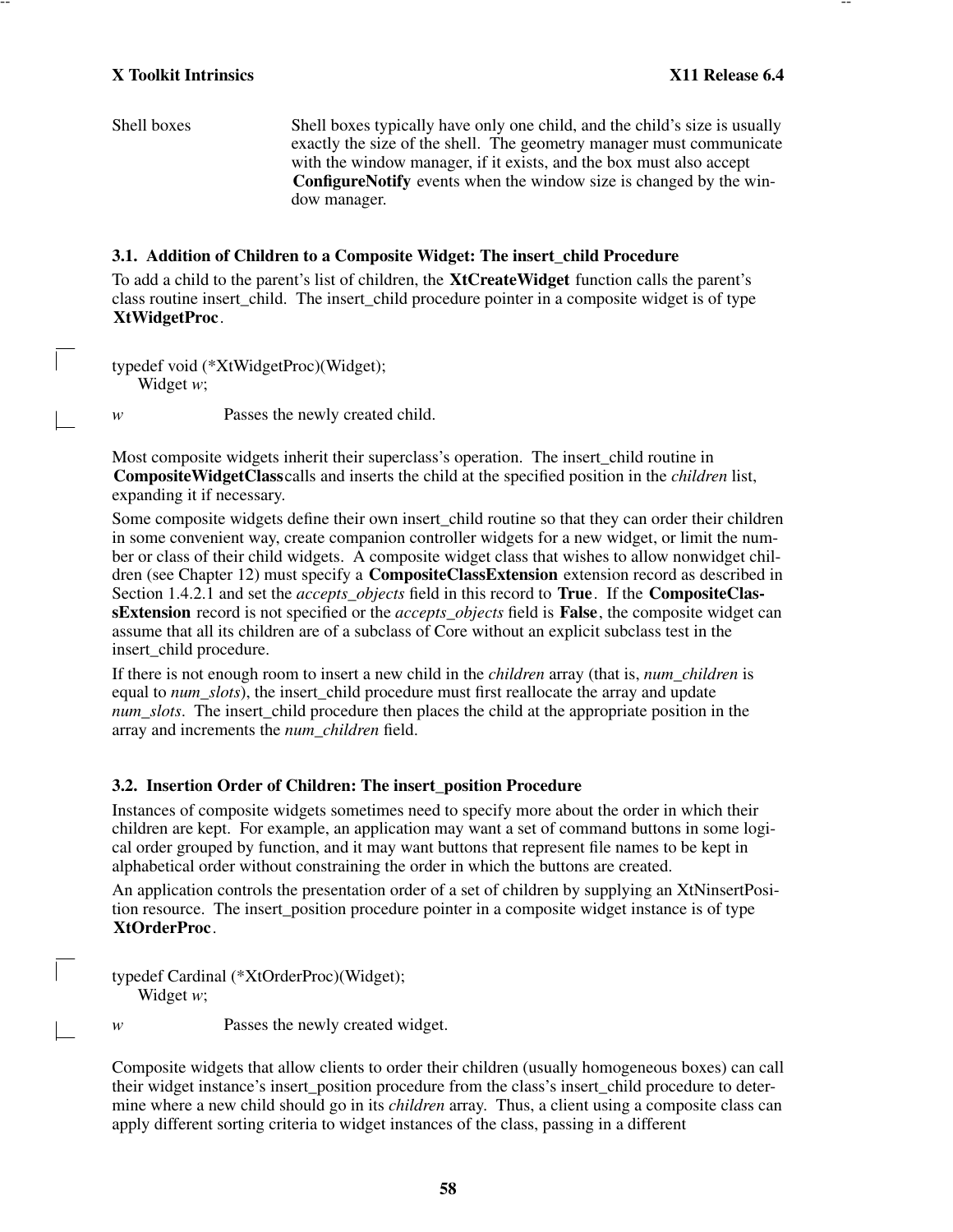Shell boxes — Shell boxes typically have only one child, and the child's size is usually exactly the size of the shell. The geometry manager must communicate with the window manager, if it exists, and the box must also accept **ConfigureNotify** events when the window size is changed by the window manager.

### 3.1. Addition of Children to a Composite Widget: The insert_child Procedure

To add a child to the parent's list of children, the **XtCreateWidget** function calls the parent's class routine insert_child. The insert_child procedure pointer in a composite widget is of type **XtWidgetProc**.

```
typedef void (*XtWidgetProc)(Widget);
    Widget w;
```

*w* — Passes the newly created child.

Most composite widgets inherit their superclass's operation. The insert_child routine in **CompositeWidgetClass** calls and inserts the child at the specified position in the *children* list, expanding it if necessary.

Some composite widgets define their own insert_child routine so that they can order their children in some convenient way, create companion controller widgets for a new widget, or limit the number or class of their child widgets. A composite widget class that wishes to allow nonwidget children (see Chapter 12) must specify a **CompositeClassExtension** extension record as described in Section 1.4.2.1 and set the *accepts_objects* field in this record to **True**. If the **CompositeClassExtension** record is not specified or the *accepts_objects* field is **False**, the composite widget can assume that all its children are of a subclass of Core without an explicit subclass test in the insert_child procedure.

If there is not enough room to insert a new child in the *children* array (that is, *num_children* is equal to *num_slots*), the insert_child procedure must first reallocate the array and update *num_slots*. The insert_child procedure then places the child at the appropriate position in the array and increments the *num_children* field.

### 3.2. Insertion Order of Children: The insert_position Procedure

Instances of composite widgets sometimes need to specify more about the order in which their children are kept. For example, an application may want a set of command buttons in some logical order grouped by function, and it may want buttons that represent file names to be kept in alphabetical order without constraining the order in which the buttons are created.

An application controls the presentation order of a set of children by supplying an XtNinsertPosition resource. The insert_position procedure pointer in a composite widget instance is of type **XtOrderProc**.

```
typedef Cardinal (*XtOrderProc)(Widget);
    Widget w;
```

*w* — Passes the newly created widget.

Composite widgets that allow clients to order their children (usually homogeneous boxes) can call their widget instance's insert_position procedure from the class's insert_child procedure to determine where a new child should go in its *children* array. Thus, a client using a composite class can apply different sorting criteria to widget instances of the class, passing in a different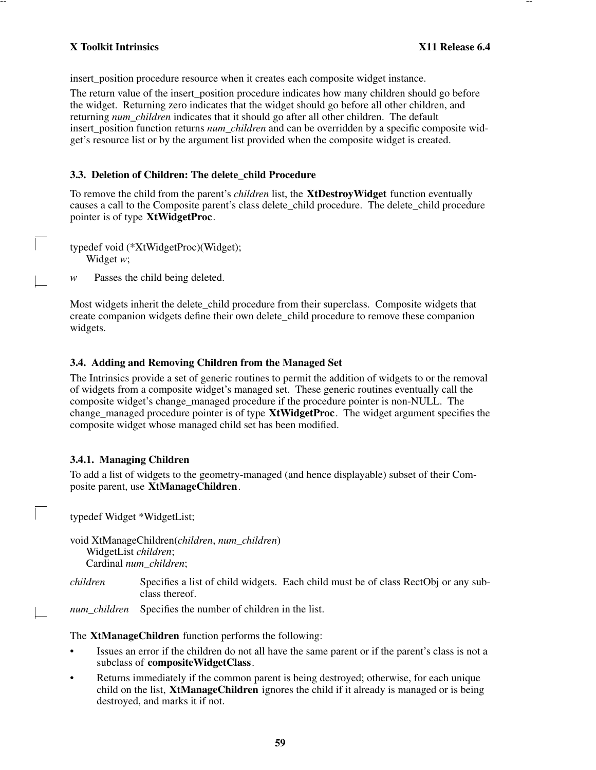insert_position procedure resource when it creates each composite widget instance.

The return value of the insert_position procedure indicates how many children should go before the widget. Returning zero indicates that the widget should go before all other children, and returning *num_children* indicates that it should go after all other children. The default insert_position function returns *num_children* and can be overridden by a specific composite widget's resource list or by the argument list provided when the composite widget is created.

### 3.3. Deletion of Children: The delete_child Procedure

To remove the child from the parent's *children* list, the **XtDestroyWidget** function eventually causes a call to the Composite parent's class delete_child procedure. The delete_child procedure pointer is of type **XtWidgetProc**.

```
typedef void (*XtWidgetProc)(Widget);
      Widget w;
```

*w* Passes the child being deleted.

Most widgets inherit the delete_child procedure from their superclass. Composite widgets that create companion widgets define their own delete_child procedure to remove these companion widgets.

### 3.4. Adding and Removing Children from the Managed Set

The Intrinsics provide a set of generic routines to permit the addition of widgets to or the removal of widgets from a composite widget's managed set. These generic routines eventually call the composite widget's change_managed procedure if the procedure pointer is non-NULL. The change_managed procedure pointer is of type **XtWidgetProc**. The widget argument specifies the composite widget whose managed child set has been modified.

#### 3.4.1. Managing Children

To add a list of widgets to the geometry-managed (and hence displayable) subset of their Composite parent, use **XtManageChildren**.

```
typedef Widget *WidgetList;

void XtManageChildren(children, num_children)
      WidgetList children;
      Cardinal num_children;
```

*children* Specifies a list of child widgets. Each child must be of class RectObj or any subclass thereof.

*num_children* Specifies the number of children in the list.

The **XtManageChildren** function performs the following:

- Issues an error if the children do not all have the same parent or if the parent's class is not a subclass of **compositeWidgetClass**.
- Returns immediately if the common parent is being destroyed; otherwise, for each unique child on the list, **XtManageChildren** ignores the child if it already is managed or is being destroyed, and marks it if not.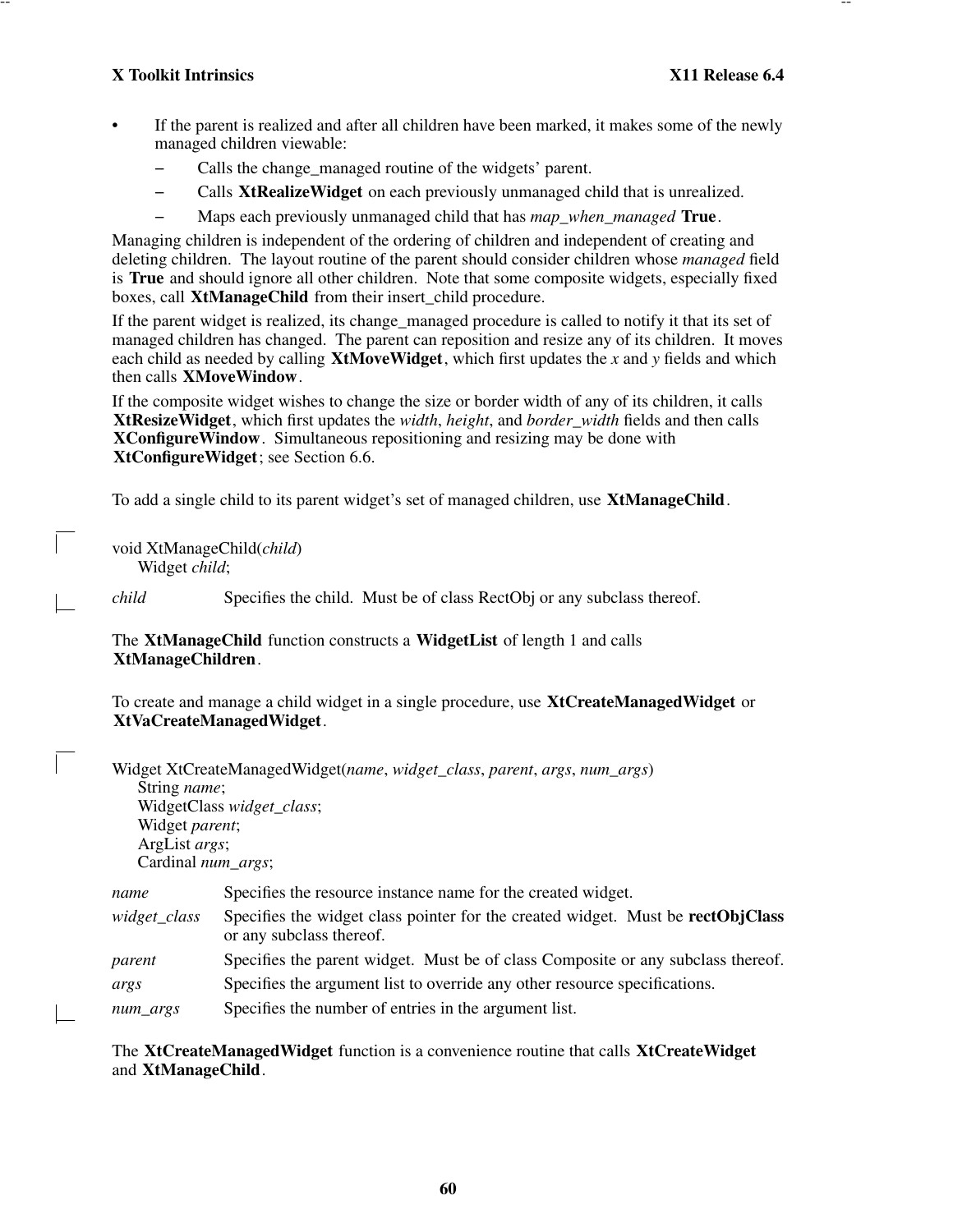- If the parent is realized and after all children have been marked, it makes some of the newly managed children viewable:
  - Calls the change_managed routine of the widgets' parent.
  - Calls **XtRealizeWidget** on each previously unmanaged child that is unrealized.
  - Maps each previously unmanaged child that has *map_when_managed* **True**.

Managing children is independent of the ordering of children and independent of creating and deleting children. The layout routine of the parent should consider children whose *managed* field is **True** and should ignore all other children. Note that some composite widgets, especially fixed boxes, call **XtManageChild** from their insert_child procedure.

If the parent widget is realized, its change_managed procedure is called to notify it that its set of managed children has changed. The parent can reposition and resize any of its children. It moves each child as needed by calling **XtMoveWidget**, which first updates the *x* and *y* fields and which then calls **XMoveWindow**.

If the composite widget wishes to change the size or border width of any of its children, it calls **XtResizeWidget**, which first updates the *width*, *height*, and *border_width* fields and then calls **XConfigureWindow**. Simultaneous repositioning and resizing may be done with **XtConfigureWidget**; see Section 6.6.

To add a single child to its parent widget's set of managed children, use **XtManageChild**.

```
void XtManageChild(child)
      Widget child;
```

*child* Specifies the child. Must be of class RectObj or any subclass thereof.

The **XtManageChild** function constructs a **WidgetList** of length 1 and calls **XtManageChildren**.

To create and manage a child widget in a single procedure, use **XtCreateManagedWidget** or **XtVaCreateManagedWidget**.

```
Widget XtCreateManagedWidget(name, widget_class, parent, args, num_args)
      String name;
      WidgetClass widget_class;
      Widget parent;
      ArgList args;
      Cardinal num_args;
```

*name* Specifies the resource instance name for the created widget.

*widget_class* Specifies the widget class pointer for the created widget. Must be **rectObjClass** or any subclass thereof.

*parent* Specifies the parent widget. Must be of class Composite or any subclass thereof.

*args* Specifies the argument list to override any other resource specifications.

*num_args* Specifies the number of entries in the argument list.

The **XtCreateManagedWidget** function is a convenience routine that calls **XtCreateWidget** and **XtManageChild**.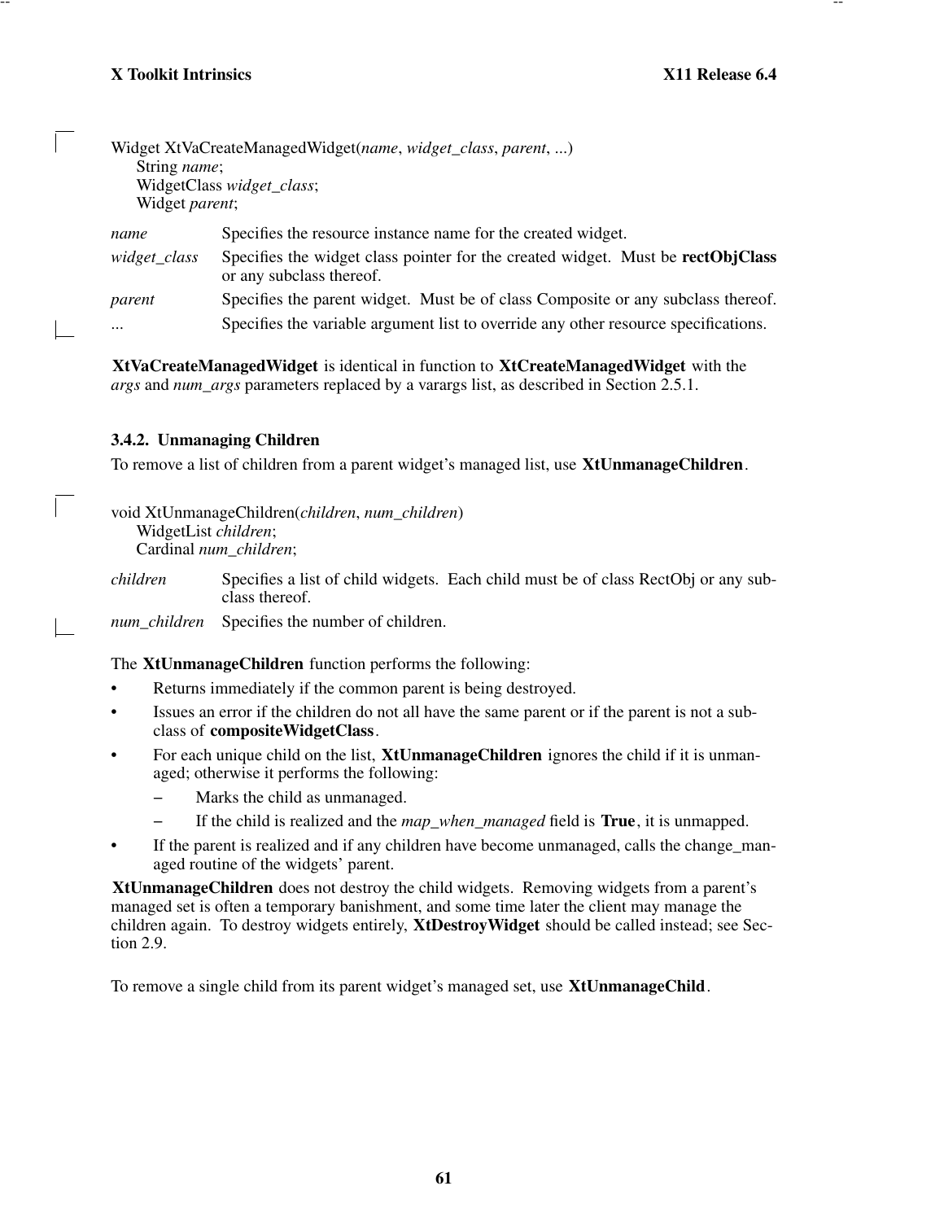```
Widget XtVaCreateManagedWidget(name, widget_class, parent, ...)
    String name;
    WidgetClass widget_class;
    Widget parent;
```

*name* Specifies the resource instance name for the created widget.

*widget_class* Specifies the widget class pointer for the created widget. Must be **rectObjClass** or any subclass thereof.

*parent* Specifies the parent widget. Must be of class Composite or any subclass thereof.

... Specifies the variable argument list to override any other resource specifications.

**XtVaCreateManagedWidget** is identical in function to **XtCreateManagedWidget** with the *args* and *num_args* parameters replaced by a varargs list, as described in Section 2.5.1.

### 3.4.2. Unmanaging Children

To remove a list of children from a parent widget's managed list, use **XtUnmanageChildren**.

```
void XtUnmanageChildren(children, num_children)
    WidgetList children;
    Cardinal num_children;
```

*children* Specifies a list of child widgets. Each child must be of class RectObj or any subclass thereof.

*num_children* Specifies the number of children.

The **XtUnmanageChildren** function performs the following:

- Returns immediately if the common parent is being destroyed.
- Issues an error if the children do not all have the same parent or if the parent is not a subclass of **compositeWidgetClass**.
- For each unique child on the list, **XtUnmanageChildren** ignores the child if it is unmanaged; otherwise it performs the following:
  - Marks the child as unmanaged.
  - If the child is realized and the *map_when_managed* field is **True**, it is unmapped.
- If the parent is realized and if any children have become unmanaged, calls the change_managed routine of the widgets' parent.

**XtUnmanageChildren** does not destroy the child widgets. Removing widgets from a parent's managed set is often a temporary banishment, and some time later the client may manage the children again. To destroy widgets entirely, **XtDestroyWidget** should be called instead; see Section 2.9.

To remove a single child from its parent widget's managed set, use **XtUnmanageChild**.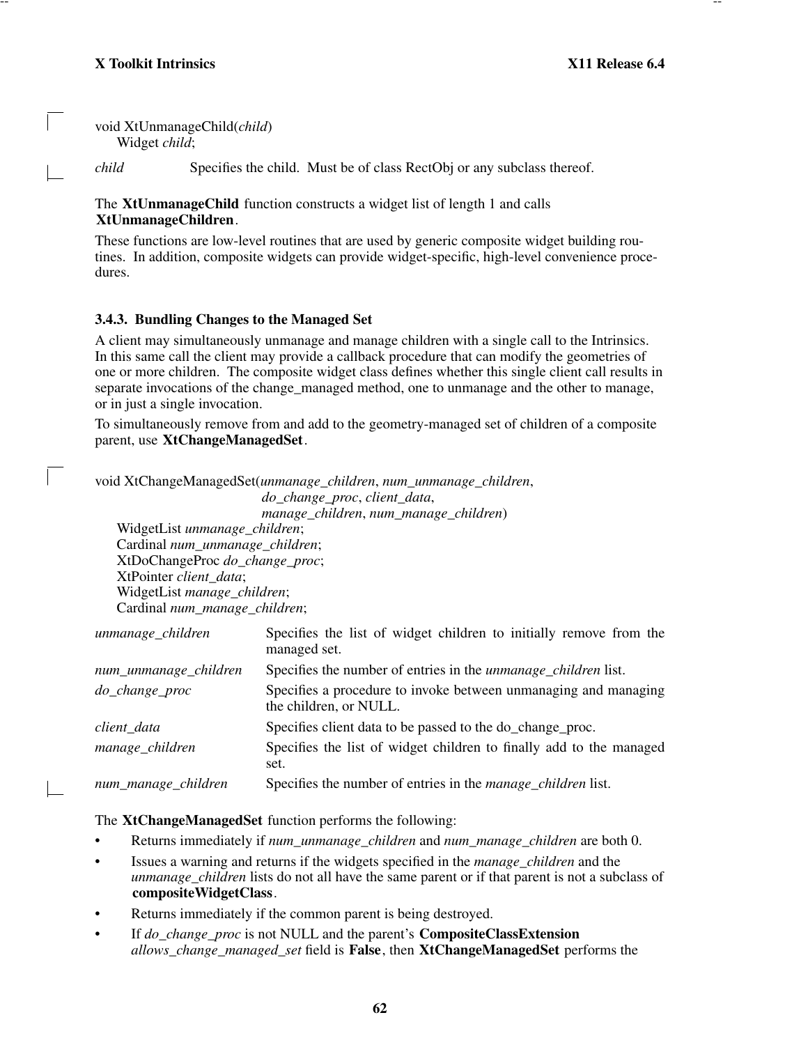```
void XtUnmanageChild(child)
     Widget child;
```

*child* Specifies the child. Must be of class RectObj or any subclass thereof.

The **XtUnmanageChild** function constructs a widget list of length 1 and calls **XtUnmanageChildren**.

These functions are low-level routines that are used by generic composite widget building routines. In addition, composite widgets can provide widget-specific, high-level convenience procedures.

### 3.4.3. Bundling Changes to the Managed Set

A client may simultaneously unmanage and manage children with a single call to the Intrinsics. In this same call the client may provide a callback procedure that can modify the geometries of one or more children. The composite widget class defines whether this single client call results in separate invocations of the change_managed method, one to unmanage and the other to manage, or in just a single invocation.

To simultaneously remove from and add to the geometry-managed set of children of a composite parent, use **XtChangeManagedSet**.

```
void XtChangeManagedSet(unmanage_children, num_unmanage_children,
                        do_change_proc, client_data,
                        manage_children, num_manage_children)
     WidgetList unmanage_children;
     Cardinal num_unmanage_children;
     XtDoChangeProc do_change_proc;
     XtPointer client_data;
     WidgetList manage_children;
     Cardinal num_manage_children;
```

*unmanage_children* Specifies the list of widget children to initially remove from the managed set.

*num_unmanage_children* Specifies the number of entries in the *unmanage_children* list.

*do_change_proc* Specifies a procedure to invoke between unmanaging and managing the children, or NULL.

*client_data* Specifies client data to be passed to the do_change_proc.

*manage_children* Specifies the list of widget children to finally add to the managed set.

*num_manage_children* Specifies the number of entries in the *manage_children* list.

The **XtChangeManagedSet** function performs the following:

- Returns immediately if *num_unmanage_children* and *num_manage_children* are both 0.
- Issues a warning and returns if the widgets specified in the *manage_children* and the *unmanage_children* lists do not all have the same parent or if that parent is not a subclass of **compositeWidgetClass**.
- Returns immediately if the common parent is being destroyed.
- If *do_change_proc* is not NULL and the parent's **CompositeClassExtension** *allows_change_managed_set* field is **False**, then **XtChangeManagedSet** performs the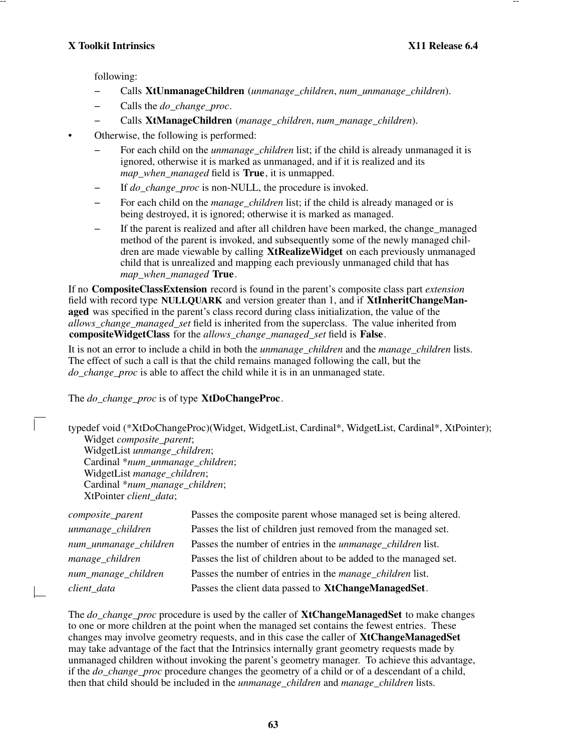following:

- Calls **XtUnmanageChildren** (*unmanage_children*, *num_unmanage_children*).
- Calls the *do_change_proc*.
- Calls **XtManageChildren** (*manage_children*, *num_manage_children*).

• Otherwise, the following is performed:

- For each child on the *unmanage_children* list; if the child is already unmanaged it is ignored, otherwise it is marked as unmanaged, and if it is realized and its *map_when_managed* field is **True**, it is unmapped.
- If *do_change_proc* is non-NULL, the procedure is invoked.
- For each child on the *manage_children* list; if the child is already managed or is being destroyed, it is ignored; otherwise it is marked as managed.
- If the parent is realized and after all children have been marked, the change_managed method of the parent is invoked, and subsequently some of the newly managed children are made viewable by calling **XtRealizeWidget** on each previously unmanaged child that is unrealized and mapping each previously unmanaged child that has *map_when_managed* **True**.

If no **CompositeClassExtension** record is found in the parent's composite class part *extension* field with record type **NULLQUARK** and version greater than 1, and if **XtInheritChangeManaged** was specified in the parent's class record during class initialization, the value of the *allows_change_managed_set* field is inherited from the superclass. The value inherited from **compositeWidgetClass** for the *allows_change_managed_set* field is **False**.

It is not an error to include a child in both the *unmanage_children* and the *manage_children* lists. The effect of such a call is that the child remains managed following the call, but the *do_change_proc* is able to affect the child while it is in an unmanaged state.

The *do_change_proc* is of type **XtDoChangeProc**.

```
typedef void (*XtDoChangeProc)(Widget, WidgetList, Cardinal*, WidgetList, Cardinal*, XtPointer);
      Widget composite_parent;
      WidgetList unmange_children;
      Cardinal *num_unmanage_children;
      WidgetList manage_children;
      Cardinal *num_manage_children;
      XtPointer client_data;
```

| | |
|---|---|
| *composite_parent* | Passes the composite parent whose managed set is being altered. |
| *unmanage_children* | Passes the list of children just removed from the managed set. |
| *num_unmanage_children* | Passes the number of entries in the *unmanage_children* list. |
| *manage_children* | Passes the list of children about to be added to the managed set. |
| *num_manage_children* | Passes the number of entries in the *manage_children* list. |
| *client_data* | Passes the client data passed to **XtChangeManagedSet**. |

The *do_change_proc* procedure is used by the caller of **XtChangeManagedSet** to make changes to one or more children at the point when the managed set contains the fewest entries. These changes may involve geometry requests, and in this case the caller of **XtChangeManagedSet** may take advantage of the fact that the Intrinsics internally grant geometry requests made by unmanaged children without invoking the parent's geometry manager. To achieve this advantage, if the *do_change_proc* procedure changes the geometry of a child or of a descendant of a child, then that child should be included in the *unmanage_children* and *manage_children* lists.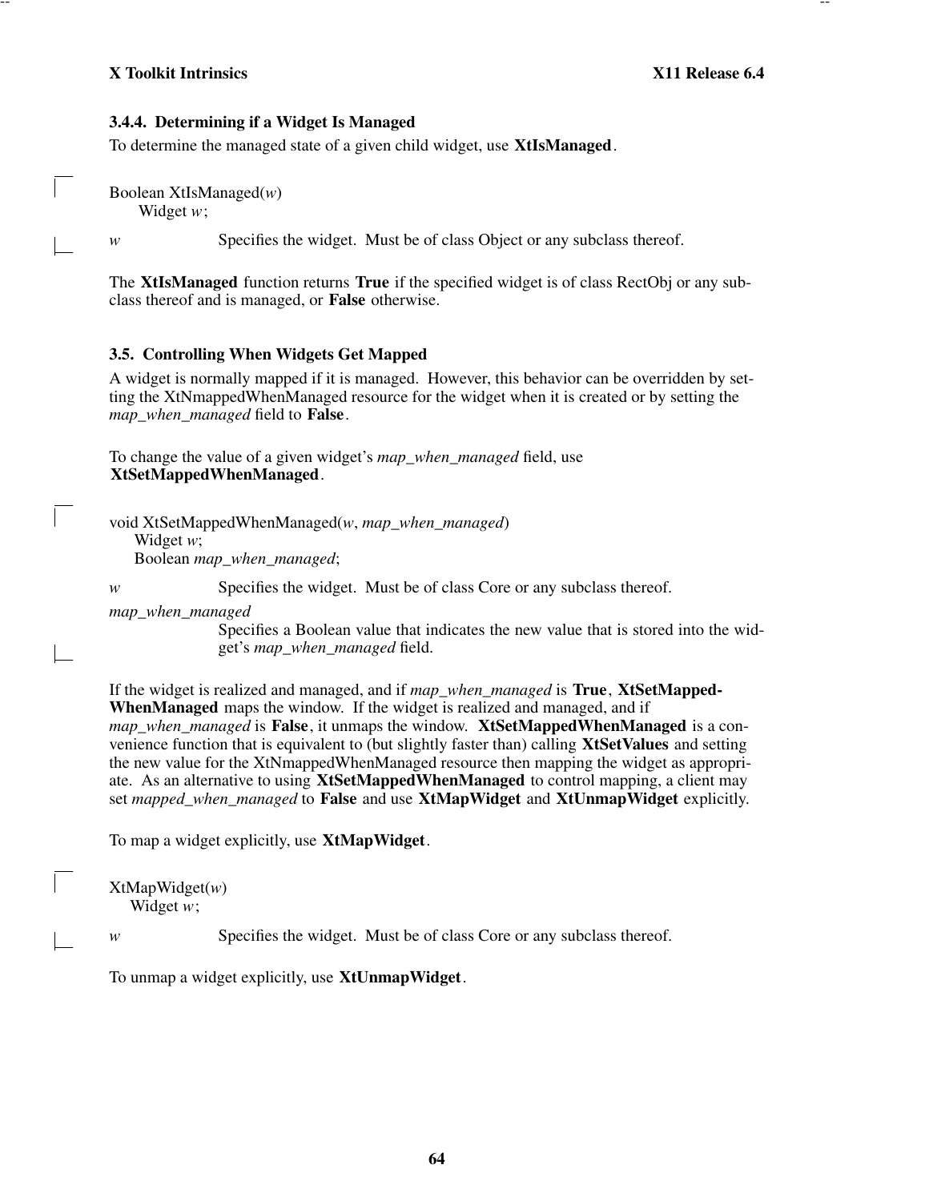### 3.4.4. Determining if a Widget Is Managed

To determine the managed state of a given child widget, use **XtIsManaged**.

```
Boolean XtIsManaged(w)
      Widget w;
```

*w* Specifies the widget. Must be of class Object or any subclass thereof.

The **XtIsManaged** function returns **True** if the specified widget is of class RectObj or any subclass thereof and is managed, or **False** otherwise.

## 3.5. Controlling When Widgets Get Mapped

A widget is normally mapped if it is managed. However, this behavior can be overridden by setting the XtNmappedWhenManaged resource for the widget when it is created or by setting the *map_when_managed* field to **False**.

To change the value of a given widget's *map_when_managed* field, use **XtSetMappedWhenManaged**.

```
void XtSetMappedWhenManaged(w, map_when_managed)
     Widget w;
     Boolean map_when_managed;
```

*w* Specifies the widget. Must be of class Core or any subclass thereof.

*map_when_managed*
Specifies a Boolean value that indicates the new value that is stored into the widget's *map_when_managed* field.

If the widget is realized and managed, and if *map_when_managed* is **True**, **XtSetMappedWhenManaged** maps the window. If the widget is realized and managed, and if *map_when_managed* is **False**, it unmaps the window. **XtSetMappedWhenManaged** is a convenience function that is equivalent to (but slightly faster than) calling **XtSetValues** and setting the new value for the XtNmappedWhenManaged resource then mapping the widget as appropriate. As an alternative to using **XtSetMappedWhenManaged** to control mapping, a client may set *mapped_when_managed* to **False** and use **XtMapWidget** and **XtUnmapWidget** explicitly.

To map a widget explicitly, use **XtMapWidget**.

```
XtMapWidget(w)
    Widget w;
```

*w* Specifies the widget. Must be of class Core or any subclass thereof.

To unmap a widget explicitly, use **XtUnmapWidget**.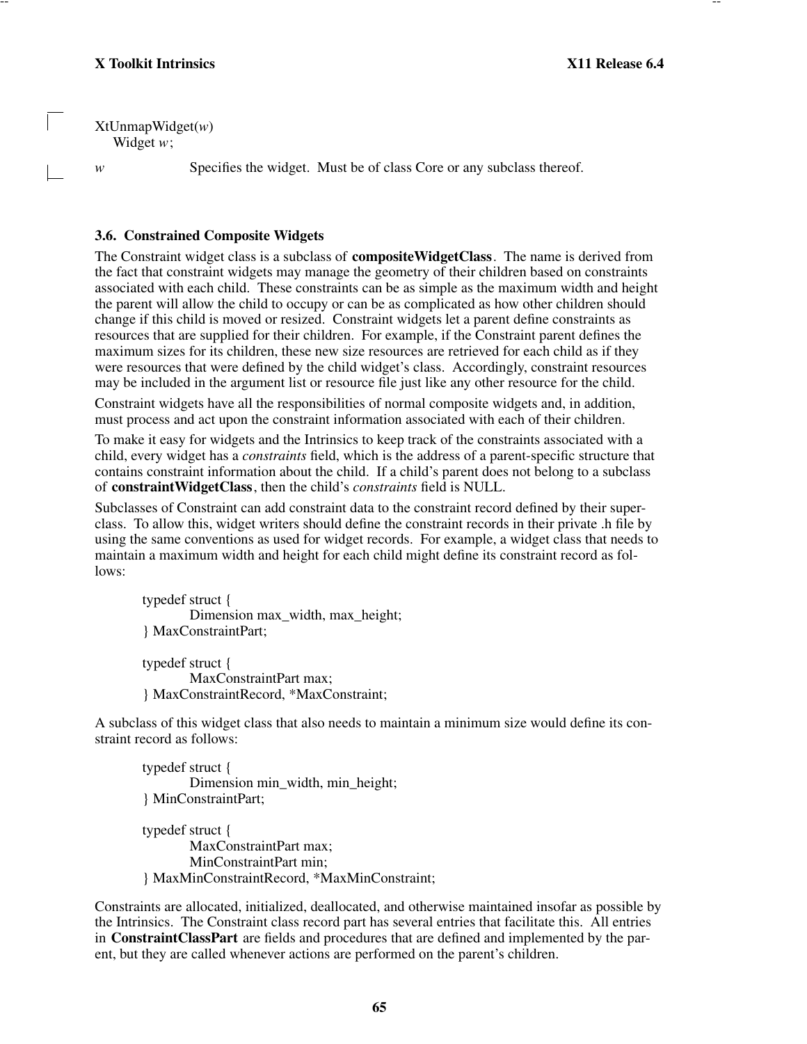```
XtUnmapWidget(w)
    Widget w;
```

*w* Specifies the widget. Must be of class Core or any subclass thereof.

### 3.6. Constrained Composite Widgets

The Constraint widget class is a subclass of **compositeWidgetClass**. The name is derived from the fact that constraint widgets may manage the geometry of their children based on constraints associated with each child. These constraints can be as simple as the maximum width and height the parent will allow the child to occupy or can be as complicated as how other children should change if this child is moved or resized. Constraint widgets let a parent define constraints as resources that are supplied for their children. For example, if the Constraint parent defines the maximum sizes for its children, these new size resources are retrieved for each child as if they were resources that were defined by the child widget's class. Accordingly, constraint resources may be included in the argument list or resource file just like any other resource for the child.

Constraint widgets have all the responsibilities of normal composite widgets and, in addition, must process and act upon the constraint information associated with each of their children.

To make it easy for widgets and the Intrinsics to keep track of the constraints associated with a child, every widget has a *constraints* field, which is the address of a parent-specific structure that contains constraint information about the child. If a child's parent does not belong to a subclass of **constraintWidgetClass**, then the child's *constraints* field is NULL.

Subclasses of Constraint can add constraint data to the constraint record defined by their superclass. To allow this, widget writers should define the constraint records in their private .h file by using the same conventions as used for widget records. For example, a widget class that needs to maintain a maximum width and height for each child might define its constraint record as follows:

```
typedef struct {
        Dimension max_width, max_height;
} MaxConstraintPart;

typedef struct {
        MaxConstraintPart max;
} MaxConstraintRecord, *MaxConstraint;
```

A subclass of this widget class that also needs to maintain a minimum size would define its constraint record as follows:

```
typedef struct {
        Dimension min_width, min_height;
} MinConstraintPart;

typedef struct {
        MaxConstraintPart max;
        MinConstraintPart min;
} MaxMinConstraintRecord, *MaxMinConstraint;
```

Constraints are allocated, initialized, deallocated, and otherwise maintained insofar as possible by the Intrinsics. The Constraint class record part has several entries that facilitate this. All entries in **ConstraintClassPart** are fields and procedures that are defined and implemented by the parent, but they are called whenever actions are performed on the parent's children.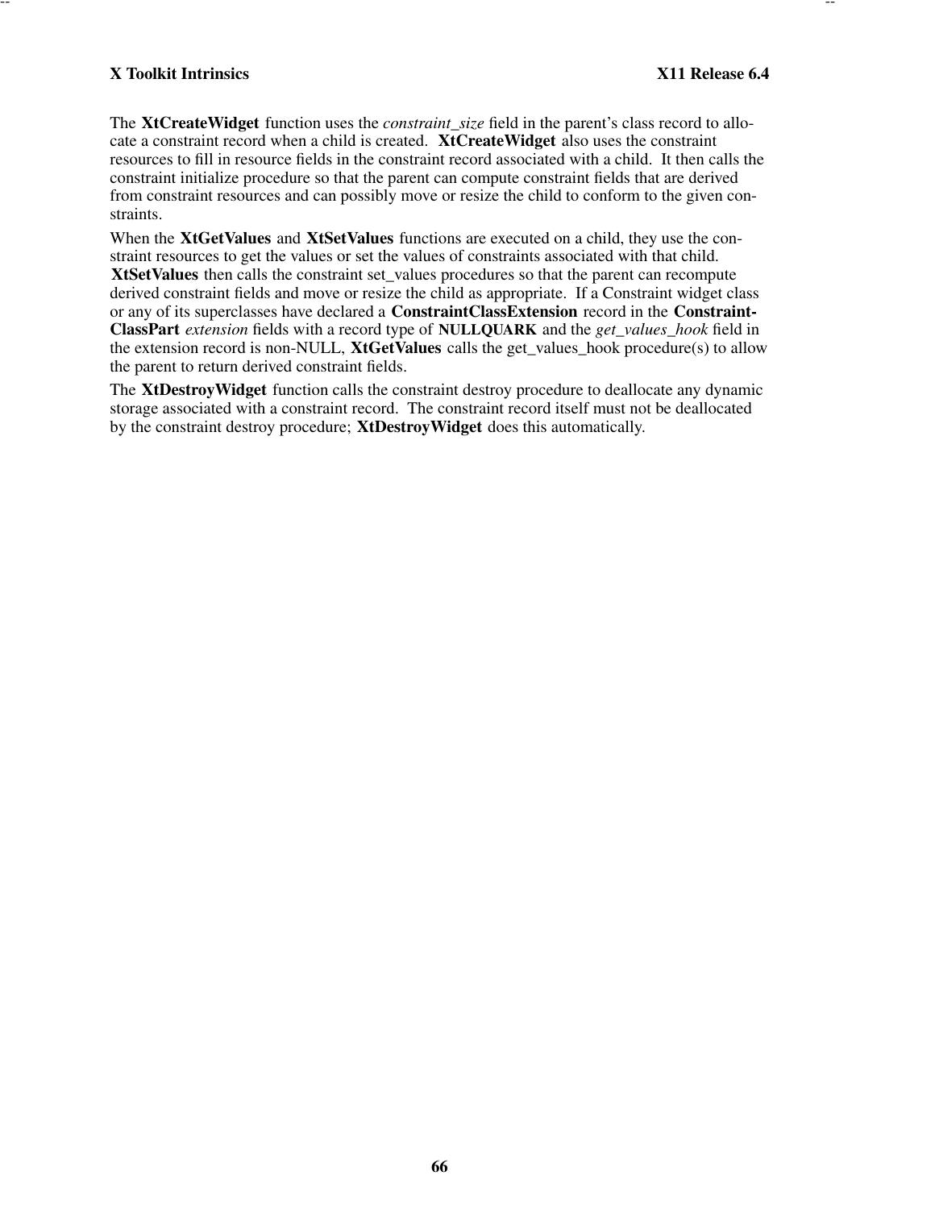The **XtCreateWidget** function uses the *constraint_size* field in the parent's class record to allocate a constraint record when a child is created. **XtCreateWidget** also uses the constraint resources to fill in resource fields in the constraint record associated with a child. It then calls the constraint initialize procedure so that the parent can compute constraint fields that are derived from constraint resources and can possibly move or resize the child to conform to the given constraints.

When the **XtGetValues** and **XtSetValues** functions are executed on a child, they use the constraint resources to get the values or set the values of constraints associated with that child. **XtSetValues** then calls the constraint set_values procedures so that the parent can recompute derived constraint fields and move or resize the child as appropriate. If a Constraint widget class or any of its superclasses have declared a **ConstraintClassExtension** record in the **ConstraintClassPart** *extension* fields with a record type of **NULLQUARK** and the *get_values_hook* field in the extension record is non-NULL, **XtGetValues** calls the get_values_hook procedure(s) to allow the parent to return derived constraint fields.

The **XtDestroyWidget** function calls the constraint destroy procedure to deallocate any dynamic storage associated with a constraint record. The constraint record itself must not be deallocated by the constraint destroy procedure; **XtDestroyWidget** does this automatically.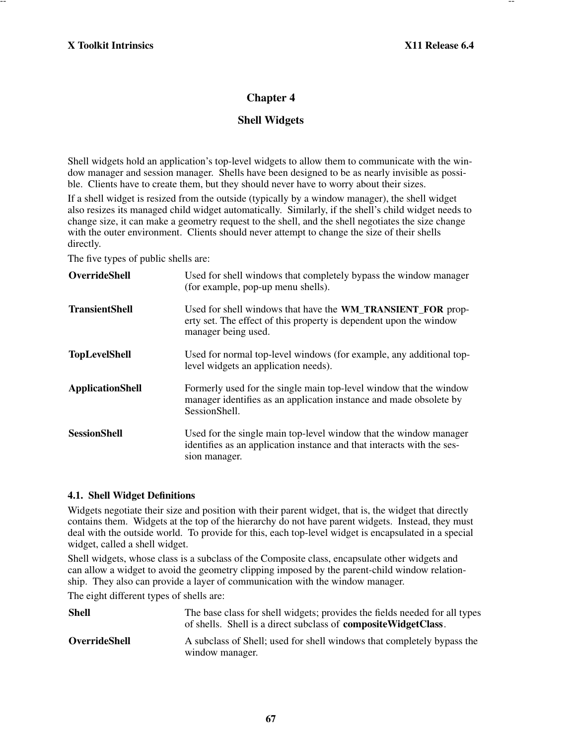# Chapter 4

# Shell Widgets

Shell widgets hold an application's top-level widgets to allow them to communicate with the window manager and session manager. Shells have been designed to be as nearly invisible as possible. Clients have to create them, but they should never have to worry about their sizes.

If a shell widget is resized from the outside (typically by a window manager), the shell widget also resizes its managed child widget automatically. Similarly, if the shell's child widget needs to change size, it can make a geometry request to the shell, and the shell negotiates the size change with the outer environment. Clients should never attempt to change the size of their shells directly.

The five types of public shells are:

| | |
|---|---|
| **OverrideShell** | Used for shell windows that completely bypass the window manager (for example, pop-up menu shells). |
| **TransientShell** | Used for shell windows that have the **WM_TRANSIENT_FOR** property set. The effect of this property is dependent upon the window manager being used. |
| **TopLevelShell** | Used for normal top-level windows (for example, any additional top-level widgets an application needs). |
| **ApplicationShell** | Formerly used for the single main top-level window that the window manager identifies as an application instance and made obsolete by SessionShell. |
| **SessionShell** | Used for the single main top-level window that the window manager identifies as an application instance and that interacts with the session manager. |

## 4.1. Shell Widget Definitions

Widgets negotiate their size and position with their parent widget, that is, the widget that directly contains them. Widgets at the top of the hierarchy do not have parent widgets. Instead, they must deal with the outside world. To provide for this, each top-level widget is encapsulated in a special widget, called a shell widget.

Shell widgets, whose class is a subclass of the Composite class, encapsulate other widgets and can allow a widget to avoid the geometry clipping imposed by the parent-child window relationship. They also can provide a layer of communication with the window manager.

The eight different types of shells are:

| | |
|---|---|
| **Shell** | The base class for shell widgets; provides the fields needed for all types of shells. Shell is a direct subclass of **compositeWidgetClass**. |
| **OverrideShell** | A subclass of Shell; used for shell windows that completely bypass the window manager. |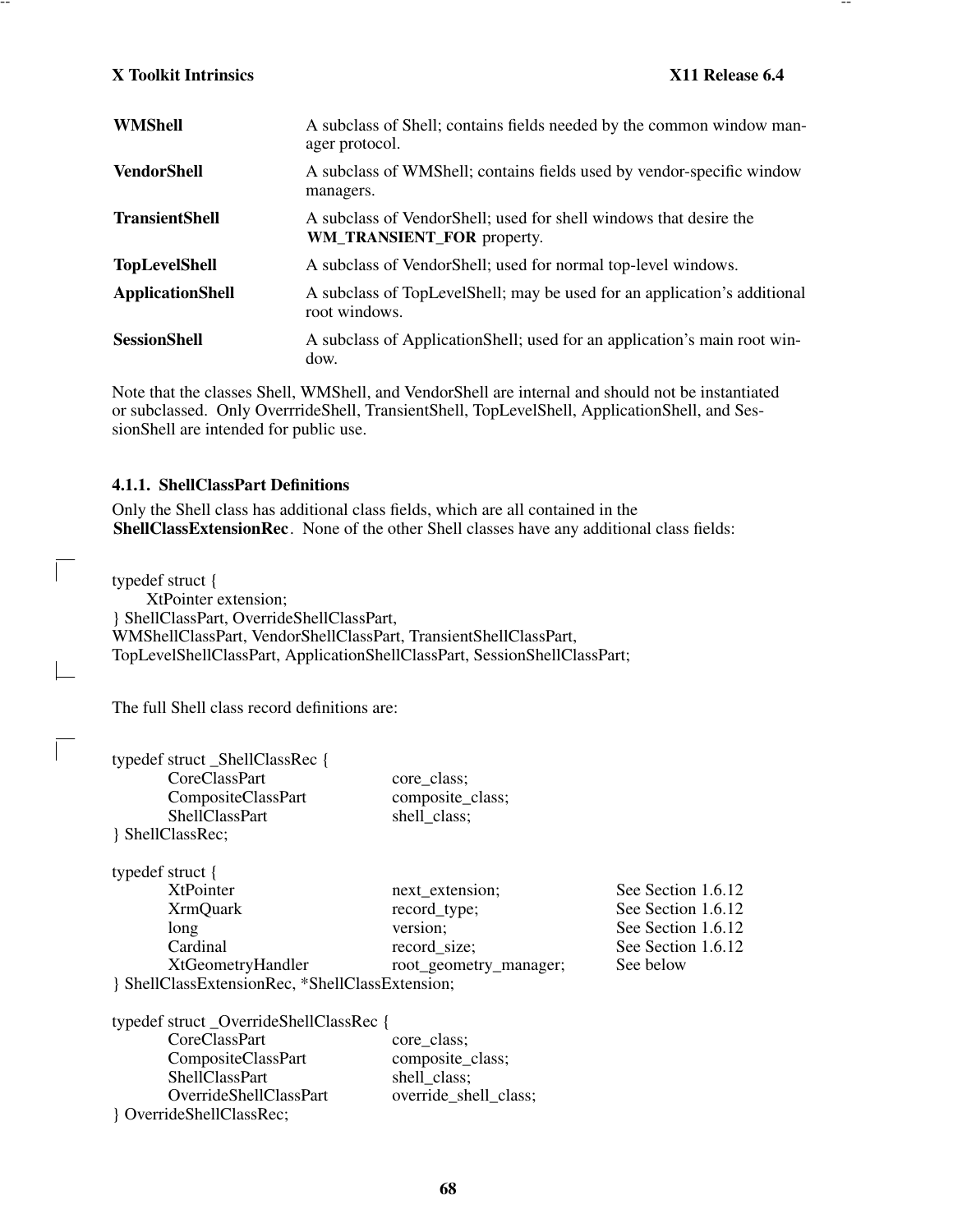| | |
|---|---|
| **WMShell** | A subclass of Shell; contains fields needed by the common window manager protocol. |
| **VendorShell** | A subclass of WMShell; contains fields used by vendor-specific window managers. |
| **TransientShell** | A subclass of VendorShell; used for shell windows that desire the **WM_TRANSIENT_FOR** property. |
| **TopLevelShell** | A subclass of VendorShell; used for normal top-level windows. |
| **ApplicationShell** | A subclass of TopLevelShell; may be used for an application's additional root windows. |
| **SessionShell** | A subclass of ApplicationShell; used for an application's main root window. |

Note that the classes Shell, WMShell, and VendorShell are internal and should not be instantiated or subclassed. Only OverrrideShell, TransientShell, TopLevelShell, ApplicationShell, and SessionShell are intended for public use.

### 4.1.1. ShellClassPart Definitions

Only the Shell class has additional class fields, which are all contained in the **ShellClassExtensionRec**. None of the other Shell classes have any additional class fields:

```
typedef struct {
      XtPointer extension;
} ShellClassPart, OverrideShellClassPart,
WMShellClassPart, VendorShellClassPart, TransientShellClassPart,
TopLevelShellClassPart, ApplicationShellClassPart, SessionShellClassPart;
```

The full Shell class record definitions are:

```
typedef struct _ShellClassRec {
        CoreClassPart              core_class;
        CompositeClassPart         composite_class;
        ShellClassPart             shell_class;
} ShellClassRec;

typedef struct {
        XtPointer                  next_extension;            See Section 1.6.12
        XrmQuark                   record_type;               See Section 1.6.12
        long                       version;                   See Section 1.6.12
        Cardinal                   record_size;               See Section 1.6.12
        XtGeometryHandler          root_geometry_manager;     See below
} ShellClassExtensionRec, *ShellClassExtension;

typedef struct _OverrideShellClassRec {
        CoreClassPart              core_class;
        CompositeClassPart         composite_class;
        ShellClassPart             shell_class;
        OverrideShellClassPart     override_shell_class;
} OverrideShellClassRec;
```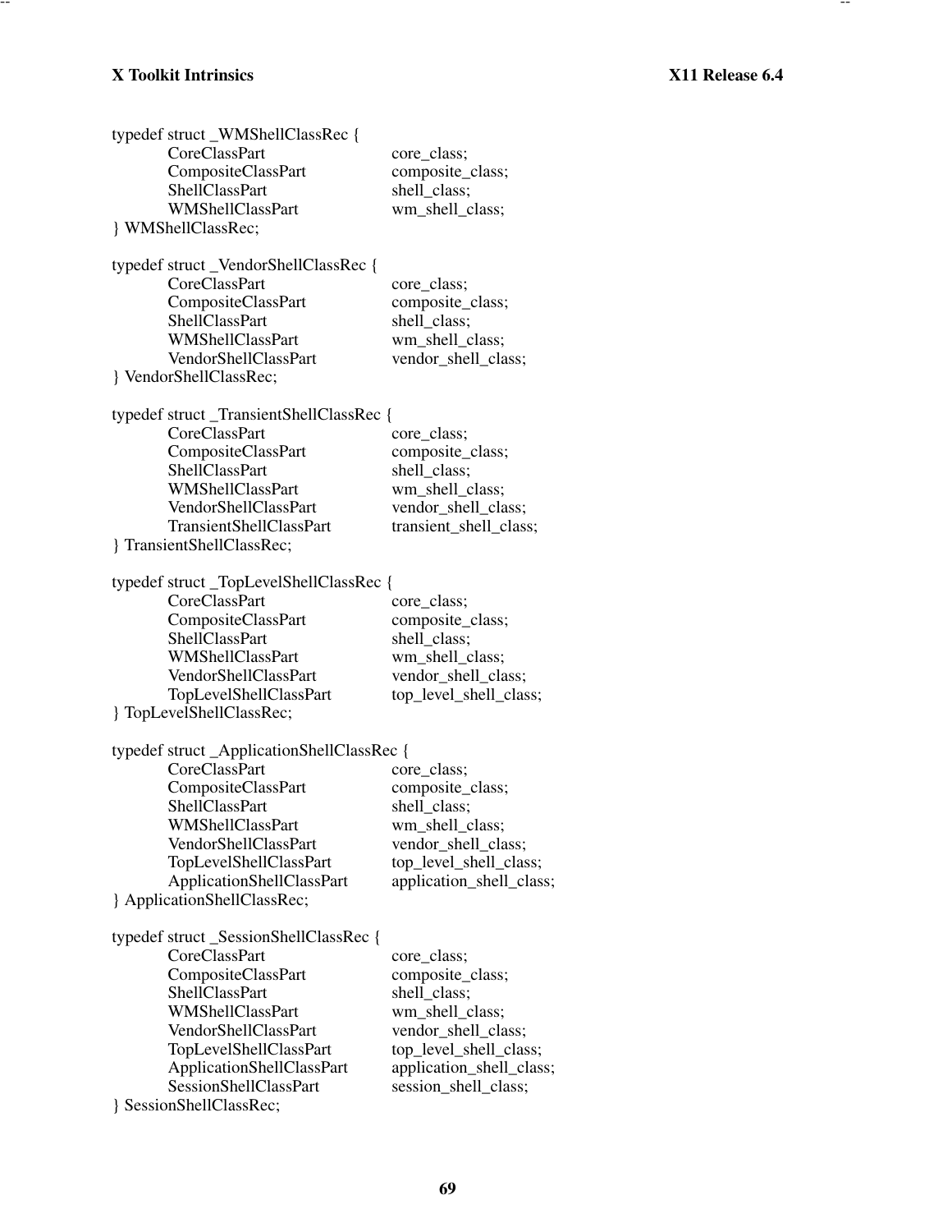```
typedef struct _WMShellClassRec {
        CoreClassPart                 core_class;
        CompositeClassPart            composite_class;
        ShellClassPart                shell_class;
        WMShellClassPart              wm_shell_class;
} WMShellClassRec;

typedef struct _VendorShellClassRec {
        CoreClassPart                 core_class;
        CompositeClassPart            composite_class;
        ShellClassPart                shell_class;
        WMShellClassPart              wm_shell_class;
        VendorShellClassPart          vendor_shell_class;
} VendorShellClassRec;

typedef struct _TransientShellClassRec {
        CoreClassPart                 core_class;
        CompositeClassPart            composite_class;
        ShellClassPart                shell_class;
        WMShellClassPart              wm_shell_class;
        VendorShellClassPart          vendor_shell_class;
        TransientShellClassPart       transient_shell_class;
} TransientShellClassRec;

typedef struct _TopLevelShellClassRec {
        CoreClassPart                 core_class;
        CompositeClassPart            composite_class;
        ShellClassPart                shell_class;
        WMShellClassPart              wm_shell_class;
        VendorShellClassPart          vendor_shell_class;
        TopLevelShellClassPart        top_level_shell_class;
} TopLevelShellClassRec;

typedef struct _ApplicationShellClassRec {
        CoreClassPart                 core_class;
        CompositeClassPart            composite_class;
        ShellClassPart                shell_class;
        WMShellClassPart              wm_shell_class;
        VendorShellClassPart          vendor_shell_class;
        TopLevelShellClassPart        top_level_shell_class;
        ApplicationShellClassPart     application_shell_class;
} ApplicationShellClassRec;

typedef struct _SessionShellClassRec {
        CoreClassPart                 core_class;
        CompositeClassPart            composite_class;
        ShellClassPart                shell_class;
        WMShellClassPart              wm_shell_class;
        VendorShellClassPart          vendor_shell_class;
        TopLevelShellClassPart        top_level_shell_class;
        ApplicationShellClassPart     application_shell_class;
        SessionShellClassPart         session_shell_class;
} SessionShellClassRec;
```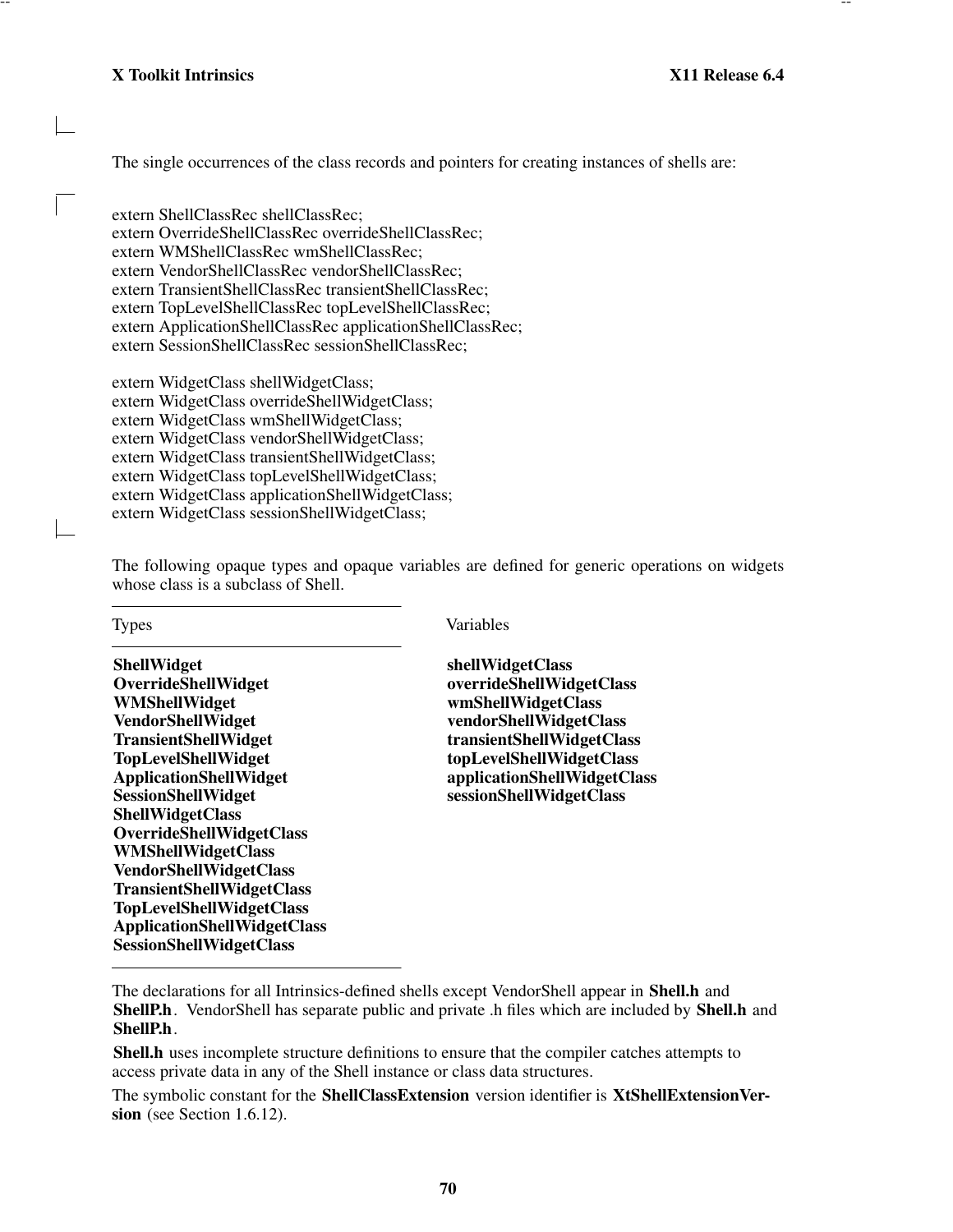The single occurrences of the class records and pointers for creating instances of shells are:

```
extern ShellClassRec shellClassRec;
extern OverrideShellClassRec overrideShellClassRec;
extern WMShellClassRec wmShellClassRec;
extern VendorShellClassRec vendorShellClassRec;
extern TransientShellClassRec transientShellClassRec;
extern TopLevelShellClassRec topLevelShellClassRec;
extern ApplicationShellClassRec applicationShellClassRec;
extern SessionShellClassRec sessionShellClassRec;

extern WidgetClass shellWidgetClass;
extern WidgetClass overrideShellWidgetClass;
extern WidgetClass wmShellWidgetClass;
extern WidgetClass vendorShellWidgetClass;
extern WidgetClass transientShellWidgetClass;
extern WidgetClass topLevelShellWidgetClass;
extern WidgetClass applicationShellWidgetClass;
extern WidgetClass sessionShellWidgetClass;
```

The following opaque types and opaque variables are defined for generic operations on widgets whose class is a subclass of Shell.

| Types | Variables |
|---|---|
| **ShellWidget** | **shellWidgetClass** |
| **OverrideShellWidget** | **overrideShellWidgetClass** |
| **WMShellWidget** | **wmShellWidgetClass** |
| **VendorShellWidget** | **vendorShellWidgetClass** |
| **TransientShellWidget** | **transientShellWidgetClass** |
| **TopLevelShellWidget** | **topLevelShellWidgetClass** |
| **ApplicationShellWidget** | **applicationShellWidgetClass** |
| **SessionShellWidget** | **sessionShellWidgetClass** |
| **ShellWidgetClass** | |
| **OverrideShellWidgetClass** | |
| **WMShellWidgetClass** | |
| **VendorShellWidgetClass** | |
| **TransientShellWidgetClass** | |
| **TopLevelShellWidgetClass** | |
| **ApplicationShellWidgetClass** | |
| **SessionShellWidgetClass** | |

The declarations for all Intrinsics-defined shells except VendorShell appear in **Shell.h** and **ShellP.h**. VendorShell has separate public and private .h files which are included by **Shell.h** and **ShellP.h**.

**Shell.h** uses incomplete structure definitions to ensure that the compiler catches attempts to access private data in any of the Shell instance or class data structures.

The symbolic constant for the **ShellClassExtension** version identifier is **XtShellExtensionVersion** (see Section 1.6.12).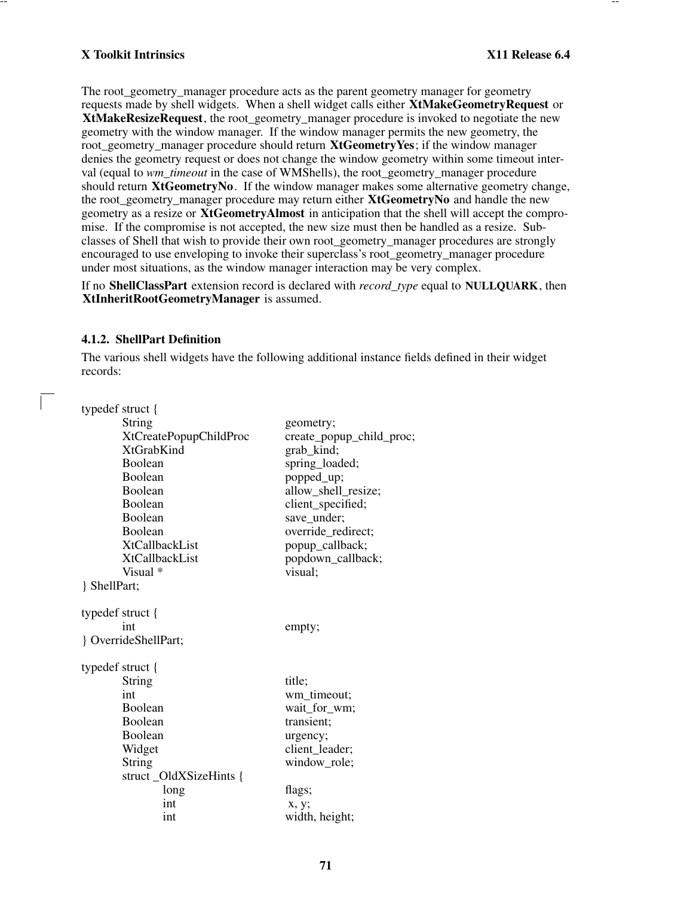The root_geometry_manager procedure acts as the parent geometry manager for geometry requests made by shell widgets. When a shell widget calls either **XtMakeGeometryRequest** or **XtMakeResizeRequest**, the root_geometry_manager procedure is invoked to negotiate the new geometry with the window manager. If the window manager permits the new geometry, the root_geometry_manager procedure should return **XtGeometryYes**; if the window manager denies the geometry request or does not change the window geometry within some timeout interval (equal to *wm_timeout* in the case of WMShells), the root_geometry_manager procedure should return **XtGeometryNo**. If the window manager makes some alternative geometry change, the root_geometry_manager procedure may return either **XtGeometryNo** and handle the new geometry as a resize or **XtGeometryAlmost** in anticipation that the shell will accept the compromise. If the compromise is not accepted, the new size must then be handled as a resize. Subclasses of Shell that wish to provide their own root_geometry_manager procedures are strongly encouraged to use enveloping to invoke their superclass's root_geometry_manager procedure under most situations, as the window manager interaction may be very complex.

If no **ShellClassPart** extension record is declared with *record_type* equal to **NULLQUARK**, then **XtInheritRootGeometryManager** is assumed.

### 4.1.2. ShellPart Definition

The various shell widgets have the following additional instance fields defined in their widget records:

```
typedef struct {
	String			geometry;
	XtCreatePopupChildProc	create_popup_child_proc;
	XtGrabKind		grab_kind;
	Boolean			spring_loaded;
	Boolean			popped_up;
	Boolean			allow_shell_resize;
	Boolean			client_specified;
	Boolean			save_under;
	Boolean			override_redirect;
	XtCallbackList		popup_callback;
	XtCallbackList		popdown_callback;
	Visual *		visual;
} ShellPart;

typedef struct {
	int			empty;
} OverrideShellPart;

typedef struct {
	String			title;
	int			wm_timeout;
	Boolean			wait_for_wm;
	Boolean			transient;
	Boolean			urgency;
	Widget			client_leader;
	String			window_role;
	struct _OldXSizeHints {
		long		flags;
		int		x, y;
		int		width, height;
```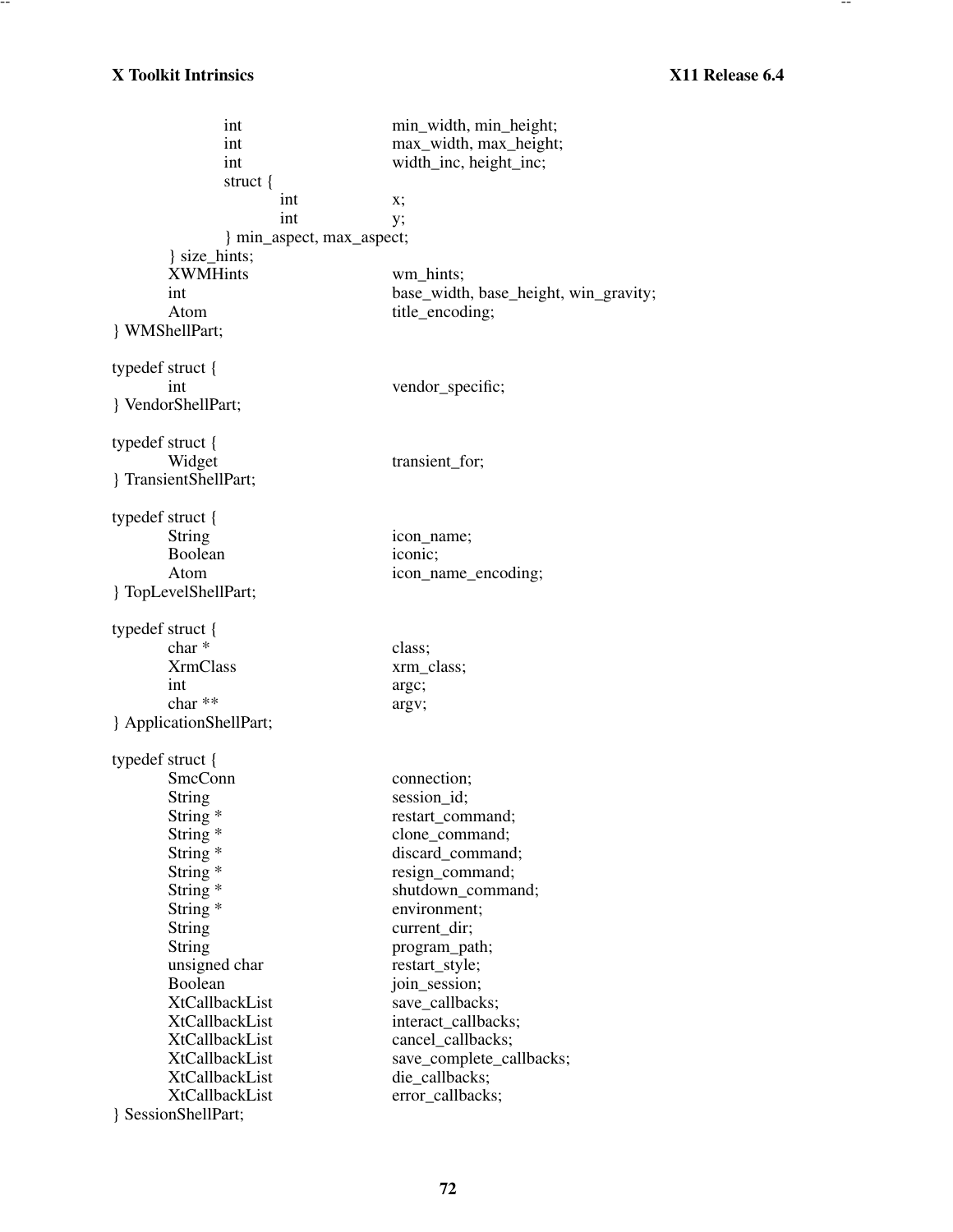```
		int			min_width, min_height;
		int			max_width, max_height;
		int			width_inc, height_inc;
		struct {
			int		x;
			int		y;
		} min_aspect, max_aspect;
	} size_hints;
	XWMHints			wm_hints;
	int				base_width, base_height, win_gravity;
	Atom				title_encoding;
} WMShellPart;

typedef struct {
	int				vendor_specific;
} VendorShellPart;

typedef struct {
	Widget				transient_for;
} TransientShellPart;

typedef struct {
	String				icon_name;
	Boolean				iconic;
	Atom				icon_name_encoding;
} TopLevelShellPart;

typedef struct {
	char *				class;
	XrmClass			xrm_class;
	int				argc;
	char **				argv;
} ApplicationShellPart;

typedef struct {
	SmcConn				connection;
	String				session_id;
	String *			restart_command;
	String *			clone_command;
	String *			discard_command;
	String *			resign_command;
	String *			shutdown_command;
	String *			environment;
	String				current_dir;
	String				program_path;
	unsigned char			restart_style;
	Boolean				join_session;
	XtCallbackList			save_callbacks;
	XtCallbackList			interact_callbacks;
	XtCallbackList			cancel_callbacks;
	XtCallbackList			save_complete_callbacks;
	XtCallbackList			die_callbacks;
	XtCallbackList			error_callbacks;
} SessionShellPart;
```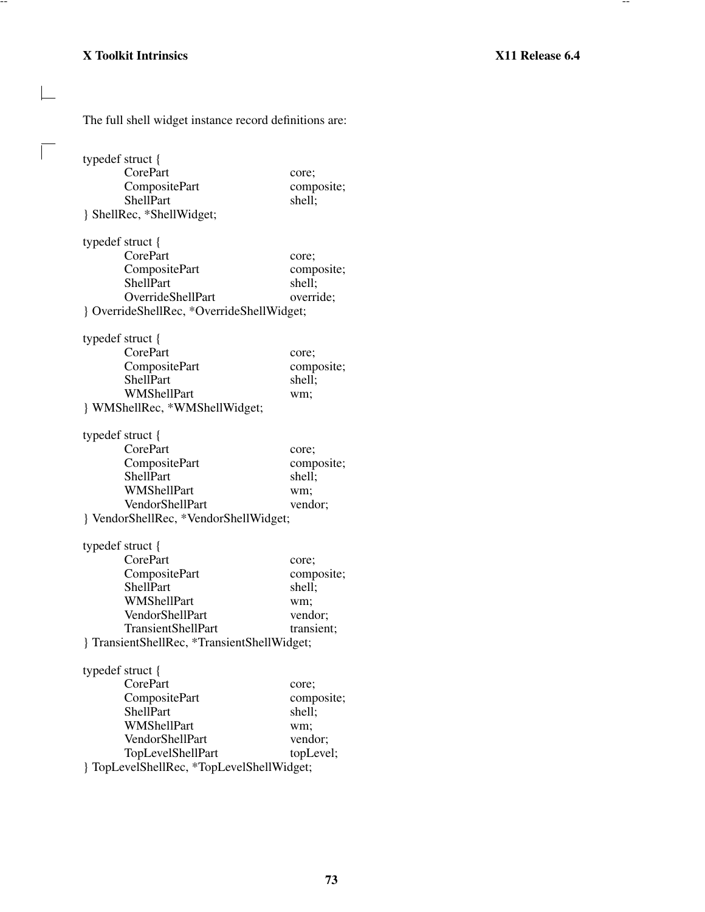The full shell widget instance record definitions are:

```
typedef struct {
	CorePart	core;
	CompositePart	composite;
	ShellPart	shell;
} ShellRec, *ShellWidget;

typedef struct {
	CorePart	core;
	CompositePart	composite;
	ShellPart	shell;
	OverrideShellPart	override;
} OverrideShellRec, *OverrideShellWidget;

typedef struct {
	CorePart	core;
	CompositePart	composite;
	ShellPart	shell;
	WMShellPart	wm;
} WMShellRec, *WMShellWidget;

typedef struct {
	CorePart	core;
	CompositePart	composite;
	ShellPart	shell;
	WMShellPart	wm;
	VendorShellPart	vendor;
} VendorShellRec, *VendorShellWidget;

typedef struct {
	CorePart	core;
	CompositePart	composite;
	ShellPart	shell;
	WMShellPart	wm;
	VendorShellPart	vendor;
	TransientShellPart	transient;
} TransientShellRec, *TransientShellWidget;

typedef struct {
	CorePart	core;
	CompositePart	composite;
	ShellPart	shell;
	WMShellPart	wm;
	VendorShellPart	vendor;
	TopLevelShellPart	topLevel;
} TopLevelShellRec, *TopLevelShellWidget;
```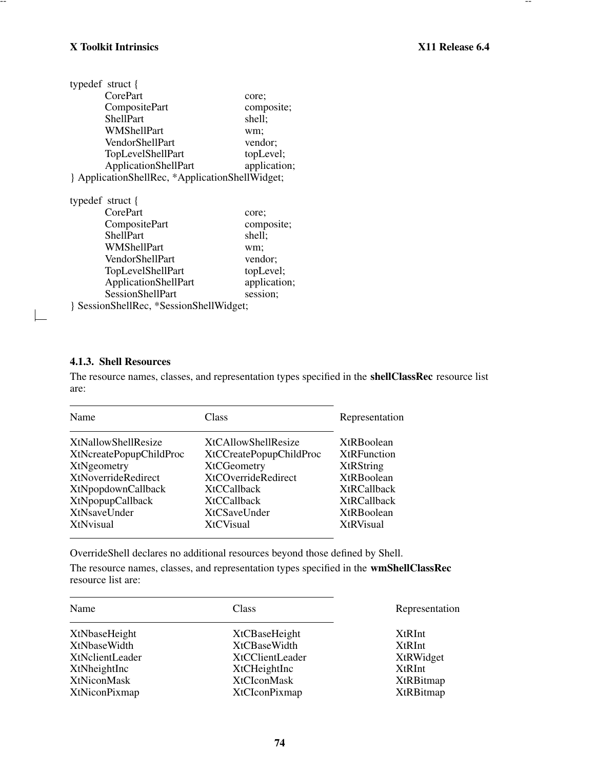```
typedef struct {
        CorePart                core;
        CompositePart           composite;
        ShellPart               shell;
        WMShellPart             wm;
        VendorShellPart         vendor;
        TopLevelShellPart       topLevel;
        ApplicationShellPart    application;
} ApplicationShellRec, *ApplicationShellWidget;

typedef struct {
        CorePart                core;
        CompositePart           composite;
        ShellPart               shell;
        WMShellPart             wm;
        VendorShellPart         vendor;
        TopLevelShellPart       topLevel;
        ApplicationShellPart    application;
        SessionShellPart        session;
} SessionShellRec, *SessionShellWidget;
```

### 4.1.3. Shell Resources

The resource names, classes, and representation types specified in the **shellClassRec** resource list are:

| Name | Class | Representation |
|---|---|---|
| XtNallowShellResize | XtCAllowShellResize | XtRBoolean |
| XtNcreatePopupChildProc | XtCCreatePopupChildProc | XtRFunction |
| XtNgeometry | XtCGeometry | XtRString |
| XtNoverrideRedirect | XtCOverrideRedirect | XtRBoolean |
| XtNpopdownCallback | XtCCallback | XtRCallback |
| XtNpopupCallback | XtCCallback | XtRCallback |
| XtNsaveUnder | XtCSaveUnder | XtRBoolean |
| XtNvisual | XtCVisual | XtRVisual |

OverrideShell declares no additional resources beyond those defined by Shell.

The resource names, classes, and representation types specified in the **wmShellClassRec** resource list are:

| Name | Class | Representation |
|---|---|---|
| XtNbaseHeight | XtCBaseHeight | XtRInt |
| XtNbaseWidth | XtCBaseWidth | XtRInt |
| XtNclientLeader | XtCClientLeader | XtRWidget |
| XtNheightInc | XtCHeightInc | XtRInt |
| XtNiconMask | XtCIconMask | XtRBitmap |
| XtNiconPixmap | XtCIconPixmap | XtRBitmap |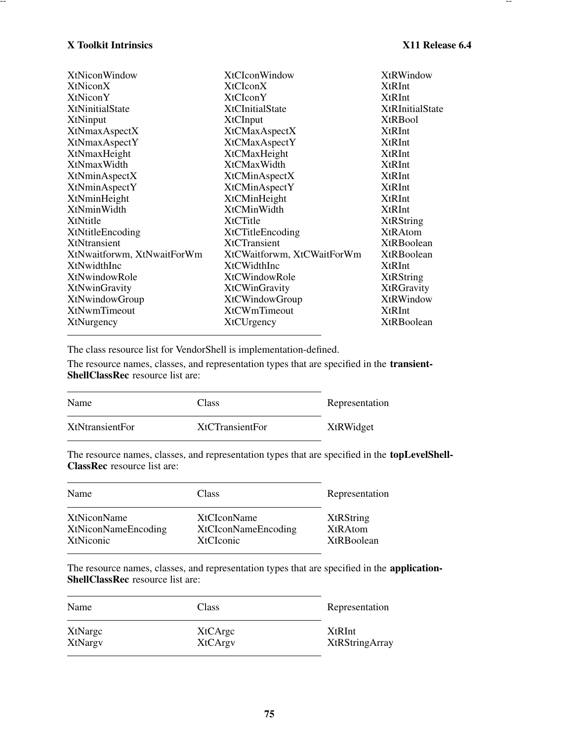| | | |
|---|---|---|
| XtNiconWindow | XtCIconWindow | XtRWindow |
| XtNiconX | XtCIconX | XtRInt |
| XtNiconY | XtCIconY | XtRInt |
| XtNinitialState | XtCInitialState | XtRInitialState |
| XtNinput | XtCInput | XtRBool |
| XtNmaxAspectX | XtCMaxAspectX | XtRInt |
| XtNmaxAspectY | XtCMaxAspectY | XtRInt |
| XtNmaxHeight | XtCMaxHeight | XtRInt |
| XtNmaxWidth | XtCMaxWidth | XtRInt |
| XtNminAspectX | XtCMinAspectX | XtRInt |
| XtNminAspectY | XtCMinAspectY | XtRInt |
| XtNminHeight | XtCMinHeight | XtRInt |
| XtNminWidth | XtCMinWidth | XtRInt |
| XtNtitle | XtCTitle | XtRString |
| XtNtitleEncoding | XtCTitleEncoding | XtRAtom |
| XtNtransient | XtCTransient | XtRBoolean |
| XtNwaitforwm, XtNwaitForWm | XtCWaitforwm, XtCWaitForWm | XtRBoolean |
| XtNwidthInc | XtCWidthInc | XtRInt |
| XtNwindowRole | XtCWindowRole | XtRString |
| XtNwinGravity | XtCWinGravity | XtRGravity |
| XtNwindowGroup | XtCWindowGroup | XtRWindow |
| XtNwmTimeout | XtCWmTimeout | XtRInt |
| XtNurgency | XtCUrgency | XtRBoolean |

The class resource list for VendorShell is implementation-defined.

The resource names, classes, and representation types that are specified in the **transientShellClassRec** resource list are:

| Name | Class | Representation |
|---|---|---|
| XtNtransientFor | XtCTransientFor | XtRWidget |

The resource names, classes, and representation types that are specified in the **topLevelShellClassRec** resource list are:

| Name | Class | Representation |
|---|---|---|
| XtNiconName | XtCIconName | XtRString |
| XtNiconNameEncoding | XtCIconNameEncoding | XtRAtom |
| XtNiconic | XtCIconic | XtRBoolean |

The resource names, classes, and representation types that are specified in the **applicationShellClassRec** resource list are:

| Name | Class | Representation |
|---|---|---|
| XtNargc | XtCArgc | XtRInt |
| XtNargv | XtCArgv | XtRStringArray |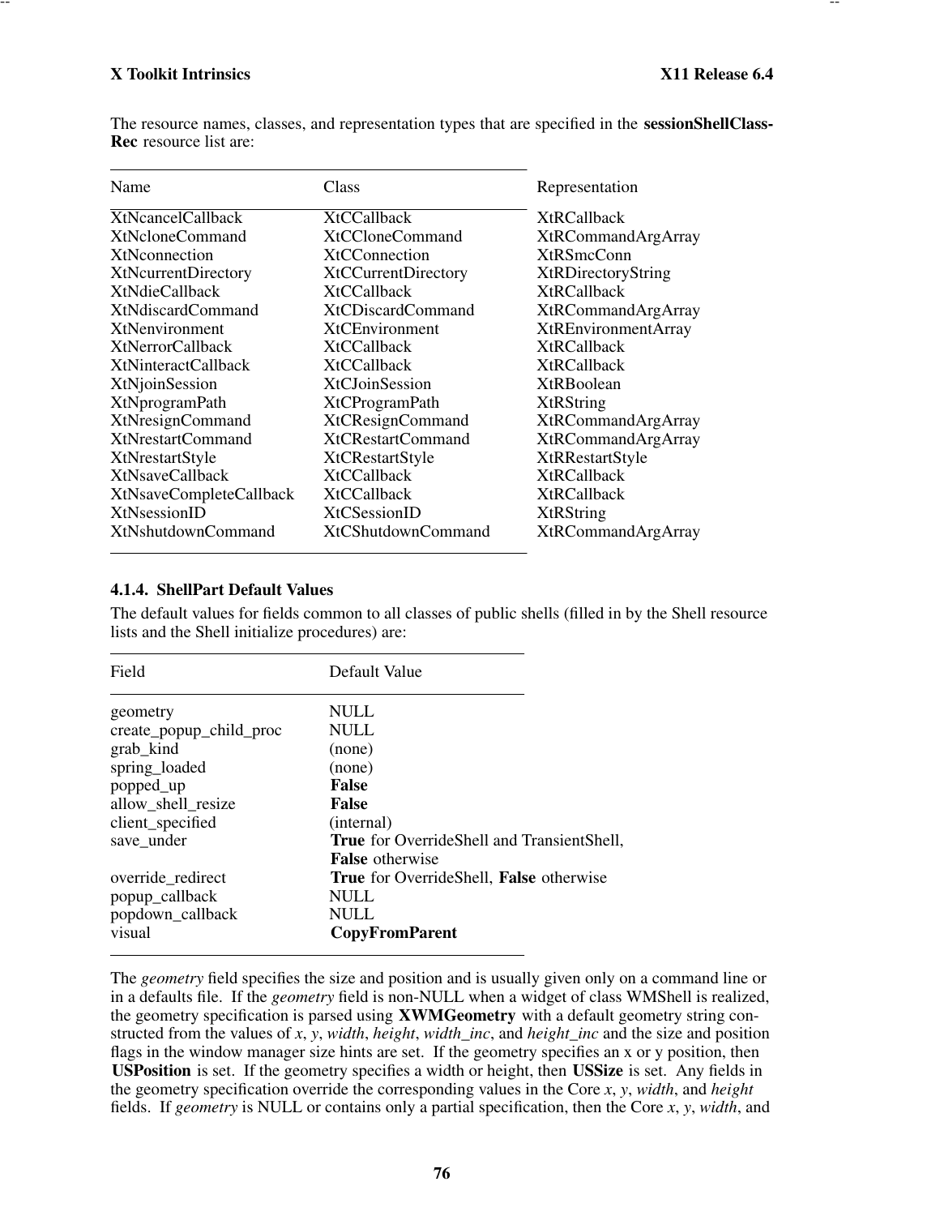The resource names, classes, and representation types that are specified in the **sessionShellClassRec** resource list are:

| Name | Class | Representation |
|---|---|---|
| XtNcancelCallback | XtCCallback | XtRCallback |
| XtNcloneCommand | XtCCloneCommand | XtRCommandArgArray |
| XtNconnection | XtCConnection | XtRSmcConn |
| XtNcurrentDirectory | XtCCurrentDirectory | XtRDirectoryString |
| XtNdieCallback | XtCCallback | XtRCallback |
| XtNdiscardCommand | XtCDiscardCommand | XtRCommandArgArray |
| XtNenvironment | XtCEnvironment | XtREnvironmentArray |
| XtNerrorCallback | XtCCallback | XtRCallback |
| XtNinteractCallback | XtCCallback | XtRCallback |
| XtNjoinSession | XtCJoinSession | XtRBoolean |
| XtNprogramPath | XtCProgramPath | XtRString |
| XtNresignCommand | XtCResignCommand | XtRCommandArgArray |
| XtNrestartCommand | XtCRestartCommand | XtRCommandArgArray |
| XtNrestartStyle | XtCRestartStyle | XtRRestartStyle |
| XtNsaveCallback | XtCCallback | XtRCallback |
| XtNsaveCompleteCallback | XtCCallback | XtRCallback |
| XtNsessionID | XtCSessionID | XtRString |
| XtNshutdownCommand | XtCShutdownCommand | XtRCommandArgArray |

### 4.1.4. ShellPart Default Values

The default values for fields common to all classes of public shells (filled in by the Shell resource lists and the Shell initialize procedures) are:

| Field | Default Value |
|---|---|
| geometry | NULL |
| create_popup_child_proc | NULL |
| grab_kind | (none) |
| spring_loaded | (none) |
| popped_up | **False** |
| allow_shell_resize | **False** |
| client_specified | (internal) |
| save_under | **True** for OverrideShell and TransientShell, **False** otherwise |
| override_redirect | **True** for OverrideShell, **False** otherwise |
| popup_callback | NULL |
| popdown_callback | NULL |
| visual | **CopyFromParent** |

The *geometry* field specifies the size and position and is usually given only on a command line or in a defaults file. If the *geometry* field is non-NULL when a widget of class WMShell is realized, the geometry specification is parsed using **XWMGeometry** with a default geometry string constructed from the values of *x*, *y*, *width*, *height*, *width_inc*, and *height_inc* and the size and position flags in the window manager size hints are set. If the geometry specifies an x or y position, then **USPosition** is set. If the geometry specifies a width or height, then **USSize** is set. Any fields in the geometry specification override the corresponding values in the Core *x*, *y*, *width*, and *height* fields. If *geometry* is NULL or contains only a partial specification, then the Core *x*, *y*, *width*, and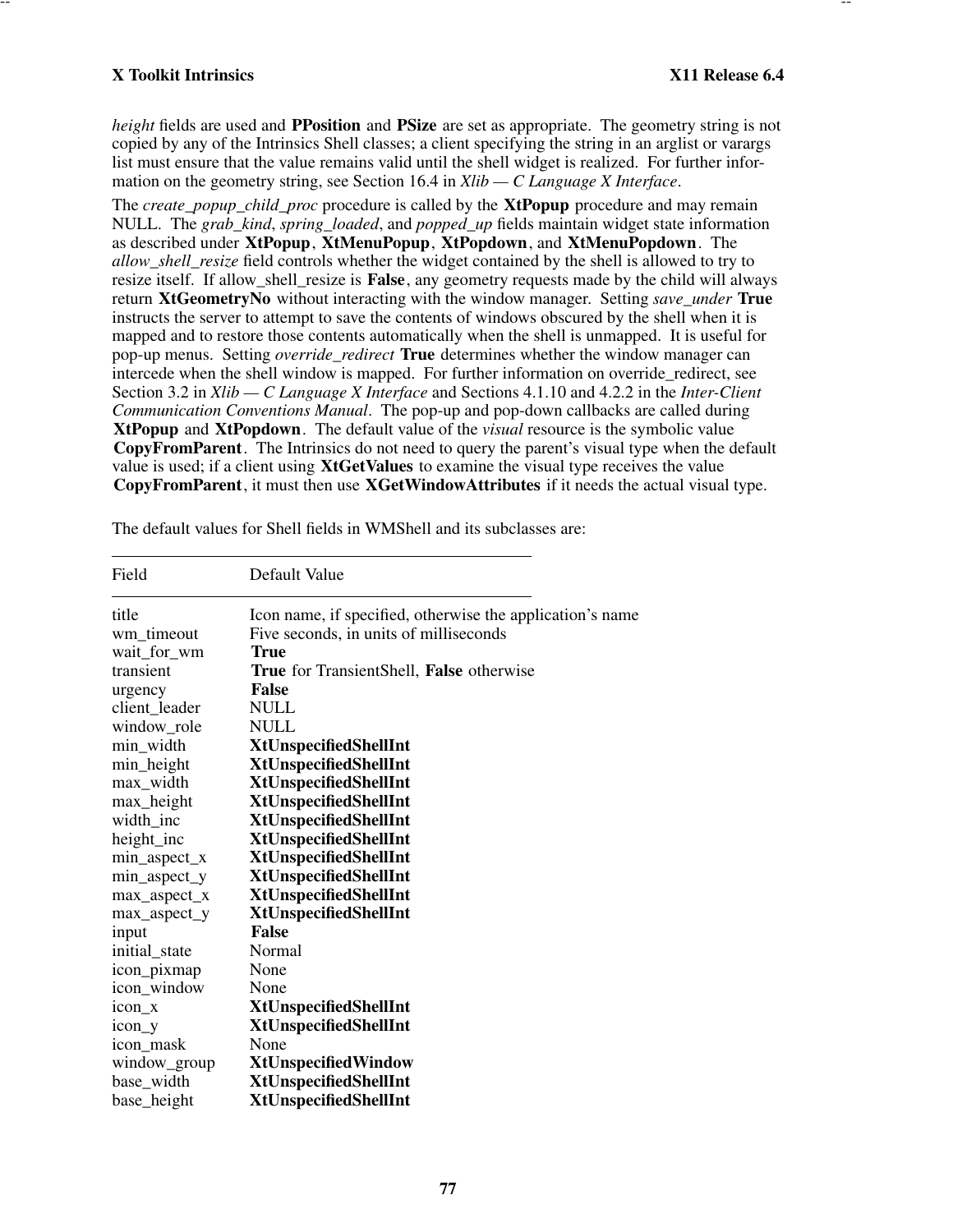*height* fields are used and **PPosition** and **PSize** are set as appropriate. The geometry string is not copied by any of the Intrinsics Shell classes; a client specifying the string in an arglist or varargs list must ensure that the value remains valid until the shell widget is realized. For further information on the geometry string, see Section 16.4 in *Xlib — C Language X Interface*.

The *create_popup_child_proc* procedure is called by the **XtPopup** procedure and may remain NULL. The *grab_kind*, *spring_loaded*, and *popped_up* fields maintain widget state information as described under **XtPopup**, **XtMenuPopup**, **XtPopdown**, and **XtMenuPopdown**. The *allow_shell_resize* field controls whether the widget contained by the shell is allowed to try to resize itself. If allow_shell_resize is **False**, any geometry requests made by the child will always return **XtGeometryNo** without interacting with the window manager. Setting *save_under* **True** instructs the server to attempt to save the contents of windows obscured by the shell when it is mapped and to restore those contents automatically when the shell is unmapped. It is useful for pop-up menus. Setting *override_redirect* **True** determines whether the window manager can intercede when the shell window is mapped. For further information on override_redirect, see Section 3.2 in *Xlib — C Language X Interface* and Sections 4.1.10 and 4.2.2 in the *Inter-Client Communication Conventions Manual*. The pop-up and pop-down callbacks are called during **XtPopup** and **XtPopdown**. The default value of the *visual* resource is the symbolic value **CopyFromParent**. The Intrinsics do not need to query the parent's visual type when the default value is used; if a client using **XtGetValues** to examine the visual type receives the value **CopyFromParent**, it must then use **XGetWindowAttributes** if it needs the actual visual type.

The default values for Shell fields in WMShell and its subclasses are:

| Field | Default Value |
|---|---|
| title | Icon name, if specified, otherwise the application's name |
| wm_timeout | Five seconds, in units of milliseconds |
| wait_for_wm | **True** |
| transient | **True** for TransientShell, **False** otherwise |
| urgency | **False** |
| client_leader | NULL |
| window_role | NULL |
| min_width | **XtUnspecifiedShellInt** |
| min_height | **XtUnspecifiedShellInt** |
| max_width | **XtUnspecifiedShellInt** |
| max_height | **XtUnspecifiedShellInt** |
| width_inc | **XtUnspecifiedShellInt** |
| height_inc | **XtUnspecifiedShellInt** |
| min_aspect_x | **XtUnspecifiedShellInt** |
| min_aspect_y | **XtUnspecifiedShellInt** |
| max_aspect_x | **XtUnspecifiedShellInt** |
| max_aspect_y | **XtUnspecifiedShellInt** |
| input | **False** |
| initial_state | Normal |
| icon_pixmap | None |
| icon_window | None |
| icon_x | **XtUnspecifiedShellInt** |
| icon_y | **XtUnspecifiedShellInt** |
| icon_mask | None |
| window_group | **XtUnspecifiedWindow** |
| base_width | **XtUnspecifiedShellInt** |
| base_height | **XtUnspecifiedShellInt** |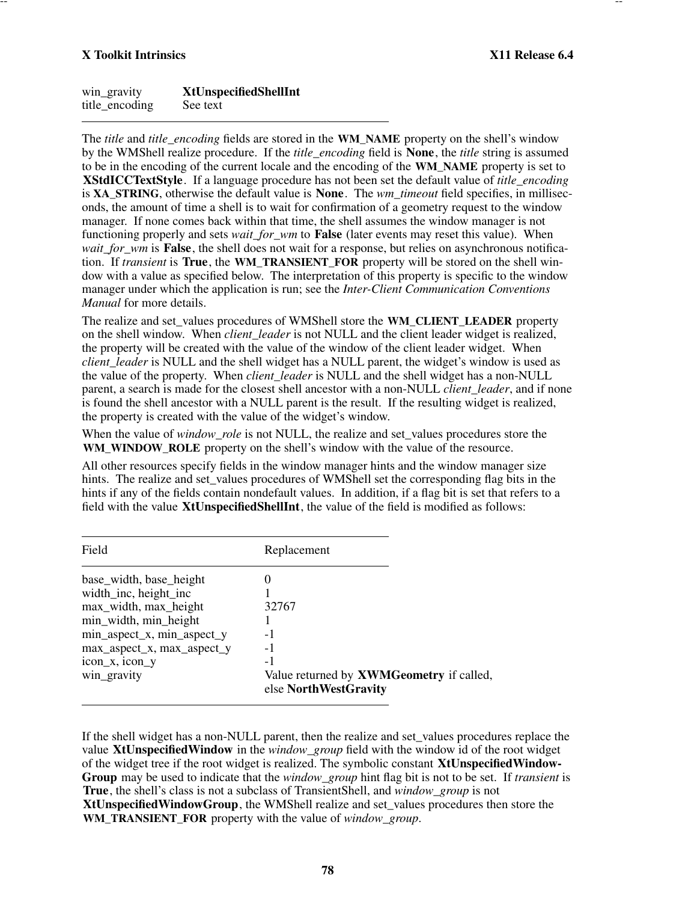| | |
|---|---|
| win_gravity | **XtUnspecifiedShellInt** |
| title_encoding | See text |

The *title* and *title_encoding* fields are stored in the **WM_NAME** property on the shell's window by the WMShell realize procedure. If the *title_encoding* field is **None**, the *title* string is assumed to be in the encoding of the current locale and the encoding of the **WM_NAME** property is set to **XStdICCTextStyle**. If a language procedure has not been set the default value of *title_encoding* is **XA_STRING**, otherwise the default value is **None**. The *wm_timeout* field specifies, in milliseconds, the amount of time a shell is to wait for confirmation of a geometry request to the window manager. If none comes back within that time, the shell assumes the window manager is not functioning properly and sets *wait_for_wm* to **False** (later events may reset this value). When *wait_for_wm* is **False**, the shell does not wait for a response, but relies on asynchronous notification. If *transient* is **True**, the **WM_TRANSIENT_FOR** property will be stored on the shell window with a value as specified below. The interpretation of this property is specific to the window manager under which the application is run; see the *Inter-Client Communication Conventions Manual* for more details.

The realize and set_values procedures of WMShell store the **WM_CLIENT_LEADER** property on the shell window. When *client_leader* is not NULL and the client leader widget is realized, the property will be created with the value of the window of the client leader widget. When *client_leader* is NULL and the shell widget has a NULL parent, the widget's window is used as the value of the property. When *client_leader* is NULL and the shell widget has a non-NULL parent, a search is made for the closest shell ancestor with a non-NULL *client_leader*, and if none is found the shell ancestor with a NULL parent is the result. If the resulting widget is realized, the property is created with the value of the widget's window.

When the value of *window_role* is not NULL, the realize and set_values procedures store the **WM_WINDOW_ROLE** property on the shell's window with the value of the resource.

All other resources specify fields in the window manager hints and the window manager size hints. The realize and set_values procedures of WMShell set the corresponding flag bits in the hints if any of the fields contain nondefault values. In addition, if a flag bit is set that refers to a field with the value **XtUnspecifiedShellInt**, the value of the field is modified as follows:

| Field | Replacement |
|---|---|
| base_width, base_height | 0 |
| width_inc, height_inc | 1 |
| max_width, max_height | 32767 |
| min_width, min_height | 1 |
| min_aspect_x, min_aspect_y | -1 |
| max_aspect_x, max_aspect_y | -1 |
| icon_x, icon_y | -1 |
| win_gravity | Value returned by **XWMGeometry** if called, else **NorthWestGravity** |

If the shell widget has a non-NULL parent, then the realize and set_values procedures replace the value **XtUnspecifiedWindow** in the *window_group* field with the window id of the root widget of the widget tree if the root widget is realized. The symbolic constant **XtUnspecifiedWindowGroup** may be used to indicate that the *window_group* hint flag bit is not to be set. If *transient* is **True**, the shell's class is not a subclass of TransientShell, and *window_group* is not **XtUnspecifiedWindowGroup**, the WMShell realize and set_values procedures then store the **WM_TRANSIENT_FOR** property with the value of *window_group*.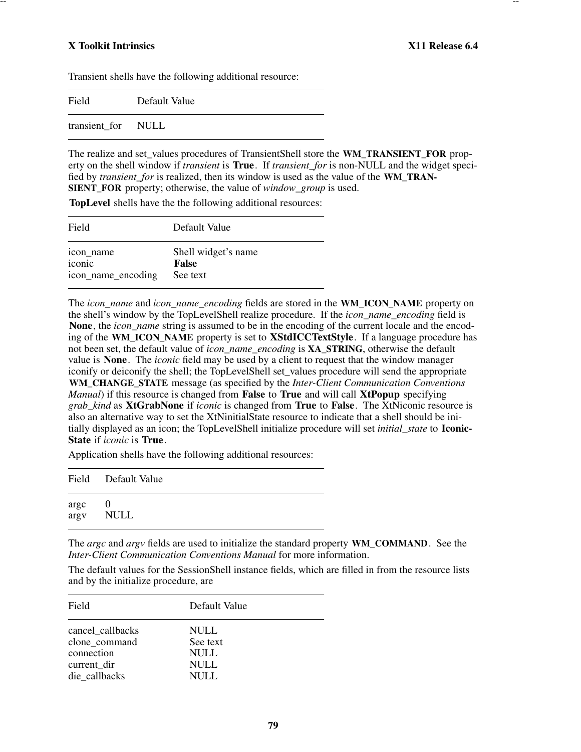Transient shells have the following additional resource:

| Field | Default Value |
|---|---|
| transient_for | NULL |

The realize and set_values procedures of TransientShell store the **WM_TRANSIENT_FOR** property on the shell window if *transient* is **True**. If *transient_for* is non-NULL and the widget specified by *transient_for* is realized, then its window is used as the value of the **WM_TRANSIENT_FOR** property; otherwise, the value of *window_group* is used.

**TopLevel** shells have the the following additional resources:

| Field | Default Value |
|---|---|
| icon_name | Shell widget's name |
| iconic | **False** |
| icon_name_encoding | See text |

The *icon_name* and *icon_name_encoding* fields are stored in the **WM_ICON_NAME** property on the shell's window by the TopLevelShell realize procedure. If the *icon_name_encoding* field is **None**, the *icon_name* string is assumed to be in the encoding of the current locale and the encoding of the **WM_ICON_NAME** property is set to **XStdICCTextStyle**. If a language procedure has not been set, the default value of *icon_name_encoding* is **XA_STRING**, otherwise the default value is **None**. The *iconic* field may be used by a client to request that the window manager iconify or deiconify the shell; the TopLevelShell set_values procedure will send the appropriate **WM_CHANGE_STATE** message (as specified by the *Inter-Client Communication Conventions Manual*) if this resource is changed from **False** to **True** and will call **XtPopup** specifying *grab_kind* as **XtGrabNone** if *iconic* is changed from **True** to **False**. The XtNiconic resource is also an alternative way to set the XtNinitialState resource to indicate that a shell should be initially displayed as an icon; the TopLevelShell initialize procedure will set *initial_state* to **IconicState** if *iconic* is **True**.

Application shells have the following additional resources:

| Field | Default Value |
|---|---|
| argc | 0 |
| argv | NULL |

The *argc* and *argv* fields are used to initialize the standard property **WM_COMMAND**. See the *Inter-Client Communication Conventions Manual* for more information.

The default values for the SessionShell instance fields, which are filled in from the resource lists and by the initialize procedure, are

| Field | Default Value |
|---|---|
| cancel_callbacks | NULL |
| clone_command | See text |
| connection | NULL |
| current_dir | NULL |
| die_callbacks | NULL |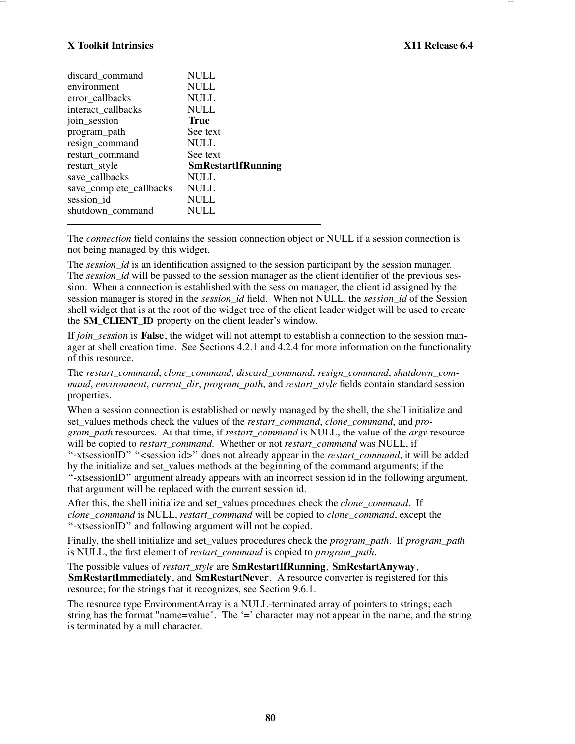| | |
|---|---|
| discard_command | NULL |
| environment | NULL |
| error_callbacks | NULL |
| interact_callbacks | NULL |
| join_session | **True** |
| program_path | See text |
| resign_command | NULL |
| restart_command | See text |
| restart_style | **SmRestartIfRunning** |
| save_callbacks | NULL |
| save_complete_callbacks | NULL |
| session_id | NULL |
| shutdown_command | NULL |

The *connection* field contains the session connection object or NULL if a session connection is not being managed by this widget.

The *session_id* is an identification assigned to the session participant by the session manager. The *session_id* will be passed to the session manager as the client identifier of the previous session. When a connection is established with the session manager, the client id assigned by the session manager is stored in the *session_id* field. When not NULL, the *session_id* of the Session shell widget that is at the root of the widget tree of the client leader widget will be used to create the **SM_CLIENT_ID** property on the client leader's window.

If *join_session* is **False**, the widget will not attempt to establish a connection to the session manager at shell creation time. See Sections 4.2.1 and 4.2.4 for more information on the functionality of this resource.

The *restart_command*, *clone_command*, *discard_command*, *resign_command*, *shutdown_command*, *environment*, *current_dir*, *program_path*, and *restart_style* fields contain standard session properties.

When a session connection is established or newly managed by the shell, the shell initialize and set_values methods check the values of the *restart_command*, *clone_command*, and *program_path* resources. At that time, if *restart_command* is NULL, the value of the *argv* resource will be copied to *restart_command*. Whether or not *restart_command* was NULL, if ''-xtsessionID'' ''<session id>'' does not already appear in the *restart_command*, it will be added by the initialize and set_values methods at the beginning of the command arguments; if the ''-xtsessionID'' argument already appears with an incorrect session id in the following argument, that argument will be replaced with the current session id.

After this, the shell initialize and set_values procedures check the *clone_command*. If *clone_command* is NULL, *restart_command* will be copied to *clone_command*, except the ''-xtsessionID'' and following argument will not be copied.

Finally, the shell initialize and set_values procedures check the *program_path*. If *program_path* is NULL, the first element of *restart_command* is copied to *program_path*.

The possible values of *restart_style* are **SmRestartIfRunning**, **SmRestartAnyway**, **SmRestartImmediately**, and **SmRestartNever**. A resource converter is registered for this resource; for the strings that it recognizes, see Section 9.6.1.

The resource type EnvironmentArray is a NULL-terminated array of pointers to strings; each string has the format "name=value". The '=' character may not appear in the name, and the string is terminated by a null character.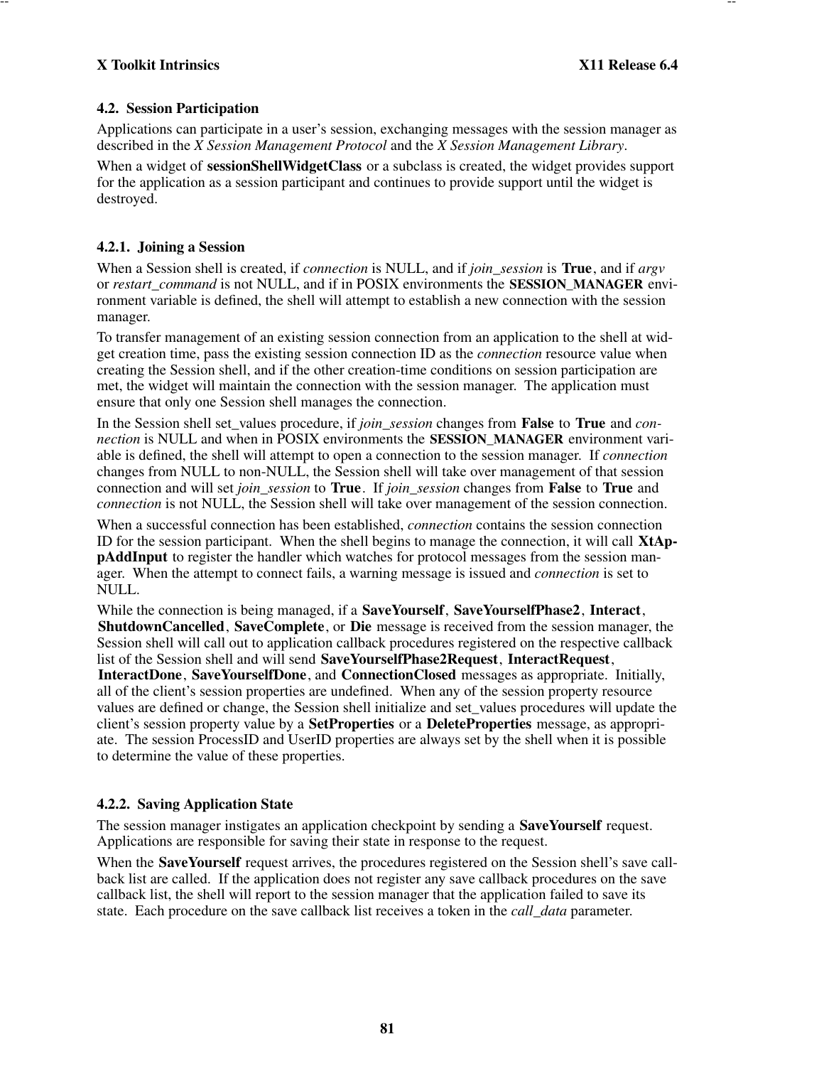### 4.2. Session Participation

Applications can participate in a user's session, exchanging messages with the session manager as described in the *X Session Management Protocol* and the *X Session Management Library*.

When a widget of **sessionShellWidgetClass** or a subclass is created, the widget provides support for the application as a session participant and continues to provide support until the widget is destroyed.

#### 4.2.1. Joining a Session

When a Session shell is created, if *connection* is NULL, and if *join_session* is **True**, and if *argv* or *restart_command* is not NULL, and if in POSIX environments the **SESSION_MANAGER** environment variable is defined, the shell will attempt to establish a new connection with the session manager.

To transfer management of an existing session connection from an application to the shell at widget creation time, pass the existing session connection ID as the *connection* resource value when creating the Session shell, and if the other creation-time conditions on session participation are met, the widget will maintain the connection with the session manager. The application must ensure that only one Session shell manages the connection.

In the Session shell set_values procedure, if *join_session* changes from **False** to **True** and *connection* is NULL and when in POSIX environments the **SESSION_MANAGER** environment variable is defined, the shell will attempt to open a connection to the session manager. If *connection* changes from NULL to non-NULL, the Session shell will take over management of that session connection and will set *join_session* to **True**. If *join_session* changes from **False** to **True** and *connection* is not NULL, the Session shell will take over management of the session connection.

When a successful connection has been established, *connection* contains the session connection ID for the session participant. When the shell begins to manage the connection, it will call **XtAppAddInput** to register the handler which watches for protocol messages from the session manager. When the attempt to connect fails, a warning message is issued and *connection* is set to NULL.

While the connection is being managed, if a **SaveYourself**, **SaveYourselfPhase2**, **Interact**, **ShutdownCancelled**, **SaveComplete**, or **Die** message is received from the session manager, the Session shell will call out to application callback procedures registered on the respective callback list of the Session shell and will send **SaveYourselfPhase2Request**, **InteractRequest**, **InteractDone**, **SaveYourselfDone**, and **ConnectionClosed** messages as appropriate. Initially, all of the client's session properties are undefined. When any of the session property resource values are defined or change, the Session shell initialize and set_values procedures will update the client's session property value by a **SetProperties** or a **DeleteProperties** message, as appropriate. The session ProcessID and UserID properties are always set by the shell when it is possible to determine the value of these properties.

#### 4.2.2. Saving Application State

The session manager instigates an application checkpoint by sending a **SaveYourself** request. Applications are responsible for saving their state in response to the request.

When the **SaveYourself** request arrives, the procedures registered on the Session shell's save callback list are called. If the application does not register any save callback procedures on the save callback list, the shell will report to the session manager that the application failed to save its state. Each procedure on the save callback list receives a token in the *call_data* parameter.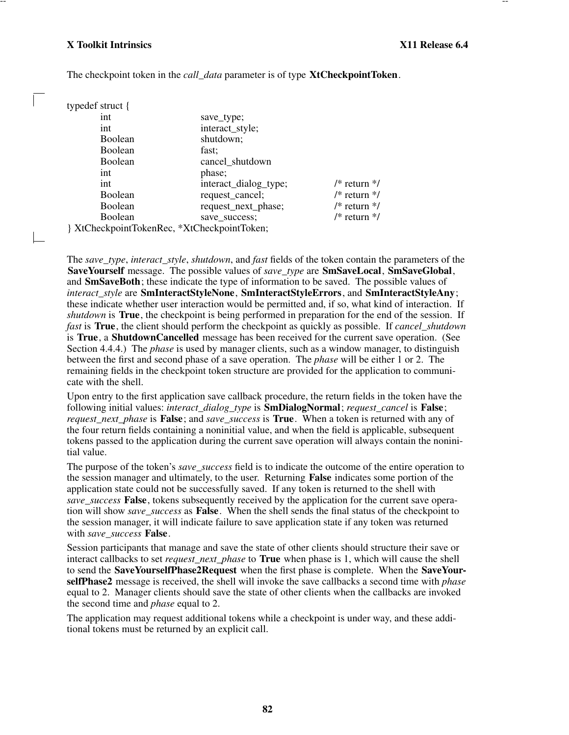The checkpoint token in the *call_data* parameter is of type **XtCheckpointToken**.

```
typedef struct {
        int             save_type;
        int             interact_style;
        Boolean         shutdown;
        Boolean         fast;
        Boolean         cancel_shutdown
        int             phase;
        int             interact_dialog_type;       /* return */
        Boolean         request_cancel;             /* return */
        Boolean         request_next_phase;         /* return */
        Boolean         save_success;               /* return */
} XtCheckpointTokenRec, *XtCheckpointToken;
```

The *save_type*, *interact_style*, *shutdown*, and *fast* fields of the token contain the parameters of the **SaveYourself** message. The possible values of *save_type* are **SmSaveLocal**, **SmSaveGlobal**, and **SmSaveBoth**; these indicate the type of information to be saved. The possible values of *interact_style* are **SmInteractStyleNone**, **SmInteractStyleErrors**, and **SmInteractStyleAny**; these indicate whether user interaction would be permitted and, if so, what kind of interaction. If *shutdown* is **True**, the checkpoint is being performed in preparation for the end of the session. If *fast* is **True**, the client should perform the checkpoint as quickly as possible. If *cancel_shutdown* is **True**, a **ShutdownCancelled** message has been received for the current save operation. (See Section 4.4.4.) The *phase* is used by manager clients, such as a window manager, to distinguish between the first and second phase of a save operation. The *phase* will be either 1 or 2. The remaining fields in the checkpoint token structure are provided for the application to communicate with the shell.

Upon entry to the first application save callback procedure, the return fields in the token have the following initial values: *interact_dialog_type* is **SmDialogNormal**; *request_cancel* is **False**; *request_next_phase* is **False**; and *save_success* is **True**. When a token is returned with any of the four return fields containing a noninitial value, and when the field is applicable, subsequent tokens passed to the application during the current save operation will always contain the noninitial value.

The purpose of the token's *save_success* field is to indicate the outcome of the entire operation to the session manager and ultimately, to the user. Returning **False** indicates some portion of the application state could not be successfully saved. If any token is returned to the shell with *save_success* **False**, tokens subsequently received by the application for the current save operation will show *save_success* as **False**. When the shell sends the final status of the checkpoint to the session manager, it will indicate failure to save application state if any token was returned with *save_success* **False**.

Session participants that manage and save the state of other clients should structure their save or interact callbacks to set *request_next_phase* to **True** when phase is 1, which will cause the shell to send the **SaveYourselfPhase2Request** when the first phase is complete. When the **SaveYourselfPhase2** message is received, the shell will invoke the save callbacks a second time with *phase* equal to 2. Manager clients should save the state of other clients when the callbacks are invoked the second time and *phase* equal to 2.

The application may request additional tokens while a checkpoint is under way, and these additional tokens must be returned by an explicit call.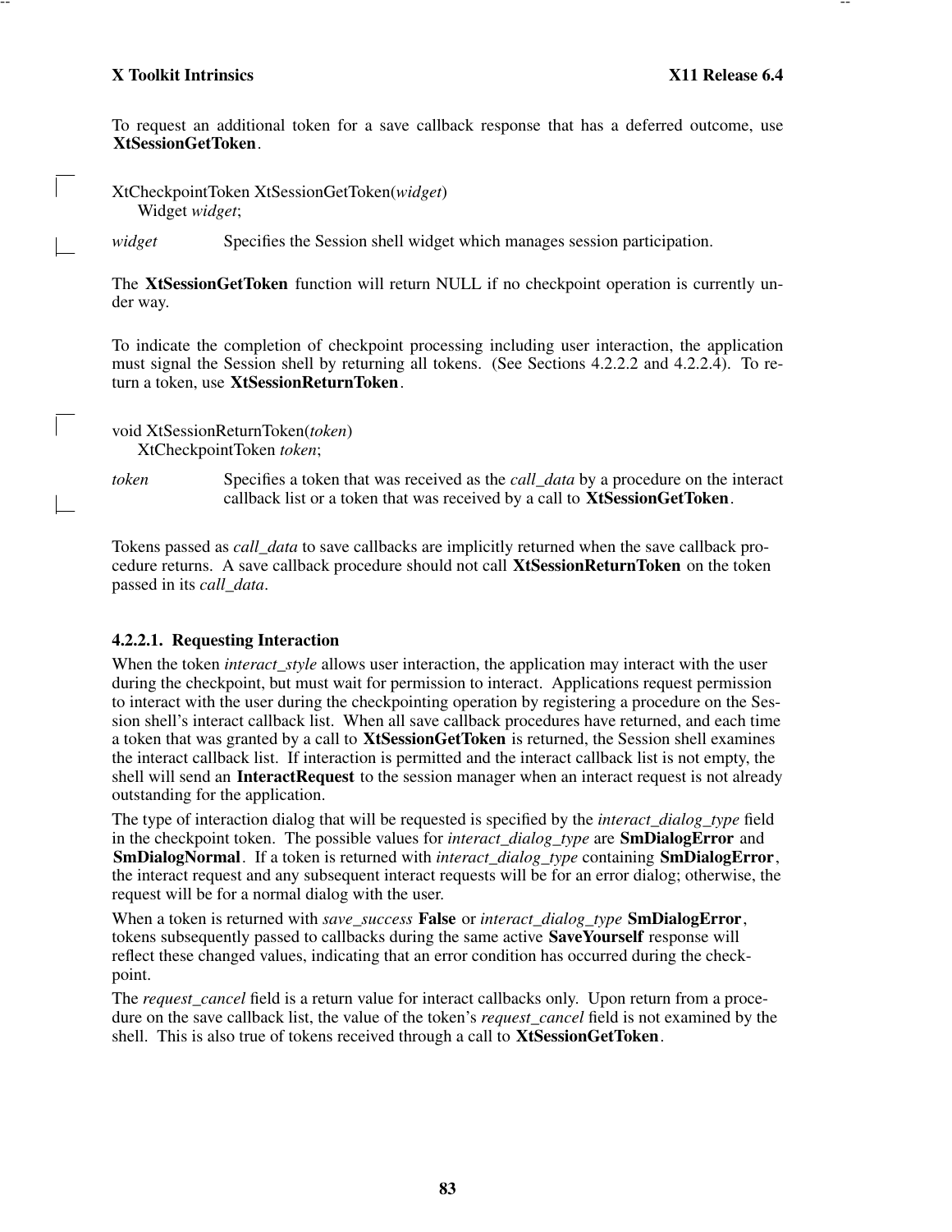To request an additional token for a save callback response that has a deferred outcome, use **XtSessionGetToken**.

```
XtCheckpointToken XtSessionGetToken(widget)
    Widget widget;
```

*widget* Specifies the Session shell widget which manages session participation.

The **XtSessionGetToken** function will return NULL if no checkpoint operation is currently under way.

To indicate the completion of checkpoint processing including user interaction, the application must signal the Session shell by returning all tokens. (See Sections 4.2.2.2 and 4.2.2.4). To return a token, use **XtSessionReturnToken**.

```
void XtSessionReturnToken(token)
    XtCheckpointToken token;
```

*token* Specifies a token that was received as the *call_data* by a procedure on the interact callback list or a token that was received by a call to **XtSessionGetToken**.

Tokens passed as *call_data* to save callbacks are implicitly returned when the save callback procedure returns. A save callback procedure should not call **XtSessionReturnToken** on the token passed in its *call_data*.

#### 4.2.2.1. Requesting Interaction

When the token *interact_style* allows user interaction, the application may interact with the user during the checkpoint, but must wait for permission to interact. Applications request permission to interact with the user during the checkpointing operation by registering a procedure on the Session shell's interact callback list. When all save callback procedures have returned, and each time a token that was granted by a call to **XtSessionGetToken** is returned, the Session shell examines the interact callback list. If interaction is permitted and the interact callback list is not empty, the shell will send an **InteractRequest** to the session manager when an interact request is not already outstanding for the application.

The type of interaction dialog that will be requested is specified by the *interact_dialog_type* field in the checkpoint token. The possible values for *interact_dialog_type* are **SmDialogError** and **SmDialogNormal**. If a token is returned with *interact_dialog_type* containing **SmDialogError**, the interact request and any subsequent interact requests will be for an error dialog; otherwise, the request will be for a normal dialog with the user.

When a token is returned with *save_success* **False** or *interact_dialog_type* **SmDialogError**, tokens subsequently passed to callbacks during the same active **SaveYourself** response will reflect these changed values, indicating that an error condition has occurred during the checkpoint.

The *request_cancel* field is a return value for interact callbacks only. Upon return from a procedure on the save callback list, the value of the token's *request_cancel* field is not examined by the shell. This is also true of tokens received through a call to **XtSessionGetToken**.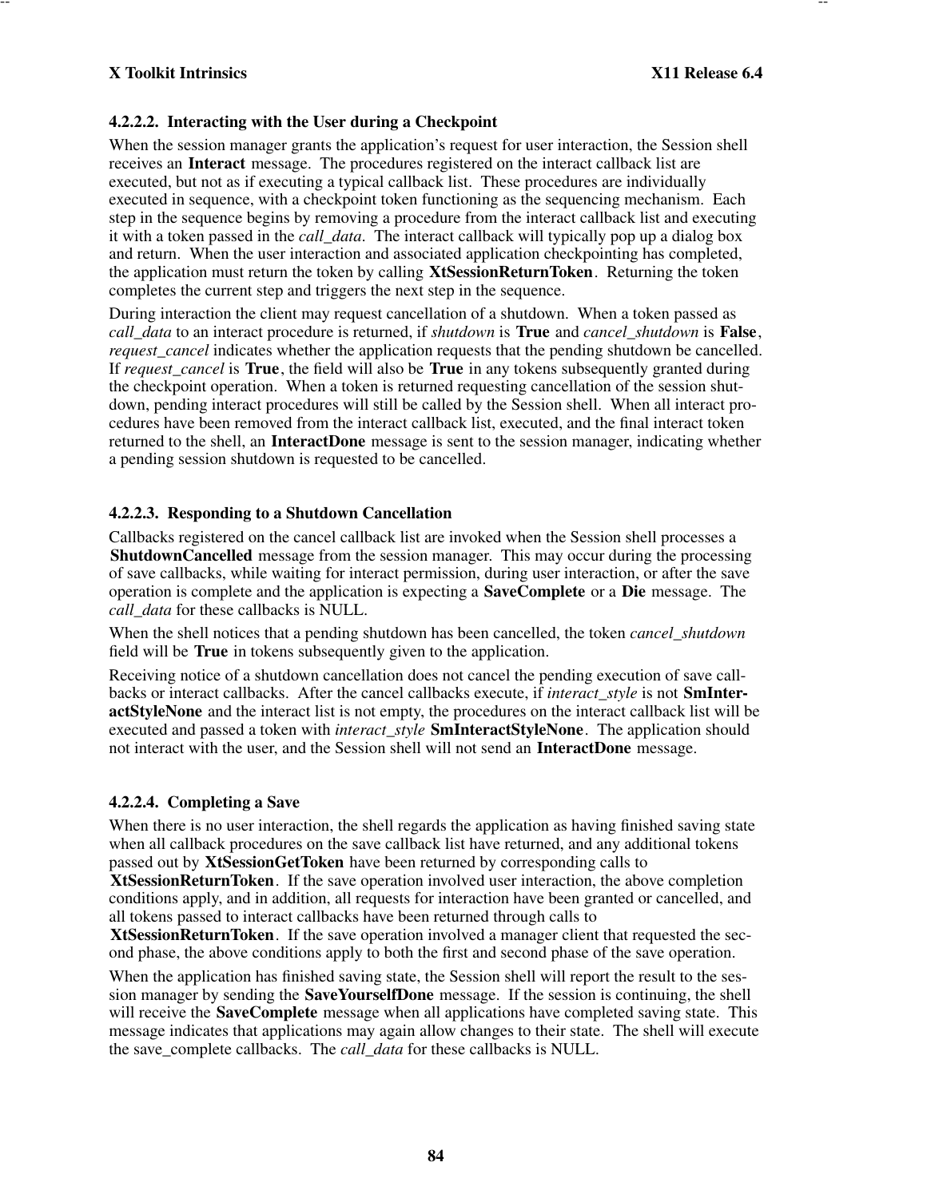#### 4.2.2.2. Interacting with the User during a Checkpoint

When the session manager grants the application's request for user interaction, the Session shell receives an **Interact** message. The procedures registered on the interact callback list are executed, but not as if executing a typical callback list. These procedures are individually executed in sequence, with a checkpoint token functioning as the sequencing mechanism. Each step in the sequence begins by removing a procedure from the interact callback list and executing it with a token passed in the *call_data*. The interact callback will typically pop up a dialog box and return. When the user interaction and associated application checkpointing has completed, the application must return the token by calling **XtSessionReturnToken**. Returning the token completes the current step and triggers the next step in the sequence.

During interaction the client may request cancellation of a shutdown. When a token passed as *call_data* to an interact procedure is returned, if *shutdown* is **True** and *cancel_shutdown* is **False**, *request_cancel* indicates whether the application requests that the pending shutdown be cancelled. If *request_cancel* is **True**, the field will also be **True** in any tokens subsequently granted during the checkpoint operation. When a token is returned requesting cancellation of the session shutdown, pending interact procedures will still be called by the Session shell. When all interact procedures have been removed from the interact callback list, executed, and the final interact token returned to the shell, an **InteractDone** message is sent to the session manager, indicating whether a pending session shutdown is requested to be cancelled.

#### 4.2.2.3. Responding to a Shutdown Cancellation

Callbacks registered on the cancel callback list are invoked when the Session shell processes a **ShutdownCancelled** message from the session manager. This may occur during the processing of save callbacks, while waiting for interact permission, during user interaction, or after the save operation is complete and the application is expecting a **SaveComplete** or a **Die** message. The *call_data* for these callbacks is NULL.

When the shell notices that a pending shutdown has been cancelled, the token *cancel_shutdown* field will be **True** in tokens subsequently given to the application.

Receiving notice of a shutdown cancellation does not cancel the pending execution of save callbacks or interact callbacks. After the cancel callbacks execute, if *interact_style* is not **SmInteractStyleNone** and the interact list is not empty, the procedures on the interact callback list will be executed and passed a token with *interact_style* **SmInteractStyleNone**. The application should not interact with the user, and the Session shell will not send an **InteractDone** message.

#### 4.2.2.4. Completing a Save

When there is no user interaction, the shell regards the application as having finished saving state when all callback procedures on the save callback list have returned, and any additional tokens passed out by **XtSessionGetToken** have been returned by corresponding calls to **XtSessionReturnToken**. If the save operation involved user interaction, the above completion conditions apply, and in addition, all requests for interaction have been granted or cancelled, and all tokens passed to interact callbacks have been returned through calls to **XtSessionReturnToken**. If the save operation involved a manager client that requested the second phase, the above conditions apply to both the first and second phase of the save operation.

When the application has finished saving state, the Session shell will report the result to the session manager by sending the **SaveYourselfDone** message. If the session is continuing, the shell will receive the **SaveComplete** message when all applications have completed saving state. This message indicates that applications may again allow changes to their state. The shell will execute the save_complete callbacks. The *call_data* for these callbacks is NULL.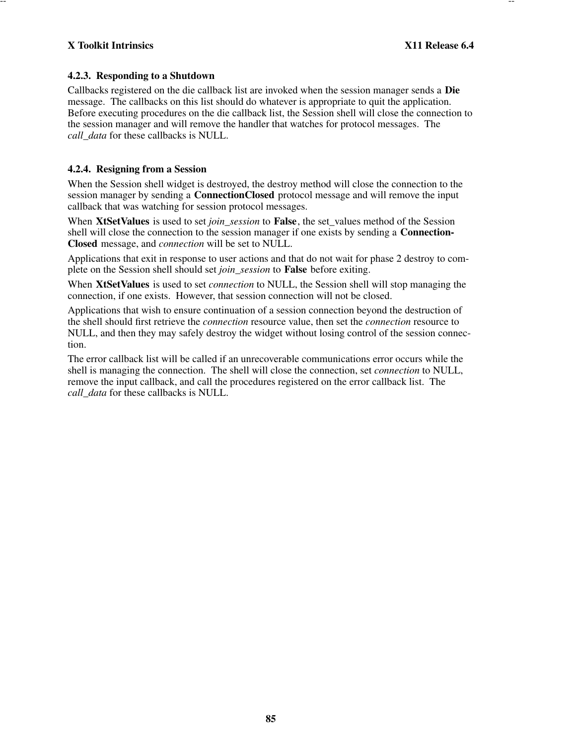#### 4.2.3. Responding to a Shutdown

Callbacks registered on the die callback list are invoked when the session manager sends a **Die** message. The callbacks on this list should do whatever is appropriate to quit the application. Before executing procedures on the die callback list, the Session shell will close the connection to the session manager and will remove the handler that watches for protocol messages. The *call_data* for these callbacks is NULL.

#### 4.2.4. Resigning from a Session

When the Session shell widget is destroyed, the destroy method will close the connection to the session manager by sending a **ConnectionClosed** protocol message and will remove the input callback that was watching for session protocol messages.

When **XtSetValues** is used to set *join_session* to **False**, the set_values method of the Session shell will close the connection to the session manager if one exists by sending a **ConnectionClosed** message, and *connection* will be set to NULL.

Applications that exit in response to user actions and that do not wait for phase 2 destroy to complete on the Session shell should set *join_session* to **False** before exiting.

When **XtSetValues** is used to set *connection* to NULL, the Session shell will stop managing the connection, if one exists. However, that session connection will not be closed.

Applications that wish to ensure continuation of a session connection beyond the destruction of the shell should first retrieve the *connection* resource value, then set the *connection* resource to NULL, and then they may safely destroy the widget without losing control of the session connection.

The error callback list will be called if an unrecoverable communications error occurs while the shell is managing the connection. The shell will close the connection, set *connection* to NULL, remove the input callback, and call the procedures registered on the error callback list. The *call_data* for these callbacks is NULL.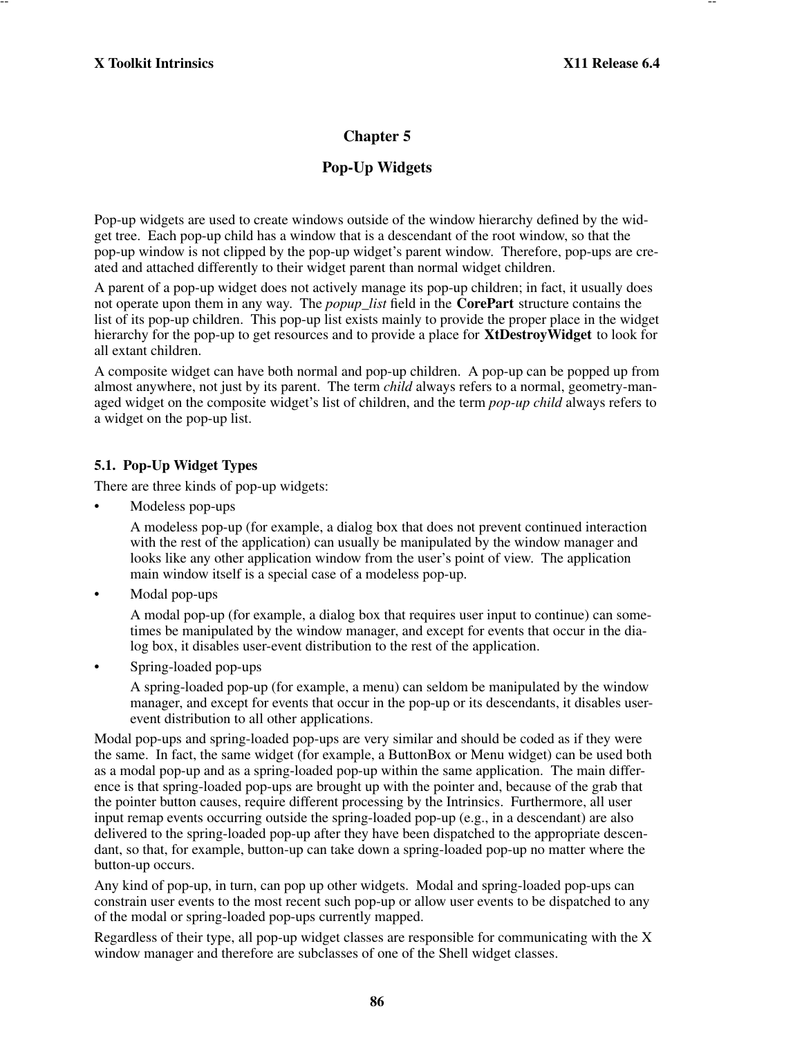# Chapter 5

## Pop-Up Widgets

Pop-up widgets are used to create windows outside of the window hierarchy defined by the widget tree. Each pop-up child has a window that is a descendant of the root window, so that the pop-up window is not clipped by the pop-up widget's parent window. Therefore, pop-ups are created and attached differently to their widget parent than normal widget children.

A parent of a pop-up widget does not actively manage its pop-up children; in fact, it usually does not operate upon them in any way. The *popup_list* field in the **CorePart** structure contains the list of its pop-up children. This pop-up list exists mainly to provide the proper place in the widget hierarchy for the pop-up to get resources and to provide a place for **XtDestroyWidget** to look for all extant children.

A composite widget can have both normal and pop-up children. A pop-up can be popped up from almost anywhere, not just by its parent. The term *child* always refers to a normal, geometry-managed widget on the composite widget's list of children, and the term *pop-up child* always refers to a widget on the pop-up list.

### 5.1. Pop-Up Widget Types

There are three kinds of pop-up widgets:

- Modeless pop-ups

  A modeless pop-up (for example, a dialog box that does not prevent continued interaction with the rest of the application) can usually be manipulated by the window manager and looks like any other application window from the user's point of view. The application main window itself is a special case of a modeless pop-up.

- Modal pop-ups

  A modal pop-up (for example, a dialog box that requires user input to continue) can sometimes be manipulated by the window manager, and except for events that occur in the dialog box, it disables user-event distribution to the rest of the application.

- Spring-loaded pop-ups

  A spring-loaded pop-up (for example, a menu) can seldom be manipulated by the window manager, and except for events that occur in the pop-up or its descendants, it disables user-event distribution to all other applications.

Modal pop-ups and spring-loaded pop-ups are very similar and should be coded as if they were the same. In fact, the same widget (for example, a ButtonBox or Menu widget) can be used both as a modal pop-up and as a spring-loaded pop-up within the same application. The main difference is that spring-loaded pop-ups are brought up with the pointer and, because of the grab that the pointer button causes, require different processing by the Intrinsics. Furthermore, all user input remap events occurring outside the spring-loaded pop-up (e.g., in a descendant) are also delivered to the spring-loaded pop-up after they have been dispatched to the appropriate descendant, so that, for example, button-up can take down a spring-loaded pop-up no matter where the button-up occurs.

Any kind of pop-up, in turn, can pop up other widgets. Modal and spring-loaded pop-ups can constrain user events to the most recent such pop-up or allow user events to be dispatched to any of the modal or spring-loaded pop-ups currently mapped.

Regardless of their type, all pop-up widget classes are responsible for communicating with the X window manager and therefore are subclasses of one of the Shell widget classes.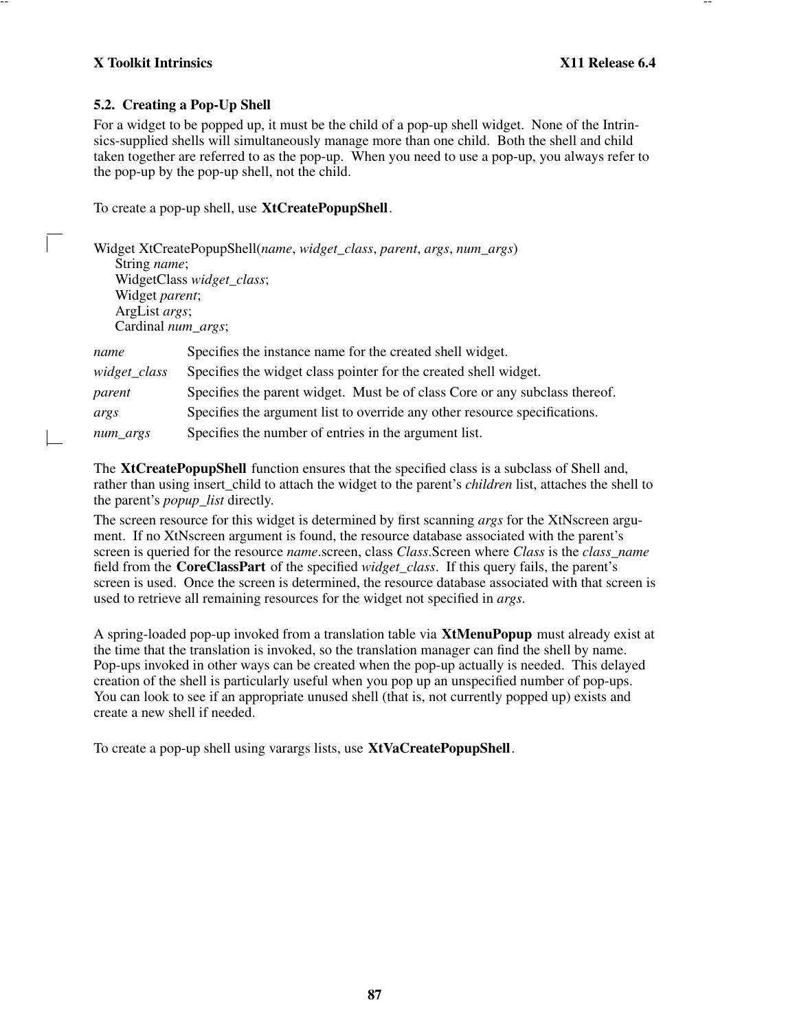### 5.2. Creating a Pop-Up Shell

For a widget to be popped up, it must be the child of a pop-up shell widget. None of the Intrinsics-supplied shells will simultaneously manage more than one child. Both the shell and child taken together are referred to as the pop-up. When you need to use a pop-up, you always refer to the pop-up by the pop-up shell, not the child.

To create a pop-up shell, use **XtCreatePopupShell**.

```
Widget XtCreatePopupShell(name, widget_class, parent, args, num_args)
      String name;
      WidgetClass widget_class;
      Widget parent;
      ArgList args;
      Cardinal num_args;
```

| | |
|---|---|
| *name* | Specifies the instance name for the created shell widget. |
| *widget_class* | Specifies the widget class pointer for the created shell widget. |
| *parent* | Specifies the parent widget. Must be of class Core or any subclass thereof. |
| *args* | Specifies the argument list to override any other resource specifications. |
| *num_args* | Specifies the number of entries in the argument list. |

The **XtCreatePopupShell** function ensures that the specified class is a subclass of Shell and, rather than using insert_child to attach the widget to the parent's *children* list, attaches the shell to the parent's *popup_list* directly.

The screen resource for this widget is determined by first scanning *args* for the XtNscreen argument. If no XtNscreen argument is found, the resource database associated with the parent's screen is queried for the resource *name*.screen, class *Class*.Screen where *Class* is the *class_name* field from the **CoreClassPart** of the specified *widget_class*. If this query fails, the parent's screen is used. Once the screen is determined, the resource database associated with that screen is used to retrieve all remaining resources for the widget not specified in *args*.

A spring-loaded pop-up invoked from a translation table via **XtMenuPopup** must already exist at the time that the translation is invoked, so the translation manager can find the shell by name. Pop-ups invoked in other ways can be created when the pop-up actually is needed. This delayed creation of the shell is particularly useful when you pop up an unspecified number of pop-ups. You can look to see if an appropriate unused shell (that is, not currently popped up) exists and create a new shell if needed.

To create a pop-up shell using varargs lists, use **XtVaCreatePopupShell**.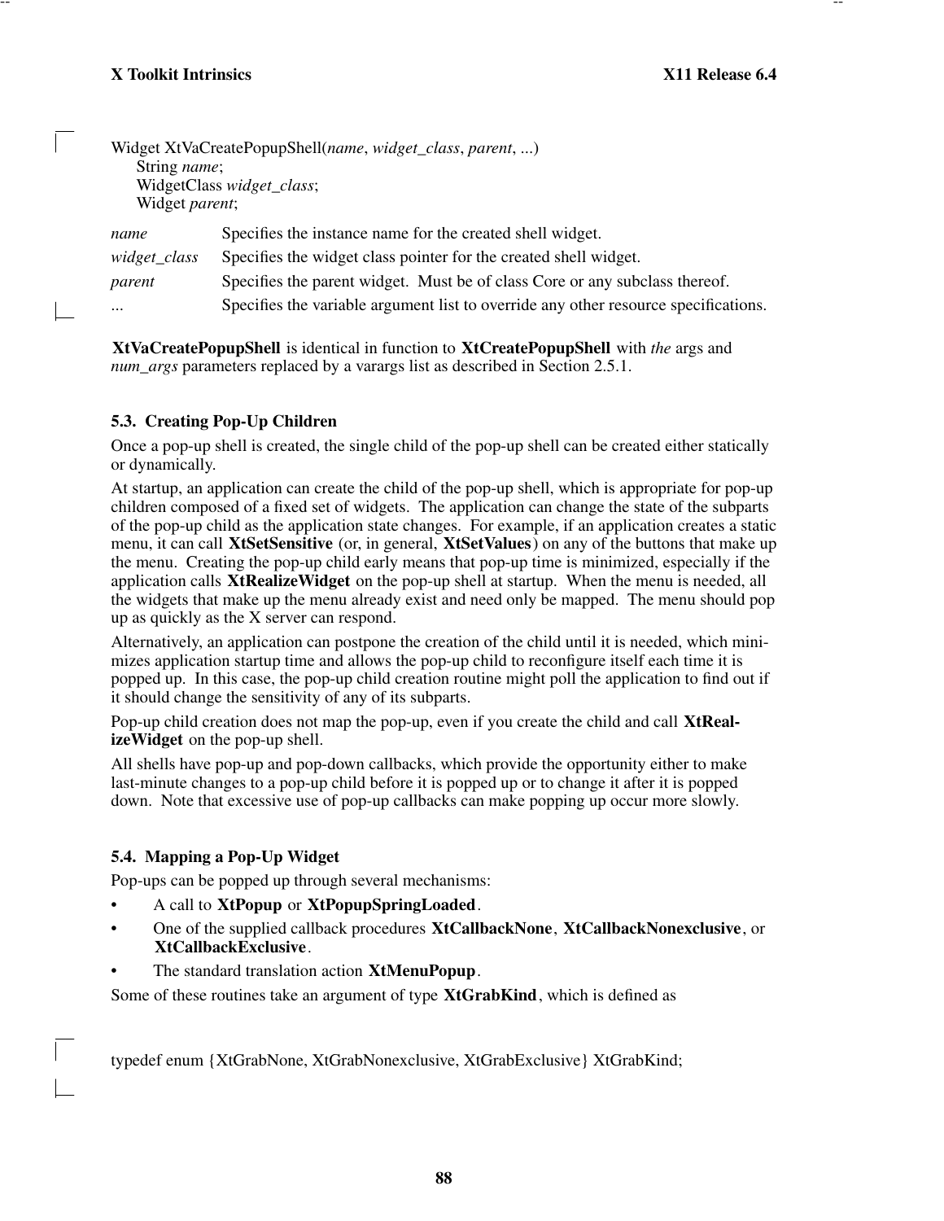```
Widget XtVaCreatePopupShell(name, widget_class, parent, ...)
     String name;
     WidgetClass widget_class;
     Widget parent;
```

*name* Specifies the instance name for the created shell widget.

*widget_class* Specifies the widget class pointer for the created shell widget.

*parent* Specifies the parent widget. Must be of class Core or any subclass thereof.

... Specifies the variable argument list to override any other resource specifications.

**XtVaCreatePopupShell** is identical in function to **XtCreatePopupShell** with *the* args and *num_args* parameters replaced by a varargs list as described in Section 2.5.1.

### 5.3. Creating Pop-Up Children

Once a pop-up shell is created, the single child of the pop-up shell can be created either statically or dynamically.

At startup, an application can create the child of the pop-up shell, which is appropriate for pop-up children composed of a fixed set of widgets. The application can change the state of the subparts of the pop-up child as the application state changes. For example, if an application creates a static menu, it can call **XtSetSensitive** (or, in general, **XtSetValues**) on any of the buttons that make up the menu. Creating the pop-up child early means that pop-up time is minimized, especially if the application calls **XtRealizeWidget** on the pop-up shell at startup. When the menu is needed, all the widgets that make up the menu already exist and need only be mapped. The menu should pop up as quickly as the X server can respond.

Alternatively, an application can postpone the creation of the child until it is needed, which minimizes application startup time and allows the pop-up child to reconfigure itself each time it is popped up. In this case, the pop-up child creation routine might poll the application to find out if it should change the sensitivity of any of its subparts.

Pop-up child creation does not map the pop-up, even if you create the child and call **XtRealizeWidget** on the pop-up shell.

All shells have pop-up and pop-down callbacks, which provide the opportunity either to make last-minute changes to a pop-up child before it is popped up or to change it after it is popped down. Note that excessive use of pop-up callbacks can make popping up occur more slowly.

### 5.4. Mapping a Pop-Up Widget

Pop-ups can be popped up through several mechanisms:

- A call to **XtPopup** or **XtPopupSpringLoaded**.
- One of the supplied callback procedures **XtCallbackNone**, **XtCallbackNonexclusive**, or **XtCallbackExclusive**.
- The standard translation action **XtMenuPopup**.

Some of these routines take an argument of type **XtGrabKind**, which is defined as

```
typedef enum {XtGrabNone, XtGrabNonexclusive, XtGrabExclusive} XtGrabKind;
```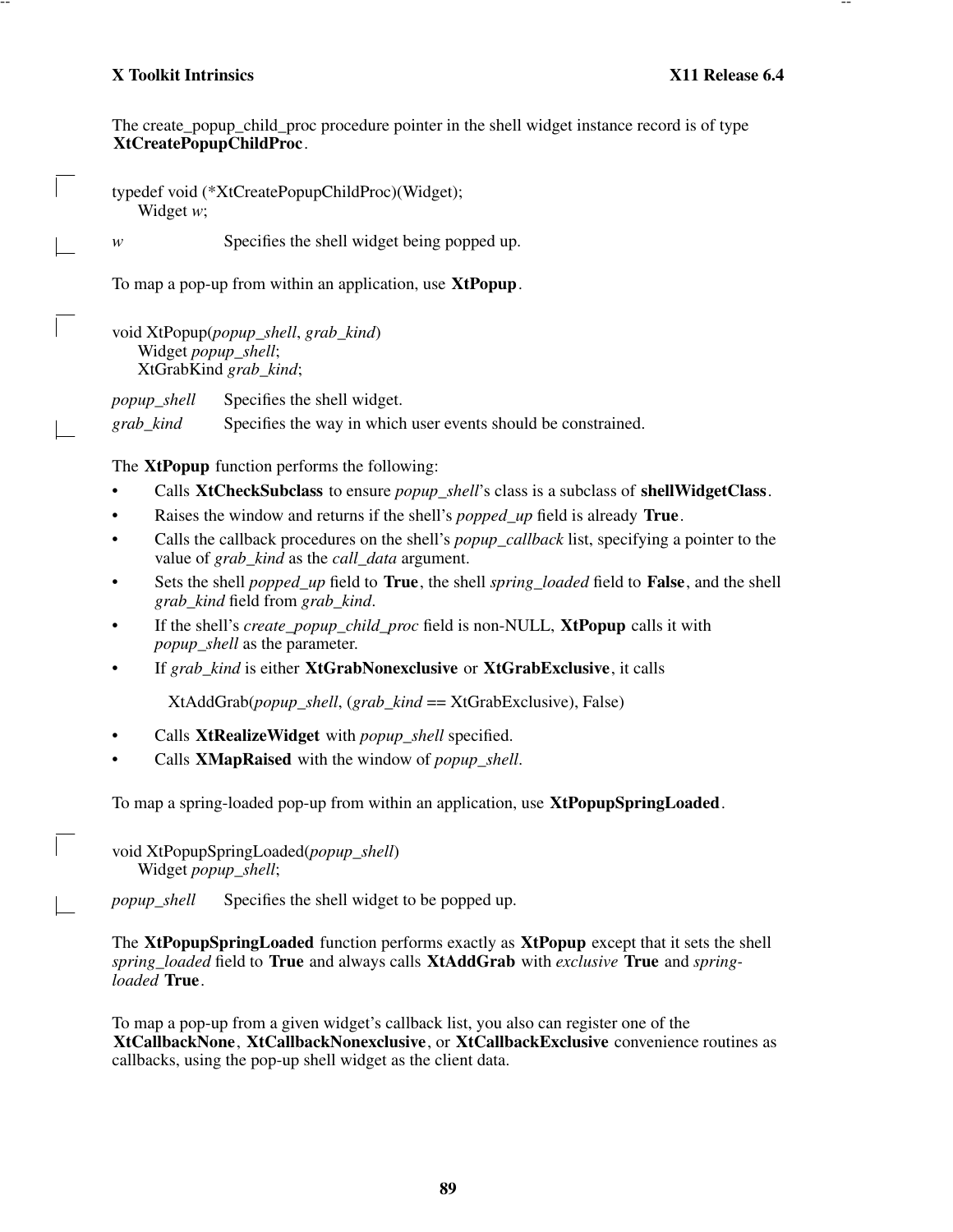The create_popup_child_proc procedure pointer in the shell widget instance record is of type **XtCreatePopupChildProc**.

```
typedef void (*XtCreatePopupChildProc)(Widget);
      Widget w;
```

*w* Specifies the shell widget being popped up.

To map a pop-up from within an application, use **XtPopup**.

```
void XtPopup(popup_shell, grab_kind)
      Widget popup_shell;
      XtGrabKind grab_kind;
```

*popup_shell* Specifies the shell widget.

*grab_kind* Specifies the way in which user events should be constrained.

The **XtPopup** function performs the following:

- Calls **XtCheckSubclass** to ensure *popup_shell*'s class is a subclass of **shellWidgetClass**.
- Raises the window and returns if the shell's *popped_up* field is already **True**.
- Calls the callback procedures on the shell's *popup_callback* list, specifying a pointer to the value of *grab_kind* as the *call_data* argument.
- Sets the shell *popped_up* field to **True**, the shell *spring_loaded* field to **False**, and the shell *grab_kind* field from *grab_kind*.
- If the shell's *create_popup_child_proc* field is non-NULL, **XtPopup** calls it with *popup_shell* as the parameter.
- If *grab_kind* is either **XtGrabNonexclusive** or **XtGrabExclusive**, it calls

  XtAddGrab(*popup_shell*, (*grab_kind* == XtGrabExclusive), False)

- Calls **XtRealizeWidget** with *popup_shell* specified.
- Calls **XMapRaised** with the window of *popup_shell*.

To map a spring-loaded pop-up from within an application, use **XtPopupSpringLoaded**.

```
void XtPopupSpringLoaded(popup_shell)
      Widget popup_shell;
```

*popup_shell* Specifies the shell widget to be popped up.

The **XtPopupSpringLoaded** function performs exactly as **XtPopup** except that it sets the shell *spring_loaded* field to **True** and always calls **XtAddGrab** with *exclusive* **True** and *spring-loaded* **True**.

To map a pop-up from a given widget's callback list, you also can register one of the **XtCallbackNone**, **XtCallbackNonexclusive**, or **XtCallbackExclusive** convenience routines as callbacks, using the pop-up shell widget as the client data.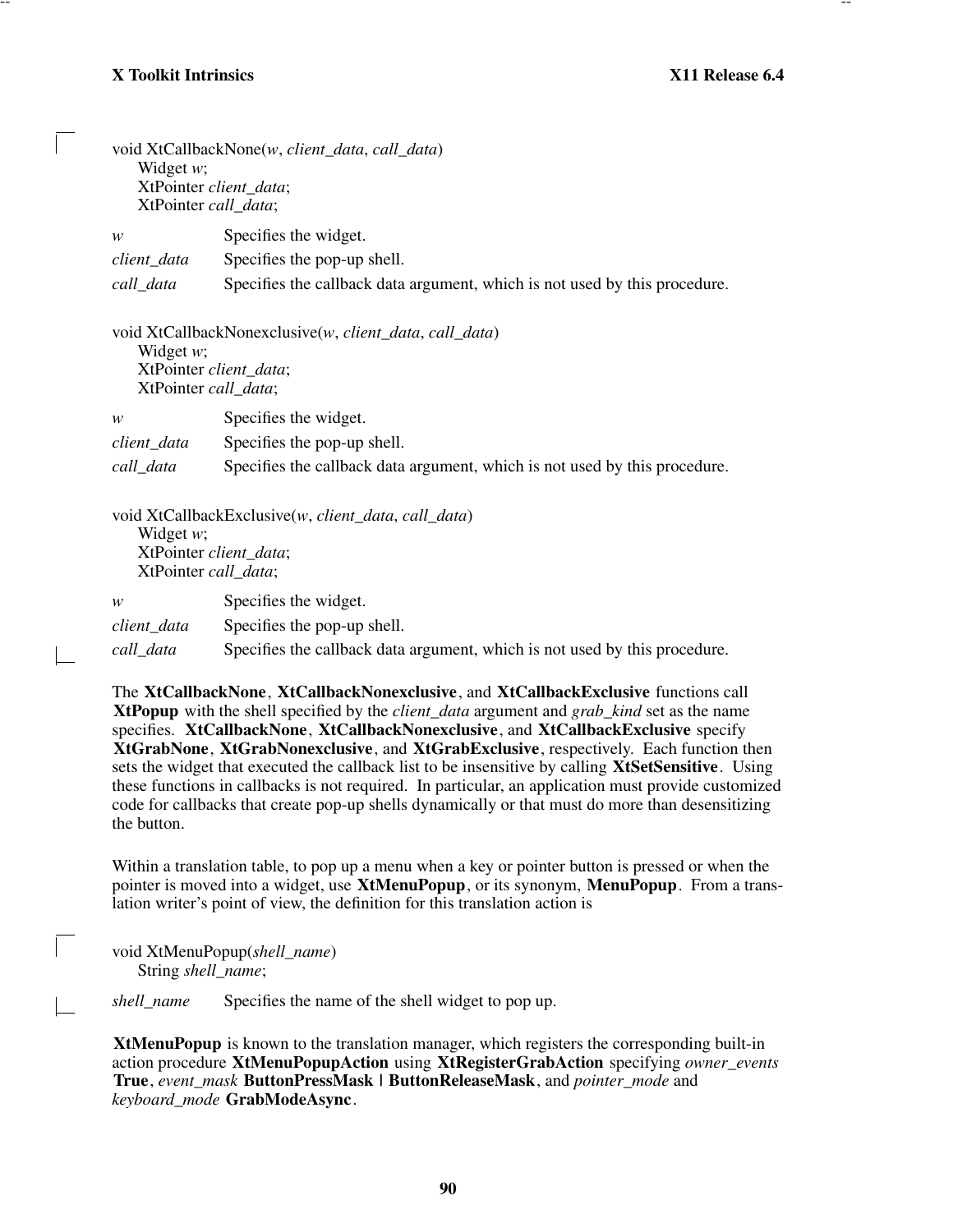```
void XtCallbackNone(w, client_data, call_data)
      Widget w;
      XtPointer client_data;
      XtPointer call_data;
```

*w* Specifies the widget.

*client_data* Specifies the pop-up shell.

*call_data* Specifies the callback data argument, which is not used by this procedure.

```
void XtCallbackNonexclusive(w, client_data, call_data)
      Widget w;
      XtPointer client_data;
      XtPointer call_data;
```

*w* Specifies the widget.

*client_data* Specifies the pop-up shell.

*call_data* Specifies the callback data argument, which is not used by this procedure.

```
void XtCallbackExclusive(w, client_data, call_data)
      Widget w;
      XtPointer client_data;
      XtPointer call_data;
```

*w* Specifies the widget.

*client_data* Specifies the pop-up shell.

*call_data* Specifies the callback data argument, which is not used by this procedure.

The **XtCallbackNone**, **XtCallbackNonexclusive**, and **XtCallbackExclusive** functions call **XtPopup** with the shell specified by the *client_data* argument and *grab_kind* set as the name specifies. **XtCallbackNone**, **XtCallbackNonexclusive**, and **XtCallbackExclusive** specify **XtGrabNone**, **XtGrabNonexclusive**, and **XtGrabExclusive**, respectively. Each function then sets the widget that executed the callback list to be insensitive by calling **XtSetSensitive**. Using these functions in callbacks is not required. In particular, an application must provide customized code for callbacks that create pop-up shells dynamically or that must do more than desensitizing the button.

Within a translation table, to pop up a menu when a key or pointer button is pressed or when the pointer is moved into a widget, use **XtMenuPopup**, or its synonym, **MenuPopup**. From a translation writer's point of view, the definition for this translation action is

```
void XtMenuPopup(shell_name)
      String shell_name;
```

*shell_name* Specifies the name of the shell widget to pop up.

**XtMenuPopup** is known to the translation manager, which registers the corresponding built-in action procedure **XtMenuPopupAction** using **XtRegisterGrabAction** specifying *owner_events* **True**, *event_mask* **ButtonPressMask | ButtonReleaseMask**, and *pointer_mode* and *keyboard_mode* **GrabModeAsync**.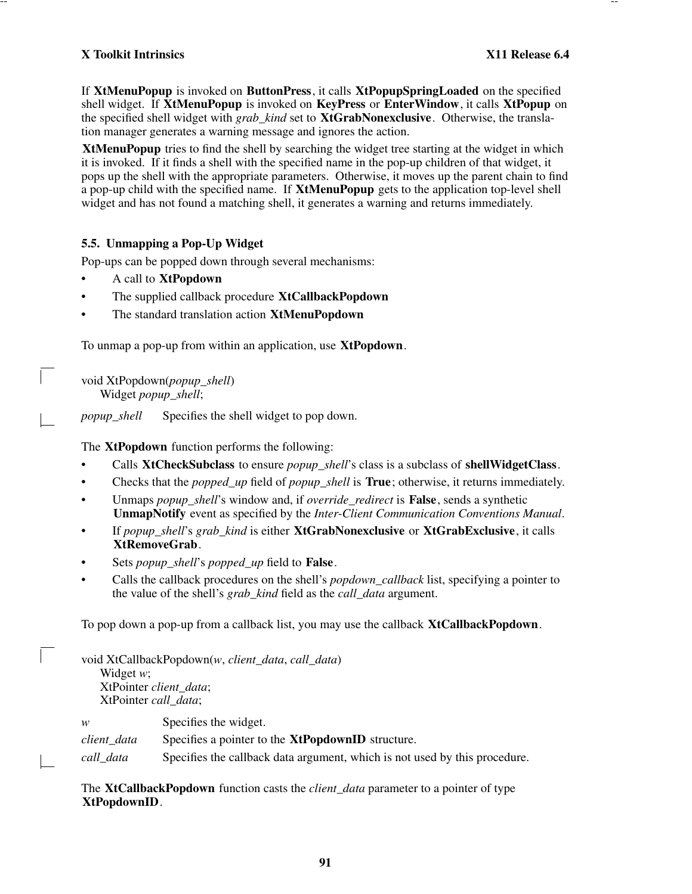If **XtMenuPopup** is invoked on **ButtonPress**, it calls **XtPopupSpringLoaded** on the specified shell widget. If **XtMenuPopup** is invoked on **KeyPress** or **EnterWindow**, it calls **XtPopup** on the specified shell widget with *grab_kind* set to **XtGrabNonexclusive**. Otherwise, the translation manager generates a warning message and ignores the action.

**XtMenuPopup** tries to find the shell by searching the widget tree starting at the widget in which it is invoked. If it finds a shell with the specified name in the pop-up children of that widget, it pops up the shell with the appropriate parameters. Otherwise, it moves up the parent chain to find a pop-up child with the specified name. If **XtMenuPopup** gets to the application top-level shell widget and has not found a matching shell, it generates a warning and returns immediately.

### 5.5. Unmapping a Pop-Up Widget

Pop-ups can be popped down through several mechanisms:

- A call to **XtPopdown**
- The supplied callback procedure **XtCallbackPopdown**
- The standard translation action **XtMenuPopdown**

To unmap a pop-up from within an application, use **XtPopdown**.

```
void XtPopdown(popup_shell)
     Widget popup_shell;
```

*popup_shell* Specifies the shell widget to pop down.

The **XtPopdown** function performs the following:

- Calls **XtCheckSubclass** to ensure *popup_shell*'s class is a subclass of **shellWidgetClass**.
- Checks that the *popped_up* field of *popup_shell* is **True**; otherwise, it returns immediately.
- Unmaps *popup_shell*'s window and, if *override_redirect* is **False**, sends a synthetic **UnmapNotify** event as specified by the *Inter-Client Communication Conventions Manual*.
- If *popup_shell*'s *grab_kind* is either **XtGrabNonexclusive** or **XtGrabExclusive**, it calls **XtRemoveGrab**.
- Sets *popup_shell*'s *popped_up* field to **False**.
- Calls the callback procedures on the shell's *popdown_callback* list, specifying a pointer to the value of the shell's *grab_kind* field as the *call_data* argument.

To pop down a pop-up from a callback list, you may use the callback **XtCallbackPopdown**.

```
void XtCallbackPopdown(w, client_data, call_data)
     Widget w;
     XtPointer client_data;
     XtPointer call_data;
```

*w* Specifies the widget.

*client_data* Specifies a pointer to the **XtPopdownID** structure.

*call_data* Specifies the callback data argument, which is not used by this procedure.

The **XtCallbackPopdown** function casts the *client_data* parameter to a pointer of type **XtPopdownID**.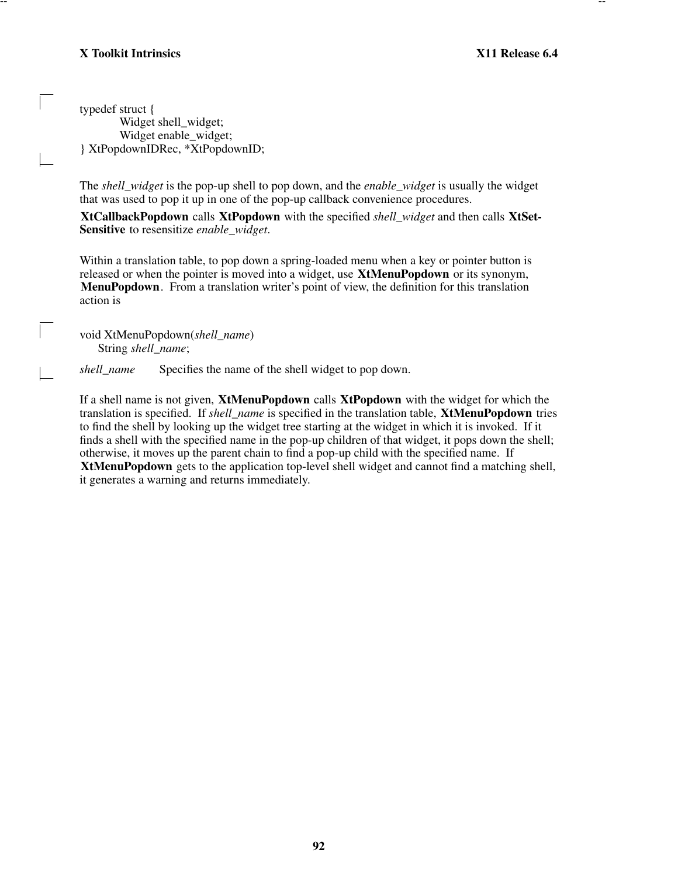```
typedef struct {
        Widget shell_widget;
        Widget enable_widget;
} XtPopdownIDRec, *XtPopdownID;
```

The *shell_widget* is the pop-up shell to pop down, and the *enable_widget* is usually the widget that was used to pop it up in one of the pop-up callback convenience procedures.

**XtCallbackPopdown** calls **XtPopdown** with the specified *shell_widget* and then calls **XtSetSensitive** to resensitize *enable_widget*.

Within a translation table, to pop down a spring-loaded menu when a key or pointer button is released or when the pointer is moved into a widget, use **XtMenuPopdown** or its synonym, **MenuPopdown**. From a translation writer's point of view, the definition for this translation action is

```
void XtMenuPopdown(shell_name)
    String shell_name;
```

*shell_name* Specifies the name of the shell widget to pop down.

If a shell name is not given, **XtMenuPopdown** calls **XtPopdown** with the widget for which the translation is specified. If *shell_name* is specified in the translation table, **XtMenuPopdown** tries to find the shell by looking up the widget tree starting at the widget in which it is invoked. If it finds a shell with the specified name in the pop-up children of that widget, it pops down the shell; otherwise, it moves up the parent chain to find a pop-up child with the specified name. If **XtMenuPopdown** gets to the application top-level shell widget and cannot find a matching shell, it generates a warning and returns immediately.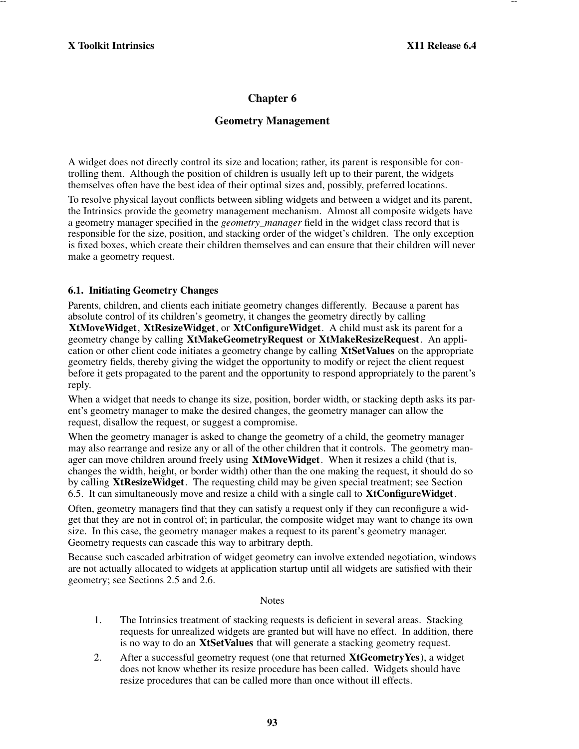# Chapter 6

## Geometry Management

A widget does not directly control its size and location; rather, its parent is responsible for controlling them. Although the position of children is usually left up to their parent, the widgets themselves often have the best idea of their optimal sizes and, possibly, preferred locations.

To resolve physical layout conflicts between sibling widgets and between a widget and its parent, the Intrinsics provide the geometry management mechanism. Almost all composite widgets have a geometry manager specified in the *geometry_manager* field in the widget class record that is responsible for the size, position, and stacking order of the widget's children. The only exception is fixed boxes, which create their children themselves and can ensure that their children will never make a geometry request.

### 6.1. Initiating Geometry Changes

Parents, children, and clients each initiate geometry changes differently. Because a parent has absolute control of its children's geometry, it changes the geometry directly by calling **XtMoveWidget**, **XtResizeWidget**, or **XtConfigureWidget**. A child must ask its parent for a geometry change by calling **XtMakeGeometryRequest** or **XtMakeResizeRequest**. An application or other client code initiates a geometry change by calling **XtSetValues** on the appropriate geometry fields, thereby giving the widget the opportunity to modify or reject the client request before it gets propagated to the parent and the opportunity to respond appropriately to the parent's reply.

When a widget that needs to change its size, position, border width, or stacking depth asks its parent's geometry manager to make the desired changes, the geometry manager can allow the request, disallow the request, or suggest a compromise.

When the geometry manager is asked to change the geometry of a child, the geometry manager may also rearrange and resize any or all of the other children that it controls. The geometry manager can move children around freely using **XtMoveWidget**. When it resizes a child (that is, changes the width, height, or border width) other than the one making the request, it should do so by calling **XtResizeWidget**. The requesting child may be given special treatment; see Section 6.5. It can simultaneously move and resize a child with a single call to **XtConfigureWidget**.

Often, geometry managers find that they can satisfy a request only if they can reconfigure a widget that they are not in control of; in particular, the composite widget may want to change its own size. In this case, the geometry manager makes a request to its parent's geometry manager. Geometry requests can cascade this way to arbitrary depth.

Because such cascaded arbitration of widget geometry can involve extended negotiation, windows are not actually allocated to widgets at application startup until all widgets are satisfied with their geometry; see Sections 2.5 and 2.6.

Notes

1. The Intrinsics treatment of stacking requests is deficient in several areas. Stacking requests for unrealized widgets are granted but will have no effect. In addition, there is no way to do an **XtSetValues** that will generate a stacking geometry request.
2. After a successful geometry request (one that returned **XtGeometryYes**), a widget does not know whether its resize procedure has been called. Widgets should have resize procedures that can be called more than once without ill effects.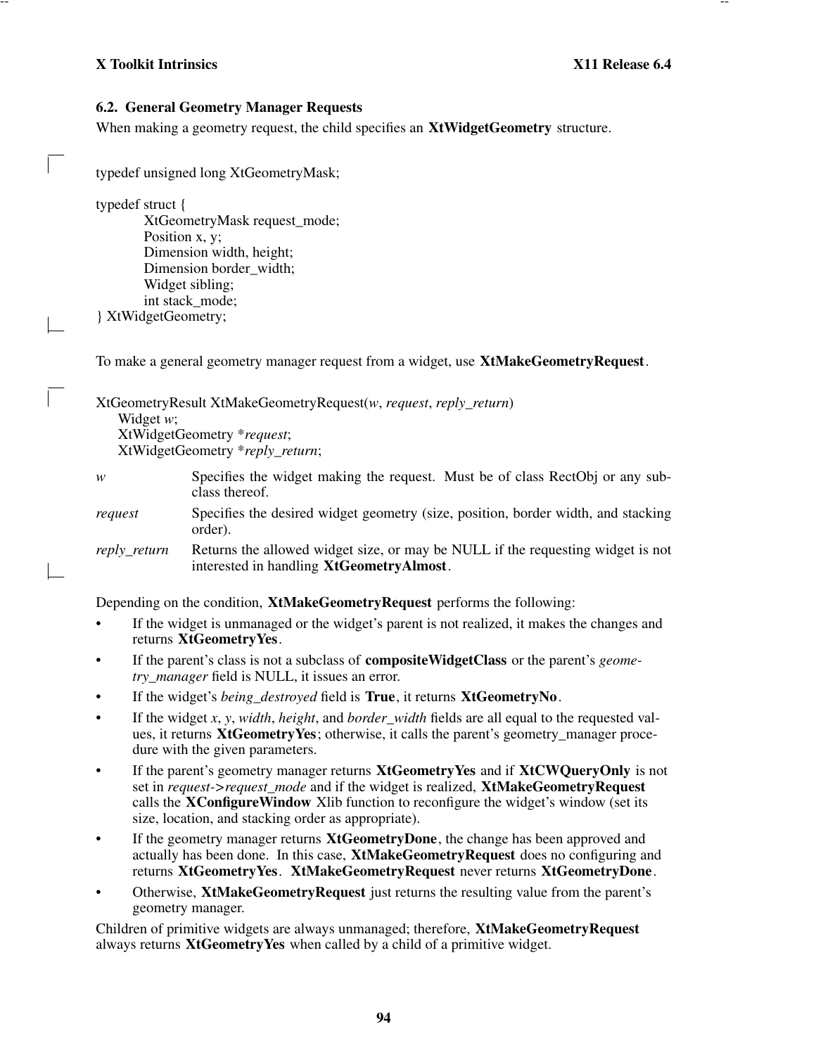## 6.2. General Geometry Manager Requests

When making a geometry request, the child specifies an **XtWidgetGeometry** structure.

```
typedef unsigned long XtGeometryMask;

typedef struct {
        XtGeometryMask request_mode;
        Position x, y;
        Dimension width, height;
        Dimension border_width;
        Widget sibling;
        int stack_mode;
} XtWidgetGeometry;
```

To make a general geometry manager request from a widget, use **XtMakeGeometryRequest**.

```
XtGeometryResult XtMakeGeometryRequest(w, request, reply_return)
    Widget w;
    XtWidgetGeometry *request;
    XtWidgetGeometry *reply_return;
```

*w* Specifies the widget making the request. Must be of class RectObj or any subclass thereof.

*request* Specifies the desired widget geometry (size, position, border width, and stacking order).

*reply_return* Returns the allowed widget size, or may be NULL if the requesting widget is not interested in handling **XtGeometryAlmost**.

Depending on the condition, **XtMakeGeometryRequest** performs the following:

- If the widget is unmanaged or the widget's parent is not realized, it makes the changes and returns **XtGeometryYes**.
- If the parent's class is not a subclass of **compositeWidgetClass** or the parent's *geometry_manager* field is NULL, it issues an error.
- If the widget's *being_destroyed* field is **True**, it returns **XtGeometryNo**.
- If the widget *x*, *y*, *width*, *height*, and *border_width* fields are all equal to the requested values, it returns **XtGeometryYes**; otherwise, it calls the parent's geometry_manager procedure with the given parameters.
- If the parent's geometry manager returns **XtGeometryYes** and if **XtCWQueryOnly** is not set in *request->request_mode* and if the widget is realized, **XtMakeGeometryRequest** calls the **XConfigureWindow** Xlib function to reconfigure the widget's window (set its size, location, and stacking order as appropriate).
- If the geometry manager returns **XtGeometryDone**, the change has been approved and actually has been done. In this case, **XtMakeGeometryRequest** does no configuring and returns **XtGeometryYes**. **XtMakeGeometryRequest** never returns **XtGeometryDone**.
- Otherwise, **XtMakeGeometryRequest** just returns the resulting value from the parent's geometry manager.

Children of primitive widgets are always unmanaged; therefore, **XtMakeGeometryRequest** always returns **XtGeometryYes** when called by a child of a primitive widget.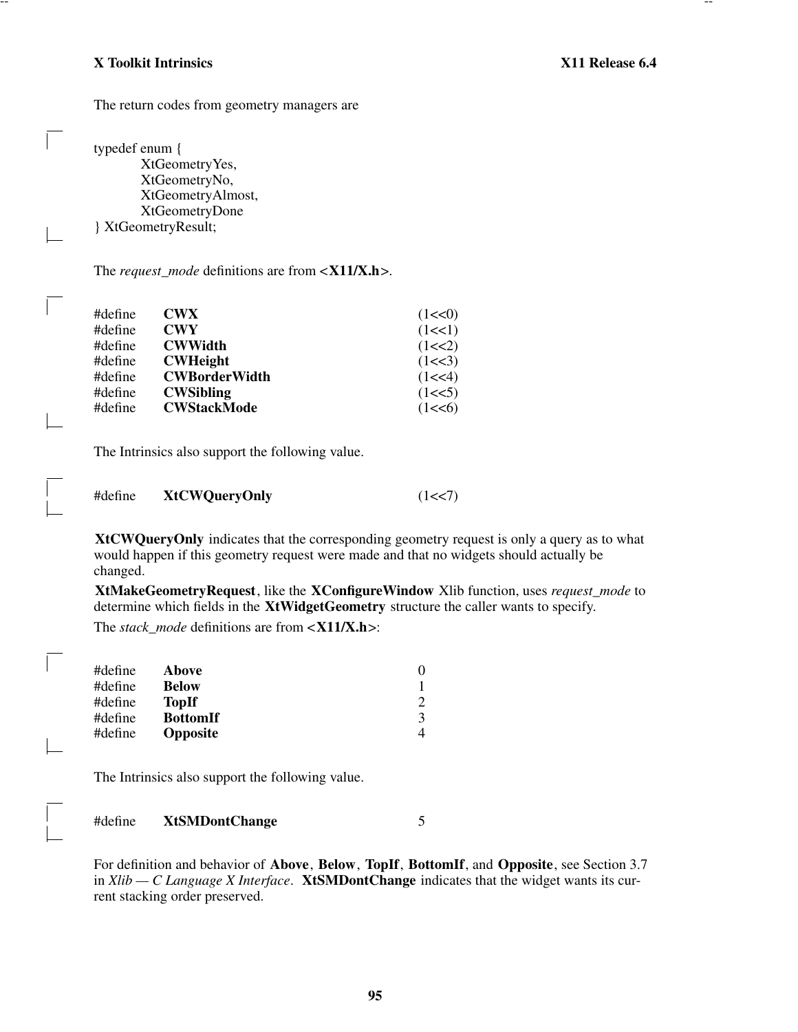The return codes from geometry managers are

```
typedef enum {
        XtGeometryYes,
        XtGeometryNo,
        XtGeometryAlmost,
        XtGeometryDone
} XtGeometryResult;
```

The *request_mode* definitions are from **<X11/X.h>**.

```
#define    CWX                 (1<<0)
#define    CWY                 (1<<1)
#define    CWWidth             (1<<2)
#define    CWHeight            (1<<3)
#define    CWBorderWidth       (1<<4)
#define    CWSibling           (1<<5)
#define    CWStackMode         (1<<6)
```

The Intrinsics also support the following value.

```
#define    XtCWQueryOnly       (1<<7)
```

**XtCWQueryOnly** indicates that the corresponding geometry request is only a query as to what would happen if this geometry request were made and that no widgets should actually be changed.

**XtMakeGeometryRequest**, like the **XConfigureWindow** Xlib function, uses *request_mode* to determine which fields in the **XtWidgetGeometry** structure the caller wants to specify.

The *stack_mode* definitions are from **<X11/X.h>**:

```
#define    Above               0
#define    Below               1
#define    TopIf               2
#define    BottomIf            3
#define    Opposite            4
```

The Intrinsics also support the following value.

```
#define    XtSMDontChange      5
```

For definition and behavior of **Above**, **Below**, **TopIf**, **BottomIf**, and **Opposite**, see Section 3.7 in *Xlib — C Language X Interface*. **XtSMDontChange** indicates that the widget wants its current stacking order preserved.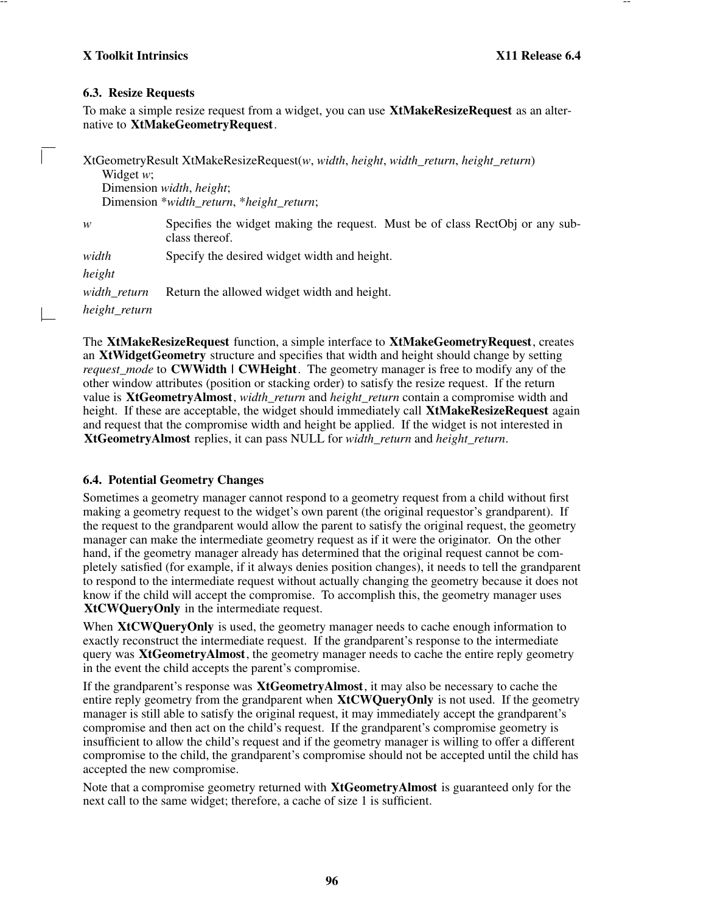### 6.3. Resize Requests

To make a simple resize request from a widget, you can use **XtMakeResizeRequest** as an alternative to **XtMakeGeometryRequest**.

```
XtGeometryResult XtMakeResizeRequest(w, width, height, width_return, height_return)
    Widget w;
    Dimension width, height;
    Dimension *width_return, *height_return;
```

*w* Specifies the widget making the request. Must be of class RectObj or any subclass thereof.

*width*

*height* Specify the desired widget width and height.

*width_return*

*height_return* Return the allowed widget width and height.

The **XtMakeResizeRequest** function, a simple interface to **XtMakeGeometryRequest**, creates an **XtWidgetGeometry** structure and specifies that width and height should change by setting *request_mode* to **CWWidth | CWHeight**. The geometry manager is free to modify any of the other window attributes (position or stacking order) to satisfy the resize request. If the return value is **XtGeometryAlmost**, *width_return* and *height_return* contain a compromise width and height. If these are acceptable, the widget should immediately call **XtMakeResizeRequest** again and request that the compromise width and height be applied. If the widget is not interested in **XtGeometryAlmost** replies, it can pass NULL for *width_return* and *height_return*.

### 6.4. Potential Geometry Changes

Sometimes a geometry manager cannot respond to a geometry request from a child without first making a geometry request to the widget's own parent (the original requestor's grandparent). If the request to the grandparent would allow the parent to satisfy the original request, the geometry manager can make the intermediate geometry request as if it were the originator. On the other hand, if the geometry manager already has determined that the original request cannot be completely satisfied (for example, if it always denies position changes), it needs to tell the grandparent to respond to the intermediate request without actually changing the geometry because it does not know if the child will accept the compromise. To accomplish this, the geometry manager uses **XtCWQueryOnly** in the intermediate request.

When **XtCWQueryOnly** is used, the geometry manager needs to cache enough information to exactly reconstruct the intermediate request. If the grandparent's response to the intermediate query was **XtGeometryAlmost**, the geometry manager needs to cache the entire reply geometry in the event the child accepts the parent's compromise.

If the grandparent's response was **XtGeometryAlmost**, it may also be necessary to cache the entire reply geometry from the grandparent when **XtCWQueryOnly** is not used. If the geometry manager is still able to satisfy the original request, it may immediately accept the grandparent's compromise and then act on the child's request. If the grandparent's compromise geometry is insufficient to allow the child's request and if the geometry manager is willing to offer a different compromise to the child, the grandparent's compromise should not be accepted until the child has accepted the new compromise.

Note that a compromise geometry returned with **XtGeometryAlmost** is guaranteed only for the next call to the same widget; therefore, a cache of size 1 is sufficient.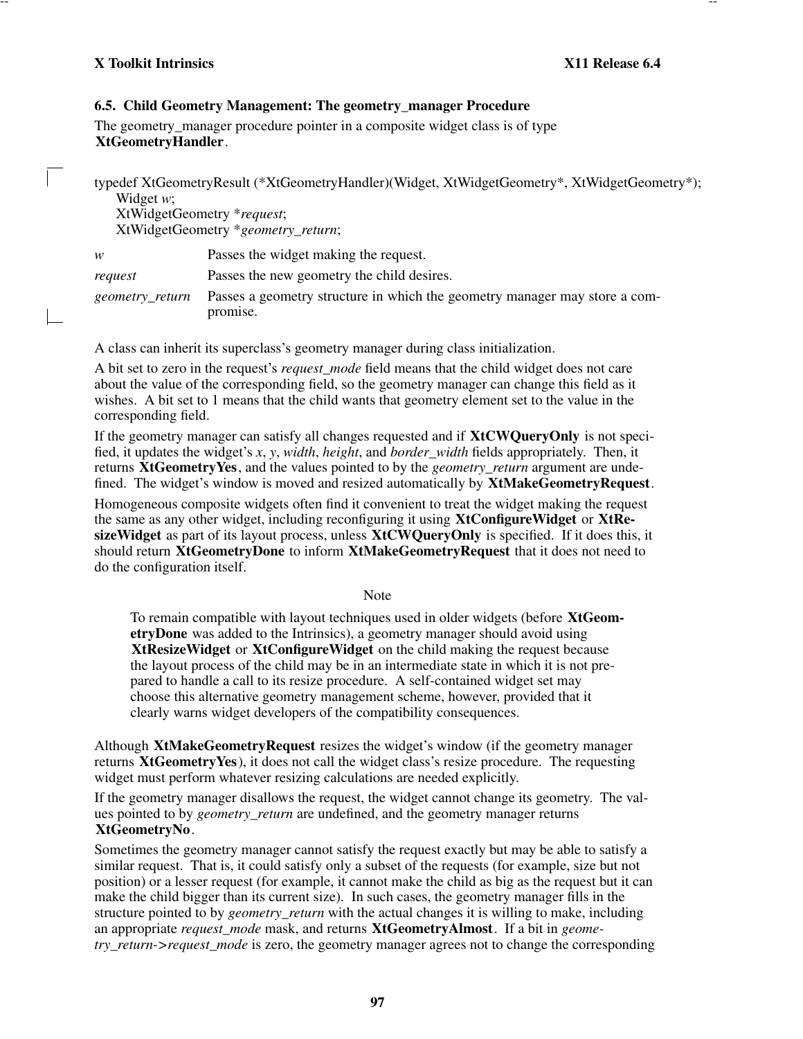### 6.5. Child Geometry Management: The geometry_manager Procedure

The geometry_manager procedure pointer in a composite widget class is of type **XtGeometryHandler**.

```
typedef XtGeometryResult (*XtGeometryHandler)(Widget, XtWidgetGeometry*, XtWidgetGeometry*);
    Widget w;
    XtWidgetGeometry *request;
    XtWidgetGeometry *geometry_return;
```

| | |
|---|---|
| *w* | Passes the widget making the request. |
| *request* | Passes the new geometry the child desires. |
| *geometry_return* | Passes a geometry structure in which the geometry manager may store a compromise. |

A class can inherit its superclass's geometry manager during class initialization.

A bit set to zero in the request's *request_mode* field means that the child widget does not care about the value of the corresponding field, so the geometry manager can change this field as it wishes. A bit set to 1 means that the child wants that geometry element set to the value in the corresponding field.

If the geometry manager can satisfy all changes requested and if **XtCWQueryOnly** is not specified, it updates the widget's *x*, *y*, *width*, *height*, and *border_width* fields appropriately. Then, it returns **XtGeometryYes**, and the values pointed to by the *geometry_return* argument are undefined. The widget's window is moved and resized automatically by **XtMakeGeometryRequest**.

Homogeneous composite widgets often find it convenient to treat the widget making the request the same as any other widget, including reconfiguring it using **XtConfigureWidget** or **XtResizeWidget** as part of its layout process, unless **XtCWQueryOnly** is specified. If it does this, it should return **XtGeometryDone** to inform **XtMakeGeometryRequest** that it does not need to do the configuration itself.

Note

> To remain compatible with layout techniques used in older widgets (before **XtGeometryDone** was added to the Intrinsics), a geometry manager should avoid using **XtResizeWidget** or **XtConfigureWidget** on the child making the request because the layout process of the child may be in an intermediate state in which it is not prepared to handle a call to its resize procedure. A self-contained widget set may choose this alternative geometry management scheme, however, provided that it clearly warns widget developers of the compatibility consequences.

Although **XtMakeGeometryRequest** resizes the widget's window (if the geometry manager returns **XtGeometryYes**), it does not call the widget class's resize procedure. The requesting widget must perform whatever resizing calculations are needed explicitly.

If the geometry manager disallows the request, the widget cannot change its geometry. The values pointed to by *geometry_return* are undefined, and the geometry manager returns **XtGeometryNo**.

Sometimes the geometry manager cannot satisfy the request exactly but may be able to satisfy a similar request. That is, it could satisfy only a subset of the requests (for example, size but not position) or a lesser request (for example, it cannot make the child as big as the request but it can make the child bigger than its current size). In such cases, the geometry manager fills in the structure pointed to by *geometry_return* with the actual changes it is willing to make, including an appropriate *request_mode* mask, and returns **XtGeometryAlmost**. If a bit in *geometry_return->request_mode* is zero, the geometry manager agrees not to change the corresponding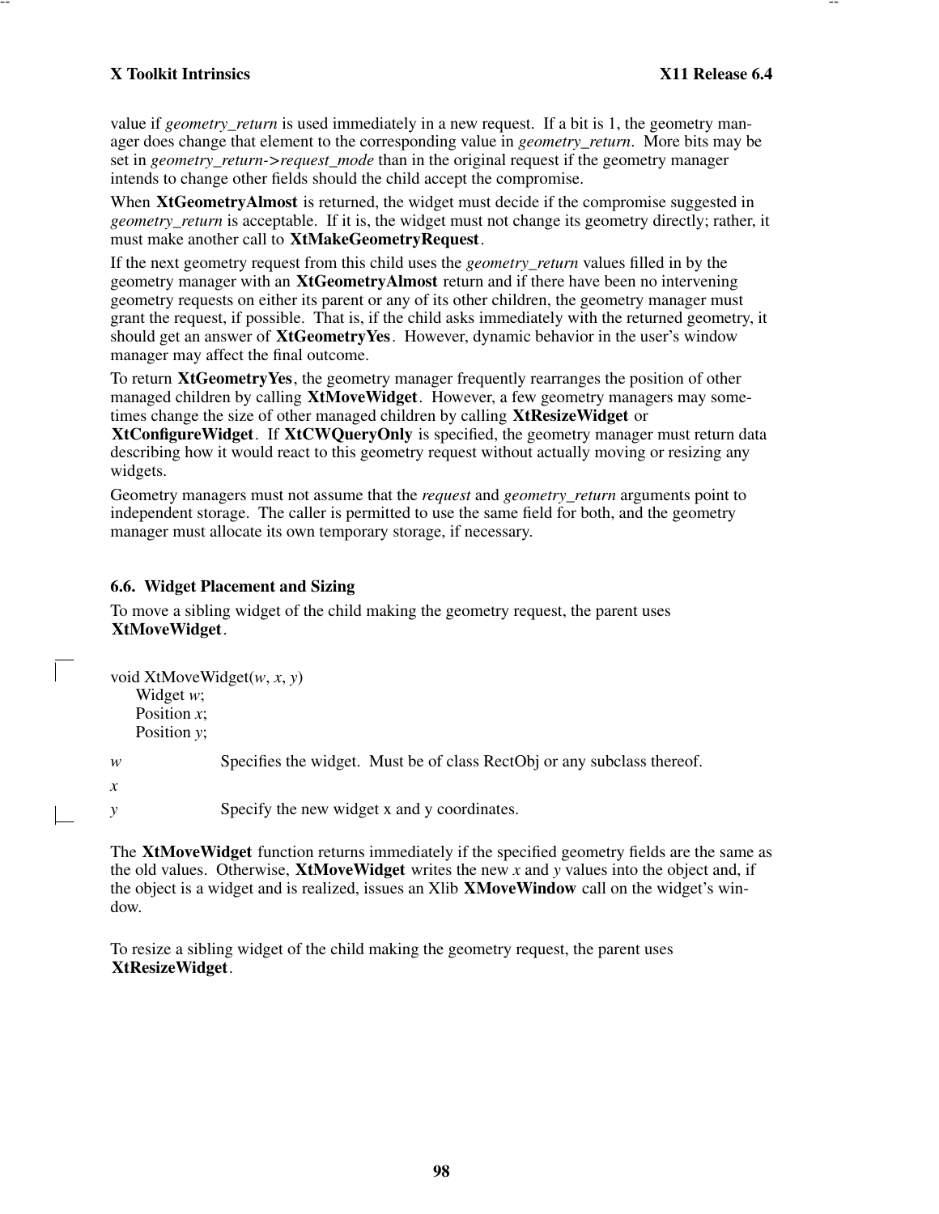value if *geometry_return* is used immediately in a new request. If a bit is 1, the geometry manager does change that element to the corresponding value in *geometry_return*. More bits may be set in *geometry_return->request_mode* than in the original request if the geometry manager intends to change other fields should the child accept the compromise.

When **XtGeometryAlmost** is returned, the widget must decide if the compromise suggested in *geometry_return* is acceptable. If it is, the widget must not change its geometry directly; rather, it must make another call to **XtMakeGeometryRequest**.

If the next geometry request from this child uses the *geometry_return* values filled in by the geometry manager with an **XtGeometryAlmost** return and if there have been no intervening geometry requests on either its parent or any of its other children, the geometry manager must grant the request, if possible. That is, if the child asks immediately with the returned geometry, it should get an answer of **XtGeometryYes**. However, dynamic behavior in the user's window manager may affect the final outcome.

To return **XtGeometryYes**, the geometry manager frequently rearranges the position of other managed children by calling **XtMoveWidget**. However, a few geometry managers may sometimes change the size of other managed children by calling **XtResizeWidget** or **XtConfigureWidget**. If **XtCWQueryOnly** is specified, the geometry manager must return data describing how it would react to this geometry request without actually moving or resizing any widgets.

Geometry managers must not assume that the *request* and *geometry_return* arguments point to independent storage. The caller is permitted to use the same field for both, and the geometry manager must allocate its own temporary storage, if necessary.

## 6.6. Widget Placement and Sizing

To move a sibling widget of the child making the geometry request, the parent uses **XtMoveWidget**.

```
void XtMoveWidget(w, x, y)
     Widget w;
     Position x;
     Position y;
```

*w* Specifies the widget. Must be of class RectObj or any subclass thereof.

*x*

*y* Specify the new widget x and y coordinates.

The **XtMoveWidget** function returns immediately if the specified geometry fields are the same as the old values. Otherwise, **XtMoveWidget** writes the new *x* and *y* values into the object and, if the object is a widget and is realized, issues an Xlib **XMoveWindow** call on the widget's window.

To resize a sibling widget of the child making the geometry request, the parent uses **XtResizeWidget**.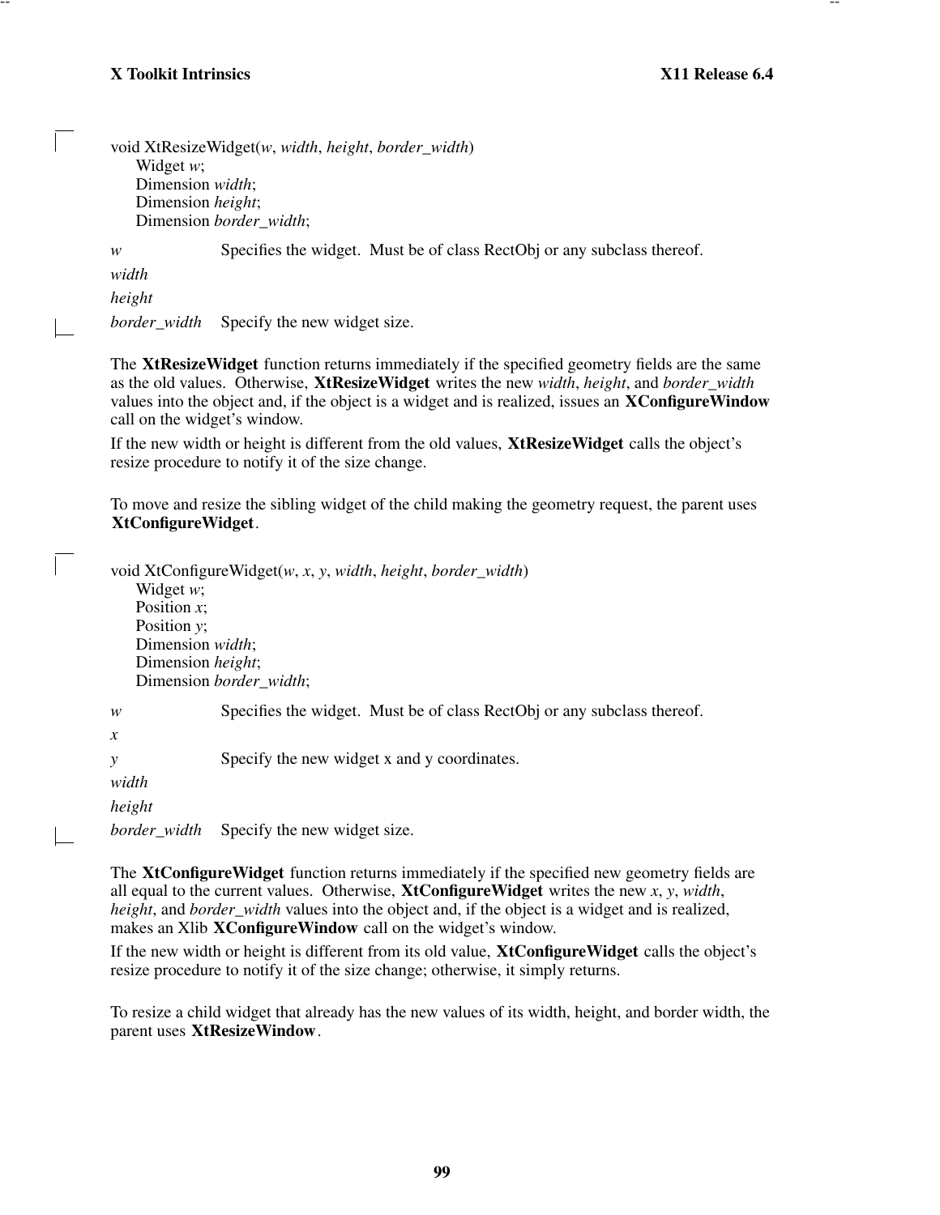```
void XtResizeWidget(w, width, height, border_width)
      Widget w;
      Dimension width;
      Dimension height;
      Dimension border_width;
```

*w* Specifies the widget. Must be of class RectObj or any subclass thereof.

*width*

*height*

*border_width* Specify the new widget size.

The **XtResizeWidget** function returns immediately if the specified geometry fields are the same as the old values. Otherwise, **XtResizeWidget** writes the new *width*, *height*, and *border_width* values into the object and, if the object is a widget and is realized, issues an **XConfigureWindow** call on the widget's window.

If the new width or height is different from the old values, **XtResizeWidget** calls the object's resize procedure to notify it of the size change.

To move and resize the sibling widget of the child making the geometry request, the parent uses **XtConfigureWidget**.

```
void XtConfigureWidget(w, x, y, width, height, border_width)
      Widget w;
      Position x;
      Position y;
      Dimension width;
      Dimension height;
      Dimension border_width;
```

*w* Specifies the widget. Must be of class RectObj or any subclass thereof.

*x*

*y* Specify the new widget x and y coordinates.

*width*

*height*

*border_width* Specify the new widget size.

The **XtConfigureWidget** function returns immediately if the specified new geometry fields are all equal to the current values. Otherwise, **XtConfigureWidget** writes the new *x*, *y*, *width*, *height*, and *border_width* values into the object and, if the object is a widget and is realized, makes an Xlib **XConfigureWindow** call on the widget's window.

If the new width or height is different from its old value, **XtConfigureWidget** calls the object's resize procedure to notify it of the size change; otherwise, it simply returns.

To resize a child widget that already has the new values of its width, height, and border width, the parent uses **XtResizeWindow**.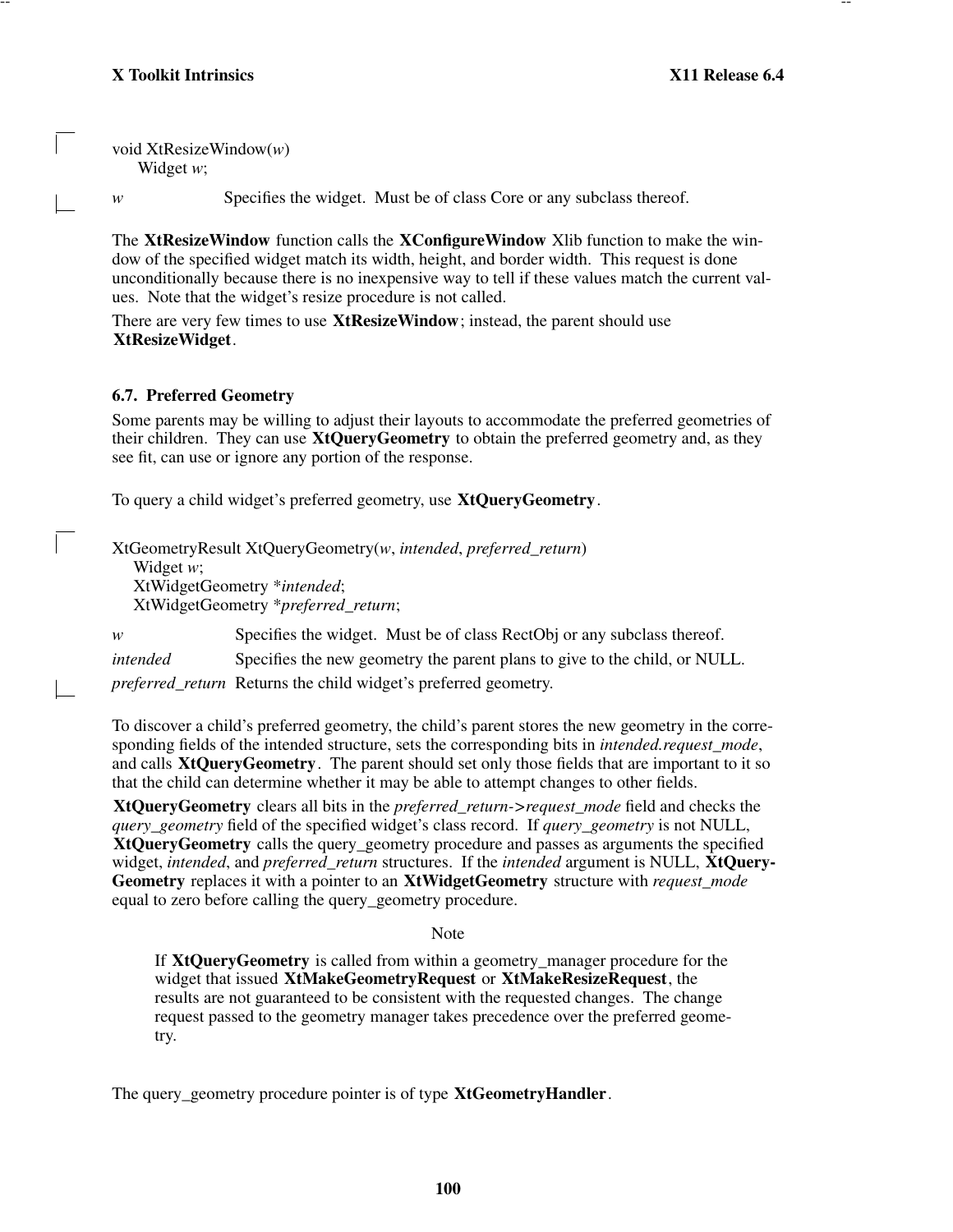```
void XtResizeWindow(w)
     Widget w;
```

*w* Specifies the widget. Must be of class Core or any subclass thereof.

The **XtResizeWindow** function calls the **XConfigureWindow** Xlib function to make the window of the specified widget match its width, height, and border width. This request is done unconditionally because there is no inexpensive way to tell if these values match the current values. Note that the widget's resize procedure is not called.

There are very few times to use **XtResizeWindow**; instead, the parent should use **XtResizeWidget**.

### 6.7. Preferred Geometry

Some parents may be willing to adjust their layouts to accommodate the preferred geometries of their children. They can use **XtQueryGeometry** to obtain the preferred geometry and, as they see fit, can use or ignore any portion of the response.

To query a child widget's preferred geometry, use **XtQueryGeometry**.

```
XtGeometryResult XtQueryGeometry(w, intended, preferred_return)
    Widget w;
    XtWidgetGeometry *intended;
    XtWidgetGeometry *preferred_return;
```

*w* Specifies the widget. Must be of class RectObj or any subclass thereof.

*intended* Specifies the new geometry the parent plans to give to the child, or NULL.

*preferred_return* Returns the child widget's preferred geometry.

To discover a child's preferred geometry, the child's parent stores the new geometry in the corresponding fields of the intended structure, sets the corresponding bits in *intended.request_mode*, and calls **XtQueryGeometry**. The parent should set only those fields that are important to it so that the child can determine whether it may be able to attempt changes to other fields.

**XtQueryGeometry** clears all bits in the *preferred_return->request_mode* field and checks the *query_geometry* field of the specified widget's class record. If *query_geometry* is not NULL, **XtQueryGeometry** calls the query_geometry procedure and passes as arguments the specified widget, *intended*, and *preferred_return* structures. If the *intended* argument is NULL, **XtQueryGeometry** replaces it with a pointer to an **XtWidgetGeometry** structure with *request_mode* equal to zero before calling the query_geometry procedure.

Note

> If **XtQueryGeometry** is called from within a geometry_manager procedure for the widget that issued **XtMakeGeometryRequest** or **XtMakeResizeRequest**, the results are not guaranteed to be consistent with the requested changes. The change request passed to the geometry manager takes precedence over the preferred geometry.

The query_geometry procedure pointer is of type **XtGeometryHandler**.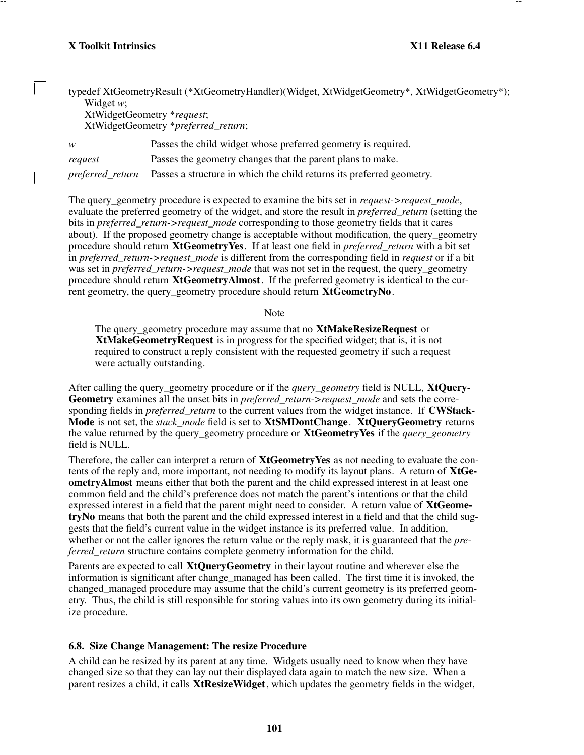```
typedef XtGeometryResult (*XtGeometryHandler)(Widget, XtWidgetGeometry*, XtWidgetGeometry*);
      Widget w;
      XtWidgetGeometry *request;
      XtWidgetGeometry *preferred_return;
```

*w* Passes the child widget whose preferred geometry is required.

*request* Passes the geometry changes that the parent plans to make.

*preferred_return* Passes a structure in which the child returns its preferred geometry.

The query_geometry procedure is expected to examine the bits set in *request->request_mode*, evaluate the preferred geometry of the widget, and store the result in *preferred_return* (setting the bits in *preferred_return->request_mode* corresponding to those geometry fields that it cares about). If the proposed geometry change is acceptable without modification, the query_geometry procedure should return **XtGeometryYes**. If at least one field in *preferred_return* with a bit set in *preferred_return->request_mode* is different from the corresponding field in *request* or if a bit was set in *preferred_return->request_mode* that was not set in the request, the query_geometry procedure should return **XtGeometryAlmost**. If the preferred geometry is identical to the current geometry, the query_geometry procedure should return **XtGeometryNo**.

Note

> The query_geometry procedure may assume that no **XtMakeResizeRequest** or **XtMakeGeometryRequest** is in progress for the specified widget; that is, it is not required to construct a reply consistent with the requested geometry if such a request were actually outstanding.

After calling the query_geometry procedure or if the *query_geometry* field is NULL, **XtQueryGeometry** examines all the unset bits in *preferred_return->request_mode* and sets the corresponding fields in *preferred_return* to the current values from the widget instance. If **CWStackMode** is not set, the *stack_mode* field is set to **XtSMDontChange**. **XtQueryGeometry** returns the value returned by the query_geometry procedure or **XtGeometryYes** if the *query_geometry* field is NULL.

Therefore, the caller can interpret a return of **XtGeometryYes** as not needing to evaluate the contents of the reply and, more important, not needing to modify its layout plans. A return of **XtGeometryAlmost** means either that both the parent and the child expressed interest in at least one common field and the child's preference does not match the parent's intentions or that the child expressed interest in a field that the parent might need to consider. A return value of **XtGeometryNo** means that both the parent and the child expressed interest in a field and that the child suggests that the field's current value in the widget instance is its preferred value. In addition, whether or not the caller ignores the return value or the reply mask, it is guaranteed that the *preferred_return* structure contains complete geometry information for the child.

Parents are expected to call **XtQueryGeometry** in their layout routine and wherever else the information is significant after change_managed has been called. The first time it is invoked, the changed_managed procedure may assume that the child's current geometry is its preferred geometry. Thus, the child is still responsible for storing values into its own geometry during its initialize procedure.

### 6.8. Size Change Management: The resize Procedure

A child can be resized by its parent at any time. Widgets usually need to know when they have changed size so that they can lay out their displayed data again to match the new size. When a parent resizes a child, it calls **XtResizeWidget**, which updates the geometry fields in the widget,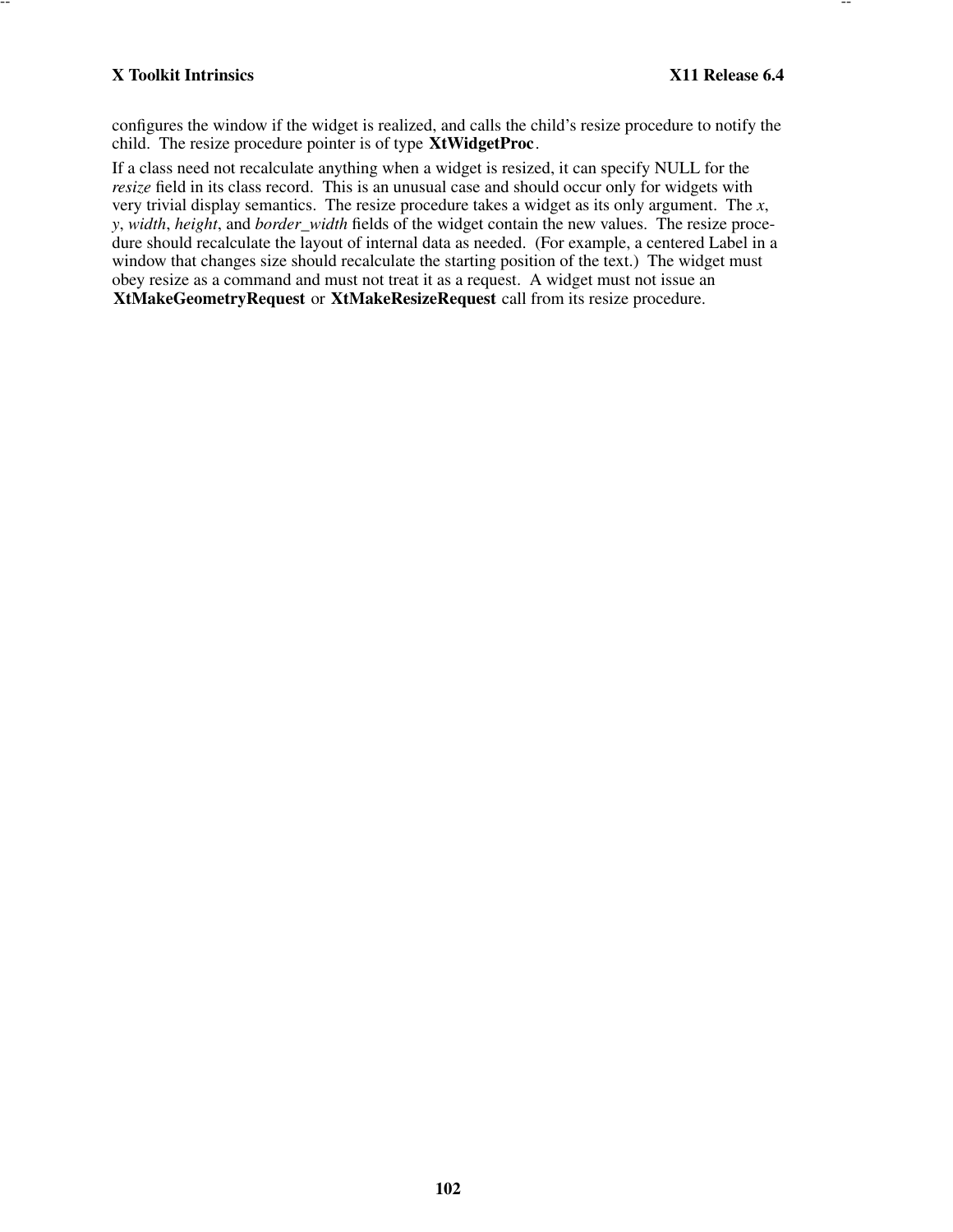configures the window if the widget is realized, and calls the child's resize procedure to notify the child. The resize procedure pointer is of type **XtWidgetProc**.

If a class need not recalculate anything when a widget is resized, it can specify NULL for the *resize* field in its class record. This is an unusual case and should occur only for widgets with very trivial display semantics. The resize procedure takes a widget as its only argument. The *x*, *y*, *width*, *height*, and *border_width* fields of the widget contain the new values. The resize procedure should recalculate the layout of internal data as needed. (For example, a centered Label in a window that changes size should recalculate the starting position of the text.) The widget must obey resize as a command and must not treat it as a request. A widget must not issue an **XtMakeGeometryRequest** or **XtMakeResizeRequest** call from its resize procedure.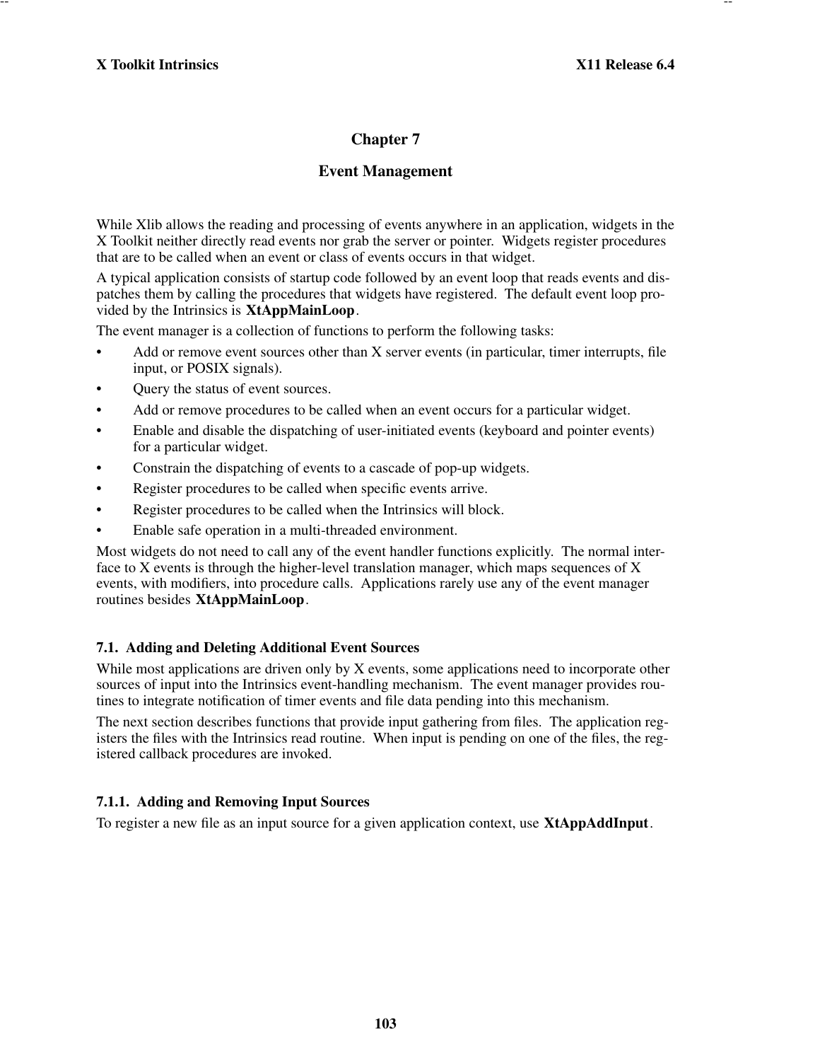# Chapter 7

# Event Management

While Xlib allows the reading and processing of events anywhere in an application, widgets in the X Toolkit neither directly read events nor grab the server or pointer. Widgets register procedures that are to be called when an event or class of events occurs in that widget.

A typical application consists of startup code followed by an event loop that reads events and dispatches them by calling the procedures that widgets have registered. The default event loop provided by the Intrinsics is **XtAppMainLoop**.

The event manager is a collection of functions to perform the following tasks:

- Add or remove event sources other than X server events (in particular, timer interrupts, file input, or POSIX signals).
- Query the status of event sources.
- Add or remove procedures to be called when an event occurs for a particular widget.
- Enable and disable the dispatching of user-initiated events (keyboard and pointer events) for a particular widget.
- Constrain the dispatching of events to a cascade of pop-up widgets.
- Register procedures to be called when specific events arrive.
- Register procedures to be called when the Intrinsics will block.
- Enable safe operation in a multi-threaded environment.

Most widgets do not need to call any of the event handler functions explicitly. The normal interface to X events is through the higher-level translation manager, which maps sequences of X events, with modifiers, into procedure calls. Applications rarely use any of the event manager routines besides **XtAppMainLoop**.

## 7.1. Adding and Deleting Additional Event Sources

While most applications are driven only by X events, some applications need to incorporate other sources of input into the Intrinsics event-handling mechanism. The event manager provides routines to integrate notification of timer events and file data pending into this mechanism.

The next section describes functions that provide input gathering from files. The application registers the files with the Intrinsics read routine. When input is pending on one of the files, the registered callback procedures are invoked.

### 7.1.1. Adding and Removing Input Sources

To register a new file as an input source for a given application context, use **XtAppAddInput**.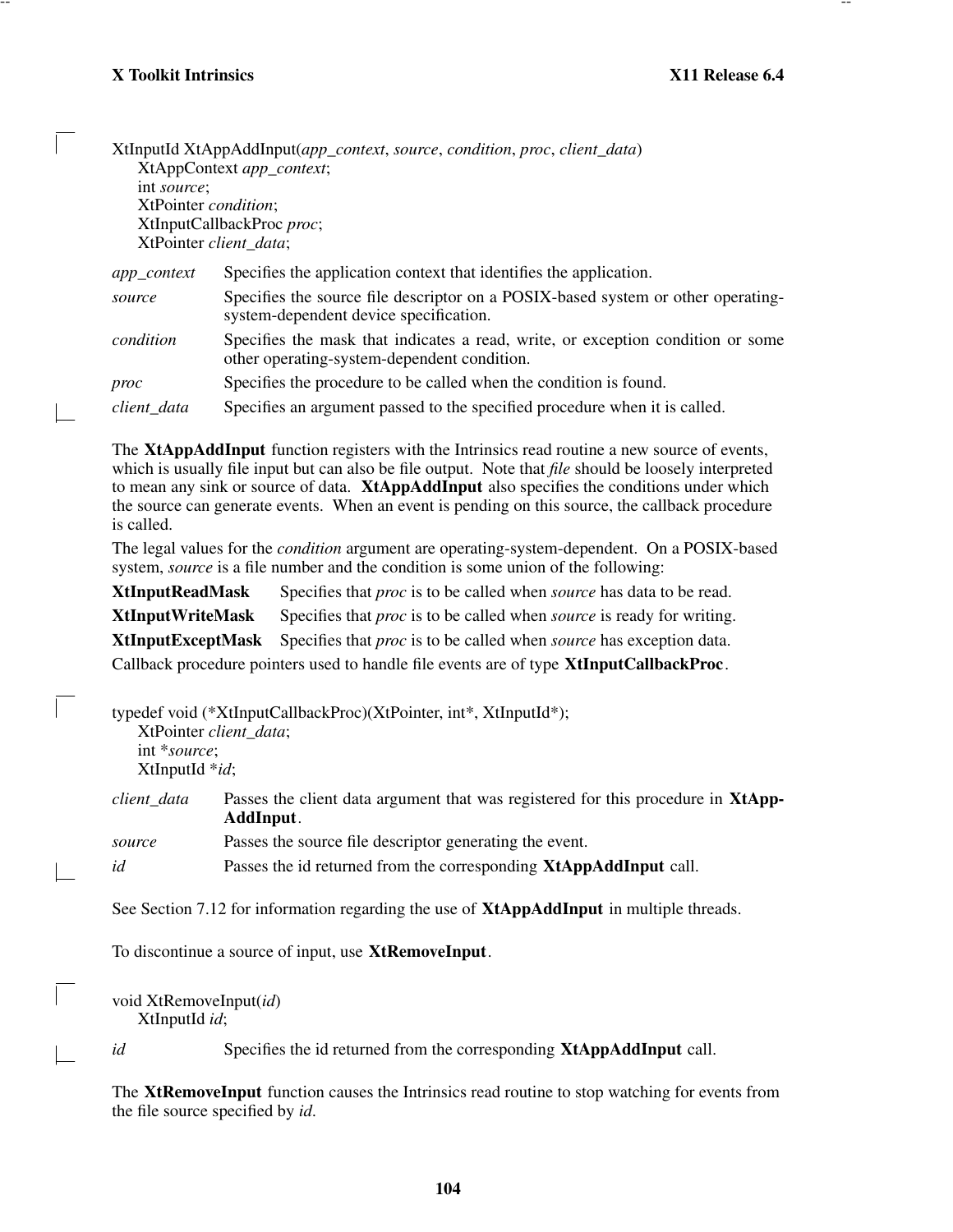```
XtInputId XtAppAddInput(app_context, source, condition, proc, client_data)
      XtAppContext app_context;
      int source;
      XtPointer condition;
      XtInputCallbackProc proc;
      XtPointer client_data;
```

| | |
|---|---|
| *app_context* | Specifies the application context that identifies the application. |
| *source* | Specifies the source file descriptor on a POSIX-based system or other operating-system-dependent device specification. |
| *condition* | Specifies the mask that indicates a read, write, or exception condition or some other operating-system-dependent condition. |
| *proc* | Specifies the procedure to be called when the condition is found. |
| *client_data* | Specifies an argument passed to the specified procedure when it is called. |

The **XtAppAddInput** function registers with the Intrinsics read routine a new source of events, which is usually file input but can also be file output. Note that *file* should be loosely interpreted to mean any sink or source of data. **XtAppAddInput** also specifies the conditions under which the source can generate events. When an event is pending on this source, the callback procedure is called.

The legal values for the *condition* argument are operating-system-dependent. On a POSIX-based system, *source* is a file number and the condition is some union of the following:

| | |
|---|---|
| **XtInputReadMask** | Specifies that *proc* is to be called when *source* has data to be read. |
| **XtInputWriteMask** | Specifies that *proc* is to be called when *source* is ready for writing. |
| **XtInputExceptMask** | Specifies that *proc* is to be called when *source* has exception data. |

Callback procedure pointers used to handle file events are of type **XtInputCallbackProc**.

```
typedef void (*XtInputCallbackProc)(XtPointer, int*, XtInputId*);
      XtPointer client_data;
      int *source;
      XtInputId *id;
```

| | |
|---|---|
| *client_data* | Passes the client data argument that was registered for this procedure in **XtAppAddInput**. |
| *source* | Passes the source file descriptor generating the event. |
| *id* | Passes the id returned from the corresponding **XtAppAddInput** call. |

See Section 7.12 for information regarding the use of **XtAppAddInput** in multiple threads.

To discontinue a source of input, use **XtRemoveInput**.

```
void XtRemoveInput(id)
      XtInputId id;
```

| | |
|---|---|
| *id* | Specifies the id returned from the corresponding **XtAppAddInput** call. |

The **XtRemoveInput** function causes the Intrinsics read routine to stop watching for events from the file source specified by *id*.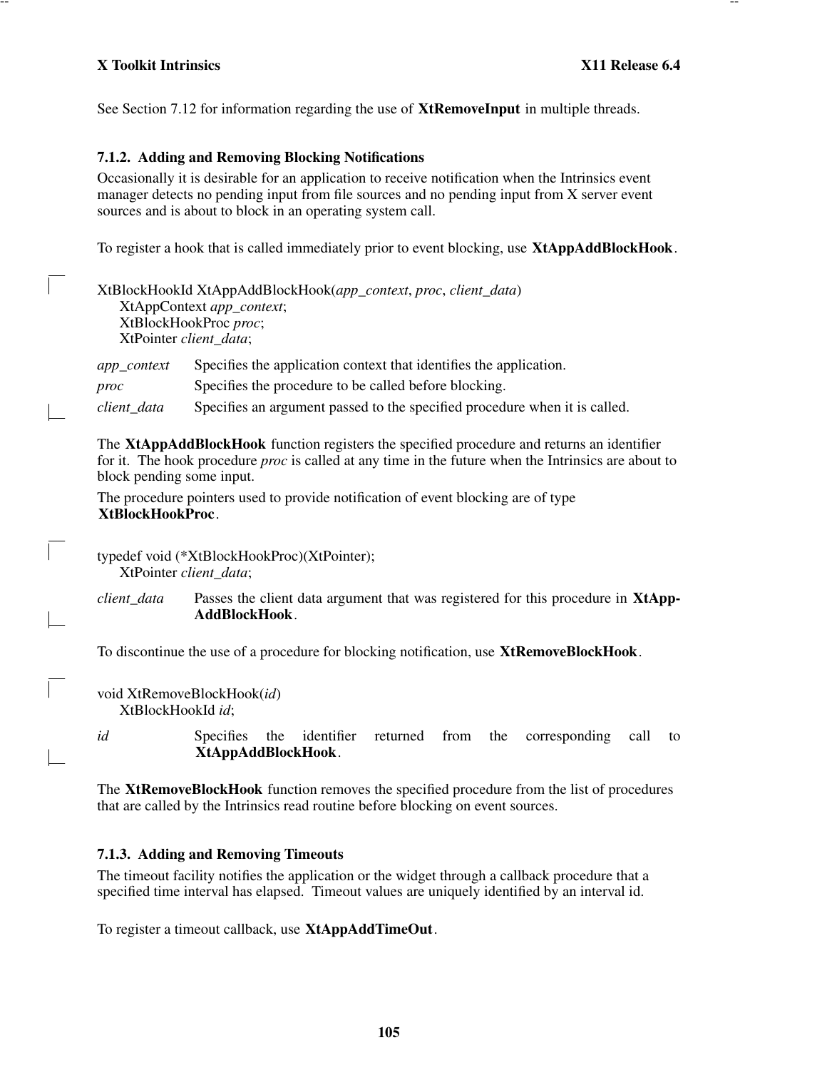See Section 7.12 for information regarding the use of **XtRemoveInput** in multiple threads.

### 7.1.2. Adding and Removing Blocking Notifications

Occasionally it is desirable for an application to receive notification when the Intrinsics event manager detects no pending input from file sources and no pending input from X server event sources and is about to block in an operating system call.

To register a hook that is called immediately prior to event blocking, use **XtAppAddBlockHook**.

```
XtBlockHookId XtAppAddBlockHook(app_context, proc, client_data)
      XtAppContext app_context;
      XtBlockHookProc proc;
      XtPointer client_data;
```

*app_context* Specifies the application context that identifies the application.

*proc* Specifies the procedure to be called before blocking.

*client_data* Specifies an argument passed to the specified procedure when it is called.

The **XtAppAddBlockHook** function registers the specified procedure and returns an identifier for it. The hook procedure *proc* is called at any time in the future when the Intrinsics are about to block pending some input.

The procedure pointers used to provide notification of event blocking are of type **XtBlockHookProc**.

```
typedef void (*XtBlockHookProc)(XtPointer);
      XtPointer client_data;
```

*client_data* Passes the client data argument that was registered for this procedure in **XtAppAddBlockHook**.

To discontinue the use of a procedure for blocking notification, use **XtRemoveBlockHook**.

```
void XtRemoveBlockHook(id)
      XtBlockHookId id;
```

*id* Specifies the identifier returned from the corresponding call to **XtAppAddBlockHook**.

The **XtRemoveBlockHook** function removes the specified procedure from the list of procedures that are called by the Intrinsics read routine before blocking on event sources.

### 7.1.3. Adding and Removing Timeouts

The timeout facility notifies the application or the widget through a callback procedure that a specified time interval has elapsed. Timeout values are uniquely identified by an interval id.

To register a timeout callback, use **XtAppAddTimeOut**.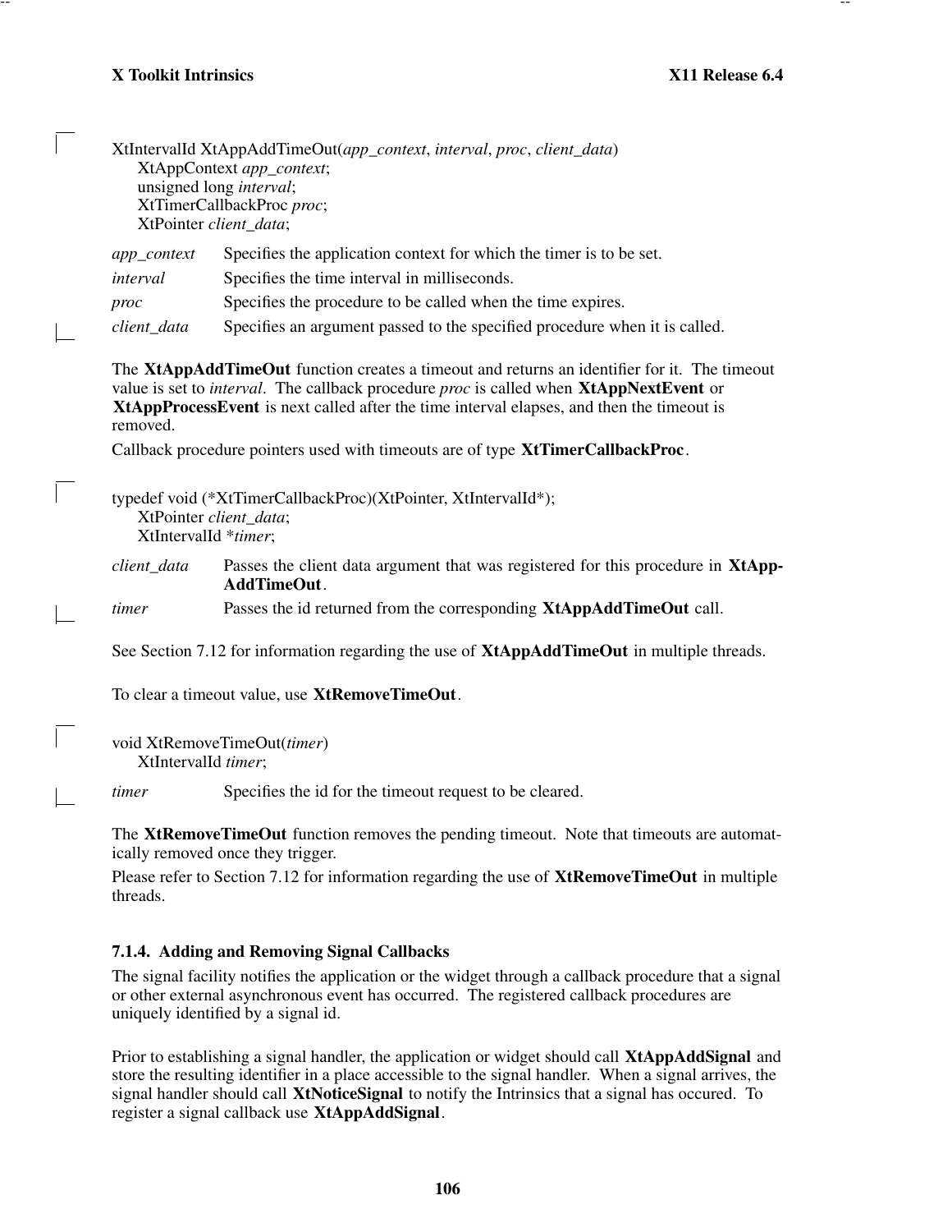```
XtIntervalId XtAppAddTimeOut(app_context, interval, proc, client_data)
      XtAppContext app_context;
      unsigned long interval;
      XtTimerCallbackProc proc;
      XtPointer client_data;
```

*app_context* Specifies the application context for which the timer is to be set.

*interval* Specifies the time interval in milliseconds.

*proc* Specifies the procedure to be called when the time expires.

*client_data* Specifies an argument passed to the specified procedure when it is called.

The **XtAppAddTimeOut** function creates a timeout and returns an identifier for it. The timeout value is set to *interval*. The callback procedure *proc* is called when **XtAppNextEvent** or **XtAppProcessEvent** is next called after the time interval elapses, and then the timeout is removed.

Callback procedure pointers used with timeouts are of type **XtTimerCallbackProc**.

```
typedef void (*XtTimerCallbackProc)(XtPointer, XtIntervalId*);
      XtPointer client_data;
      XtIntervalId *timer;
```

*client_data* Passes the client data argument that was registered for this procedure in **XtAppAddTimeOut**.

*timer* Passes the id returned from the corresponding **XtAppAddTimeOut** call.

See Section 7.12 for information regarding the use of **XtAppAddTimeOut** in multiple threads.

To clear a timeout value, use **XtRemoveTimeOut**.

```
void XtRemoveTimeOut(timer)
      XtIntervalId timer;
```

*timer* Specifies the id for the timeout request to be cleared.

The **XtRemoveTimeOut** function removes the pending timeout. Note that timeouts are automatically removed once they trigger.

Please refer to Section 7.12 for information regarding the use of **XtRemoveTimeOut** in multiple threads.

### 7.1.4. Adding and Removing Signal Callbacks

The signal facility notifies the application or the widget through a callback procedure that a signal or other external asynchronous event has occurred. The registered callback procedures are uniquely identified by a signal id.

Prior to establishing a signal handler, the application or widget should call **XtAppAddSignal** and store the resulting identifier in a place accessible to the signal handler. When a signal arrives, the signal handler should call **XtNoticeSignal** to notify the Intrinsics that a signal has occured. To register a signal callback use **XtAppAddSignal**.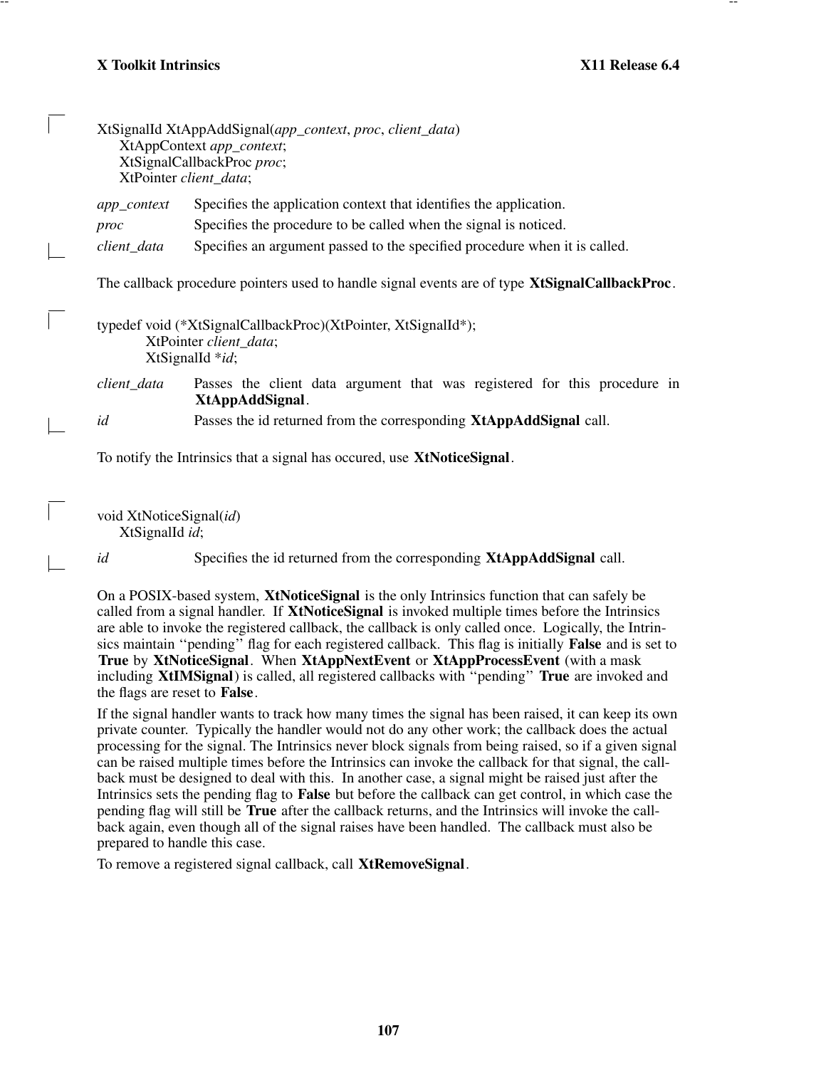```
XtSignalId XtAppAddSignal(app_context, proc, client_data)
    XtAppContext app_context;
    XtSignalCallbackProc proc;
    XtPointer client_data;
```

*app_context* Specifies the application context that identifies the application.

*proc* Specifies the procedure to be called when the signal is noticed.

*client_data* Specifies an argument passed to the specified procedure when it is called.

The callback procedure pointers used to handle signal events are of type **XtSignalCallbackProc**.

```
typedef void (*XtSignalCallbackProc)(XtPointer, XtSignalId*);
        XtPointer client_data;
        XtSignalId *id;
```

*client_data* Passes the client data argument that was registered for this procedure in **XtAppAddSignal**.

*id* Passes the id returned from the corresponding **XtAppAddSignal** call.

To notify the Intrinsics that a signal has occured, use **XtNoticeSignal**.

```
void XtNoticeSignal(id)
    XtSignalId id;
```

*id* Specifies the id returned from the corresponding **XtAppAddSignal** call.

On a POSIX-based system, **XtNoticeSignal** is the only Intrinsics function that can safely be called from a signal handler. If **XtNoticeSignal** is invoked multiple times before the Intrinsics are able to invoke the registered callback, the callback is only called once. Logically, the Intrinsics maintain ''pending'' flag for each registered callback. This flag is initially **False** and is set to **True** by **XtNoticeSignal**. When **XtAppNextEvent** or **XtAppProcessEvent** (with a mask including **XtIMSignal**) is called, all registered callbacks with ''pending'' **True** are invoked and the flags are reset to **False**.

If the signal handler wants to track how many times the signal has been raised, it can keep its own private counter. Typically the handler would not do any other work; the callback does the actual processing for the signal. The Intrinsics never block signals from being raised, so if a given signal can be raised multiple times before the Intrinsics can invoke the callback for that signal, the callback must be designed to deal with this. In another case, a signal might be raised just after the Intrinsics sets the pending flag to **False** but before the callback can get control, in which case the pending flag will still be **True** after the callback returns, and the Intrinsics will invoke the callback again, even though all of the signal raises have been handled. The callback must also be prepared to handle this case.

To remove a registered signal callback, call **XtRemoveSignal**.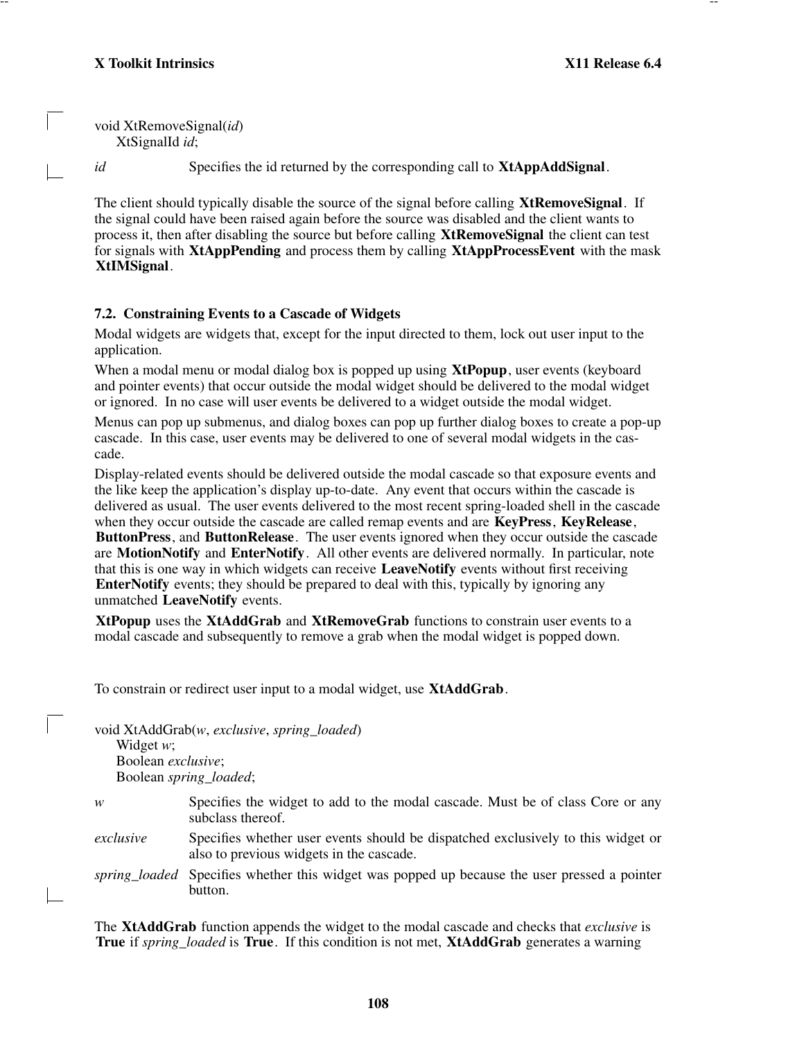```
void XtRemoveSignal(id)
    XtSignalId id;
```

*id* Specifies the id returned by the corresponding call to **XtAppAddSignal**.

The client should typically disable the source of the signal before calling **XtRemoveSignal**. If the signal could have been raised again before the source was disabled and the client wants to process it, then after disabling the source but before calling **XtRemoveSignal** the client can test for signals with **XtAppPending** and process them by calling **XtAppProcessEvent** with the mask **XtIMSignal**.

### 7.2. Constraining Events to a Cascade of Widgets

Modal widgets are widgets that, except for the input directed to them, lock out user input to the application.

When a modal menu or modal dialog box is popped up using **XtPopup**, user events (keyboard and pointer events) that occur outside the modal widget should be delivered to the modal widget or ignored. In no case will user events be delivered to a widget outside the modal widget.

Menus can pop up submenus, and dialog boxes can pop up further dialog boxes to create a pop-up cascade. In this case, user events may be delivered to one of several modal widgets in the cascade.

Display-related events should be delivered outside the modal cascade so that exposure events and the like keep the application's display up-to-date. Any event that occurs within the cascade is delivered as usual. The user events delivered to the most recent spring-loaded shell in the cascade when they occur outside the cascade are called remap events and are **KeyPress**, **KeyRelease**, **ButtonPress**, and **ButtonRelease**. The user events ignored when they occur outside the cascade are **MotionNotify** and **EnterNotify**. All other events are delivered normally. In particular, note that this is one way in which widgets can receive **LeaveNotify** events without first receiving **EnterNotify** events; they should be prepared to deal with this, typically by ignoring any unmatched **LeaveNotify** events.

**XtPopup** uses the **XtAddGrab** and **XtRemoveGrab** functions to constrain user events to a modal cascade and subsequently to remove a grab when the modal widget is popped down.

To constrain or redirect user input to a modal widget, use **XtAddGrab**.

```
void XtAddGrab(w, exclusive, spring_loaded)
    Widget w;
    Boolean exclusive;
    Boolean spring_loaded;
```

*w* Specifies the widget to add to the modal cascade. Must be of class Core or any subclass thereof.

*exclusive* Specifies whether user events should be dispatched exclusively to this widget or also to previous widgets in the cascade.

*spring_loaded* Specifies whether this widget was popped up because the user pressed a pointer button.

The **XtAddGrab** function appends the widget to the modal cascade and checks that *exclusive* is **True** if *spring_loaded* is **True**. If this condition is not met, **XtAddGrab** generates a warning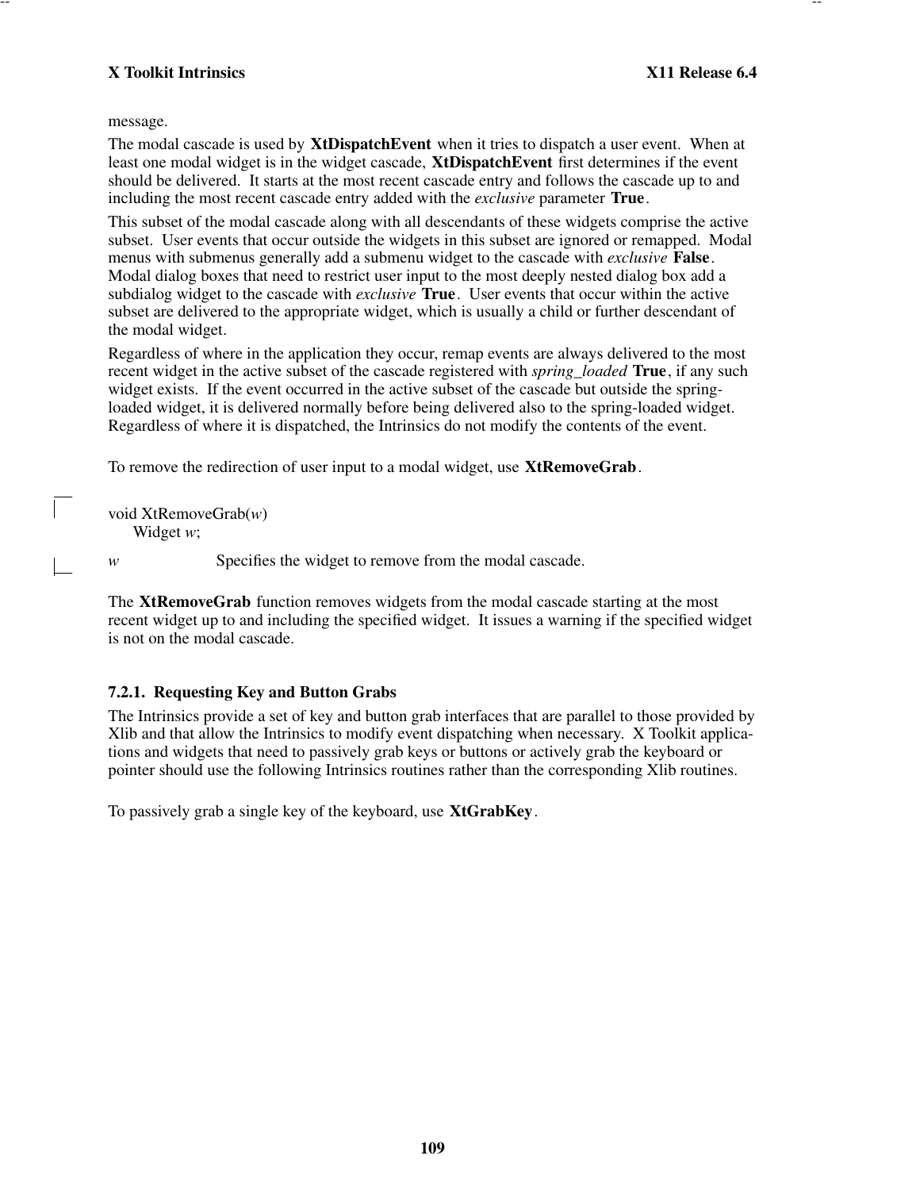message.

The modal cascade is used by **XtDispatchEvent** when it tries to dispatch a user event. When at least one modal widget is in the widget cascade, **XtDispatchEvent** first determines if the event should be delivered. It starts at the most recent cascade entry and follows the cascade up to and including the most recent cascade entry added with the *exclusive* parameter **True**.

This subset of the modal cascade along with all descendants of these widgets comprise the active subset. User events that occur outside the widgets in this subset are ignored or remapped. Modal menus with submenus generally add a submenu widget to the cascade with *exclusive* **False**. Modal dialog boxes that need to restrict user input to the most deeply nested dialog box add a subdialog widget to the cascade with *exclusive* **True**. User events that occur within the active subset are delivered to the appropriate widget, which is usually a child or further descendant of the modal widget.

Regardless of where in the application they occur, remap events are always delivered to the most recent widget in the active subset of the cascade registered with *spring_loaded* **True**, if any such widget exists. If the event occurred in the active subset of the cascade but outside the spring-loaded widget, it is delivered normally before being delivered also to the spring-loaded widget. Regardless of where it is dispatched, the Intrinsics do not modify the contents of the event.

To remove the redirection of user input to a modal widget, use **XtRemoveGrab**.

```
void XtRemoveGrab(w)
    Widget w;
```

*w* Specifies the widget to remove from the modal cascade.

The **XtRemoveGrab** function removes widgets from the modal cascade starting at the most recent widget up to and including the specified widget. It issues a warning if the specified widget is not on the modal cascade.

### 7.2.1. Requesting Key and Button Grabs

The Intrinsics provide a set of key and button grab interfaces that are parallel to those provided by Xlib and that allow the Intrinsics to modify event dispatching when necessary. X Toolkit applications and widgets that need to passively grab keys or buttons or actively grab the keyboard or pointer should use the following Intrinsics routines rather than the corresponding Xlib routines.

To passively grab a single key of the keyboard, use **XtGrabKey**.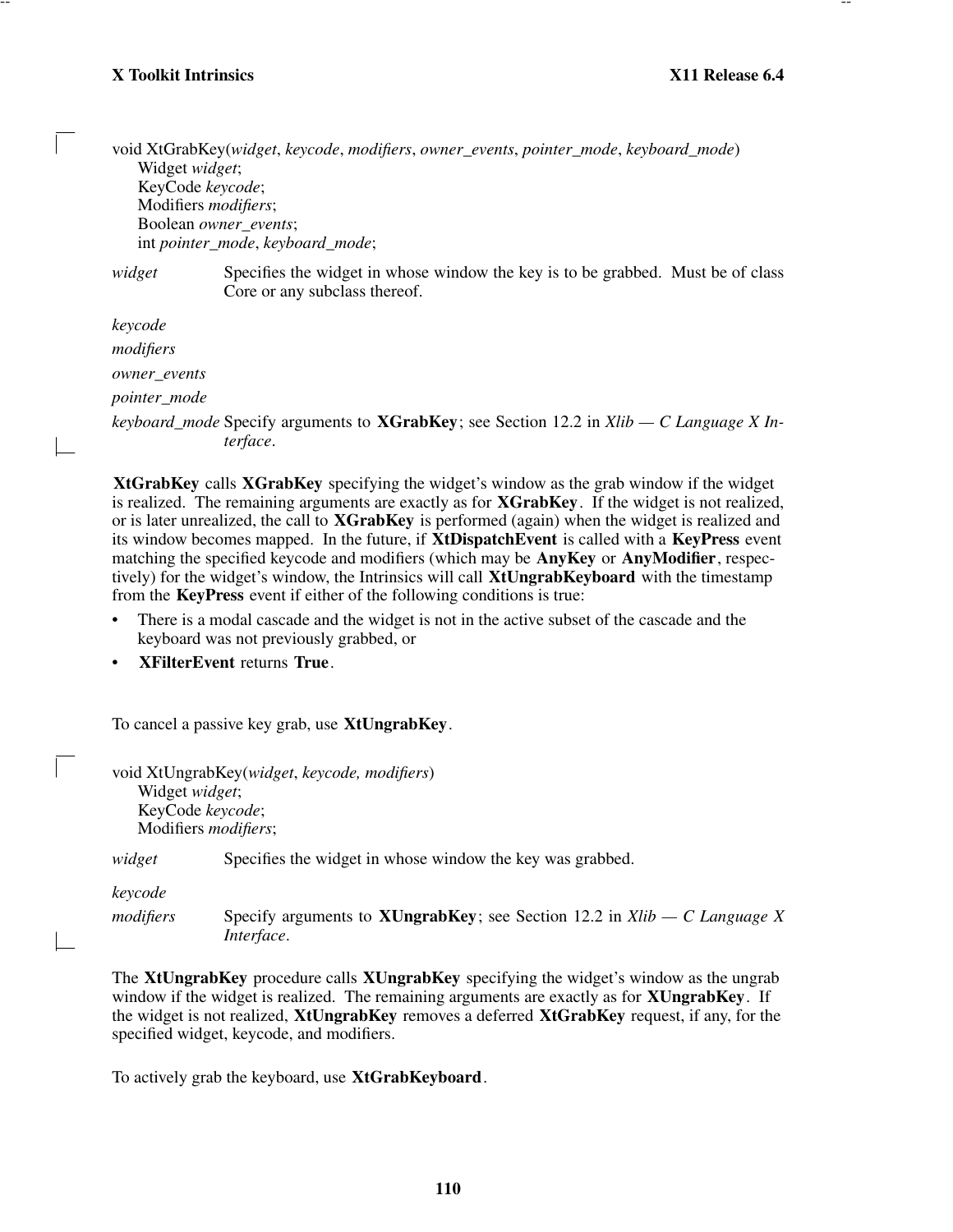```
void XtGrabKey(widget, keycode, modifiers, owner_events, pointer_mode, keyboard_mode)
      Widget widget;
      KeyCode keycode;
      Modifiers modifiers;
      Boolean owner_events;
      int pointer_mode, keyboard_mode;
```

*widget* Specifies the widget in whose window the key is to be grabbed. Must be of class Core or any subclass thereof.

*keycode*

*modifiers*

*owner_events*

*pointer_mode*

*keyboard_mode* Specify arguments to **XGrabKey**; see Section 12.2 in *Xlib — C Language X Interface*.

**XtGrabKey** calls **XGrabKey** specifying the widget's window as the grab window if the widget is realized. The remaining arguments are exactly as for **XGrabKey**. If the widget is not realized, or is later unrealized, the call to **XGrabKey** is performed (again) when the widget is realized and its window becomes mapped. In the future, if **XtDispatchEvent** is called with a **KeyPress** event matching the specified keycode and modifiers (which may be **AnyKey** or **AnyModifier**, respectively) for the widget's window, the Intrinsics will call **XtUngrabKeyboard** with the timestamp from the **KeyPress** event if either of the following conditions is true:

- There is a modal cascade and the widget is not in the active subset of the cascade and the keyboard was not previously grabbed, or
- **XFilterEvent** returns **True**.

To cancel a passive key grab, use **XtUngrabKey**.

```
void XtUngrabKey(widget, keycode, modifiers)
      Widget widget;
      KeyCode keycode;
      Modifiers modifiers;
```

*widget* Specifies the widget in whose window the key was grabbed.

*keycode*

*modifiers* Specify arguments to **XUngrabKey**; see Section 12.2 in *Xlib — C Language X Interface*.

The **XtUngrabKey** procedure calls **XUngrabKey** specifying the widget's window as the ungrab window if the widget is realized. The remaining arguments are exactly as for **XUngrabKey**. If the widget is not realized, **XtUngrabKey** removes a deferred **XtGrabKey** request, if any, for the specified widget, keycode, and modifiers.

To actively grab the keyboard, use **XtGrabKeyboard**.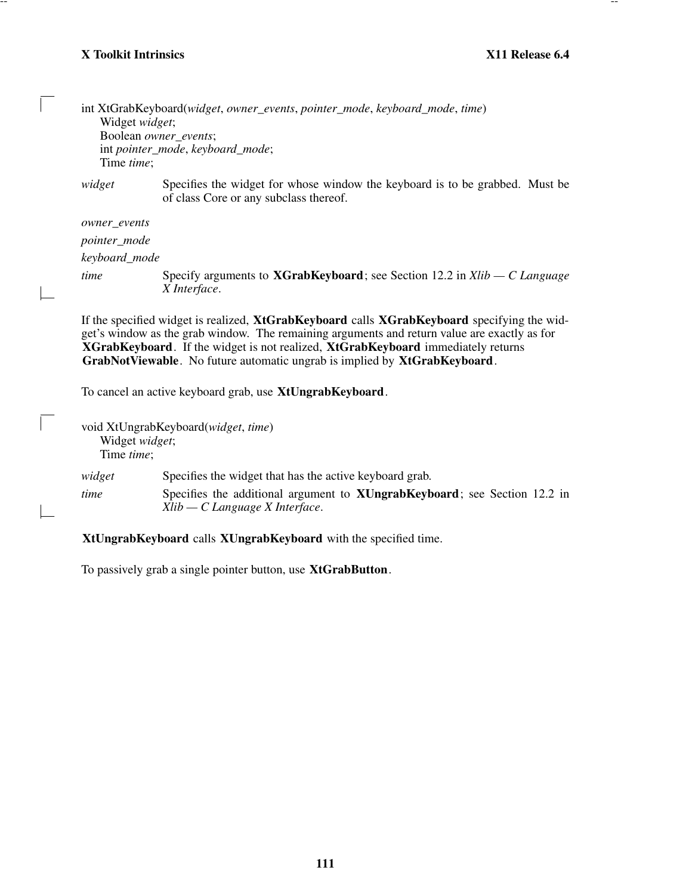```
int XtGrabKeyboard(widget, owner_events, pointer_mode, keyboard_mode, time)
      Widget widget;
      Boolean owner_events;
      int pointer_mode, keyboard_mode;
      Time time;
```

*widget* Specifies the widget for whose window the keyboard is to be grabbed. Must be of class Core or any subclass thereof.

*owner_events*

*pointer_mode*

*keyboard_mode*

*time* Specify arguments to **XGrabKeyboard**; see Section 12.2 in *Xlib — C Language X Interface*.

If the specified widget is realized, **XtGrabKeyboard** calls **XGrabKeyboard** specifying the widget's window as the grab window. The remaining arguments and return value are exactly as for **XGrabKeyboard**. If the widget is not realized, **XtGrabKeyboard** immediately returns **GrabNotViewable**. No future automatic ungrab is implied by **XtGrabKeyboard**.

To cancel an active keyboard grab, use **XtUngrabKeyboard**.

```
void XtUngrabKeyboard(widget, time)
      Widget widget;
      Time time;
```

*widget* Specifies the widget that has the active keyboard grab.

*time* Specifies the additional argument to **XUngrabKeyboard**; see Section 12.2 in *Xlib — C Language X Interface*.

**XtUngrabKeyboard** calls **XUngrabKeyboard** with the specified time.

To passively grab a single pointer button, use **XtGrabButton**.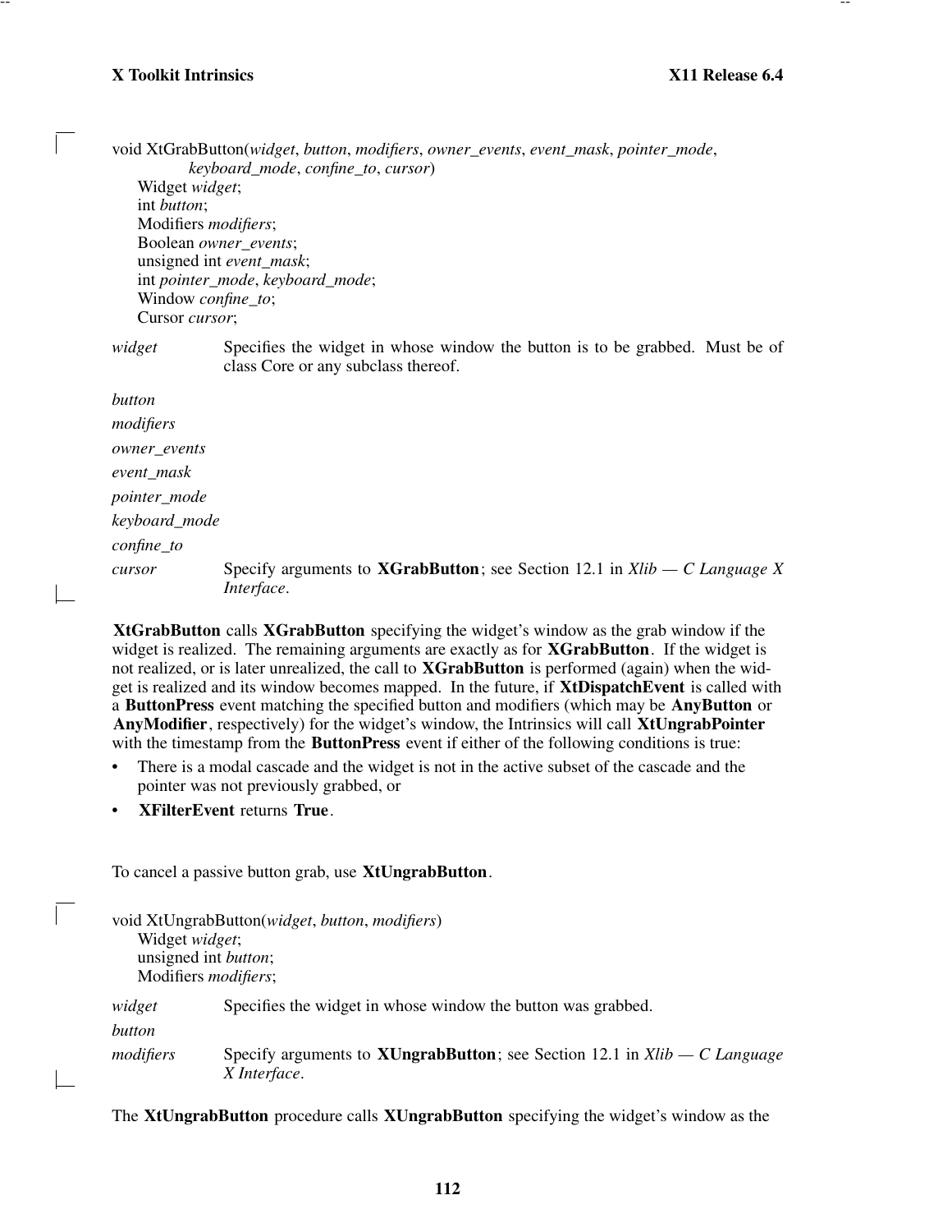```
void XtGrabButton(widget, button, modifiers, owner_events, event_mask, pointer_mode,
          keyboard_mode, confine_to, cursor)
    Widget widget;
    int button;
    Modifiers modifiers;
    Boolean owner_events;
    unsigned int event_mask;
    int pointer_mode, keyboard_mode;
    Window confine_to;
    Cursor cursor;
```

*widget* Specifies the widget in whose window the button is to be grabbed. Must be of class Core or any subclass thereof.

*button*

*modifiers*

*owner_events*

*event_mask*

*pointer_mode*

*keyboard_mode*

*confine_to*

*cursor* Specify arguments to **XGrabButton**; see Section 12.1 in *Xlib — C Language X Interface*.

**XtGrabButton** calls **XGrabButton** specifying the widget's window as the grab window if the widget is realized. The remaining arguments are exactly as for **XGrabButton**. If the widget is not realized, or is later unrealized, the call to **XGrabButton** is performed (again) when the widget is realized and its window becomes mapped. In the future, if **XtDispatchEvent** is called with a **ButtonPress** event matching the specified button and modifiers (which may be **AnyButton** or **AnyModifier**, respectively) for the widget's window, the Intrinsics will call **XtUngrabPointer** with the timestamp from the **ButtonPress** event if either of the following conditions is true:

- There is a modal cascade and the widget is not in the active subset of the cascade and the pointer was not previously grabbed, or
- **XFilterEvent** returns **True**.

To cancel a passive button grab, use **XtUngrabButton**.

```
void XtUngrabButton(widget, button, modifiers)
    Widget widget;
    unsigned int button;
    Modifiers modifiers;
```

*widget* Specifies the widget in whose window the button was grabbed.

*button*

*modifiers* Specify arguments to **XUngrabButton**; see Section 12.1 in *Xlib — C Language X Interface*.

The **XtUngrabButton** procedure calls **XUngrabButton** specifying the widget's window as the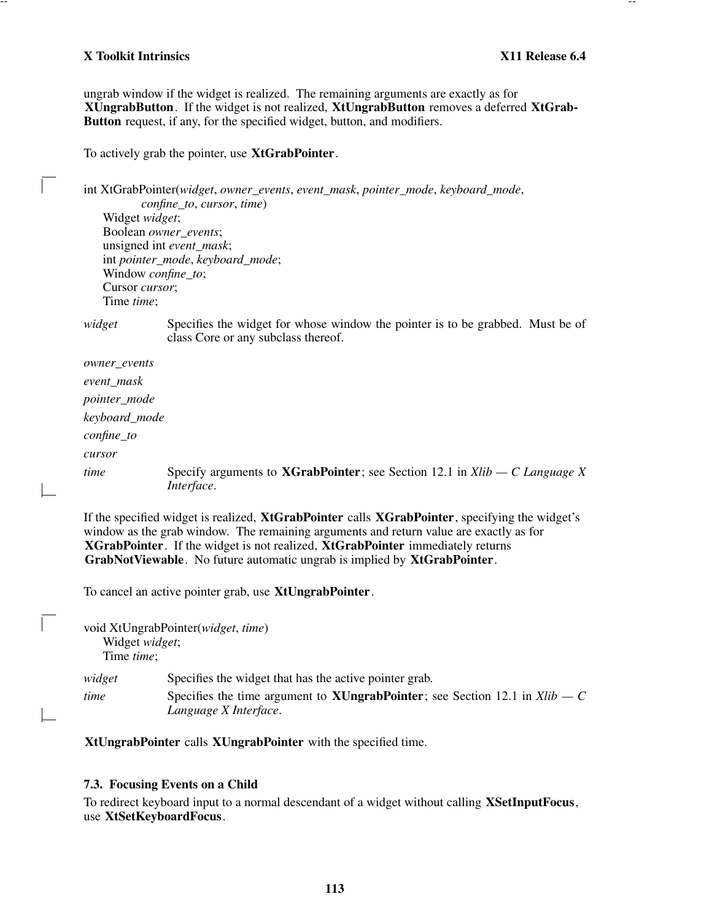ungrab window if the widget is realized. The remaining arguments are exactly as for **XUngrabButton**. If the widget is not realized, **XtUngrabButton** removes a deferred **XtGrabButton** request, if any, for the specified widget, button, and modifiers.

To actively grab the pointer, use **XtGrabPointer**.

```
int XtGrabPointer(widget, owner_events, event_mask, pointer_mode, keyboard_mode,
            confine_to, cursor, time)
      Widget widget;
      Boolean owner_events;
      unsigned int event_mask;
      int pointer_mode, keyboard_mode;
      Window confine_to;
      Cursor cursor;
      Time time;
```

*widget* Specifies the widget for whose window the pointer is to be grabbed. Must be of class Core or any subclass thereof.

*owner_events*

*event_mask*

*pointer_mode*

*keyboard_mode*

*confine_to*

*cursor*

*time* Specify arguments to **XGrabPointer**; see Section 12.1 in *Xlib — C Language X Interface*.

If the specified widget is realized, **XtGrabPointer** calls **XGrabPointer**, specifying the widget's window as the grab window. The remaining arguments and return value are exactly as for **XGrabPointer**. If the widget is not realized, **XtGrabPointer** immediately returns **GrabNotViewable**. No future automatic ungrab is implied by **XtGrabPointer**.

To cancel an active pointer grab, use **XtUngrabPointer**.

```
void XtUngrabPointer(widget, time)
      Widget widget;
      Time time;
```

*widget* Specifies the widget that has the active pointer grab.

*time* Specifies the time argument to **XUngrabPointer**; see Section 12.1 in *Xlib — C Language X Interface*.

**XtUngrabPointer** calls **XUngrabPointer** with the specified time.

### 7.3. Focusing Events on a Child

To redirect keyboard input to a normal descendant of a widget without calling **XSetInputFocus**, use **XtSetKeyboardFocus**.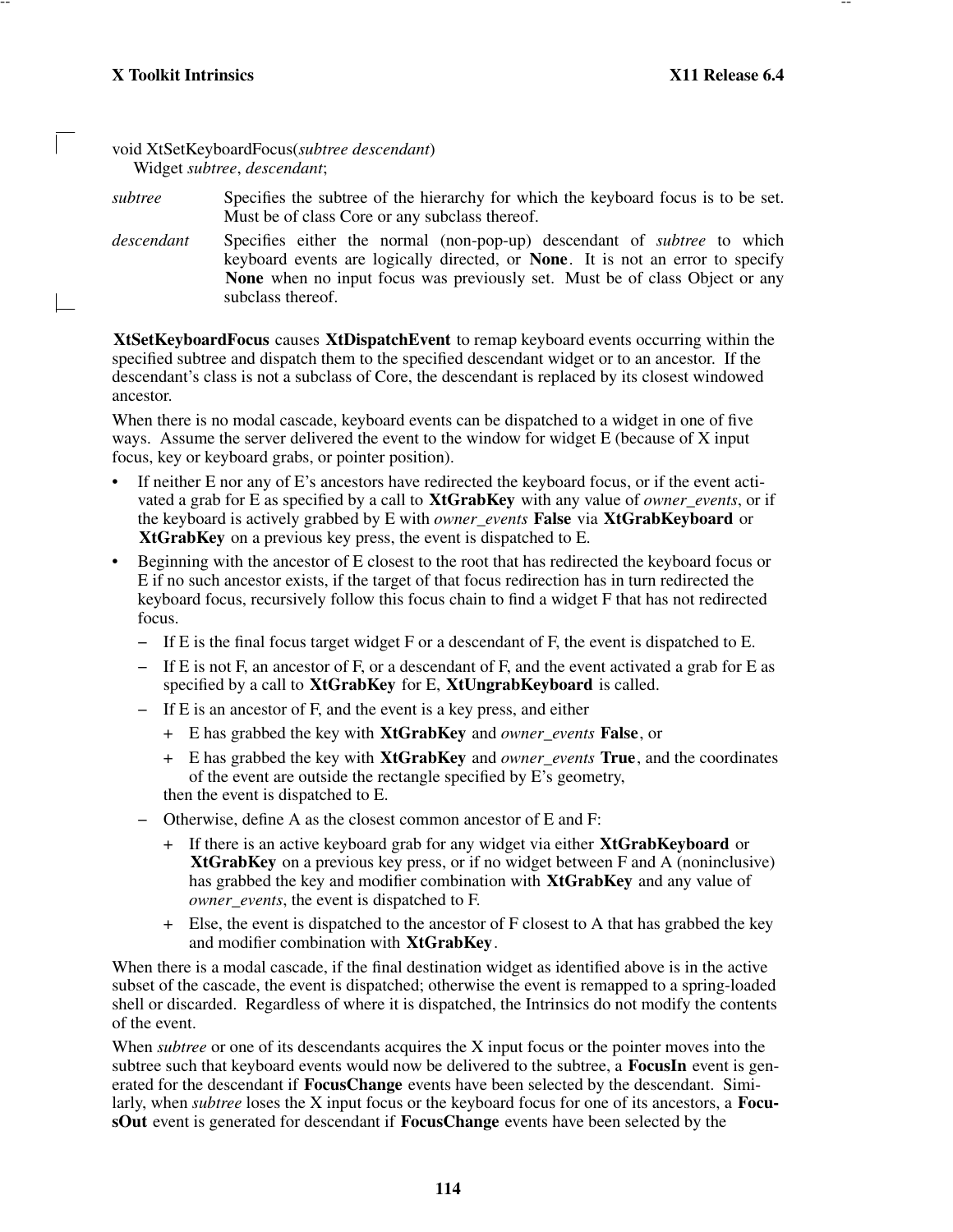```
void XtSetKeyboardFocus(subtree descendant)
    Widget subtree, descendant;
```

*subtree* Specifies the subtree of the hierarchy for which the keyboard focus is to be set. Must be of class Core or any subclass thereof.

*descendant* Specifies either the normal (non-pop-up) descendant of *subtree* to which keyboard events are logically directed, or **None**. It is not an error to specify **None** when no input focus was previously set. Must be of class Object or any subclass thereof.

**XtSetKeyboardFocus** causes **XtDispatchEvent** to remap keyboard events occurring within the specified subtree and dispatch them to the specified descendant widget or to an ancestor. If the descendant's class is not a subclass of Core, the descendant is replaced by its closest windowed ancestor.

When there is no modal cascade, keyboard events can be dispatched to a widget in one of five ways. Assume the server delivered the event to the window for widget E (because of X input focus, key or keyboard grabs, or pointer position).

- If neither E nor any of E's ancestors have redirected the keyboard focus, or if the event activated a grab for E as specified by a call to **XtGrabKey** with any value of *owner_events*, or if the keyboard is actively grabbed by E with *owner_events* **False** via **XtGrabKeyboard** or **XtGrabKey** on a previous key press, the event is dispatched to E.
- Beginning with the ancestor of E closest to the root that has redirected the keyboard focus or E if no such ancestor exists, if the target of that focus redirection has in turn redirected the keyboard focus, recursively follow this focus chain to find a widget F that has not redirected focus.
  - If E is the final focus target widget F or a descendant of F, the event is dispatched to E.
  - If E is not F, an ancestor of F, or a descendant of F, and the event activated a grab for E as specified by a call to **XtGrabKey** for E, **XtUngrabKeyboard** is called.
  - If E is an ancestor of F, and the event is a key press, and either
    - + E has grabbed the key with **XtGrabKey** and *owner_events* **False**, or
    - + E has grabbed the key with **XtGrabKey** and *owner_events* **True**, and the coordinates of the event are outside the rectangle specified by E's geometry,

    then the event is dispatched to E.
  - Otherwise, define A as the closest common ancestor of E and F:
    - + If there is an active keyboard grab for any widget via either **XtGrabKeyboard** or **XtGrabKey** on a previous key press, or if no widget between F and A (noninclusive) has grabbed the key and modifier combination with **XtGrabKey** and any value of *owner_events*, the event is dispatched to F.
    - + Else, the event is dispatched to the ancestor of F closest to A that has grabbed the key and modifier combination with **XtGrabKey**.

When there is a modal cascade, if the final destination widget as identified above is in the active subset of the cascade, the event is dispatched; otherwise the event is remapped to a spring-loaded shell or discarded. Regardless of where it is dispatched, the Intrinsics do not modify the contents of the event.

When *subtree* or one of its descendants acquires the X input focus or the pointer moves into the subtree such that keyboard events would now be delivered to the subtree, a **FocusIn** event is generated for the descendant if **FocusChange** events have been selected by the descendant. Similarly, when *subtree* loses the X input focus or the keyboard focus for one of its ancestors, a **FocusOut** event is generated for descendant if **FocusChange** events have been selected by the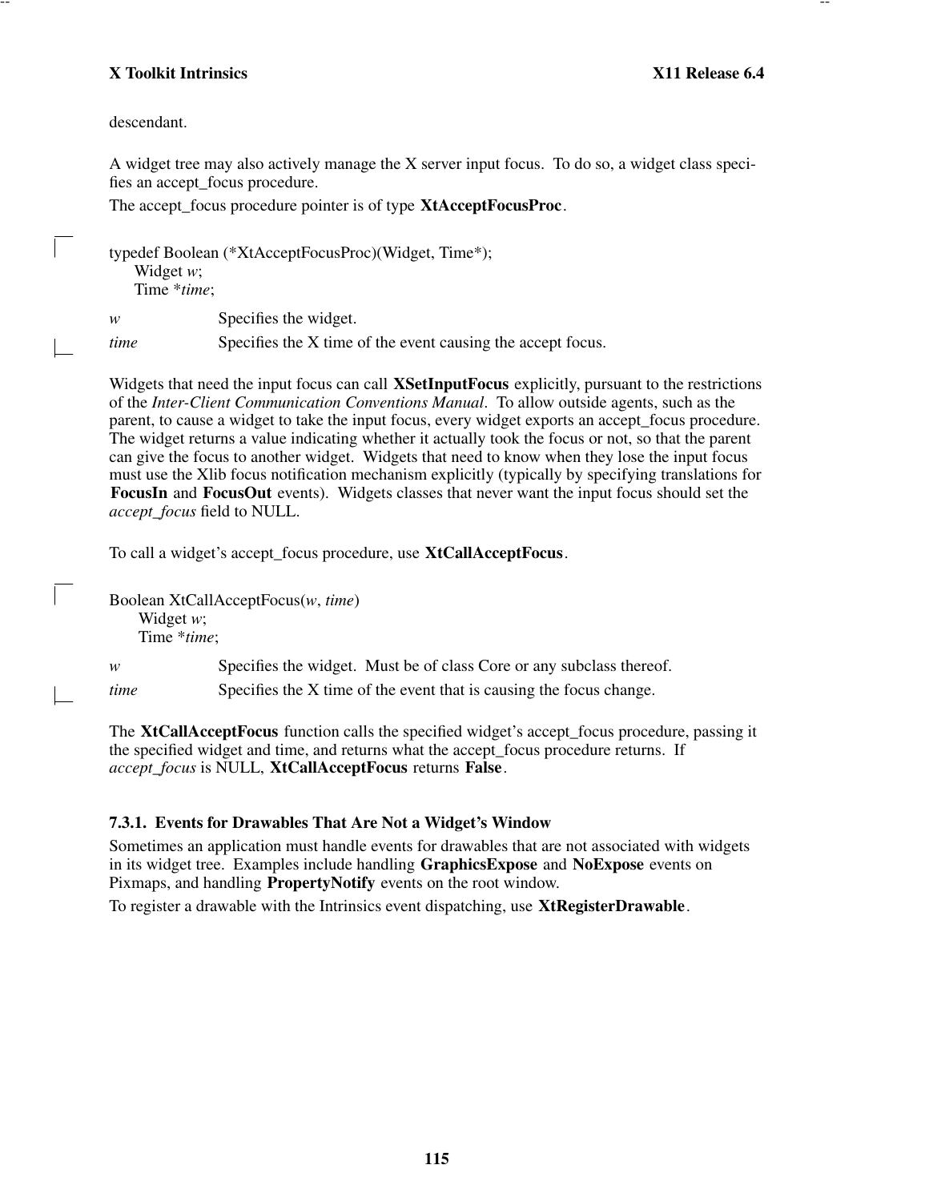descendant.

A widget tree may also actively manage the X server input focus. To do so, a widget class specifies an accept_focus procedure.

The accept_focus procedure pointer is of type **XtAcceptFocusProc**.

```
typedef Boolean (*XtAcceptFocusProc)(Widget, Time*);
      Widget w;
      Time *time;
```

*w* Specifies the widget.

*time* Specifies the X time of the event causing the accept focus.

Widgets that need the input focus can call **XSetInputFocus** explicitly, pursuant to the restrictions of the *Inter-Client Communication Conventions Manual*. To allow outside agents, such as the parent, to cause a widget to take the input focus, every widget exports an accept_focus procedure. The widget returns a value indicating whether it actually took the focus or not, so that the parent can give the focus to another widget. Widgets that need to know when they lose the input focus must use the Xlib focus notification mechanism explicitly (typically by specifying translations for **FocusIn** and **FocusOut** events). Widgets classes that never want the input focus should set the *accept_focus* field to NULL.

To call a widget's accept_focus procedure, use **XtCallAcceptFocus**.

```
Boolean XtCallAcceptFocus(w, time)
      Widget w;
      Time *time;
```

*w* Specifies the widget. Must be of class Core or any subclass thereof.

*time* Specifies the X time of the event that is causing the focus change.

The **XtCallAcceptFocus** function calls the specified widget's accept_focus procedure, passing it the specified widget and time, and returns what the accept_focus procedure returns. If *accept_focus* is NULL, **XtCallAcceptFocus** returns **False**.

### 7.3.1. Events for Drawables That Are Not a Widget's Window

Sometimes an application must handle events for drawables that are not associated with widgets in its widget tree. Examples include handling **GraphicsExpose** and **NoExpose** events on Pixmaps, and handling **PropertyNotify** events on the root window.

To register a drawable with the Intrinsics event dispatching, use **XtRegisterDrawable**.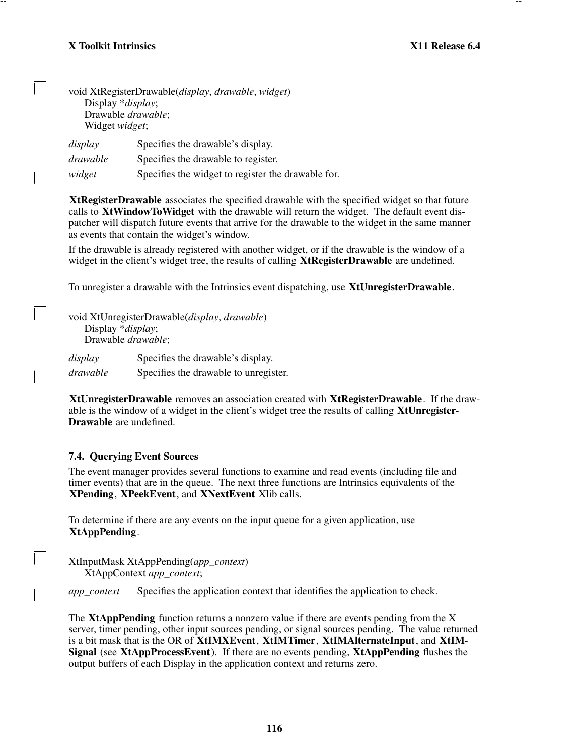```
void XtRegisterDrawable(display, drawable, widget)
      Display *display;
      Drawable drawable;
      Widget widget;
```

*display* Specifies the drawable's display.

*drawable* Specifies the drawable to register.

*widget* Specifies the widget to register the drawable for.

**XtRegisterDrawable** associates the specified drawable with the specified widget so that future calls to **XtWindowToWidget** with the drawable will return the widget. The default event dispatcher will dispatch future events that arrive for the drawable to the widget in the same manner as events that contain the widget's window.

If the drawable is already registered with another widget, or if the drawable is the window of a widget in the client's widget tree, the results of calling **XtRegisterDrawable** are undefined.

To unregister a drawable with the Intrinsics event dispatching, use **XtUnregisterDrawable**.

```
void XtUnregisterDrawable(display, drawable)
      Display *display;
      Drawable drawable;
```

*display* Specifies the drawable's display.

*drawable* Specifies the drawable to unregister.

**XtUnregisterDrawable** removes an association created with **XtRegisterDrawable**. If the drawable is the window of a widget in the client's widget tree the results of calling **XtUnregisterDrawable** are undefined.

### 7.4. Querying Event Sources

The event manager provides several functions to examine and read events (including file and timer events) that are in the queue. The next three functions are Intrinsics equivalents of the **XPending**, **XPeekEvent**, and **XNextEvent** Xlib calls.

To determine if there are any events on the input queue for a given application, use **XtAppPending**.

```
XtInputMask XtAppPending(app_context)
      XtAppContext app_context;
```

*app_context* Specifies the application context that identifies the application to check.

The **XtAppPending** function returns a nonzero value if there are events pending from the X server, timer pending, other input sources pending, or signal sources pending. The value returned is a bit mask that is the OR of **XtIMXEvent**, **XtIMTimer**, **XtIMAlternateInput**, and **XtIMSignal** (see **XtAppProcessEvent**). If there are no events pending, **XtAppPending** flushes the output buffers of each Display in the application context and returns zero.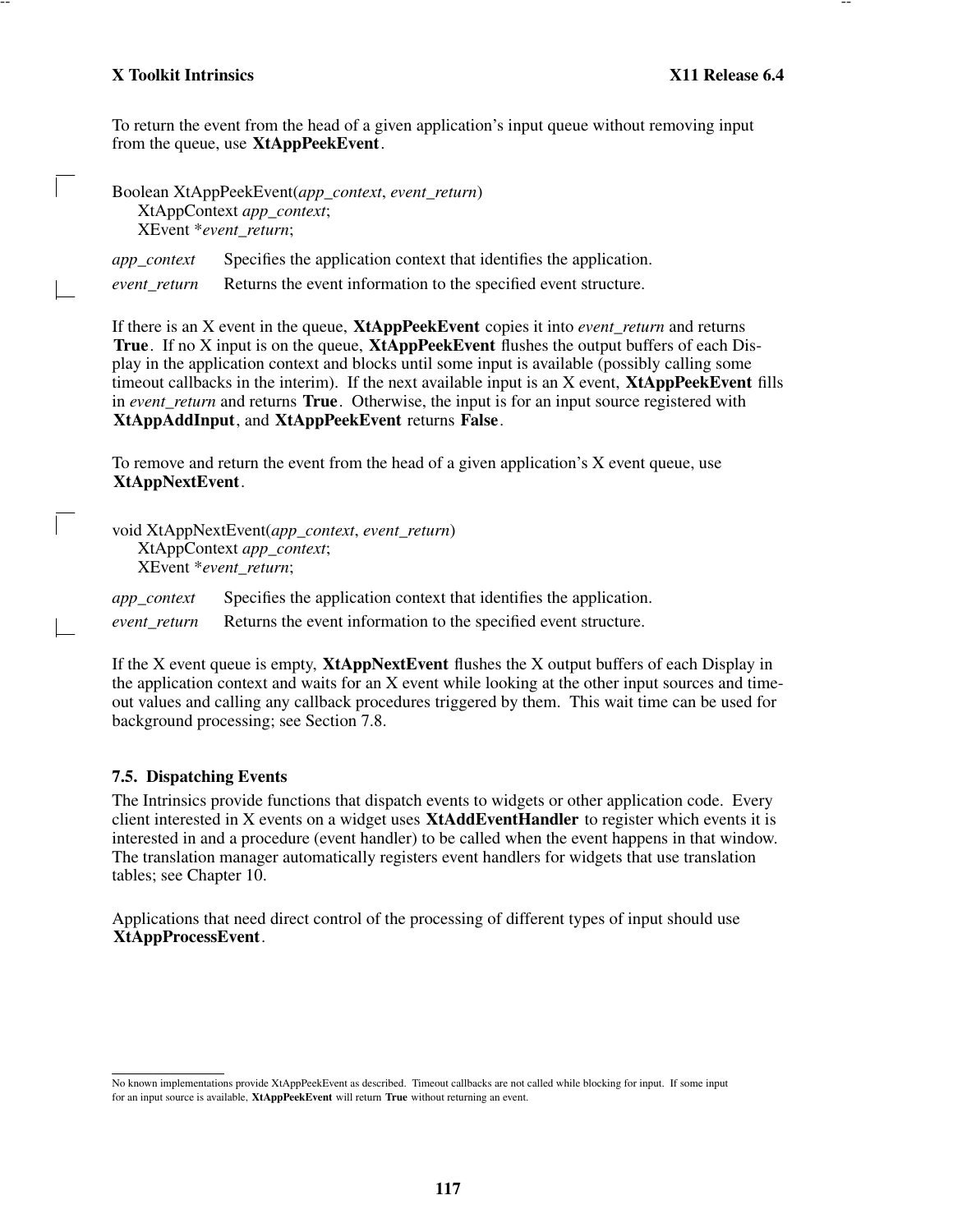To return the event from the head of a given application's input queue without removing input from the queue, use **XtAppPeekEvent**.

```
Boolean XtAppPeekEvent(app_context, event_return)
    XtAppContext app_context;
    XEvent *event_return;
```

*app_context* Specifies the application context that identifies the application.

*event_return* Returns the event information to the specified event structure.

If there is an X event in the queue, **XtAppPeekEvent** copies it into *event_return* and returns **True**. If no X input is on the queue, **XtAppPeekEvent** flushes the output buffers of each Display in the application context and blocks until some input is available (possibly calling some timeout callbacks in the interim). If the next available input is an X event, **XtAppPeekEvent** fills in *event_return* and returns **True**. Otherwise, the input is for an input source registered with **XtAppAddInput**, and **XtAppPeekEvent** returns **False**.

To remove and return the event from the head of a given application's X event queue, use **XtAppNextEvent**.

```
void XtAppNextEvent(app_context, event_return)
    XtAppContext app_context;
    XEvent *event_return;
```

*app_context* Specifies the application context that identifies the application.

*event_return* Returns the event information to the specified event structure.

If the X event queue is empty, **XtAppNextEvent** flushes the X output buffers of each Display in the application context and waits for an X event while looking at the other input sources and timeout values and calling any callback procedures triggered by them. This wait time can be used for background processing; see Section 7.8.

### 7.5. Dispatching Events

The Intrinsics provide functions that dispatch events to widgets or other application code. Every client interested in X events on a widget uses **XtAddEventHandler** to register which events it is interested in and a procedure (event handler) to be called when the event happens in that window. The translation manager automatically registers event handlers for widgets that use translation tables; see Chapter 10.

Applications that need direct control of the processing of different types of input should use **XtAppProcessEvent**.

---

No known implementations provide XtAppPeekEvent as described. Timeout callbacks are not called while blocking for input. If some input for an input source is available, **XtAppPeekEvent** will return **True** without returning an event.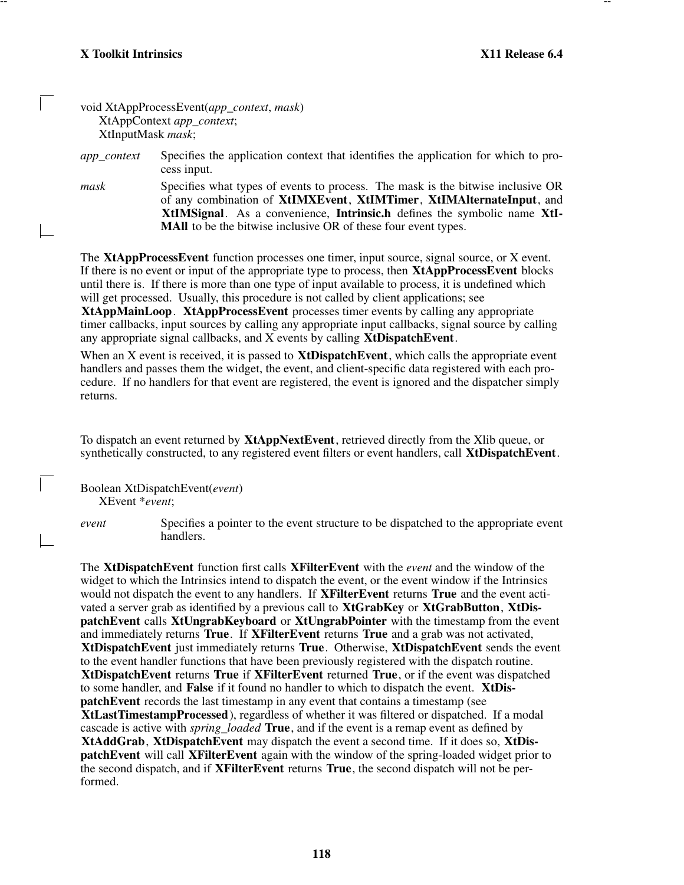```
void XtAppProcessEvent(app_context, mask)
    XtAppContext app_context;
    XtInputMask mask;
```

*app_context* Specifies the application context that identifies the application for which to process input.

*mask* Specifies what types of events to process. The mask is the bitwise inclusive OR of any combination of **XtIMXEvent**, **XtIMTimer**, **XtIMAlternateInput**, and **XtIMSignal**. As a convenience, **Intrinsic.h** defines the symbolic name **XtIMAll** to be the bitwise inclusive OR of these four event types.

The **XtAppProcessEvent** function processes one timer, input source, signal source, or X event. If there is no event or input of the appropriate type to process, then **XtAppProcessEvent** blocks until there is. If there is more than one type of input available to process, it is undefined which will get processed. Usually, this procedure is not called by client applications; see **XtAppMainLoop**. **XtAppProcessEvent** processes timer events by calling any appropriate timer callbacks, input sources by calling any appropriate input callbacks, signal source by calling any appropriate signal callbacks, and X events by calling **XtDispatchEvent**.

When an X event is received, it is passed to **XtDispatchEvent**, which calls the appropriate event handlers and passes them the widget, the event, and client-specific data registered with each procedure. If no handlers for that event are registered, the event is ignored and the dispatcher simply returns.

To dispatch an event returned by **XtAppNextEvent**, retrieved directly from the Xlib queue, or synthetically constructed, to any registered event filters or event handlers, call **XtDispatchEvent**.

```
Boolean XtDispatchEvent(event)
    XEvent *event;
```

*event* Specifies a pointer to the event structure to be dispatched to the appropriate event handlers.

The **XtDispatchEvent** function first calls **XFilterEvent** with the *event* and the window of the widget to which the Intrinsics intend to dispatch the event, or the event window if the Intrinsics would not dispatch the event to any handlers. If **XFilterEvent** returns **True** and the event activated a server grab as identified by a previous call to **XtGrabKey** or **XtGrabButton**, **XtDispatchEvent** calls **XtUngrabKeyboard** or **XtUngrabPointer** with the timestamp from the event and immediately returns **True**. If **XFilterEvent** returns **True** and a grab was not activated, **XtDispatchEvent** just immediately returns **True**. Otherwise, **XtDispatchEvent** sends the event to the event handler functions that have been previously registered with the dispatch routine. **XtDispatchEvent** returns **True** if **XFilterEvent** returned **True**, or if the event was dispatched to some handler, and **False** if it found no handler to which to dispatch the event. **XtDispatchEvent** records the last timestamp in any event that contains a timestamp (see **XtLastTimestampProcessed**), regardless of whether it was filtered or dispatched. If a modal cascade is active with *spring_loaded* **True**, and if the event is a remap event as defined by **XtAddGrab**, **XtDispatchEvent** may dispatch the event a second time. If it does so, **XtDispatchEvent** will call **XFilterEvent** again with the window of the spring-loaded widget prior to the second dispatch, and if **XFilterEvent** returns **True**, the second dispatch will not be performed.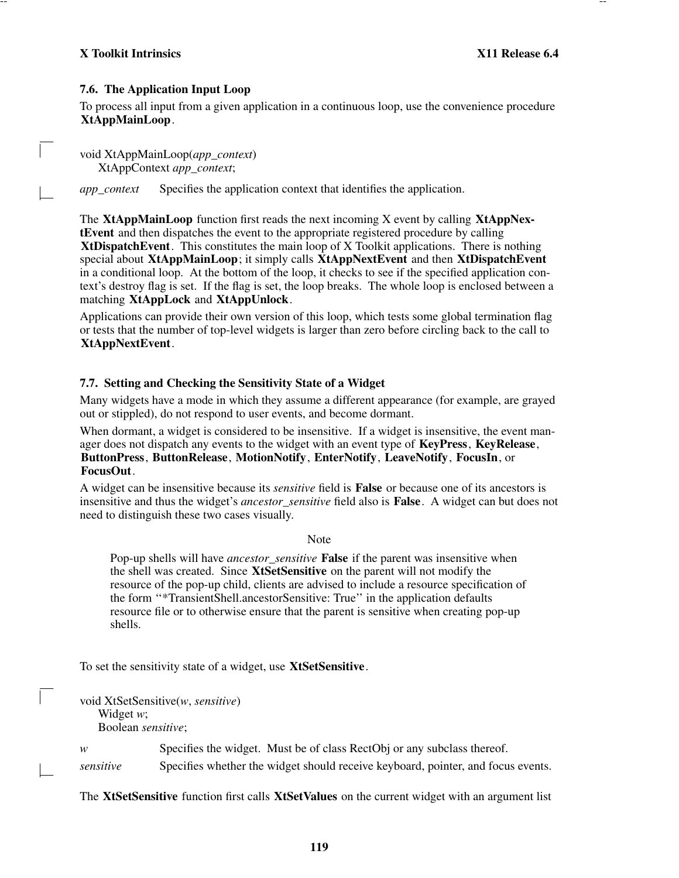### 7.6. The Application Input Loop

To process all input from a given application in a continuous loop, use the convenience procedure **XtAppMainLoop**.

```
void XtAppMainLoop(app_context)
     XtAppContext app_context;
```

*app_context* Specifies the application context that identifies the application.

The **XtAppMainLoop** function first reads the next incoming X event by calling **XtAppNextEvent** and then dispatches the event to the appropriate registered procedure by calling **XtDispatchEvent**. This constitutes the main loop of X Toolkit applications. There is nothing special about **XtAppMainLoop**; it simply calls **XtAppNextEvent** and then **XtDispatchEvent** in a conditional loop. At the bottom of the loop, it checks to see if the specified application context's destroy flag is set. If the flag is set, the loop breaks. The whole loop is enclosed between a matching **XtAppLock** and **XtAppUnlock**.

Applications can provide their own version of this loop, which tests some global termination flag or tests that the number of top-level widgets is larger than zero before circling back to the call to **XtAppNextEvent**.

### 7.7. Setting and Checking the Sensitivity State of a Widget

Many widgets have a mode in which they assume a different appearance (for example, are grayed out or stippled), do not respond to user events, and become dormant.

When dormant, a widget is considered to be insensitive. If a widget is insensitive, the event manager does not dispatch any events to the widget with an event type of **KeyPress**, **KeyRelease**, **ButtonPress**, **ButtonRelease**, **MotionNotify**, **EnterNotify**, **LeaveNotify**, **FocusIn**, or **FocusOut**.

A widget can be insensitive because its *sensitive* field is **False** or because one of its ancestors is insensitive and thus the widget's *ancestor_sensitive* field also is **False**. A widget can but does not need to distinguish these two cases visually.

Note

> Pop-up shells will have *ancestor_sensitive* **False** if the parent was insensitive when the shell was created. Since **XtSetSensitive** on the parent will not modify the resource of the pop-up child, clients are advised to include a resource specification of the form "*TransientShell.ancestorSensitive: True" in the application defaults resource file or to otherwise ensure that the parent is sensitive when creating pop-up shells.

To set the sensitivity state of a widget, use **XtSetSensitive**.

```
void XtSetSensitive(w, sensitive)
     Widget w;
     Boolean sensitive;
```

*w* Specifies the widget. Must be of class RectObj or any subclass thereof.

*sensitive* Specifies whether the widget should receive keyboard, pointer, and focus events.

The **XtSetSensitive** function first calls **XtSetValues** on the current widget with an argument list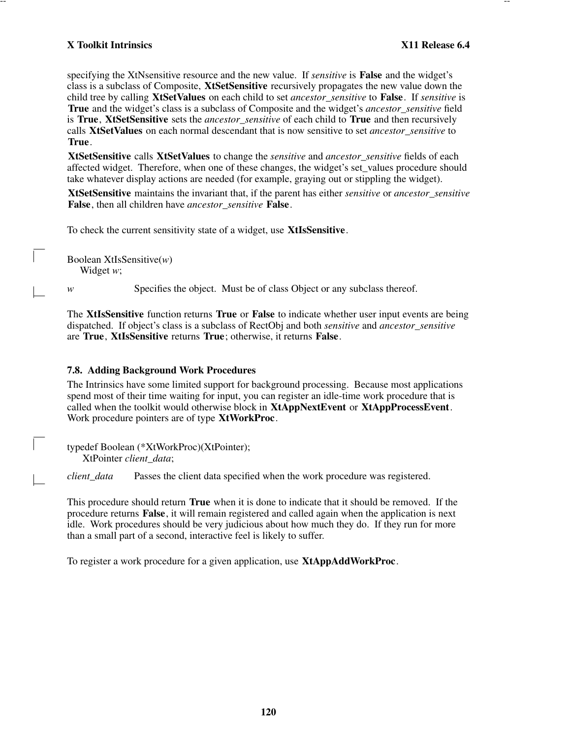specifying the XtNsensitive resource and the new value. If *sensitive* is **False** and the widget's class is a subclass of Composite, **XtSetSensitive** recursively propagates the new value down the child tree by calling **XtSetValues** on each child to set *ancestor_sensitive* to **False**. If *sensitive* is **True** and the widget's class is a subclass of Composite and the widget's *ancestor_sensitive* field is **True**, **XtSetSensitive** sets the *ancestor_sensitive* of each child to **True** and then recursively calls **XtSetValues** on each normal descendant that is now sensitive to set *ancestor_sensitive* to **True**.

**XtSetSensitive** calls **XtSetValues** to change the *sensitive* and *ancestor_sensitive* fields of each affected widget. Therefore, when one of these changes, the widget's set_values procedure should take whatever display actions are needed (for example, graying out or stippling the widget).

**XtSetSensitive** maintains the invariant that, if the parent has either *sensitive* or *ancestor_sensitive* **False**, then all children have *ancestor_sensitive* **False**.

To check the current sensitivity state of a widget, use **XtIsSensitive**.

```
Boolean XtIsSensitive(w)
    Widget w;
```

*w* Specifies the object. Must be of class Object or any subclass thereof.

The **XtIsSensitive** function returns **True** or **False** to indicate whether user input events are being dispatched. If object's class is a subclass of RectObj and both *sensitive* and *ancestor_sensitive* are **True**, **XtIsSensitive** returns **True**; otherwise, it returns **False**.

### 7.8. Adding Background Work Procedures

The Intrinsics have some limited support for background processing. Because most applications spend most of their time waiting for input, you can register an idle-time work procedure that is called when the toolkit would otherwise block in **XtAppNextEvent** or **XtAppProcessEvent**. Work procedure pointers are of type **XtWorkProc**.

```
typedef Boolean (*XtWorkProc)(XtPointer);
    XtPointer client_data;
```

*client_data* Passes the client data specified when the work procedure was registered.

This procedure should return **True** when it is done to indicate that it should be removed. If the procedure returns **False**, it will remain registered and called again when the application is next idle. Work procedures should be very judicious about how much they do. If they run for more than a small part of a second, interactive feel is likely to suffer.

To register a work procedure for a given application, use **XtAppAddWorkProc**.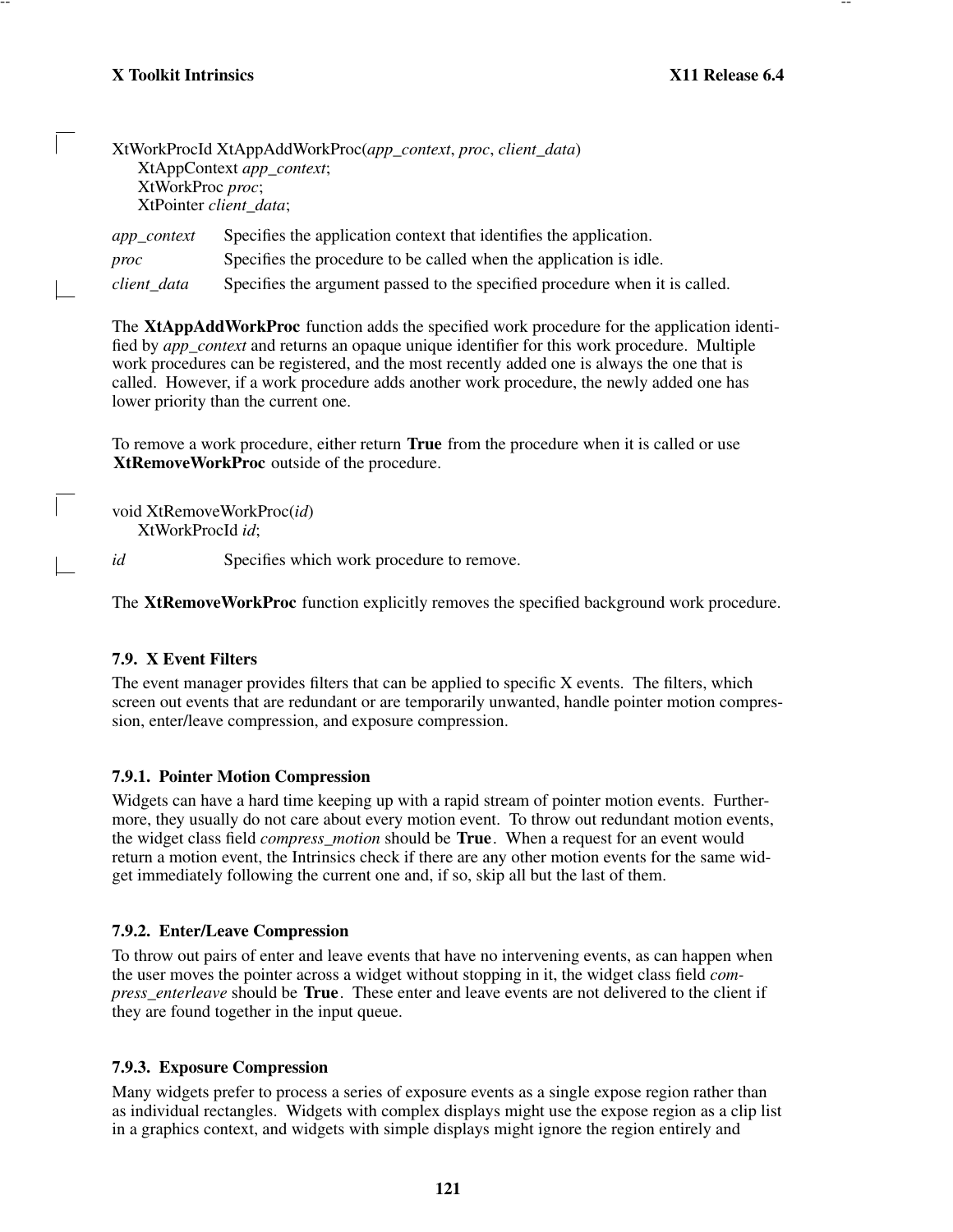```
XtWorkProcId XtAppAddWorkProc(app_context, proc, client_data)
      XtAppContext app_context;
      XtWorkProc proc;
      XtPointer client_data;
```

*app_context* Specifies the application context that identifies the application.

*proc* Specifies the procedure to be called when the application is idle.

*client_data* Specifies the argument passed to the specified procedure when it is called.

The **XtAppAddWorkProc** function adds the specified work procedure for the application identified by *app_context* and returns an opaque unique identifier for this work procedure. Multiple work procedures can be registered, and the most recently added one is always the one that is called. However, if a work procedure adds another work procedure, the newly added one has lower priority than the current one.

To remove a work procedure, either return **True** from the procedure when it is called or use **XtRemoveWorkProc** outside of the procedure.

```
void XtRemoveWorkProc(id)
      XtWorkProcId id;
```

*id* Specifies which work procedure to remove.

The **XtRemoveWorkProc** function explicitly removes the specified background work procedure.

### 7.9. X Event Filters

The event manager provides filters that can be applied to specific X events. The filters, which screen out events that are redundant or are temporarily unwanted, handle pointer motion compression, enter/leave compression, and exposure compression.

#### 7.9.1. Pointer Motion Compression

Widgets can have a hard time keeping up with a rapid stream of pointer motion events. Furthermore, they usually do not care about every motion event. To throw out redundant motion events, the widget class field *compress_motion* should be **True**. When a request for an event would return a motion event, the Intrinsics check if there are any other motion events for the same widget immediately following the current one and, if so, skip all but the last of them.

#### 7.9.2. Enter/Leave Compression

To throw out pairs of enter and leave events that have no intervening events, as can happen when the user moves the pointer across a widget without stopping in it, the widget class field *compress_enterleave* should be **True**. These enter and leave events are not delivered to the client if they are found together in the input queue.

#### 7.9.3. Exposure Compression

Many widgets prefer to process a series of exposure events as a single expose region rather than as individual rectangles. Widgets with complex displays might use the expose region as a clip list in a graphics context, and widgets with simple displays might ignore the region entirely and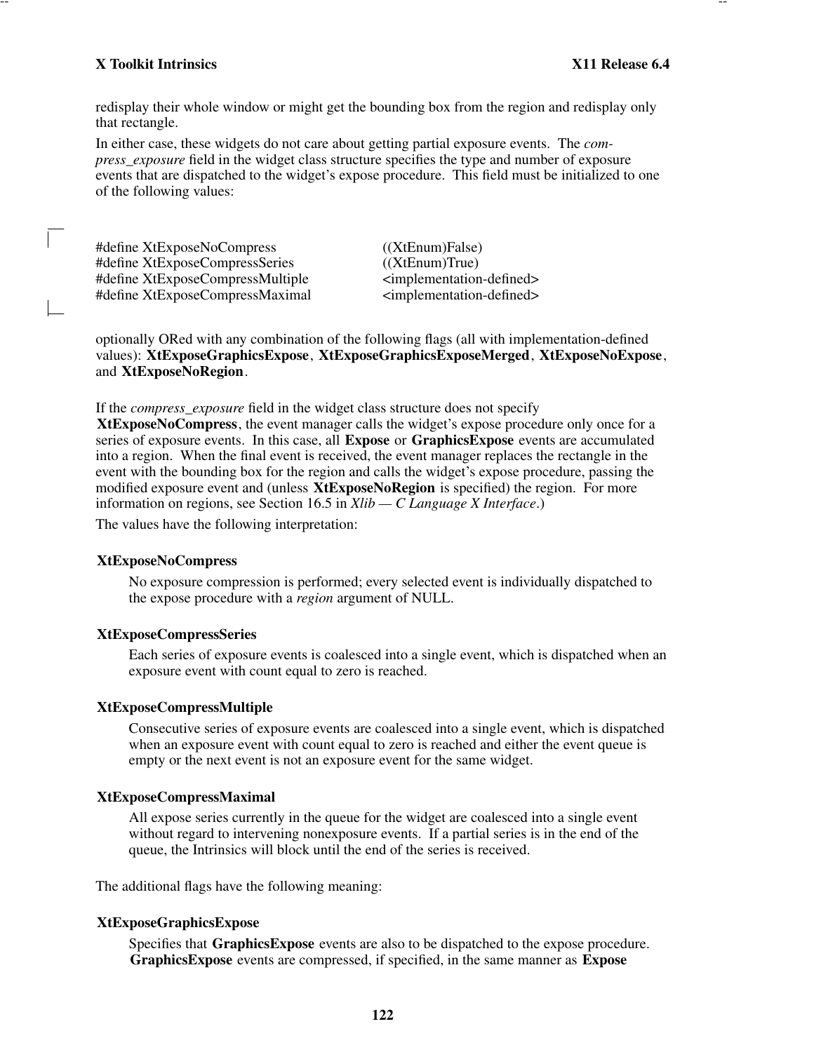redisplay their whole window or might get the bounding box from the region and redisplay only that rectangle.

In either case, these widgets do not care about getting partial exposure events. The *compress_exposure* field in the widget class structure specifies the type and number of exposure events that are dispatched to the widget's expose procedure. This field must be initialized to one of the following values:

```
#define XtExposeNoCompress            ((XtEnum)False)
#define XtExposeCompressSeries        ((XtEnum)True)
#define XtExposeCompressMultiple      <implementation-defined>
#define XtExposeCompressMaximal       <implementation-defined>
```

optionally ORed with any combination of the following flags (all with implementation-defined values): **XtExposeGraphicsExpose**, **XtExposeGraphicsExposeMerged**, **XtExposeNoExpose**, and **XtExposeNoRegion**.

If the *compress_exposure* field in the widget class structure does not specify **XtExposeNoCompress**, the event manager calls the widget's expose procedure only once for a series of exposure events. In this case, all **Expose** or **GraphicsExpose** events are accumulated into a region. When the final event is received, the event manager replaces the rectangle in the event with the bounding box for the region and calls the widget's expose procedure, passing the modified exposure event and (unless **XtExposeNoRegion** is specified) the region. For more information on regions, see Section 16.5 in *Xlib — C Language X Interface*.)

The values have the following interpretation:

**XtExposeNoCompress**

No exposure compression is performed; every selected event is individually dispatched to the expose procedure with a *region* argument of NULL.

**XtExposeCompressSeries**

Each series of exposure events is coalesced into a single event, which is dispatched when an exposure event with count equal to zero is reached.

**XtExposeCompressMultiple**

Consecutive series of exposure events are coalesced into a single event, which is dispatched when an exposure event with count equal to zero is reached and either the event queue is empty or the next event is not an exposure event for the same widget.

**XtExposeCompressMaximal**

All expose series currently in the queue for the widget are coalesced into a single event without regard to intervening nonexposure events. If a partial series is in the end of the queue, the Intrinsics will block until the end of the series is received.

The additional flags have the following meaning:

**XtExposeGraphicsExpose**

Specifies that **GraphicsExpose** events are also to be dispatched to the expose procedure. **GraphicsExpose** events are compressed, if specified, in the same manner as **Expose**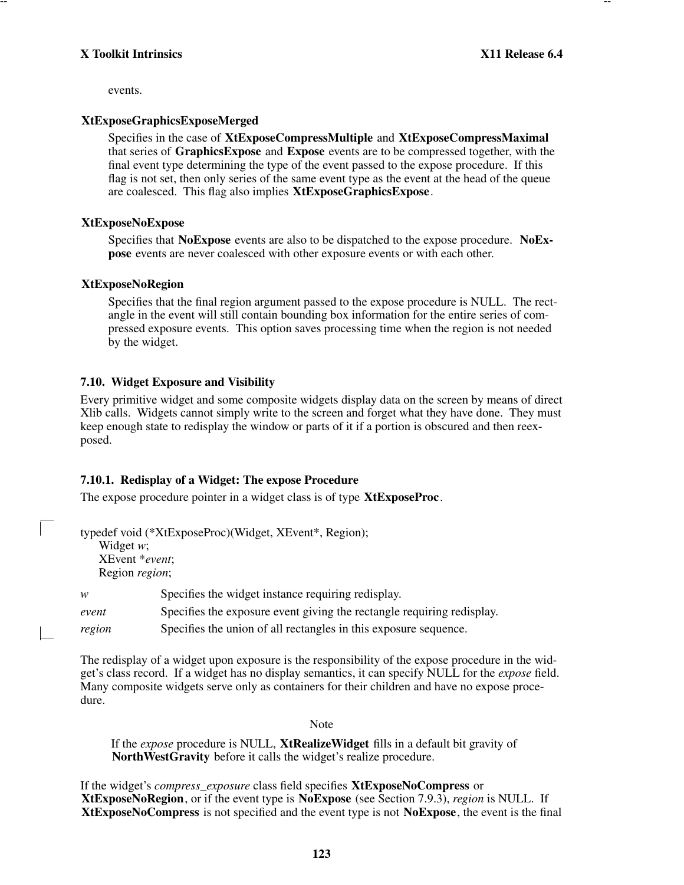events.

**XtExposeGraphicsExposeMerged**

Specifies in the case of **XtExposeCompressMultiple** and **XtExposeCompressMaximal** that series of **GraphicsExpose** and **Expose** events are to be compressed together, with the final event type determining the type of the event passed to the expose procedure. If this flag is not set, then only series of the same event type as the event at the head of the queue are coalesced. This flag also implies **XtExposeGraphicsExpose**.

**XtExposeNoExpose**

Specifies that **NoExpose** events are also to be dispatched to the expose procedure. **NoExpose** events are never coalesced with other exposure events or with each other.

**XtExposeNoRegion**

Specifies that the final region argument passed to the expose procedure is NULL. The rectangle in the event will still contain bounding box information for the entire series of compressed exposure events. This option saves processing time when the region is not needed by the widget.

### 7.10. Widget Exposure and Visibility

Every primitive widget and some composite widgets display data on the screen by means of direct Xlib calls. Widgets cannot simply write to the screen and forget what they have done. They must keep enough state to redisplay the window or parts of it if a portion is obscured and then reexposed.

#### 7.10.1. Redisplay of a Widget: The expose Procedure

The expose procedure pointer in a widget class is of type **XtExposeProc**.

```
typedef void (*XtExposeProc)(Widget, XEvent*, Region);
    Widget w;
    XEvent *event;
    Region region;
```

| | |
|---|---|
| *w* | Specifies the widget instance requiring redisplay. |
| *event* | Specifies the exposure event giving the rectangle requiring redisplay. |
| *region* | Specifies the union of all rectangles in this exposure sequence. |

The redisplay of a widget upon exposure is the responsibility of the expose procedure in the widget's class record. If a widget has no display semantics, it can specify NULL for the *expose* field. Many composite widgets serve only as containers for their children and have no expose procedure.

Note

If the *expose* procedure is NULL, **XtRealizeWidget** fills in a default bit gravity of **NorthWestGravity** before it calls the widget's realize procedure.

If the widget's *compress_exposure* class field specifies **XtExposeNoCompress** or **XtExposeNoRegion**, or if the event type is **NoExpose** (see Section 7.9.3), *region* is NULL. If **XtExposeNoCompress** is not specified and the event type is not **NoExpose**, the event is the final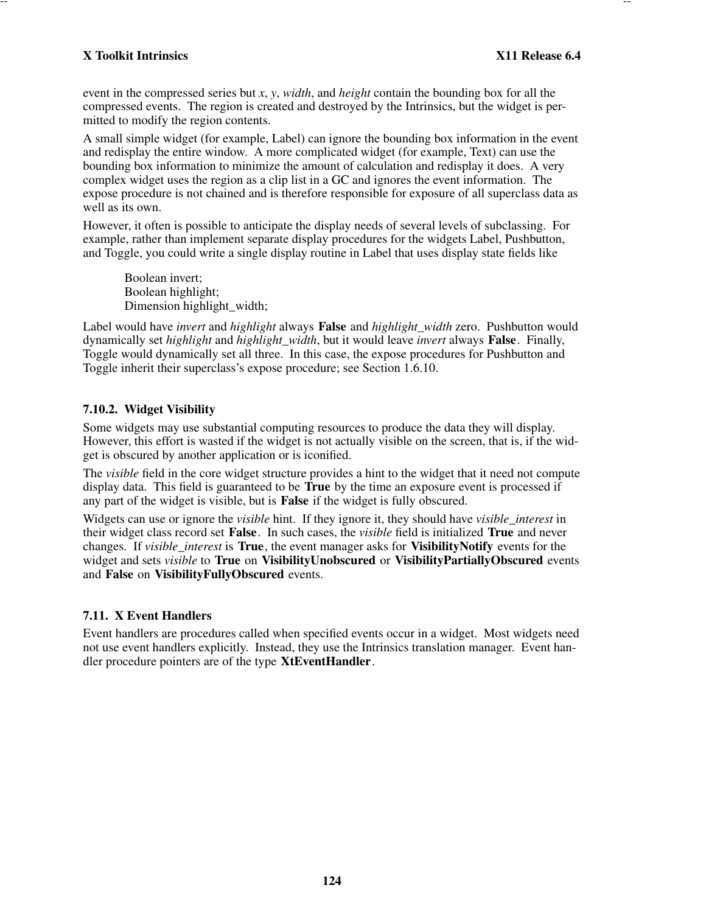event in the compressed series but *x*, *y*, *width*, and *height* contain the bounding box for all the compressed events. The region is created and destroyed by the Intrinsics, but the widget is permitted to modify the region contents.

A small simple widget (for example, Label) can ignore the bounding box information in the event and redisplay the entire window. A more complicated widget (for example, Text) can use the bounding box information to minimize the amount of calculation and redisplay it does. A very complex widget uses the region as a clip list in a GC and ignores the event information. The expose procedure is not chained and is therefore responsible for exposure of all superclass data as well as its own.

However, it often is possible to anticipate the display needs of several levels of subclassing. For example, rather than implement separate display procedures for the widgets Label, Pushbutton, and Toggle, you could write a single display routine in Label that uses display state fields like

```
Boolean invert;
Boolean highlight;
Dimension highlight_width;
```

Label would have *invert* and *highlight* always **False** and *highlight_width* zero. Pushbutton would dynamically set *highlight* and *highlight_width*, but it would leave *invert* always **False**. Finally, Toggle would dynamically set all three. In this case, the expose procedures for Pushbutton and Toggle inherit their superclass's expose procedure; see Section 1.6.10.

### 7.10.2. Widget Visibility

Some widgets may use substantial computing resources to produce the data they will display. However, this effort is wasted if the widget is not actually visible on the screen, that is, if the widget is obscured by another application or is iconified.

The *visible* field in the core widget structure provides a hint to the widget that it need not compute display data. This field is guaranteed to be **True** by the time an exposure event is processed if any part of the widget is visible, but is **False** if the widget is fully obscured.

Widgets can use or ignore the *visible* hint. If they ignore it, they should have *visible_interest* in their widget class record set **False**. In such cases, the *visible* field is initialized **True** and never changes. If *visible_interest* is **True**, the event manager asks for **VisibilityNotify** events for the widget and sets *visible* to **True** on **VisibilityUnobscured** or **VisibilityPartiallyObscured** events and **False** on **VisibilityFullyObscured** events.

## 7.11. X Event Handlers

Event handlers are procedures called when specified events occur in a widget. Most widgets need not use event handlers explicitly. Instead, they use the Intrinsics translation manager. Event handler procedure pointers are of the type **XtEventHandler**.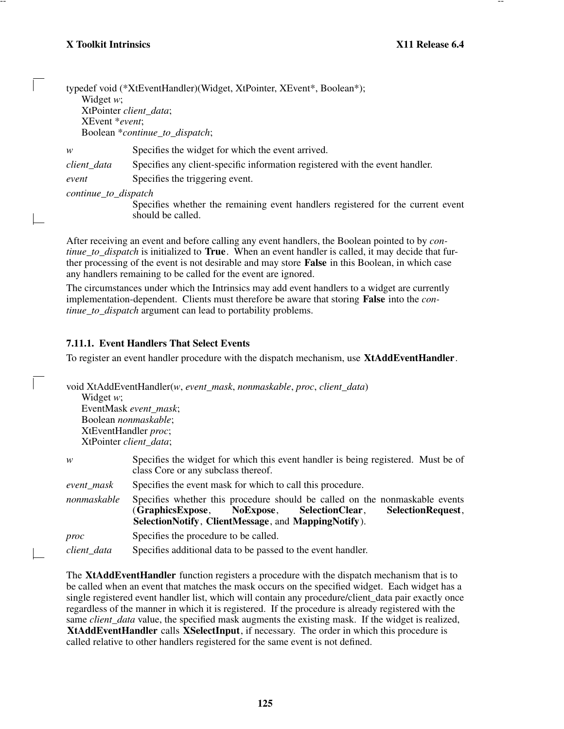```
typedef void (*XtEventHandler)(Widget, XtPointer, XEvent*, Boolean*);
    Widget w;
    XtPointer client_data;
    XEvent *event;
    Boolean *continue_to_dispatch;
```

*w* Specifies the widget for which the event arrived.

*client_data* Specifies any client-specific information registered with the event handler.

*event* Specifies the triggering event.

*continue_to_dispatch*
Specifies whether the remaining event handlers registered for the current event should be called.

After receiving an event and before calling any event handlers, the Boolean pointed to by *continue_to_dispatch* is initialized to **True**. When an event handler is called, it may decide that further processing of the event is not desirable and may store **False** in this Boolean, in which case any handlers remaining to be called for the event are ignored.

The circumstances under which the Intrinsics may add event handlers to a widget are currently implementation-dependent. Clients must therefore be aware that storing **False** into the *continue_to_dispatch* argument can lead to portability problems.

### 7.11.1. Event Handlers That Select Events

To register an event handler procedure with the dispatch mechanism, use **XtAddEventHandler**.

```
void XtAddEventHandler(w, event_mask, nonmaskable, proc, client_data)
    Widget w;
    EventMask event_mask;
    Boolean nonmaskable;
    XtEventHandler proc;
    XtPointer client_data;
```

*w* Specifies the widget for which this event handler is being registered. Must be of class Core or any subclass thereof.

*event_mask* Specifies the event mask for which to call this procedure.

*nonmaskable* Specifies whether this procedure should be called on the nonmaskable events (**GraphicsExpose**, **NoExpose**, **SelectionClear**, **SelectionRequest**, **SelectionNotify**, **ClientMessage**, and **MappingNotify**).

*proc* Specifies the procedure to be called.

*client_data* Specifies additional data to be passed to the event handler.

The **XtAddEventHandler** function registers a procedure with the dispatch mechanism that is to be called when an event that matches the mask occurs on the specified widget. Each widget has a single registered event handler list, which will contain any procedure/client_data pair exactly once regardless of the manner in which it is registered. If the procedure is already registered with the same *client_data* value, the specified mask augments the existing mask. If the widget is realized, **XtAddEventHandler** calls **XSelectInput**, if necessary. The order in which this procedure is called relative to other handlers registered for the same event is not defined.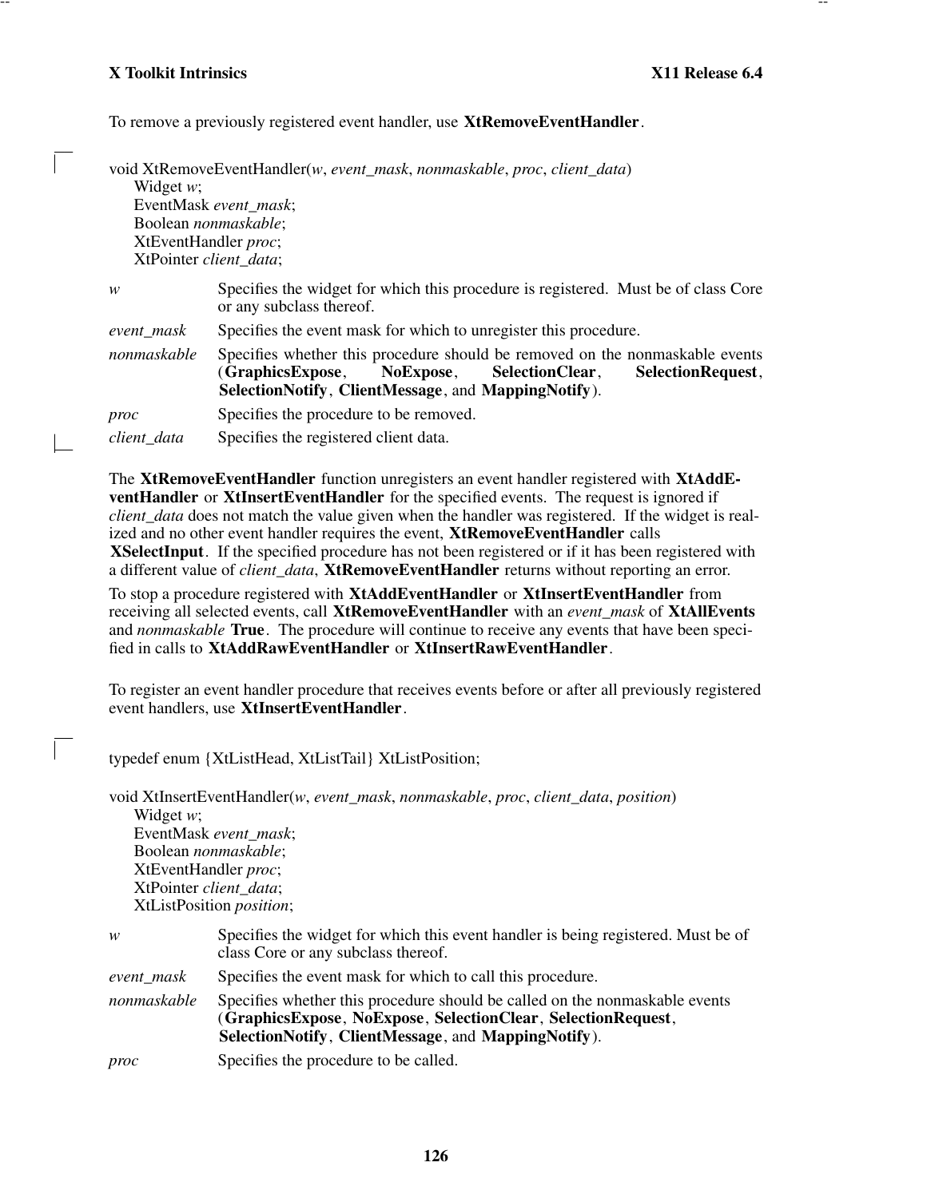To remove a previously registered event handler, use **XtRemoveEventHandler**.

```
void XtRemoveEventHandler(w, event_mask, nonmaskable, proc, client_data)
    Widget w;
    EventMask event_mask;
    Boolean nonmaskable;
    XtEventHandler proc;
    XtPointer client_data;
```

*w* Specifies the widget for which this procedure is registered. Must be of class Core or any subclass thereof.

*event_mask* Specifies the event mask for which to unregister this procedure.

*nonmaskable* Specifies whether this procedure should be removed on the nonmaskable events (**GraphicsExpose**, **NoExpose**, **SelectionClear**, **SelectionRequest**, **SelectionNotify**, **ClientMessage**, and **MappingNotify**).

*proc* Specifies the procedure to be removed.

*client_data* Specifies the registered client data.

The **XtRemoveEventHandler** function unregisters an event handler registered with **XtAddEventHandler** or **XtInsertEventHandler** for the specified events. The request is ignored if *client_data* does not match the value given when the handler was registered. If the widget is realized and no other event handler requires the event, **XtRemoveEventHandler** calls **XSelectInput**. If the specified procedure has not been registered or if it has been registered with a different value of *client_data*, **XtRemoveEventHandler** returns without reporting an error.

To stop a procedure registered with **XtAddEventHandler** or **XtInsertEventHandler** from receiving all selected events, call **XtRemoveEventHandler** with an *event_mask* of **XtAllEvents** and *nonmaskable* **True**. The procedure will continue to receive any events that have been specified in calls to **XtAddRawEventHandler** or **XtInsertRawEventHandler**.

To register an event handler procedure that receives events before or after all previously registered event handlers, use **XtInsertEventHandler**.

```
typedef enum {XtListHead, XtListTail} XtListPosition;

void XtInsertEventHandler(w, event_mask, nonmaskable, proc, client_data, position)
    Widget w;
    EventMask event_mask;
    Boolean nonmaskable;
    XtEventHandler proc;
    XtPointer client_data;
    XtListPosition position;
```

*w* Specifies the widget for which this event handler is being registered. Must be of class Core or any subclass thereof.

*event_mask* Specifies the event mask for which to call this procedure.

*nonmaskable* Specifies whether this procedure should be called on the nonmaskable events (**GraphicsExpose**, **NoExpose**, **SelectionClear**, **SelectionRequest**, **SelectionNotify**, **ClientMessage**, and **MappingNotify**).

*proc* Specifies the procedure to be called.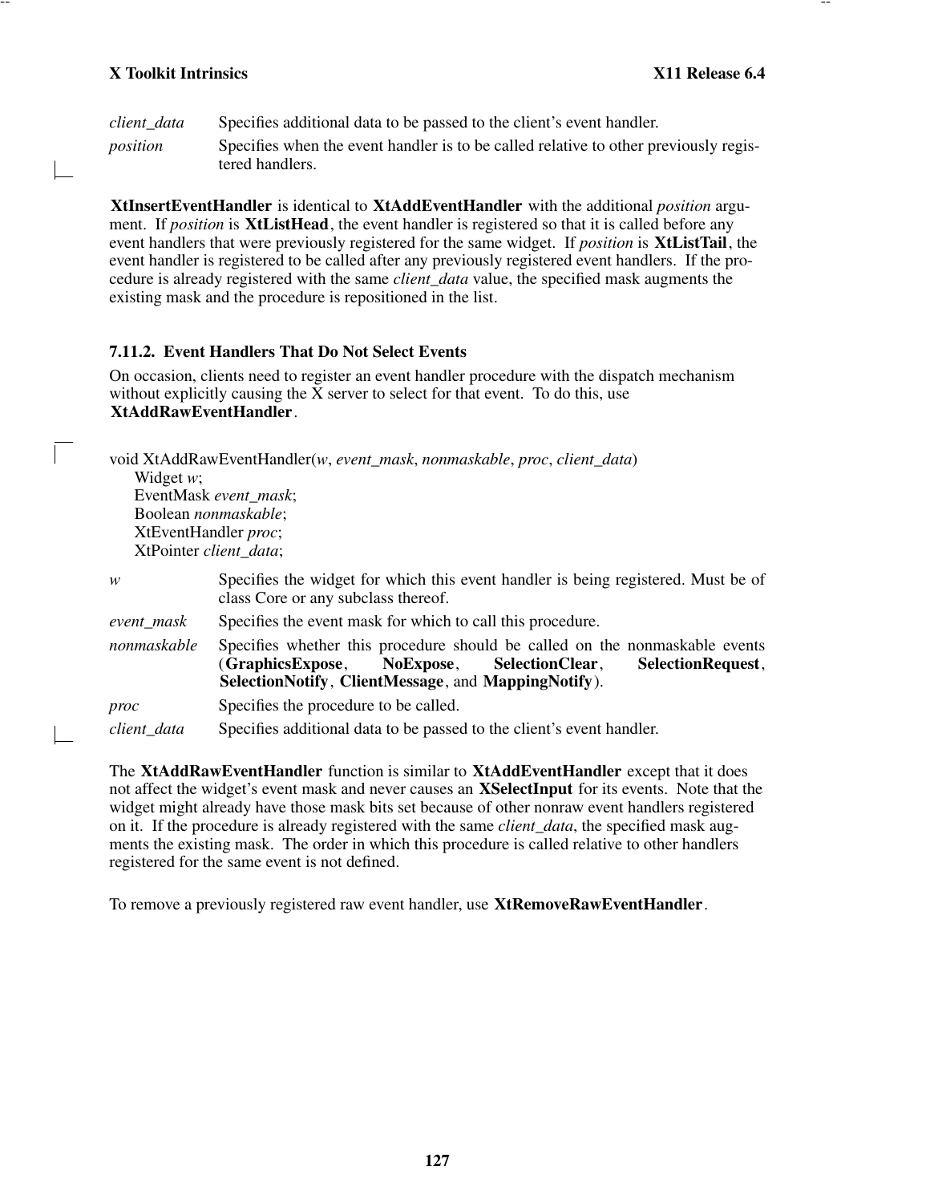*client_data* Specifies additional data to be passed to the client's event handler.

*position* Specifies when the event handler is to be called relative to other previously registered handlers.

**XtInsertEventHandler** is identical to **XtAddEventHandler** with the additional *position* argument. If *position* is **XtListHead**, the event handler is registered so that it is called before any event handlers that were previously registered for the same widget. If *position* is **XtListTail**, the event handler is registered to be called after any previously registered event handlers. If the procedure is already registered with the same *client_data* value, the specified mask augments the existing mask and the procedure is repositioned in the list.

### 7.11.2. Event Handlers That Do Not Select Events

On occasion, clients need to register an event handler procedure with the dispatch mechanism without explicitly causing the X server to select for that event. To do this, use **XtAddRawEventHandler**.

```
void XtAddRawEventHandler(w, event_mask, nonmaskable, proc, client_data)
    Widget w;
    EventMask event_mask;
    Boolean nonmaskable;
    XtEventHandler proc;
    XtPointer client_data;
```

*w* Specifies the widget for which this event handler is being registered. Must be of class Core or any subclass thereof.

*event_mask* Specifies the event mask for which to call this procedure.

*nonmaskable* Specifies whether this procedure should be called on the nonmaskable events (**GraphicsExpose**, **NoExpose**, **SelectionClear**, **SelectionRequest**, **SelectionNotify**, **ClientMessage**, and **MappingNotify**).

*proc* Specifies the procedure to be called.

*client_data* Specifies additional data to be passed to the client's event handler.

The **XtAddRawEventHandler** function is similar to **XtAddEventHandler** except that it does not affect the widget's event mask and never causes an **XSelectInput** for its events. Note that the widget might already have those mask bits set because of other nonraw event handlers registered on it. If the procedure is already registered with the same *client_data*, the specified mask augments the existing mask. The order in which this procedure is called relative to other handlers registered for the same event is not defined.

To remove a previously registered raw event handler, use **XtRemoveRawEventHandler**.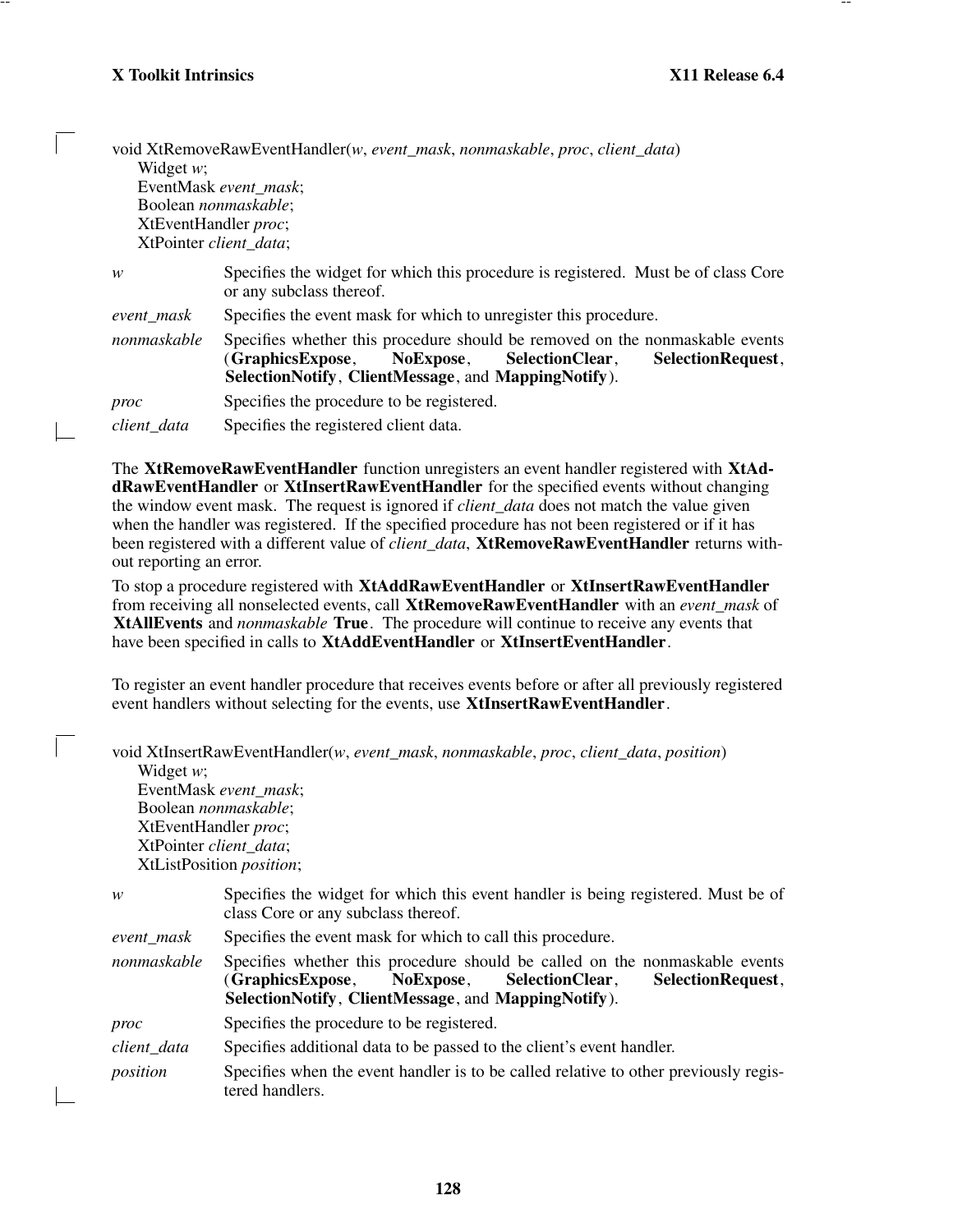```
void XtRemoveRawEventHandler(w, event_mask, nonmaskable, proc, client_data)
     Widget w;
     EventMask event_mask;
     Boolean nonmaskable;
     XtEventHandler proc;
     XtPointer client_data;
```

*w* Specifies the widget for which this procedure is registered. Must be of class Core or any subclass thereof.

*event_mask* Specifies the event mask for which to unregister this procedure.

*nonmaskable* Specifies whether this procedure should be removed on the nonmaskable events (**GraphicsExpose**, **NoExpose**, **SelectionClear**, **SelectionRequest**, **SelectionNotify**, **ClientMessage**, and **MappingNotify**).

*proc* Specifies the procedure to be registered.

*client_data* Specifies the registered client data.

The **XtRemoveRawEventHandler** function unregisters an event handler registered with **XtAddRawEventHandler** or **XtInsertRawEventHandler** for the specified events without changing the window event mask. The request is ignored if *client_data* does not match the value given when the handler was registered. If the specified procedure has not been registered or if it has been registered with a different value of *client_data*, **XtRemoveRawEventHandler** returns without reporting an error.

To stop a procedure registered with **XtAddRawEventHandler** or **XtInsertRawEventHandler** from receiving all nonselected events, call **XtRemoveRawEventHandler** with an *event_mask* of **XtAllEvents** and *nonmaskable* **True**. The procedure will continue to receive any events that have been specified in calls to **XtAddEventHandler** or **XtInsertEventHandler**.

To register an event handler procedure that receives events before or after all previously registered event handlers without selecting for the events, use **XtInsertRawEventHandler**.

```
void XtInsertRawEventHandler(w, event_mask, nonmaskable, proc, client_data, position)
     Widget w;
     EventMask event_mask;
     Boolean nonmaskable;
     XtEventHandler proc;
     XtPointer client_data;
     XtListPosition position;
```

*w* Specifies the widget for which this event handler is being registered. Must be of class Core or any subclass thereof.

*event_mask* Specifies the event mask for which to call this procedure.

*nonmaskable* Specifies whether this procedure should be called on the nonmaskable events (**GraphicsExpose**, **NoExpose**, **SelectionClear**, **SelectionRequest**, **SelectionNotify**, **ClientMessage**, and **MappingNotify**).

*proc* Specifies the procedure to be registered.

*client_data* Specifies additional data to be passed to the client's event handler.

*position* Specifies when the event handler is to be called relative to other previously registered handlers.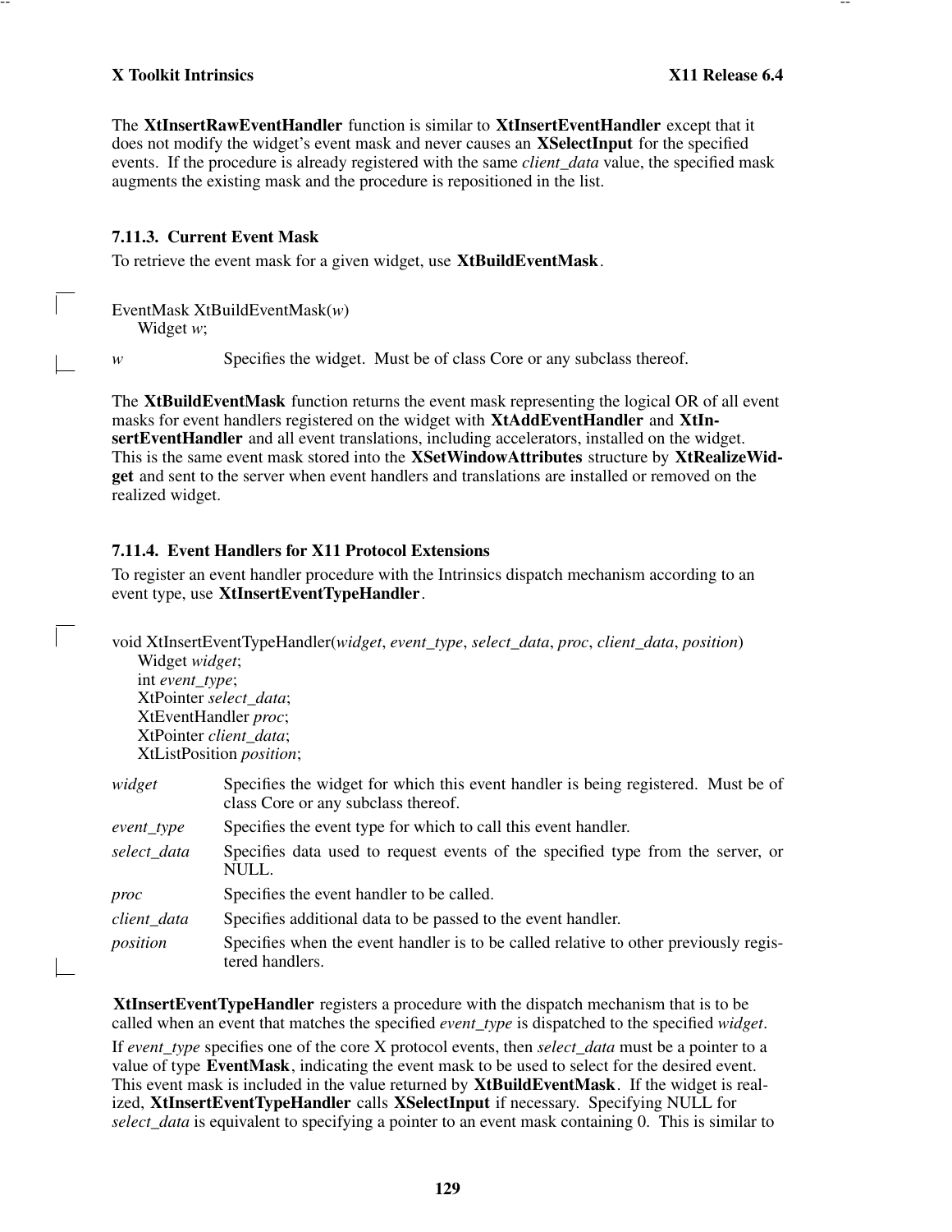The **XtInsertRawEventHandler** function is similar to **XtInsertEventHandler** except that it does not modify the widget's event mask and never causes an **XSelectInput** for the specified events. If the procedure is already registered with the same *client_data* value, the specified mask augments the existing mask and the procedure is repositioned in the list.

### 7.11.3. Current Event Mask

To retrieve the event mask for a given widget, use **XtBuildEventMask**.

```
EventMask XtBuildEventMask(w)
    Widget w;
```

*w* Specifies the widget. Must be of class Core or any subclass thereof.

The **XtBuildEventMask** function returns the event mask representing the logical OR of all event masks for event handlers registered on the widget with **XtAddEventHandler** and **XtInsertEventHandler** and all event translations, including accelerators, installed on the widget. This is the same event mask stored into the **XSetWindowAttributes** structure by **XtRealizeWidget** and sent to the server when event handlers and translations are installed or removed on the realized widget.

### 7.11.4. Event Handlers for X11 Protocol Extensions

To register an event handler procedure with the Intrinsics dispatch mechanism according to an event type, use **XtInsertEventTypeHandler**.

```
void XtInsertEventTypeHandler(widget, event_type, select_data, proc, client_data, position)
    Widget widget;
    int event_type;
    XtPointer select_data;
    XtEventHandler proc;
    XtPointer client_data;
    XtListPosition position;
```

*widget* Specifies the widget for which this event handler is being registered. Must be of class Core or any subclass thereof.

*event_type* Specifies the event type for which to call this event handler.

*select_data* Specifies data used to request events of the specified type from the server, or NULL.

*proc* Specifies the event handler to be called.

*client_data* Specifies additional data to be passed to the event handler.

*position* Specifies when the event handler is to be called relative to other previously registered handlers.

**XtInsertEventTypeHandler** registers a procedure with the dispatch mechanism that is to be called when an event that matches the specified *event_type* is dispatched to the specified *widget*.

If *event_type* specifies one of the core X protocol events, then *select_data* must be a pointer to a value of type **EventMask**, indicating the event mask to be used to select for the desired event. This event mask is included in the value returned by **XtBuildEventMask**. If the widget is realized, **XtInsertEventTypeHandler** calls **XSelectInput** if necessary. Specifying NULL for *select_data* is equivalent to specifying a pointer to an event mask containing 0. This is similar to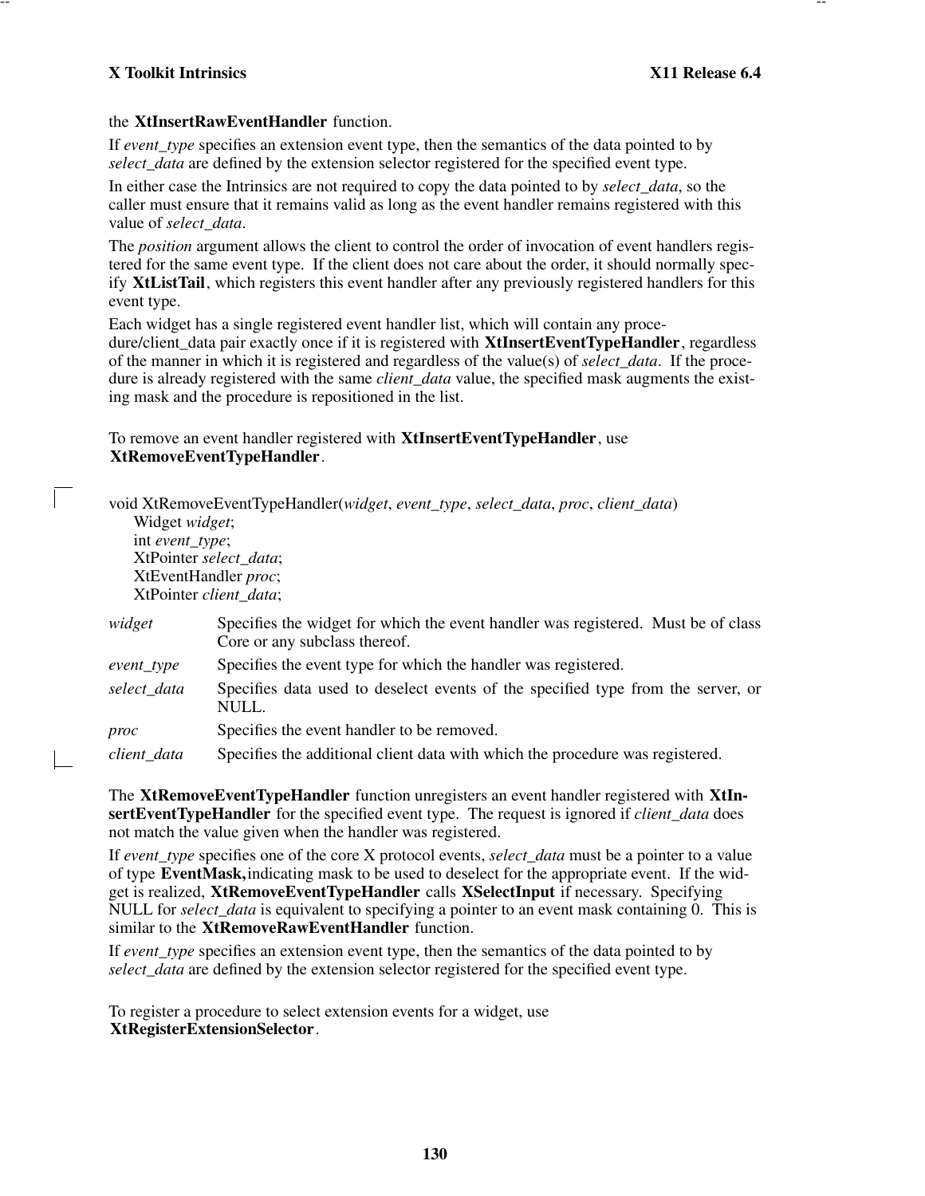the **XtInsertRawEventHandler** function.

If *event_type* specifies an extension event type, then the semantics of the data pointed to by *select_data* are defined by the extension selector registered for the specified event type.

In either case the Intrinsics are not required to copy the data pointed to by *select_data*, so the caller must ensure that it remains valid as long as the event handler remains registered with this value of *select_data*.

The *position* argument allows the client to control the order of invocation of event handlers registered for the same event type. If the client does not care about the order, it should normally specify **XtListTail**, which registers this event handler after any previously registered handlers for this event type.

Each widget has a single registered event handler list, which will contain any procedure/client_data pair exactly once if it is registered with **XtInsertEventTypeHandler**, regardless of the manner in which it is registered and regardless of the value(s) of *select_data*. If the procedure is already registered with the same *client_data* value, the specified mask augments the existing mask and the procedure is repositioned in the list.

To remove an event handler registered with **XtInsertEventTypeHandler**, use **XtRemoveEventTypeHandler**.

```
void XtRemoveEventTypeHandler(widget, event_type, select_data, proc, client_data)
     Widget widget;
     int event_type;
     XtPointer select_data;
     XtEventHandler proc;
     XtPointer client_data;
```

*widget* Specifies the widget for which the event handler was registered. Must be of class Core or any subclass thereof.

*event_type* Specifies the event type for which the handler was registered.

*select_data* Specifies data used to deselect events of the specified type from the server, or NULL.

*proc* Specifies the event handler to be removed.

*client_data* Specifies the additional client data with which the procedure was registered.

The **XtRemoveEventTypeHandler** function unregisters an event handler registered with **XtInsertEventTypeHandler** for the specified event type. The request is ignored if *client_data* does not match the value given when the handler was registered.

If *event_type* specifies one of the core X protocol events, *select_data* must be a pointer to a value of type **EventMask,** indicating mask to be used to deselect for the appropriate event. If the widget is realized, **XtRemoveEventTypeHandler** calls **XSelectInput** if necessary. Specifying NULL for *select_data* is equivalent to specifying a pointer to an event mask containing 0. This is similar to the **XtRemoveRawEventHandler** function.

If *event_type* specifies an extension event type, then the semantics of the data pointed to by *select_data* are defined by the extension selector registered for the specified event type.

To register a procedure to select extension events for a widget, use **XtRegisterExtensionSelector**.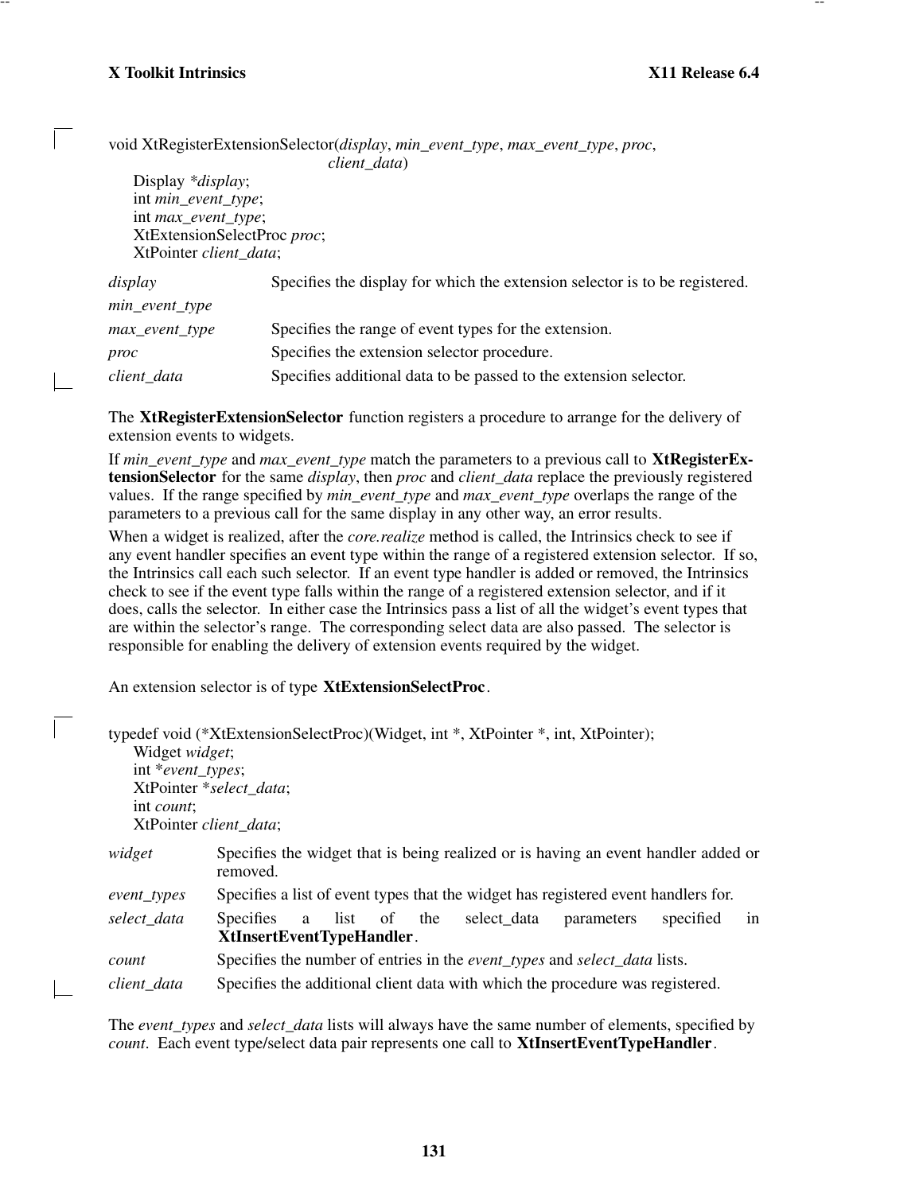```
void XtRegisterExtensionSelector(display, min_event_type, max_event_type, proc,
                                 client_data)
    Display *display;
    int min_event_type;
    int max_event_type;
    XtExtensionSelectProc proc;
    XtPointer client_data;
```

*display* Specifies the display for which the extension selector is to be registered.

*min_event_type*

*max_event_type* Specifies the range of event types for the extension.

*proc* Specifies the extension selector procedure.

*client_data* Specifies additional data to be passed to the extension selector.

The **XtRegisterExtensionSelector** function registers a procedure to arrange for the delivery of extension events to widgets.

If *min_event_type* and *max_event_type* match the parameters to a previous call to **XtRegisterExtensionSelector** for the same *display*, then *proc* and *client_data* replace the previously registered values. If the range specified by *min_event_type* and *max_event_type* overlaps the range of the parameters to a previous call for the same display in any other way, an error results.

When a widget is realized, after the *core.realize* method is called, the Intrinsics check to see if any event handler specifies an event type within the range of a registered extension selector. If so, the Intrinsics call each such selector. If an event type handler is added or removed, the Intrinsics check to see if the event type falls within the range of a registered extension selector, and if it does, calls the selector. In either case the Intrinsics pass a list of all the widget's event types that are within the selector's range. The corresponding select data are also passed. The selector is responsible for enabling the delivery of extension events required by the widget.

An extension selector is of type **XtExtensionSelectProc**.

```
typedef void (*XtExtensionSelectProc)(Widget, int *, XtPointer *, int, XtPointer);
    Widget widget;
    int *event_types;
    XtPointer *select_data;
    int count;
    XtPointer client_data;
```

*widget* Specifies the widget that is being realized or is having an event handler added or removed.

*event_types* Specifies a list of event types that the widget has registered event handlers for.

*select_data* Specifies a list of the select_data parameters specified in **XtInsertEventTypeHandler**.

*count* Specifies the number of entries in the *event_types* and *select_data* lists.

*client_data* Specifies the additional client data with which the procedure was registered.

The *event_types* and *select_data* lists will always have the same number of elements, specified by *count*. Each event type/select data pair represents one call to **XtInsertEventTypeHandler**.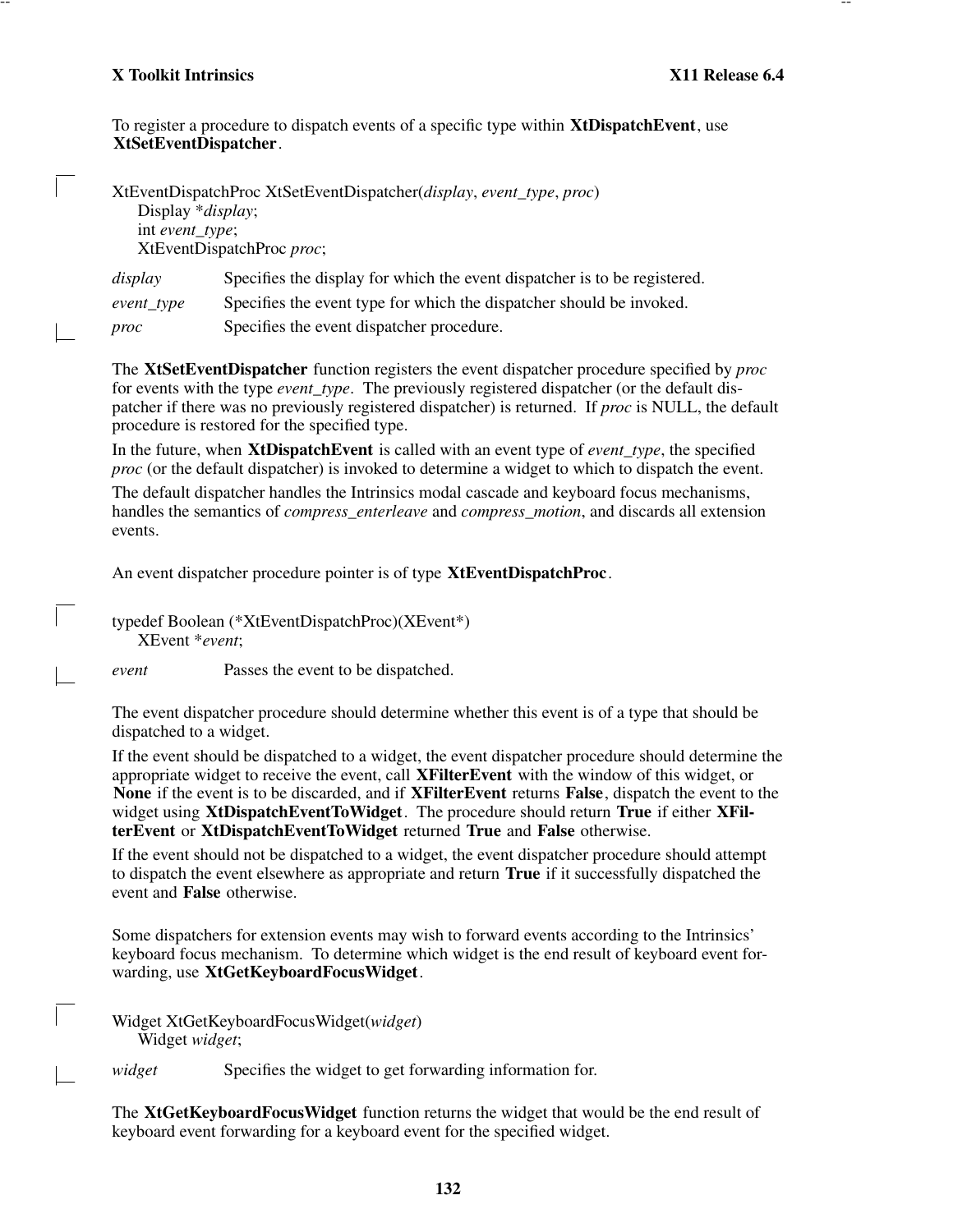To register a procedure to dispatch events of a specific type within **XtDispatchEvent**, use **XtSetEventDispatcher**.

```
XtEventDispatchProc XtSetEventDispatcher(display, event_type, proc)
      Display *display;
      int event_type;
      XtEventDispatchProc proc;
```

*display* Specifies the display for which the event dispatcher is to be registered.

*event_type* Specifies the event type for which the dispatcher should be invoked.

*proc* Specifies the event dispatcher procedure.

The **XtSetEventDispatcher** function registers the event dispatcher procedure specified by *proc* for events with the type *event_type*. The previously registered dispatcher (or the default dispatcher if there was no previously registered dispatcher) is returned. If *proc* is NULL, the default procedure is restored for the specified type.

In the future, when **XtDispatchEvent** is called with an event type of *event_type*, the specified *proc* (or the default dispatcher) is invoked to determine a widget to which to dispatch the event.

The default dispatcher handles the Intrinsics modal cascade and keyboard focus mechanisms, handles the semantics of *compress_enterleave* and *compress_motion*, and discards all extension events.

An event dispatcher procedure pointer is of type **XtEventDispatchProc**.

```
typedef Boolean (*XtEventDispatchProc)(XEvent*)
      XEvent *event;
```

*event* Passes the event to be dispatched.

The event dispatcher procedure should determine whether this event is of a type that should be dispatched to a widget.

If the event should be dispatched to a widget, the event dispatcher procedure should determine the appropriate widget to receive the event, call **XFilterEvent** with the window of this widget, or **None** if the event is to be discarded, and if **XFilterEvent** returns **False**, dispatch the event to the widget using **XtDispatchEventToWidget**. The procedure should return **True** if either **XFilterEvent** or **XtDispatchEventToWidget** returned **True** and **False** otherwise.

If the event should not be dispatched to a widget, the event dispatcher procedure should attempt to dispatch the event elsewhere as appropriate and return **True** if it successfully dispatched the event and **False** otherwise.

Some dispatchers for extension events may wish to forward events according to the Intrinsics' keyboard focus mechanism. To determine which widget is the end result of keyboard event forwarding, use **XtGetKeyboardFocusWidget**.

```
Widget XtGetKeyboardFocusWidget(widget)
      Widget widget;
```

*widget* Specifies the widget to get forwarding information for.

The **XtGetKeyboardFocusWidget** function returns the widget that would be the end result of keyboard event forwarding for a keyboard event for the specified widget.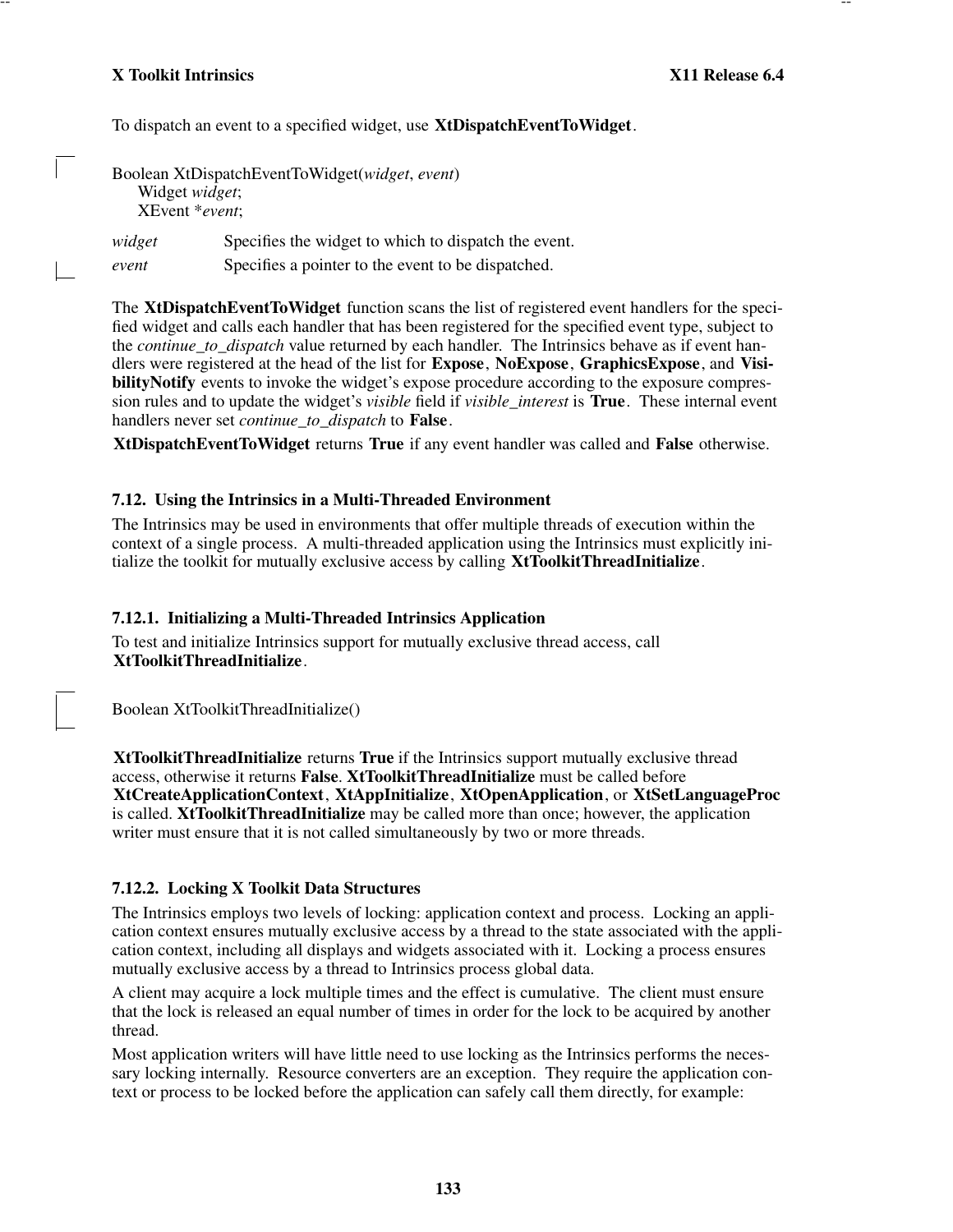To dispatch an event to a specified widget, use **XtDispatchEventToWidget**.

```
Boolean XtDispatchEventToWidget(widget, event)
     Widget widget;
     XEvent *event;
```

*widget* Specifies the widget to which to dispatch the event.

*event* Specifies a pointer to the event to be dispatched.

The **XtDispatchEventToWidget** function scans the list of registered event handlers for the specified widget and calls each handler that has been registered for the specified event type, subject to the *continue_to_dispatch* value returned by each handler. The Intrinsics behave as if event handlers were registered at the head of the list for **Expose**, **NoExpose**, **GraphicsExpose**, and **VisibilityNotify** events to invoke the widget's expose procedure according to the exposure compression rules and to update the widget's *visible* field if *visible_interest* is **True**. These internal event handlers never set *continue_to_dispatch* to **False**.

**XtDispatchEventToWidget** returns **True** if any event handler was called and **False** otherwise.

### 7.12. Using the Intrinsics in a Multi-Threaded Environment

The Intrinsics may be used in environments that offer multiple threads of execution within the context of a single process. A multi-threaded application using the Intrinsics must explicitly initialize the toolkit for mutually exclusive access by calling **XtToolkitThreadInitialize**.

### 7.12.1. Initializing a Multi-Threaded Intrinsics Application

To test and initialize Intrinsics support for mutually exclusive thread access, call **XtToolkitThreadInitialize**.

```
Boolean XtToolkitThreadInitialize()
```

**XtToolkitThreadInitialize** returns **True** if the Intrinsics support mutually exclusive thread access, otherwise it returns **False**. **XtToolkitThreadInitialize** must be called before **XtCreateApplicationContext**, **XtAppInitialize**, **XtOpenApplication**, or **XtSetLanguageProc** is called. **XtToolkitThreadInitialize** may be called more than once; however, the application writer must ensure that it is not called simultaneously by two or more threads.

### 7.12.2. Locking X Toolkit Data Structures

The Intrinsics employs two levels of locking: application context and process. Locking an application context ensures mutually exclusive access by a thread to the state associated with the application context, including all displays and widgets associated with it. Locking a process ensures mutually exclusive access by a thread to Intrinsics process global data.

A client may acquire a lock multiple times and the effect is cumulative. The client must ensure that the lock is released an equal number of times in order for the lock to be acquired by another thread.

Most application writers will have little need to use locking as the Intrinsics performs the necessary locking internally. Resource converters are an exception. They require the application context or process to be locked before the application can safely call them directly, for example: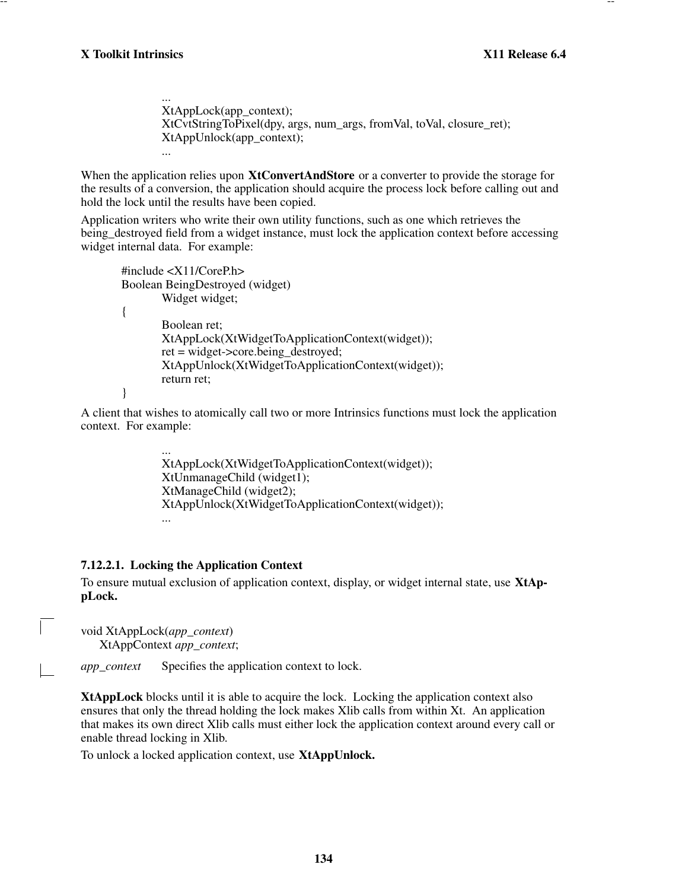```
...
XtAppLock(app_context);
XtCvtStringToPixel(dpy, args, num_args, fromVal, toVal, closure_ret);
XtAppUnlock(app_context);
...
```

When the application relies upon **XtConvertAndStore** or a converter to provide the storage for the results of a conversion, the application should acquire the process lock before calling out and hold the lock until the results have been copied.

Application writers who write their own utility functions, such as one which retrieves the being_destroyed field from a widget instance, must lock the application context before accessing widget internal data. For example:

```
#include <X11/CoreP.h>
Boolean BeingDestroyed (widget)
        Widget widget;
{
        Boolean ret;
        XtAppLock(XtWidgetToApplicationContext(widget));
        ret = widget->core.being_destroyed;
        XtAppUnlock(XtWidgetToApplicationContext(widget));
        return ret;
}
```

A client that wishes to atomically call two or more Intrinsics functions must lock the application context. For example:

```
...
XtAppLock(XtWidgetToApplicationContext(widget));
XtUnmanageChild (widget1);
XtManageChild (widget2);
XtAppUnlock(XtWidgetToApplicationContext(widget));
...
```

#### 7.12.2.1. Locking the Application Context

To ensure mutual exclusion of application context, display, or widget internal state, use **XtAppLock.**

```
void XtAppLock(app_context)
    XtAppContext app_context;
```

*app_context* Specifies the application context to lock.

**XtAppLock** blocks until it is able to acquire the lock. Locking the application context also ensures that only the thread holding the lock makes Xlib calls from within Xt. An application that makes its own direct Xlib calls must either lock the application context around every call or enable thread locking in Xlib.

To unlock a locked application context, use **XtAppUnlock.**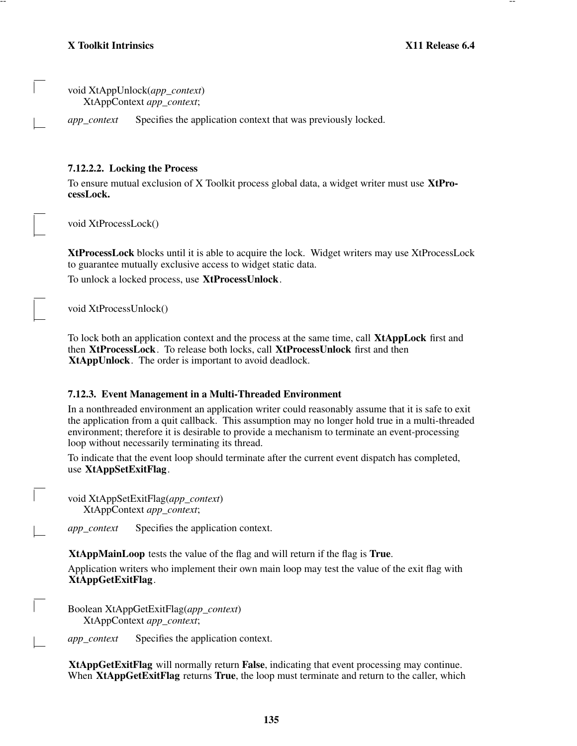```
void XtAppUnlock(app_context)
      XtAppContext app_context;
```

*app_context* Specifies the application context that was previously locked.

#### 7.12.2.2. Locking the Process

To ensure mutual exclusion of X Toolkit process global data, a widget writer must use **XtProcessLock.**

```
void XtProcessLock()
```

**XtProcessLock** blocks until it is able to acquire the lock. Widget writers may use XtProcessLock to guarantee mutually exclusive access to widget static data.

To unlock a locked process, use **XtProcessUnlock**.

```
void XtProcessUnlock()
```

To lock both an application context and the process at the same time, call **XtAppLock** first and then **XtProcessLock**. To release both locks, call **XtProcessUnlock** first and then **XtAppUnlock**. The order is important to avoid deadlock.

### 7.12.3. Event Management in a Multi-Threaded Environment

In a nonthreaded environment an application writer could reasonably assume that it is safe to exit the application from a quit callback. This assumption may no longer hold true in a multi-threaded environment; therefore it is desirable to provide a mechanism to terminate an event-processing loop without necessarily terminating its thread.

To indicate that the event loop should terminate after the current event dispatch has completed, use **XtAppSetExitFlag**.

```
void XtAppSetExitFlag(app_context)
      XtAppContext app_context;
```

*app_context* Specifies the application context.

**XtAppMainLoop** tests the value of the flag and will return if the flag is **True**.

Application writers who implement their own main loop may test the value of the exit flag with **XtAppGetExitFlag**.

```
Boolean XtAppGetExitFlag(app_context)
      XtAppContext app_context;
```

*app_context* Specifies the application context.

**XtAppGetExitFlag** will normally return **False**, indicating that event processing may continue. When **XtAppGetExitFlag** returns **True**, the loop must terminate and return to the caller, which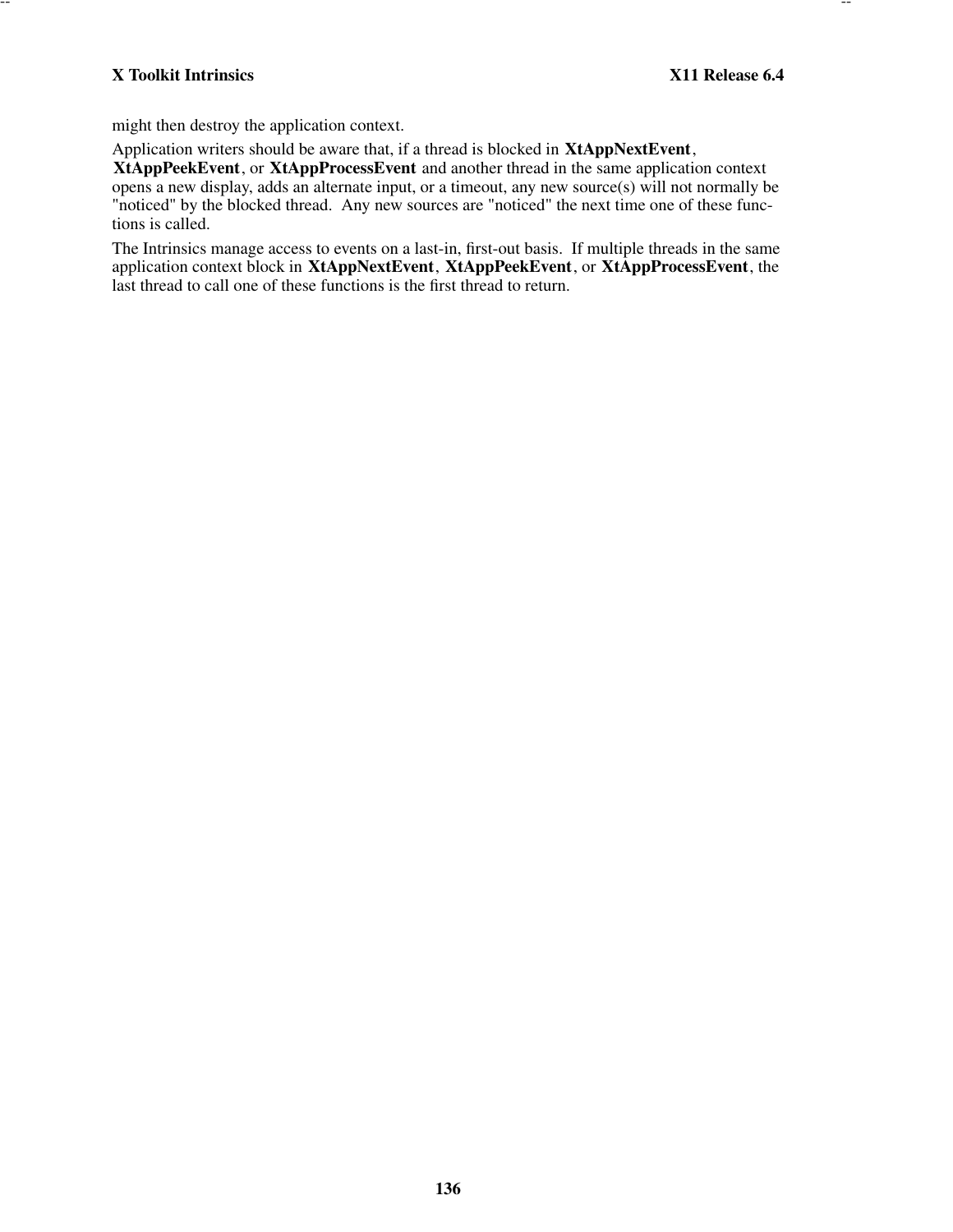might then destroy the application context.

Application writers should be aware that, if a thread is blocked in **XtAppNextEvent**, **XtAppPeekEvent**, or **XtAppProcessEvent** and another thread in the same application context opens a new display, adds an alternate input, or a timeout, any new source(s) will not normally be "noticed" by the blocked thread. Any new sources are "noticed" the next time one of these functions is called.

The Intrinsics manage access to events on a last-in, first-out basis. If multiple threads in the same application context block in **XtAppNextEvent**, **XtAppPeekEvent**, or **XtAppProcessEvent**, the last thread to call one of these functions is the first thread to return.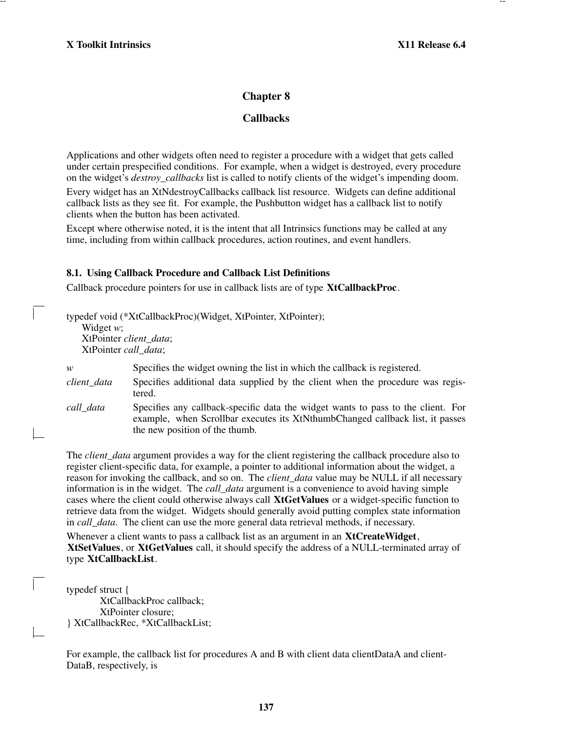# Chapter 8

# Callbacks

Applications and other widgets often need to register a procedure with a widget that gets called under certain prespecified conditions. For example, when a widget is destroyed, every procedure on the widget's *destroy_callbacks* list is called to notify clients of the widget's impending doom.

Every widget has an XtNdestroyCallbacks callback list resource. Widgets can define additional callback lists as they see fit. For example, the Pushbutton widget has a callback list to notify clients when the button has been activated.

Except where otherwise noted, it is the intent that all Intrinsics functions may be called at any time, including from within callback procedures, action routines, and event handlers.

## 8.1. Using Callback Procedure and Callback List Definitions

Callback procedure pointers for use in callback lists are of type **XtCallbackProc**.

```
typedef void (*XtCallbackProc)(Widget, XtPointer, XtPointer);
    Widget w;
    XtPointer client_data;
    XtPointer call_data;
```

*w* Specifies the widget owning the list in which the callback is registered.

*client_data* Specifies additional data supplied by the client when the procedure was registered.

*call_data* Specifies any callback-specific data the widget wants to pass to the client. For example, when Scrollbar executes its XtNthumbChanged callback list, it passes the new position of the thumb.

The *client_data* argument provides a way for the client registering the callback procedure also to register client-specific data, for example, a pointer to additional information about the widget, a reason for invoking the callback, and so on. The *client_data* value may be NULL if all necessary information is in the widget. The *call_data* argument is a convenience to avoid having simple cases where the client could otherwise always call **XtGetValues** or a widget-specific function to retrieve data from the widget. Widgets should generally avoid putting complex state information in *call_data*. The client can use the more general data retrieval methods, if necessary.

Whenever a client wants to pass a callback list as an argument in an **XtCreateWidget**, **XtSetValues**, or **XtGetValues** call, it should specify the address of a NULL-terminated array of type **XtCallbackList**.

```
typedef struct {
        XtCallbackProc callback;
        XtPointer closure;
} XtCallbackRec, *XtCallbackList;
```

For example, the callback list for procedures A and B with client data clientDataA and clientDataB, respectively, is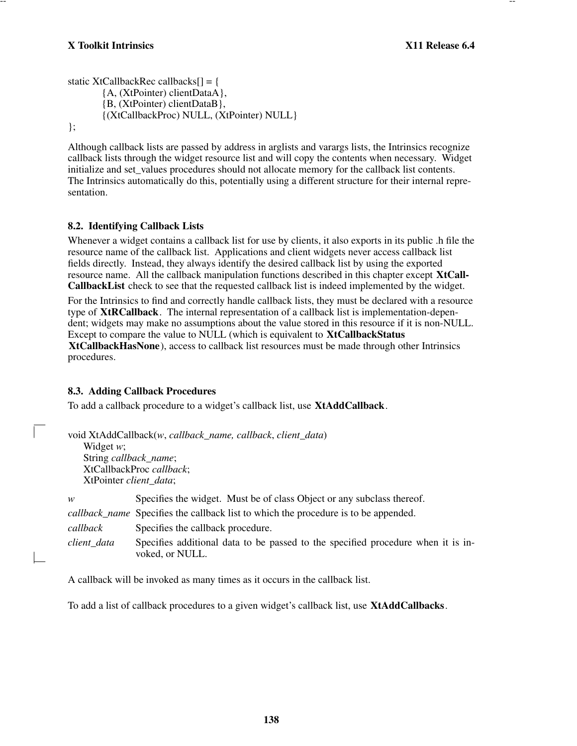```
static XtCallbackRec callbacks[] = {
        {A, (XtPointer) clientDataA},
        {B, (XtPointer) clientDataB},
        {(XtCallbackProc) NULL, (XtPointer) NULL}
};
```

Although callback lists are passed by address in arglists and varargs lists, the Intrinsics recognize callback lists through the widget resource list and will copy the contents when necessary. Widget initialize and set_values procedures should not allocate memory for the callback list contents. The Intrinsics automatically do this, potentially using a different structure for their internal representation.

## 8.2. Identifying Callback Lists

Whenever a widget contains a callback list for use by clients, it also exports in its public .h file the resource name of the callback list. Applications and client widgets never access callback list fields directly. Instead, they always identify the desired callback list by using the exported resource name. All the callback manipulation functions described in this chapter except **XtCallCallbackList** check to see that the requested callback list is indeed implemented by the widget.

For the Intrinsics to find and correctly handle callback lists, they must be declared with a resource type of **XtRCallback**. The internal representation of a callback list is implementation-dependent; widgets may make no assumptions about the value stored in this resource if it is non-NULL. Except to compare the value to NULL (which is equivalent to **XtCallbackStatus XtCallbackHasNone**), access to callback list resources must be made through other Intrinsics procedures.

## 8.3. Adding Callback Procedures

To add a callback procedure to a widget's callback list, use **XtAddCallback**.

void XtAddCallback(*w*, *callback_name, callback*, *client_data*)
    Widget *w*;
    String *callback_name*;
    XtCallbackProc *callback*;
    XtPointer *client_data*;

*w* Specifies the widget. Must be of class Object or any subclass thereof.

*callback_name* Specifies the callback list to which the procedure is to be appended.

*callback* Specifies the callback procedure.

*client_data* Specifies additional data to be passed to the specified procedure when it is invoked, or NULL.

A callback will be invoked as many times as it occurs in the callback list.

To add a list of callback procedures to a given widget's callback list, use **XtAddCallbacks**.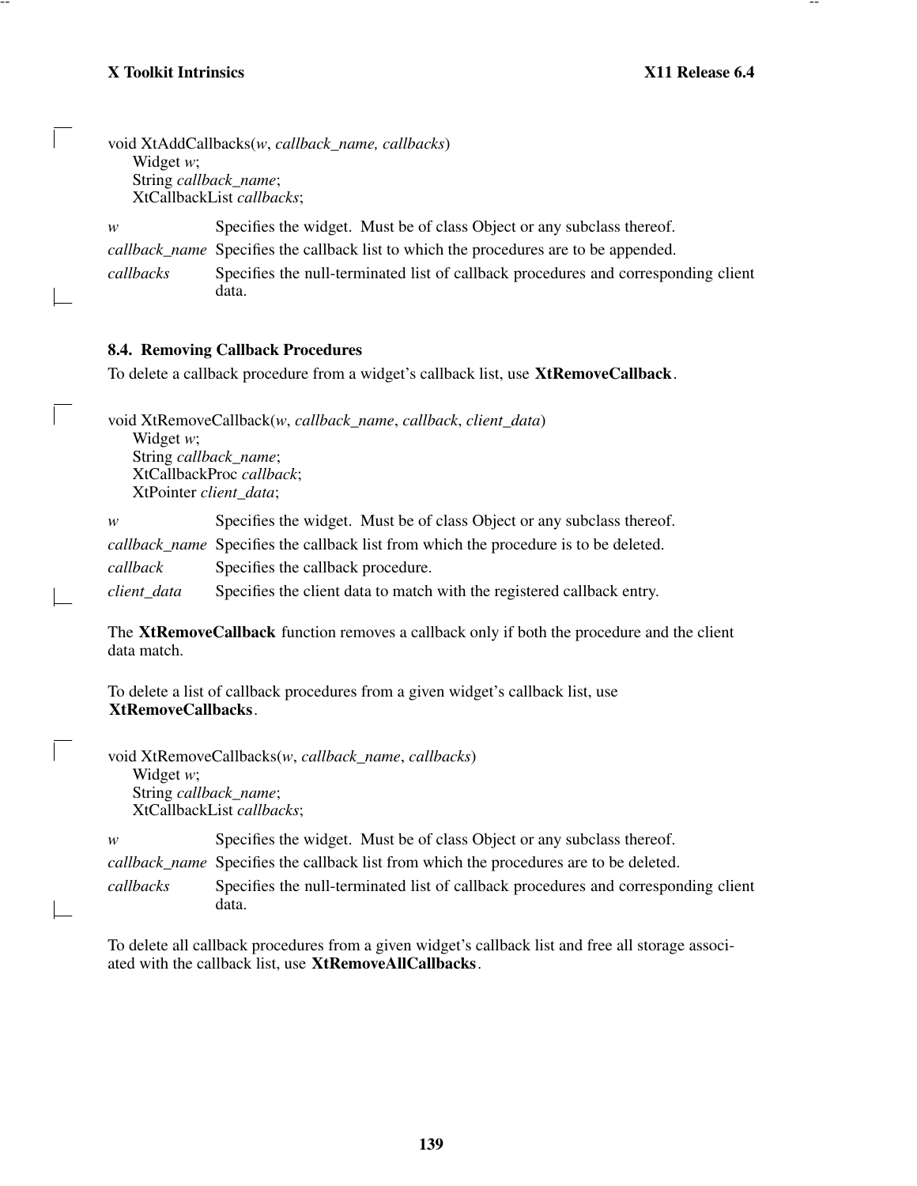```
void XtAddCallbacks(w, callback_name, callbacks)
      Widget w;
      String callback_name;
      XtCallbackList callbacks;
```

*w* Specifies the widget. Must be of class Object or any subclass thereof.

*callback_name* Specifies the callback list to which the procedures are to be appended.

*callbacks* Specifies the null-terminated list of callback procedures and corresponding client data.

### 8.4. Removing Callback Procedures

To delete a callback procedure from a widget's callback list, use **XtRemoveCallback**.

```
void XtRemoveCallback(w, callback_name, callback, client_data)
      Widget w;
      String callback_name;
      XtCallbackProc callback;
      XtPointer client_data;
```

*w* Specifies the widget. Must be of class Object or any subclass thereof.

*callback_name* Specifies the callback list from which the procedure is to be deleted.

*callback* Specifies the callback procedure.

*client_data* Specifies the client data to match with the registered callback entry.

The **XtRemoveCallback** function removes a callback only if both the procedure and the client data match.

To delete a list of callback procedures from a given widget's callback list, use **XtRemoveCallbacks**.

```
void XtRemoveCallbacks(w, callback_name, callbacks)
      Widget w;
      String callback_name;
      XtCallbackList callbacks;
```

*w* Specifies the widget. Must be of class Object or any subclass thereof.

*callback_name* Specifies the callback list from which the procedures are to be deleted.

*callbacks* Specifies the null-terminated list of callback procedures and corresponding client data.

To delete all callback procedures from a given widget's callback list and free all storage associated with the callback list, use **XtRemoveAllCallbacks**.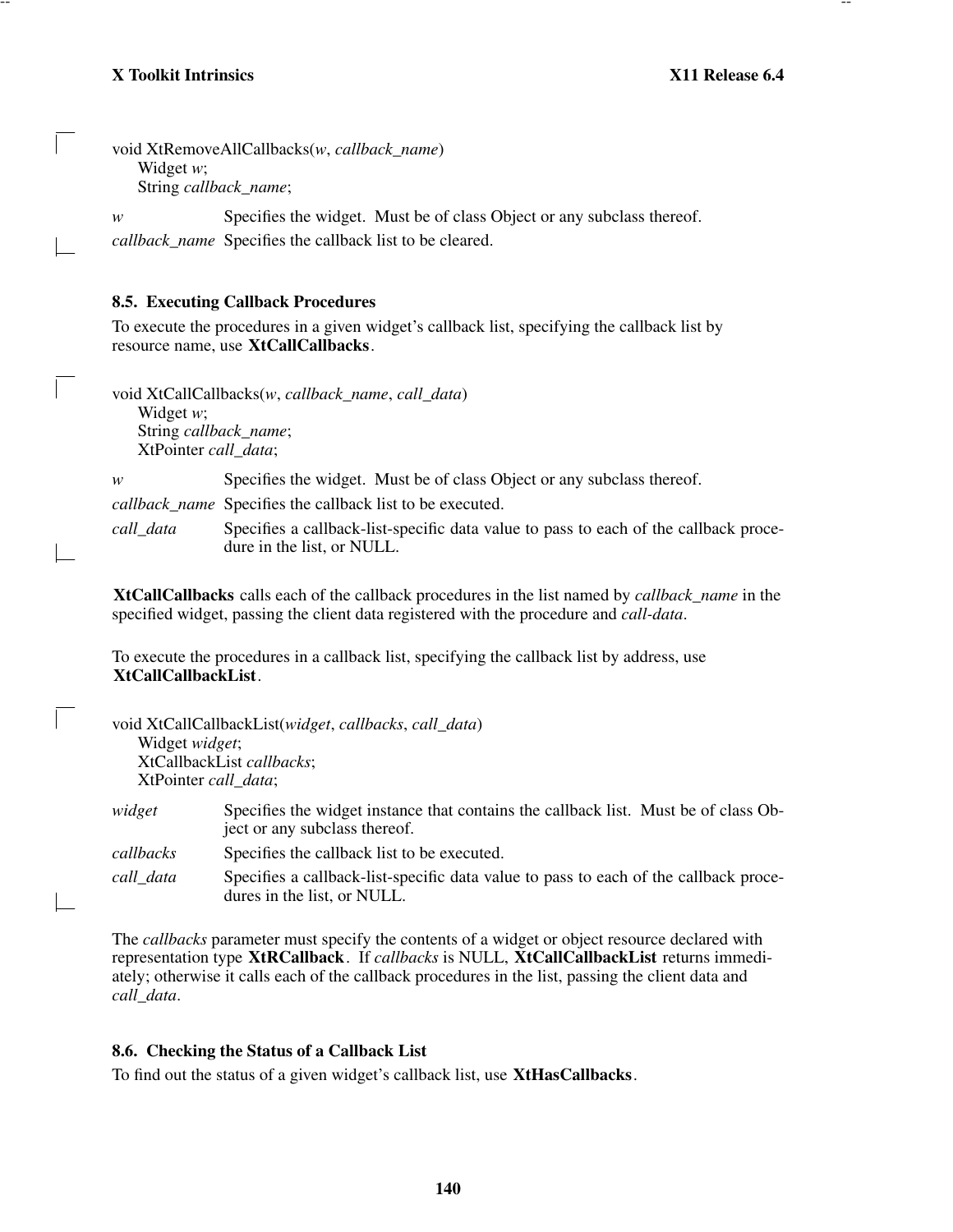```
void XtRemoveAllCallbacks(w, callback_name)
     Widget w;
     String callback_name;
```

*w* Specifies the widget. Must be of class Object or any subclass thereof.

*callback_name* Specifies the callback list to be cleared.

### 8.5. Executing Callback Procedures

To execute the procedures in a given widget's callback list, specifying the callback list by resource name, use **XtCallCallbacks**.

```
void XtCallCallbacks(w, callback_name, call_data)
     Widget w;
     String callback_name;
     XtPointer call_data;
```

*w* Specifies the widget. Must be of class Object or any subclass thereof.

*callback_name* Specifies the callback list to be executed.

*call_data* Specifies a callback-list-specific data value to pass to each of the callback procedure in the list, or NULL.

**XtCallCallbacks** calls each of the callback procedures in the list named by *callback_name* in the specified widget, passing the client data registered with the procedure and *call-data*.

To execute the procedures in a callback list, specifying the callback list by address, use **XtCallCallbackList**.

```
void XtCallCallbackList(widget, callbacks, call_data)
     Widget widget;
     XtCallbackList callbacks;
     XtPointer call_data;
```

*widget* Specifies the widget instance that contains the callback list. Must be of class Object or any subclass thereof.

*callbacks* Specifies the callback list to be executed.

*call_data* Specifies a callback-list-specific data value to pass to each of the callback procedures in the list, or NULL.

The *callbacks* parameter must specify the contents of a widget or object resource declared with representation type **XtRCallback**. If *callbacks* is NULL, **XtCallCallbackList** returns immediately; otherwise it calls each of the callback procedures in the list, passing the client data and *call_data*.

### 8.6. Checking the Status of a Callback List

To find out the status of a given widget's callback list, use **XtHasCallbacks**.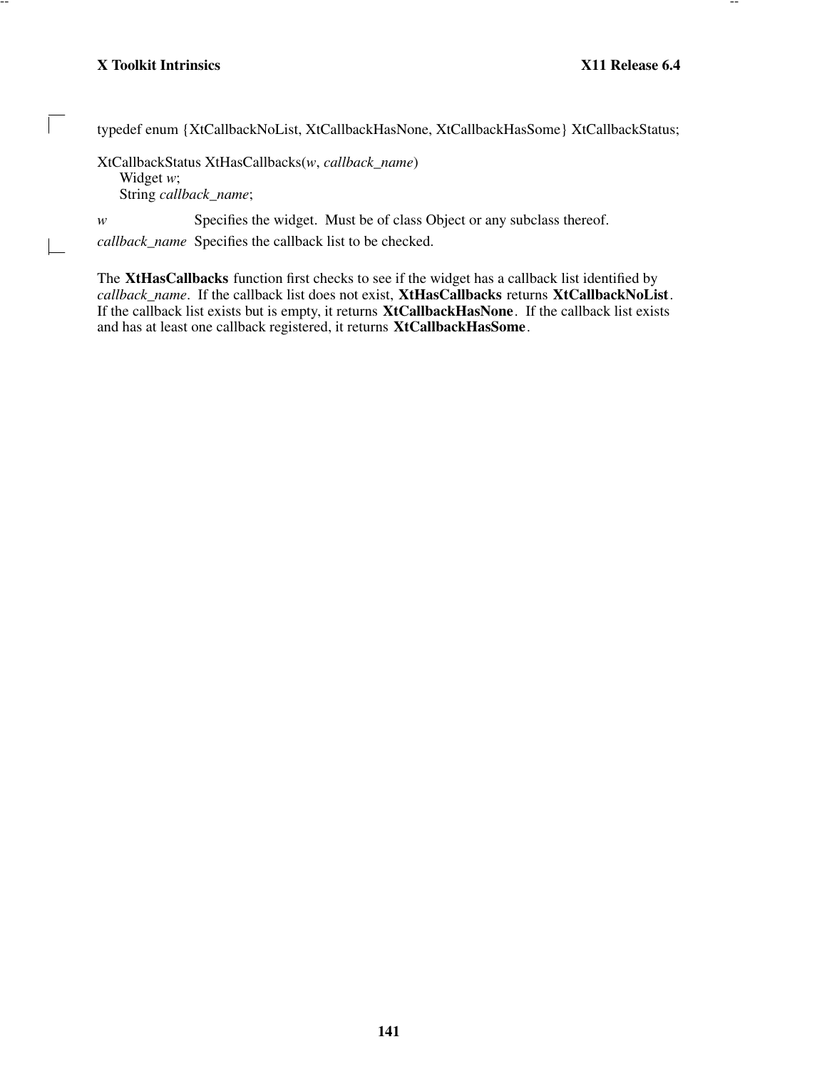```
typedef enum {XtCallbackNoList, XtCallbackHasNone, XtCallbackHasSome} XtCallbackStatus;

XtCallbackStatus XtHasCallbacks(w, callback_name)
    Widget w;
    String callback_name;
```

*w* Specifies the widget. Must be of class Object or any subclass thereof.

*callback_name* Specifies the callback list to be checked.

The **XtHasCallbacks** function first checks to see if the widget has a callback list identified by *callback_name*. If the callback list does not exist, **XtHasCallbacks** returns **XtCallbackNoList**. If the callback list exists but is empty, it returns **XtCallbackHasNone**. If the callback list exists and has at least one callback registered, it returns **XtCallbackHasSome**.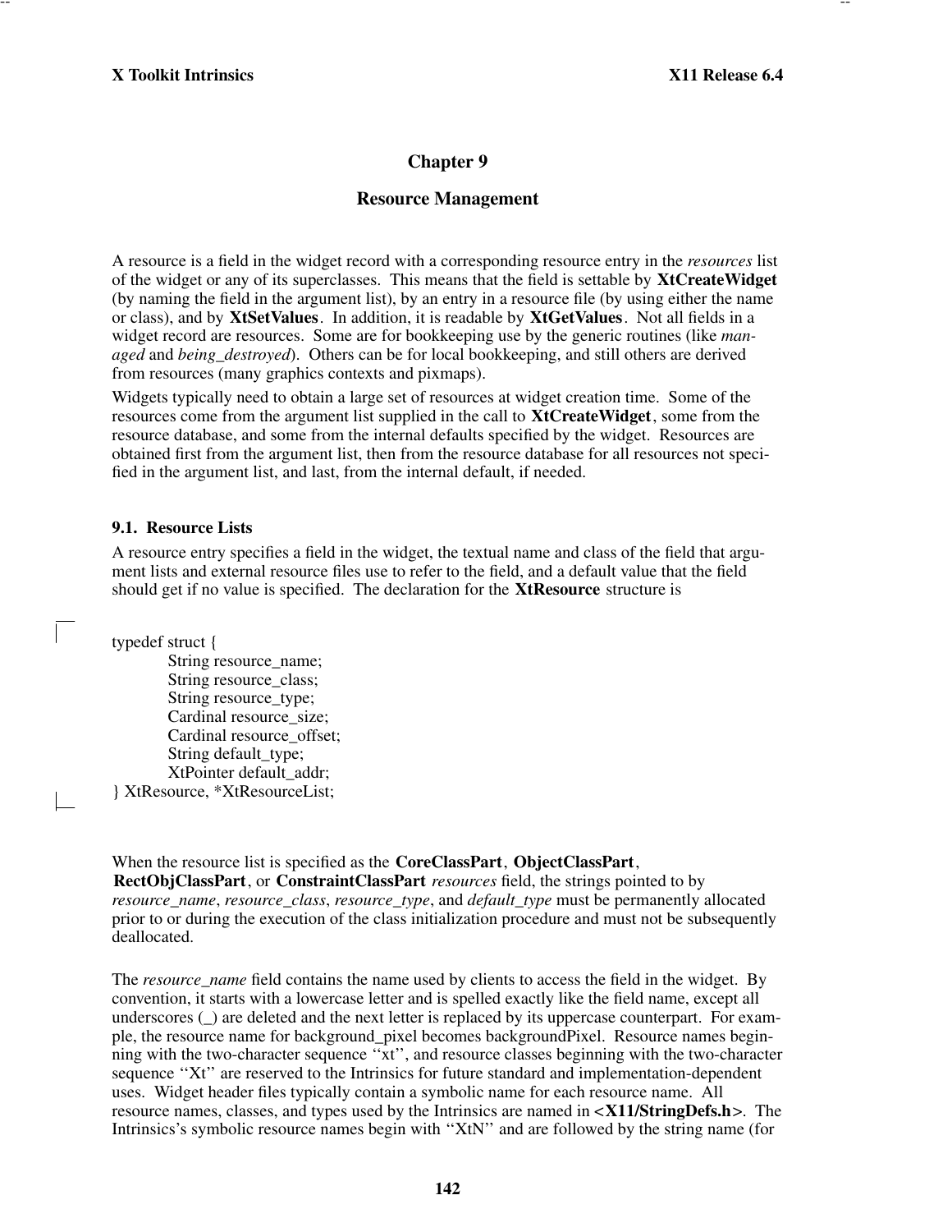# Chapter 9

## Resource Management

A resource is a field in the widget record with a corresponding resource entry in the *resources* list of the widget or any of its superclasses. This means that the field is settable by **XtCreateWidget** (by naming the field in the argument list), by an entry in a resource file (by using either the name or class), and by **XtSetValues**. In addition, it is readable by **XtGetValues**. Not all fields in a widget record are resources. Some are for bookkeeping use by the generic routines (like *managed* and *being_destroyed*). Others can be for local bookkeeping, and still others are derived from resources (many graphics contexts and pixmaps).

Widgets typically need to obtain a large set of resources at widget creation time. Some of the resources come from the argument list supplied in the call to **XtCreateWidget**, some from the resource database, and some from the internal defaults specified by the widget. Resources are obtained first from the argument list, then from the resource database for all resources not specified in the argument list, and last, from the internal default, if needed.

### 9.1. Resource Lists

A resource entry specifies a field in the widget, the textual name and class of the field that argument lists and external resource files use to refer to the field, and a default value that the field should get if no value is specified. The declaration for the **XtResource** structure is

```
typedef struct {
        String resource_name;
        String resource_class;
        String resource_type;
        Cardinal resource_size;
        Cardinal resource_offset;
        String default_type;
        XtPointer default_addr;
} XtResource, *XtResourceList;
```

When the resource list is specified as the **CoreClassPart**, **ObjectClassPart**, **RectObjClassPart**, or **ConstraintClassPart** *resources* field, the strings pointed to by *resource_name*, *resource_class*, *resource_type*, and *default_type* must be permanently allocated prior to or during the execution of the class initialization procedure and must not be subsequently deallocated.

The *resource_name* field contains the name used by clients to access the field in the widget. By convention, it starts with a lowercase letter and is spelled exactly like the field name, except all underscores (_) are deleted and the next letter is replaced by its uppercase counterpart. For example, the resource name for background_pixel becomes backgroundPixel. Resource names beginning with the two-character sequence ''xt'', and resource classes beginning with the two-character sequence ''Xt'' are reserved to the Intrinsics for future standard and implementation-dependent uses. Widget header files typically contain a symbolic name for each resource name. All resource names, classes, and types used by the Intrinsics are named in **<X11/StringDefs.h>**. The Intrinsics's symbolic resource names begin with ''XtN'' and are followed by the string name (for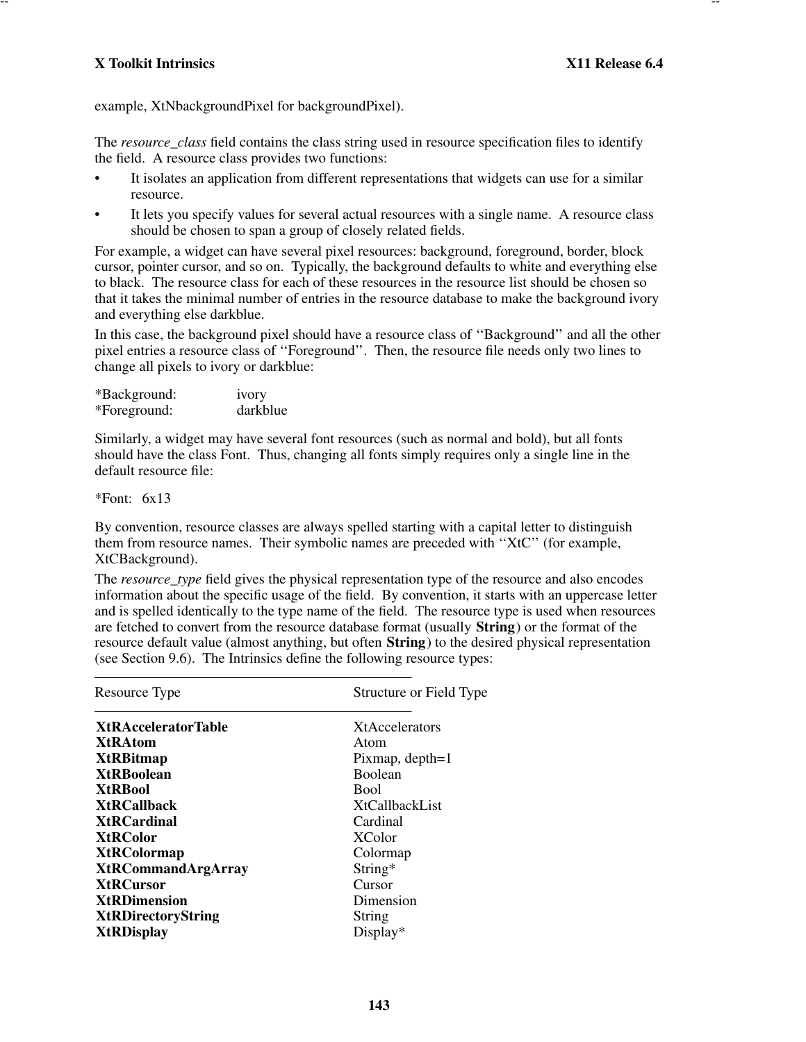example, XtNbackgroundPixel for backgroundPixel).

The *resource_class* field contains the class string used in resource specification files to identify the field. A resource class provides two functions:

- It isolates an application from different representations that widgets can use for a similar resource.
- It lets you specify values for several actual resources with a single name. A resource class should be chosen to span a group of closely related fields.

For example, a widget can have several pixel resources: background, foreground, border, block cursor, pointer cursor, and so on. Typically, the background defaults to white and everything else to black. The resource class for each of these resources in the resource list should be chosen so that it takes the minimal number of entries in the resource database to make the background ivory and everything else darkblue.

In this case, the background pixel should have a resource class of ‘‘Background’’ and all the other pixel entries a resource class of ‘‘Foreground’’. Then, the resource file needs only two lines to change all pixels to ivory or darkblue:

```
*Background:        ivory
*Foreground:        darkblue
```

Similarly, a widget may have several font resources (such as normal and bold), but all fonts should have the class Font. Thus, changing all fonts simply requires only a single line in the default resource file:

```
*Font:   6x13
```

By convention, resource classes are always spelled starting with a capital letter to distinguish them from resource names. Their symbolic names are preceded with ‘‘XtC’’ (for example, XtCBackground).

The *resource_type* field gives the physical representation type of the resource and also encodes information about the specific usage of the field. By convention, it starts with an uppercase letter and is spelled identically to the type name of the field. The resource type is used when resources are fetched to convert from the resource database format (usually **String**) or the format of the resource default value (almost anything, but often **String**) to the desired physical representation (see Section 9.6). The Intrinsics define the following resource types:

| Resource Type | Structure or Field Type |
|---|---|
| **XtRAcceleratorTable** | XtAccelerators |
| **XtRAtom** | Atom |
| **XtRBitmap** | Pixmap, depth=1 |
| **XtRBoolean** | Boolean |
| **XtRBool** | Bool |
| **XtRCallback** | XtCallbackList |
| **XtRCardinal** | Cardinal |
| **XtRColor** | XColor |
| **XtRColormap** | Colormap |
| **XtRCommandArgArray** | String* |
| **XtRCursor** | Cursor |
| **XtRDimension** | Dimension |
| **XtRDirectoryString** | String |
| **XtRDisplay** | Display* |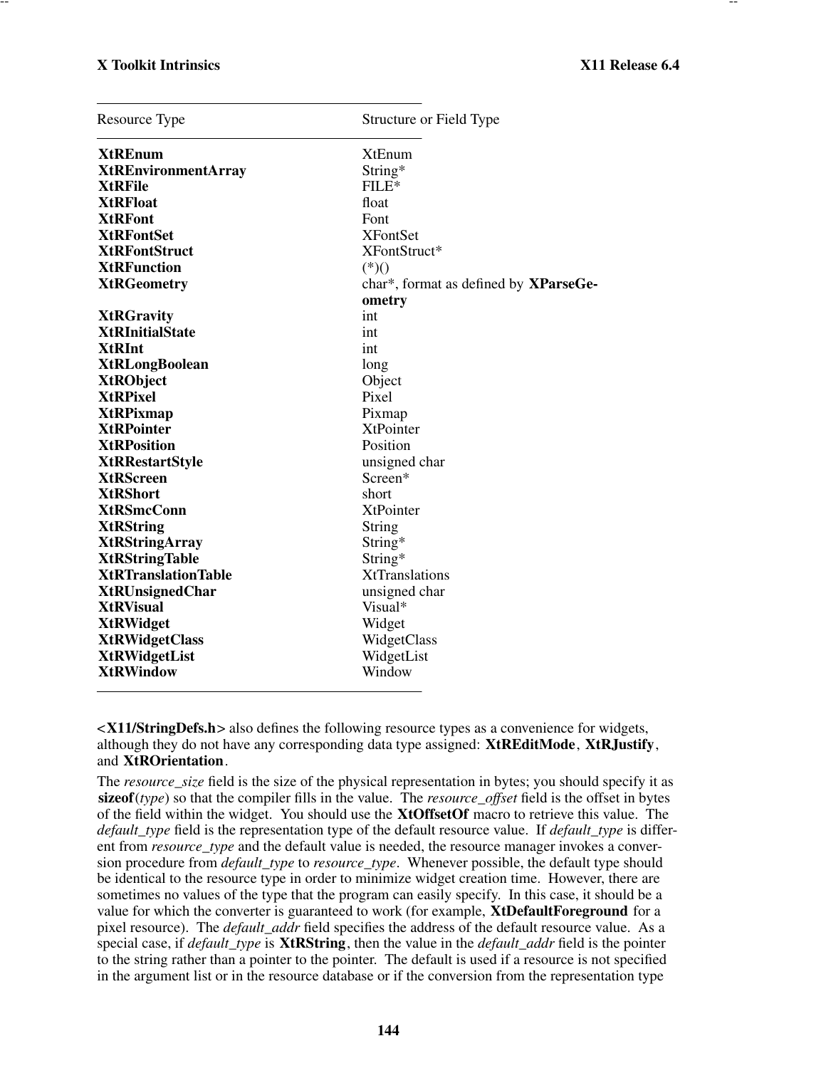| Resource Type | Structure or Field Type |
|---|---|
| **XtREnum** | XtEnum |
| **XtREnvironmentArray** | String* |
| **XtRFile** | FILE* |
| **XtRFloat** | float |
| **XtRFont** | Font |
| **XtRFontSet** | XFontSet |
| **XtRFontStruct** | XFontStruct* |
| **XtRFunction** | (*)() |
| **XtRGeometry** | char*, format as defined by **XParseGeometry** |
| **XtRGravity** | int |
| **XtRInitialState** | int |
| **XtRInt** | int |
| **XtRLongBoolean** | long |
| **XtRObject** | Object |
| **XtRPixel** | Pixel |
| **XtRPixmap** | Pixmap |
| **XtRPointer** | XtPointer |
| **XtRPosition** | Position |
| **XtRRestartStyle** | unsigned char |
| **XtRScreen** | Screen* |
| **XtRShort** | short |
| **XtRSmcConn** | XtPointer |
| **XtRString** | String |
| **XtRStringArray** | String* |
| **XtRStringTable** | String* |
| **XtRTranslationTable** | XtTranslations |
| **XtRUnsignedChar** | unsigned char |
| **XtRVisual** | Visual* |
| **XtRWidget** | Widget |
| **XtRWidgetClass** | WidgetClass |
| **XtRWidgetList** | WidgetList |
| **XtRWindow** | Window |

**<X11/StringDefs.h>** also defines the following resource types as a convenience for widgets, although they do not have any corresponding data type assigned: **XtREditMode**, **XtRJustify**, and **XtROrientation**.

The *resource_size* field is the size of the physical representation in bytes; you should specify it as **sizeof**(*type*) so that the compiler fills in the value. The *resource_offset* field is the offset in bytes of the field within the widget. You should use the **XtOffsetOf** macro to retrieve this value. The *default_type* field is the representation type of the default resource value. If *default_type* is different from *resource_type* and the default value is needed, the resource manager invokes a conversion procedure from *default_type* to *resource_type*. Whenever possible, the default type should be identical to the resource type in order to minimize widget creation time. However, there are sometimes no values of the type that the program can easily specify. In this case, it should be a value for which the converter is guaranteed to work (for example, **XtDefaultForeground** for a pixel resource). The *default_addr* field specifies the address of the default resource value. As a special case, if *default_type* is **XtRString**, then the value in the *default_addr* field is the pointer to the string rather than a pointer to the pointer. The default is used if a resource is not specified in the argument list or in the resource database or if the conversion from the representation type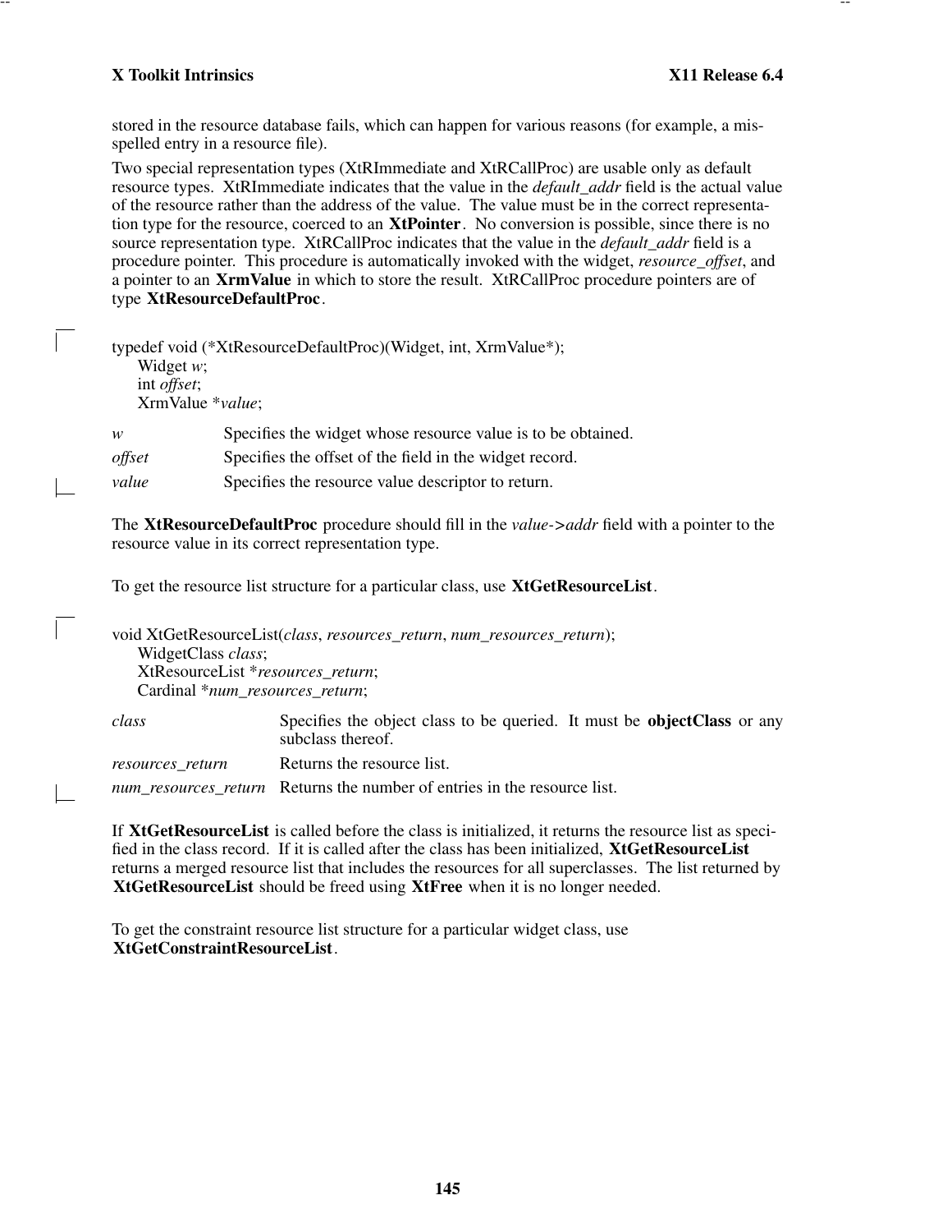stored in the resource database fails, which can happen for various reasons (for example, a misspelled entry in a resource file).

Two special representation types (XtRImmediate and XtRCallProc) are usable only as default resource types. XtRImmediate indicates that the value in the *default_addr* field is the actual value of the resource rather than the address of the value. The value must be in the correct representation type for the resource, coerced to an **XtPointer**. No conversion is possible, since there is no source representation type. XtRCallProc indicates that the value in the *default_addr* field is a procedure pointer. This procedure is automatically invoked with the widget, *resource_offset*, and a pointer to an **XrmValue** in which to store the result. XtRCallProc procedure pointers are of type **XtResourceDefaultProc**.

```
typedef void (*XtResourceDefaultProc)(Widget, int, XrmValue*);
      Widget w;
      int offset;
      XrmValue *value;
```

*w* Specifies the widget whose resource value is to be obtained.

*offset* Specifies the offset of the field in the widget record.

*value* Specifies the resource value descriptor to return.

The **XtResourceDefaultProc** procedure should fill in the *value->addr* field with a pointer to the resource value in its correct representation type.

To get the resource list structure for a particular class, use **XtGetResourceList**.

```
void XtGetResourceList(class, resources_return, num_resources_return);
      WidgetClass class;
      XtResourceList *resources_return;
      Cardinal *num_resources_return;
```

*class* Specifies the object class to be queried. It must be **objectClass** or any subclass thereof.

*resources_return* Returns the resource list.

*num_resources_return* Returns the number of entries in the resource list.

If **XtGetResourceList** is called before the class is initialized, it returns the resource list as specified in the class record. If it is called after the class has been initialized, **XtGetResourceList** returns a merged resource list that includes the resources for all superclasses. The list returned by **XtGetResourceList** should be freed using **XtFree** when it is no longer needed.

To get the constraint resource list structure for a particular widget class, use **XtGetConstraintResourceList**.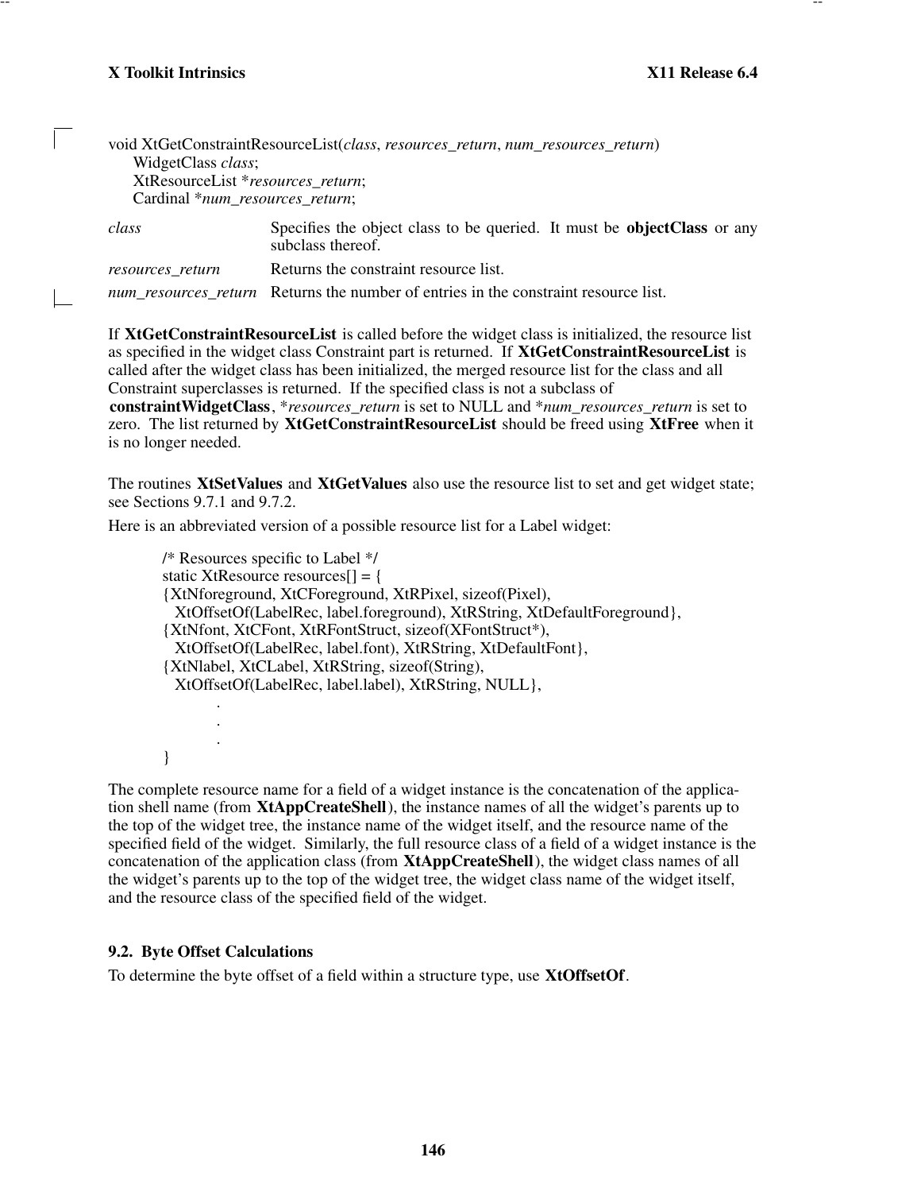```
void XtGetConstraintResourceList(class, resources_return, num_resources_return)
    WidgetClass class;
    XtResourceList *resources_return;
    Cardinal *num_resources_return;
```

*class* Specifies the object class to be queried. It must be **objectClass** or any subclass thereof.

*resources_return* Returns the constraint resource list.

*num_resources_return* Returns the number of entries in the constraint resource list.

If **XtGetConstraintResourceList** is called before the widget class is initialized, the resource list as specified in the widget class Constraint part is returned. If **XtGetConstraintResourceList** is called after the widget class has been initialized, the merged resource list for the class and all Constraint superclasses is returned. If the specified class is not a subclass of **constraintWidgetClass**, **resources_return* is set to NULL and **num_resources_return* is set to zero. The list returned by **XtGetConstraintResourceList** should be freed using **XtFree** when it is no longer needed.

The routines **XtSetValues** and **XtGetValues** also use the resource list to set and get widget state; see Sections 9.7.1 and 9.7.2.

Here is an abbreviated version of a possible resource list for a Label widget:

```
/* Resources specific to Label */
static XtResource resources[] = {
{XtNforeground, XtCForeground, XtRPixel, sizeof(Pixel),
  XtOffsetOf(LabelRec, label.foreground), XtRString, XtDefaultForeground},
{XtNfont, XtCFont, XtRFontStruct, sizeof(XFontStruct*),
  XtOffsetOf(LabelRec, label.font), XtRString, XtDefaultFont},
{XtNlabel, XtCLabel, XtRString, sizeof(String),
  XtOffsetOf(LabelRec, label.label), XtRString, NULL},
        .
        .
        .
}
```

The complete resource name for a field of a widget instance is the concatenation of the application shell name (from **XtAppCreateShell**), the instance names of all the widget's parents up to the top of the widget tree, the instance name of the widget itself, and the resource name of the specified field of the widget. Similarly, the full resource class of a field of a widget instance is the concatenation of the application class (from **XtAppCreateShell**), the widget class names of all the widget's parents up to the top of the widget tree, the widget class name of the widget itself, and the resource class of the specified field of the widget.

## 9.2. Byte Offset Calculations

To determine the byte offset of a field within a structure type, use **XtOffsetOf**.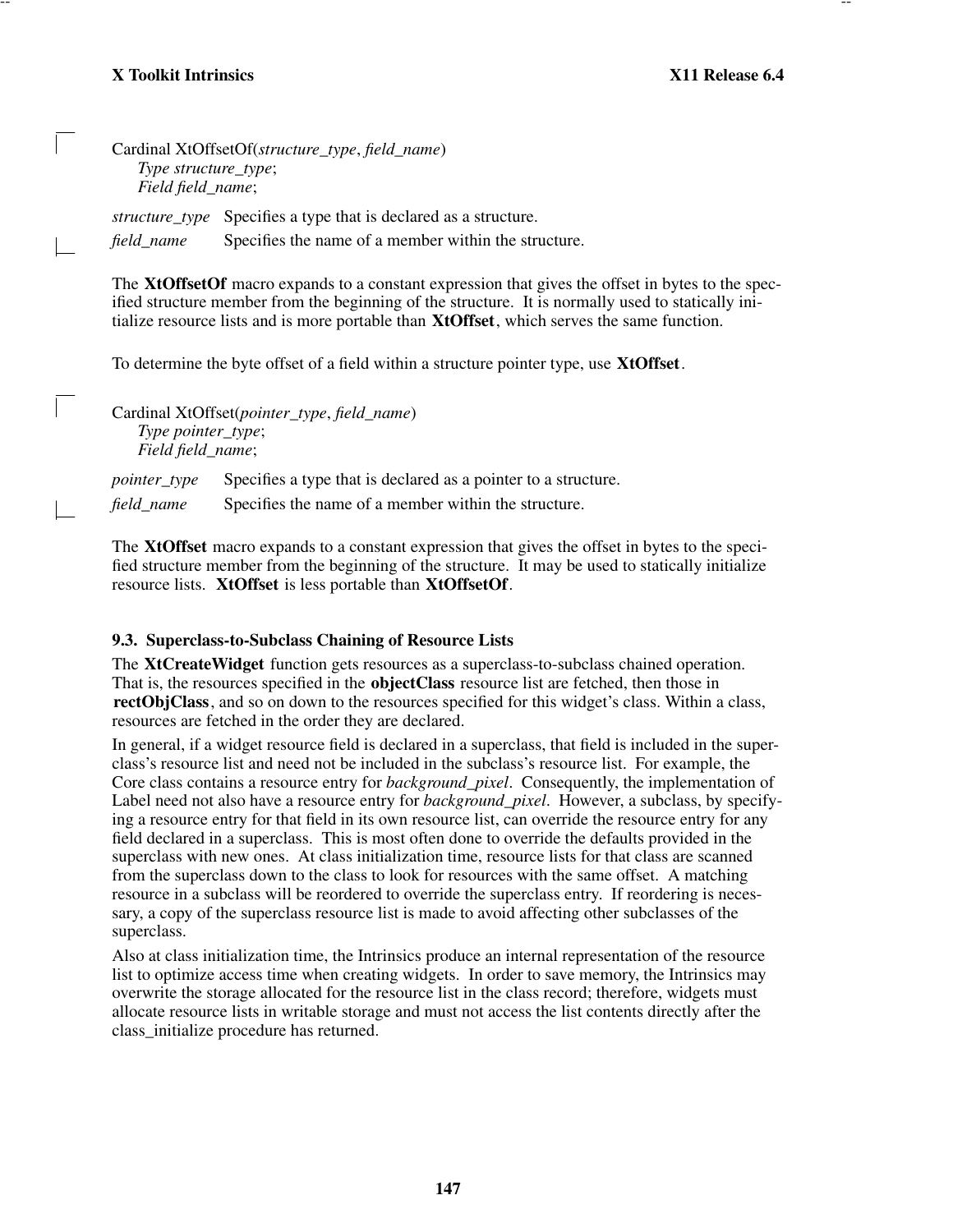Cardinal XtOffsetOf(*structure_type*, *field_name*)
    *Type structure_type*;
    *Field field_name*;

*structure_type* Specifies a type that is declared as a structure.

*field_name* Specifies the name of a member within the structure.

The **XtOffsetOf** macro expands to a constant expression that gives the offset in bytes to the specified structure member from the beginning of the structure. It is normally used to statically initialize resource lists and is more portable than **XtOffset**, which serves the same function.

To determine the byte offset of a field within a structure pointer type, use **XtOffset**.

Cardinal XtOffset(*pointer_type*, *field_name*)
    *Type pointer_type*;
    *Field field_name*;

*pointer_type* Specifies a type that is declared as a pointer to a structure.

*field_name* Specifies the name of a member within the structure.

The **XtOffset** macro expands to a constant expression that gives the offset in bytes to the specified structure member from the beginning of the structure. It may be used to statically initialize resource lists. **XtOffset** is less portable than **XtOffsetOf**.

### 9.3. Superclass-to-Subclass Chaining of Resource Lists

The **XtCreateWidget** function gets resources as a superclass-to-subclass chained operation. That is, the resources specified in the **objectClass** resource list are fetched, then those in **rectObjClass**, and so on down to the resources specified for this widget's class. Within a class, resources are fetched in the order they are declared.

In general, if a widget resource field is declared in a superclass, that field is included in the superclass's resource list and need not be included in the subclass's resource list. For example, the Core class contains a resource entry for *background_pixel*. Consequently, the implementation of Label need not also have a resource entry for *background_pixel*. However, a subclass, by specifying a resource entry for that field in its own resource list, can override the resource entry for any field declared in a superclass. This is most often done to override the defaults provided in the superclass with new ones. At class initialization time, resource lists for that class are scanned from the superclass down to the class to look for resources with the same offset. A matching resource in a subclass will be reordered to override the superclass entry. If reordering is necessary, a copy of the superclass resource list is made to avoid affecting other subclasses of the superclass.

Also at class initialization time, the Intrinsics produce an internal representation of the resource list to optimize access time when creating widgets. In order to save memory, the Intrinsics may overwrite the storage allocated for the resource list in the class record; therefore, widgets must allocate resource lists in writable storage and must not access the list contents directly after the class_initialize procedure has returned.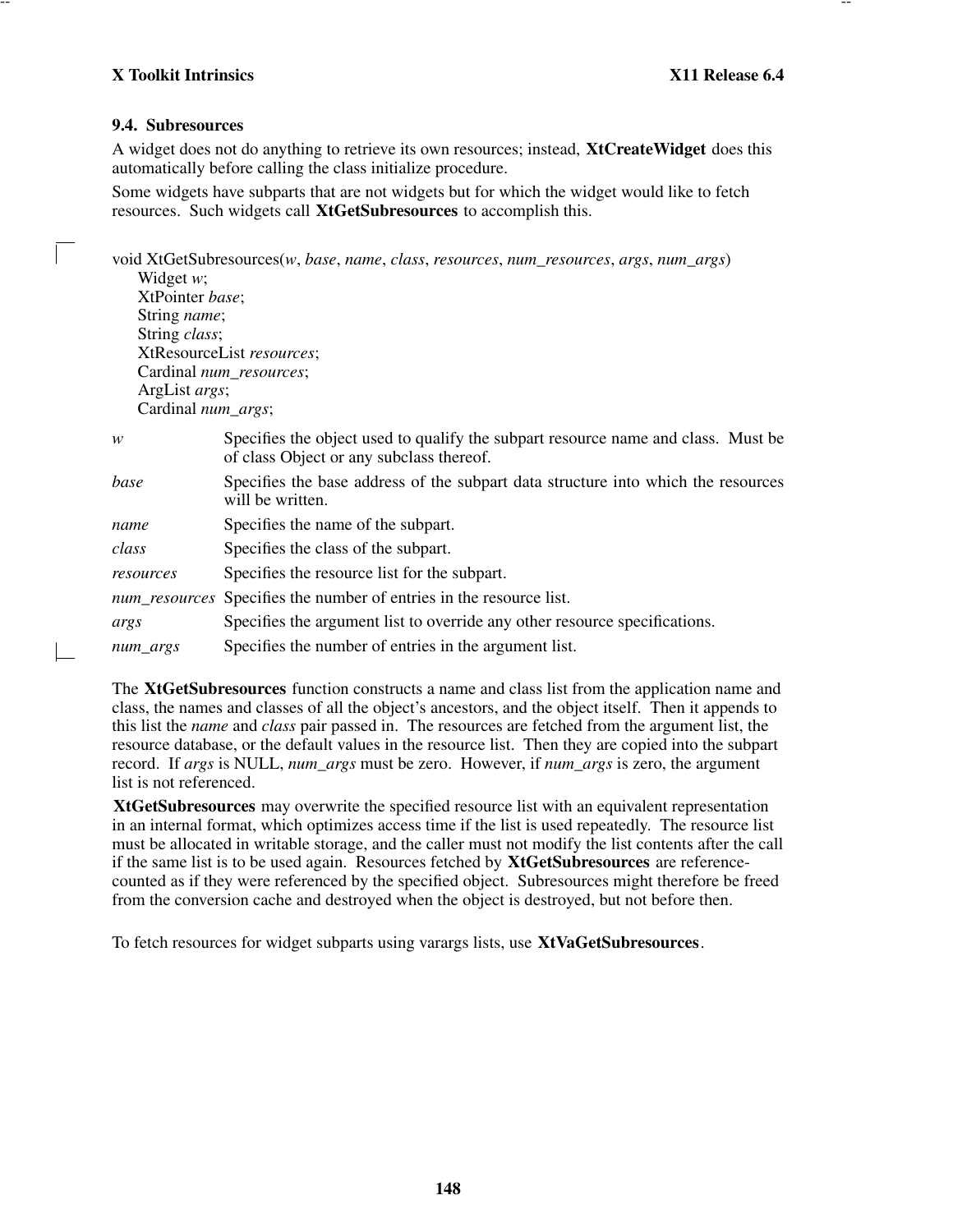### 9.4. Subresources

A widget does not do anything to retrieve its own resources; instead, **XtCreateWidget** does this automatically before calling the class initialize procedure.

Some widgets have subparts that are not widgets but for which the widget would like to fetch resources. Such widgets call **XtGetSubresources** to accomplish this.

```
void XtGetSubresources(w, base, name, class, resources, num_resources, args, num_args)
      Widget w;
      XtPointer base;
      String name;
      String class;
      XtResourceList resources;
      Cardinal num_resources;
      ArgList args;
      Cardinal num_args;
```

| | |
|---|---|
| *w* | Specifies the object used to qualify the subpart resource name and class. Must be of class Object or any subclass thereof. |
| *base* | Specifies the base address of the subpart data structure into which the resources will be written. |
| *name* | Specifies the name of the subpart. |
| *class* | Specifies the class of the subpart. |
| *resources* | Specifies the resource list for the subpart. |
| *num_resources* | Specifies the number of entries in the resource list. |
| *args* | Specifies the argument list to override any other resource specifications. |
| *num_args* | Specifies the number of entries in the argument list. |

The **XtGetSubresources** function constructs a name and class list from the application name and class, the names and classes of all the object's ancestors, and the object itself. Then it appends to this list the *name* and *class* pair passed in. The resources are fetched from the argument list, the resource database, or the default values in the resource list. Then they are copied into the subpart record. If *args* is NULL, *num_args* must be zero. However, if *num_args* is zero, the argument list is not referenced.

**XtGetSubresources** may overwrite the specified resource list with an equivalent representation in an internal format, which optimizes access time if the list is used repeatedly. The resource list must be allocated in writable storage, and the caller must not modify the list contents after the call if the same list is to be used again. Resources fetched by **XtGetSubresources** are reference-counted as if they were referenced by the specified object. Subresources might therefore be freed from the conversion cache and destroyed when the object is destroyed, but not before then.

To fetch resources for widget subparts using varargs lists, use **XtVaGetSubresources**.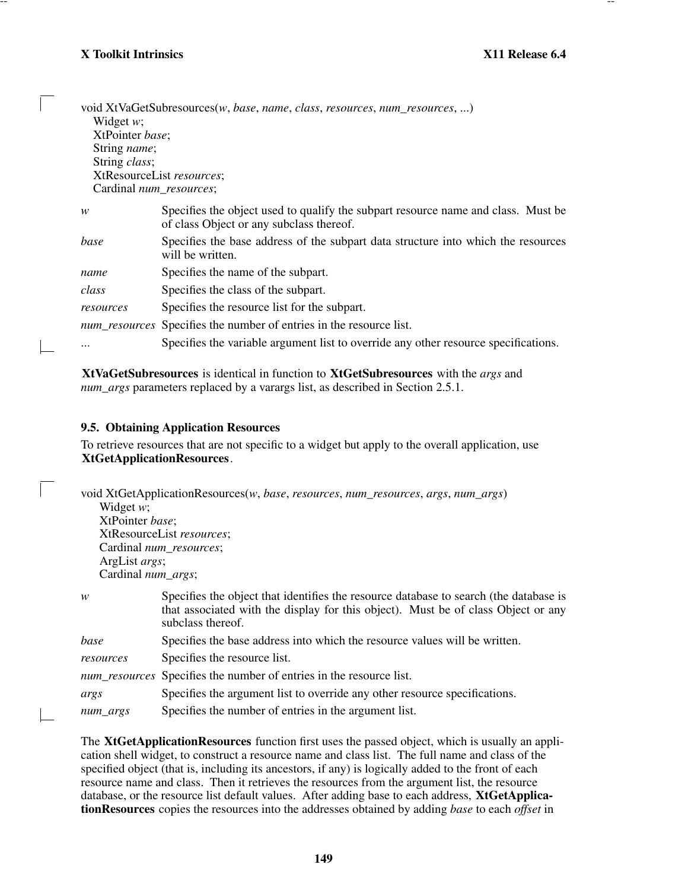```
void XtVaGetSubresources(w, base, name, class, resources, num_resources, ...)
    Widget w;
    XtPointer base;
    String name;
    String class;
    XtResourceList resources;
    Cardinal num_resources;
```

| | |
|---|---|
| *w* | Specifies the object used to qualify the subpart resource name and class. Must be of class Object or any subclass thereof. |
| *base* | Specifies the base address of the subpart data structure into which the resources will be written. |
| *name* | Specifies the name of the subpart. |
| *class* | Specifies the class of the subpart. |
| *resources* | Specifies the resource list for the subpart. |
| *num_resources* | Specifies the number of entries in the resource list. |
| ... | Specifies the variable argument list to override any other resource specifications. |

**XtVaGetSubresources** is identical in function to **XtGetSubresources** with the *args* and *num_args* parameters replaced by a varargs list, as described in Section 2.5.1.

### 9.5. Obtaining Application Resources

To retrieve resources that are not specific to a widget but apply to the overall application, use **XtGetApplicationResources**.

```
void XtGetApplicationResources(w, base, resources, num_resources, args, num_args)
    Widget w;
    XtPointer base;
    XtResourceList resources;
    Cardinal num_resources;
    ArgList args;
    Cardinal num_args;
```

| | |
|---|---|
| *w* | Specifies the object that identifies the resource database to search (the database is that associated with the display for this object). Must be of class Object or any subclass thereof. |
| *base* | Specifies the base address into which the resource values will be written. |
| *resources* | Specifies the resource list. |
| *num_resources* | Specifies the number of entries in the resource list. |
| *args* | Specifies the argument list to override any other resource specifications. |
| *num_args* | Specifies the number of entries in the argument list. |

The **XtGetApplicationResources** function first uses the passed object, which is usually an application shell widget, to construct a resource name and class list. The full name and class of the specified object (that is, including its ancestors, if any) is logically added to the front of each resource name and class. Then it retrieves the resources from the argument list, the resource database, or the resource list default values. After adding base to each address, **XtGetApplicationResources** copies the resources into the addresses obtained by adding *base* to each *offset* in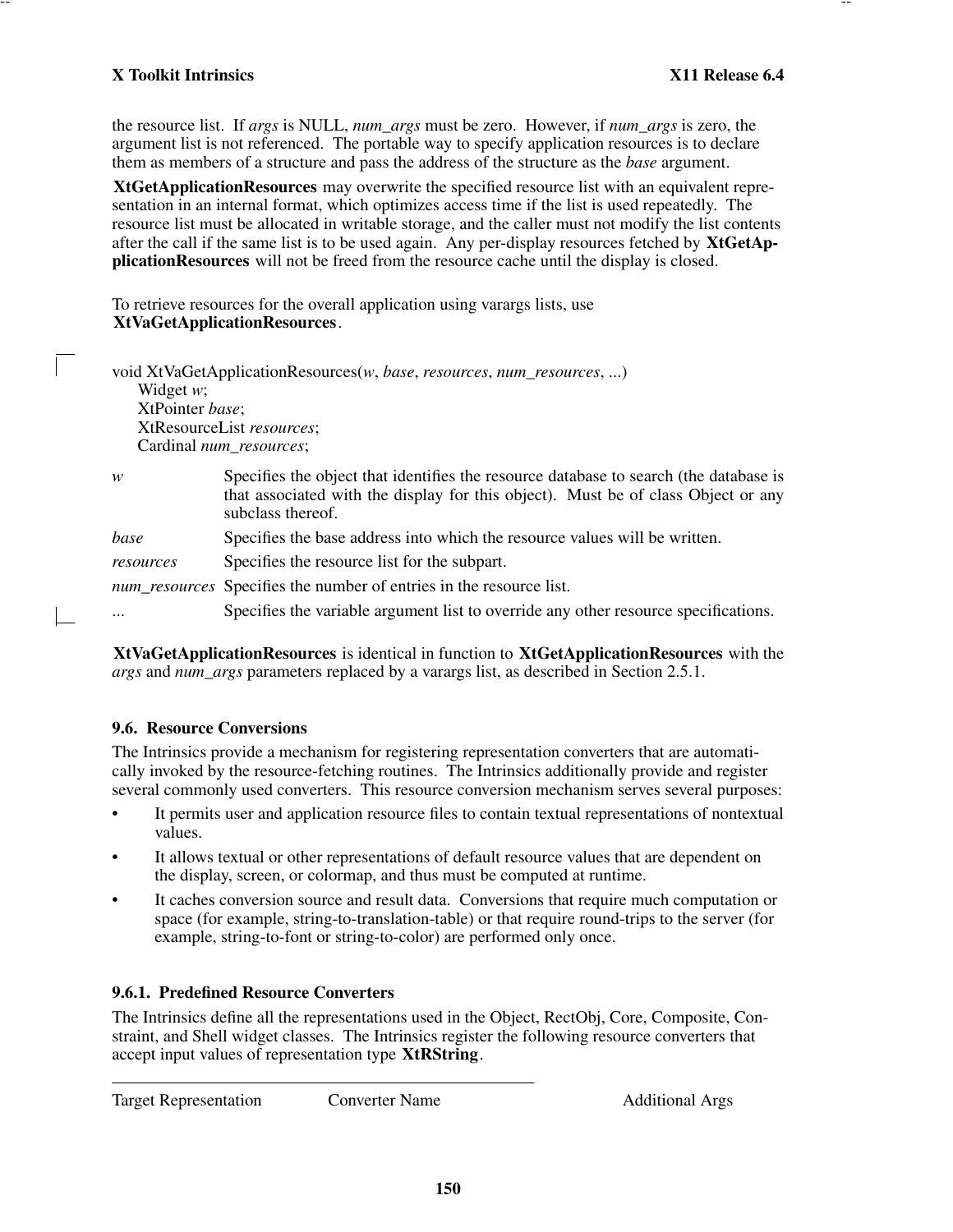the resource list. If *args* is NULL, *num_args* must be zero. However, if *num_args* is zero, the argument list is not referenced. The portable way to specify application resources is to declare them as members of a structure and pass the address of the structure as the *base* argument.

**XtGetApplicationResources** may overwrite the specified resource list with an equivalent representation in an internal format, which optimizes access time if the list is used repeatedly. The resource list must be allocated in writable storage, and the caller must not modify the list contents after the call if the same list is to be used again. Any per-display resources fetched by **XtGetApplicationResources** will not be freed from the resource cache until the display is closed.

To retrieve resources for the overall application using varargs lists, use **XtVaGetApplicationResources**.

```
void XtVaGetApplicationResources(w, base, resources, num_resources, ...)
      Widget w;
      XtPointer base;
      XtResourceList resources;
      Cardinal num_resources;
```

*w* Specifies the object that identifies the resource database to search (the database is that associated with the display for this object). Must be of class Object or any subclass thereof.

*base* Specifies the base address into which the resource values will be written.

*resources* Specifies the resource list for the subpart.

*num_resources* Specifies the number of entries in the resource list.

... Specifies the variable argument list to override any other resource specifications.

**XtVaGetApplicationResources** is identical in function to **XtGetApplicationResources** with the *args* and *num_args* parameters replaced by a varargs list, as described in Section 2.5.1.

## 9.6. Resource Conversions

The Intrinsics provide a mechanism for registering representation converters that are automatically invoked by the resource-fetching routines. The Intrinsics additionally provide and register several commonly used converters. This resource conversion mechanism serves several purposes:

- It permits user and application resource files to contain textual representations of nontextual values.
- It allows textual or other representations of default resource values that are dependent on the display, screen, or colormap, and thus must be computed at runtime.
- It caches conversion source and result data. Conversions that require much computation or space (for example, string-to-translation-table) or that require round-trips to the server (for example, string-to-font or string-to-color) are performed only once.

### 9.6.1. Predefined Resource Converters

The Intrinsics define all the representations used in the Object, RectObj, Core, Composite, Constraint, and Shell widget classes. The Intrinsics register the following resource converters that accept input values of representation type **XtRString**.

| Target Representation | Converter Name | Additional Args |
|---|---|---|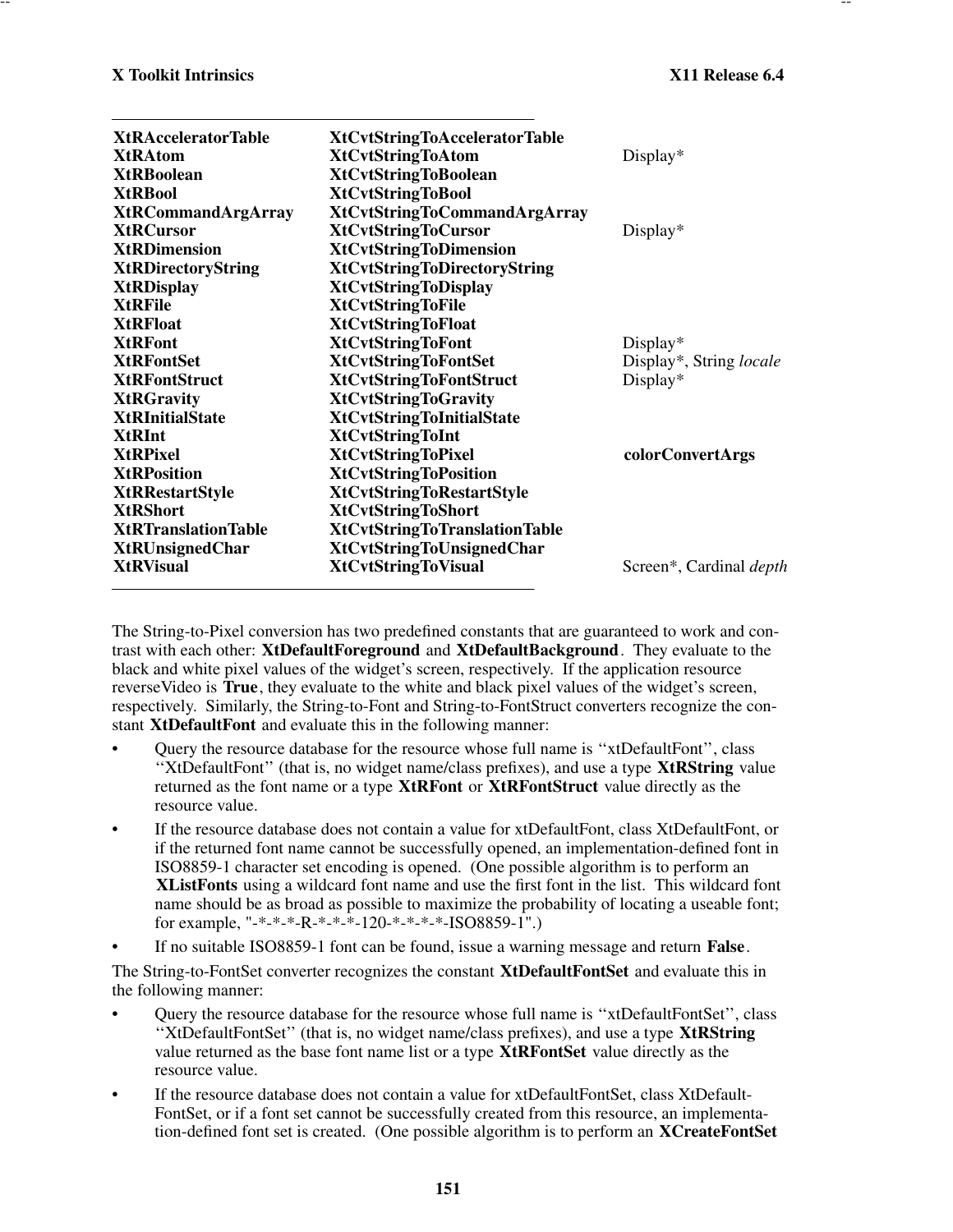| | | |
|---|---|---|
| **XtRAcceleratorTable** | **XtCvtStringToAcceleratorTable** | |
| **XtRAtom** | **XtCvtStringToAtom** | Display* |
| **XtRBoolean** | **XtCvtStringToBoolean** | |
| **XtRBool** | **XtCvtStringToBool** | |
| **XtRCommandArgArray** | **XtCvtStringToCommandArgArray** | |
| **XtRCursor** | **XtCvtStringToCursor** | Display* |
| **XtRDimension** | **XtCvtStringToDimension** | |
| **XtRDirectoryString** | **XtCvtStringToDirectoryString** | |
| **XtRDisplay** | **XtCvtStringToDisplay** | |
| **XtRFile** | **XtCvtStringToFile** | |
| **XtRFloat** | **XtCvtStringToFloat** | |
| **XtRFont** | **XtCvtStringToFont** | Display* |
| **XtRFontSet** | **XtCvtStringToFontSet** | Display*, String *locale* |
| **XtRFontStruct** | **XtCvtStringToFontStruct** | Display* |
| **XtRGravity** | **XtCvtStringToGravity** | |
| **XtRInitialState** | **XtCvtStringToInitialState** | |
| **XtRInt** | **XtCvtStringToInt** | |
| **XtRPixel** | **XtCvtStringToPixel** | **colorConvertArgs** |
| **XtRPosition** | **XtCvtStringToPosition** | |
| **XtRRestartStyle** | **XtCvtStringToRestartStyle** | |
| **XtRShort** | **XtCvtStringToShort** | |
| **XtRTranslationTable** | **XtCvtStringToTranslationTable** | |
| **XtRUnsignedChar** | **XtCvtStringToUnsignedChar** | |
| **XtRVisual** | **XtCvtStringToVisual** | Screen*, Cardinal *depth* |

The String-to-Pixel conversion has two predefined constants that are guaranteed to work and contrast with each other: **XtDefaultForeground** and **XtDefaultBackground**. They evaluate to the black and white pixel values of the widget's screen, respectively. If the application resource reverseVideo is **True**, they evaluate to the white and black pixel values of the widget's screen, respectively. Similarly, the String-to-Font and String-to-FontStruct converters recognize the constant **XtDefaultFont** and evaluate this in the following manner:

- Query the resource database for the resource whose full name is ''xtDefaultFont'', class ''XtDefaultFont'' (that is, no widget name/class prefixes), and use a type **XtRString** value returned as the font name or a type **XtRFont** or **XtRFontStruct** value directly as the resource value.
- If the resource database does not contain a value for xtDefaultFont, class XtDefaultFont, or if the returned font name cannot be successfully opened, an implementation-defined font in ISO8859-1 character set encoding is opened. (One possible algorithm is to perform an **XListFonts** using a wildcard font name and use the first font in the list. This wildcard font name should be as broad as possible to maximize the probability of locating a useable font; for example, "-*-*-*-R-*-*-*-120-*-*-*-*-ISO8859-1".)
- If no suitable ISO8859-1 font can be found, issue a warning message and return **False**.

The String-to-FontSet converter recognizes the constant **XtDefaultFontSet** and evaluate this in the following manner:

- Query the resource database for the resource whose full name is ''xtDefaultFontSet'', class ''XtDefaultFontSet'' (that is, no widget name/class prefixes), and use a type **XtRString** value returned as the base font name list or a type **XtRFontSet** value directly as the resource value.
- If the resource database does not contain a value for xtDefaultFontSet, class XtDefaultFontSet, or if a font set cannot be successfully created from this resource, an implementation-defined font set is created. (One possible algorithm is to perform an **XCreateFontSet**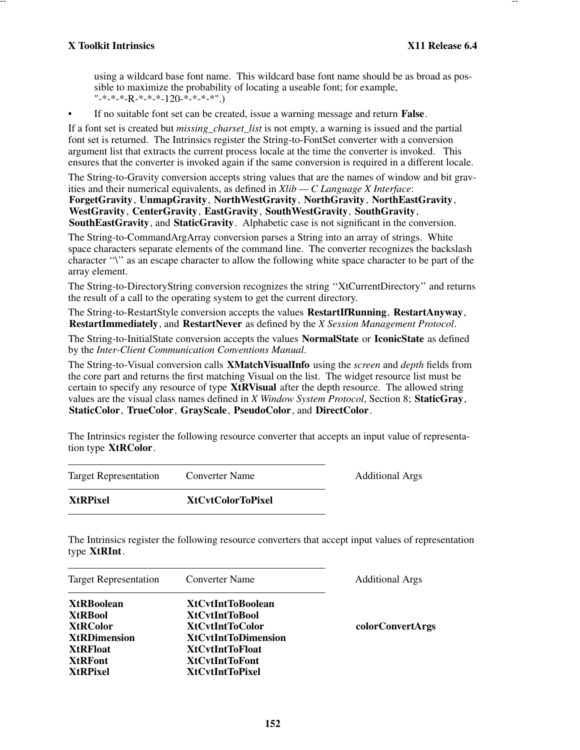using a wildcard base font name. This wildcard base font name should be as broad as possible to maximize the probability of locating a useable font; for example, "-*-*-*-R-*-*-*-120-*-*-*-*".)

- If no suitable font set can be created, issue a warning message and return **False**.

If a font set is created but *missing_charset_list* is not empty, a warning is issued and the partial font set is returned. The Intrinsics register the String-to-FontSet converter with a conversion argument list that extracts the current process locale at the time the converter is invoked. This ensures that the converter is invoked again if the same conversion is required in a different locale.

The String-to-Gravity conversion accepts string values that are the names of window and bit gravities and their numerical equivalents, as defined in *Xlib — C Language X Interface*: **ForgetGravity**, **UnmapGravity**, **NorthWestGravity**, **NorthGravity**, **NorthEastGravity**, **WestGravity**, **CenterGravity**, **EastGravity**, **SouthWestGravity**, **SouthGravity**, **SouthEastGravity**, and **StaticGravity**. Alphabetic case is not significant in the conversion.

The String-to-CommandArgArray conversion parses a String into an array of strings. White space characters separate elements of the command line. The converter recognizes the backslash character ''\'' as an escape character to allow the following white space character to be part of the array element.

The String-to-DirectoryString conversion recognizes the string ''XtCurrentDirectory'' and returns the result of a call to the operating system to get the current directory.

The String-to-RestartStyle conversion accepts the values **RestartIfRunning**, **RestartAnyway**, **RestartImmediately**, and **RestartNever** as defined by the *X Session Management Protocol*.

The String-to-InitialState conversion accepts the values **NormalState** or **IconicState** as defined by the *Inter-Client Communication Conventions Manual*.

The String-to-Visual conversion calls **XMatchVisualInfo** using the *screen* and *depth* fields from the core part and returns the first matching Visual on the list. The widget resource list must be certain to specify any resource of type **XtRVisual** after the depth resource. The allowed string values are the visual class names defined in *X Window System Protocol*, Section 8; **StaticGray**, **StaticColor**, **TrueColor**, **GrayScale**, **PseudoColor**, and **DirectColor**.

The Intrinsics register the following resource converter that accepts an input value of representation type **XtRColor**.

| Target Representation | Converter Name | Additional Args |
|---|---|---|
| **XtRPixel** | **XtCvtColorToPixel** | |

The Intrinsics register the following resource converters that accept input values of representation type **XtRInt**.

| Target Representation | Converter Name | Additional Args |
|---|---|---|
| **XtRBoolean** | **XtCvtIntToBoolean** | |
| **XtRBool** | **XtCvtIntToBool** | |
| **XtRColor** | **XtCvtIntToColor** | **colorConvertArgs** |
| **XtRDimension** | **XtCvtIntToDimension** | |
| **XtRFloat** | **XtCvtIntToFloat** | |
| **XtRFont** | **XtCvtIntToFont** | |
| **XtRPixel** | **XtCvtIntToPixel** | |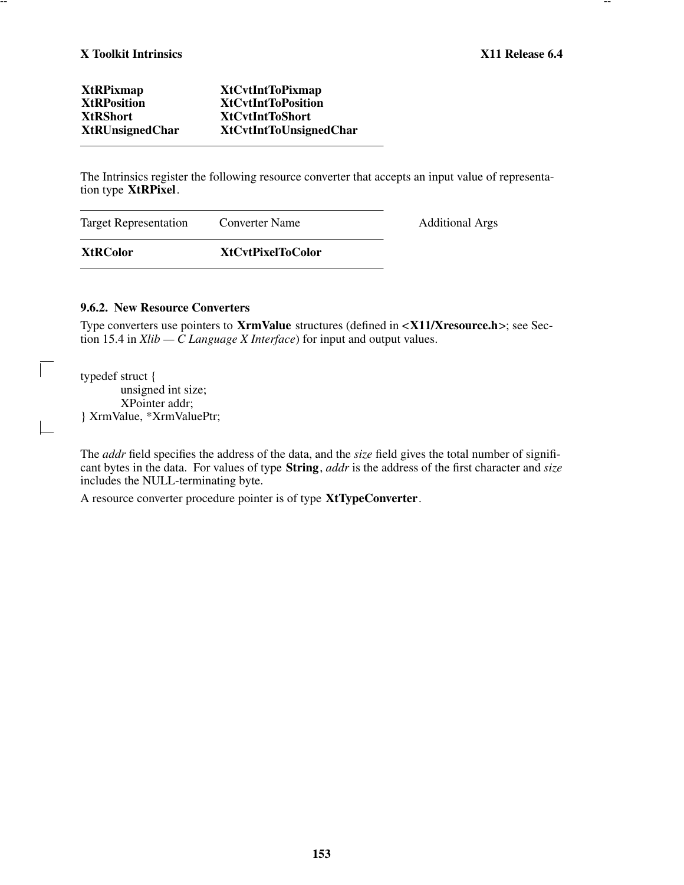| | |
|---|---|
| **XtRPixmap** | **XtCvtIntToPixmap** |
| **XtRPosition** | **XtCvtIntToPosition** |
| **XtRShort** | **XtCvtIntToShort** |
| **XtRUnsignedChar** | **XtCvtIntToUnsignedChar** |

The Intrinsics register the following resource converter that accepts an input value of representation type **XtRPixel**.

| Target Representation | Converter Name | Additional Args |
|---|---|---|
| **XtRColor** | **XtCvtPixelToColor** | |

### 9.6.2. New Resource Converters

Type converters use pointers to **XrmValue** structures (defined in **<X11/Xresource.h>**; see Section 15.4 in *Xlib — C Language X Interface*) for input and output values.

```
typedef struct {
        unsigned int size;
        XPointer addr;
} XrmValue, *XrmValuePtr;
```

The *addr* field specifies the address of the data, and the *size* field gives the total number of significant bytes in the data. For values of type **String**, *addr* is the address of the first character and *size* includes the NULL-terminating byte.

A resource converter procedure pointer is of type **XtTypeConverter**.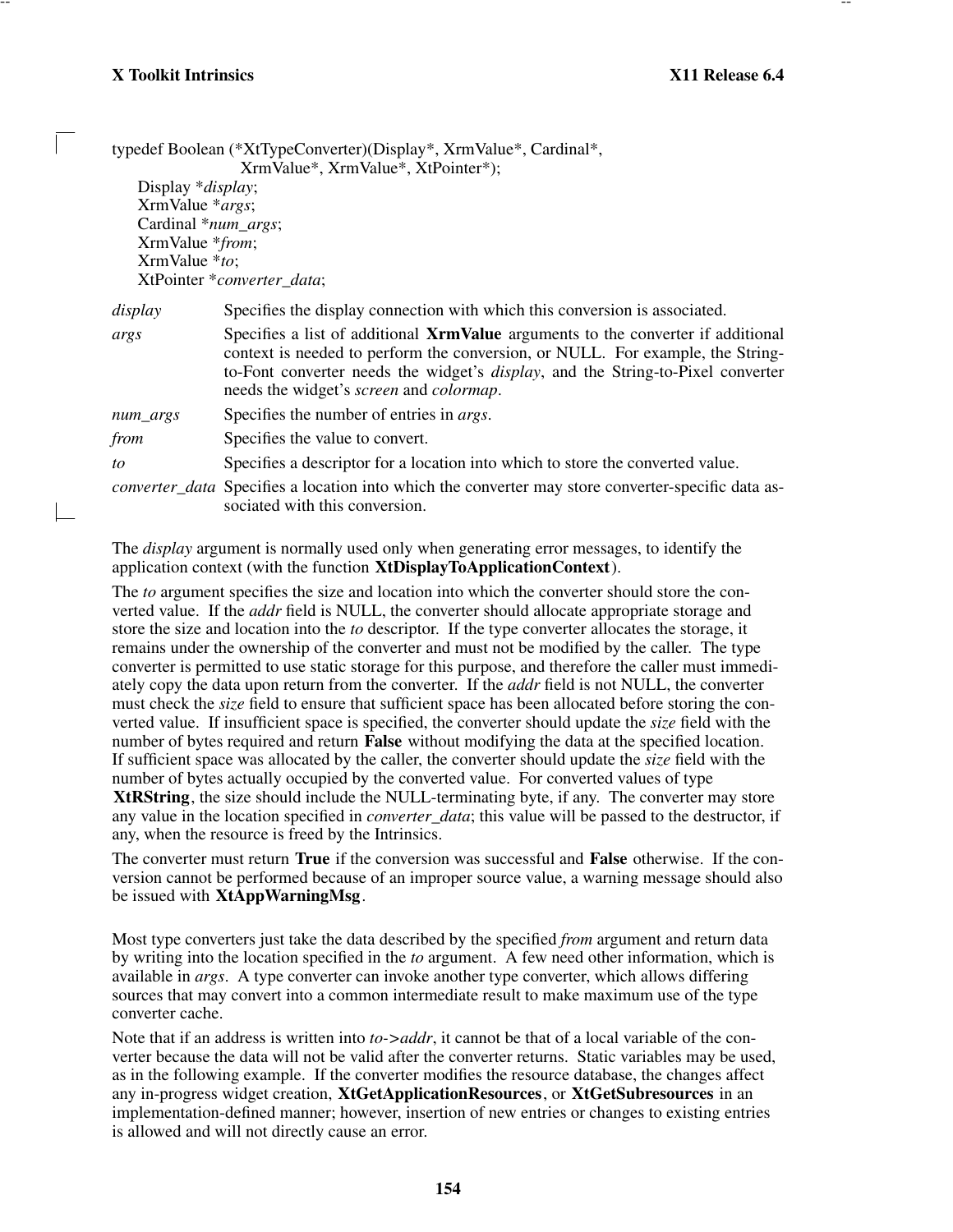```
typedef Boolean (*XtTypeConverter)(Display*, XrmValue*, Cardinal*,
                    XrmValue*, XrmValue*, XtPointer*);
    Display *display;
    XrmValue *args;
    Cardinal *num_args;
    XrmValue *from;
    XrmValue *to;
    XtPointer *converter_data;
```

*display* Specifies the display connection with which this conversion is associated.

*args* Specifies a list of additional **XrmValue** arguments to the converter if additional context is needed to perform the conversion, or NULL. For example, the String-to-Font converter needs the widget's *display*, and the String-to-Pixel converter needs the widget's *screen* and *colormap*.

*num_args* Specifies the number of entries in *args*.

*from* Specifies the value to convert.

*to* Specifies a descriptor for a location into which to store the converted value.

*converter_data* Specifies a location into which the converter may store converter-specific data associated with this conversion.

The *display* argument is normally used only when generating error messages, to identify the application context (with the function **XtDisplayToApplicationContext**).

The *to* argument specifies the size and location into which the converter should store the converted value. If the *addr* field is NULL, the converter should allocate appropriate storage and store the size and location into the *to* descriptor. If the type converter allocates the storage, it remains under the ownership of the converter and must not be modified by the caller. The type converter is permitted to use static storage for this purpose, and therefore the caller must immediately copy the data upon return from the converter. If the *addr* field is not NULL, the converter must check the *size* field to ensure that sufficient space has been allocated before storing the converted value. If insufficient space is specified, the converter should update the *size* field with the number of bytes required and return **False** without modifying the data at the specified location. If sufficient space was allocated by the caller, the converter should update the *size* field with the number of bytes actually occupied by the converted value. For converted values of type **XtRString**, the size should include the NULL-terminating byte, if any. The converter may store any value in the location specified in *converter_data*; this value will be passed to the destructor, if any, when the resource is freed by the Intrinsics.

The converter must return **True** if the conversion was successful and **False** otherwise. If the conversion cannot be performed because of an improper source value, a warning message should also be issued with **XtAppWarningMsg**.

Most type converters just take the data described by the specified *from* argument and return data by writing into the location specified in the *to* argument. A few need other information, which is available in *args*. A type converter can invoke another type converter, which allows differing sources that may convert into a common intermediate result to make maximum use of the type converter cache.

Note that if an address is written into *to->addr*, it cannot be that of a local variable of the converter because the data will not be valid after the converter returns. Static variables may be used, as in the following example. If the converter modifies the resource database, the changes affect any in-progress widget creation, **XtGetApplicationResources**, or **XtGetSubresources** in an implementation-defined manner; however, insertion of new entries or changes to existing entries is allowed and will not directly cause an error.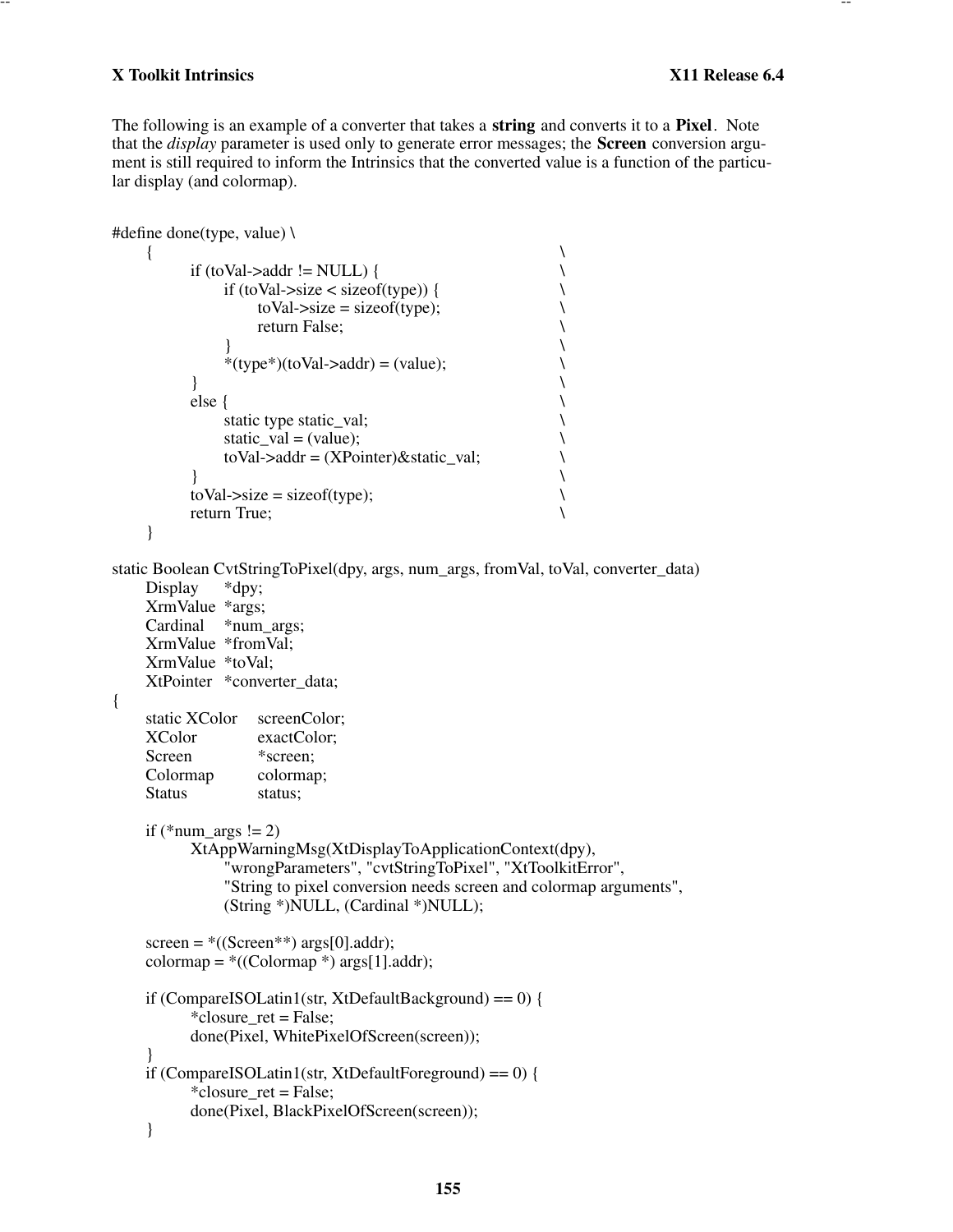The following is an example of a converter that takes a **string** and converts it to a **Pixel**. Note that the *display* parameter is used only to generate error messages; the **Screen** conversion argument is still required to inform the Intrinsics that the converted value is a function of the particular display (and colormap).

```
#define done(type, value) \
	{							\
		if (toVal->addr != NULL) {				\
			if (toVal->size < sizeof(type)) {		\
				toVal->size = sizeof(type);		\
				return False;			\
			}					\
			*(type*)(toVal->addr) = (value);		\
		}						\
		else {						\
			static type static_val;			\
			static_val = (value);			\
			toVal->addr = (XPointer)&static_val;	\
		}						\
		toVal->size = sizeof(type);			\
		return True;					\
	}

static Boolean CvtStringToPixel(dpy, args, num_args, fromVal, toVal, converter_data)
	Display	*dpy;
	XrmValue	*args;
	Cardinal	*num_args;
	XrmValue	*fromVal;
	XrmValue	*toVal;
	XtPointer	*converter_data;
{
	static XColor	screenColor;
	XColor		exactColor;
	Screen		*screen;
	Colormap	colormap;
	Status		status;

	if (*num_args != 2)
		XtAppWarningMsg(XtDisplayToApplicationContext(dpy),
			"wrongParameters", "cvtStringToPixel", "XtToolkitError",
			"String to pixel conversion needs screen and colormap arguments",
			(String *)NULL, (Cardinal *)NULL);

	screen = *((Screen**) args[0].addr);
	colormap = *((Colormap *) args[1].addr);

	if (CompareISOLatin1(str, XtDefaultBackground) == 0) {
		*closure_ret = False;
		done(Pixel, WhitePixelOfScreen(screen));
	}
	if (CompareISOLatin1(str, XtDefaultForeground) == 0) {
		*closure_ret = False;
		done(Pixel, BlackPixelOfScreen(screen));
	}
```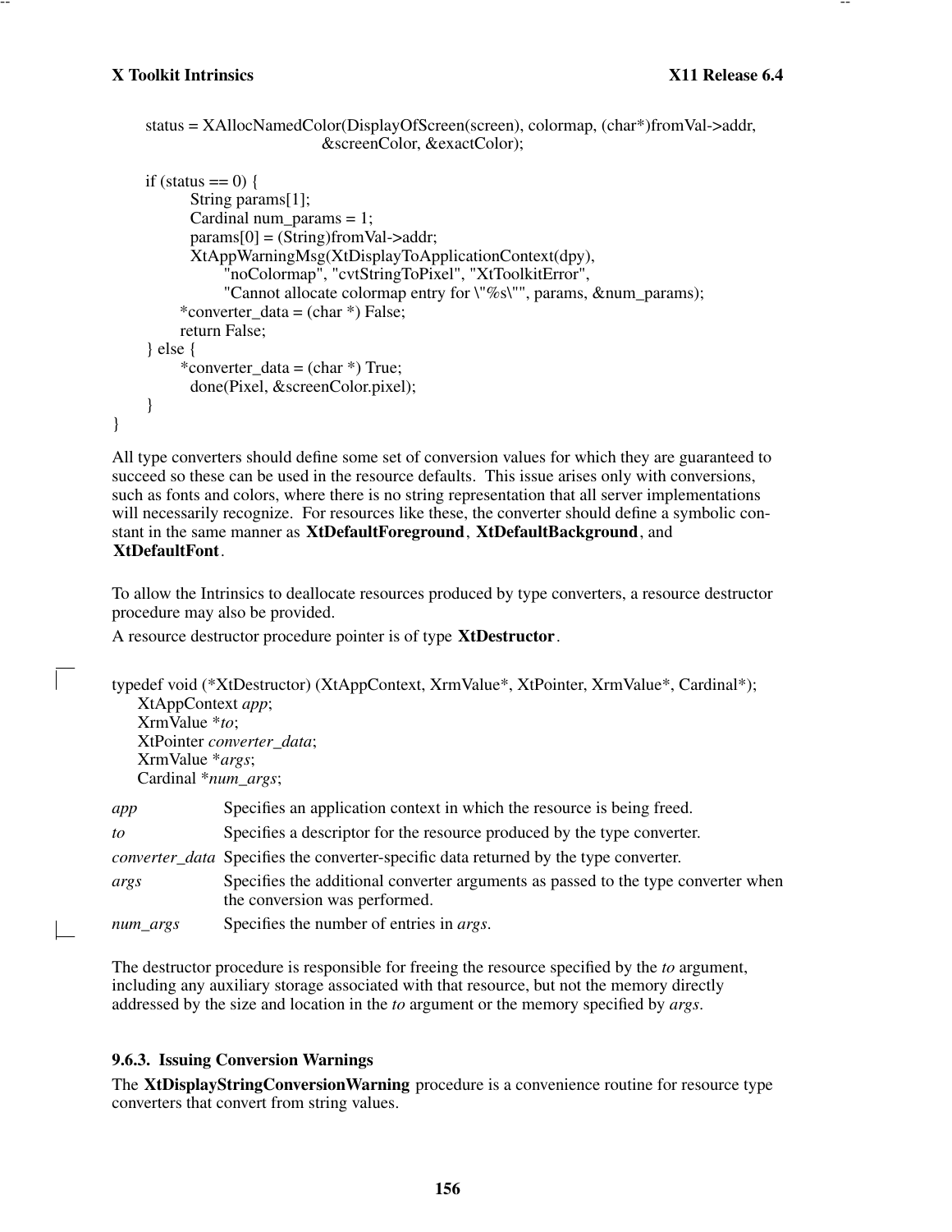```
    status = XAllocNamedColor(DisplayOfScreen(screen), colormap, (char*)fromVal->addr,
                              &screenColor, &exactColor);

    if (status == 0) {
            String params[1];
            Cardinal num_params = 1;
            params[0] = (String)fromVal->addr;
            XtAppWarningMsg(XtDisplayToApplicationContext(dpy),
                  "noColormap", "cvtStringToPixel", "XtToolkitError",
                  "Cannot allocate colormap entry for \"%s\"", params, &num_params);
          *converter_data = (char *) False;
          return False;
    } else {
          *converter_data = (char *) True;
            done(Pixel, &screenColor.pixel);
    }
}
```

All type converters should define some set of conversion values for which they are guaranteed to succeed so these can be used in the resource defaults. This issue arises only with conversions, such as fonts and colors, where there is no string representation that all server implementations will necessarily recognize. For resources like these, the converter should define a symbolic constant in the same manner as **XtDefaultForeground**, **XtDefaultBackground**, and **XtDefaultFont**.

To allow the Intrinsics to deallocate resources produced by type converters, a resource destructor procedure may also be provided.

A resource destructor procedure pointer is of type **XtDestructor**.

```
typedef void (*XtDestructor) (XtAppContext, XrmValue*, XtPointer, XrmValue*, Cardinal*);
    XtAppContext app;
    XrmValue *to;
    XtPointer converter_data;
    XrmValue *args;
    Cardinal *num_args;
```

| | |
|---|---|
| *app* | Specifies an application context in which the resource is being freed. |
| *to* | Specifies a descriptor for the resource produced by the type converter. |
| *converter_data* | Specifies the converter-specific data returned by the type converter. |
| *args* | Specifies the additional converter arguments as passed to the type converter when the conversion was performed. |
| *num_args* | Specifies the number of entries in *args*. |

The destructor procedure is responsible for freeing the resource specified by the *to* argument, including any auxiliary storage associated with that resource, but not the memory directly addressed by the size and location in the *to* argument or the memory specified by *args*.

### 9.6.3. Issuing Conversion Warnings

The **XtDisplayStringConversionWarning** procedure is a convenience routine for resource type converters that convert from string values.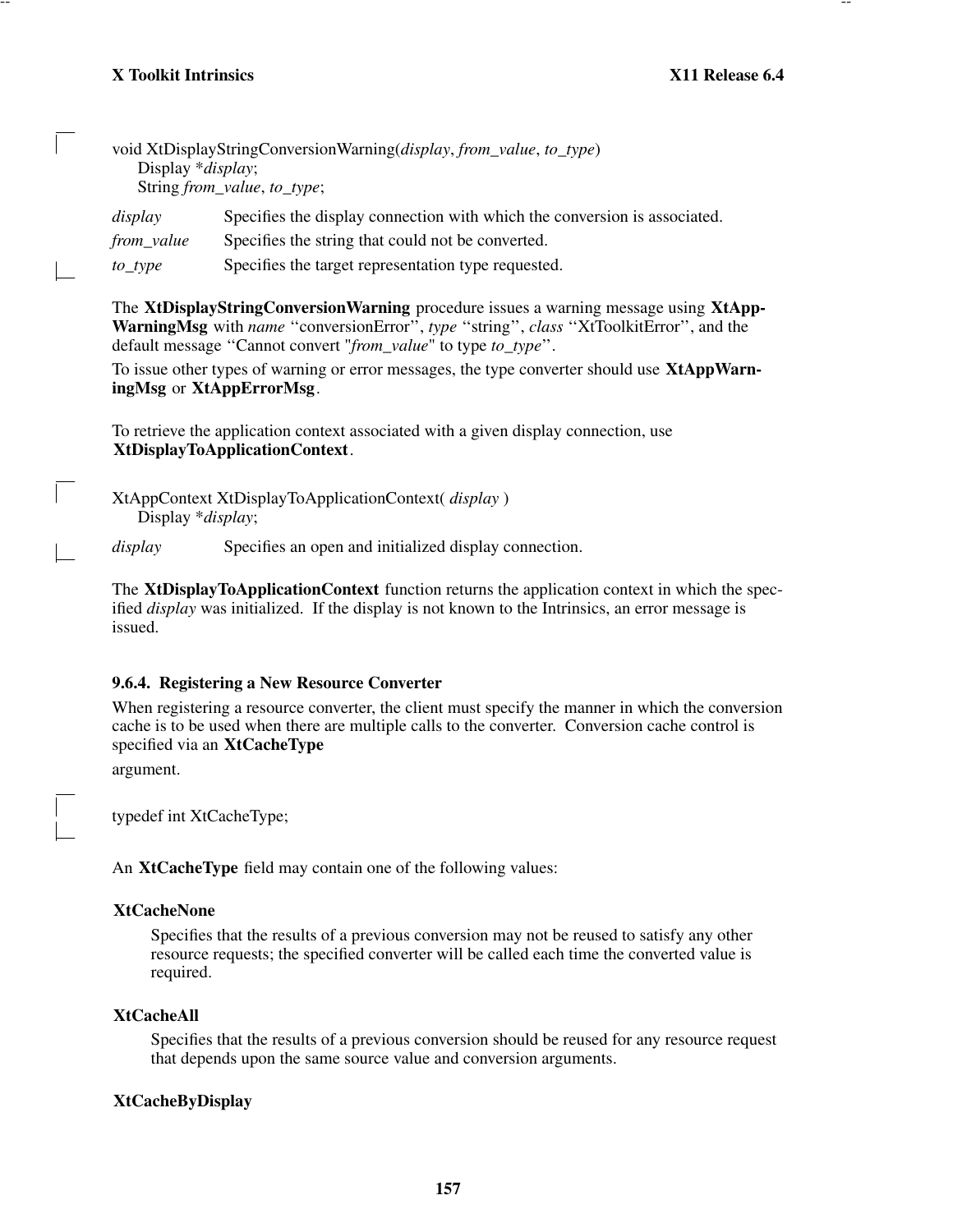```
void XtDisplayStringConversionWarning(display, from_value, to_type)
     Display *display;
     String from_value, to_type;
```

*display* Specifies the display connection with which the conversion is associated.

*from_value* Specifies the string that could not be converted.

*to_type* Specifies the target representation type requested.

The **XtDisplayStringConversionWarning** procedure issues a warning message using **XtAppWarningMsg** with *name* ‘‘conversionError’’, *type* ‘‘string’’, *class* ‘‘XtToolkitError’’, and the default message ‘‘Cannot convert "*from_value*" to type *to_type*’’.

To issue other types of warning or error messages, the type converter should use **XtAppWarningMsg** or **XtAppErrorMsg**.

To retrieve the application context associated with a given display connection, use **XtDisplayToApplicationContext**.

```
XtAppContext XtDisplayToApplicationContext( display )
     Display *display;
```

*display* Specifies an open and initialized display connection.

The **XtDisplayToApplicationContext** function returns the application context in which the specified *display* was initialized. If the display is not known to the Intrinsics, an error message is issued.

### 9.6.4. Registering a New Resource Converter

When registering a resource converter, the client must specify the manner in which the conversion cache is to be used when there are multiple calls to the converter. Conversion cache control is specified via an **XtCacheType**

argument.

```
typedef int XtCacheType;
```

An **XtCacheType** field may contain one of the following values:

**XtCacheNone**

Specifies that the results of a previous conversion may not be reused to satisfy any other resource requests; the specified converter will be called each time the converted value is required.

**XtCacheAll**

Specifies that the results of a previous conversion should be reused for any resource request that depends upon the same source value and conversion arguments.

**XtCacheByDisplay**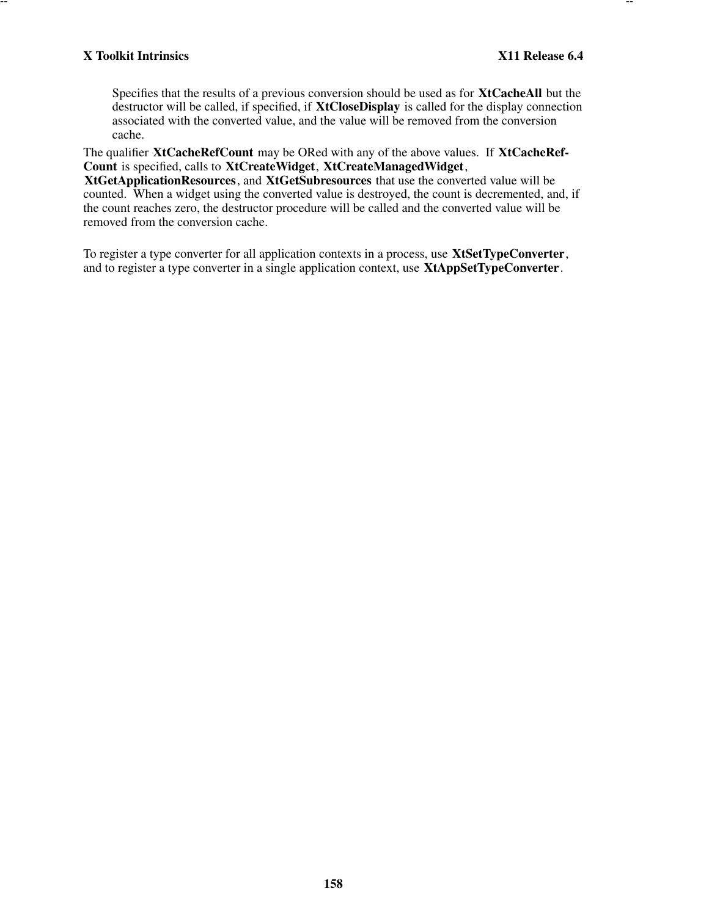Specifies that the results of a previous conversion should be used as for **XtCacheAll** but the destructor will be called, if specified, if **XtCloseDisplay** is called for the display connection associated with the converted value, and the value will be removed from the conversion cache.

The qualifier **XtCacheRefCount** may be ORed with any of the above values. If **XtCacheRefCount** is specified, calls to **XtCreateWidget**, **XtCreateManagedWidget**, **XtGetApplicationResources**, and **XtGetSubresources** that use the converted value will be counted. When a widget using the converted value is destroyed, the count is decremented, and, if the count reaches zero, the destructor procedure will be called and the converted value will be removed from the conversion cache.

To register a type converter for all application contexts in a process, use **XtSetTypeConverter**, and to register a type converter in a single application context, use **XtAppSetTypeConverter**.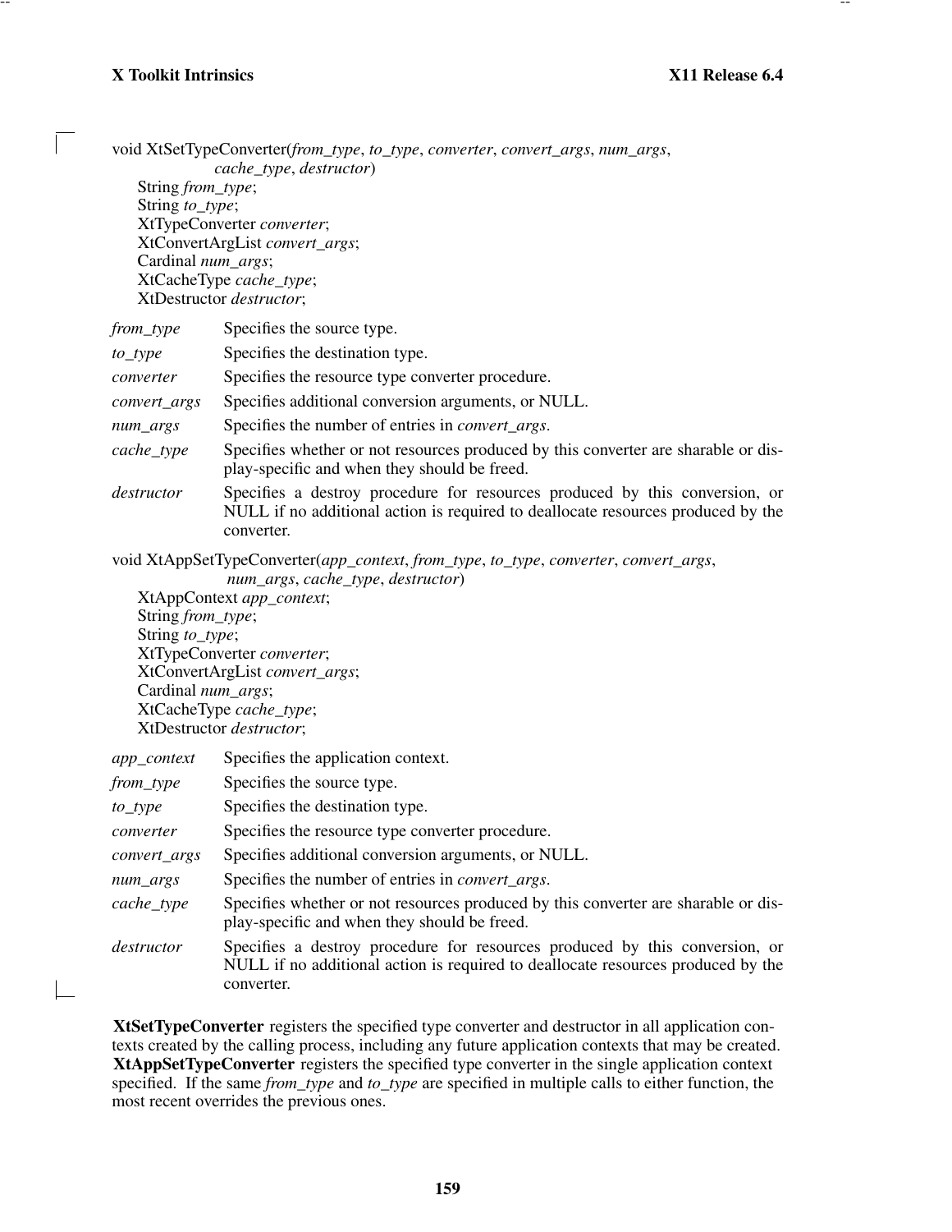void XtSetTypeConverter(*from_type*, *to_type*, *converter*, *convert_args*, *num_args*,
*cache_type*, *destructor*)
String *from_type*;
String *to_type*;
XtTypeConverter *converter*;
XtConvertArgList *convert_args*;
Cardinal *num_args*;
XtCacheType *cache_type*;
XtDestructor *destructor*;

*from_type* Specifies the source type.

*to_type* Specifies the destination type.

*converter* Specifies the resource type converter procedure.

*convert_args* Specifies additional conversion arguments, or NULL.

*num_args* Specifies the number of entries in *convert_args*.

*cache_type* Specifies whether or not resources produced by this converter are sharable or display-specific and when they should be freed.

*destructor* Specifies a destroy procedure for resources produced by this conversion, or NULL if no additional action is required to deallocate resources produced by the converter.

void XtAppSetTypeConverter(*app_context*, *from_type*, *to_type*, *converter*, *convert_args*,
*num_args*, *cache_type*, *destructor*)
XtAppContext *app_context*;
String *from_type*;
String *to_type*;
XtTypeConverter *converter*;
XtConvertArgList *convert_args*;
Cardinal *num_args*;
XtCacheType *cache_type*;
XtDestructor *destructor*;

*app_context* Specifies the application context.

*from_type* Specifies the source type.

*to_type* Specifies the destination type.

*converter* Specifies the resource type converter procedure.

*convert_args* Specifies additional conversion arguments, or NULL.

*num_args* Specifies the number of entries in *convert_args*.

*cache_type* Specifies whether or not resources produced by this converter are sharable or display-specific and when they should be freed.

*destructor* Specifies a destroy procedure for resources produced by this conversion, or NULL if no additional action is required to deallocate resources produced by the converter.

**XtSetTypeConverter** registers the specified type converter and destructor in all application contexts created by the calling process, including any future application contexts that may be created. **XtAppSetTypeConverter** registers the specified type converter in the single application context specified. If the same *from_type* and *to_type* are specified in multiple calls to either function, the most recent overrides the previous ones.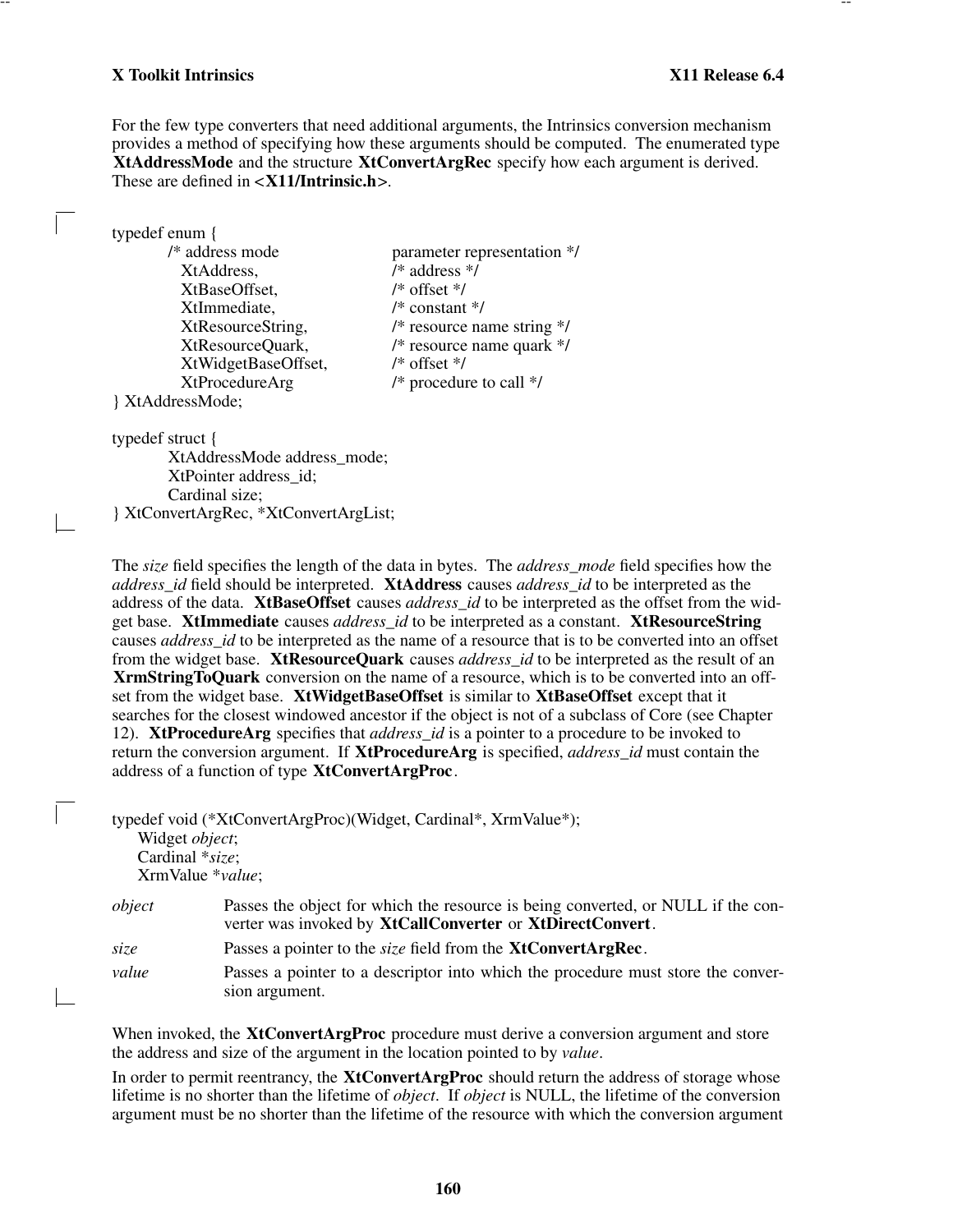For the few type converters that need additional arguments, the Intrinsics conversion mechanism provides a method of specifying how these arguments should be computed. The enumerated type **XtAddressMode** and the structure **XtConvertArgRec** specify how each argument is derived. These are defined in **<X11/Intrinsic.h>**.

```
typedef enum {
        /* address mode              parameter representation */
          XtAddress,                 /* address */
          XtBaseOffset,              /* offset */
          XtImmediate,               /* constant */
          XtResourceString,          /* resource name string */
          XtResourceQuark,           /* resource name quark */
          XtWidgetBaseOffset,        /* offset */
          XtProcedureArg             /* procedure to call */
} XtAddressMode;

typedef struct {
        XtAddressMode address_mode;
        XtPointer address_id;
        Cardinal size;
} XtConvertArgRec, *XtConvertArgList;
```

The *size* field specifies the length of the data in bytes. The *address_mode* field specifies how the *address_id* field should be interpreted. **XtAddress** causes *address_id* to be interpreted as the address of the data. **XtBaseOffset** causes *address_id* to be interpreted as the offset from the widget base. **XtImmediate** causes *address_id* to be interpreted as a constant. **XtResourceString** causes *address_id* to be interpreted as the name of a resource that is to be converted into an offset from the widget base. **XtResourceQuark** causes *address_id* to be interpreted as the result of an **XrmStringToQuark** conversion on the name of a resource, which is to be converted into an offset from the widget base. **XtWidgetBaseOffset** is similar to **XtBaseOffset** except that it searches for the closest windowed ancestor if the object is not of a subclass of Core (see Chapter 12). **XtProcedureArg** specifies that *address_id* is a pointer to a procedure to be invoked to return the conversion argument. If **XtProcedureArg** is specified, *address_id* must contain the address of a function of type **XtConvertArgProc**.

```
typedef void (*XtConvertArgProc)(Widget, Cardinal*, XrmValue*);
    Widget object;
    Cardinal *size;
    XrmValue *value;
```

*object* Passes the object for which the resource is being converted, or NULL if the converter was invoked by **XtCallConverter** or **XtDirectConvert**.

*size* Passes a pointer to the *size* field from the **XtConvertArgRec**.

*value* Passes a pointer to a descriptor into which the procedure must store the conversion argument.

When invoked, the **XtConvertArgProc** procedure must derive a conversion argument and store the address and size of the argument in the location pointed to by *value*.

In order to permit reentrancy, the **XtConvertArgProc** should return the address of storage whose lifetime is no shorter than the lifetime of *object*. If *object* is NULL, the lifetime of the conversion argument must be no shorter than the lifetime of the resource with which the conversion argument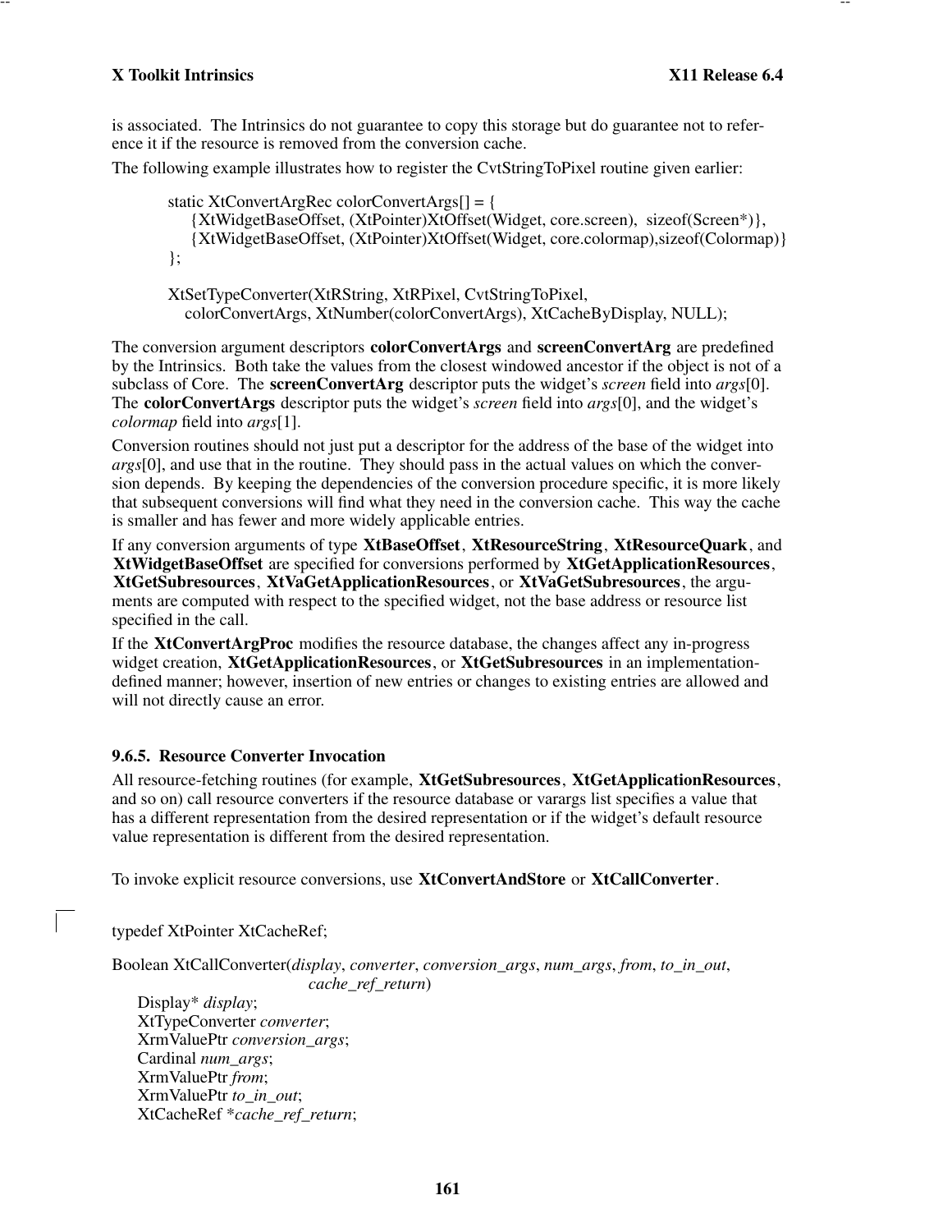is associated. The Intrinsics do not guarantee to copy this storage but do guarantee not to reference it if the resource is removed from the conversion cache.

The following example illustrates how to register the CvtStringToPixel routine given earlier:

```
static XtConvertArgRec colorConvertArgs[] = {
    {XtWidgetBaseOffset, (XtPointer)XtOffset(Widget, core.screen),  sizeof(Screen*)},
    {XtWidgetBaseOffset, (XtPointer)XtOffset(Widget, core.colormap),sizeof(Colormap)}
};

XtSetTypeConverter(XtRString, XtRPixel, CvtStringToPixel,
   colorConvertArgs, XtNumber(colorConvertArgs), XtCacheByDisplay, NULL);
```

The conversion argument descriptors **colorConvertArgs** and **screenConvertArg** are predefined by the Intrinsics. Both take the values from the closest windowed ancestor if the object is not of a subclass of Core. The **screenConvertArg** descriptor puts the widget's *screen* field into *args*[0]. The **colorConvertArgs** descriptor puts the widget's *screen* field into *args*[0], and the widget's *colormap* field into *args*[1].

Conversion routines should not just put a descriptor for the address of the base of the widget into *args*[0], and use that in the routine. They should pass in the actual values on which the conversion depends. By keeping the dependencies of the conversion procedure specific, it is more likely that subsequent conversions will find what they need in the conversion cache. This way the cache is smaller and has fewer and more widely applicable entries.

If any conversion arguments of type **XtBaseOffset**, **XtResourceString**, **XtResourceQuark**, and **XtWidgetBaseOffset** are specified for conversions performed by **XtGetApplicationResources**, **XtGetSubresources**, **XtVaGetApplicationResources**, or **XtVaGetSubresources**, the arguments are computed with respect to the specified widget, not the base address or resource list specified in the call.

If the **XtConvertArgProc** modifies the resource database, the changes affect any in-progress widget creation, **XtGetApplicationResources**, or **XtGetSubresources** in an implementation-defined manner; however, insertion of new entries or changes to existing entries are allowed and will not directly cause an error.

### 9.6.5. Resource Converter Invocation

All resource-fetching routines (for example, **XtGetSubresources**, **XtGetApplicationResources**, and so on) call resource converters if the resource database or varargs list specifies a value that has a different representation from the desired representation or if the widget's default resource value representation is different from the desired representation.

To invoke explicit resource conversions, use **XtConvertAndStore** or **XtCallConverter**.

```
typedef XtPointer XtCacheRef;

Boolean XtCallConverter(display, converter, conversion_args, num_args, from, to_in_out,
                        cache_ref_return)
    Display* display;
    XtTypeConverter converter;
    XrmValuePtr conversion_args;
    Cardinal num_args;
    XrmValuePtr from;
    XrmValuePtr to_in_out;
    XtCacheRef *cache_ref_return;
```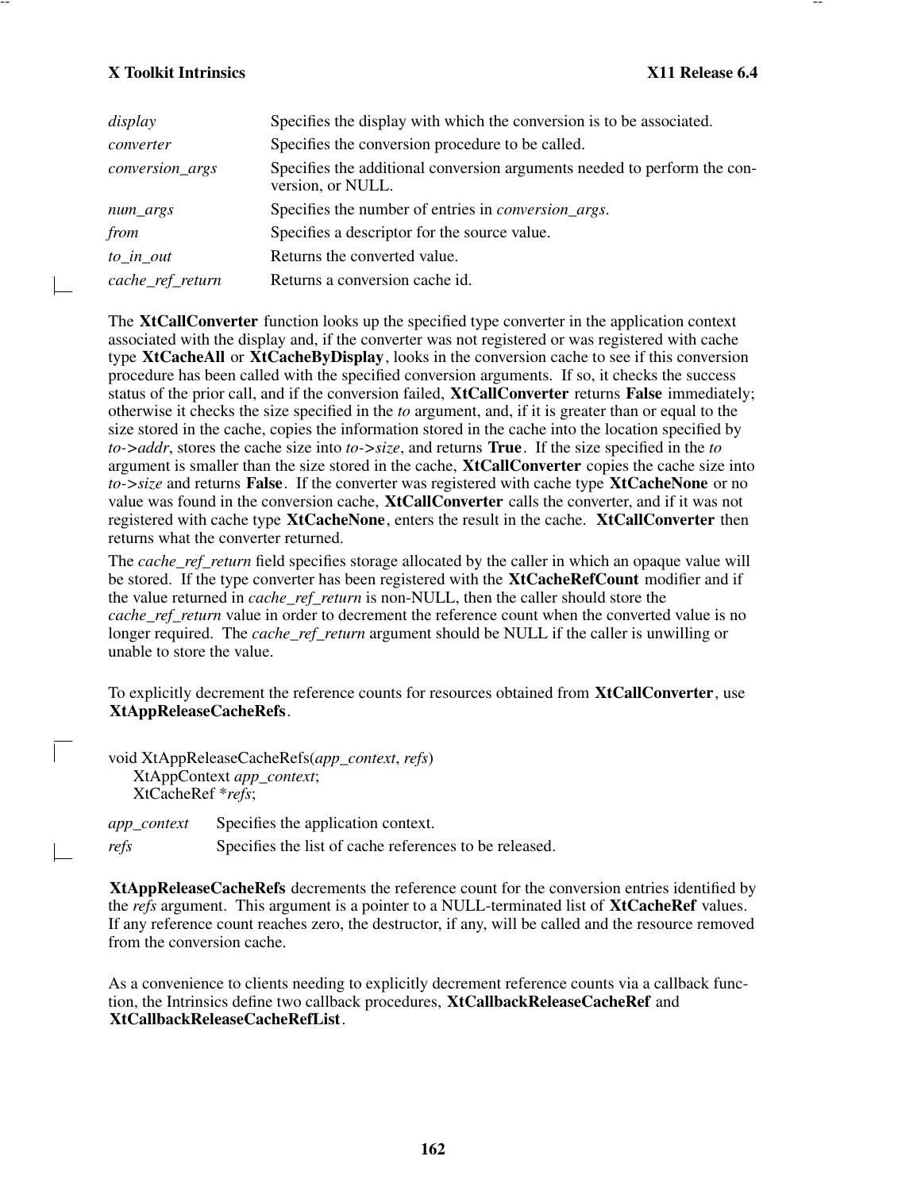| | |
|---|---|
| *display* | Specifies the display with which the conversion is to be associated. |
| *converter* | Specifies the conversion procedure to be called. |
| *conversion_args* | Specifies the additional conversion arguments needed to perform the conversion, or NULL. |
| *num_args* | Specifies the number of entries in *conversion_args*. |
| *from* | Specifies a descriptor for the source value. |
| *to_in_out* | Returns the converted value. |
| *cache_ref_return* | Returns a conversion cache id. |

The **XtCallConverter** function looks up the specified type converter in the application context associated with the display and, if the converter was not registered or was registered with cache type **XtCacheAll** or **XtCacheByDisplay**, looks in the conversion cache to see if this conversion procedure has been called with the specified conversion arguments. If so, it checks the success status of the prior call, and if the conversion failed, **XtCallConverter** returns **False** immediately; otherwise it checks the size specified in the *to* argument, and, if it is greater than or equal to the size stored in the cache, copies the information stored in the cache into the location specified by *to->addr*, stores the cache size into *to->size*, and returns **True**. If the size specified in the *to* argument is smaller than the size stored in the cache, **XtCallConverter** copies the cache size into *to->size* and returns **False**. If the converter was registered with cache type **XtCacheNone** or no value was found in the conversion cache, **XtCallConverter** calls the converter, and if it was not registered with cache type **XtCacheNone**, enters the result in the cache. **XtCallConverter** then returns what the converter returned.

The *cache_ref_return* field specifies storage allocated by the caller in which an opaque value will be stored. If the type converter has been registered with the **XtCacheRefCount** modifier and if the value returned in *cache_ref_return* is non-NULL, then the caller should store the *cache_ref_return* value in order to decrement the reference count when the converted value is no longer required. The *cache_ref_return* argument should be NULL if the caller is unwilling or unable to store the value.

To explicitly decrement the reference counts for resources obtained from **XtCallConverter**, use **XtAppReleaseCacheRefs**.

```
void XtAppReleaseCacheRefs(app_context, refs)
    XtAppContext app_context;
    XtCacheRef *refs;
```

| | |
|---|---|
| *app_context* | Specifies the application context. |
| *refs* | Specifies the list of cache references to be released. |

**XtAppReleaseCacheRefs** decrements the reference count for the conversion entries identified by the *refs* argument. This argument is a pointer to a NULL-terminated list of **XtCacheRef** values. If any reference count reaches zero, the destructor, if any, will be called and the resource removed from the conversion cache.

As a convenience to clients needing to explicitly decrement reference counts via a callback function, the Intrinsics define two callback procedures, **XtCallbackReleaseCacheRef** and **XtCallbackReleaseCacheRefList**.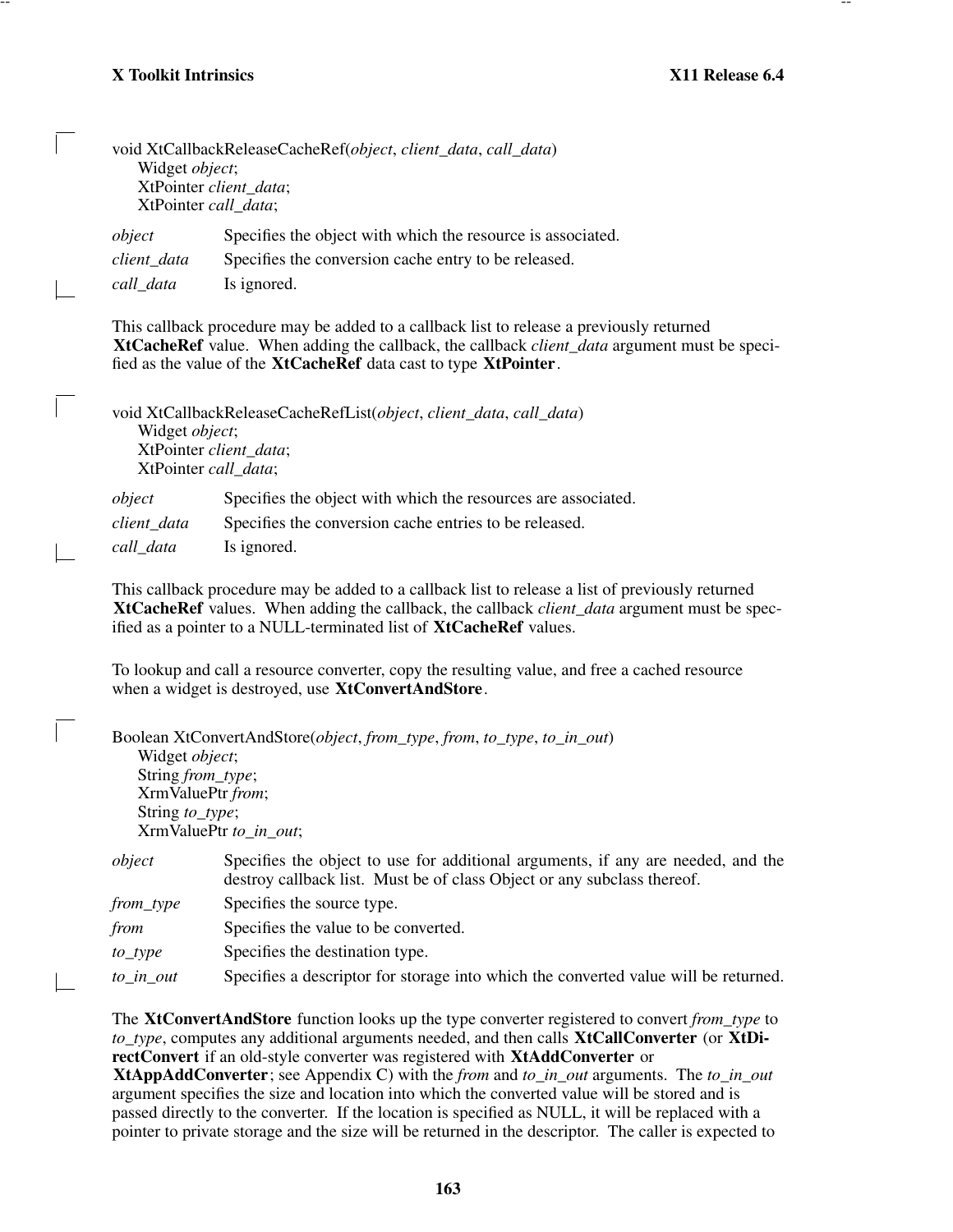```
void XtCallbackReleaseCacheRef(object, client_data, call_data)
      Widget object;
      XtPointer client_data;
      XtPointer call_data;
```

*object* Specifies the object with which the resource is associated.

*client_data* Specifies the conversion cache entry to be released.

*call_data* Is ignored.

This callback procedure may be added to a callback list to release a previously returned **XtCacheRef** value. When adding the callback, the callback *client_data* argument must be specified as the value of the **XtCacheRef** data cast to type **XtPointer**.

```
void XtCallbackReleaseCacheRefList(object, client_data, call_data)
      Widget object;
      XtPointer client_data;
      XtPointer call_data;
```

*object* Specifies the object with which the resources are associated.

*client_data* Specifies the conversion cache entries to be released.

*call_data* Is ignored.

This callback procedure may be added to a callback list to release a list of previously returned **XtCacheRef** values. When adding the callback, the callback *client_data* argument must be specified as a pointer to a NULL-terminated list of **XtCacheRef** values.

To lookup and call a resource converter, copy the resulting value, and free a cached resource when a widget is destroyed, use **XtConvertAndStore**.

```
Boolean XtConvertAndStore(object, from_type, from, to_type, to_in_out)
      Widget object;
      String from_type;
      XrmValuePtr from;
      String to_type;
      XrmValuePtr to_in_out;
```

*object* Specifies the object to use for additional arguments, if any are needed, and the destroy callback list. Must be of class Object or any subclass thereof.

*from_type* Specifies the source type.

*from* Specifies the value to be converted.

*to_type* Specifies the destination type.

*to_in_out* Specifies a descriptor for storage into which the converted value will be returned.

The **XtConvertAndStore** function looks up the type converter registered to convert *from_type* to *to_type*, computes any additional arguments needed, and then calls **XtCallConverter** (or **XtDirectConvert** if an old-style converter was registered with **XtAddConverter** or **XtAppAddConverter**; see Appendix C) with the *from* and *to_in_out* arguments. The *to_in_out* argument specifies the size and location into which the converted value will be stored and is passed directly to the converter. If the location is specified as NULL, it will be replaced with a pointer to private storage and the size will be returned in the descriptor. The caller is expected to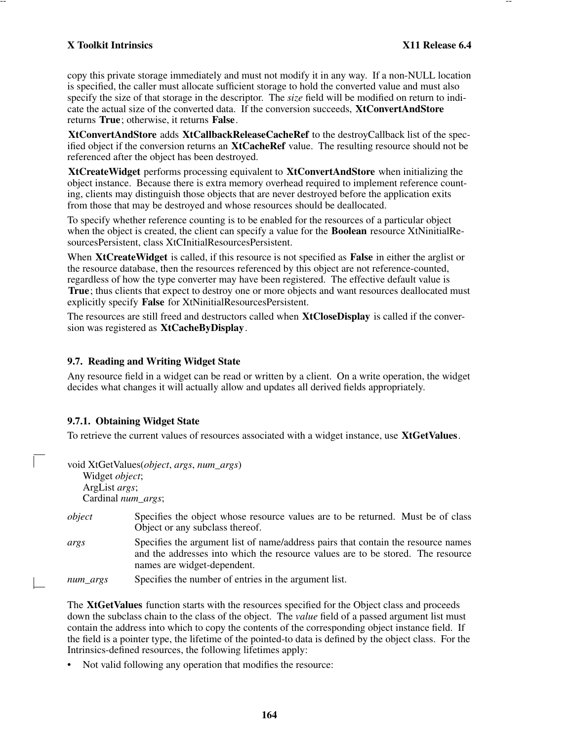copy this private storage immediately and must not modify it in any way. If a non-NULL location is specified, the caller must allocate sufficient storage to hold the converted value and must also specify the size of that storage in the descriptor. The *size* field will be modified on return to indicate the actual size of the converted data. If the conversion succeeds, **XtConvertAndStore** returns **True**; otherwise, it returns **False**.

**XtConvertAndStore** adds **XtCallbackReleaseCacheRef** to the destroyCallback list of the specified object if the conversion returns an **XtCacheRef** value. The resulting resource should not be referenced after the object has been destroyed.

**XtCreateWidget** performs processing equivalent to **XtConvertAndStore** when initializing the object instance. Because there is extra memory overhead required to implement reference counting, clients may distinguish those objects that are never destroyed before the application exits from those that may be destroyed and whose resources should be deallocated.

To specify whether reference counting is to be enabled for the resources of a particular object when the object is created, the client can specify a value for the **Boolean** resource XtNinitialResourcesPersistent, class XtCInitialResourcesPersistent.

When **XtCreateWidget** is called, if this resource is not specified as **False** in either the arglist or the resource database, then the resources referenced by this object are not reference-counted, regardless of how the type converter may have been registered. The effective default value is **True**; thus clients that expect to destroy one or more objects and want resources deallocated must explicitly specify **False** for XtNinitialResourcesPersistent.

The resources are still freed and destructors called when **XtCloseDisplay** is called if the conversion was registered as **XtCacheByDisplay**.

## 9.7. Reading and Writing Widget State

Any resource field in a widget can be read or written by a client. On a write operation, the widget decides what changes it will actually allow and updates all derived fields appropriately.

### 9.7.1. Obtaining Widget State

To retrieve the current values of resources associated with a widget instance, use **XtGetValues**.

```
void XtGetValues(object, args, num_args)
     Widget object;
     ArgList args;
     Cardinal num_args;
```

*object* Specifies the object whose resource values are to be returned. Must be of class Object or any subclass thereof.

*args* Specifies the argument list of name/address pairs that contain the resource names and the addresses into which the resource values are to be stored. The resource names are widget-dependent.

*num_args* Specifies the number of entries in the argument list.

The **XtGetValues** function starts with the resources specified for the Object class and proceeds down the subclass chain to the class of the object. The *value* field of a passed argument list must contain the address into which to copy the contents of the corresponding object instance field. If the field is a pointer type, the lifetime of the pointed-to data is defined by the object class. For the Intrinsics-defined resources, the following lifetimes apply:

- Not valid following any operation that modifies the resource: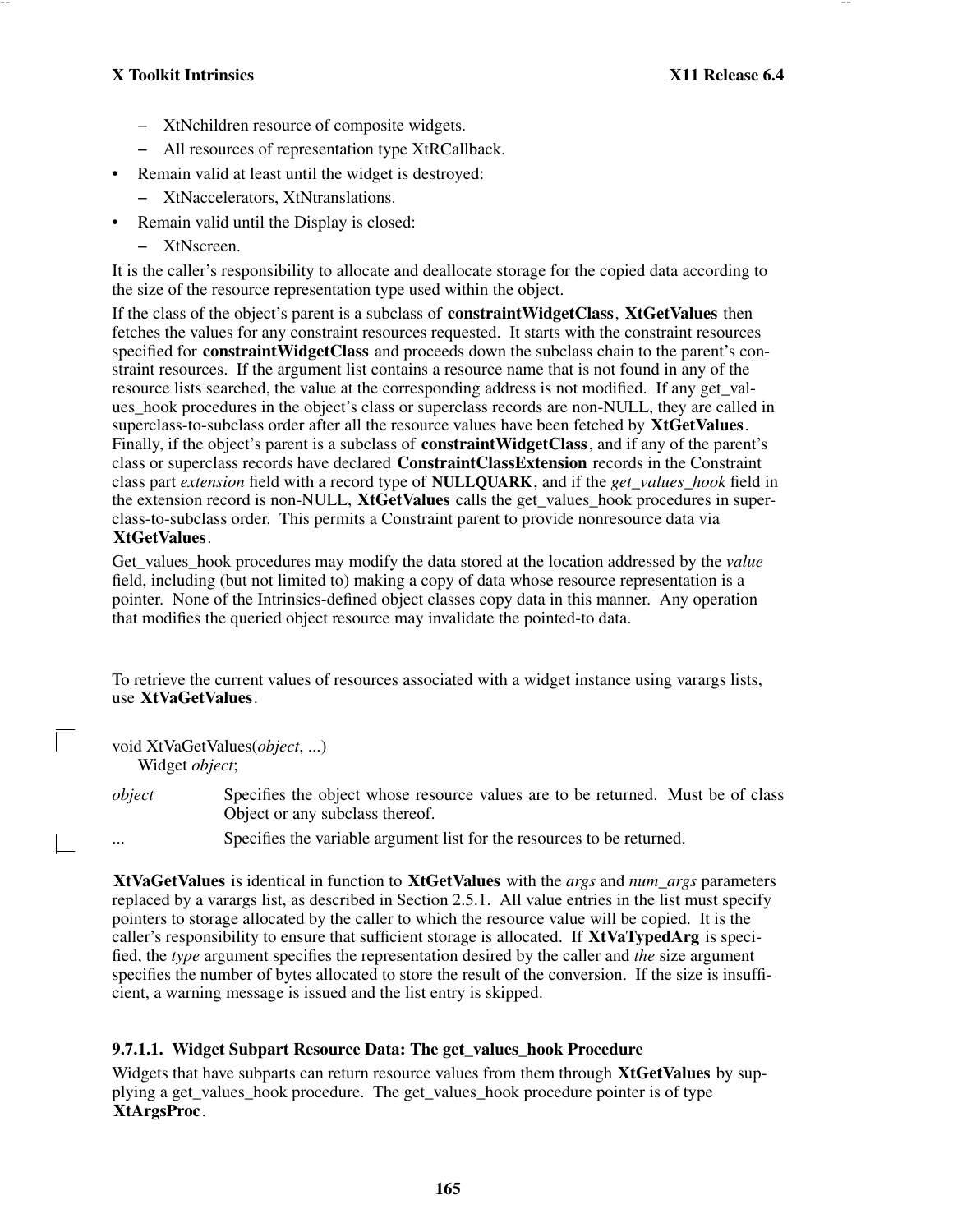- XtNchildren resource of composite widgets.
- All resources of representation type XtRCallback.

- Remain valid at least until the widget is destroyed:
  - XtNaccelerators, XtNtranslations.
- Remain valid until the Display is closed:
  - XtNscreen.

It is the caller's responsibility to allocate and deallocate storage for the copied data according to the size of the resource representation type used within the object.

If the class of the object's parent is a subclass of **constraintWidgetClass**, **XtGetValues** then fetches the values for any constraint resources requested. It starts with the constraint resources specified for **constraintWidgetClass** and proceeds down the subclass chain to the parent's constraint resources. If the argument list contains a resource name that is not found in any of the resource lists searched, the value at the corresponding address is not modified. If any get_values_hook procedures in the object's class or superclass records are non-NULL, they are called in superclass-to-subclass order after all the resource values have been fetched by **XtGetValues**. Finally, if the object's parent is a subclass of **constraintWidgetClass**, and if any of the parent's class or superclass records have declared **ConstraintClassExtension** records in the Constraint class part *extension* field with a record type of **NULLQUARK**, and if the *get_values_hook* field in the extension record is non-NULL, **XtGetValues** calls the get_values_hook procedures in superclass-to-subclass order. This permits a Constraint parent to provide nonresource data via **XtGetValues**.

Get_values_hook procedures may modify the data stored at the location addressed by the *value* field, including (but not limited to) making a copy of data whose resource representation is a pointer. None of the Intrinsics-defined object classes copy data in this manner. Any operation that modifies the queried object resource may invalidate the pointed-to data.

To retrieve the current values of resources associated with a widget instance using varargs lists, use **XtVaGetValues**.

```
void XtVaGetValues(object, ...)
    Widget object;
```

*object* Specifies the object whose resource values are to be returned. Must be of class Object or any subclass thereof.

... Specifies the variable argument list for the resources to be returned.

**XtVaGetValues** is identical in function to **XtGetValues** with the *args* and *num_args* parameters replaced by a varargs list, as described in Section 2.5.1. All value entries in the list must specify pointers to storage allocated by the caller to which the resource value will be copied. It is the caller's responsibility to ensure that sufficient storage is allocated. If **XtVaTypedArg** is specified, the *type* argument specifies the representation desired by the caller and *the* size argument specifies the number of bytes allocated to store the result of the conversion. If the size is insufficient, a warning message is issued and the list entry is skipped.

### 9.7.1.1. Widget Subpart Resource Data: The get_values_hook Procedure

Widgets that have subparts can return resource values from them through **XtGetValues** by supplying a get_values_hook procedure. The get_values_hook procedure pointer is of type **XtArgsProc**.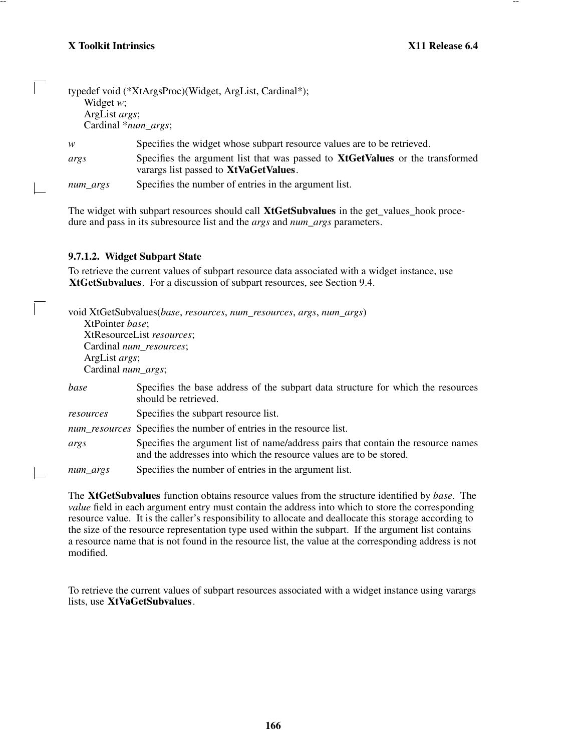```
typedef void (*XtArgsProc)(Widget, ArgList, Cardinal*);
      Widget w;
      ArgList args;
      Cardinal *num_args;
```

*w* Specifies the widget whose subpart resource values are to be retrieved.

*args* Specifies the argument list that was passed to **XtGetValues** or the transformed varargs list passed to **XtVaGetValues**.

*num_args* Specifies the number of entries in the argument list.

The widget with subpart resources should call **XtGetSubvalues** in the get_values_hook procedure and pass in its subresource list and the *args* and *num_args* parameters.

### 9.7.1.2. Widget Subpart State

To retrieve the current values of subpart resource data associated with a widget instance, use **XtGetSubvalues**. For a discussion of subpart resources, see Section 9.4.

```
void XtGetSubvalues(base, resources, num_resources, args, num_args)
      XtPointer base;
      XtResourceList resources;
      Cardinal num_resources;
      ArgList args;
      Cardinal num_args;
```

*base* Specifies the base address of the subpart data structure for which the resources should be retrieved.

*resources* Specifies the subpart resource list.

*num_resources* Specifies the number of entries in the resource list.

*args* Specifies the argument list of name/address pairs that contain the resource names and the addresses into which the resource values are to be stored.

*num_args* Specifies the number of entries in the argument list.

The **XtGetSubvalues** function obtains resource values from the structure identified by *base*. The *value* field in each argument entry must contain the address into which to store the corresponding resource value. It is the caller's responsibility to allocate and deallocate this storage according to the size of the resource representation type used within the subpart. If the argument list contains a resource name that is not found in the resource list, the value at the corresponding address is not modified.

To retrieve the current values of subpart resources associated with a widget instance using varargs lists, use **XtVaGetSubvalues**.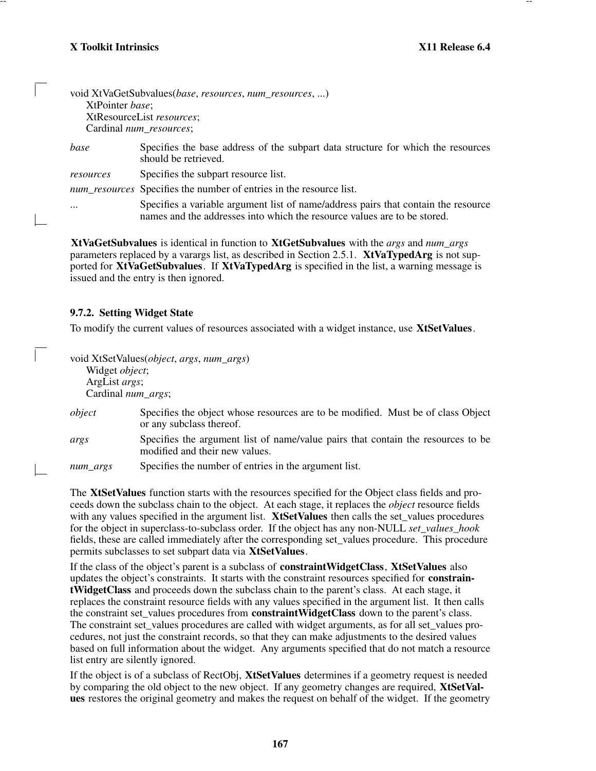```
void XtVaGetSubvalues(base, resources, num_resources, ...)
    XtPointer base;
    XtResourceList resources;
    Cardinal num_resources;
```

*base* Specifies the base address of the subpart data structure for which the resources should be retrieved.

*resources* Specifies the subpart resource list.

*num_resources* Specifies the number of entries in the resource list.

... Specifies a variable argument list of name/address pairs that contain the resource names and the addresses into which the resource values are to be stored.

**XtVaGetSubvalues** is identical in function to **XtGetSubvalues** with the *args* and *num_args* parameters replaced by a varargs list, as described in Section 2.5.1. **XtVaTypedArg** is not supported for **XtVaGetSubvalues**. If **XtVaTypedArg** is specified in the list, a warning message is issued and the entry is then ignored.

### 9.7.2. Setting Widget State

To modify the current values of resources associated with a widget instance, use **XtSetValues**.

```
void XtSetValues(object, args, num_args)
    Widget object;
    ArgList args;
    Cardinal num_args;
```

*object* Specifies the object whose resources are to be modified. Must be of class Object or any subclass thereof.

*args* Specifies the argument list of name/value pairs that contain the resources to be modified and their new values.

*num_args* Specifies the number of entries in the argument list.

The **XtSetValues** function starts with the resources specified for the Object class fields and proceeds down the subclass chain to the object. At each stage, it replaces the *object* resource fields with any values specified in the argument list. **XtSetValues** then calls the set_values procedures for the object in superclass-to-subclass order. If the object has any non-NULL *set_values_hook* fields, these are called immediately after the corresponding set_values procedure. This procedure permits subclasses to set subpart data via **XtSetValues**.

If the class of the object's parent is a subclass of **constraintWidgetClass**, **XtSetValues** also updates the object's constraints. It starts with the constraint resources specified for **constraintWidgetClass** and proceeds down the subclass chain to the parent's class. At each stage, it replaces the constraint resource fields with any values specified in the argument list. It then calls the constraint set_values procedures from **constraintWidgetClass** down to the parent's class. The constraint set_values procedures are called with widget arguments, as for all set_values procedures, not just the constraint records, so that they can make adjustments to the desired values based on full information about the widget. Any arguments specified that do not match a resource list entry are silently ignored.

If the object is of a subclass of RectObj, **XtSetValues** determines if a geometry request is needed by comparing the old object to the new object. If any geometry changes are required, **XtSetValues** restores the original geometry and makes the request on behalf of the widget. If the geometry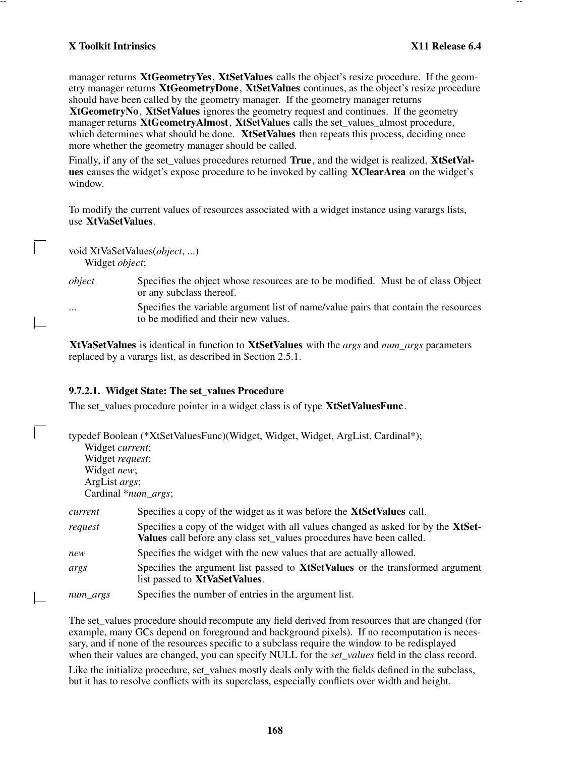manager returns **XtGeometryYes**, **XtSetValues** calls the object's resize procedure. If the geometry manager returns **XtGeometryDone**, **XtSetValues** continues, as the object's resize procedure should have been called by the geometry manager. If the geometry manager returns **XtGeometryNo**, **XtSetValues** ignores the geometry request and continues. If the geometry manager returns **XtGeometryAlmost**, **XtSetValues** calls the set_values_almost procedure, which determines what should be done. **XtSetValues** then repeats this process, deciding once more whether the geometry manager should be called.

Finally, if any of the set_values procedures returned **True**, and the widget is realized, **XtSetValues** causes the widget's expose procedure to be invoked by calling **XClearArea** on the widget's window.

To modify the current values of resources associated with a widget instance using varargs lists, use **XtVaSetValues**.

```
void XtVaSetValues(object, ...)
      Widget object;
```

*object* Specifies the object whose resources are to be modified. Must be of class Object or any subclass thereof.

... Specifies the variable argument list of name/value pairs that contain the resources to be modified and their new values.

**XtVaSetValues** is identical in function to **XtSetValues** with the *args* and *num_args* parameters replaced by a varargs list, as described in Section 2.5.1.

### 9.7.2.1. Widget State: The set_values Procedure

The set_values procedure pointer in a widget class is of type **XtSetValuesFunc**.

```
typedef Boolean (*XtSetValuesFunc)(Widget, Widget, Widget, ArgList, Cardinal*);
      Widget current;
      Widget request;
      Widget new;
      ArgList args;
      Cardinal *num_args;
```

*current* Specifies a copy of the widget as it was before the **XtSetValues** call.

*request* Specifies a copy of the widget with all values changed as asked for by the **XtSetValues** call before any class set_values procedures have been called.

*new* Specifies the widget with the new values that are actually allowed.

*args* Specifies the argument list passed to **XtSetValues** or the transformed argument list passed to **XtVaSetValues**.

*num_args* Specifies the number of entries in the argument list.

The set_values procedure should recompute any field derived from resources that are changed (for example, many GCs depend on foreground and background pixels). If no recomputation is necessary, and if none of the resources specific to a subclass require the window to be redisplayed when their values are changed, you can specify NULL for the *set_values* field in the class record.

Like the initialize procedure, set_values mostly deals only with the fields defined in the subclass, but it has to resolve conflicts with its superclass, especially conflicts over width and height.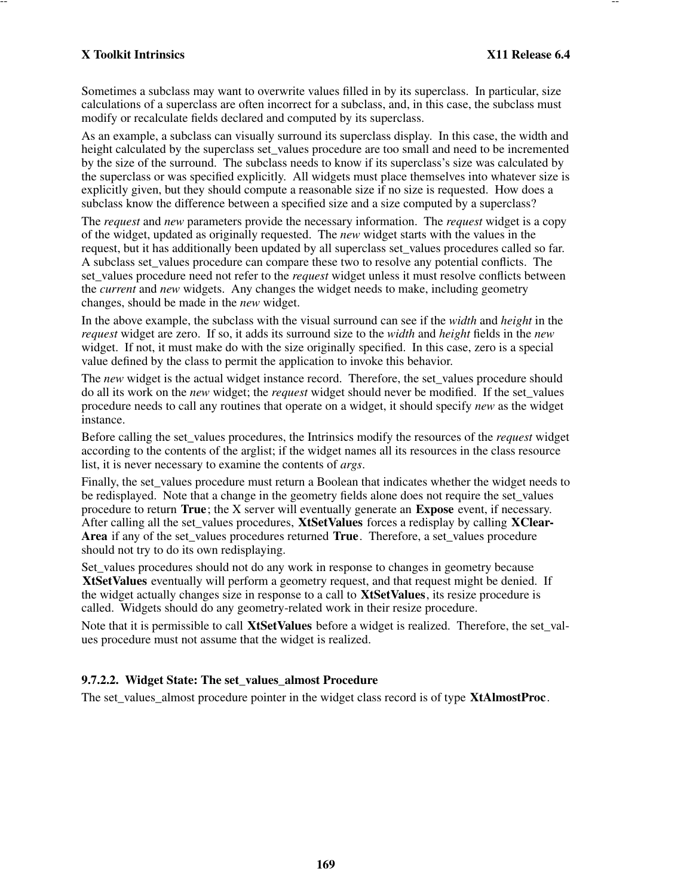Sometimes a subclass may want to overwrite values filled in by its superclass. In particular, size calculations of a superclass are often incorrect for a subclass, and, in this case, the subclass must modify or recalculate fields declared and computed by its superclass.

As an example, a subclass can visually surround its superclass display. In this case, the width and height calculated by the superclass set_values procedure are too small and need to be incremented by the size of the surround. The subclass needs to know if its superclass's size was calculated by the superclass or was specified explicitly. All widgets must place themselves into whatever size is explicitly given, but they should compute a reasonable size if no size is requested. How does a subclass know the difference between a specified size and a size computed by a superclass?

The *request* and *new* parameters provide the necessary information. The *request* widget is a copy of the widget, updated as originally requested. The *new* widget starts with the values in the request, but it has additionally been updated by all superclass set_values procedures called so far. A subclass set_values procedure can compare these two to resolve any potential conflicts. The set_values procedure need not refer to the *request* widget unless it must resolve conflicts between the *current* and *new* widgets. Any changes the widget needs to make, including geometry changes, should be made in the *new* widget.

In the above example, the subclass with the visual surround can see if the *width* and *height* in the *request* widget are zero. If so, it adds its surround size to the *width* and *height* fields in the *new* widget. If not, it must make do with the size originally specified. In this case, zero is a special value defined by the class to permit the application to invoke this behavior.

The *new* widget is the actual widget instance record. Therefore, the set_values procedure should do all its work on the *new* widget; the *request* widget should never be modified. If the set_values procedure needs to call any routines that operate on a widget, it should specify *new* as the widget instance.

Before calling the set_values procedures, the Intrinsics modify the resources of the *request* widget according to the contents of the arglist; if the widget names all its resources in the class resource list, it is never necessary to examine the contents of *args*.

Finally, the set_values procedure must return a Boolean that indicates whether the widget needs to be redisplayed. Note that a change in the geometry fields alone does not require the set_values procedure to return **True**; the X server will eventually generate an **Expose** event, if necessary. After calling all the set_values procedures, **XtSetValues** forces a redisplay by calling **XClearArea** if any of the set_values procedures returned **True**. Therefore, a set_values procedure should not try to do its own redisplaying.

Set_values procedures should not do any work in response to changes in geometry because **XtSetValues** eventually will perform a geometry request, and that request might be denied. If the widget actually changes size in response to a call to **XtSetValues**, its resize procedure is called. Widgets should do any geometry-related work in their resize procedure.

Note that it is permissible to call **XtSetValues** before a widget is realized. Therefore, the set_values procedure must not assume that the widget is realized.

### 9.7.2.2. Widget State: The set_values_almost Procedure

The set_values_almost procedure pointer in the widget class record is of type **XtAlmostProc**.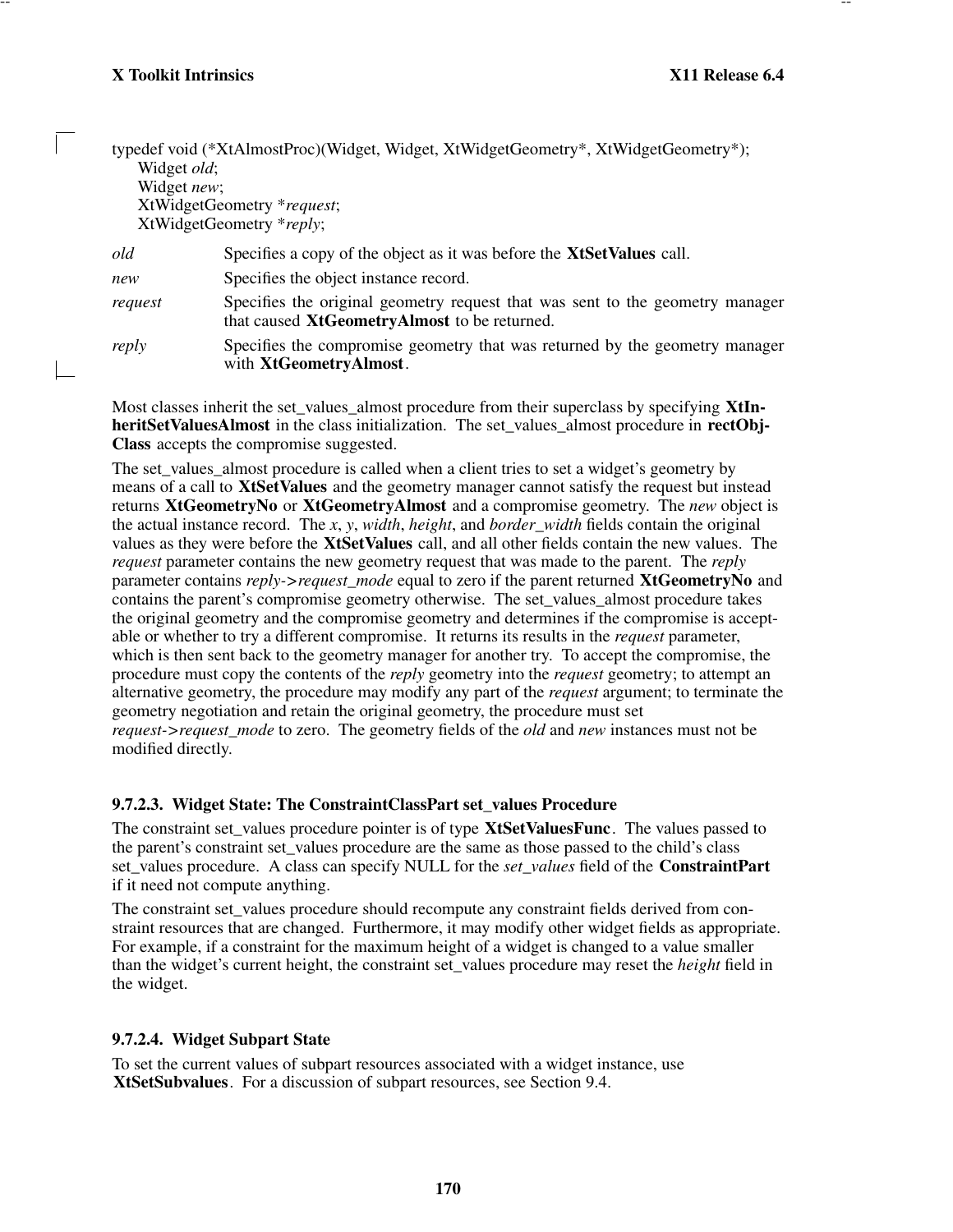```
typedef void (*XtAlmostProc)(Widget, Widget, XtWidgetGeometry*, XtWidgetGeometry*);
    Widget old;
    Widget new;
    XtWidgetGeometry *request;
    XtWidgetGeometry *reply;
```

*old* Specifies a copy of the object as it was before the **XtSetValues** call.

*new* Specifies the object instance record.

*request* Specifies the original geometry request that was sent to the geometry manager that caused **XtGeometryAlmost** to be returned.

*reply* Specifies the compromise geometry that was returned by the geometry manager with **XtGeometryAlmost**.

Most classes inherit the set_values_almost procedure from their superclass by specifying **XtInheritSetValuesAlmost** in the class initialization. The set_values_almost procedure in **rectObjClass** accepts the compromise suggested.

The set_values_almost procedure is called when a client tries to set a widget's geometry by means of a call to **XtSetValues** and the geometry manager cannot satisfy the request but instead returns **XtGeometryNo** or **XtGeometryAlmost** and a compromise geometry. The *new* object is the actual instance record. The *x*, *y*, *width*, *height*, and *border_width* fields contain the original values as they were before the **XtSetValues** call, and all other fields contain the new values. The *request* parameter contains the new geometry request that was made to the parent. The *reply* parameter contains *reply->request_mode* equal to zero if the parent returned **XtGeometryNo** and contains the parent's compromise geometry otherwise. The set_values_almost procedure takes the original geometry and the compromise geometry and determines if the compromise is acceptable or whether to try a different compromise. It returns its results in the *request* parameter, which is then sent back to the geometry manager for another try. To accept the compromise, the procedure must copy the contents of the *reply* geometry into the *request* geometry; to attempt an alternative geometry, the procedure may modify any part of the *request* argument; to terminate the geometry negotiation and retain the original geometry, the procedure must set *request->request_mode* to zero. The geometry fields of the *old* and *new* instances must not be modified directly.

### 9.7.2.3. Widget State: The ConstraintClassPart set_values Procedure

The constraint set_values procedure pointer is of type **XtSetValuesFunc**. The values passed to the parent's constraint set_values procedure are the same as those passed to the child's class set_values procedure. A class can specify NULL for the *set_values* field of the **ConstraintPart** if it need not compute anything.

The constraint set_values procedure should recompute any constraint fields derived from constraint resources that are changed. Furthermore, it may modify other widget fields as appropriate. For example, if a constraint for the maximum height of a widget is changed to a value smaller than the widget's current height, the constraint set_values procedure may reset the *height* field in the widget.

### 9.7.2.4. Widget Subpart State

To set the current values of subpart resources associated with a widget instance, use **XtSetSubvalues**. For a discussion of subpart resources, see Section 9.4.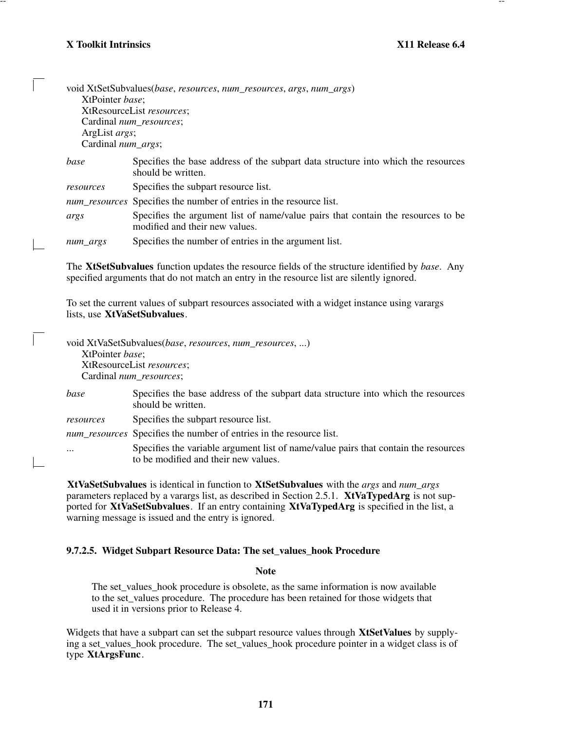```
void XtSetSubvalues(base, resources, num_resources, args, num_args)
     XtPointer base;
     XtResourceList resources;
     Cardinal num_resources;
     ArgList args;
     Cardinal num_args;
```

*base* Specifies the base address of the subpart data structure into which the resources should be written.

*resources* Specifies the subpart resource list.

*num_resources* Specifies the number of entries in the resource list.

*args* Specifies the argument list of name/value pairs that contain the resources to be modified and their new values.

*num_args* Specifies the number of entries in the argument list.

The **XtSetSubvalues** function updates the resource fields of the structure identified by *base*. Any specified arguments that do not match an entry in the resource list are silently ignored.

To set the current values of subpart resources associated with a widget instance using varargs lists, use **XtVaSetSubvalues**.

```
void XtVaSetSubvalues(base, resources, num_resources, ...)
     XtPointer base;
     XtResourceList resources;
     Cardinal num_resources;
```

*base* Specifies the base address of the subpart data structure into which the resources should be written.

*resources* Specifies the subpart resource list.

*num_resources* Specifies the number of entries in the resource list.

... Specifies the variable argument list of name/value pairs that contain the resources to be modified and their new values.

**XtVaSetSubvalues** is identical in function to **XtSetSubvalues** with the *args* and *num_args* parameters replaced by a varargs list, as described in Section 2.5.1. **XtVaTypedArg** is not supported for **XtVaSetSubvalues**. If an entry containing **XtVaTypedArg** is specified in the list, a warning message is issued and the entry is ignored.

### 9.7.2.5. Widget Subpart Resource Data: The set_values_hook Procedure

**Note**

> The set_values_hook procedure is obsolete, as the same information is now available to the set_values procedure. The procedure has been retained for those widgets that used it in versions prior to Release 4.

Widgets that have a subpart can set the subpart resource values through **XtSetValues** by supplying a set_values_hook procedure. The set_values_hook procedure pointer in a widget class is of type **XtArgsFunc**.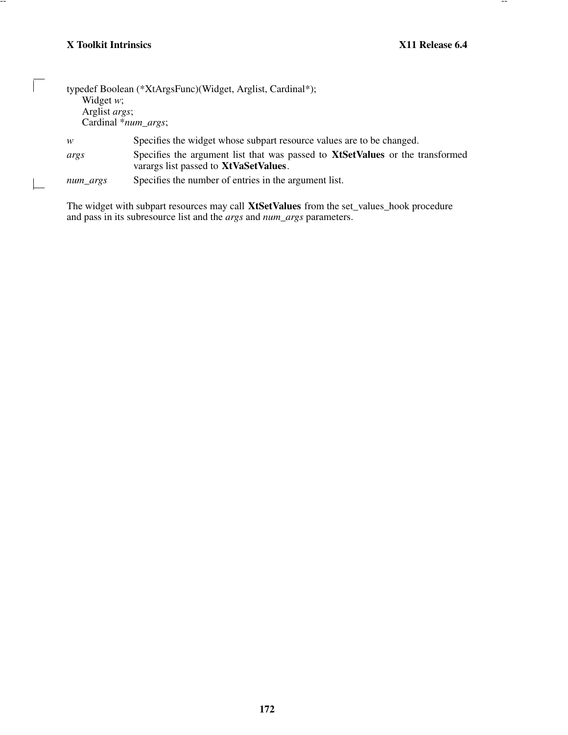```
typedef Boolean (*XtArgsFunc)(Widget, Arglist, Cardinal*);
    Widget w;
    Arglist args;
    Cardinal *num_args;
```

*w* Specifies the widget whose subpart resource values are to be changed.

*args* Specifies the argument list that was passed to **XtSetValues** or the transformed varargs list passed to **XtVaSetValues**.

*num_args* Specifies the number of entries in the argument list.

The widget with subpart resources may call **XtSetValues** from the set_values_hook procedure and pass in its subresource list and the *args* and *num_args* parameters.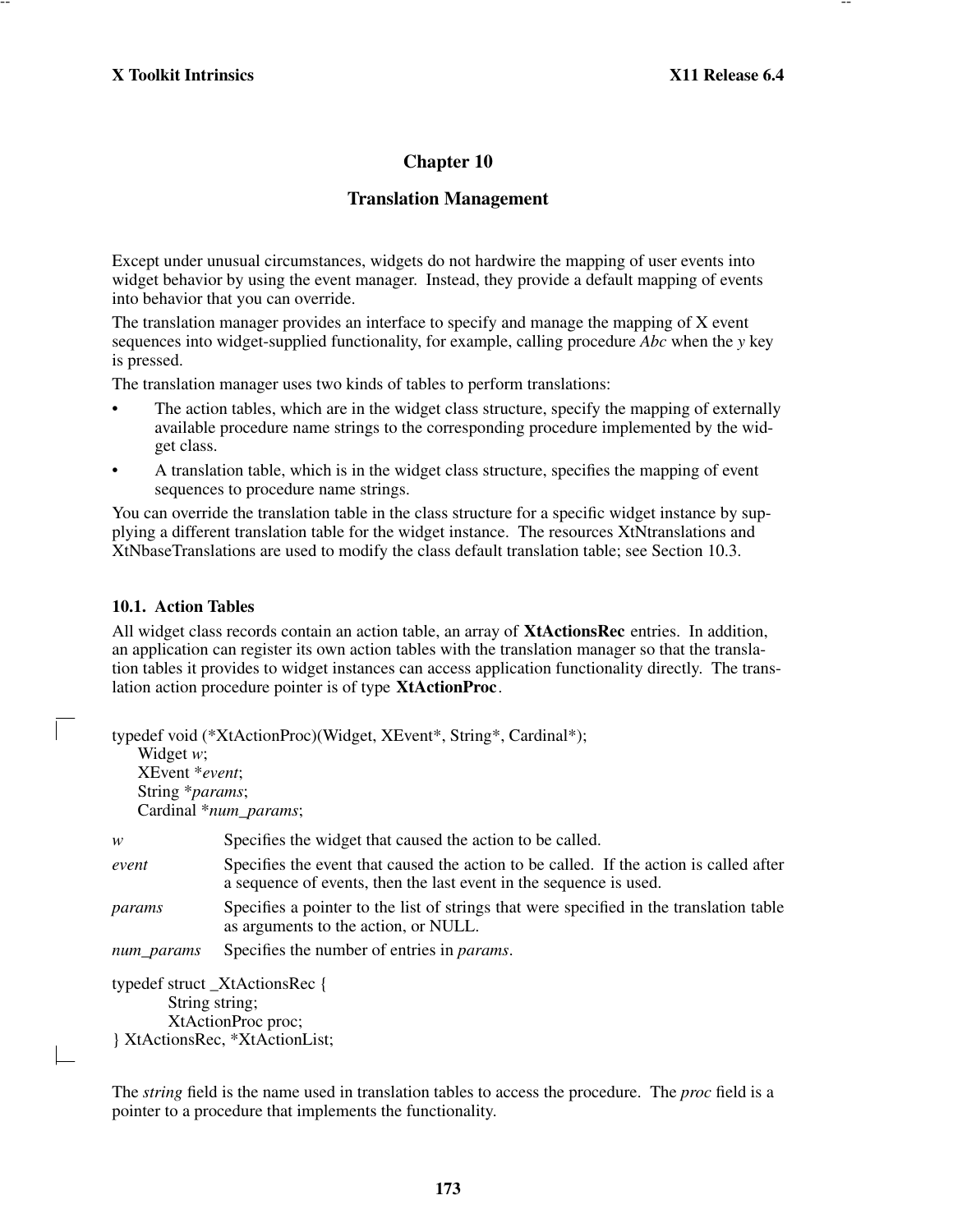# Chapter 10

# Translation Management

Except under unusual circumstances, widgets do not hardwire the mapping of user events into widget behavior by using the event manager. Instead, they provide a default mapping of events into behavior that you can override.

The translation manager provides an interface to specify and manage the mapping of X event sequences into widget-supplied functionality, for example, calling procedure *Abc* when the *y* key is pressed.

The translation manager uses two kinds of tables to perform translations:

- The action tables, which are in the widget class structure, specify the mapping of externally available procedure name strings to the corresponding procedure implemented by the widget class.
- A translation table, which is in the widget class structure, specifies the mapping of event sequences to procedure name strings.

You can override the translation table in the class structure for a specific widget instance by supplying a different translation table for the widget instance. The resources XtNtranslations and XtNbaseTranslations are used to modify the class default translation table; see Section 10.3.

## 10.1. Action Tables

All widget class records contain an action table, an array of **XtActionsRec** entries. In addition, an application can register its own action tables with the translation manager so that the translation tables it provides to widget instances can access application functionality directly. The translation action procedure pointer is of type **XtActionProc**.

```
typedef void (*XtActionProc)(Widget, XEvent*, String*, Cardinal*);
      Widget w;
      XEvent *event;
      String *params;
      Cardinal *num_params;
```

| | |
|---|---|
| *w* | Specifies the widget that caused the action to be called. |
| *event* | Specifies the event that caused the action to be called. If the action is called after a sequence of events, then the last event in the sequence is used. |
| *params* | Specifies a pointer to the list of strings that were specified in the translation table as arguments to the action, or NULL. |
| *num_params* | Specifies the number of entries in *params*. |

```
typedef struct _XtActionsRec {
        String string;
        XtActionProc proc;
} XtActionsRec, *XtActionList;
```

The *string* field is the name used in translation tables to access the procedure. The *proc* field is a pointer to a procedure that implements the functionality.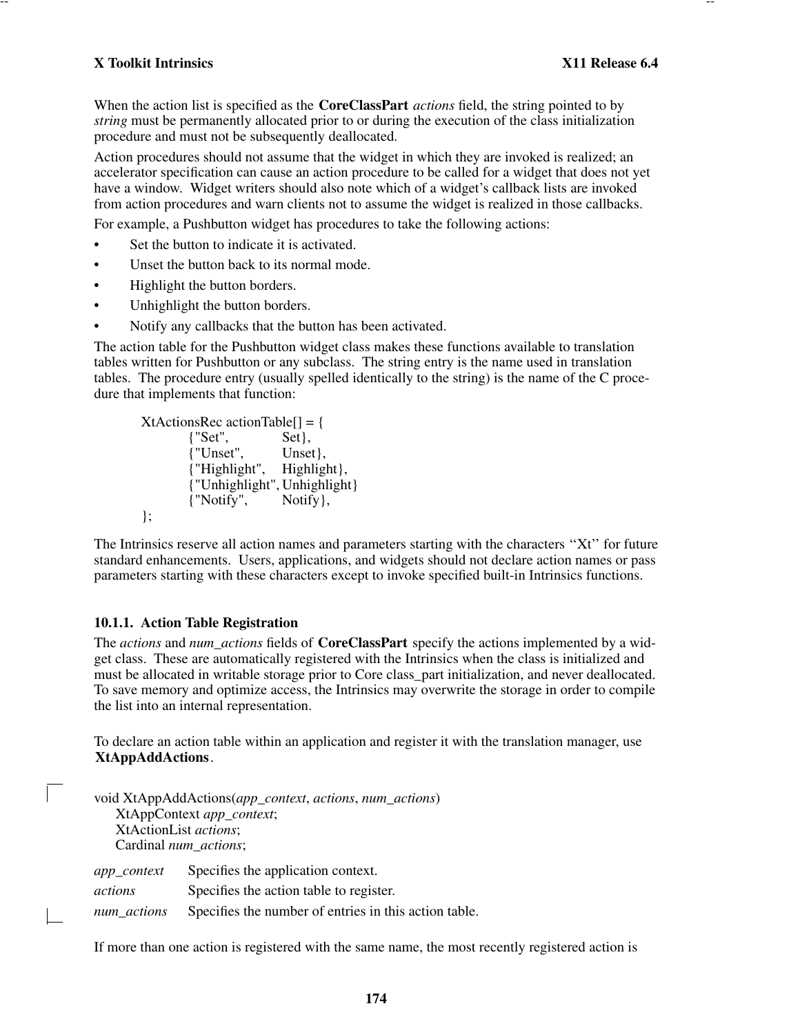When the action list is specified as the **CoreClassPart** *actions* field, the string pointed to by *string* must be permanently allocated prior to or during the execution of the class initialization procedure and must not be subsequently deallocated.

Action procedures should not assume that the widget in which they are invoked is realized; an accelerator specification can cause an action procedure to be called for a widget that does not yet have a window. Widget writers should also note which of a widget's callback lists are invoked from action procedures and warn clients not to assume the widget is realized in those callbacks.

For example, a Pushbutton widget has procedures to take the following actions:

- Set the button to indicate it is activated.
- Unset the button back to its normal mode.
- Highlight the button borders.
- Unhighlight the button borders.
- Notify any callbacks that the button has been activated.

The action table for the Pushbutton widget class makes these functions available to translation tables written for Pushbutton or any subclass. The string entry is the name used in translation tables. The procedure entry (usually spelled identically to the string) is the name of the C procedure that implements that function:

```
XtActionsRec actionTable[] = {
        {"Set",          Set},
        {"Unset",        Unset},
        {"Highlight",    Highlight},
        {"Unhighlight",  Unhighlight}
        {"Notify",       Notify},
};
```

The Intrinsics reserve all action names and parameters starting with the characters ''Xt'' for future standard enhancements. Users, applications, and widgets should not declare action names or pass parameters starting with these characters except to invoke specified built-in Intrinsics functions.

### 10.1.1. Action Table Registration

The *actions* and *num_actions* fields of **CoreClassPart** specify the actions implemented by a widget class. These are automatically registered with the Intrinsics when the class is initialized and must be allocated in writable storage prior to Core class_part initialization, and never deallocated. To save memory and optimize access, the Intrinsics may overwrite the storage in order to compile the list into an internal representation.

To declare an action table within an application and register it with the translation manager, use **XtAppAddActions**.

```
void XtAppAddActions(app_context, actions, num_actions)
    XtAppContext app_context;
    XtActionList actions;
    Cardinal num_actions;
```

*app_context* Specifies the application context.

*actions* Specifies the action table to register.

*num_actions* Specifies the number of entries in this action table.

If more than one action is registered with the same name, the most recently registered action is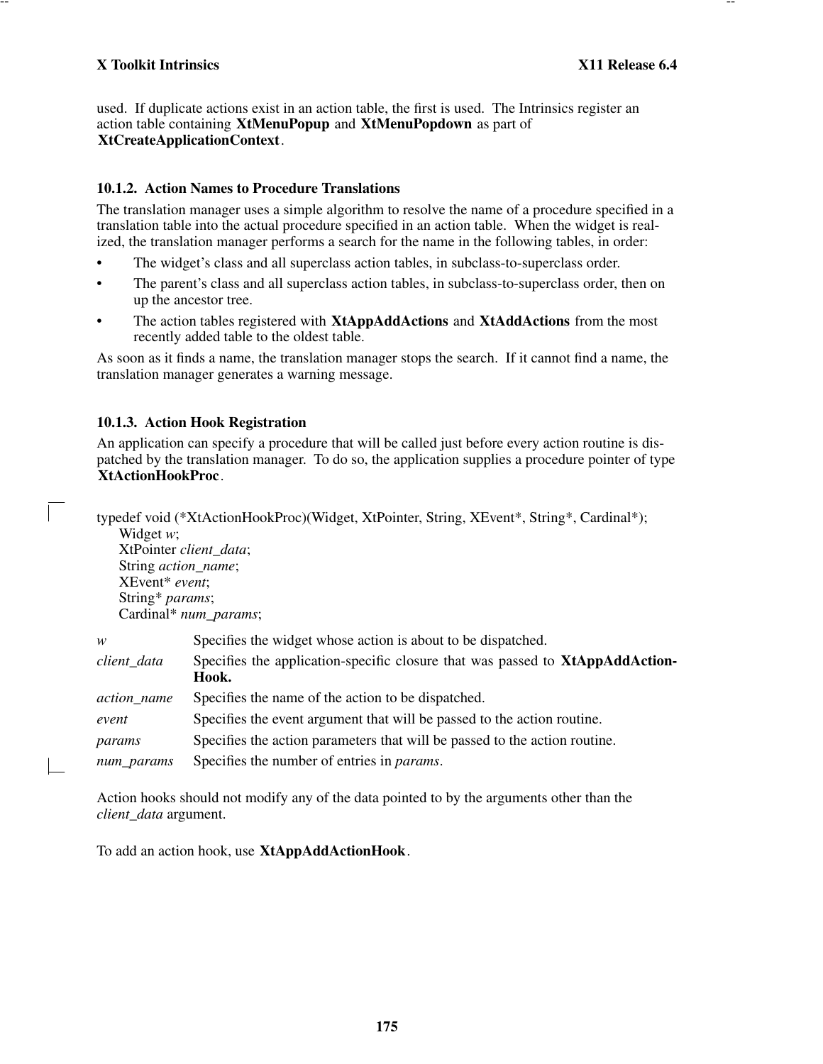used. If duplicate actions exist in an action table, the first is used. The Intrinsics register an action table containing **XtMenuPopup** and **XtMenuPopdown** as part of **XtCreateApplicationContext**.

### 10.1.2. Action Names to Procedure Translations

The translation manager uses a simple algorithm to resolve the name of a procedure specified in a translation table into the actual procedure specified in an action table. When the widget is realized, the translation manager performs a search for the name in the following tables, in order:

- The widget's class and all superclass action tables, in subclass-to-superclass order.
- The parent's class and all superclass action tables, in subclass-to-superclass order, then on up the ancestor tree.
- The action tables registered with **XtAppAddActions** and **XtAddActions** from the most recently added table to the oldest table.

As soon as it finds a name, the translation manager stops the search. If it cannot find a name, the translation manager generates a warning message.

### 10.1.3. Action Hook Registration

An application can specify a procedure that will be called just before every action routine is dispatched by the translation manager. To do so, the application supplies a procedure pointer of type **XtActionHookProc**.

```
typedef void (*XtActionHookProc)(Widget, XtPointer, String, XEvent*, String*, Cardinal*);
    Widget w;
    XtPointer client_data;
    String action_name;
    XEvent* event;
    String* params;
    Cardinal* num_params;
```

| | |
|---|---|
| *w* | Specifies the widget whose action is about to be dispatched. |
| *client_data* | Specifies the application-specific closure that was passed to **XtAppAddActionHook.** |
| *action_name* | Specifies the name of the action to be dispatched. |
| *event* | Specifies the event argument that will be passed to the action routine. |
| *params* | Specifies the action parameters that will be passed to the action routine. |
| *num_params* | Specifies the number of entries in *params*. |

Action hooks should not modify any of the data pointed to by the arguments other than the *client_data* argument.

To add an action hook, use **XtAppAddActionHook**.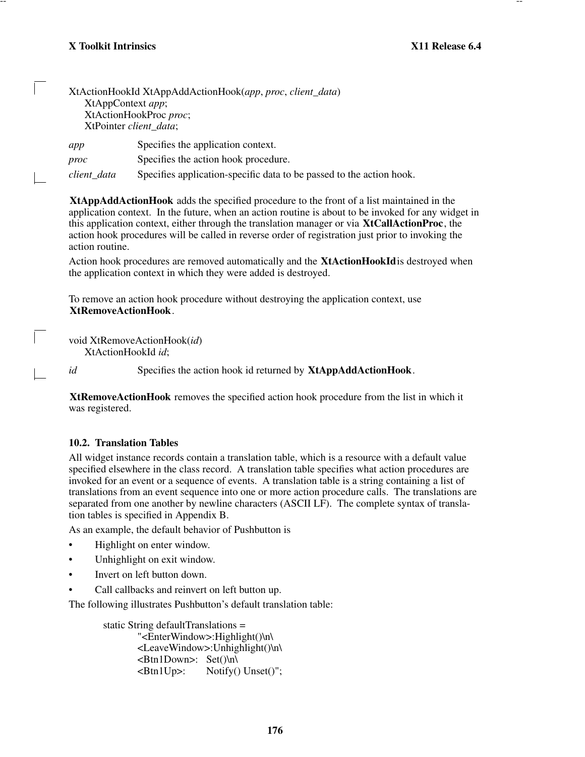```
XtActionHookId XtAppAddActionHook(app, proc, client_data)
      XtAppContext app;
      XtActionHookProc proc;
      XtPointer client_data;
```

*app* Specifies the application context.

*proc* Specifies the action hook procedure.

*client_data* Specifies application-specific data to be passed to the action hook.

**XtAppAddActionHook** adds the specified procedure to the front of a list maintained in the application context. In the future, when an action routine is about to be invoked for any widget in this application context, either through the translation manager or via **XtCallActionProc**, the action hook procedures will be called in reverse order of registration just prior to invoking the action routine.

Action hook procedures are removed automatically and the **XtActionHookId** is destroyed when the application context in which they were added is destroyed.

To remove an action hook procedure without destroying the application context, use **XtRemoveActionHook**.

```
void XtRemoveActionHook(id)
      XtActionHookId id;
```

*id* Specifies the action hook id returned by **XtAppAddActionHook**.

**XtRemoveActionHook** removes the specified action hook procedure from the list in which it was registered.

### 10.2. Translation Tables

All widget instance records contain a translation table, which is a resource with a default value specified elsewhere in the class record. A translation table specifies what action procedures are invoked for an event or a sequence of events. A translation table is a string containing a list of translations from an event sequence into one or more action procedure calls. The translations are separated from one another by newline characters (ASCII LF). The complete syntax of translation tables is specified in Appendix B.

As an example, the default behavior of Pushbutton is

- Highlight on enter window.
- Unhighlight on exit window.
- Invert on left button down.
- Call callbacks and reinvert on left button up.

The following illustrates Pushbutton's default translation table:

```
static String defaultTranslations =
        "<EnterWindow>:Highlight()\n\
        <LeaveWindow>:Unhighlight()\n\
        <Btn1Down>:   Set()\n\
        <Btn1Up>:     Notify() Unset()";
```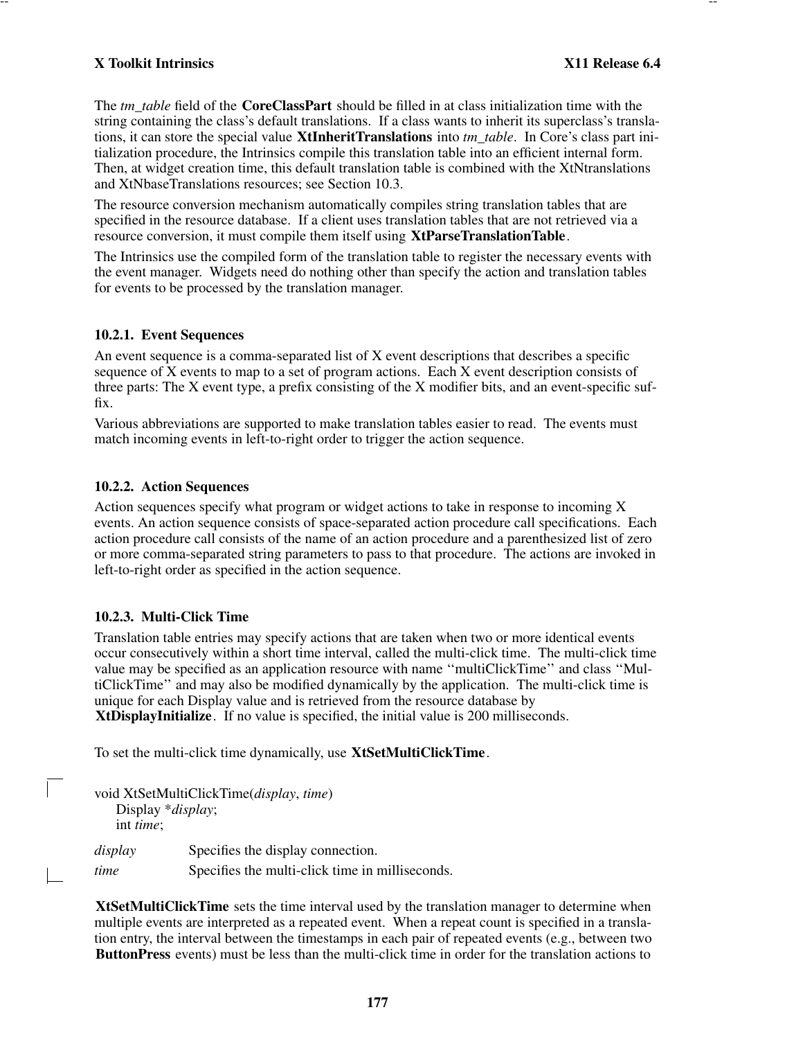The *tm_table* field of the **CoreClassPart** should be filled in at class initialization time with the string containing the class's default translations. If a class wants to inherit its superclass's translations, it can store the special value **XtInheritTranslations** into *tm_table*. In Core's class part initialization procedure, the Intrinsics compile this translation table into an efficient internal form. Then, at widget creation time, this default translation table is combined with the XtNtranslations and XtNbaseTranslations resources; see Section 10.3.

The resource conversion mechanism automatically compiles string translation tables that are specified in the resource database. If a client uses translation tables that are not retrieved via a resource conversion, it must compile them itself using **XtParseTranslationTable**.

The Intrinsics use the compiled form of the translation table to register the necessary events with the event manager. Widgets need do nothing other than specify the action and translation tables for events to be processed by the translation manager.

### 10.2.1. Event Sequences

An event sequence is a comma-separated list of X event descriptions that describes a specific sequence of X events to map to a set of program actions. Each X event description consists of three parts: The X event type, a prefix consisting of the X modifier bits, and an event-specific suffix.

Various abbreviations are supported to make translation tables easier to read. The events must match incoming events in left-to-right order to trigger the action sequence.

### 10.2.2. Action Sequences

Action sequences specify what program or widget actions to take in response to incoming X events. An action sequence consists of space-separated action procedure call specifications. Each action procedure call consists of the name of an action procedure and a parenthesized list of zero or more comma-separated string parameters to pass to that procedure. The actions are invoked in left-to-right order as specified in the action sequence.

### 10.2.3. Multi-Click Time

Translation table entries may specify actions that are taken when two or more identical events occur consecutively within a short time interval, called the multi-click time. The multi-click time value may be specified as an application resource with name ''multiClickTime'' and class ''MultiClickTime'' and may also be modified dynamically by the application. The multi-click time is unique for each Display value and is retrieved from the resource database by **XtDisplayInitialize**. If no value is specified, the initial value is 200 milliseconds.

To set the multi-click time dynamically, use **XtSetMultiClickTime**.

```
void XtSetMultiClickTime(display, time)
    Display *display;
    int time;
```

*display* Specifies the display connection.

*time* Specifies the multi-click time in milliseconds.

**XtSetMultiClickTime** sets the time interval used by the translation manager to determine when multiple events are interpreted as a repeated event. When a repeat count is specified in a translation entry, the interval between the timestamps in each pair of repeated events (e.g., between two **ButtonPress** events) must be less than the multi-click time in order for the translation actions to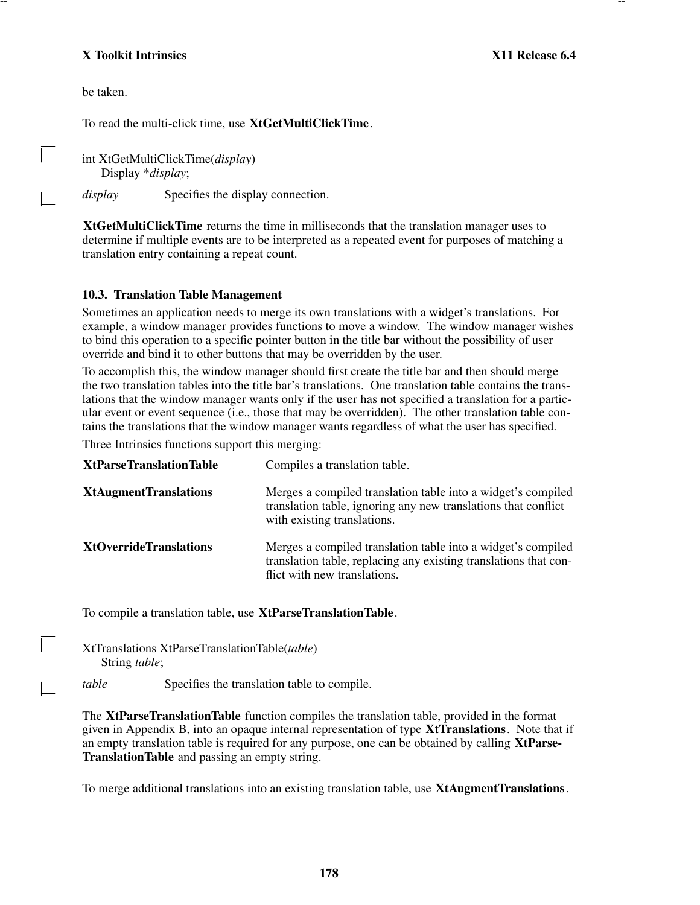be taken.

To read the multi-click time, use **XtGetMultiClickTime**.

```
int XtGetMultiClickTime(display)
    Display *display;
```

*display* Specifies the display connection.

**XtGetMultiClickTime** returns the time in milliseconds that the translation manager uses to determine if multiple events are to be interpreted as a repeated event for purposes of matching a translation entry containing a repeat count.

### 10.3. Translation Table Management

Sometimes an application needs to merge its own translations with a widget's translations. For example, a window manager provides functions to move a window. The window manager wishes to bind this operation to a specific pointer button in the title bar without the possibility of user override and bind it to other buttons that may be overridden by the user.

To accomplish this, the window manager should first create the title bar and then should merge the two translation tables into the title bar's translations. One translation table contains the translations that the window manager wants only if the user has not specified a translation for a particular event or event sequence (i.e., those that may be overridden). The other translation table contains the translations that the window manager wants regardless of what the user has specified.

Three Intrinsics functions support this merging:

| | |
|---|---|
| **XtParseTranslationTable** | Compiles a translation table. |
| **XtAugmentTranslations** | Merges a compiled translation table into a widget's compiled translation table, ignoring any new translations that conflict with existing translations. |
| **XtOverrideTranslations** | Merges a compiled translation table into a widget's compiled translation table, replacing any existing translations that conflict with new translations. |

To compile a translation table, use **XtParseTranslationTable**.

```
XtTranslations XtParseTranslationTable(table)
    String table;
```

*table* Specifies the translation table to compile.

The **XtParseTranslationTable** function compiles the translation table, provided in the format given in Appendix B, into an opaque internal representation of type **XtTranslations**. Note that if an empty translation table is required for any purpose, one can be obtained by calling **XtParseTranslationTable** and passing an empty string.

To merge additional translations into an existing translation table, use **XtAugmentTranslations**.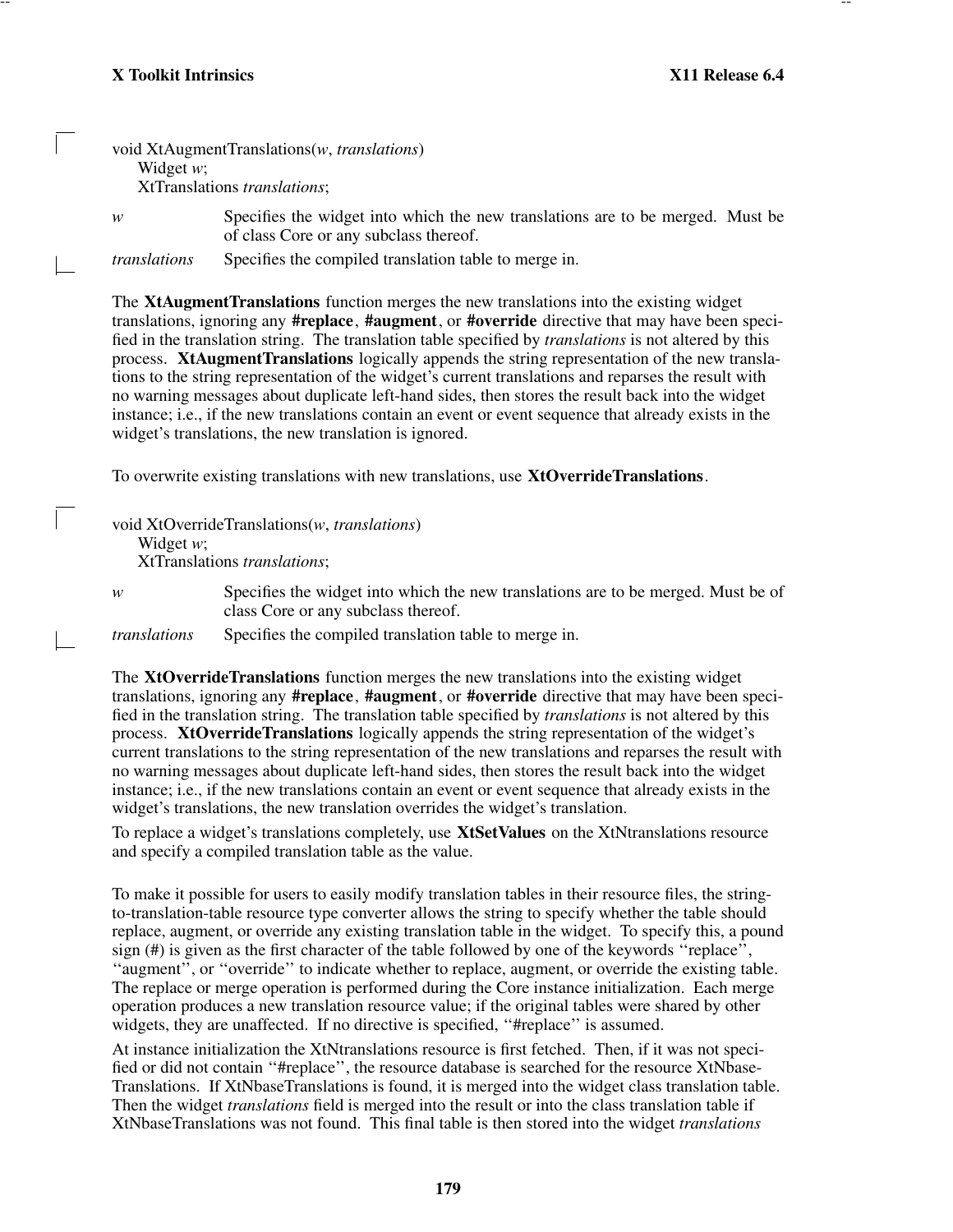```
void XtAugmentTranslations(w, translations)
    Widget w;
    XtTranslations translations;
```

*w* Specifies the widget into which the new translations are to be merged. Must be of class Core or any subclass thereof.

*translations* Specifies the compiled translation table to merge in.

The **XtAugmentTranslations** function merges the new translations into the existing widget translations, ignoring any **#replace**, **#augment**, or **#override** directive that may have been specified in the translation string. The translation table specified by *translations* is not altered by this process. **XtAugmentTranslations** logically appends the string representation of the new translations to the string representation of the widget's current translations and reparses the result with no warning messages about duplicate left-hand sides, then stores the result back into the widget instance; i.e., if the new translations contain an event or event sequence that already exists in the widget's translations, the new translation is ignored.

To overwrite existing translations with new translations, use **XtOverrideTranslations**.

```
void XtOverrideTranslations(w, translations)
    Widget w;
    XtTranslations translations;
```

*w* Specifies the widget into which the new translations are to be merged. Must be of class Core or any subclass thereof.

*translations* Specifies the compiled translation table to merge in.

The **XtOverrideTranslations** function merges the new translations into the existing widget translations, ignoring any **#replace**, **#augment**, or **#override** directive that may have been specified in the translation string. The translation table specified by *translations* is not altered by this process. **XtOverrideTranslations** logically appends the string representation of the widget's current translations to the string representation of the new translations and reparses the result with no warning messages about duplicate left-hand sides, then stores the result back into the widget instance; i.e., if the new translations contain an event or event sequence that already exists in the widget's translations, the new translation overrides the widget's translation.

To replace a widget's translations completely, use **XtSetValues** on the XtNtranslations resource and specify a compiled translation table as the value.

To make it possible for users to easily modify translation tables in their resource files, the string-to-translation-table resource type converter allows the string to specify whether the table should replace, augment, or override any existing translation table in the widget. To specify this, a pound sign (#) is given as the first character of the table followed by one of the keywords ''replace'', ''augment'', or ''override'' to indicate whether to replace, augment, or override the existing table. The replace or merge operation is performed during the Core instance initialization. Each merge operation produces a new translation resource value; if the original tables were shared by other widgets, they are unaffected. If no directive is specified, ''#replace'' is assumed.

At instance initialization the XtNtranslations resource is first fetched. Then, if it was not specified or did not contain ''#replace'', the resource database is searched for the resource XtNbaseTranslations. If XtNbaseTranslations is found, it is merged into the widget class translation table. Then the widget *translations* field is merged into the result or into the class translation table if XtNbaseTranslations was not found. This final table is then stored into the widget *translations*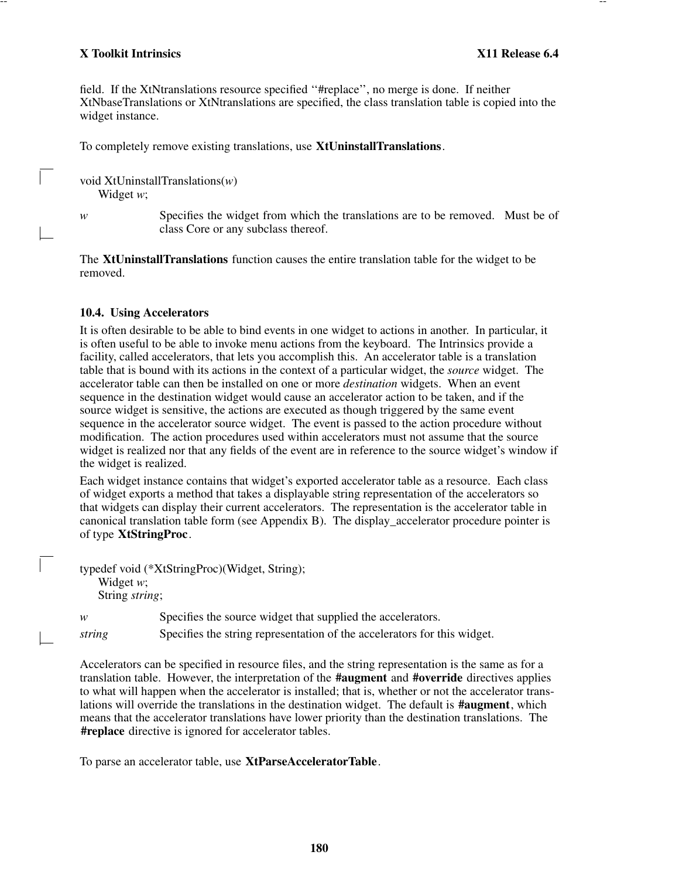field. If the XtNtranslations resource specified ''#replace'', no merge is done. If neither XtNbaseTranslations or XtNtranslations are specified, the class translation table is copied into the widget instance.

To completely remove existing translations, use **XtUninstallTranslations**.

```
void XtUninstallTranslations(w)
     Widget w;
```

*w* Specifies the widget from which the translations are to be removed. Must be of class Core or any subclass thereof.

The **XtUninstallTranslations** function causes the entire translation table for the widget to be removed.

## 10.4. Using Accelerators

It is often desirable to be able to bind events in one widget to actions in another. In particular, it is often useful to be able to invoke menu actions from the keyboard. The Intrinsics provide a facility, called accelerators, that lets you accomplish this. An accelerator table is a translation table that is bound with its actions in the context of a particular widget, the *source* widget. The accelerator table can then be installed on one or more *destination* widgets. When an event sequence in the destination widget would cause an accelerator action to be taken, and if the source widget is sensitive, the actions are executed as though triggered by the same event sequence in the accelerator source widget. The event is passed to the action procedure without modification. The action procedures used within accelerators must not assume that the source widget is realized nor that any fields of the event are in reference to the source widget's window if the widget is realized.

Each widget instance contains that widget's exported accelerator table as a resource. Each class of widget exports a method that takes a displayable string representation of the accelerators so that widgets can display their current accelerators. The representation is the accelerator table in canonical translation table form (see Appendix B). The display_accelerator procedure pointer is of type **XtStringProc**.

```
typedef void (*XtStringProc)(Widget, String);
     Widget w;
     String string;
```

*w* Specifies the source widget that supplied the accelerators.

*string* Specifies the string representation of the accelerators for this widget.

Accelerators can be specified in resource files, and the string representation is the same as for a translation table. However, the interpretation of the **#augment** and **#override** directives applies to what will happen when the accelerator is installed; that is, whether or not the accelerator translations will override the translations in the destination widget. The default is **#augment**, which means that the accelerator translations have lower priority than the destination translations. The **#replace** directive is ignored for accelerator tables.

To parse an accelerator table, use **XtParseAcceleratorTable**.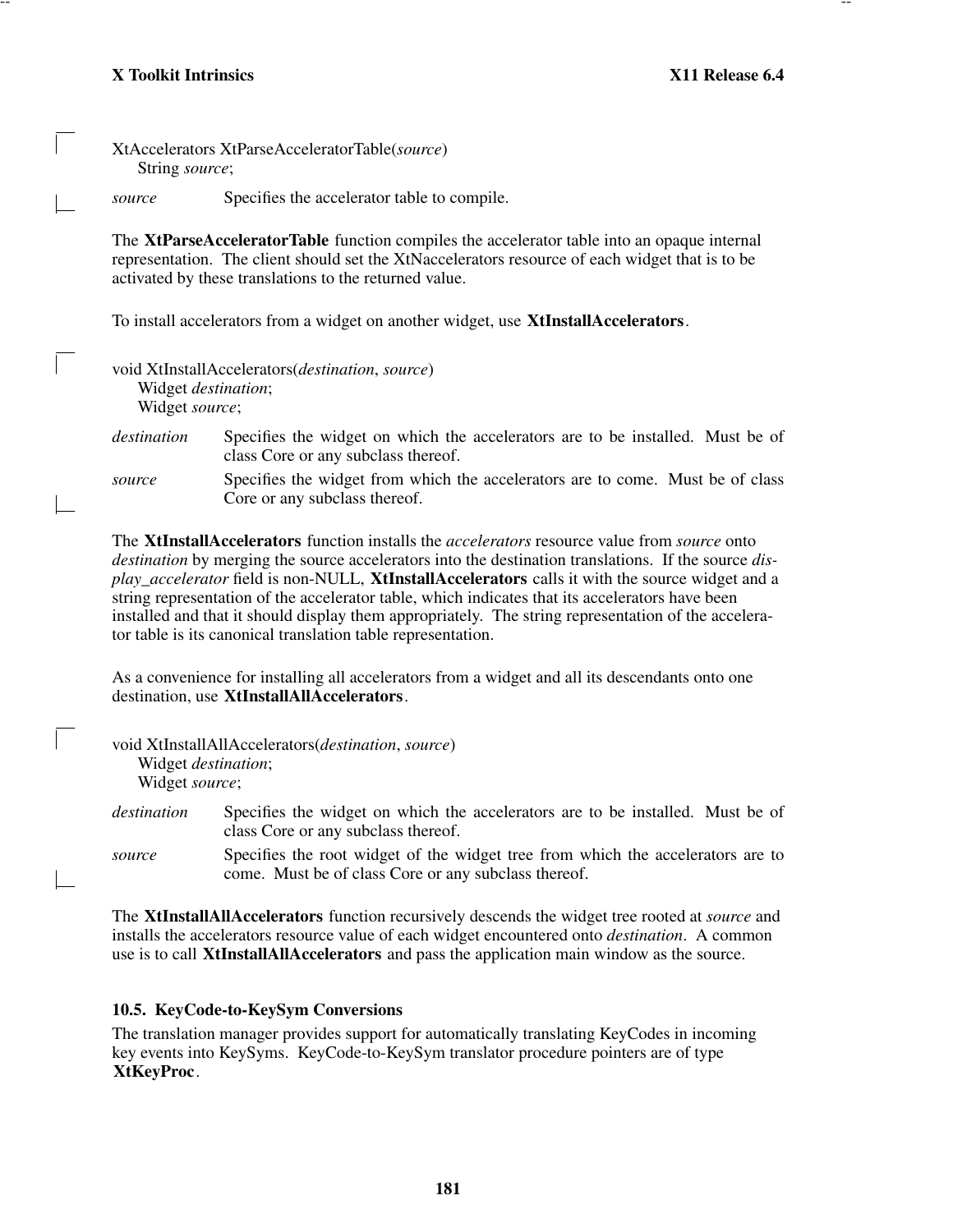```
XtAccelerators XtParseAcceleratorTable(source)
     String source;
```

*source* Specifies the accelerator table to compile.

The **XtParseAcceleratorTable** function compiles the accelerator table into an opaque internal representation. The client should set the XtNaccelerators resource of each widget that is to be activated by these translations to the returned value.

To install accelerators from a widget on another widget, use **XtInstallAccelerators**.

```
void XtInstallAccelerators(destination, source)
     Widget destination;
     Widget source;
```

*destination* Specifies the widget on which the accelerators are to be installed. Must be of class Core or any subclass thereof.

*source* Specifies the widget from which the accelerators are to come. Must be of class Core or any subclass thereof.

The **XtInstallAccelerators** function installs the *accelerators* resource value from *source* onto *destination* by merging the source accelerators into the destination translations. If the source *display_accelerator* field is non-NULL, **XtInstallAccelerators** calls it with the source widget and a string representation of the accelerator table, which indicates that its accelerators have been installed and that it should display them appropriately. The string representation of the accelerator table is its canonical translation table representation.

As a convenience for installing all accelerators from a widget and all its descendants onto one destination, use **XtInstallAllAccelerators**.

```
void XtInstallAllAccelerators(destination, source)
     Widget destination;
     Widget source;
```

*destination* Specifies the widget on which the accelerators are to be installed. Must be of class Core or any subclass thereof.

*source* Specifies the root widget of the widget tree from which the accelerators are to come. Must be of class Core or any subclass thereof.

The **XtInstallAllAccelerators** function recursively descends the widget tree rooted at *source* and installs the accelerators resource value of each widget encountered onto *destination*. A common use is to call **XtInstallAllAccelerators** and pass the application main window as the source.

### 10.5. KeyCode-to-KeySym Conversions

The translation manager provides support for automatically translating KeyCodes in incoming key events into KeySyms. KeyCode-to-KeySym translator procedure pointers are of type **XtKeyProc**.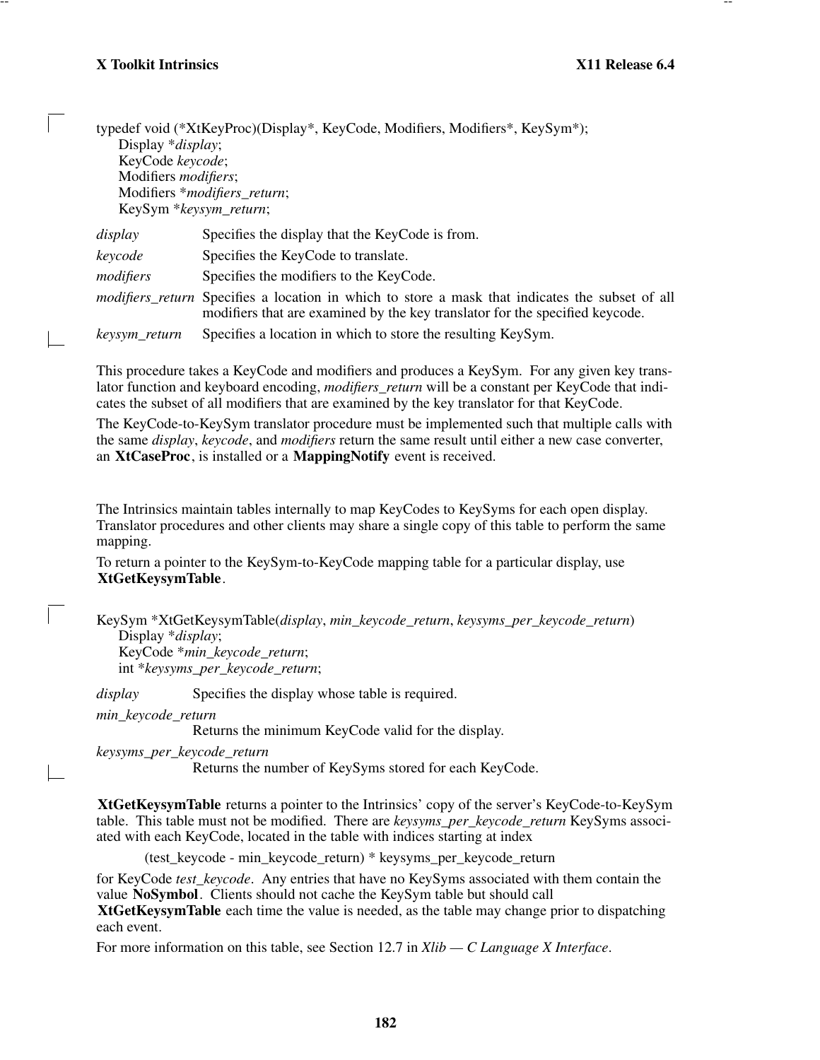```
typedef void (*XtKeyProc)(Display*, KeyCode, Modifiers, Modifiers*, KeySym*);
    Display *display;
    KeyCode keycode;
    Modifiers modifiers;
    Modifiers *modifiers_return;
    KeySym *keysym_return;
```

*display* Specifies the display that the KeyCode is from.

*keycode* Specifies the KeyCode to translate.

*modifiers* Specifies the modifiers to the KeyCode.

*modifiers_return* Specifies a location in which to store a mask that indicates the subset of all modifiers that are examined by the key translator for the specified keycode.

*keysym_return* Specifies a location in which to store the resulting KeySym.

This procedure takes a KeyCode and modifiers and produces a KeySym. For any given key translator function and keyboard encoding, *modifiers_return* will be a constant per KeyCode that indicates the subset of all modifiers that are examined by the key translator for that KeyCode.

The KeyCode-to-KeySym translator procedure must be implemented such that multiple calls with the same *display*, *keycode*, and *modifiers* return the same result until either a new case converter, an **XtCaseProc**, is installed or a **MappingNotify** event is received.

The Intrinsics maintain tables internally to map KeyCodes to KeySyms for each open display. Translator procedures and other clients may share a single copy of this table to perform the same mapping.

To return a pointer to the KeySym-to-KeyCode mapping table for a particular display, use **XtGetKeysymTable**.

```
KeySym *XtGetKeysymTable(display, min_keycode_return, keysyms_per_keycode_return)
    Display *display;
    KeyCode *min_keycode_return;
    int *keysyms_per_keycode_return;
```

*display* Specifies the display whose table is required.

*min_keycode_return*
Returns the minimum KeyCode valid for the display.

*keysyms_per_keycode_return*
Returns the number of KeySyms stored for each KeyCode.

**XtGetKeysymTable** returns a pointer to the Intrinsics' copy of the server's KeyCode-to-KeySym table. This table must not be modified. There are *keysyms_per_keycode_return* KeySyms associated with each KeyCode, located in the table with indices starting at index

(test_keycode - min_keycode_return) * keysyms_per_keycode_return

for KeyCode *test_keycode*. Any entries that have no KeySyms associated with them contain the value **NoSymbol**. Clients should not cache the KeySym table but should call **XtGetKeysymTable** each time the value is needed, as the table may change prior to dispatching each event.

For more information on this table, see Section 12.7 in *Xlib — C Language X Interface*.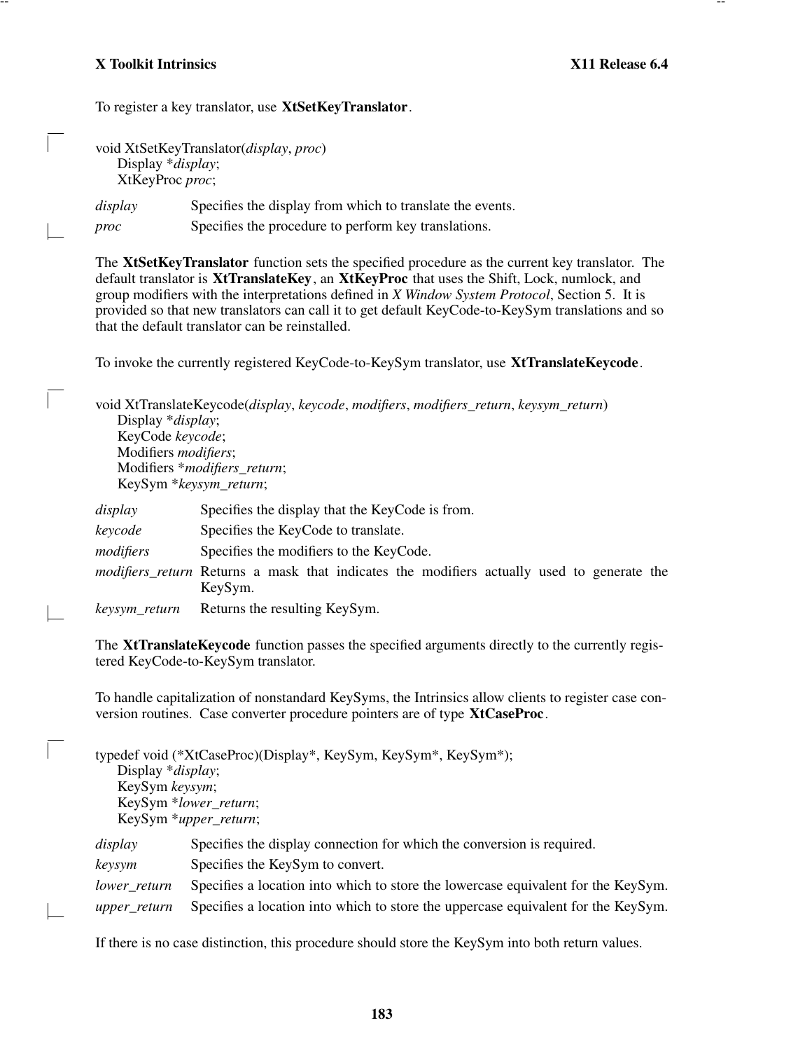To register a key translator, use **XtSetKeyTranslator**.

```
void XtSetKeyTranslator(display, proc)
      Display *display;
      XtKeyProc proc;
```

*display* Specifies the display from which to translate the events.

*proc* Specifies the procedure to perform key translations.

The **XtSetKeyTranslator** function sets the specified procedure as the current key translator. The default translator is **XtTranslateKey**, an **XtKeyProc** that uses the Shift, Lock, numlock, and group modifiers with the interpretations defined in *X Window System Protocol*, Section 5. It is provided so that new translators can call it to get default KeyCode-to-KeySym translations and so that the default translator can be reinstalled.

To invoke the currently registered KeyCode-to-KeySym translator, use **XtTranslateKeycode**.

```
void XtTranslateKeycode(display, keycode, modifiers, modifiers_return, keysym_return)
      Display *display;
      KeyCode keycode;
      Modifiers modifiers;
      Modifiers *modifiers_return;
      KeySym *keysym_return;
```

*display* Specifies the display that the KeyCode is from.

*keycode* Specifies the KeyCode to translate.

*modifiers* Specifies the modifiers to the KeyCode.

*modifiers_return* Returns a mask that indicates the modifiers actually used to generate the KeySym.

*keysym_return* Returns the resulting KeySym.

The **XtTranslateKeycode** function passes the specified arguments directly to the currently registered KeyCode-to-KeySym translator.

To handle capitalization of nonstandard KeySyms, the Intrinsics allow clients to register case conversion routines. Case converter procedure pointers are of type **XtCaseProc**.

```
typedef void (*XtCaseProc)(Display*, KeySym, KeySym*, KeySym*);
      Display *display;
      KeySym keysym;
      KeySym *lower_return;
      KeySym *upper_return;
```

*display* Specifies the display connection for which the conversion is required.

*keysym* Specifies the KeySym to convert.

*lower_return* Specifies a location into which to store the lowercase equivalent for the KeySym.

*upper_return* Specifies a location into which to store the uppercase equivalent for the KeySym.

If there is no case distinction, this procedure should store the KeySym into both return values.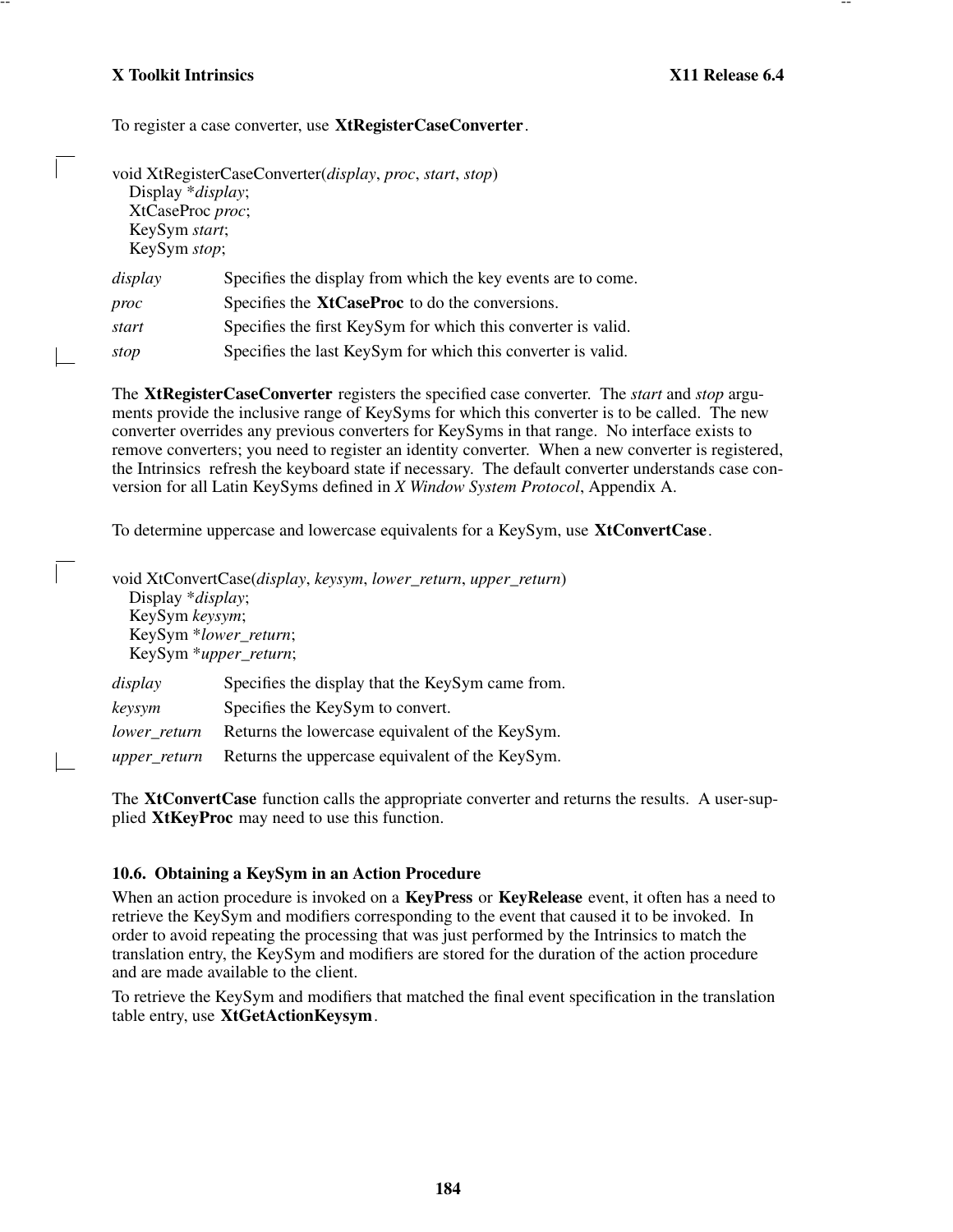To register a case converter, use **XtRegisterCaseConverter**.

```
void XtRegisterCaseConverter(display, proc, start, stop)
    Display *display;
    XtCaseProc proc;
    KeySym start;
    KeySym stop;
```

*display* Specifies the display from which the key events are to come.

*proc* Specifies the **XtCaseProc** to do the conversions.

*start* Specifies the first KeySym for which this converter is valid.

*stop* Specifies the last KeySym for which this converter is valid.

The **XtRegisterCaseConverter** registers the specified case converter. The *start* and *stop* arguments provide the inclusive range of KeySyms for which this converter is to be called. The new converter overrides any previous converters for KeySyms in that range. No interface exists to remove converters; you need to register an identity converter. When a new converter is registered, the Intrinsics refresh the keyboard state if necessary. The default converter understands case conversion for all Latin KeySyms defined in *X Window System Protocol*, Appendix A.

To determine uppercase and lowercase equivalents for a KeySym, use **XtConvertCase**.

```
void XtConvertCase(display, keysym, lower_return, upper_return)
    Display *display;
    KeySym keysym;
    KeySym *lower_return;
    KeySym *upper_return;
```

*display* Specifies the display that the KeySym came from.

*keysym* Specifies the KeySym to convert.

*lower_return* Returns the lowercase equivalent of the KeySym.

*upper_return* Returns the uppercase equivalent of the KeySym.

The **XtConvertCase** function calls the appropriate converter and returns the results. A user-supplied **XtKeyProc** may need to use this function.

### 10.6. Obtaining a KeySym in an Action Procedure

When an action procedure is invoked on a **KeyPress** or **KeyRelease** event, it often has a need to retrieve the KeySym and modifiers corresponding to the event that caused it to be invoked. In order to avoid repeating the processing that was just performed by the Intrinsics to match the translation entry, the KeySym and modifiers are stored for the duration of the action procedure and are made available to the client.

To retrieve the KeySym and modifiers that matched the final event specification in the translation table entry, use **XtGetActionKeysym**.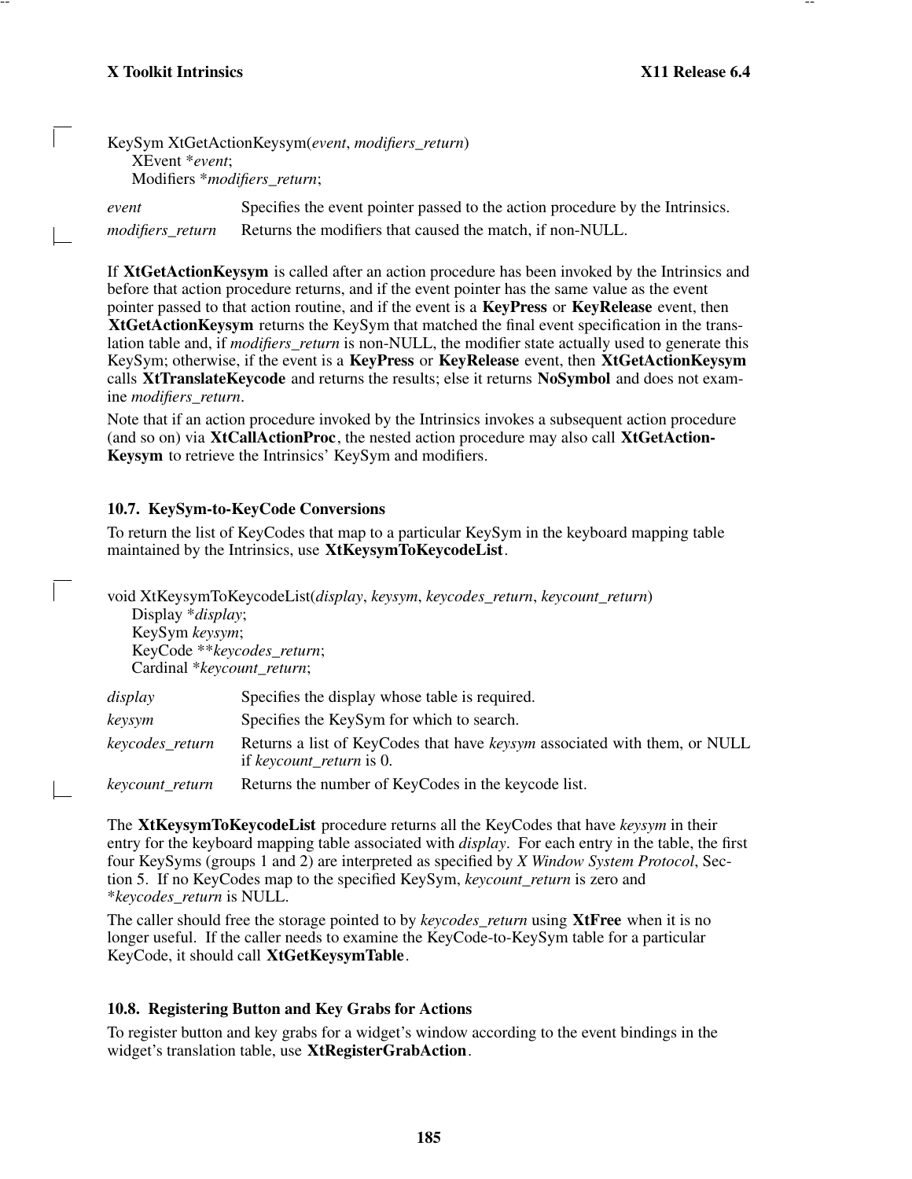```
KeySym XtGetActionKeysym(event, modifiers_return)
    XEvent *event;
    Modifiers *modifiers_return;
```

*event* Specifies the event pointer passed to the action procedure by the Intrinsics.

*modifiers_return* Returns the modifiers that caused the match, if non-NULL.

If **XtGetActionKeysym** is called after an action procedure has been invoked by the Intrinsics and before that action procedure returns, and if the event pointer has the same value as the event pointer passed to that action routine, and if the event is a **KeyPress** or **KeyRelease** event, then **XtGetActionKeysym** returns the KeySym that matched the final event specification in the translation table and, if *modifiers_return* is non-NULL, the modifier state actually used to generate this KeySym; otherwise, if the event is a **KeyPress** or **KeyRelease** event, then **XtGetActionKeysym** calls **XtTranslateKeycode** and returns the results; else it returns **NoSymbol** and does not examine *modifiers_return*.

Note that if an action procedure invoked by the Intrinsics invokes a subsequent action procedure (and so on) via **XtCallActionProc**, the nested action procedure may also call **XtGetActionKeysym** to retrieve the Intrinsics' KeySym and modifiers.

### 10.7. KeySym-to-KeyCode Conversions

To return the list of KeyCodes that map to a particular KeySym in the keyboard mapping table maintained by the Intrinsics, use **XtKeysymToKeycodeList**.

```
void XtKeysymToKeycodeList(display, keysym, keycodes_return, keycount_return)
    Display *display;
    KeySym keysym;
    KeyCode **keycodes_return;
    Cardinal *keycount_return;
```

*display* Specifies the display whose table is required.

*keysym* Specifies the KeySym for which to search.

*keycodes_return* Returns a list of KeyCodes that have *keysym* associated with them, or NULL if *keycount_return* is 0.

*keycount_return* Returns the number of KeyCodes in the keycode list.

The **XtKeysymToKeycodeList** procedure returns all the KeyCodes that have *keysym* in their entry for the keyboard mapping table associated with *display*. For each entry in the table, the first four KeySyms (groups 1 and 2) are interpreted as specified by *X Window System Protocol*, Section 5. If no KeyCodes map to the specified KeySym, *keycount_return* is zero and *\*keycodes_return* is NULL.

The caller should free the storage pointed to by *keycodes_return* using **XtFree** when it is no longer useful. If the caller needs to examine the KeyCode-to-KeySym table for a particular KeyCode, it should call **XtGetKeysymTable**.

### 10.8. Registering Button and Key Grabs for Actions

To register button and key grabs for a widget's window according to the event bindings in the widget's translation table, use **XtRegisterGrabAction**.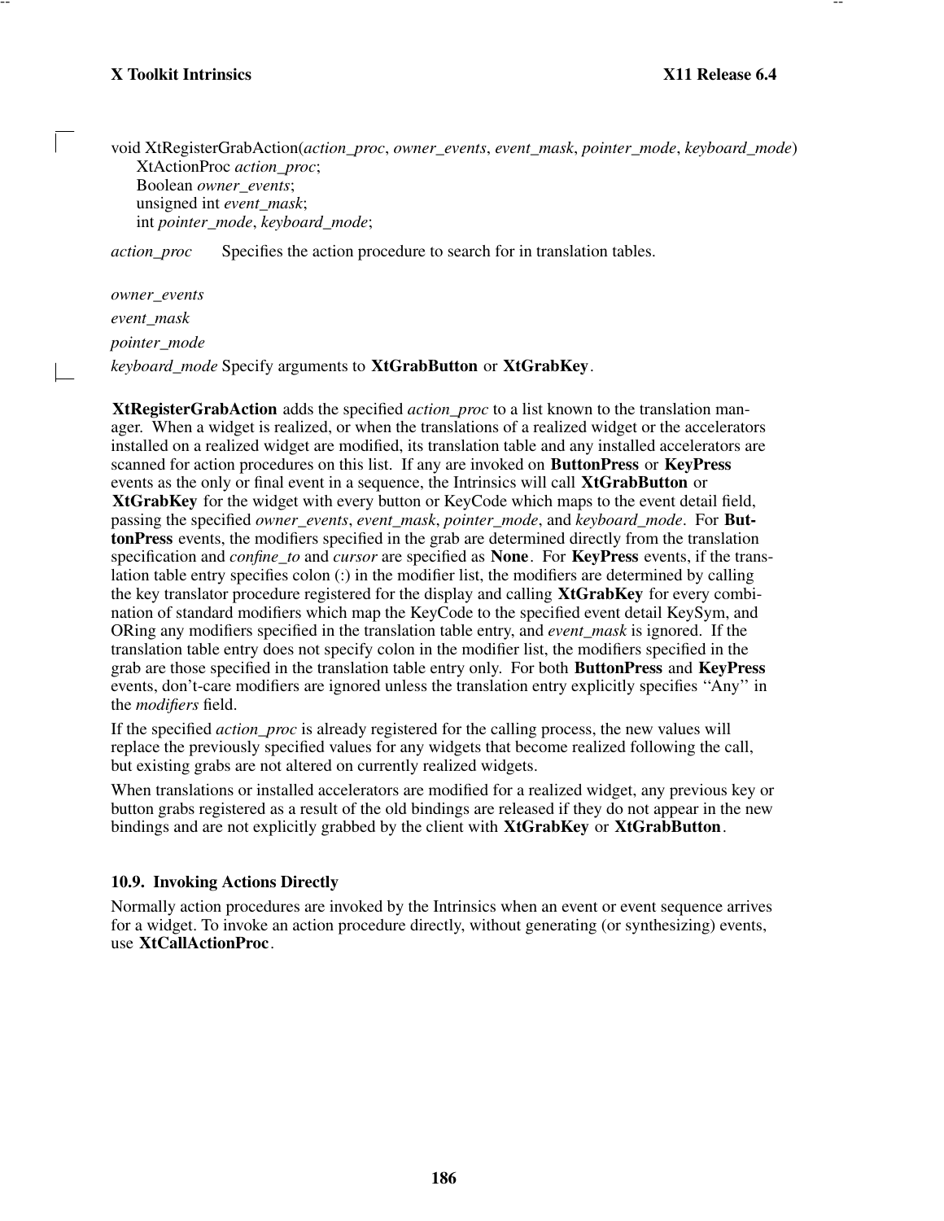```
void XtRegisterGrabAction(action_proc, owner_events, event_mask, pointer_mode, keyboard_mode)
      XtActionProc action_proc;
      Boolean owner_events;
      unsigned int event_mask;
      int pointer_mode, keyboard_mode;
```

*action_proc* Specifies the action procedure to search for in translation tables.

*owner_events*
*event_mask*
*pointer_mode*
*keyboard_mode* Specify arguments to **XtGrabButton** or **XtGrabKey**.

**XtRegisterGrabAction** adds the specified *action_proc* to a list known to the translation manager. When a widget is realized, or when the translations of a realized widget or the accelerators installed on a realized widget are modified, its translation table and any installed accelerators are scanned for action procedures on this list. If any are invoked on **ButtonPress** or **KeyPress** events as the only or final event in a sequence, the Intrinsics will call **XtGrabButton** or **XtGrabKey** for the widget with every button or KeyCode which maps to the event detail field, passing the specified *owner_events*, *event_mask*, *pointer_mode*, and *keyboard_mode*. For **ButtonPress** events, the modifiers specified in the grab are determined directly from the translation specification and *confine_to* and *cursor* are specified as **None**. For **KeyPress** events, if the translation table entry specifies colon (:) in the modifier list, the modifiers are determined by calling the key translator procedure registered for the display and calling **XtGrabKey** for every combination of standard modifiers which map the KeyCode to the specified event detail KeySym, and ORing any modifiers specified in the translation table entry, and *event_mask* is ignored. If the translation table entry does not specify colon in the modifier list, the modifiers specified in the grab are those specified in the translation table entry only. For both **ButtonPress** and **KeyPress** events, don't-care modifiers are ignored unless the translation entry explicitly specifies "Any" in the *modifiers* field.

If the specified *action_proc* is already registered for the calling process, the new values will replace the previously specified values for any widgets that become realized following the call, but existing grabs are not altered on currently realized widgets.

When translations or installed accelerators are modified for a realized widget, any previous key or button grabs registered as a result of the old bindings are released if they do not appear in the new bindings and are not explicitly grabbed by the client with **XtGrabKey** or **XtGrabButton**.

## 10.9. Invoking Actions Directly

Normally action procedures are invoked by the Intrinsics when an event or event sequence arrives for a widget. To invoke an action procedure directly, without generating (or synthesizing) events, use **XtCallActionProc**.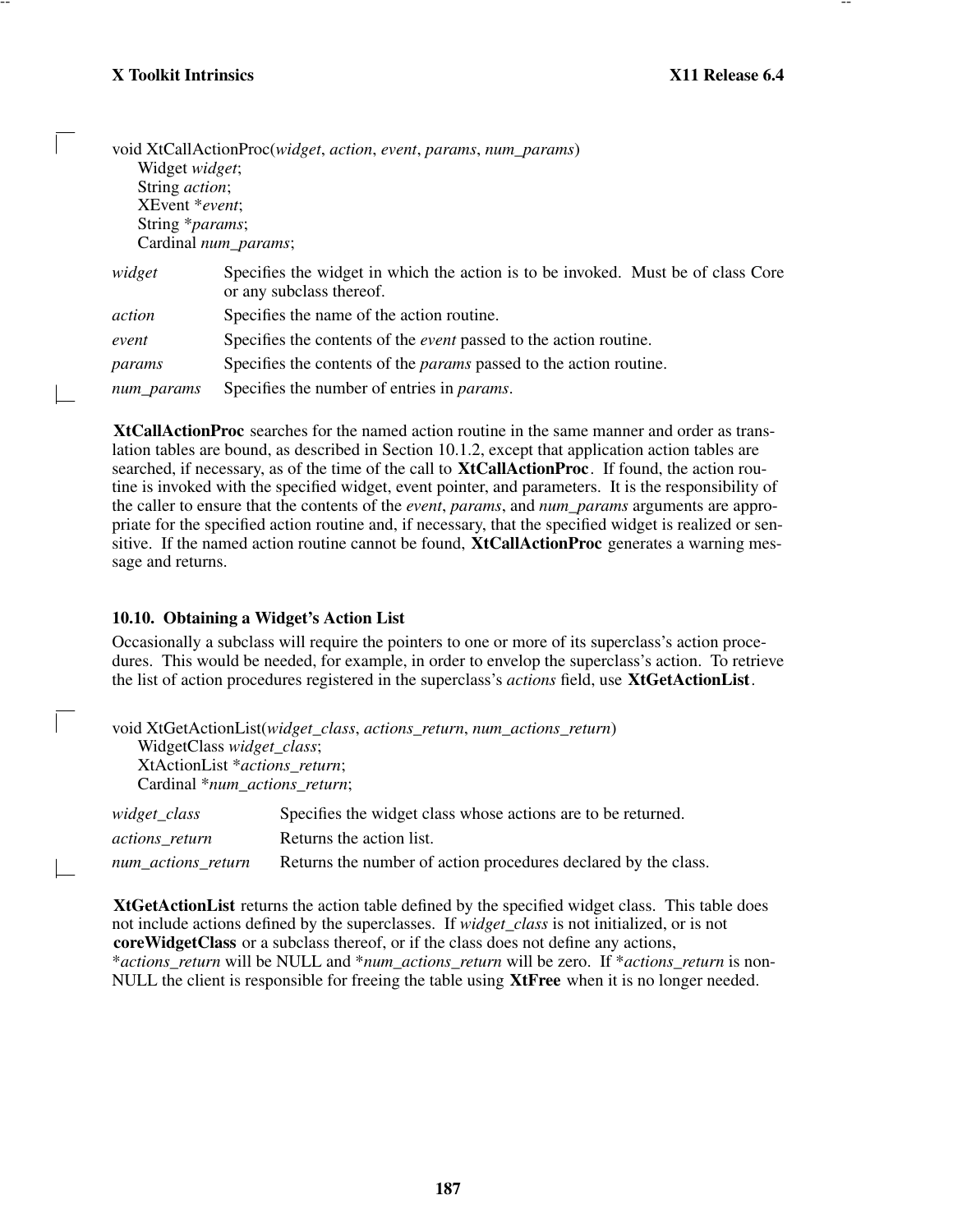```
void XtCallActionProc(widget, action, event, params, num_params)
      Widget widget;
      String action;
      XEvent *event;
      String *params;
      Cardinal num_params;
```

*widget* Specifies the widget in which the action is to be invoked. Must be of class Core or any subclass thereof.

*action* Specifies the name of the action routine.

*event* Specifies the contents of the *event* passed to the action routine.

*params* Specifies the contents of the *params* passed to the action routine.

*num_params* Specifies the number of entries in *params*.

**XtCallActionProc** searches for the named action routine in the same manner and order as translation tables are bound, as described in Section 10.1.2, except that application action tables are searched, if necessary, as of the time of the call to **XtCallActionProc**. If found, the action routine is invoked with the specified widget, event pointer, and parameters. It is the responsibility of the caller to ensure that the contents of the *event*, *params*, and *num_params* arguments are appropriate for the specified action routine and, if necessary, that the specified widget is realized or sensitive. If the named action routine cannot be found, **XtCallActionProc** generates a warning message and returns.

### 10.10. Obtaining a Widget's Action List

Occasionally a subclass will require the pointers to one or more of its superclass's action procedures. This would be needed, for example, in order to envelop the superclass's action. To retrieve the list of action procedures registered in the superclass's *actions* field, use **XtGetActionList**.

```
void XtGetActionList(widget_class, actions_return, num_actions_return)
      WidgetClass widget_class;
      XtActionList *actions_return;
      Cardinal *num_actions_return;
```

*widget_class* Specifies the widget class whose actions are to be returned.

*actions_return* Returns the action list.

*num_actions_return* Returns the number of action procedures declared by the class.

**XtGetActionList** returns the action table defined by the specified widget class. This table does not include actions defined by the superclasses. If *widget_class* is not initialized, or is not **coreWidgetClass** or a subclass thereof, or if the class does not define any actions, *\*actions_return* will be NULL and *\*num_actions_return* will be zero. If *\*actions_return* is non-NULL the client is responsible for freeing the table using **XtFree** when it is no longer needed.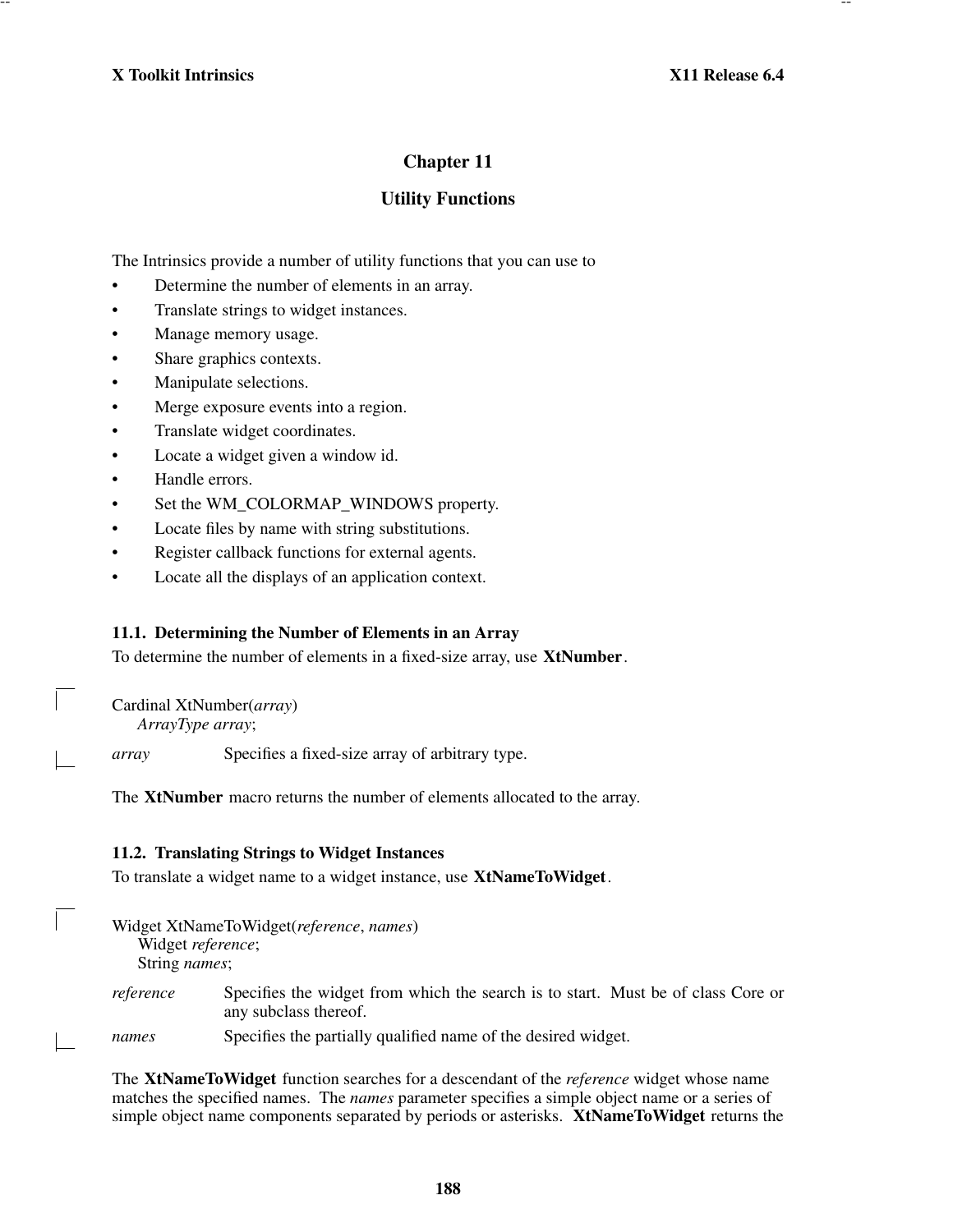# Chapter 11

# Utility Functions

The Intrinsics provide a number of utility functions that you can use to

- Determine the number of elements in an array.
- Translate strings to widget instances.
- Manage memory usage.
- Share graphics contexts.
- Manipulate selections.
- Merge exposure events into a region.
- Translate widget coordinates.
- Locate a widget given a window id.
- Handle errors.
- Set the WM_COLORMAP_WINDOWS property.
- Locate files by name with string substitutions.
- Register callback functions for external agents.
- Locate all the displays of an application context.

## 11.1. Determining the Number of Elements in an Array

To determine the number of elements in a fixed-size array, use **XtNumber**.

```
Cardinal XtNumber(array)
    ArrayType array;
```

*array* Specifies a fixed-size array of arbitrary type.

The **XtNumber** macro returns the number of elements allocated to the array.

## 11.2. Translating Strings to Widget Instances

To translate a widget name to a widget instance, use **XtNameToWidget**.

```
Widget XtNameToWidget(reference, names)
    Widget reference;
    String names;
```

*reference* Specifies the widget from which the search is to start. Must be of class Core or any subclass thereof.

*names* Specifies the partially qualified name of the desired widget.

The **XtNameToWidget** function searches for a descendant of the *reference* widget whose name matches the specified names. The *names* parameter specifies a simple object name or a series of simple object name components separated by periods or asterisks. **XtNameToWidget** returns the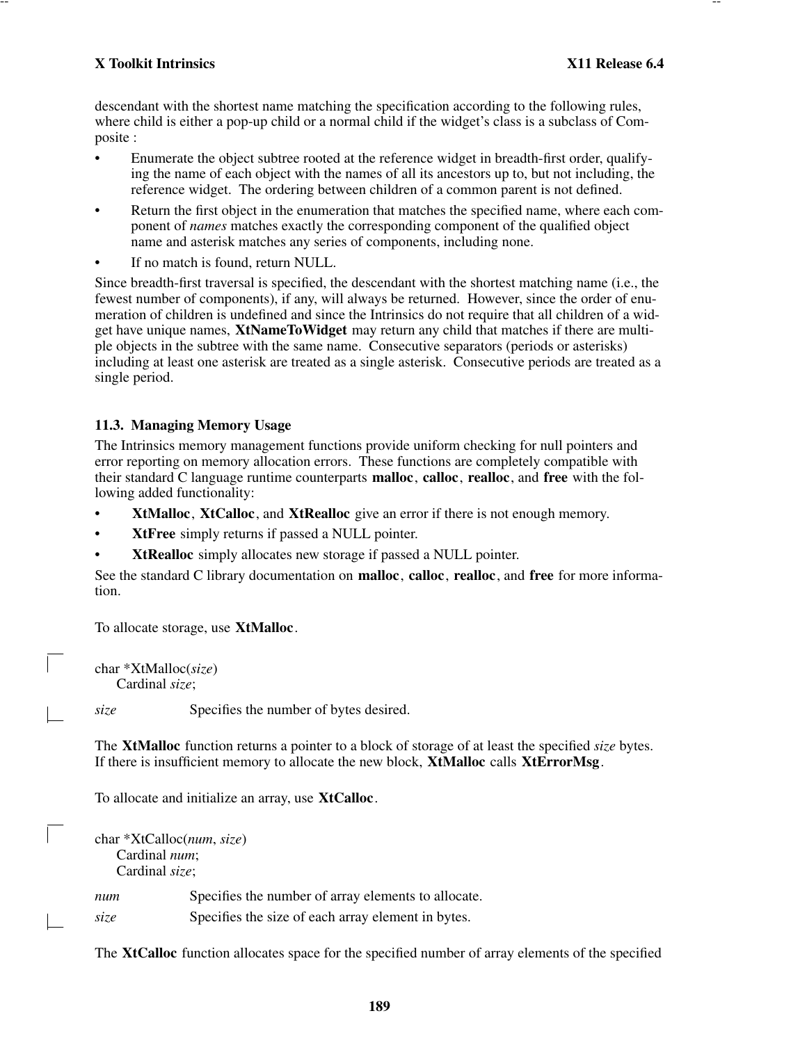descendant with the shortest name matching the specification according to the following rules, where child is either a pop-up child or a normal child if the widget's class is a subclass of Composite :

- Enumerate the object subtree rooted at the reference widget in breadth-first order, qualifying the name of each object with the names of all its ancestors up to, but not including, the reference widget. The ordering between children of a common parent is not defined.
- Return the first object in the enumeration that matches the specified name, where each component of *names* matches exactly the corresponding component of the qualified object name and asterisk matches any series of components, including none.
- If no match is found, return NULL.

Since breadth-first traversal is specified, the descendant with the shortest matching name (i.e., the fewest number of components), if any, will always be returned. However, since the order of enumeration of children is undefined and since the Intrinsics do not require that all children of a widget have unique names, **XtNameToWidget** may return any child that matches if there are multiple objects in the subtree with the same name. Consecutive separators (periods or asterisks) including at least one asterisk are treated as a single asterisk. Consecutive periods are treated as a single period.

### 11.3. Managing Memory Usage

The Intrinsics memory management functions provide uniform checking for null pointers and error reporting on memory allocation errors. These functions are completely compatible with their standard C language runtime counterparts **malloc**, **calloc**, **realloc**, and **free** with the following added functionality:

- **XtMalloc**, **XtCalloc**, and **XtRealloc** give an error if there is not enough memory.
- **XtFree** simply returns if passed a NULL pointer.
- **XtRealloc** simply allocates new storage if passed a NULL pointer.

See the standard C library documentation on **malloc**, **calloc**, **realloc**, and **free** for more information.

To allocate storage, use **XtMalloc**.

```
char *XtMalloc(size)
     Cardinal size;
```

*size* Specifies the number of bytes desired.

The **XtMalloc** function returns a pointer to a block of storage of at least the specified *size* bytes. If there is insufficient memory to allocate the new block, **XtMalloc** calls **XtErrorMsg**.

To allocate and initialize an array, use **XtCalloc**.

```
char *XtCalloc(num, size)
     Cardinal num;
     Cardinal size;
```

*num* Specifies the number of array elements to allocate.

*size* Specifies the size of each array element in bytes.

The **XtCalloc** function allocates space for the specified number of array elements of the specified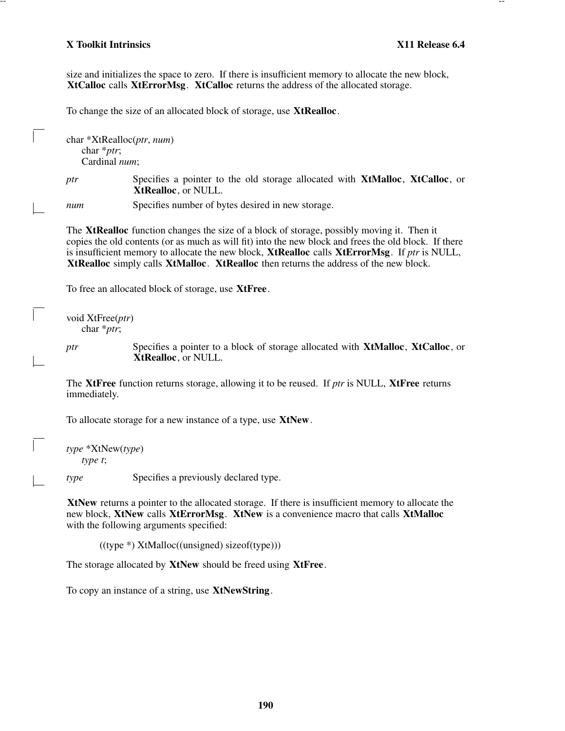size and initializes the space to zero. If there is insufficient memory to allocate the new block, **XtCalloc** calls **XtErrorMsg**. **XtCalloc** returns the address of the allocated storage.

To change the size of an allocated block of storage, use **XtRealloc**.

```
char *XtRealloc(ptr, num)
     char *ptr;
     Cardinal num;
```

*ptr* Specifies a pointer to the old storage allocated with **XtMalloc**, **XtCalloc**, or **XtRealloc**, or NULL.

*num* Specifies number of bytes desired in new storage.

The **XtRealloc** function changes the size of a block of storage, possibly moving it. Then it copies the old contents (or as much as will fit) into the new block and frees the old block. If there is insufficient memory to allocate the new block, **XtRealloc** calls **XtErrorMsg**. If *ptr* is NULL, **XtRealloc** simply calls **XtMalloc**. **XtRealloc** then returns the address of the new block.

To free an allocated block of storage, use **XtFree**.

```
void XtFree(ptr)
     char *ptr;
```

*ptr* Specifies a pointer to a block of storage allocated with **XtMalloc**, **XtCalloc**, or **XtRealloc**, or NULL.

The **XtFree** function returns storage, allowing it to be reused. If *ptr* is NULL, **XtFree** returns immediately.

To allocate storage for a new instance of a type, use **XtNew**.

```
type *XtNew(type)
     type t;
```

*type* Specifies a previously declared type.

**XtNew** returns a pointer to the allocated storage. If there is insufficient memory to allocate the new block, **XtNew** calls **XtErrorMsg**. **XtNew** is a convenience macro that calls **XtMalloc** with the following arguments specified:

```
((type *) XtMalloc((unsigned) sizeof(type)))
```

The storage allocated by **XtNew** should be freed using **XtFree**.

To copy an instance of a string, use **XtNewString**.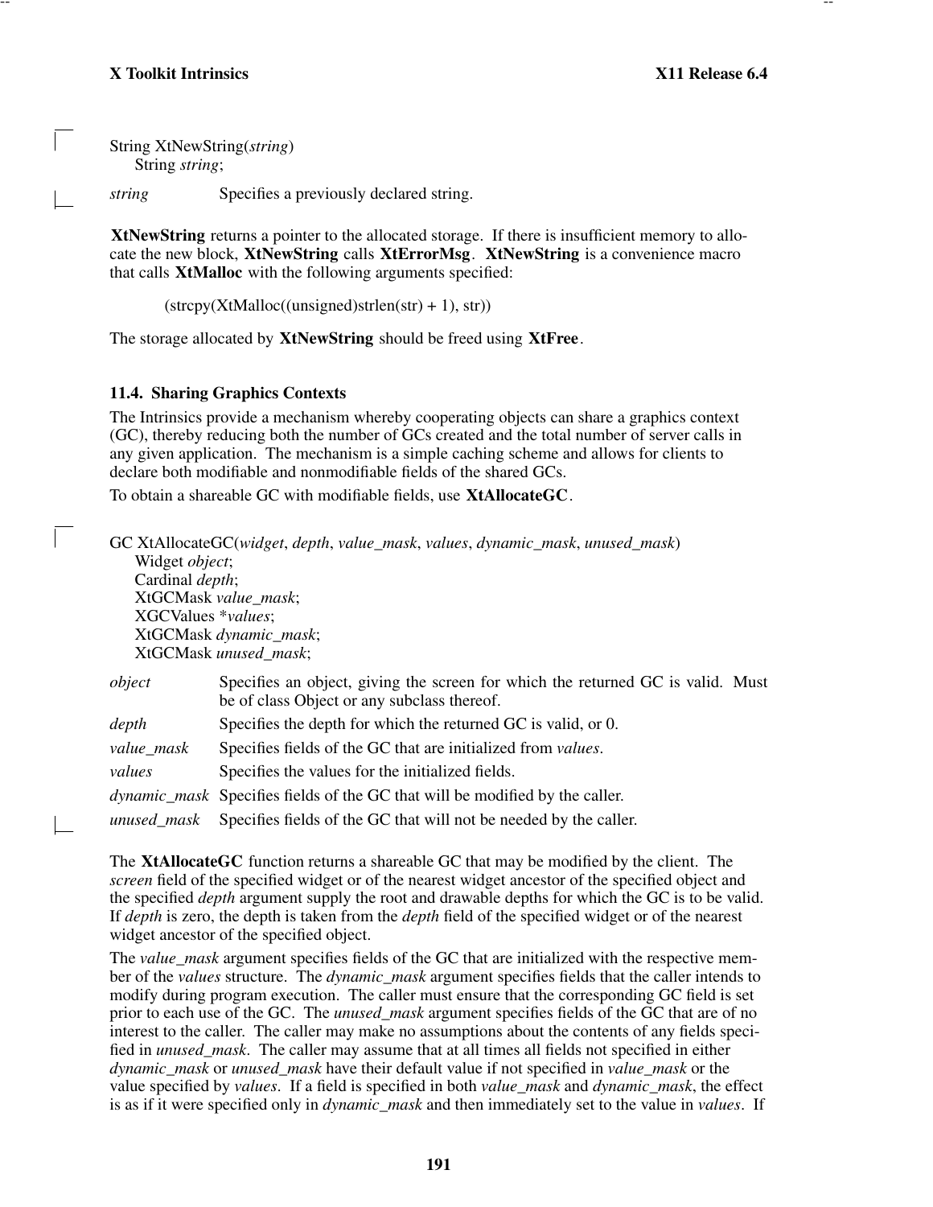```
String XtNewString(string)
      String string;
```

*string* Specifies a previously declared string.

**XtNewString** returns a pointer to the allocated storage. If there is insufficient memory to allocate the new block, **XtNewString** calls **XtErrorMsg**. **XtNewString** is a convenience macro that calls **XtMalloc** with the following arguments specified:

```
(strcpy(XtMalloc((unsigned)strlen(str) + 1), str))
```

The storage allocated by **XtNewString** should be freed using **XtFree**.

### 11.4. Sharing Graphics Contexts

The Intrinsics provide a mechanism whereby cooperating objects can share a graphics context (GC), thereby reducing both the number of GCs created and the total number of server calls in any given application. The mechanism is a simple caching scheme and allows for clients to declare both modifiable and nonmodifiable fields of the shared GCs.

To obtain a shareable GC with modifiable fields, use **XtAllocateGC**.

```
GC XtAllocateGC(widget, depth, value_mask, values, dynamic_mask, unused_mask)
      Widget object;
      Cardinal depth;
      XtGCMask value_mask;
      XGCValues *values;
      XtGCMask dynamic_mask;
      XtGCMask unused_mask;
```

*object* Specifies an object, giving the screen for which the returned GC is valid. Must be of class Object or any subclass thereof.

*depth* Specifies the depth for which the returned GC is valid, or 0.

*value_mask* Specifies fields of the GC that are initialized from *values*.

*values* Specifies the values for the initialized fields.

*dynamic_mask* Specifies fields of the GC that will be modified by the caller.

*unused_mask* Specifies fields of the GC that will not be needed by the caller.

The **XtAllocateGC** function returns a shareable GC that may be modified by the client. The *screen* field of the specified widget or of the nearest widget ancestor of the specified object and the specified *depth* argument supply the root and drawable depths for which the GC is to be valid. If *depth* is zero, the depth is taken from the *depth* field of the specified widget or of the nearest widget ancestor of the specified object.

The *value_mask* argument specifies fields of the GC that are initialized with the respective member of the *values* structure. The *dynamic_mask* argument specifies fields that the caller intends to modify during program execution. The caller must ensure that the corresponding GC field is set prior to each use of the GC. The *unused_mask* argument specifies fields of the GC that are of no interest to the caller. The caller may make no assumptions about the contents of any fields specified in *unused_mask*. The caller may assume that at all times all fields not specified in either *dynamic_mask* or *unused_mask* have their default value if not specified in *value_mask* or the value specified by *values*. If a field is specified in both *value_mask* and *dynamic_mask*, the effect is as if it were specified only in *dynamic_mask* and then immediately set to the value in *values*. If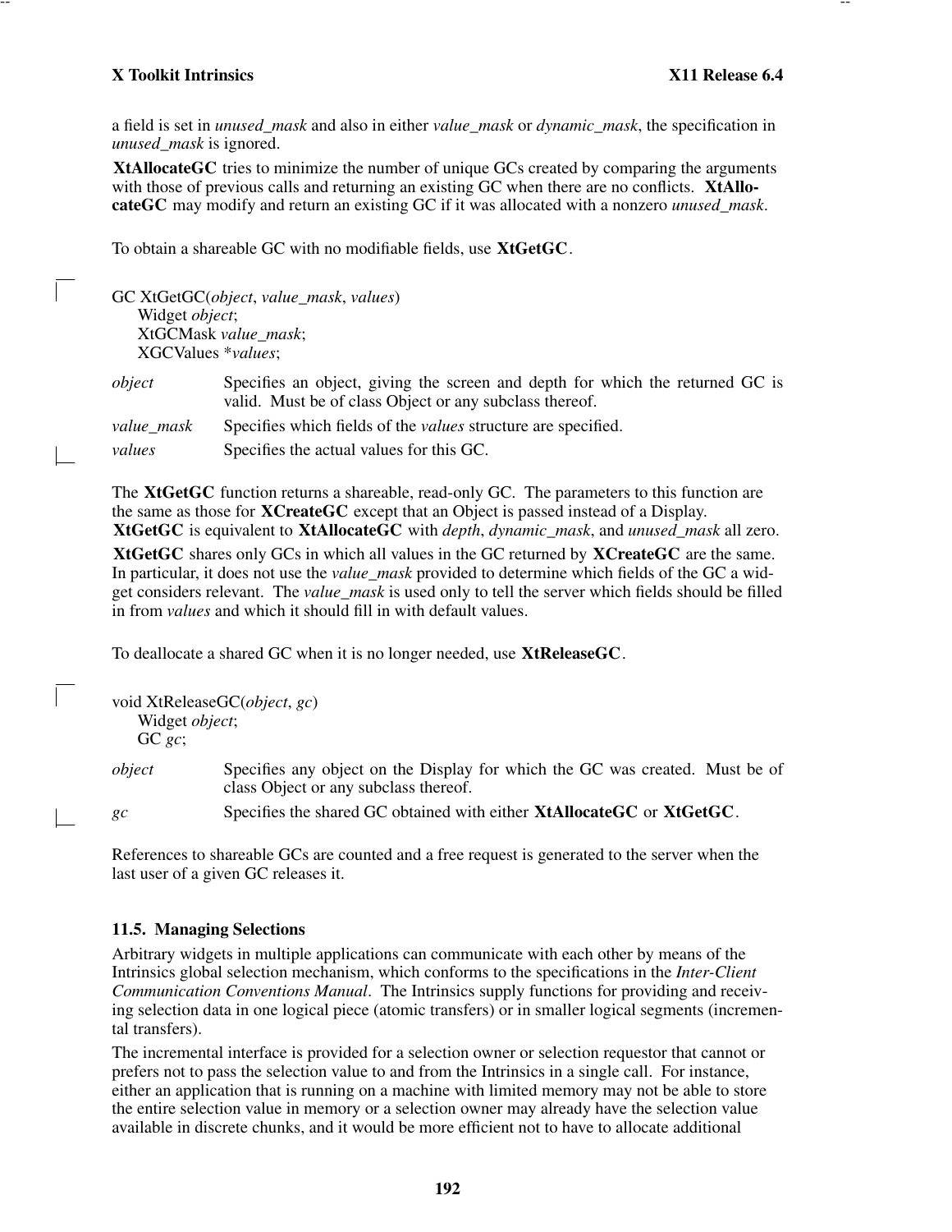a field is set in *unused_mask* and also in either *value_mask* or *dynamic_mask*, the specification in *unused_mask* is ignored.

**XtAllocateGC** tries to minimize the number of unique GCs created by comparing the arguments with those of previous calls and returning an existing GC when there are no conflicts. **XtAllocateGC** may modify and return an existing GC if it was allocated with a nonzero *unused_mask*.

To obtain a shareable GC with no modifiable fields, use **XtGetGC**.

```
GC XtGetGC(object, value_mask, values)
      Widget object;
      XtGCMask value_mask;
      XGCValues *values;
```

*object* Specifies an object, giving the screen and depth for which the returned GC is valid. Must be of class Object or any subclass thereof.

*value_mask* Specifies which fields of the *values* structure are specified.

*values* Specifies the actual values for this GC.

The **XtGetGC** function returns a shareable, read-only GC. The parameters to this function are the same as those for **XCreateGC** except that an Object is passed instead of a Display. **XtGetGC** is equivalent to **XtAllocateGC** with *depth*, *dynamic_mask*, and *unused_mask* all zero.

**XtGetGC** shares only GCs in which all values in the GC returned by **XCreateGC** are the same. In particular, it does not use the *value_mask* provided to determine which fields of the GC a widget considers relevant. The *value_mask* is used only to tell the server which fields should be filled in from *values* and which it should fill in with default values.

To deallocate a shared GC when it is no longer needed, use **XtReleaseGC**.

```
void XtReleaseGC(object, gc)
      Widget object;
      GC gc;
```

*object* Specifies any object on the Display for which the GC was created. Must be of class Object or any subclass thereof.

*gc* Specifies the shared GC obtained with either **XtAllocateGC** or **XtGetGC**.

References to shareable GCs are counted and a free request is generated to the server when the last user of a given GC releases it.

### 11.5. Managing Selections

Arbitrary widgets in multiple applications can communicate with each other by means of the Intrinsics global selection mechanism, which conforms to the specifications in the *Inter-Client Communication Conventions Manual*. The Intrinsics supply functions for providing and receiving selection data in one logical piece (atomic transfers) or in smaller logical segments (incremental transfers).

The incremental interface is provided for a selection owner or selection requestor that cannot or prefers not to pass the selection value to and from the Intrinsics in a single call. For instance, either an application that is running on a machine with limited memory may not be able to store the entire selection value in memory or a selection owner may already have the selection value available in discrete chunks, and it would be more efficient not to have to allocate additional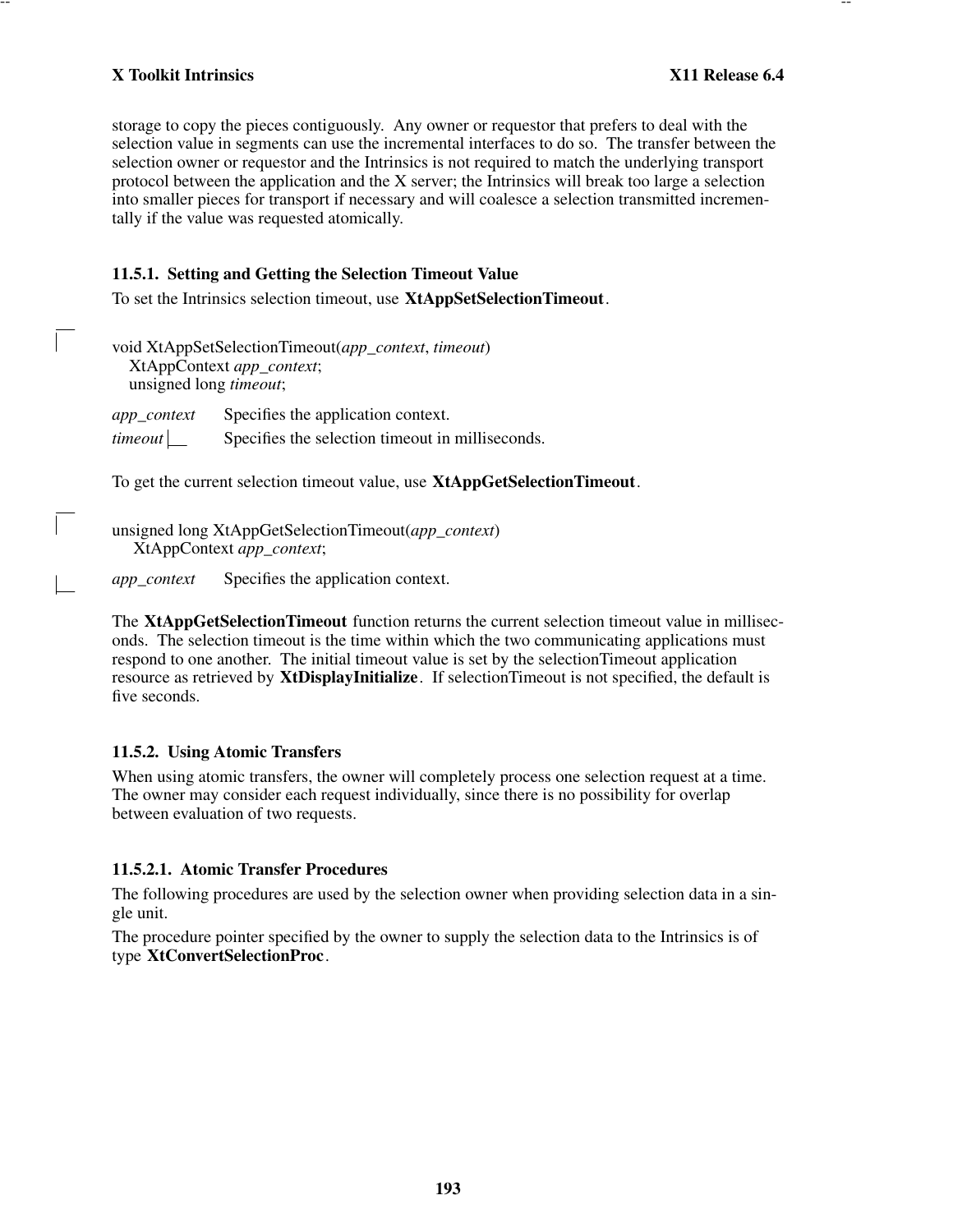storage to copy the pieces contiguously. Any owner or requestor that prefers to deal with the selection value in segments can use the incremental interfaces to do so. The transfer between the selection owner or requestor and the Intrinsics is not required to match the underlying transport protocol between the application and the X server; the Intrinsics will break too large a selection into smaller pieces for transport if necessary and will coalesce a selection transmitted incrementally if the value was requested atomically.

### 11.5.1. Setting and Getting the Selection Timeout Value

To set the Intrinsics selection timeout, use **XtAppSetSelectionTimeout**.

```
void XtAppSetSelectionTimeout(app_context, timeout)
    XtAppContext app_context;
    unsigned long timeout;
```

*app_context* Specifies the application context.

*timeout* Specifies the selection timeout in milliseconds.

To get the current selection timeout value, use **XtAppGetSelectionTimeout**.

```
unsigned long XtAppGetSelectionTimeout(app_context)
    XtAppContext app_context;
```

*app_context* Specifies the application context.

The **XtAppGetSelectionTimeout** function returns the current selection timeout value in milliseconds. The selection timeout is the time within which the two communicating applications must respond to one another. The initial timeout value is set by the selectionTimeout application resource as retrieved by **XtDisplayInitialize**. If selectionTimeout is not specified, the default is five seconds.

### 11.5.2. Using Atomic Transfers

When using atomic transfers, the owner will completely process one selection request at a time. The owner may consider each request individually, since there is no possibility for overlap between evaluation of two requests.

#### 11.5.2.1. Atomic Transfer Procedures

The following procedures are used by the selection owner when providing selection data in a single unit.

The procedure pointer specified by the owner to supply the selection data to the Intrinsics is of type **XtConvertSelectionProc**.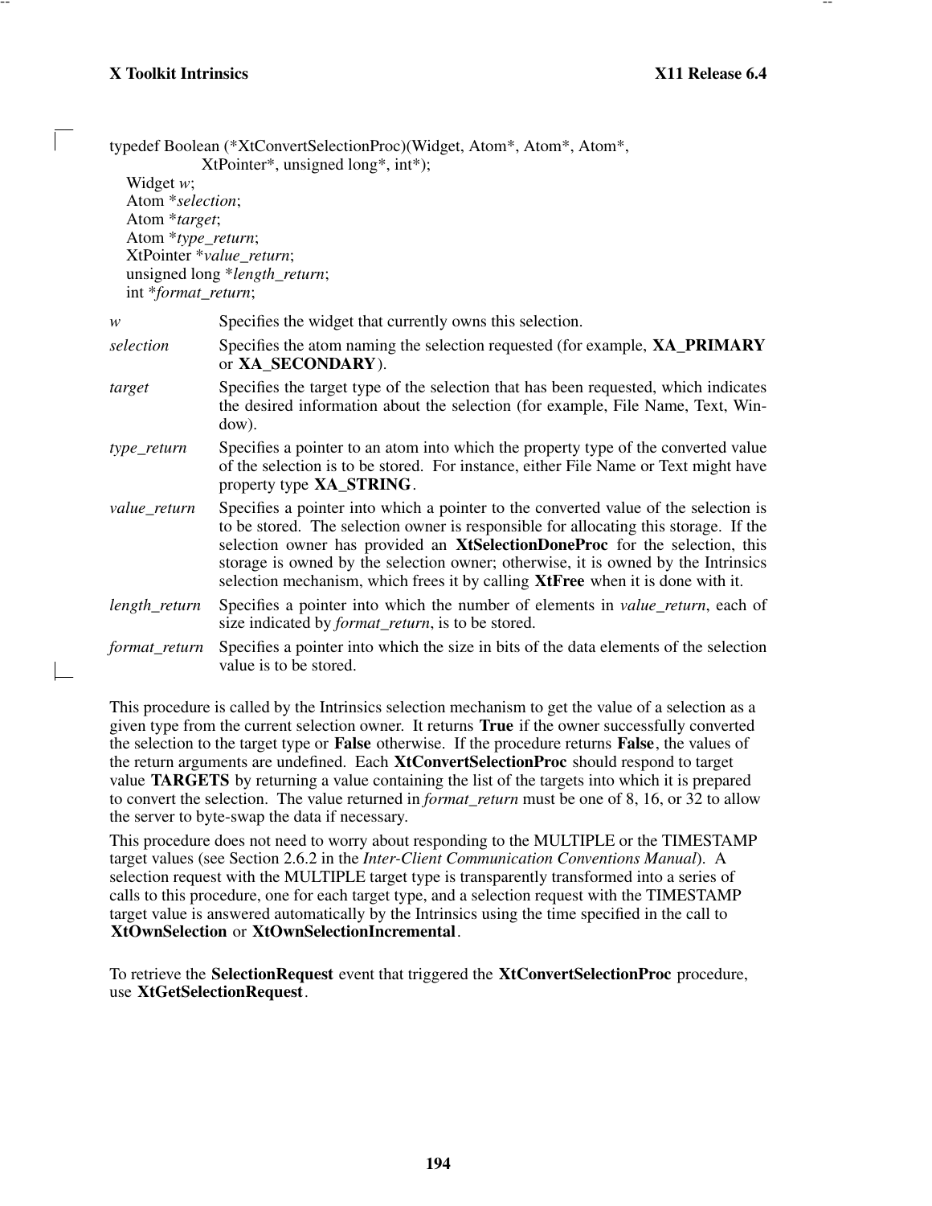```
typedef Boolean (*XtConvertSelectionProc)(Widget, Atom*, Atom*, Atom*,
              XtPointer*, unsigned long*, int*);
   Widget w;
   Atom *selection;
   Atom *target;
   Atom *type_return;
   XtPointer *value_return;
   unsigned long *length_return;
   int *format_return;
```

*w* Specifies the widget that currently owns this selection.

*selection* Specifies the atom naming the selection requested (for example, **XA_PRIMARY** or **XA_SECONDARY**).

*target* Specifies the target type of the selection that has been requested, which indicates the desired information about the selection (for example, File Name, Text, Window).

*type_return* Specifies a pointer to an atom into which the property type of the converted value of the selection is to be stored. For instance, either File Name or Text might have property type **XA_STRING**.

*value_return* Specifies a pointer into which a pointer to the converted value of the selection is to be stored. The selection owner is responsible for allocating this storage. If the selection owner has provided an **XtSelectionDoneProc** for the selection, this storage is owned by the selection owner; otherwise, it is owned by the Intrinsics selection mechanism, which frees it by calling **XtFree** when it is done with it.

*length_return* Specifies a pointer into which the number of elements in *value_return*, each of size indicated by *format_return*, is to be stored.

*format_return* Specifies a pointer into which the size in bits of the data elements of the selection value is to be stored.

This procedure is called by the Intrinsics selection mechanism to get the value of a selection as a given type from the current selection owner. It returns **True** if the owner successfully converted the selection to the target type or **False** otherwise. If the procedure returns **False**, the values of the return arguments are undefined. Each **XtConvertSelectionProc** should respond to target value **TARGETS** by returning a value containing the list of the targets into which it is prepared to convert the selection. The value returned in *format_return* must be one of 8, 16, or 32 to allow the server to byte-swap the data if necessary.

This procedure does not need to worry about responding to the MULTIPLE or the TIMESTAMP target values (see Section 2.6.2 in the *Inter-Client Communication Conventions Manual*). A selection request with the MULTIPLE target type is transparently transformed into a series of calls to this procedure, one for each target type, and a selection request with the TIMESTAMP target value is answered automatically by the Intrinsics using the time specified in the call to **XtOwnSelection** or **XtOwnSelectionIncremental**.

To retrieve the **SelectionRequest** event that triggered the **XtConvertSelectionProc** procedure, use **XtGetSelectionRequest**.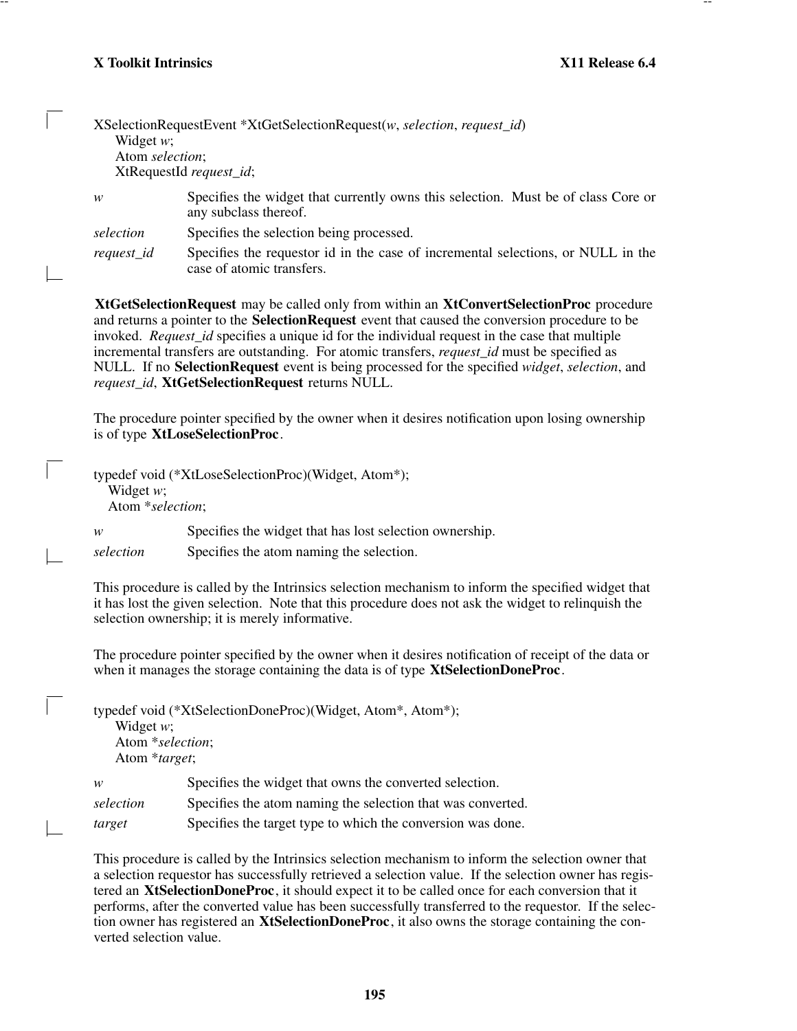```
XSelectionRequestEvent *XtGetSelectionRequest(w, selection, request_id)
      Widget w;
      Atom selection;
      XtRequestId request_id;
```

*w* Specifies the widget that currently owns this selection. Must be of class Core or any subclass thereof.

*selection* Specifies the selection being processed.

*request_id* Specifies the requestor id in the case of incremental selections, or NULL in the case of atomic transfers.

**XtGetSelectionRequest** may be called only from within an **XtConvertSelectionProc** procedure and returns a pointer to the **SelectionRequest** event that caused the conversion procedure to be invoked. *Request_id* specifies a unique id for the individual request in the case that multiple incremental transfers are outstanding. For atomic transfers, *request_id* must be specified as NULL. If no **SelectionRequest** event is being processed for the specified *widget*, *selection*, and *request_id*, **XtGetSelectionRequest** returns NULL.

The procedure pointer specified by the owner when it desires notification upon losing ownership is of type **XtLoseSelectionProc**.

```
typedef void (*XtLoseSelectionProc)(Widget, Atom*);
    Widget w;
    Atom *selection;
```

*w* Specifies the widget that has lost selection ownership.

*selection* Specifies the atom naming the selection.

This procedure is called by the Intrinsics selection mechanism to inform the specified widget that it has lost the given selection. Note that this procedure does not ask the widget to relinquish the selection ownership; it is merely informative.

The procedure pointer specified by the owner when it desires notification of receipt of the data or when it manages the storage containing the data is of type **XtSelectionDoneProc**.

```
typedef void (*XtSelectionDoneProc)(Widget, Atom*, Atom*);
      Widget w;
      Atom *selection;
      Atom *target;
```

*w* Specifies the widget that owns the converted selection.

*selection* Specifies the atom naming the selection that was converted.

*target* Specifies the target type to which the conversion was done.

This procedure is called by the Intrinsics selection mechanism to inform the selection owner that a selection requestor has successfully retrieved a selection value. If the selection owner has registered an **XtSelectionDoneProc**, it should expect it to be called once for each conversion that it performs, after the converted value has been successfully transferred to the requestor. If the selection owner has registered an **XtSelectionDoneProc**, it also owns the storage containing the converted selection value.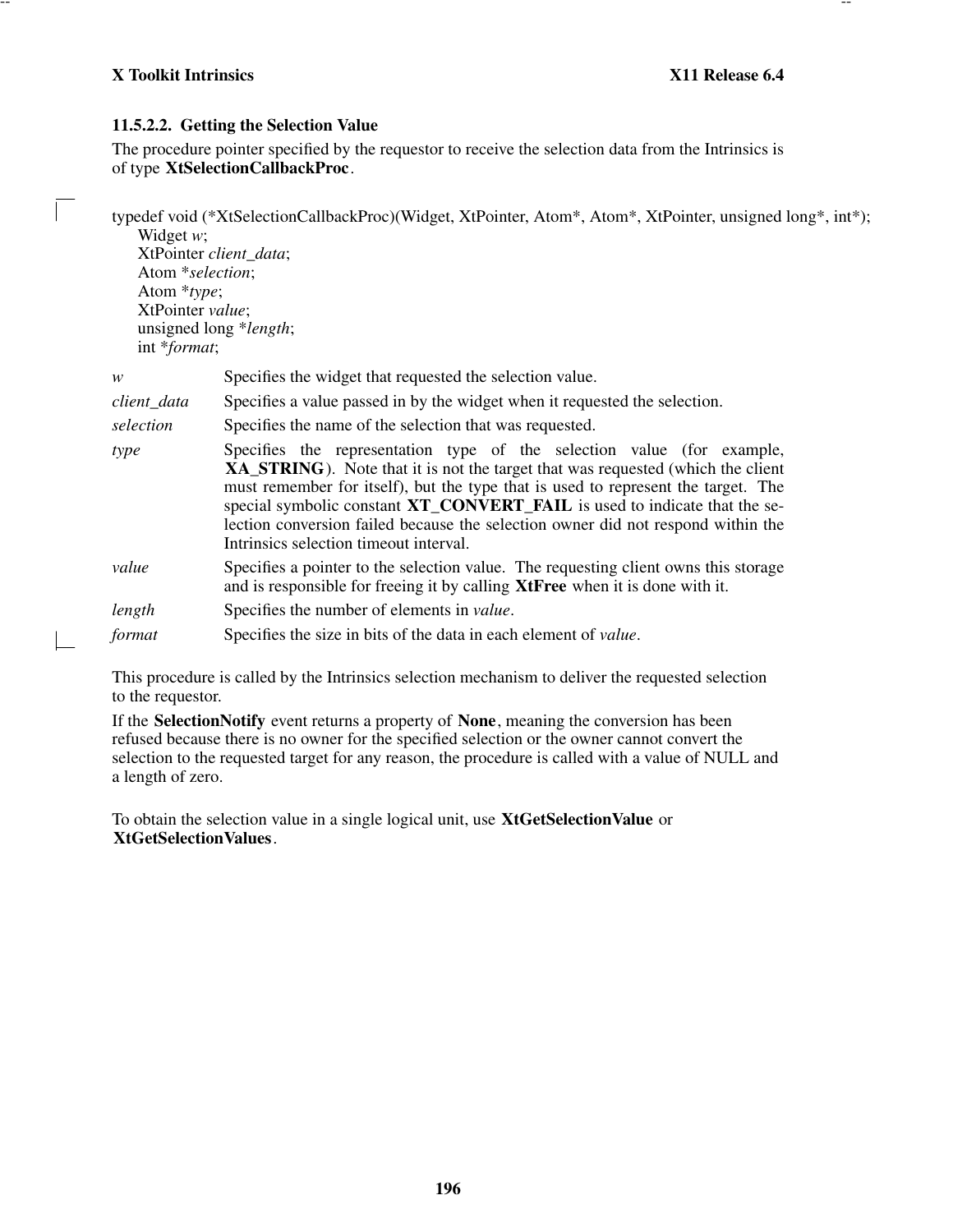#### 11.5.2.2. Getting the Selection Value

The procedure pointer specified by the requestor to receive the selection data from the Intrinsics is of type **XtSelectionCallbackProc**.

```
typedef void (*XtSelectionCallbackProc)(Widget, XtPointer, Atom*, Atom*, XtPointer, unsigned long*, int*);
      Widget w;
      XtPointer client_data;
      Atom *selection;
      Atom *type;
      XtPointer value;
      unsigned long *length;
      int *format;
```

*w* Specifies the widget that requested the selection value.

*client_data* Specifies a value passed in by the widget when it requested the selection.

*selection* Specifies the name of the selection that was requested.

*type* Specifies the representation type of the selection value (for example, **XA_STRING**). Note that it is not the target that was requested (which the client must remember for itself), but the type that is used to represent the target. The special symbolic constant **XT_CONVERT_FAIL** is used to indicate that the selection conversion failed because the selection owner did not respond within the Intrinsics selection timeout interval.

*value* Specifies a pointer to the selection value. The requesting client owns this storage and is responsible for freeing it by calling **XtFree** when it is done with it.

*length* Specifies the number of elements in *value*.

*format* Specifies the size in bits of the data in each element of *value*.

This procedure is called by the Intrinsics selection mechanism to deliver the requested selection to the requestor.

If the **SelectionNotify** event returns a property of **None**, meaning the conversion has been refused because there is no owner for the specified selection or the owner cannot convert the selection to the requested target for any reason, the procedure is called with a value of NULL and a length of zero.

To obtain the selection value in a single logical unit, use **XtGetSelectionValue** or **XtGetSelectionValues**.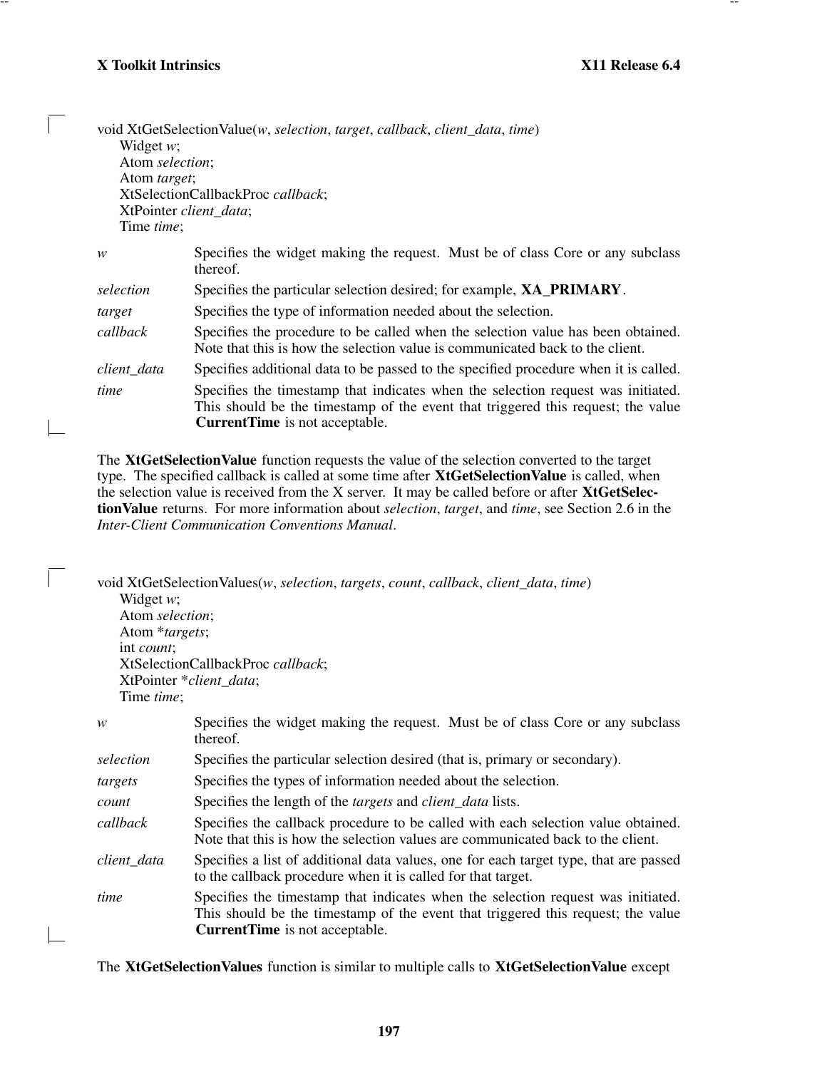```
void XtGetSelectionValue(w, selection, target, callback, client_data, time)
    Widget w;
    Atom selection;
    Atom target;
    XtSelectionCallbackProc callback;
    XtPointer client_data;
    Time time;
```

*w* Specifies the widget making the request. Must be of class Core or any subclass thereof.

*selection* Specifies the particular selection desired; for example, **XA_PRIMARY**.

*target* Specifies the type of information needed about the selection.

*callback* Specifies the procedure to be called when the selection value has been obtained. Note that this is how the selection value is communicated back to the client.

*client_data* Specifies additional data to be passed to the specified procedure when it is called.

*time* Specifies the timestamp that indicates when the selection request was initiated. This should be the timestamp of the event that triggered this request; the value **CurrentTime** is not acceptable.

The **XtGetSelectionValue** function requests the value of the selection converted to the target type. The specified callback is called at some time after **XtGetSelectionValue** is called, when the selection value is received from the X server. It may be called before or after **XtGetSelectionValue** returns. For more information about *selection*, *target*, and *time*, see Section 2.6 in the *Inter-Client Communication Conventions Manual*.

```
void XtGetSelectionValues(w, selection, targets, count, callback, client_data, time)
    Widget w;
    Atom selection;
    Atom *targets;
    int count;
    XtSelectionCallbackProc callback;
    XtPointer *client_data;
    Time time;
```

*w* Specifies the widget making the request. Must be of class Core or any subclass thereof.

*selection* Specifies the particular selection desired (that is, primary or secondary).

*targets* Specifies the types of information needed about the selection.

*count* Specifies the length of the *targets* and *client_data* lists.

*callback* Specifies the callback procedure to be called with each selection value obtained. Note that this is how the selection values are communicated back to the client.

*client_data* Specifies a list of additional data values, one for each target type, that are passed to the callback procedure when it is called for that target.

*time* Specifies the timestamp that indicates when the selection request was initiated. This should be the timestamp of the event that triggered this request; the value **CurrentTime** is not acceptable.

The **XtGetSelectionValues** function is similar to multiple calls to **XtGetSelectionValue** except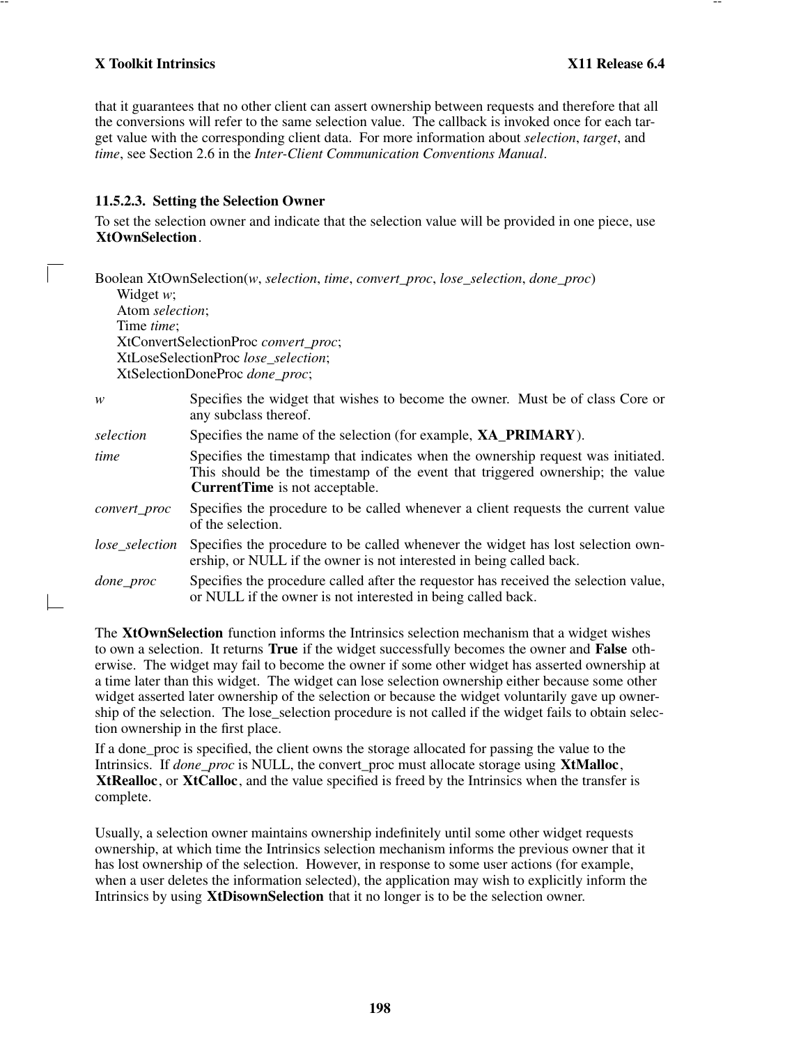that it guarantees that no other client can assert ownership between requests and therefore that all the conversions will refer to the same selection value. The callback is invoked once for each target value with the corresponding client data. For more information about *selection*, *target*, and *time*, see Section 2.6 in the *Inter-Client Communication Conventions Manual*.

### 11.5.2.3. Setting the Selection Owner

To set the selection owner and indicate that the selection value will be provided in one piece, use **XtOwnSelection**.

```
Boolean XtOwnSelection(w, selection, time, convert_proc, lose_selection, done_proc)
      Widget w;
      Atom selection;
      Time time;
      XtConvertSelectionProc convert_proc;
      XtLoseSelectionProc lose_selection;
      XtSelectionDoneProc done_proc;
```

*w* Specifies the widget that wishes to become the owner. Must be of class Core or any subclass thereof.

*selection* Specifies the name of the selection (for example, **XA_PRIMARY**).

*time* Specifies the timestamp that indicates when the ownership request was initiated. This should be the timestamp of the event that triggered ownership; the value **CurrentTime** is not acceptable.

*convert_proc* Specifies the procedure to be called whenever a client requests the current value of the selection.

*lose_selection* Specifies the procedure to be called whenever the widget has lost selection ownership, or NULL if the owner is not interested in being called back.

*done_proc* Specifies the procedure called after the requestor has received the selection value, or NULL if the owner is not interested in being called back.

The **XtOwnSelection** function informs the Intrinsics selection mechanism that a widget wishes to own a selection. It returns **True** if the widget successfully becomes the owner and **False** otherwise. The widget may fail to become the owner if some other widget has asserted ownership at a time later than this widget. The widget can lose selection ownership either because some other widget asserted later ownership of the selection or because the widget voluntarily gave up ownership of the selection. The lose_selection procedure is not called if the widget fails to obtain selection ownership in the first place.

If a done_proc is specified, the client owns the storage allocated for passing the value to the Intrinsics. If *done_proc* is NULL, the convert_proc must allocate storage using **XtMalloc**, **XtRealloc**, or **XtCalloc**, and the value specified is freed by the Intrinsics when the transfer is complete.

Usually, a selection owner maintains ownership indefinitely until some other widget requests ownership, at which time the Intrinsics selection mechanism informs the previous owner that it has lost ownership of the selection. However, in response to some user actions (for example, when a user deletes the information selected), the application may wish to explicitly inform the Intrinsics by using **XtDisownSelection** that it no longer is to be the selection owner.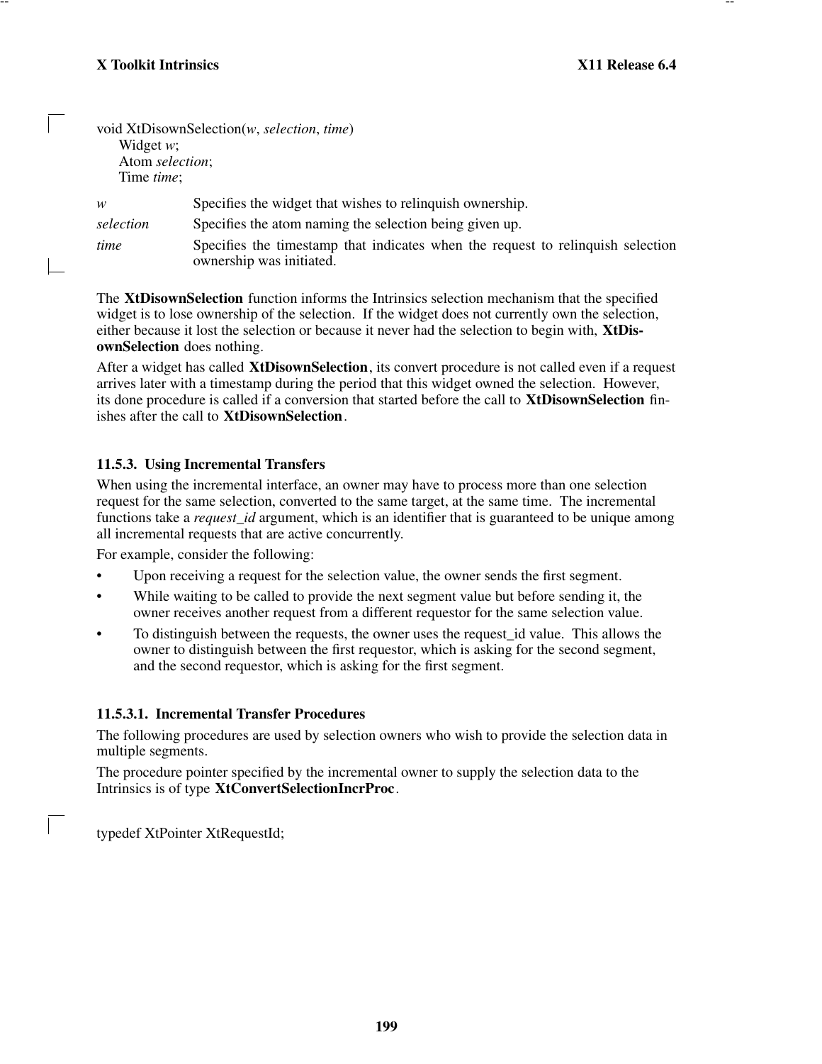```
void XtDisownSelection(w, selection, time)
    Widget w;
    Atom selection;
    Time time;
```

*w* Specifies the widget that wishes to relinquish ownership.

*selection* Specifies the atom naming the selection being given up.

*time* Specifies the timestamp that indicates when the request to relinquish selection ownership was initiated.

The **XtDisownSelection** function informs the Intrinsics selection mechanism that the specified widget is to lose ownership of the selection. If the widget does not currently own the selection, either because it lost the selection or because it never had the selection to begin with, **XtDisownSelection** does nothing.

After a widget has called **XtDisownSelection**, its convert procedure is not called even if a request arrives later with a timestamp during the period that this widget owned the selection. However, its done procedure is called if a conversion that started before the call to **XtDisownSelection** finishes after the call to **XtDisownSelection**.

### 11.5.3. Using Incremental Transfers

When using the incremental interface, an owner may have to process more than one selection request for the same selection, converted to the same target, at the same time. The incremental functions take a *request_id* argument, which is an identifier that is guaranteed to be unique among all incremental requests that are active concurrently.

For example, consider the following:

- Upon receiving a request for the selection value, the owner sends the first segment.
- While waiting to be called to provide the next segment value but before sending it, the owner receives another request from a different requestor for the same selection value.
- To distinguish between the requests, the owner uses the request_id value. This allows the owner to distinguish between the first requestor, which is asking for the second segment, and the second requestor, which is asking for the first segment.

#### 11.5.3.1. Incremental Transfer Procedures

The following procedures are used by selection owners who wish to provide the selection data in multiple segments.

The procedure pointer specified by the incremental owner to supply the selection data to the Intrinsics is of type **XtConvertSelectionIncrProc**.

```
typedef XtPointer XtRequestId;
```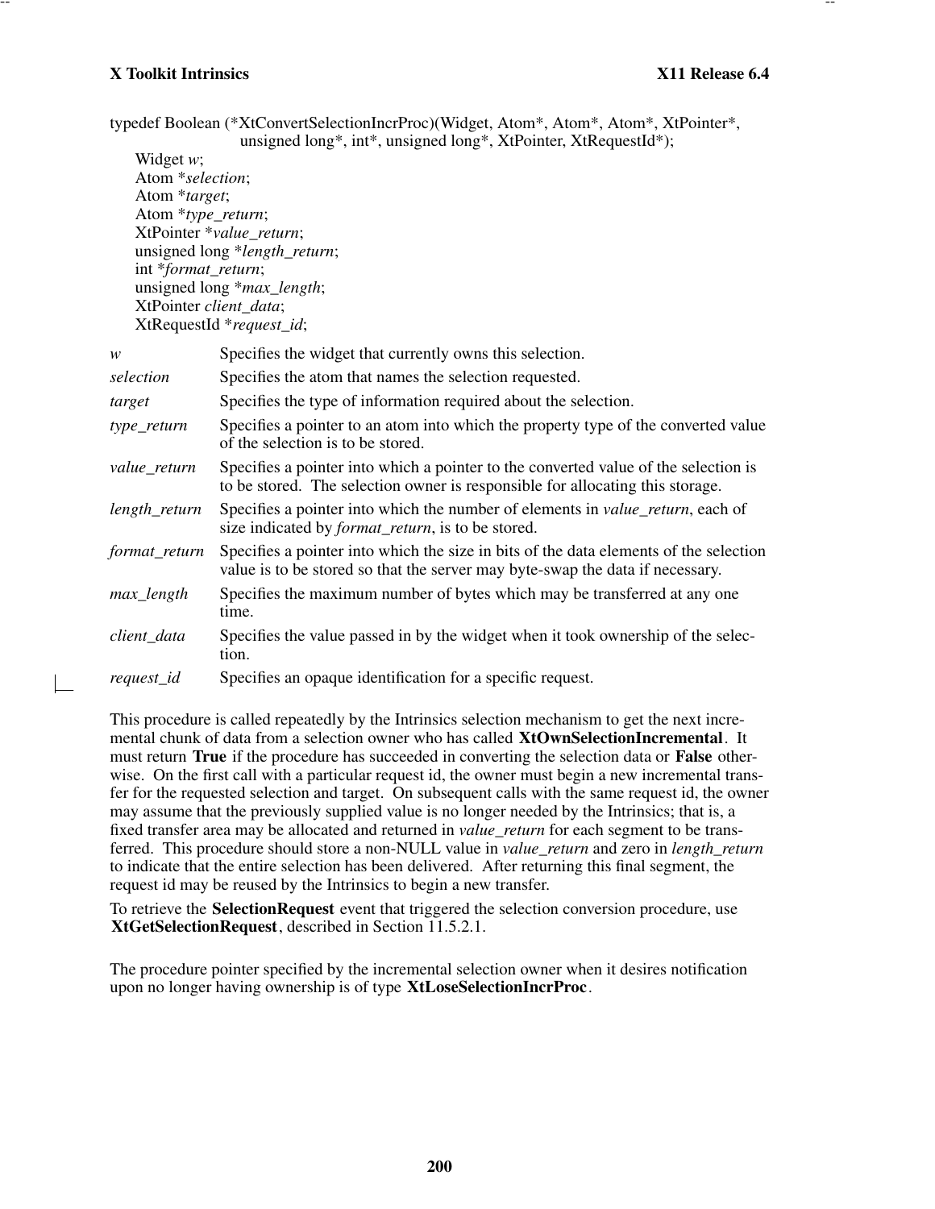```
typedef Boolean (*XtConvertSelectionIncrProc)(Widget, Atom*, Atom*, Atom*, XtPointer*,
                    unsigned long*, int*, unsigned long*, XtPointer, XtRequestId*);
    Widget w;
    Atom *selection;
    Atom *target;
    Atom *type_return;
    XtPointer *value_return;
    unsigned long *length_return;
    int *format_return;
    unsigned long *max_length;
    XtPointer client_data;
    XtRequestId *request_id;
```

*w* Specifies the widget that currently owns this selection.

*selection* Specifies the atom that names the selection requested.

*target* Specifies the type of information required about the selection.

*type_return* Specifies a pointer to an atom into which the property type of the converted value of the selection is to be stored.

*value_return* Specifies a pointer into which a pointer to the converted value of the selection is to be stored. The selection owner is responsible for allocating this storage.

*length_return* Specifies a pointer into which the number of elements in *value_return*, each of size indicated by *format_return*, is to be stored.

*format_return* Specifies a pointer into which the size in bits of the data elements of the selection value is to be stored so that the server may byte-swap the data if necessary.

*max_length* Specifies the maximum number of bytes which may be transferred at any one time.

*client_data* Specifies the value passed in by the widget when it took ownership of the selection.

*request_id* Specifies an opaque identification for a specific request.

This procedure is called repeatedly by the Intrinsics selection mechanism to get the next incremental chunk of data from a selection owner who has called **XtOwnSelectionIncremental**. It must return **True** if the procedure has succeeded in converting the selection data or **False** otherwise. On the first call with a particular request id, the owner must begin a new incremental transfer for the requested selection and target. On subsequent calls with the same request id, the owner may assume that the previously supplied value is no longer needed by the Intrinsics; that is, a fixed transfer area may be allocated and returned in *value_return* for each segment to be transferred. This procedure should store a non-NULL value in *value_return* and zero in *length_return* to indicate that the entire selection has been delivered. After returning this final segment, the request id may be reused by the Intrinsics to begin a new transfer.

To retrieve the **SelectionRequest** event that triggered the selection conversion procedure, use **XtGetSelectionRequest**, described in Section 11.5.2.1.

The procedure pointer specified by the incremental selection owner when it desires notification upon no longer having ownership is of type **XtLoseSelectionIncrProc**.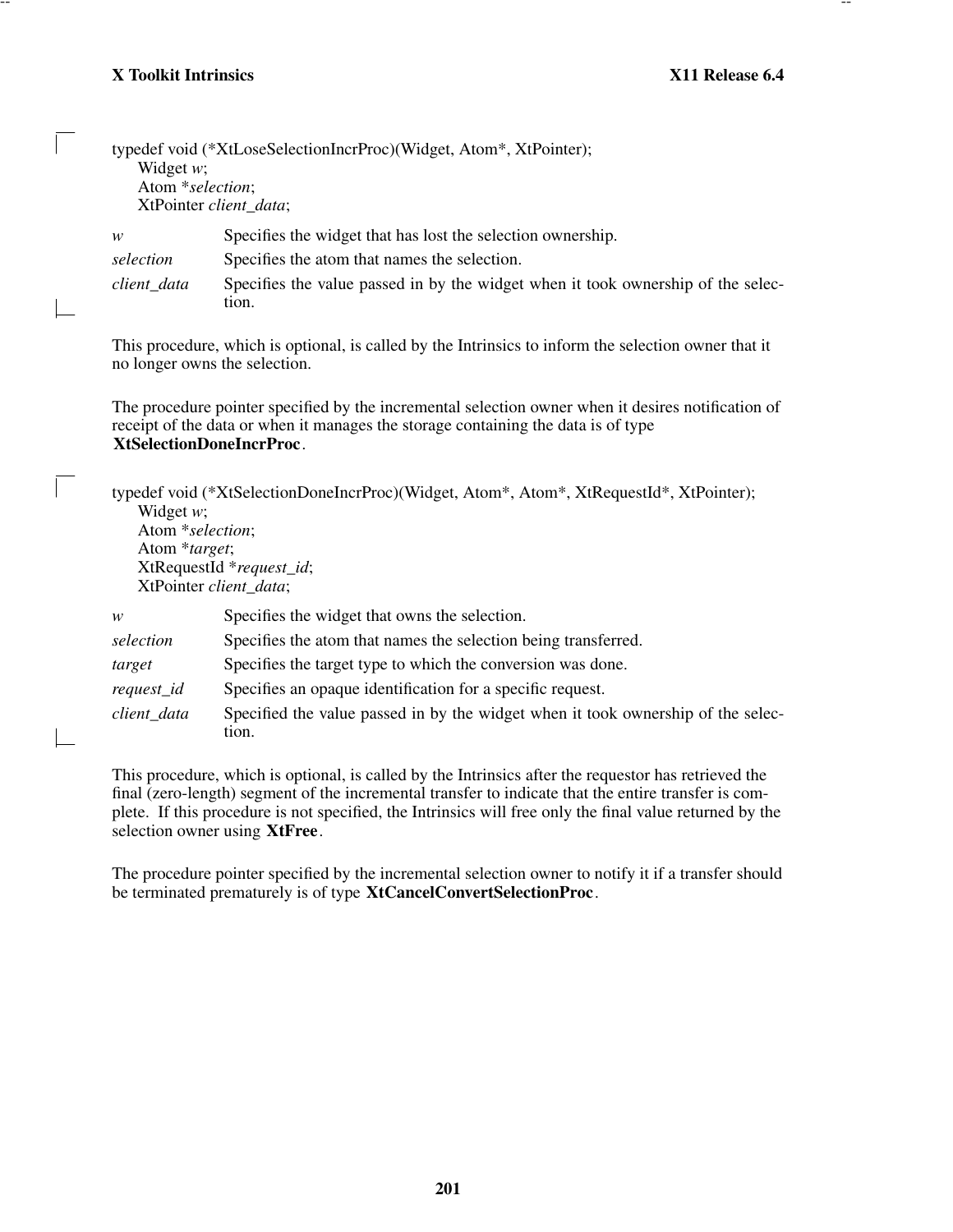```
typedef void (*XtLoseSelectionIncrProc)(Widget, Atom*, XtPointer);
      Widget w;
      Atom *selection;
      XtPointer client_data;
```

| | |
|---|---|
| *w* | Specifies the widget that has lost the selection ownership. |
| *selection* | Specifies the atom that names the selection. |
| *client_data* | Specifies the value passed in by the widget when it took ownership of the selection. |

This procedure, which is optional, is called by the Intrinsics to inform the selection owner that it no longer owns the selection.

The procedure pointer specified by the incremental selection owner when it desires notification of receipt of the data or when it manages the storage containing the data is of type **XtSelectionDoneIncrProc**.

```
typedef void (*XtSelectionDoneIncrProc)(Widget, Atom*, Atom*, XtRequestId*, XtPointer);
      Widget w;
      Atom *selection;
      Atom *target;
      XtRequestId *request_id;
      XtPointer client_data;
```

| | |
|---|---|
| *w* | Specifies the widget that owns the selection. |
| *selection* | Specifies the atom that names the selection being transferred. |
| *target* | Specifies the target type to which the conversion was done. |
| *request_id* | Specifies an opaque identification for a specific request. |
| *client_data* | Specified the value passed in by the widget when it took ownership of the selection. |

This procedure, which is optional, is called by the Intrinsics after the requestor has retrieved the final (zero-length) segment of the incremental transfer to indicate that the entire transfer is complete. If this procedure is not specified, the Intrinsics will free only the final value returned by the selection owner using **XtFree**.

The procedure pointer specified by the incremental selection owner to notify it if a transfer should be terminated prematurely is of type **XtCancelConvertSelectionProc**.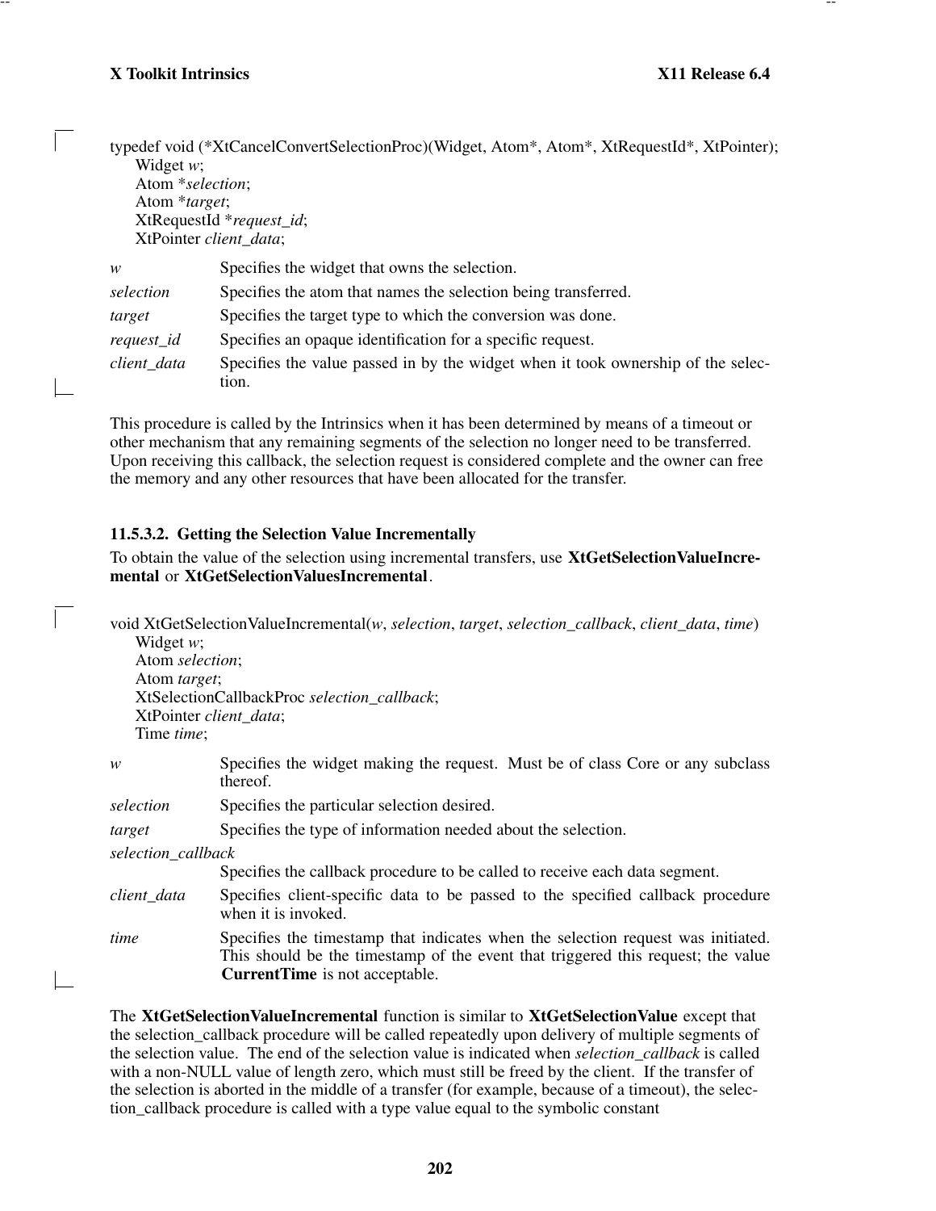```
typedef void (*XtCancelConvertSelectionProc)(Widget, Atom*, Atom*, XtRequestId*, XtPointer);
      Widget w;
      Atom *selection;
      Atom *target;
      XtRequestId *request_id;
      XtPointer client_data;
```

*w* Specifies the widget that owns the selection.

*selection* Specifies the atom that names the selection being transferred.

*target* Specifies the target type to which the conversion was done.

*request_id* Specifies an opaque identification for a specific request.

*client_data* Specifies the value passed in by the widget when it took ownership of the selection.

This procedure is called by the Intrinsics when it has been determined by means of a timeout or other mechanism that any remaining segments of the selection no longer need to be transferred. Upon receiving this callback, the selection request is considered complete and the owner can free the memory and any other resources that have been allocated for the transfer.

### 11.5.3.2. Getting the Selection Value Incrementally

To obtain the value of the selection using incremental transfers, use **XtGetSelectionValueIncremental** or **XtGetSelectionValuesIncremental**.

```
void XtGetSelectionValueIncremental(w, selection, target, selection_callback, client_data, time)
      Widget w;
      Atom selection;
      Atom target;
      XtSelectionCallbackProc selection_callback;
      XtPointer client_data;
      Time time;
```

*w* Specifies the widget making the request. Must be of class Core or any subclass thereof.

*selection* Specifies the particular selection desired.

*target* Specifies the type of information needed about the selection.

*selection_callback* Specifies the callback procedure to be called to receive each data segment.

*client_data* Specifies client-specific data to be passed to the specified callback procedure when it is invoked.

*time* Specifies the timestamp that indicates when the selection request was initiated. This should be the timestamp of the event that triggered this request; the value **CurrentTime** is not acceptable.

The **XtGetSelectionValueIncremental** function is similar to **XtGetSelectionValue** except that the selection_callback procedure will be called repeatedly upon delivery of multiple segments of the selection value. The end of the selection value is indicated when *selection_callback* is called with a non-NULL value of length zero, which must still be freed by the client. If the transfer of the selection is aborted in the middle of a transfer (for example, because of a timeout), the selection_callback procedure is called with a type value equal to the symbolic constant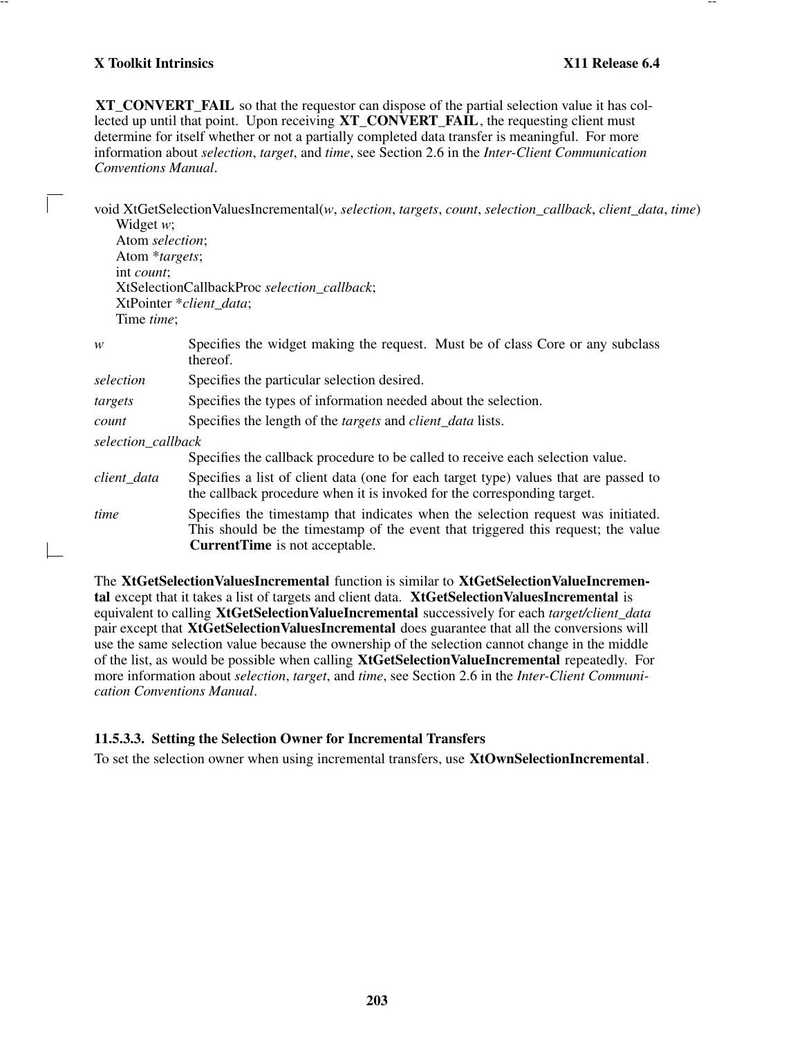**XT_CONVERT_FAIL** so that the requestor can dispose of the partial selection value it has collected up until that point. Upon receiving **XT_CONVERT_FAIL**, the requesting client must determine for itself whether or not a partially completed data transfer is meaningful. For more information about *selection*, *target*, and *time*, see Section 2.6 in the *Inter-Client Communication Conventions Manual*.

```
void XtGetSelectionValuesIncremental(w, selection, targets, count, selection_callback, client_data, time)
     Widget w;
     Atom selection;
     Atom *targets;
     int count;
     XtSelectionCallbackProc selection_callback;
     XtPointer *client_data;
     Time time;
```

*w* Specifies the widget making the request. Must be of class Core or any subclass thereof.

*selection* Specifies the particular selection desired.

*targets* Specifies the types of information needed about the selection.

*count* Specifies the length of the *targets* and *client_data* lists.

*selection_callback* Specifies the callback procedure to be called to receive each selection value.

*client_data* Specifies a list of client data (one for each target type) values that are passed to the callback procedure when it is invoked for the corresponding target.

*time* Specifies the timestamp that indicates when the selection request was initiated. This should be the timestamp of the event that triggered this request; the value **CurrentTime** is not acceptable.

The **XtGetSelectionValuesIncremental** function is similar to **XtGetSelectionValueIncremental** except that it takes a list of targets and client data. **XtGetSelectionValuesIncremental** is equivalent to calling **XtGetSelectionValueIncremental** successively for each *target/client_data* pair except that **XtGetSelectionValuesIncremental** does guarantee that all the conversions will use the same selection value because the ownership of the selection cannot change in the middle of the list, as would be possible when calling **XtGetSelectionValueIncremental** repeatedly. For more information about *selection*, *target*, and *time*, see Section 2.6 in the *Inter-Client Communication Conventions Manual*.

### 11.5.3.3. Setting the Selection Owner for Incremental Transfers

To set the selection owner when using incremental transfers, use **XtOwnSelectionIncremental**.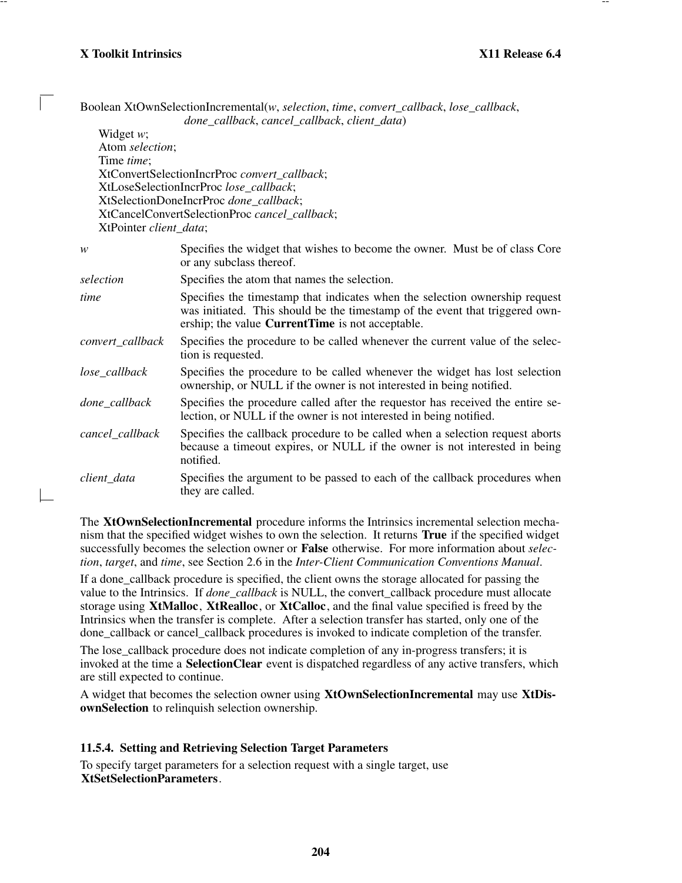```
Boolean XtOwnSelectionIncremental(w, selection, time, convert_callback, lose_callback,
                        done_callback, cancel_callback, client_data)
    Widget w;
    Atom selection;
    Time time;
    XtConvertSelectionIncrProc convert_callback;
    XtLoseSelectionIncrProc lose_callback;
    XtSelectionDoneIncrProc done_callback;
    XtCancelConvertSelectionProc cancel_callback;
    XtPointer client_data;
```

*w* Specifies the widget that wishes to become the owner. Must be of class Core or any subclass thereof.

*selection* Specifies the atom that names the selection.

*time* Specifies the timestamp that indicates when the selection ownership request was initiated. This should be the timestamp of the event that triggered ownership; the value **CurrentTime** is not acceptable.

*convert_callback* Specifies the procedure to be called whenever the current value of the selection is requested.

*lose_callback* Specifies the procedure to be called whenever the widget has lost selection ownership, or NULL if the owner is not interested in being notified.

*done_callback* Specifies the procedure called after the requestor has received the entire selection, or NULL if the owner is not interested in being notified.

*cancel_callback* Specifies the callback procedure to be called when a selection request aborts because a timeout expires, or NULL if the owner is not interested in being notified.

*client_data* Specifies the argument to be passed to each of the callback procedures when they are called.

The **XtOwnSelectionIncremental** procedure informs the Intrinsics incremental selection mechanism that the specified widget wishes to own the selection. It returns **True** if the specified widget successfully becomes the selection owner or **False** otherwise. For more information about *selection*, *target*, and *time*, see Section 2.6 in the *Inter-Client Communication Conventions Manual*.

If a done_callback procedure is specified, the client owns the storage allocated for passing the value to the Intrinsics. If *done_callback* is NULL, the convert_callback procedure must allocate storage using **XtMalloc**, **XtRealloc**, or **XtCalloc**, and the final value specified is freed by the Intrinsics when the transfer is complete. After a selection transfer has started, only one of the done_callback or cancel_callback procedures is invoked to indicate completion of the transfer.

The lose_callback procedure does not indicate completion of any in-progress transfers; it is invoked at the time a **SelectionClear** event is dispatched regardless of any active transfers, which are still expected to continue.

A widget that becomes the selection owner using **XtOwnSelectionIncremental** may use **XtDisownSelection** to relinquish selection ownership.

### 11.5.4. Setting and Retrieving Selection Target Parameters

To specify target parameters for a selection request with a single target, use **XtSetSelectionParameters**.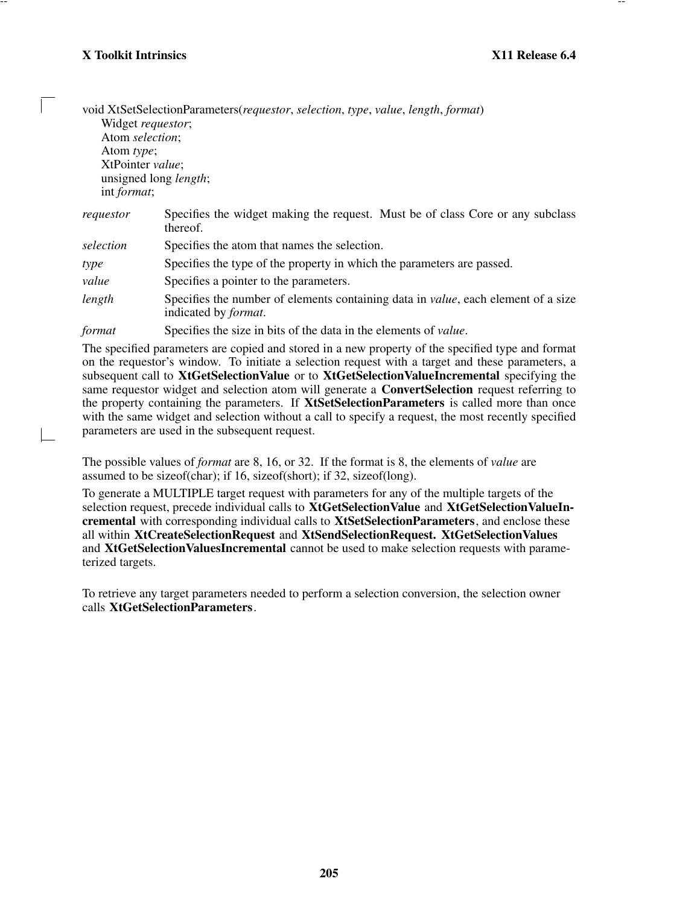```
void XtSetSelectionParameters(requestor, selection, type, value, length, format)
    Widget requestor;
    Atom selection;
    Atom type;
    XtPointer value;
    unsigned long length;
    int format;
```

*requestor* Specifies the widget making the request. Must be of class Core or any subclass thereof.

*selection* Specifies the atom that names the selection.

*type* Specifies the type of the property in which the parameters are passed.

*value* Specifies a pointer to the parameters.

*length* Specifies the number of elements containing data in *value*, each element of a size indicated by *format*.

*format* Specifies the size in bits of the data in the elements of *value*.

The specified parameters are copied and stored in a new property of the specified type and format on the requestor's window. To initiate a selection request with a target and these parameters, a subsequent call to **XtGetSelectionValue** or to **XtGetSelectionValueIncremental** specifying the same requestor widget and selection atom will generate a **ConvertSelection** request referring to the property containing the parameters. If **XtSetSelectionParameters** is called more than once with the same widget and selection without a call to specify a request, the most recently specified parameters are used in the subsequent request.

The possible values of *format* are 8, 16, or 32. If the format is 8, the elements of *value* are assumed to be sizeof(char); if 16, sizeof(short); if 32, sizeof(long).

To generate a MULTIPLE target request with parameters for any of the multiple targets of the selection request, precede individual calls to **XtGetSelectionValue** and **XtGetSelectionValueIncremental** with corresponding individual calls to **XtSetSelectionParameters**, and enclose these all within **XtCreateSelectionRequest** and **XtSendSelectionRequest.** **XtGetSelectionValues** and **XtGetSelectionValuesIncremental** cannot be used to make selection requests with parameterized targets.

To retrieve any target parameters needed to perform a selection conversion, the selection owner calls **XtGetSelectionParameters**.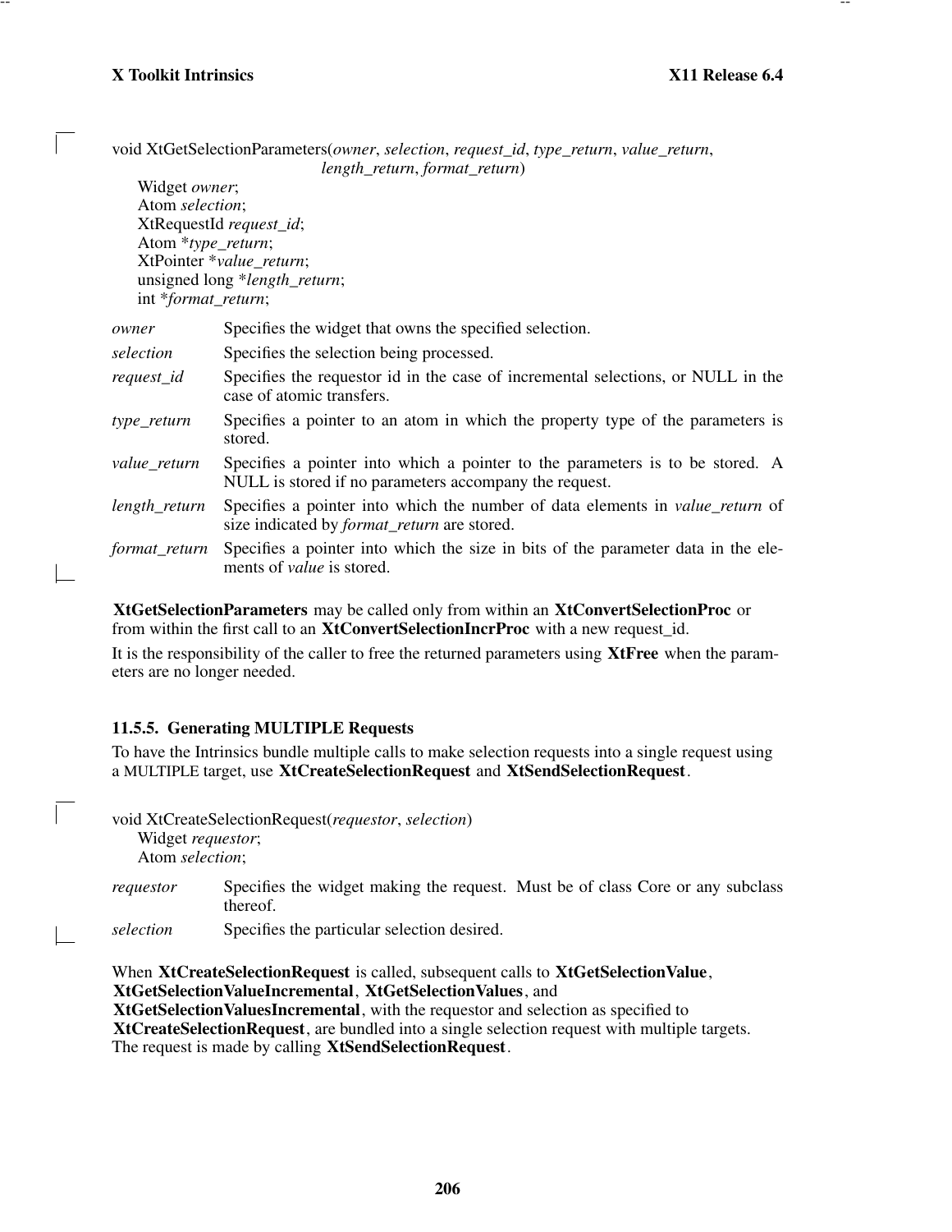```
void XtGetSelectionParameters(owner, selection, request_id, type_return, value_return,
                              length_return, format_return)
    Widget owner;
    Atom selection;
    XtRequestId request_id;
    Atom *type_return;
    XtPointer *value_return;
    unsigned long *length_return;
    int *format_return;
```

| | |
|---|---|
| *owner* | Specifies the widget that owns the specified selection. |
| *selection* | Specifies the selection being processed. |
| *request_id* | Specifies the requestor id in the case of incremental selections, or NULL in the case of atomic transfers. |
| *type_return* | Specifies a pointer to an atom in which the property type of the parameters is stored. |
| *value_return* | Specifies a pointer into which a pointer to the parameters is to be stored. A NULL is stored if no parameters accompany the request. |
| *length_return* | Specifies a pointer into which the number of data elements in *value_return* of size indicated by *format_return* are stored. |
| *format_return* | Specifies a pointer into which the size in bits of the parameter data in the elements of *value* is stored. |

**XtGetSelectionParameters** may be called only from within an **XtConvertSelectionProc** or from within the first call to an **XtConvertSelectionIncrProc** with a new request_id.

It is the responsibility of the caller to free the returned parameters using **XtFree** when the parameters are no longer needed.

### 11.5.5. Generating MULTIPLE Requests

To have the Intrinsics bundle multiple calls to make selection requests into a single request using a MULTIPLE target, use **XtCreateSelectionRequest** and **XtSendSelectionRequest**.

```
void XtCreateSelectionRequest(requestor, selection)
    Widget requestor;
    Atom selection;
```

| | |
|---|---|
| *requestor* | Specifies the widget making the request. Must be of class Core or any subclass thereof. |
| *selection* | Specifies the particular selection desired. |

When **XtCreateSelectionRequest** is called, subsequent calls to **XtGetSelectionValue**, **XtGetSelectionValueIncremental**, **XtGetSelectionValues**, and **XtGetSelectionValuesIncremental**, with the requestor and selection as specified to **XtCreateSelectionRequest**, are bundled into a single selection request with multiple targets. The request is made by calling **XtSendSelectionRequest**.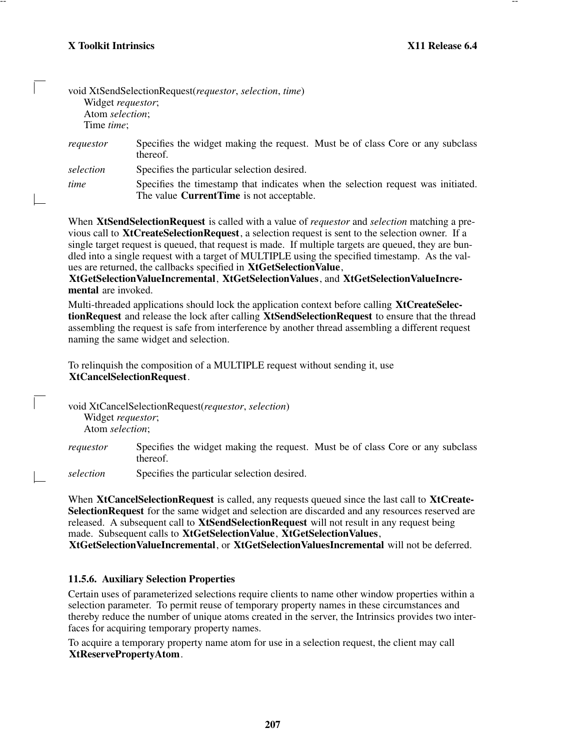```
void XtSendSelectionRequest(requestor, selection, time)
    Widget requestor;
    Atom selection;
    Time time;
```

*requestor* Specifies the widget making the request. Must be of class Core or any subclass thereof.

*selection* Specifies the particular selection desired.

*time* Specifies the timestamp that indicates when the selection request was initiated. The value **CurrentTime** is not acceptable.

When **XtSendSelectionRequest** is called with a value of *requestor* and *selection* matching a previous call to **XtCreateSelectionRequest**, a selection request is sent to the selection owner. If a single target request is queued, that request is made. If multiple targets are queued, they are bundled into a single request with a target of MULTIPLE using the specified timestamp. As the values are returned, the callbacks specified in **XtGetSelectionValue**, **XtGetSelectionValueIncremental**, **XtGetSelectionValues**, and **XtGetSelectionValueIncremental** are invoked.

Multi-threaded applications should lock the application context before calling **XtCreateSelectionRequest** and release the lock after calling **XtSendSelectionRequest** to ensure that the thread assembling the request is safe from interference by another thread assembling a different request naming the same widget and selection.

To relinquish the composition of a MULTIPLE request without sending it, use **XtCancelSelectionRequest**.

```
void XtCancelSelectionRequest(requestor, selection)
    Widget requestor;
    Atom selection;
```

*requestor* Specifies the widget making the request. Must be of class Core or any subclass thereof.

*selection* Specifies the particular selection desired.

When **XtCancelSelectionRequest** is called, any requests queued since the last call to **XtCreateSelectionRequest** for the same widget and selection are discarded and any resources reserved are released. A subsequent call to **XtSendSelectionRequest** will not result in any request being made. Subsequent calls to **XtGetSelectionValue**, **XtGetSelectionValues**, **XtGetSelectionValueIncremental**, or **XtGetSelectionValuesIncremental** will not be deferred.

### 11.5.6. Auxiliary Selection Properties

Certain uses of parameterized selections require clients to name other window properties within a selection parameter. To permit reuse of temporary property names in these circumstances and thereby reduce the number of unique atoms created in the server, the Intrinsics provides two interfaces for acquiring temporary property names.

To acquire a temporary property name atom for use in a selection request, the client may call **XtReservePropertyAtom**.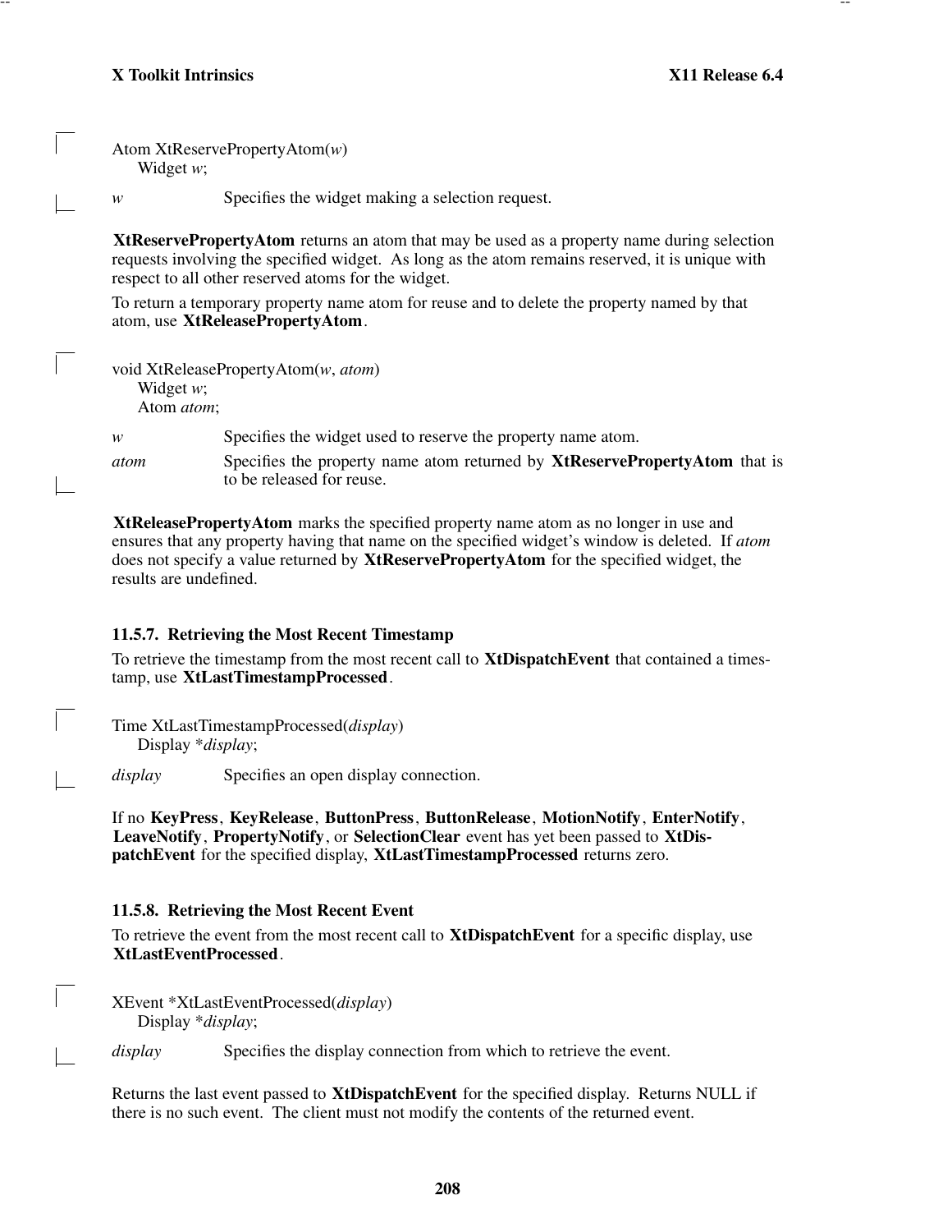```
Atom XtReservePropertyAtom(w)
     Widget w;
```

*w* Specifies the widget making a selection request.

**XtReservePropertyAtom** returns an atom that may be used as a property name during selection requests involving the specified widget. As long as the atom remains reserved, it is unique with respect to all other reserved atoms for the widget.

To return a temporary property name atom for reuse and to delete the property named by that atom, use **XtReleasePropertyAtom**.

```
void XtReleasePropertyAtom(w, atom)
     Widget w;
     Atom atom;
```

*w* Specifies the widget used to reserve the property name atom.

*atom* Specifies the property name atom returned by **XtReservePropertyAtom** that is to be released for reuse.

**XtReleasePropertyAtom** marks the specified property name atom as no longer in use and ensures that any property having that name on the specified widget's window is deleted. If *atom* does not specify a value returned by **XtReservePropertyAtom** for the specified widget, the results are undefined.

### 11.5.7. Retrieving the Most Recent Timestamp

To retrieve the timestamp from the most recent call to **XtDispatchEvent** that contained a timestamp, use **XtLastTimestampProcessed**.

```
Time XtLastTimestampProcessed(display)
     Display *display;
```

*display* Specifies an open display connection.

If no **KeyPress**, **KeyRelease**, **ButtonPress**, **ButtonRelease**, **MotionNotify**, **EnterNotify**, **LeaveNotify**, **PropertyNotify**, or **SelectionClear** event has yet been passed to **XtDispatchEvent** for the specified display, **XtLastTimestampProcessed** returns zero.

### 11.5.8. Retrieving the Most Recent Event

To retrieve the event from the most recent call to **XtDispatchEvent** for a specific display, use **XtLastEventProcessed**.

```
XEvent *XtLastEventProcessed(display)
     Display *display;
```

*display* Specifies the display connection from which to retrieve the event.

Returns the last event passed to **XtDispatchEvent** for the specified display. Returns NULL if there is no such event. The client must not modify the contents of the returned event.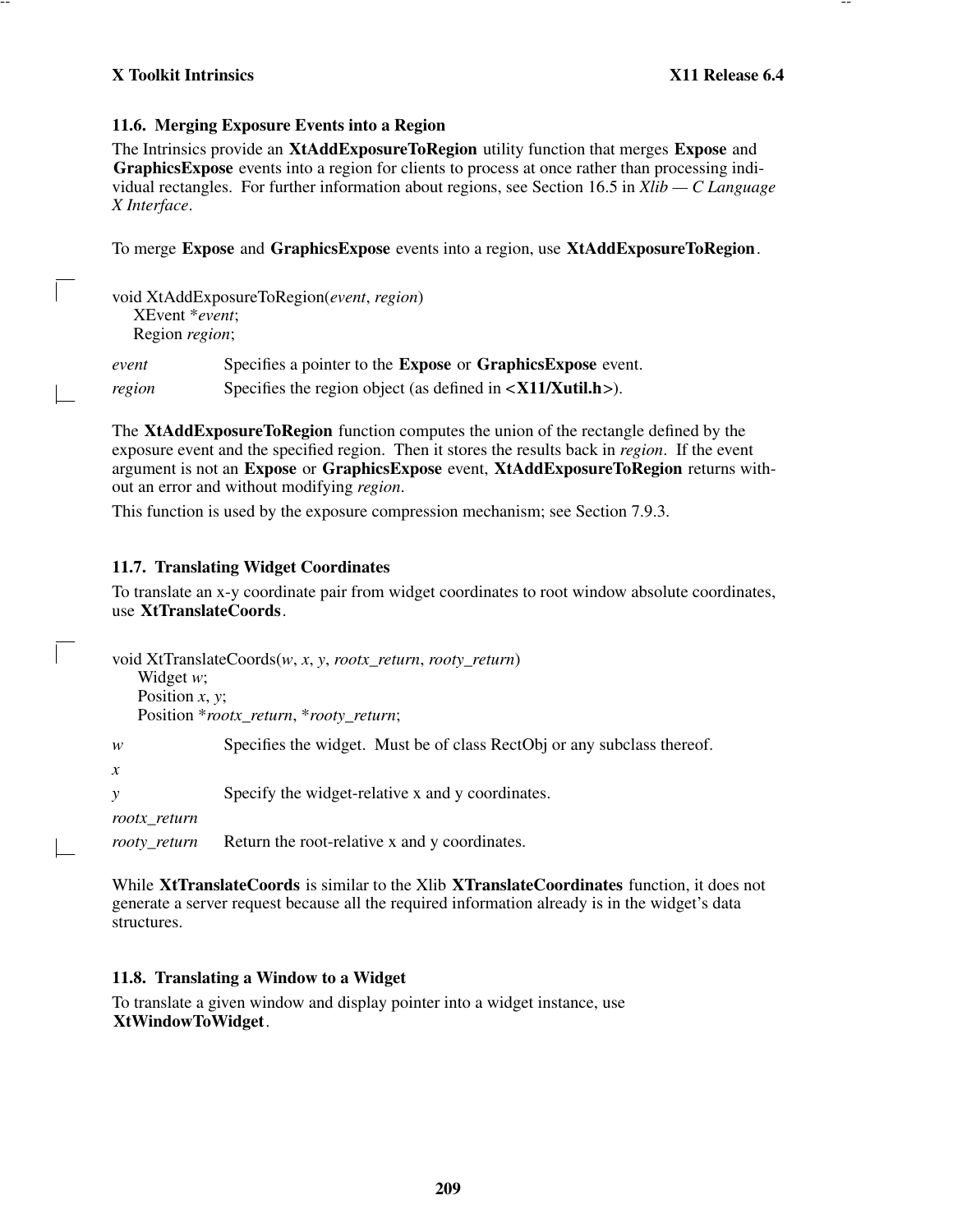## 11.6. Merging Exposure Events into a Region

The Intrinsics provide an **XtAddExposureToRegion** utility function that merges **Expose** and **GraphicsExpose** events into a region for clients to process at once rather than processing individual rectangles. For further information about regions, see Section 16.5 in *Xlib — C Language X Interface*.

To merge **Expose** and **GraphicsExpose** events into a region, use **XtAddExposureToRegion**.

```
void XtAddExposureToRegion(event, region)
    XEvent *event;
    Region region;
```

*event* Specifies a pointer to the **Expose** or **GraphicsExpose** event.

*region* Specifies the region object (as defined in **<X11/Xutil.h>**).

The **XtAddExposureToRegion** function computes the union of the rectangle defined by the exposure event and the specified region. Then it stores the results back in *region*. If the event argument is not an **Expose** or **GraphicsExpose** event, **XtAddExposureToRegion** returns without an error and without modifying *region*.

This function is used by the exposure compression mechanism; see Section 7.9.3.

## 11.7. Translating Widget Coordinates

To translate an x-y coordinate pair from widget coordinates to root window absolute coordinates, use **XtTranslateCoords**.

```
void XtTranslateCoords(w, x, y, rootx_return, rooty_return)
     Widget w;
     Position x, y;
     Position *rootx_return, *rooty_return;
```

*w* Specifies the widget. Must be of class RectObj or any subclass thereof.

*x*

*y* Specify the widget-relative x and y coordinates.

*rootx_return*

*rooty_return* Return the root-relative x and y coordinates.

While **XtTranslateCoords** is similar to the Xlib **XTranslateCoordinates** function, it does not generate a server request because all the required information already is in the widget's data structures.

## 11.8. Translating a Window to a Widget

To translate a given window and display pointer into a widget instance, use **XtWindowToWidget**.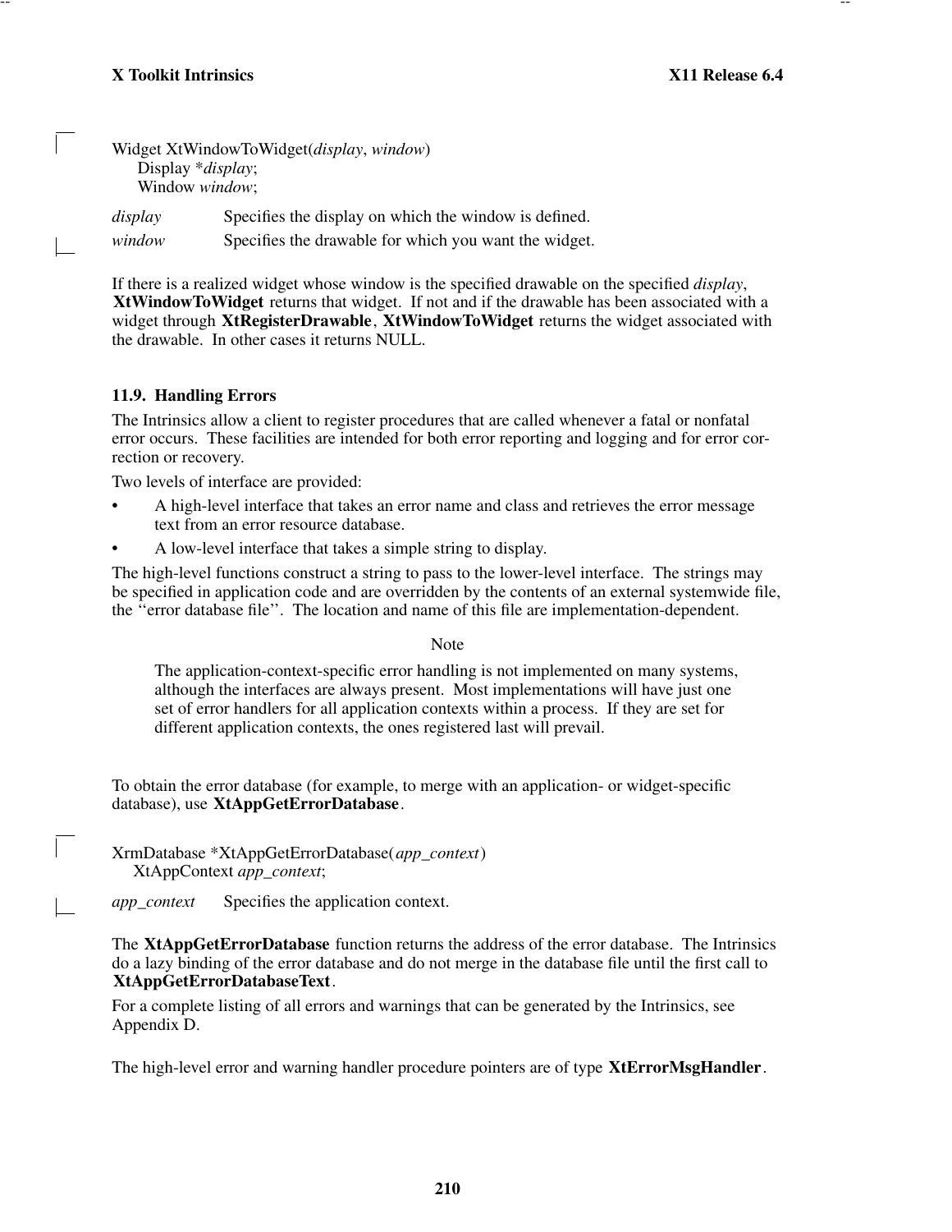```
Widget XtWindowToWidget(display, window)
     Display *display;
     Window window;
```

*display* Specifies the display on which the window is defined.

*window* Specifies the drawable for which you want the widget.

If there is a realized widget whose window is the specified drawable on the specified *display*, **XtWindowToWidget** returns that widget. If not and if the drawable has been associated with a widget through **XtRegisterDrawable**, **XtWindowToWidget** returns the widget associated with the drawable. In other cases it returns NULL.

## 11.9. Handling Errors

The Intrinsics allow a client to register procedures that are called whenever a fatal or nonfatal error occurs. These facilities are intended for both error reporting and logging and for error correction or recovery.

Two levels of interface are provided:

- A high-level interface that takes an error name and class and retrieves the error message text from an error resource database.
- A low-level interface that takes a simple string to display.

The high-level functions construct a string to pass to the lower-level interface. The strings may be specified in application code and are overridden by the contents of an external systemwide file, the ''error database file''. The location and name of this file are implementation-dependent.

Note

> The application-context-specific error handling is not implemented on many systems, although the interfaces are always present. Most implementations will have just one set of error handlers for all application contexts within a process. If they are set for different application contexts, the ones registered last will prevail.

To obtain the error database (for example, to merge with an application- or widget-specific database), use **XtAppGetErrorDatabase**.

```
XrmDatabase *XtAppGetErrorDatabase(app_context)
    XtAppContext app_context;
```

*app_context* Specifies the application context.

The **XtAppGetErrorDatabase** function returns the address of the error database. The Intrinsics do a lazy binding of the error database and do not merge in the database file until the first call to **XtAppGetErrorDatabaseText**.

For a complete listing of all errors and warnings that can be generated by the Intrinsics, see Appendix D.

The high-level error and warning handler procedure pointers are of type **XtErrorMsgHandler**.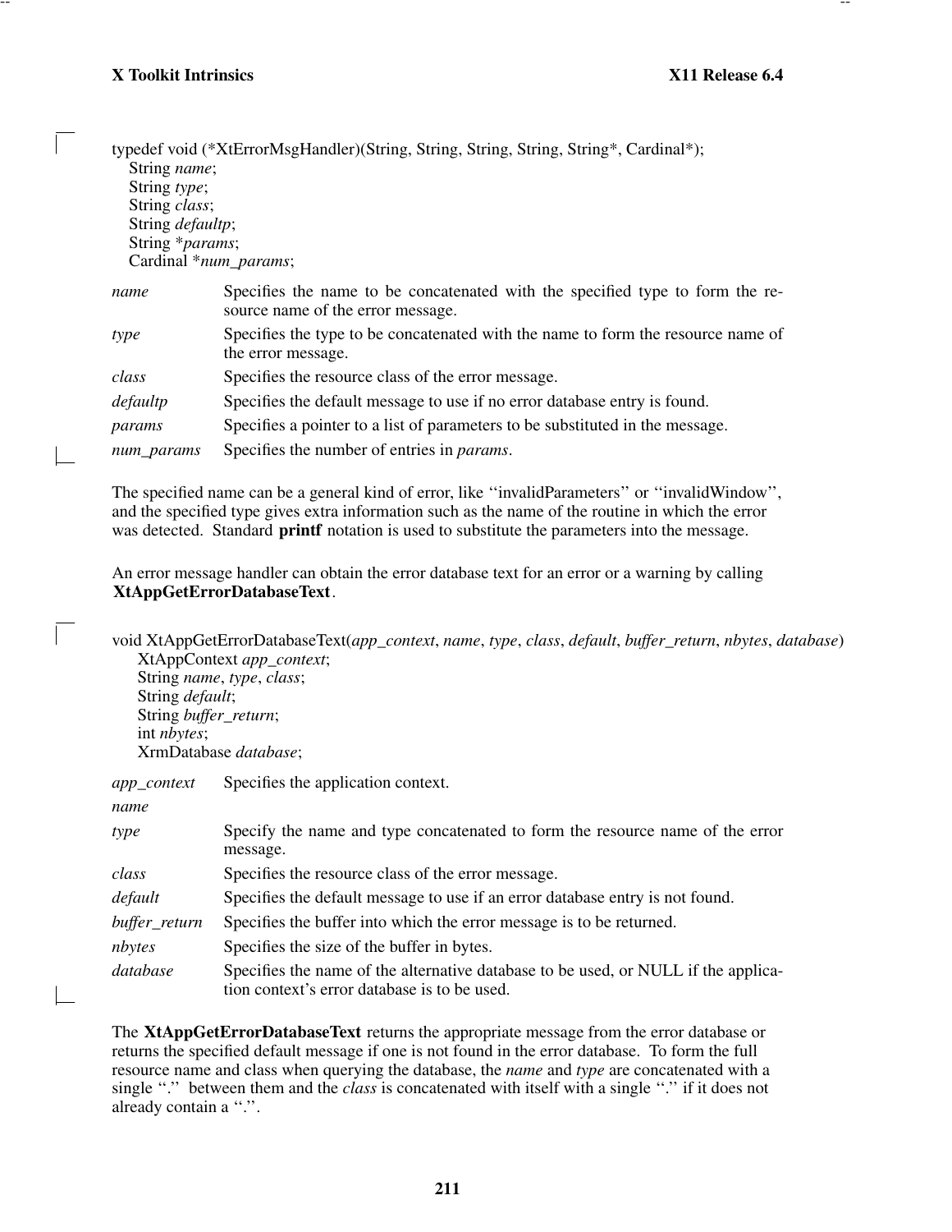```
typedef void (*XtErrorMsgHandler)(String, String, String, String, String*, Cardinal*);
    String name;
    String type;
    String class;
    String defaultp;
    String *params;
    Cardinal *num_params;
```

| | |
|---|---|
| *name* | Specifies the name to be concatenated with the specified type to form the resource name of the error message. |
| *type* | Specifies the type to be concatenated with the name to form the resource name of the error message. |
| *class* | Specifies the resource class of the error message. |
| *defaultp* | Specifies the default message to use if no error database entry is found. |
| *params* | Specifies a pointer to a list of parameters to be substituted in the message. |
| *num_params* | Specifies the number of entries in *params*. |

The specified name can be a general kind of error, like ''invalidParameters'' or ''invalidWindow'', and the specified type gives extra information such as the name of the routine in which the error was detected. Standard **printf** notation is used to substitute the parameters into the message.

An error message handler can obtain the error database text for an error or a warning by calling **XtAppGetErrorDatabaseText**.

```
void XtAppGetErrorDatabaseText(app_context, name, type, class, default, buffer_return, nbytes, database)
    XtAppContext app_context;
    String name, type, class;
    String default;
    String buffer_return;
    int nbytes;
    XrmDatabase database;
```

| | |
|---|---|
| *app_context* | Specifies the application context. |
| *name* | |
| *type* | Specify the name and type concatenated to form the resource name of the error message. |
| *class* | Specifies the resource class of the error message. |
| *default* | Specifies the default message to use if an error database entry is not found. |
| *buffer_return* | Specifies the buffer into which the error message is to be returned. |
| *nbytes* | Specifies the size of the buffer in bytes. |
| *database* | Specifies the name of the alternative database to be used, or NULL if the application context's error database is to be used. |

The **XtAppGetErrorDatabaseText** returns the appropriate message from the error database or returns the specified default message if one is not found in the error database. To form the full resource name and class when querying the database, the *name* and *type* are concatenated with a single ''.'' between them and the *class* is concatenated with itself with a single ''.'' if it does not already contain a ''.''.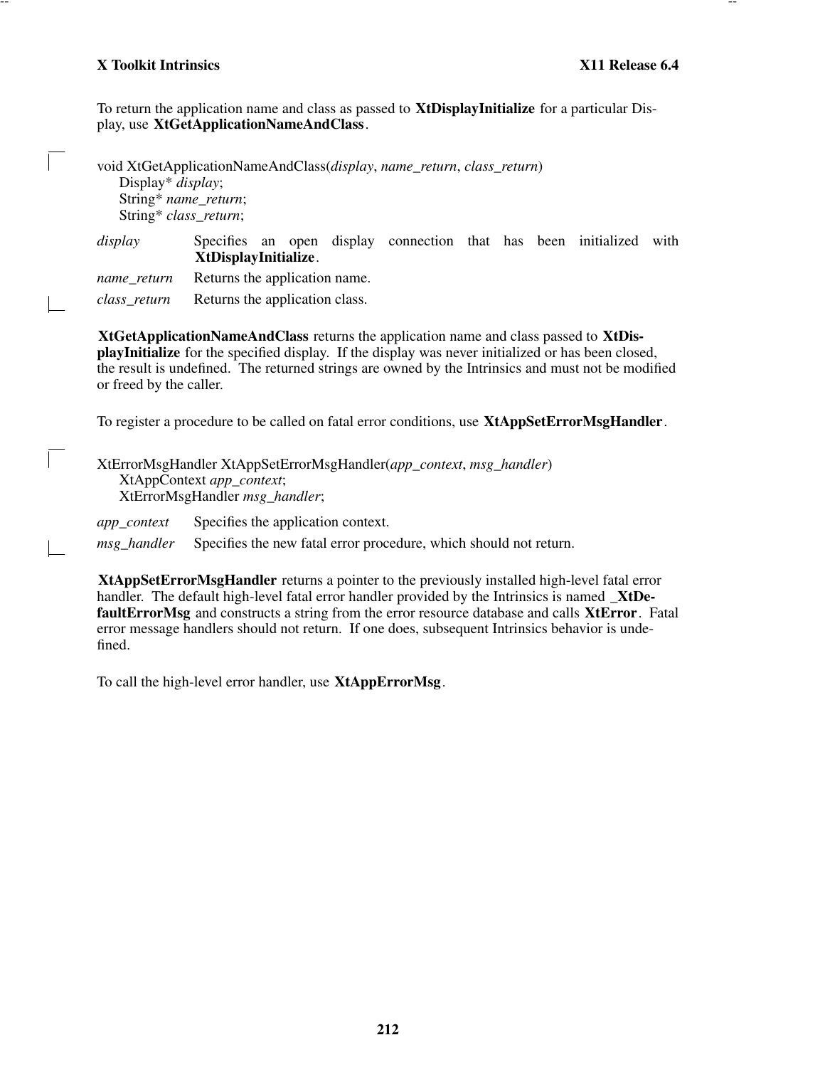To return the application name and class as passed to **XtDisplayInitialize** for a particular Display, use **XtGetApplicationNameAndClass**.

```
void XtGetApplicationNameAndClass(display, name_return, class_return)
      Display* display;
      String* name_return;
      String* class_return;
```

*display* Specifies an open display connection that has been initialized with **XtDisplayInitialize**.

*name_return* Returns the application name.

*class_return* Returns the application class.

**XtGetApplicationNameAndClass** returns the application name and class passed to **XtDisplayInitialize** for the specified display. If the display was never initialized or has been closed, the result is undefined. The returned strings are owned by the Intrinsics and must not be modified or freed by the caller.

To register a procedure to be called on fatal error conditions, use **XtAppSetErrorMsgHandler**.

```
XtErrorMsgHandler XtAppSetErrorMsgHandler(app_context, msg_handler)
      XtAppContext app_context;
      XtErrorMsgHandler msg_handler;
```

*app_context* Specifies the application context.

*msg_handler* Specifies the new fatal error procedure, which should not return.

**XtAppSetErrorMsgHandler** returns a pointer to the previously installed high-level fatal error handler. The default high-level fatal error handler provided by the Intrinsics is named **_XtDefaultErrorMsg** and constructs a string from the error resource database and calls **XtError**. Fatal error message handlers should not return. If one does, subsequent Intrinsics behavior is undefined.

To call the high-level error handler, use **XtAppErrorMsg**.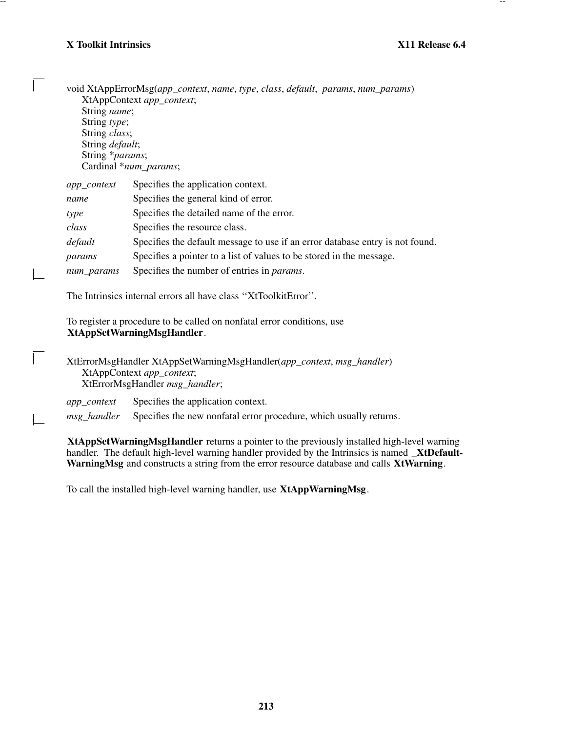```
void XtAppErrorMsg(app_context, name, type, class, default, params, num_params)
      XtAppContext app_context;
      String name;
      String type;
      String class;
      String default;
      String *params;
      Cardinal *num_params;
```

| | |
|---|---|
| *app_context* | Specifies the application context. |
| *name* | Specifies the general kind of error. |
| *type* | Specifies the detailed name of the error. |
| *class* | Specifies the resource class. |
| *default* | Specifies the default message to use if an error database entry is not found. |
| *params* | Specifies a pointer to a list of values to be stored in the message. |
| *num_params* | Specifies the number of entries in *params*. |

The Intrinsics internal errors all have class ''XtToolkitError''.

To register a procedure to be called on nonfatal error conditions, use **XtAppSetWarningMsgHandler**.

```
XtErrorMsgHandler XtAppSetWarningMsgHandler(app_context, msg_handler)
      XtAppContext app_context;
      XtErrorMsgHandler msg_handler;
```

| | |
|---|---|
| *app_context* | Specifies the application context. |
| *msg_handler* | Specifies the new nonfatal error procedure, which usually returns. |

**XtAppSetWarningMsgHandler** returns a pointer to the previously installed high-level warning handler. The default high-level warning handler provided by the Intrinsics is named **_XtDefaultWarningMsg** and constructs a string from the error resource database and calls **XtWarning**.

To call the installed high-level warning handler, use **XtAppWarningMsg**.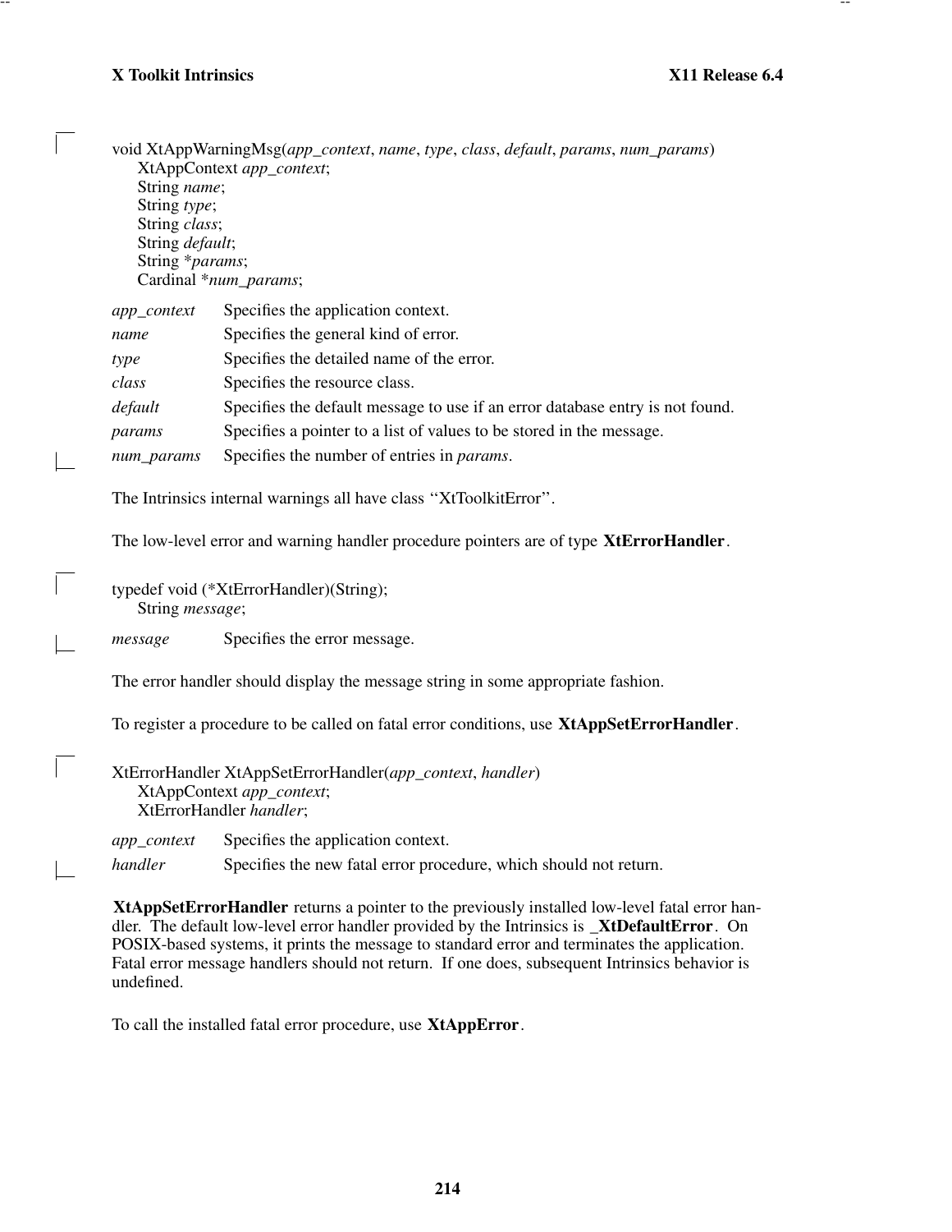```
void XtAppWarningMsg(app_context, name, type, class, default, params, num_params)
      XtAppContext app_context;
      String name;
      String type;
      String class;
      String default;
      String *params;
      Cardinal *num_params;
```

| | |
|---|---|
| *app_context* | Specifies the application context. |
| *name* | Specifies the general kind of error. |
| *type* | Specifies the detailed name of the error. |
| *class* | Specifies the resource class. |
| *default* | Specifies the default message to use if an error database entry is not found. |
| *params* | Specifies a pointer to a list of values to be stored in the message. |
| *num_params* | Specifies the number of entries in *params*. |

The Intrinsics internal warnings all have class ‘‘XtToolkitError’’.

The low-level error and warning handler procedure pointers are of type **XtErrorHandler**.

```
typedef void (*XtErrorHandler)(String);
      String message;
```

| | |
|---|---|
| *message* | Specifies the error message. |

The error handler should display the message string in some appropriate fashion.

To register a procedure to be called on fatal error conditions, use **XtAppSetErrorHandler**.

```
XtErrorHandler XtAppSetErrorHandler(app_context, handler)
      XtAppContext app_context;
      XtErrorHandler handler;
```

| | |
|---|---|
| *app_context* | Specifies the application context. |
| *handler* | Specifies the new fatal error procedure, which should not return. |

**XtAppSetErrorHandler** returns a pointer to the previously installed low-level fatal error handler. The default low-level error handler provided by the Intrinsics is **_XtDefaultError**. On POSIX-based systems, it prints the message to standard error and terminates the application. Fatal error message handlers should not return. If one does, subsequent Intrinsics behavior is undefined.

To call the installed fatal error procedure, use **XtAppError**.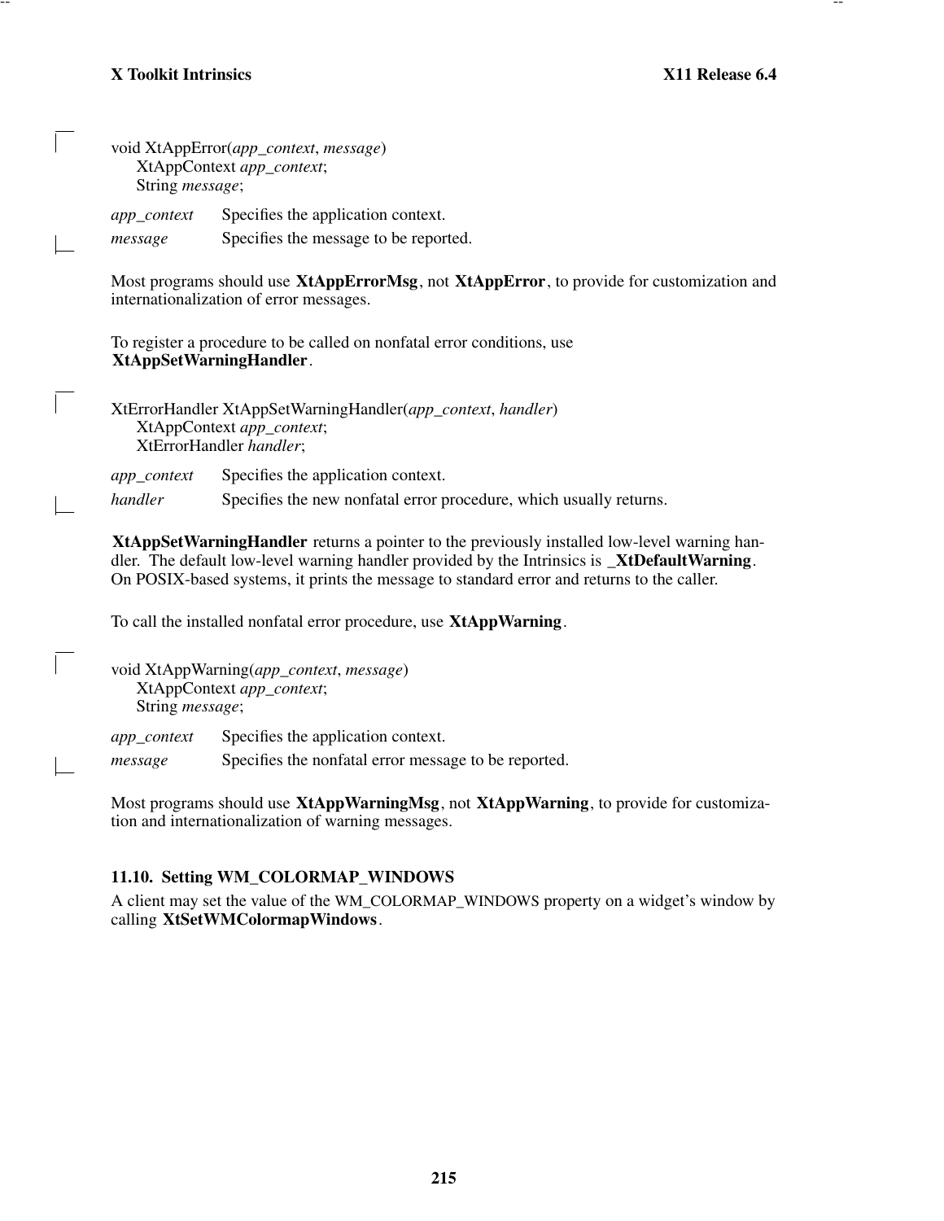```
void XtAppError(app_context, message)
    XtAppContext app_context;
    String message;
```

*app_context* Specifies the application context.

*message* Specifies the message to be reported.

Most programs should use **XtAppErrorMsg**, not **XtAppError**, to provide for customization and internationalization of error messages.

To register a procedure to be called on nonfatal error conditions, use **XtAppSetWarningHandler**.

```
XtErrorHandler XtAppSetWarningHandler(app_context, handler)
    XtAppContext app_context;
    XtErrorHandler handler;
```

*app_context* Specifies the application context.

*handler* Specifies the new nonfatal error procedure, which usually returns.

**XtAppSetWarningHandler** returns a pointer to the previously installed low-level warning handler. The default low-level warning handler provided by the Intrinsics is **_XtDefaultWarning**. On POSIX-based systems, it prints the message to standard error and returns to the caller.

To call the installed nonfatal error procedure, use **XtAppWarning**.

```
void XtAppWarning(app_context, message)
    XtAppContext app_context;
    String message;
```

*app_context* Specifies the application context.

*message* Specifies the nonfatal error message to be reported.

Most programs should use **XtAppWarningMsg**, not **XtAppWarning**, to provide for customization and internationalization of warning messages.

### 11.10. Setting WM_COLORMAP_WINDOWS

A client may set the value of the WM_COLORMAP_WINDOWS property on a widget's window by calling **XtSetWMColormapWindows**.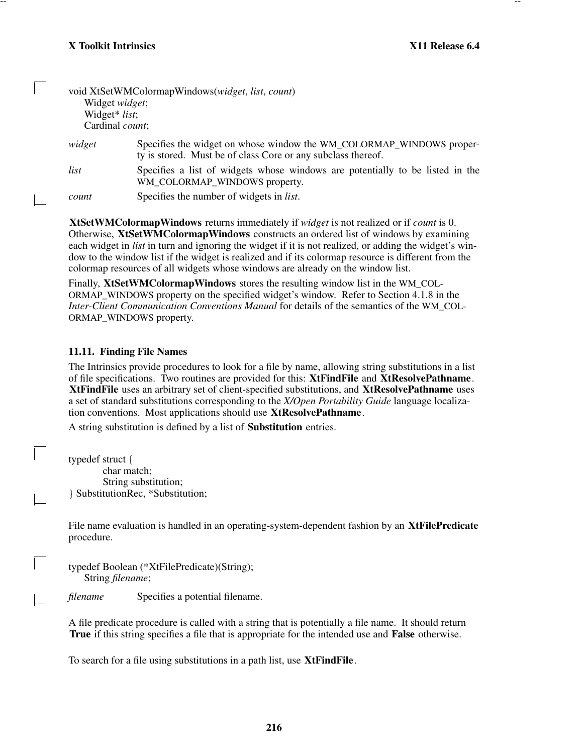```
void XtSetWMColormapWindows(widget, list, count)
     Widget widget;
     Widget* list;
     Cardinal count;
```

*widget* Specifies the widget on whose window the WM_COLORMAP_WINDOWS property is stored. Must be of class Core or any subclass thereof.

*list* Specifies a list of widgets whose windows are potentially to be listed in the WM_COLORMAP_WINDOWS property.

*count* Specifies the number of widgets in *list*.

**XtSetWMColormapWindows** returns immediately if *widget* is not realized or if *count* is 0. Otherwise, **XtSetWMColormapWindows** constructs an ordered list of windows by examining each widget in *list* in turn and ignoring the widget if it is not realized, or adding the widget's window to the window list if the widget is realized and if its colormap resource is different from the colormap resources of all widgets whose windows are already on the window list.

Finally, **XtSetWMColormapWindows** stores the resulting window list in the WM_COLORMAP_WINDOWS property on the specified widget's window. Refer to Section 4.1.8 in the *Inter-Client Communication Conventions Manual* for details of the semantics of the WM_COLORMAP_WINDOWS property.

### 11.11. Finding File Names

The Intrinsics provide procedures to look for a file by name, allowing string substitutions in a list of file specifications. Two routines are provided for this: **XtFindFile** and **XtResolvePathname**. **XtFindFile** uses an arbitrary set of client-specified substitutions, and **XtResolvePathname** uses a set of standard substitutions corresponding to the *X/Open Portability Guide* language localization conventions. Most applications should use **XtResolvePathname**.

A string substitution is defined by a list of **Substitution** entries.

```
typedef struct {
          char match;
          String substitution;
} SubstitutionRec, *Substitution;
```

File name evaluation is handled in an operating-system-dependent fashion by an **XtFilePredicate** procedure.

```
typedef Boolean (*XtFilePredicate)(String);
     String filename;
```

*filename* Specifies a potential filename.

A file predicate procedure is called with a string that is potentially a file name. It should return **True** if this string specifies a file that is appropriate for the intended use and **False** otherwise.

To search for a file using substitutions in a path list, use **XtFindFile**.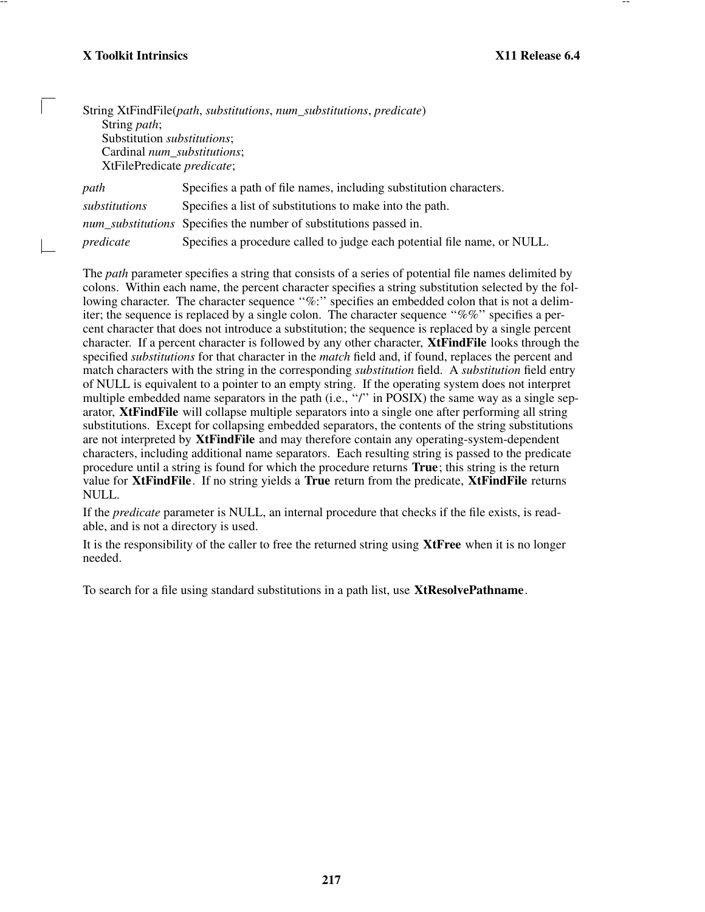```
String XtFindFile(path, substitutions, num_substitutions, predicate)
      String path;
      Substitution substitutions;
      Cardinal num_substitutions;
      XtFilePredicate predicate;
```

*path* Specifies a path of file names, including substitution characters.

*substitutions* Specifies a list of substitutions to make into the path.

*num_substitutions* Specifies the number of substitutions passed in.

*predicate* Specifies a procedure called to judge each potential file name, or NULL.

The *path* parameter specifies a string that consists of a series of potential file names delimited by colons. Within each name, the percent character specifies a string substitution selected by the following character. The character sequence ‘‘%:’’ specifies an embedded colon that is not a delimiter; the sequence is replaced by a single colon. The character sequence ‘‘%%’’ specifies a percent character that does not introduce a substitution; the sequence is replaced by a single percent character. If a percent character is followed by any other character, **XtFindFile** looks through the specified *substitutions* for that character in the *match* field and, if found, replaces the percent and match characters with the string in the corresponding *substitution* field. A *substitution* field entry of NULL is equivalent to a pointer to an empty string. If the operating system does not interpret multiple embedded name separators in the path (i.e., ‘‘/’’ in POSIX) the same way as a single separator, **XtFindFile** will collapse multiple separators into a single one after performing all string substitutions. Except for collapsing embedded separators, the contents of the string substitutions are not interpreted by **XtFindFile** and may therefore contain any operating-system-dependent characters, including additional name separators. Each resulting string is passed to the predicate procedure until a string is found for which the procedure returns **True**; this string is the return value for **XtFindFile**. If no string yields a **True** return from the predicate, **XtFindFile** returns NULL.

If the *predicate* parameter is NULL, an internal procedure that checks if the file exists, is readable, and is not a directory is used.

It is the responsibility of the caller to free the returned string using **XtFree** when it is no longer needed.

To search for a file using standard substitutions in a path list, use **XtResolvePathname**.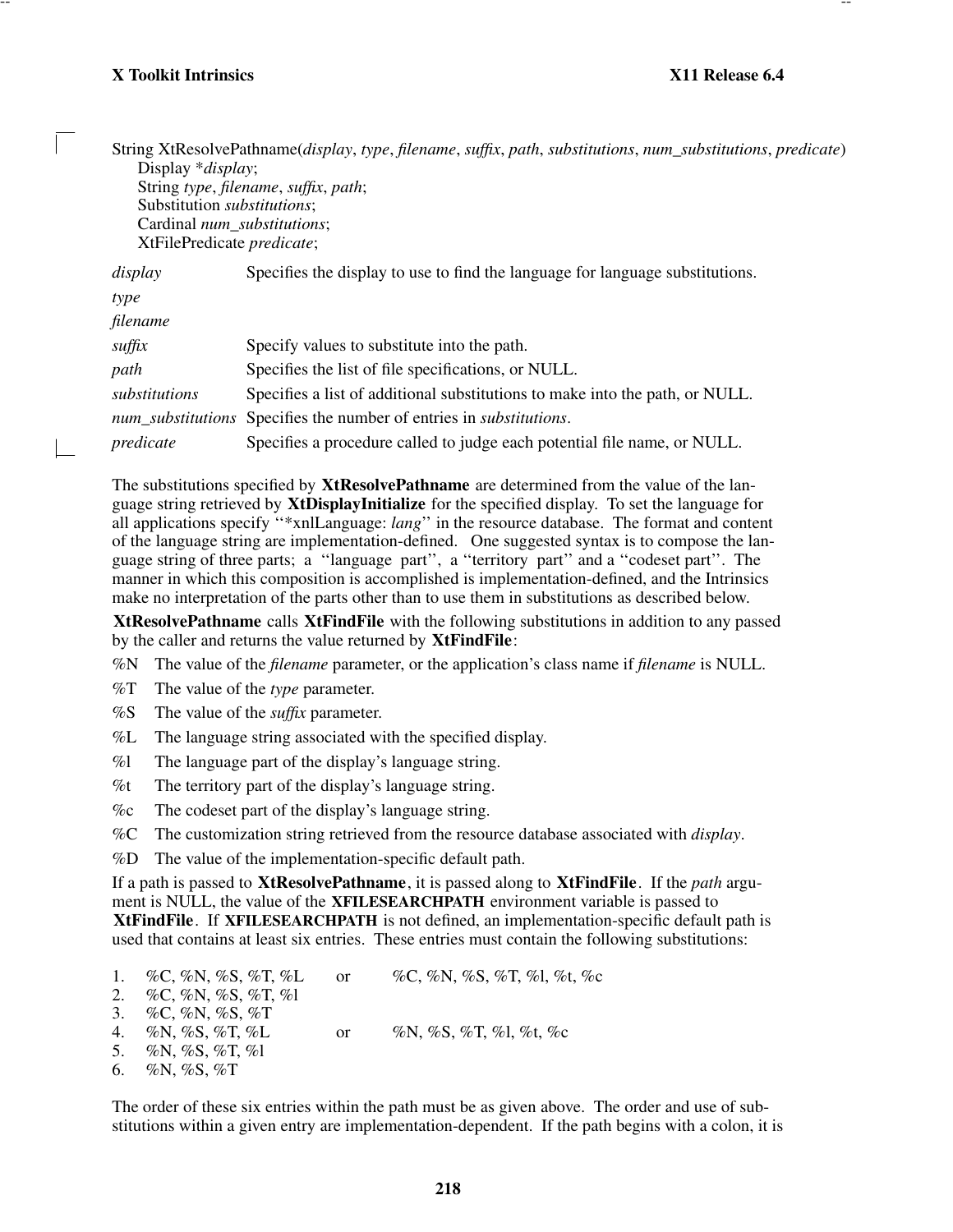```
String XtResolvePathname(display, type, filename, suffix, path, substitutions, num_substitutions, predicate)
      Display *display;
      String type, filename, suffix, path;
      Substitution substitutions;
      Cardinal num_substitutions;
      XtFilePredicate predicate;
```

*display* Specifies the display to use to find the language for language substitutions.

*type*

*filename*

*suffix* Specify values to substitute into the path.

*path* Specifies the list of file specifications, or NULL.

*substitutions* Specifies a list of additional substitutions to make into the path, or NULL.

*num_substitutions* Specifies the number of entries in *substitutions*.

*predicate* Specifies a procedure called to judge each potential file name, or NULL.

The substitutions specified by **XtResolvePathname** are determined from the value of the language string retrieved by **XtDisplayInitialize** for the specified display. To set the language for all applications specify ''*xnlLanguage: *lang*'' in the resource database. The format and content of the language string are implementation-defined. One suggested syntax is to compose the language string of three parts; a ''language part'', a ''territory part'' and a ''codeset part''. The manner in which this composition is accomplished is implementation-defined, and the Intrinsics make no interpretation of the parts other than to use them in substitutions as described below.

**XtResolvePathname** calls **XtFindFile** with the following substitutions in addition to any passed by the caller and returns the value returned by **XtFindFile**:

%N The value of the *filename* parameter, or the application's class name if *filename* is NULL.

%T The value of the *type* parameter.

%S The value of the *suffix* parameter.

%L The language string associated with the specified display.

%l The language part of the display's language string.

%t The territory part of the display's language string.

%c The codeset part of the display's language string.

%C The customization string retrieved from the resource database associated with *display*.

%D The value of the implementation-specific default path.

If a path is passed to **XtResolvePathname**, it is passed along to **XtFindFile**. If the *path* argument is NULL, the value of the **XFILESEARCHPATH** environment variable is passed to **XtFindFile**. If **XFILESEARCHPATH** is not defined, an implementation-specific default path is used that contains at least six entries. These entries must contain the following substitutions:

1. %C, %N, %S, %T, %L or %C, %N, %S, %T, %l, %t, %c
2. %C, %N, %S, %T, %l
3. %C, %N, %S, %T
4. %N, %S, %T, %L or %N, %S, %T, %l, %t, %c
5. %N, %S, %T, %l
6. %N, %S, %T

The order of these six entries within the path must be as given above. The order and use of substitutions within a given entry are implementation-dependent. If the path begins with a colon, it is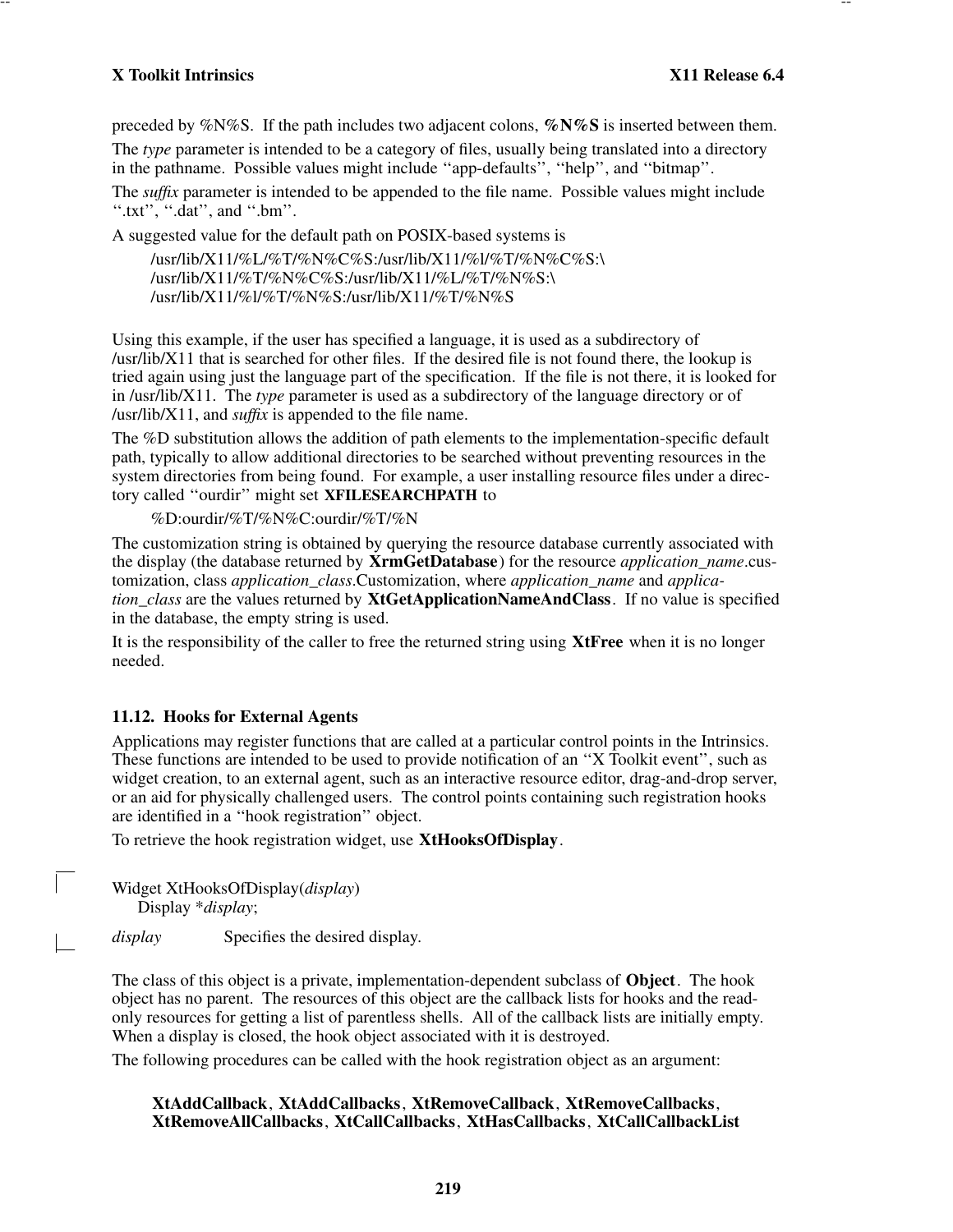preceded by %N%S. If the path includes two adjacent colons, **%N%S** is inserted between them.

The *type* parameter is intended to be a category of files, usually being translated into a directory in the pathname. Possible values might include ''app-defaults'', ''help'', and ''bitmap''.

The *suffix* parameter is intended to be appended to the file name. Possible values might include ''.txt'', ''.dat'', and ''.bm''.

A suggested value for the default path on POSIX-based systems is

```
/usr/lib/X11/%L/%T/%N%C%S:/usr/lib/X11/%l/%T/%N%C%S:\
/usr/lib/X11/%T/%N%C%S:/usr/lib/X11/%L/%T/%N%S:\
/usr/lib/X11/%l/%T/%N%S:/usr/lib/X11/%T/%N%S
```

Using this example, if the user has specified a language, it is used as a subdirectory of /usr/lib/X11 that is searched for other files. If the desired file is not found there, the lookup is tried again using just the language part of the specification. If the file is not there, it is looked for in /usr/lib/X11. The *type* parameter is used as a subdirectory of the language directory or of /usr/lib/X11, and *suffix* is appended to the file name.

The %D substitution allows the addition of path elements to the implementation-specific default path, typically to allow additional directories to be searched without preventing resources in the system directories from being found. For example, a user installing resource files under a directory called ''ourdir'' might set **XFILESEARCHPATH** to

```
%D:ourdir/%T/%N%C:ourdir/%T/%N
```

The customization string is obtained by querying the resource database currently associated with the display (the database returned by **XrmGetDatabase**) for the resource *application_name*.customization, class *application_class*.Customization, where *application_name* and *application_class* are the values returned by **XtGetApplicationNameAndClass**. If no value is specified in the database, the empty string is used.

It is the responsibility of the caller to free the returned string using **XtFree** when it is no longer needed.

### 11.12. Hooks for External Agents

Applications may register functions that are called at a particular control points in the Intrinsics. These functions are intended to be used to provide notification of an ''X Toolkit event'', such as widget creation, to an external agent, such as an interactive resource editor, drag-and-drop server, or an aid for physically challenged users. The control points containing such registration hooks are identified in a ''hook registration'' object.

To retrieve the hook registration widget, use **XtHooksOfDisplay**.

```
Widget XtHooksOfDisplay(display)
    Display *display;
```

*display* Specifies the desired display.

The class of this object is a private, implementation-dependent subclass of **Object**. The hook object has no parent. The resources of this object are the callback lists for hooks and the read-only resources for getting a list of parentless shells. All of the callback lists are initially empty. When a display is closed, the hook object associated with it is destroyed.

The following procedures can be called with the hook registration object as an argument:

> **XtAddCallback**, **XtAddCallbacks**, **XtRemoveCallback**, **XtRemoveCallbacks**, **XtRemoveAllCallbacks**, **XtCallCallbacks**, **XtHasCallbacks**, **XtCallCallbackList**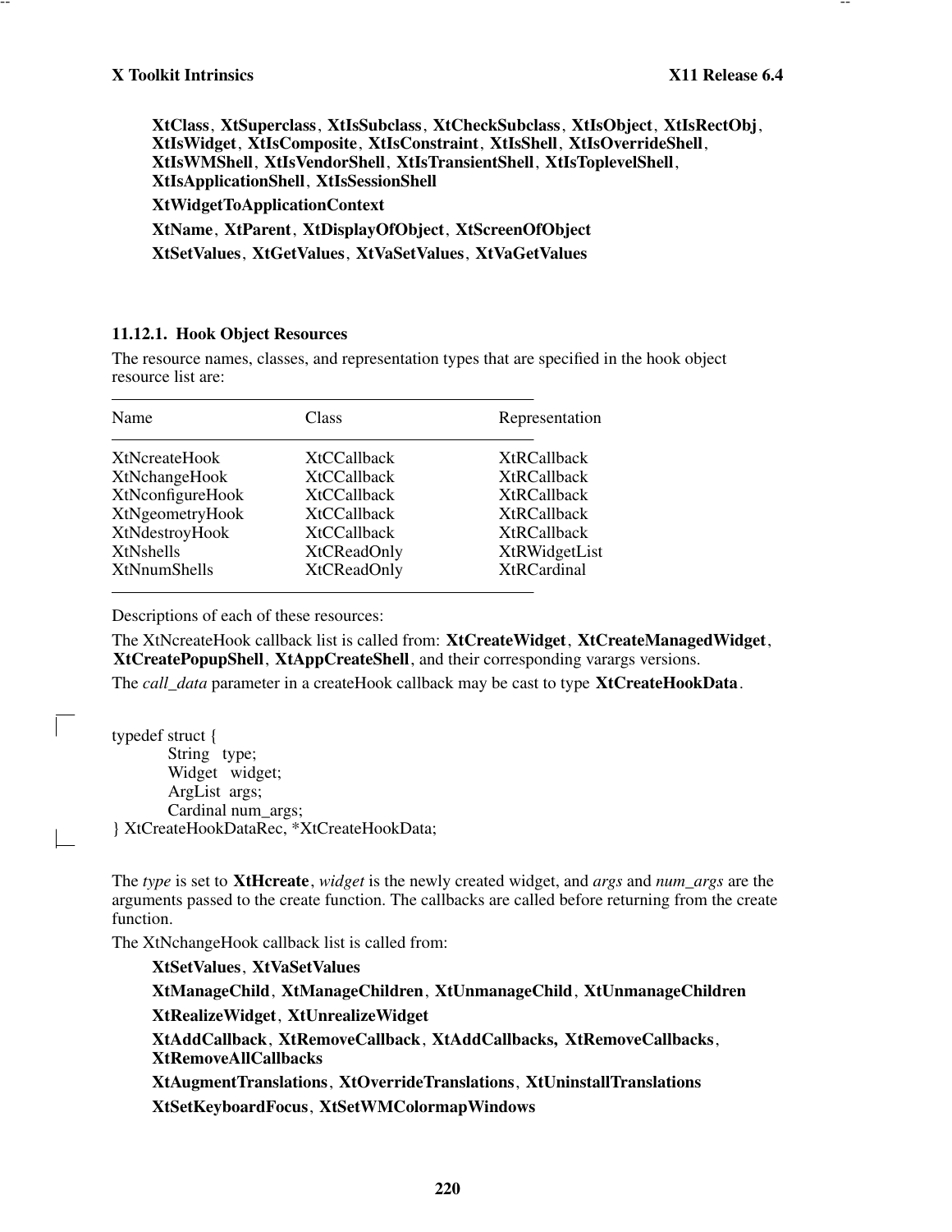**XtClass**, **XtSuperclass**, **XtIsSubclass**, **XtCheckSubclass**, **XtIsObject**, **XtIsRectObj**, **XtIsWidget**, **XtIsComposite**, **XtIsConstraint**, **XtIsShell**, **XtIsOverrideShell**, **XtIsWMShell**, **XtIsVendorShell**, **XtIsTransientShell**, **XtIsToplevelShell**, **XtIsApplicationShell**, **XtIsSessionShell**

**XtWidgetToApplicationContext**

**XtName**, **XtParent**, **XtDisplayOfObject**, **XtScreenOfObject**

**XtSetValues**, **XtGetValues**, **XtVaSetValues**, **XtVaGetValues**

### 11.12.1. Hook Object Resources

The resource names, classes, and representation types that are specified in the hook object resource list are:

| Name | Class | Representation |
|---|---|---|
| XtNcreateHook | XtCCallback | XtRCallback |
| XtNchangeHook | XtCCallback | XtRCallback |
| XtNconfigureHook | XtCCallback | XtRCallback |
| XtNgeometryHook | XtCCallback | XtRCallback |
| XtNdestroyHook | XtCCallback | XtRCallback |
| XtNshells | XtCReadOnly | XtRWidgetList |
| XtNnumShells | XtCReadOnly | XtRCardinal |

Descriptions of each of these resources:

The XtNcreateHook callback list is called from: **XtCreateWidget**, **XtCreateManagedWidget**, **XtCreatePopupShell**, **XtAppCreateShell**, and their corresponding varargs versions.

The *call_data* parameter in a createHook callback may be cast to type **XtCreateHookData**.

```
typedef struct {
        String   type;
        Widget   widget;
        ArgList  args;
        Cardinal num_args;
} XtCreateHookDataRec, *XtCreateHookData;
```

The *type* is set to **XtHcreate**, *widget* is the newly created widget, and *args* and *num_args* are the arguments passed to the create function. The callbacks are called before returning from the create function.

The XtNchangeHook callback list is called from:

**XtSetValues**, **XtVaSetValues**

**XtManageChild**, **XtManageChildren**, **XtUnmanageChild**, **XtUnmanageChildren**

**XtRealizeWidget**, **XtUnrealizeWidget**

**XtAddCallback**, **XtRemoveCallback**, **XtAddCallbacks, XtRemoveCallbacks**, **XtRemoveAllCallbacks**

**XtAugmentTranslations**, **XtOverrideTranslations**, **XtUninstallTranslations**

**XtSetKeyboardFocus**, **XtSetWMColormapWindows**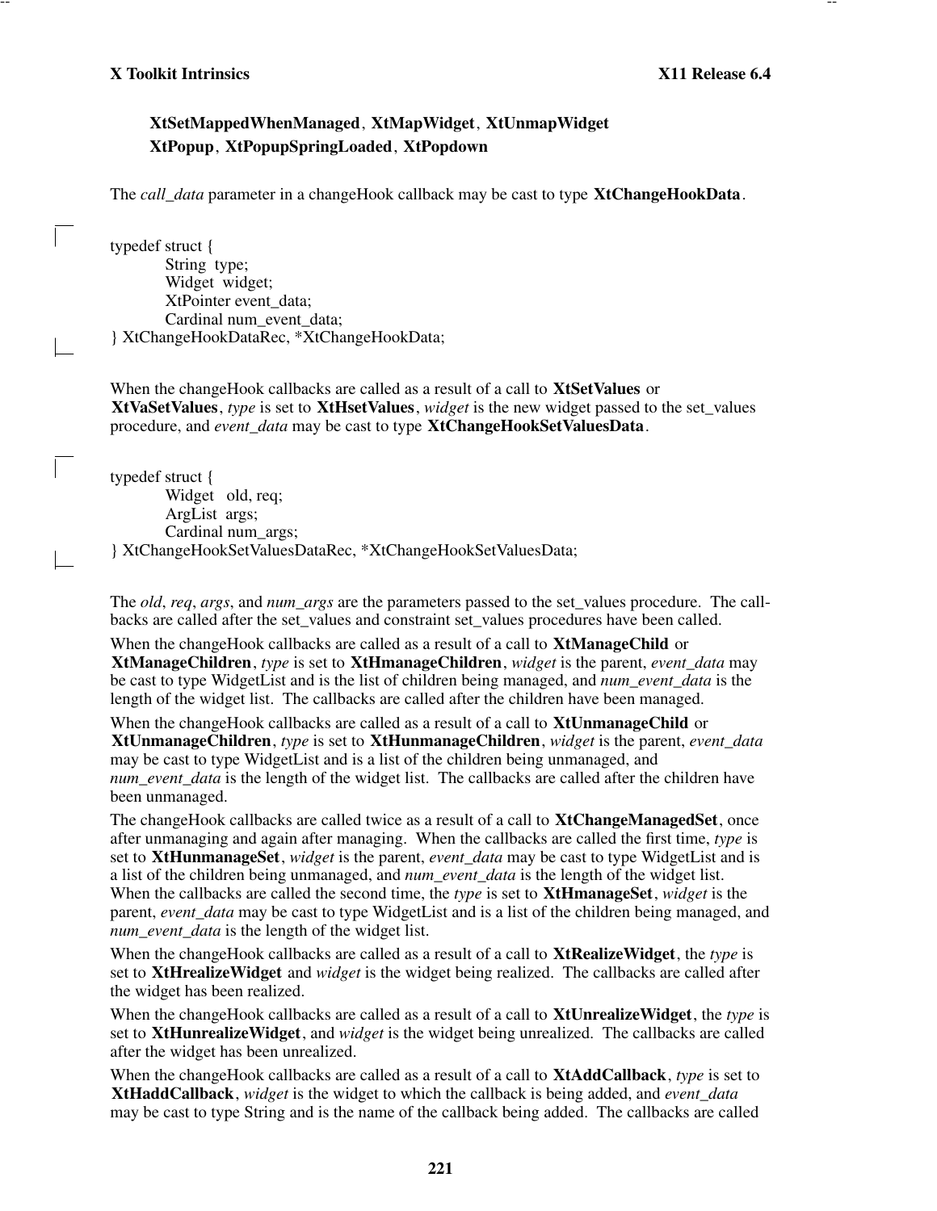**XtSetMappedWhenManaged**, **XtMapWidget**, **XtUnmapWidget**
**XtPopup**, **XtPopupSpringLoaded**, **XtPopdown**

The *call_data* parameter in a changeHook callback may be cast to type **XtChangeHookData**.

```
typedef struct {
        String  type;
        Widget  widget;
        XtPointer event_data;
        Cardinal num_event_data;
} XtChangeHookDataRec, *XtChangeHookData;
```

When the changeHook callbacks are called as a result of a call to **XtSetValues** or **XtVaSetValues**, *type* is set to **XtHsetValues**, *widget* is the new widget passed to the set_values procedure, and *event_data* may be cast to type **XtChangeHookSetValuesData**.

```
typedef struct {
        Widget   old, req;
        ArgList  args;
        Cardinal num_args;
} XtChangeHookSetValuesDataRec, *XtChangeHookSetValuesData;
```

The *old*, *req*, *args*, and *num_args* are the parameters passed to the set_values procedure. The callbacks are called after the set_values and constraint set_values procedures have been called.

When the changeHook callbacks are called as a result of a call to **XtManageChild** or **XtManageChildren**, *type* is set to **XtHmanageChildren**, *widget* is the parent, *event_data* may be cast to type WidgetList and is the list of children being managed, and *num_event_data* is the length of the widget list. The callbacks are called after the children have been managed.

When the changeHook callbacks are called as a result of a call to **XtUnmanageChild** or **XtUnmanageChildren**, *type* is set to **XtHunmanageChildren**, *widget* is the parent, *event_data* may be cast to type WidgetList and is a list of the children being unmanaged, and *num_event_data* is the length of the widget list. The callbacks are called after the children have been unmanaged.

The changeHook callbacks are called twice as a result of a call to **XtChangeManagedSet**, once after unmanaging and again after managing. When the callbacks are called the first time, *type* is set to **XtHunmanageSet**, *widget* is the parent, *event_data* may be cast to type WidgetList and is a list of the children being unmanaged, and *num_event_data* is the length of the widget list. When the callbacks are called the second time, the *type* is set to **XtHmanageSet**, *widget* is the parent, *event_data* may be cast to type WidgetList and is a list of the children being managed, and *num_event_data* is the length of the widget list.

When the changeHook callbacks are called as a result of a call to **XtRealizeWidget**, the *type* is set to **XtHrealizeWidget** and *widget* is the widget being realized. The callbacks are called after the widget has been realized.

When the changeHook callbacks are called as a result of a call to **XtUnrealizeWidget**, the *type* is set to **XtHunrealizeWidget**, and *widget* is the widget being unrealized. The callbacks are called after the widget has been unrealized.

When the changeHook callbacks are called as a result of a call to **XtAddCallback**, *type* is set to **XtHaddCallback**, *widget* is the widget to which the callback is being added, and *event_data* may be cast to type String and is the name of the callback being added. The callbacks are called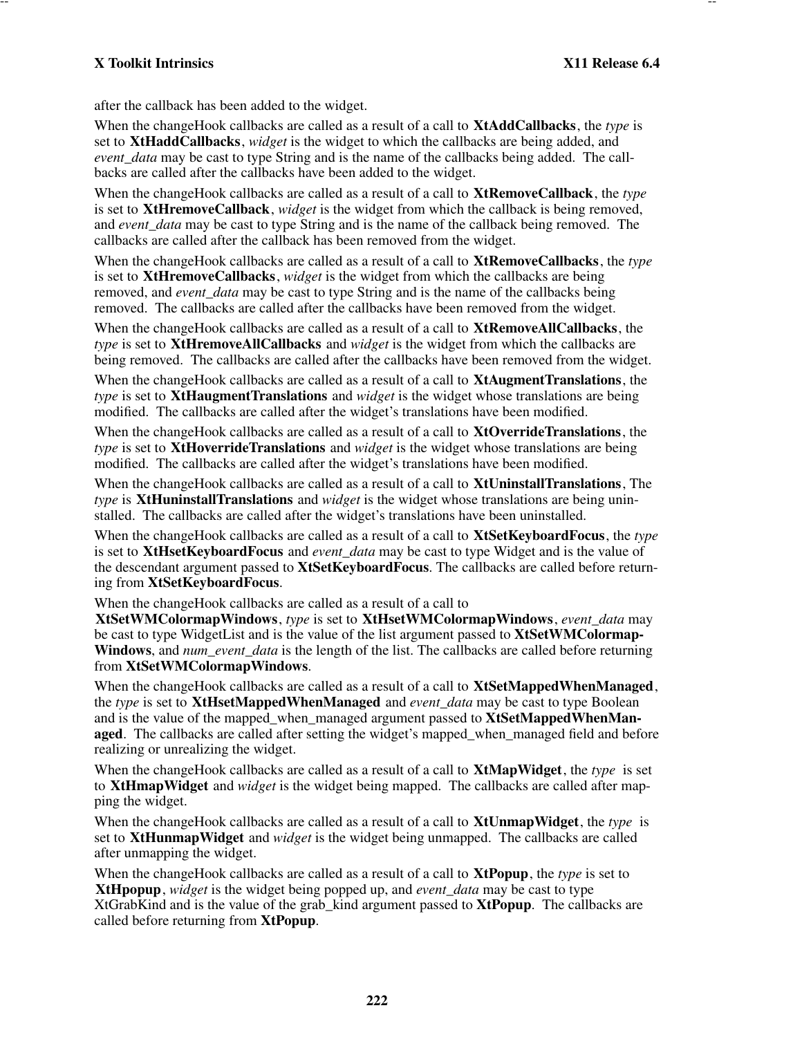after the callback has been added to the widget.

When the changeHook callbacks are called as a result of a call to **XtAddCallbacks**, the *type* is set to **XtHaddCallbacks**, *widget* is the widget to which the callbacks are being added, and *event_data* may be cast to type String and is the name of the callbacks being added. The callbacks are called after the callbacks have been added to the widget.

When the changeHook callbacks are called as a result of a call to **XtRemoveCallback**, the *type* is set to **XtHremoveCallback**, *widget* is the widget from which the callback is being removed, and *event_data* may be cast to type String and is the name of the callback being removed. The callbacks are called after the callback has been removed from the widget.

When the changeHook callbacks are called as a result of a call to **XtRemoveCallbacks**, the *type* is set to **XtHremoveCallbacks**, *widget* is the widget from which the callbacks are being removed, and *event_data* may be cast to type String and is the name of the callbacks being removed. The callbacks are called after the callbacks have been removed from the widget.

When the changeHook callbacks are called as a result of a call to **XtRemoveAllCallbacks**, the *type* is set to **XtHremoveAllCallbacks** and *widget* is the widget from which the callbacks are being removed. The callbacks are called after the callbacks have been removed from the widget.

When the changeHook callbacks are called as a result of a call to **XtAugmentTranslations**, the *type* is set to **XtHaugmentTranslations** and *widget* is the widget whose translations are being modified. The callbacks are called after the widget's translations have been modified.

When the changeHook callbacks are called as a result of a call to **XtOverrideTranslations**, the *type* is set to **XtHoverrideTranslations** and *widget* is the widget whose translations are being modified. The callbacks are called after the widget's translations have been modified.

When the changeHook callbacks are called as a result of a call to **XtUninstallTranslations**, The *type* is **XtHuninstallTranslations** and *widget* is the widget whose translations are being uninstalled. The callbacks are called after the widget's translations have been uninstalled.

When the changeHook callbacks are called as a result of a call to **XtSetKeyboardFocus**, the *type* is set to **XtHsetKeyboardFocus** and *event_data* may be cast to type Widget and is the value of the descendant argument passed to **XtSetKeyboardFocus**. The callbacks are called before returning from **XtSetKeyboardFocus**.

When the changeHook callbacks are called as a result of a call to **XtSetWMColormapWindows**, *type* is set to **XtHsetWMColormapWindows**, *event_data* may be cast to type WidgetList and is the value of the list argument passed to **XtSetWMColormapWindows**, and *num_event_data* is the length of the list. The callbacks are called before returning from **XtSetWMColormapWindows**.

When the changeHook callbacks are called as a result of a call to **XtSetMappedWhenManaged**, the *type* is set to **XtHsetMappedWhenManaged** and *event_data* may be cast to type Boolean and is the value of the mapped_when_managed argument passed to **XtSetMappedWhenManaged**. The callbacks are called after setting the widget's mapped_when_managed field and before realizing or unrealizing the widget.

When the changeHook callbacks are called as a result of a call to **XtMapWidget**, the *type* is set to **XtHmapWidget** and *widget* is the widget being mapped. The callbacks are called after mapping the widget.

When the changeHook callbacks are called as a result of a call to **XtUnmapWidget**, the *type* is set to **XtHunmapWidget** and *widget* is the widget being unmapped. The callbacks are called after unmapping the widget.

When the changeHook callbacks are called as a result of a call to **XtPopup**, the *type* is set to **XtHpopup**, *widget* is the widget being popped up, and *event_data* may be cast to type XtGrabKind and is the value of the grab_kind argument passed to **XtPopup**. The callbacks are called before returning from **XtPopup**.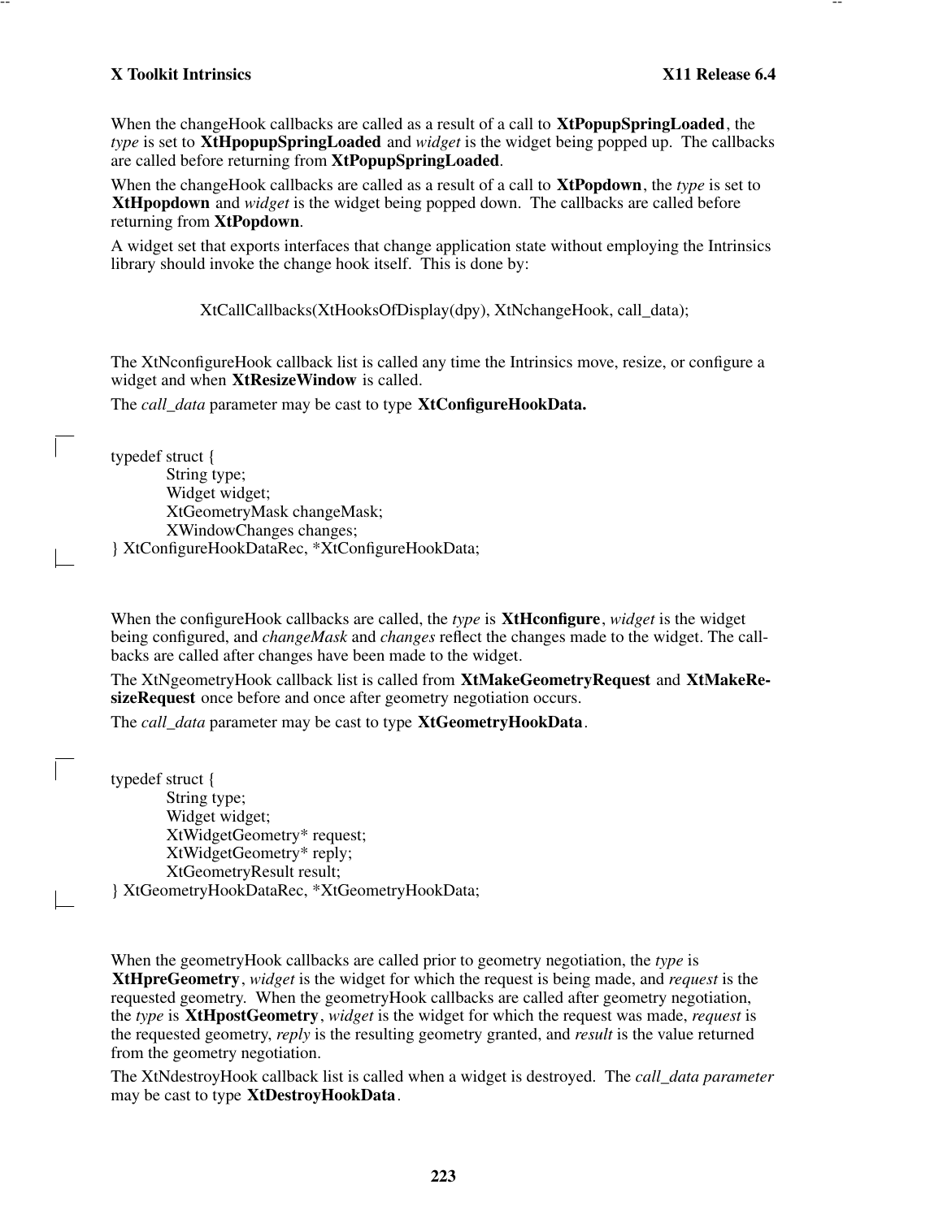When the changeHook callbacks are called as a result of a call to **XtPopupSpringLoaded**, the *type* is set to **XtHpopupSpringLoaded** and *widget* is the widget being popped up. The callbacks are called before returning from **XtPopupSpringLoaded**.

When the changeHook callbacks are called as a result of a call to **XtPopdown**, the *type* is set to **XtHpopdown** and *widget* is the widget being popped down. The callbacks are called before returning from **XtPopdown**.

A widget set that exports interfaces that change application state without employing the Intrinsics library should invoke the change hook itself. This is done by:

```
XtCallCallbacks(XtHooksOfDisplay(dpy), XtNchangeHook, call_data);
```

The XtNconfigureHook callback list is called any time the Intrinsics move, resize, or configure a widget and when **XtResizeWindow** is called.

The *call_data* parameter may be cast to type **XtConfigureHookData.**

```
typedef struct {
	String type;
	Widget widget;
	XtGeometryMask changeMask;
	XWindowChanges changes;
} XtConfigureHookDataRec, *XtConfigureHookData;
```

When the configureHook callbacks are called, the *type* is **XtHconfigure**, *widget* is the widget being configured, and *changeMask* and *changes* reflect the changes made to the widget. The callbacks are called after changes have been made to the widget.

The XtNgeometryHook callback list is called from **XtMakeGeometryRequest** and **XtMakeResizeRequest** once before and once after geometry negotiation occurs.

The *call_data* parameter may be cast to type **XtGeometryHookData**.

```
typedef struct {
	String type;
	Widget widget;
	XtWidgetGeometry* request;
	XtWidgetGeometry* reply;
	XtGeometryResult result;
} XtGeometryHookDataRec, *XtGeometryHookData;
```

When the geometryHook callbacks are called prior to geometry negotiation, the *type* is **XtHpreGeometry**, *widget* is the widget for which the request is being made, and *request* is the requested geometry. When the geometryHook callbacks are called after geometry negotiation, the *type* is **XtHpostGeometry**, *widget* is the widget for which the request was made, *request* is the requested geometry, *reply* is the resulting geometry granted, and *result* is the value returned from the geometry negotiation.

The XtNdestroyHook callback list is called when a widget is destroyed. The *call_data parameter* may be cast to type **XtDestroyHookData**.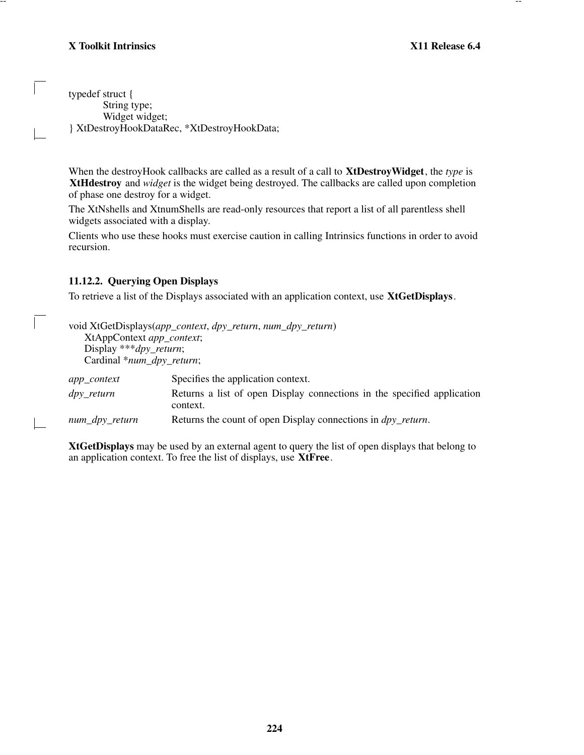```
typedef struct {
        String type;
        Widget widget;
} XtDestroyHookDataRec, *XtDestroyHookData;
```

When the destroyHook callbacks are called as a result of a call to **XtDestroyWidget**, the *type* is **XtHdestroy** and *widget* is the widget being destroyed. The callbacks are called upon completion of phase one destroy for a widget.

The XtNshells and XtnumShells are read-only resources that report a list of all parentless shell widgets associated with a display.

Clients who use these hooks must exercise caution in calling Intrinsics functions in order to avoid recursion.

### 11.12.2. Querying Open Displays

To retrieve a list of the Displays associated with an application context, use **XtGetDisplays**.

```
void XtGetDisplays(app_context, dpy_return, num_dpy_return)
    XtAppContext app_context;
    Display ***dpy_return;
    Cardinal *num_dpy_return;
```

*app_context* Specifies the application context.

*dpy_return* Returns a list of open Display connections in the specified application context.

*num_dpy_return* Returns the count of open Display connections in *dpy_return*.

**XtGetDisplays** may be used by an external agent to query the list of open displays that belong to an application context. To free the list of displays, use **XtFree**.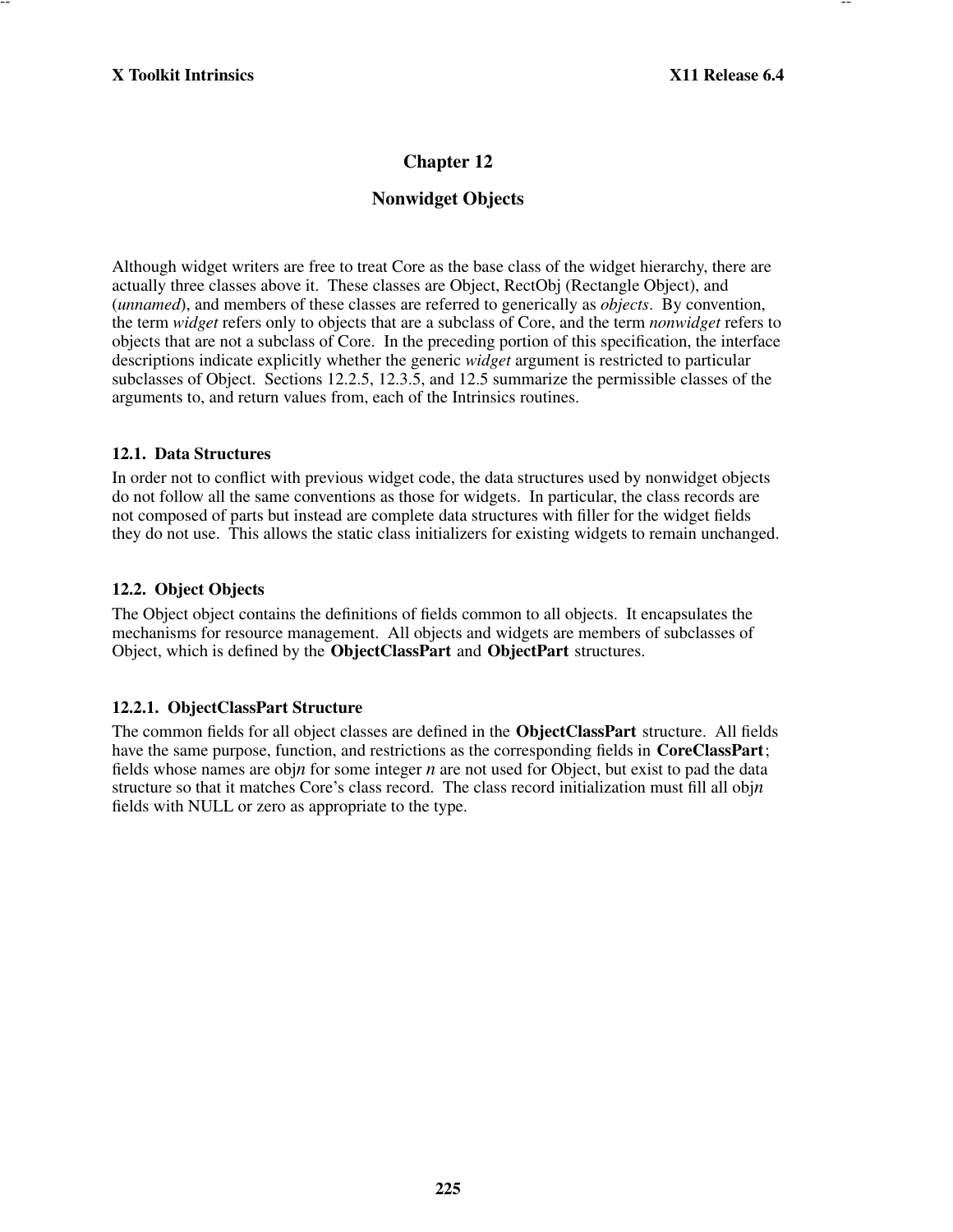# Chapter 12

## Nonwidget Objects

Although widget writers are free to treat Core as the base class of the widget hierarchy, there are actually three classes above it. These classes are Object, RectObj (Rectangle Object), and (*unnamed*), and members of these classes are referred to generically as *objects*. By convention, the term *widget* refers only to objects that are a subclass of Core, and the term *nonwidget* refers to objects that are not a subclass of Core. In the preceding portion of this specification, the interface descriptions indicate explicitly whether the generic *widget* argument is restricted to particular subclasses of Object. Sections 12.2.5, 12.3.5, and 12.5 summarize the permissible classes of the arguments to, and return values from, each of the Intrinsics routines.

### 12.1. Data Structures

In order not to conflict with previous widget code, the data structures used by nonwidget objects do not follow all the same conventions as those for widgets. In particular, the class records are not composed of parts but instead are complete data structures with filler for the widget fields they do not use. This allows the static class initializers for existing widgets to remain unchanged.

### 12.2. Object Objects

The Object object contains the definitions of fields common to all objects. It encapsulates the mechanisms for resource management. All objects and widgets are members of subclasses of Object, which is defined by the **ObjectClassPart** and **ObjectPart** structures.

### 12.2.1. ObjectClassPart Structure

The common fields for all object classes are defined in the **ObjectClassPart** structure. All fields have the same purpose, function, and restrictions as the corresponding fields in **CoreClassPart**; fields whose names are obj*n* for some integer *n* are not used for Object, but exist to pad the data structure so that it matches Core's class record. The class record initialization must fill all obj*n* fields with NULL or zero as appropriate to the type.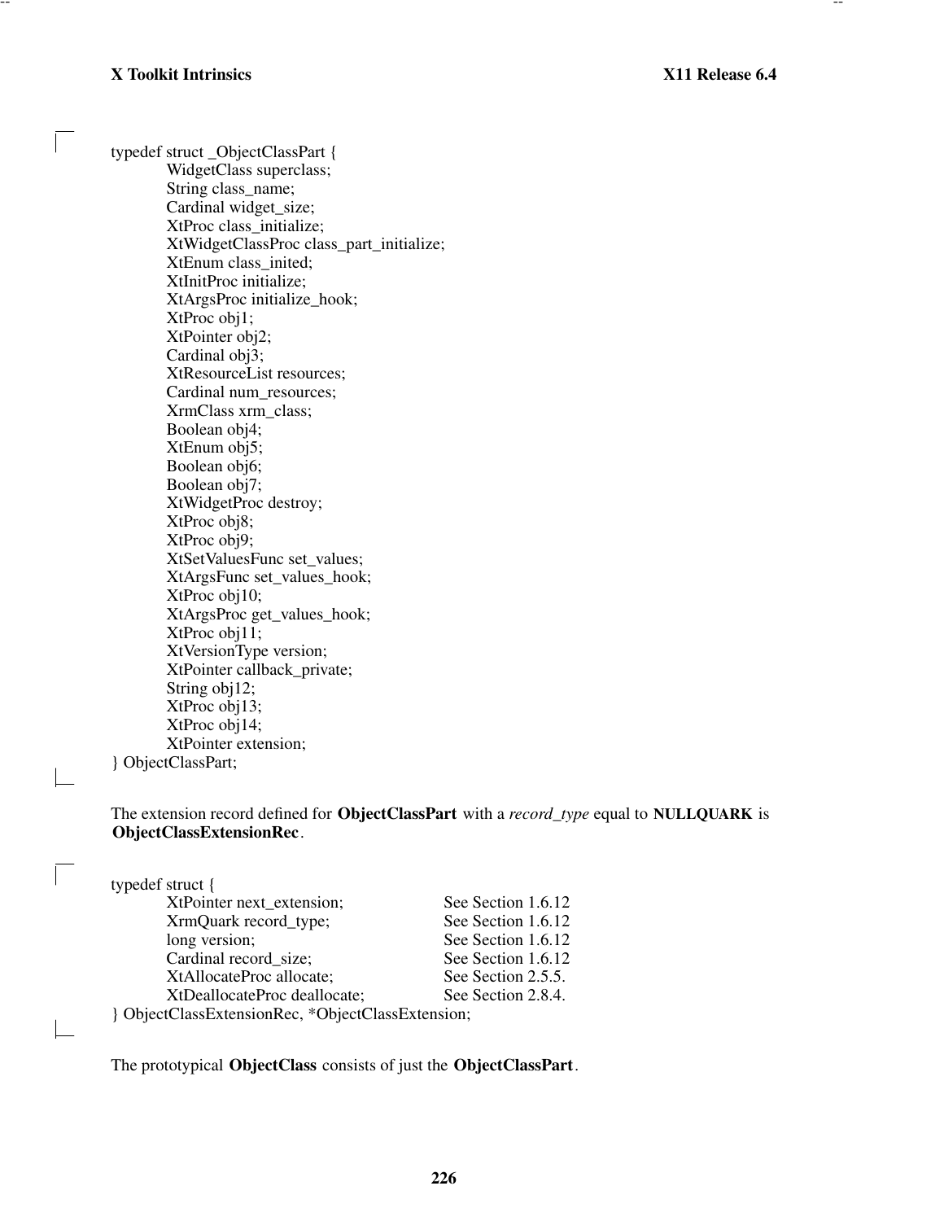```
typedef struct _ObjectClassPart {
	WidgetClass superclass;
	String class_name;
	Cardinal widget_size;
	XtProc class_initialize;
	XtWidgetClassProc class_part_initialize;
	XtEnum class_inited;
	XtInitProc initialize;
	XtArgsProc initialize_hook;
	XtProc obj1;
	XtPointer obj2;
	Cardinal obj3;
	XtResourceList resources;
	Cardinal num_resources;
	XrmClass xrm_class;
	Boolean obj4;
	XtEnum obj5;
	Boolean obj6;
	Boolean obj7;
	XtWidgetProc destroy;
	XtProc obj8;
	XtProc obj9;
	XtSetValuesFunc set_values;
	XtArgsFunc set_values_hook;
	XtProc obj10;
	XtArgsProc get_values_hook;
	XtProc obj11;
	XtVersionType version;
	XtPointer callback_private;
	String obj12;
	XtProc obj13;
	XtProc obj14;
	XtPointer extension;
} ObjectClassPart;
```

The extension record defined for **ObjectClassPart** with a *record_type* equal to **NULLQUARK** is **ObjectClassExtensionRec**.

```
typedef struct {
	XtPointer next_extension;	See Section 1.6.12
	XrmQuark record_type;		See Section 1.6.12
	long version;			See Section 1.6.12
	Cardinal record_size;		See Section 1.6.12
	XtAllocateProc allocate;	See Section 2.5.5.
	XtDeallocateProc deallocate;	See Section 2.8.4.
} ObjectClassExtensionRec, *ObjectClassExtension;
```

The prototypical **ObjectClass** consists of just the **ObjectClassPart**.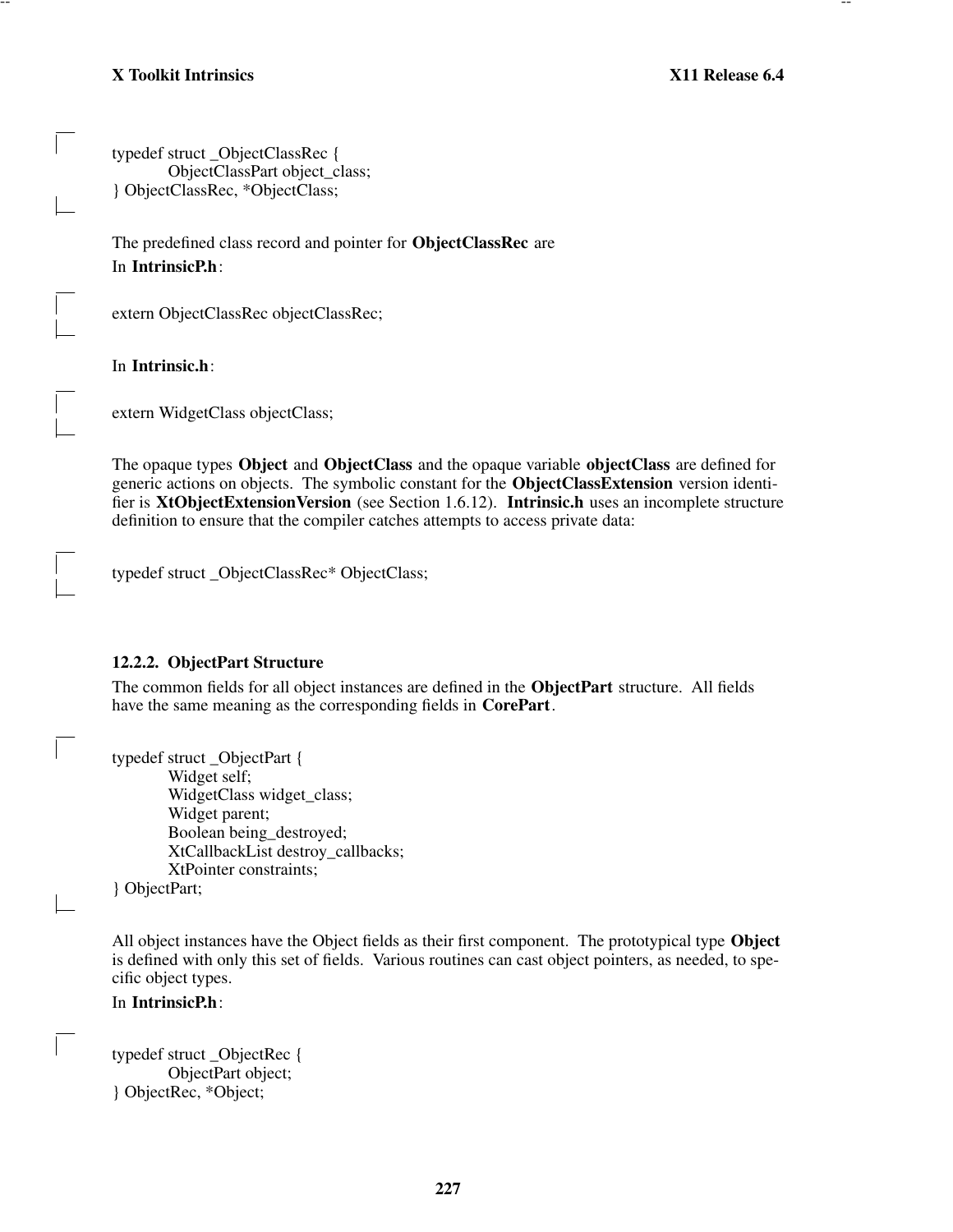```
typedef struct _ObjectClassRec {
        ObjectClassPart object_class;
} ObjectClassRec, *ObjectClass;
```

The predefined class record and pointer for **ObjectClassRec** are

In **IntrinsicP.h**:

```
extern ObjectClassRec objectClassRec;
```

In **Intrinsic.h**:

```
extern WidgetClass objectClass;
```

The opaque types **Object** and **ObjectClass** and the opaque variable **objectClass** are defined for generic actions on objects. The symbolic constant for the **ObjectClassExtension** version identifier is **XtObjectExtensionVersion** (see Section 1.6.12). **Intrinsic.h** uses an incomplete structure definition to ensure that the compiler catches attempts to access private data:

```
typedef struct _ObjectClassRec* ObjectClass;
```

### 12.2.2. ObjectPart Structure

The common fields for all object instances are defined in the **ObjectPart** structure. All fields have the same meaning as the corresponding fields in **CorePart**.

```
typedef struct _ObjectPart {
        Widget self;
        WidgetClass widget_class;
        Widget parent;
        Boolean being_destroyed;
        XtCallbackList destroy_callbacks;
        XtPointer constraints;
} ObjectPart;
```

All object instances have the Object fields as their first component. The prototypical type **Object** is defined with only this set of fields. Various routines can cast object pointers, as needed, to specific object types.

In **IntrinsicP.h**:

```
typedef struct _ObjectRec {
        ObjectPart object;
} ObjectRec, *Object;
```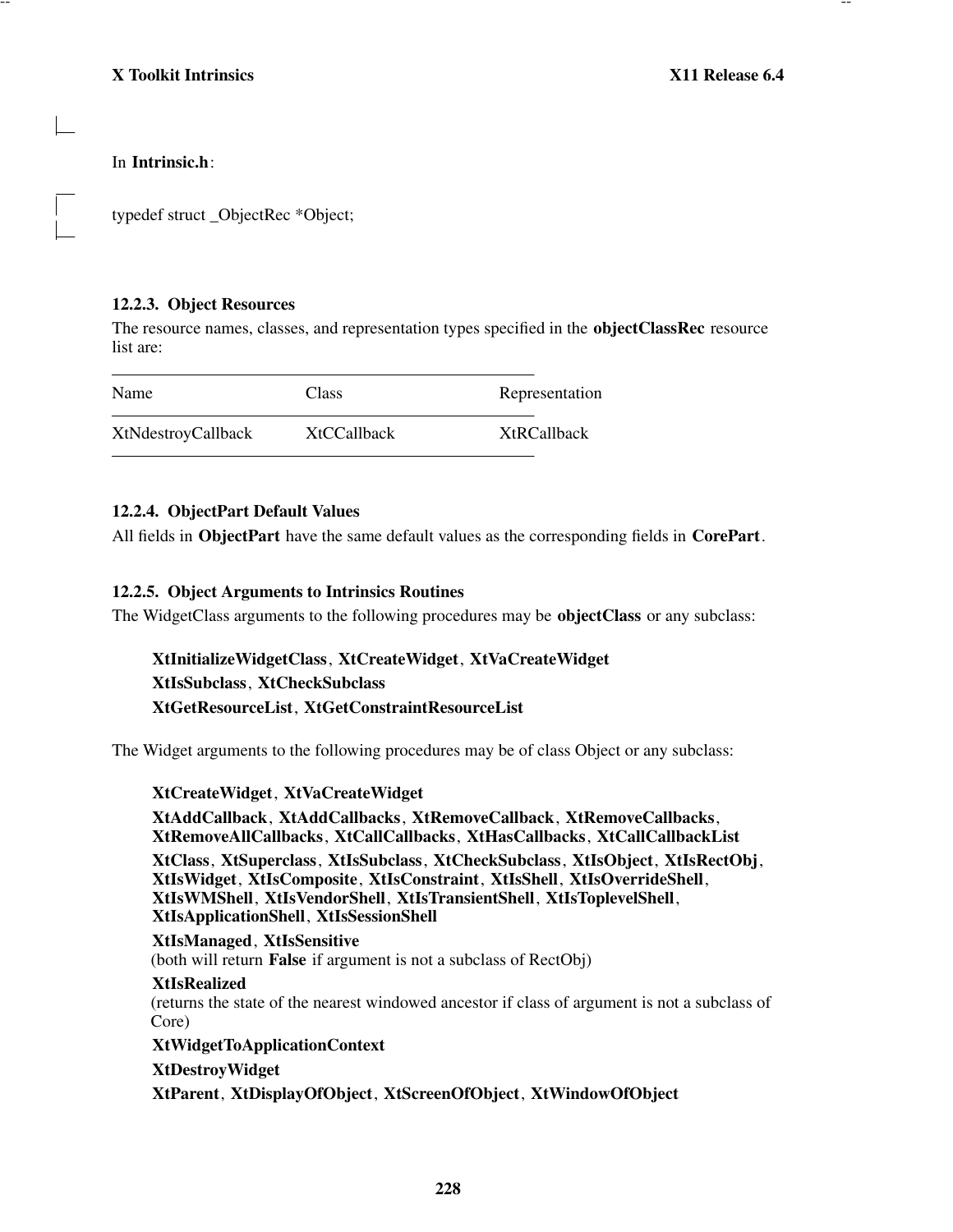In **Intrinsic.h**:

```
typedef struct _ObjectRec *Object;
```

### 12.2.3. Object Resources

The resource names, classes, and representation types specified in the **objectClassRec** resource list are:

| Name | Class | Representation |
|---|---|---|
| XtNdestroyCallback | XtCCallback | XtRCallback |

### 12.2.4. ObjectPart Default Values

All fields in **ObjectPart** have the same default values as the corresponding fields in **CorePart**.

### 12.2.5. Object Arguments to Intrinsics Routines

The WidgetClass arguments to the following procedures may be **objectClass** or any subclass:

> **XtInitializeWidgetClass**, **XtCreateWidget**, **XtVaCreateWidget**
> **XtIsSubclass**, **XtCheckSubclass**
> **XtGetResourceList**, **XtGetConstraintResourceList**

The Widget arguments to the following procedures may be of class Object or any subclass:

> **XtCreateWidget**, **XtVaCreateWidget**
>
> **XtAddCallback**, **XtAddCallbacks**, **XtRemoveCallback**, **XtRemoveCallbacks**, **XtRemoveAllCallbacks**, **XtCallCallbacks**, **XtHasCallbacks**, **XtCallCallbackList**
>
> **XtClass**, **XtSuperclass**, **XtIsSubclass**, **XtCheckSubclass**, **XtIsObject**, **XtIsRectObj**, **XtIsWidget**, **XtIsComposite**, **XtIsConstraint**, **XtIsShell**, **XtIsOverrideShell**, **XtIsWMShell**, **XtIsVendorShell**, **XtIsTransientShell**, **XtIsToplevelShell**, **XtIsApplicationShell**, **XtIsSessionShell**
>
> **XtIsManaged**, **XtIsSensitive**
> (both will return **False** if argument is not a subclass of RectObj)
>
> **XtIsRealized**
> (returns the state of the nearest windowed ancestor if class of argument is not a subclass of Core)
>
> **XtWidgetToApplicationContext**
>
> **XtDestroyWidget**
>
> **XtParent**, **XtDisplayOfObject**, **XtScreenOfObject**, **XtWindowOfObject**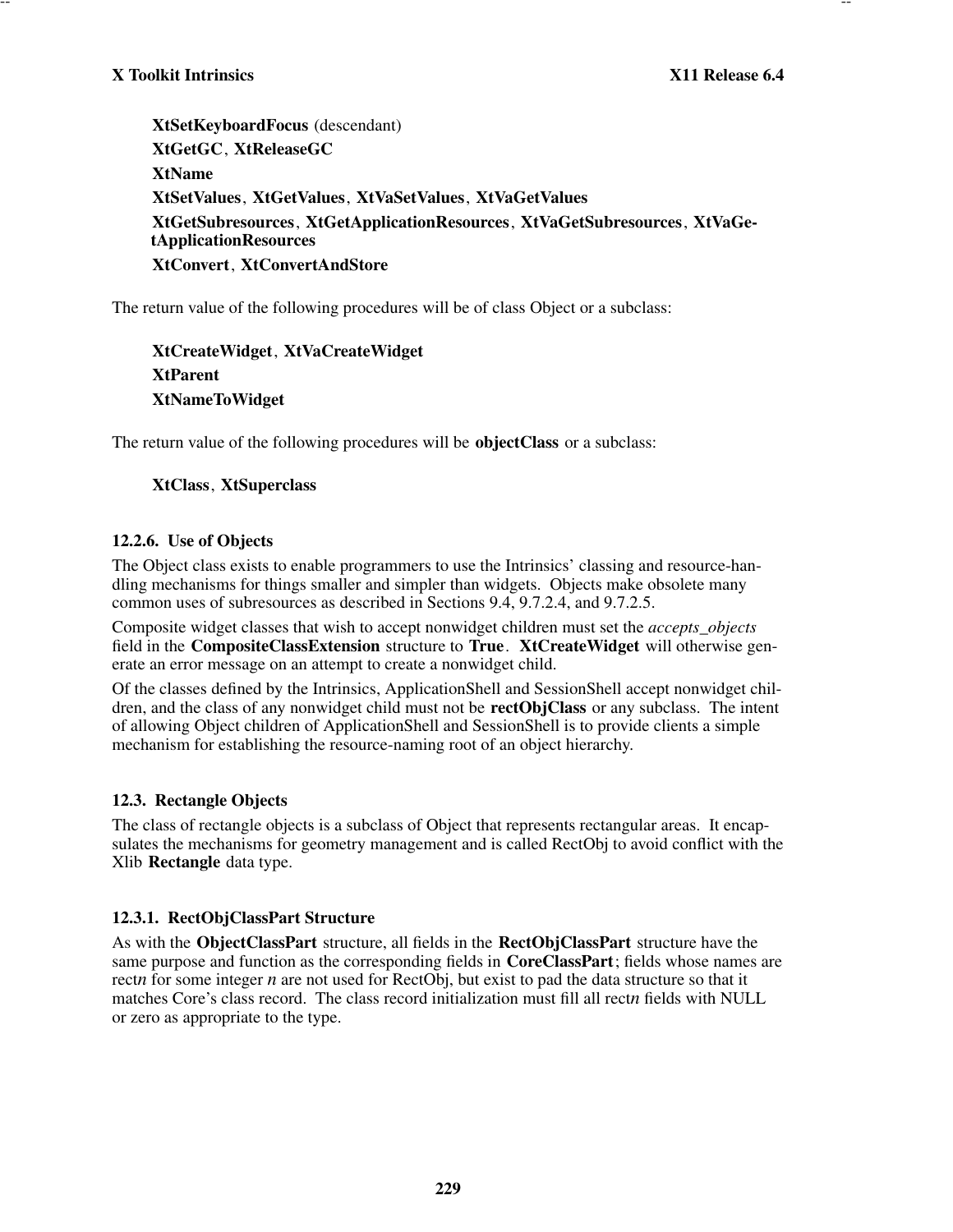**XtSetKeyboardFocus** (descendant)

**XtGetGC**, **XtReleaseGC**

**XtName**

**XtSetValues**, **XtGetValues**, **XtVaSetValues**, **XtVaGetValues**

**XtGetSubresources**, **XtGetApplicationResources**, **XtVaGetSubresources**, **XtVaGetApplicationResources**

**XtConvert**, **XtConvertAndStore**

The return value of the following procedures will be of class Object or a subclass:

**XtCreateWidget**, **XtVaCreateWidget**

**XtParent**

**XtNameToWidget**

The return value of the following procedures will be **objectClass** or a subclass:

**XtClass**, **XtSuperclass**

### 12.2.6. Use of Objects

The Object class exists to enable programmers to use the Intrinsics' classing and resource-handling mechanisms for things smaller and simpler than widgets. Objects make obsolete many common uses of subresources as described in Sections 9.4, 9.7.2.4, and 9.7.2.5.

Composite widget classes that wish to accept nonwidget children must set the *accepts_objects* field in the **CompositeClassExtension** structure to **True**. **XtCreateWidget** will otherwise generate an error message on an attempt to create a nonwidget child.

Of the classes defined by the Intrinsics, ApplicationShell and SessionShell accept nonwidget children, and the class of any nonwidget child must not be **rectObjClass** or any subclass. The intent of allowing Object children of ApplicationShell and SessionShell is to provide clients a simple mechanism for establishing the resource-naming root of an object hierarchy.

## 12.3. Rectangle Objects

The class of rectangle objects is a subclass of Object that represents rectangular areas. It encapsulates the mechanisms for geometry management and is called RectObj to avoid conflict with the Xlib **Rectangle** data type.

### 12.3.1. RectObjClassPart Structure

As with the **ObjectClassPart** structure, all fields in the **RectObjClassPart** structure have the same purpose and function as the corresponding fields in **CoreClassPart**; fields whose names are rect*n* for some integer *n* are not used for RectObj, but exist to pad the data structure so that it matches Core's class record. The class record initialization must fill all rect*n* fields with NULL or zero as appropriate to the type.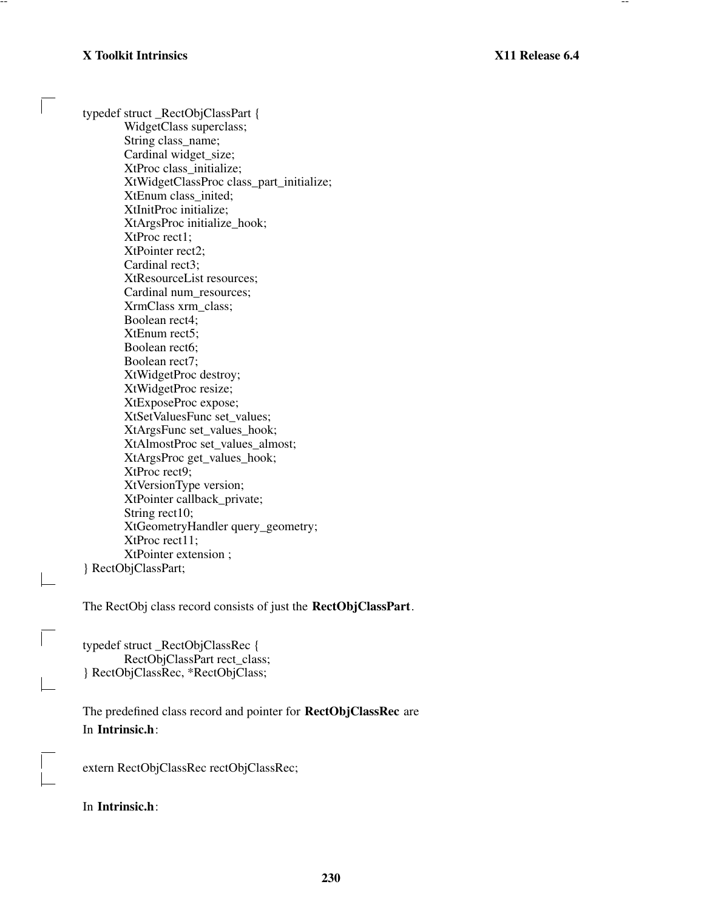```
typedef struct _RectObjClassPart {
	WidgetClass superclass;
	String class_name;
	Cardinal widget_size;
	XtProc class_initialize;
	XtWidgetClassProc class_part_initialize;
	XtEnum class_inited;
	XtInitProc initialize;
	XtArgsProc initialize_hook;
	XtProc rect1;
	XtPointer rect2;
	Cardinal rect3;
	XtResourceList resources;
	Cardinal num_resources;
	XrmClass xrm_class;
	Boolean rect4;
	XtEnum rect5;
	Boolean rect6;
	Boolean rect7;
	XtWidgetProc destroy;
	XtWidgetProc resize;
	XtExposeProc expose;
	XtSetValuesFunc set_values;
	XtArgsFunc set_values_hook;
	XtAlmostProc set_values_almost;
	XtArgsProc get_values_hook;
	XtProc rect9;
	XtVersionType version;
	XtPointer callback_private;
	String rect10;
	XtGeometryHandler query_geometry;
	XtProc rect11;
	XtPointer extension ;
} RectObjClassPart;
```

The RectObj class record consists of just the **RectObjClassPart**.

```
typedef struct _RectObjClassRec {
	RectObjClassPart rect_class;
} RectObjClassRec, *RectObjClass;
```

The predefined class record and pointer for **RectObjClassRec** are

In **Intrinsic.h**:

```
extern RectObjClassRec rectObjClassRec;
```

In **Intrinsic.h**: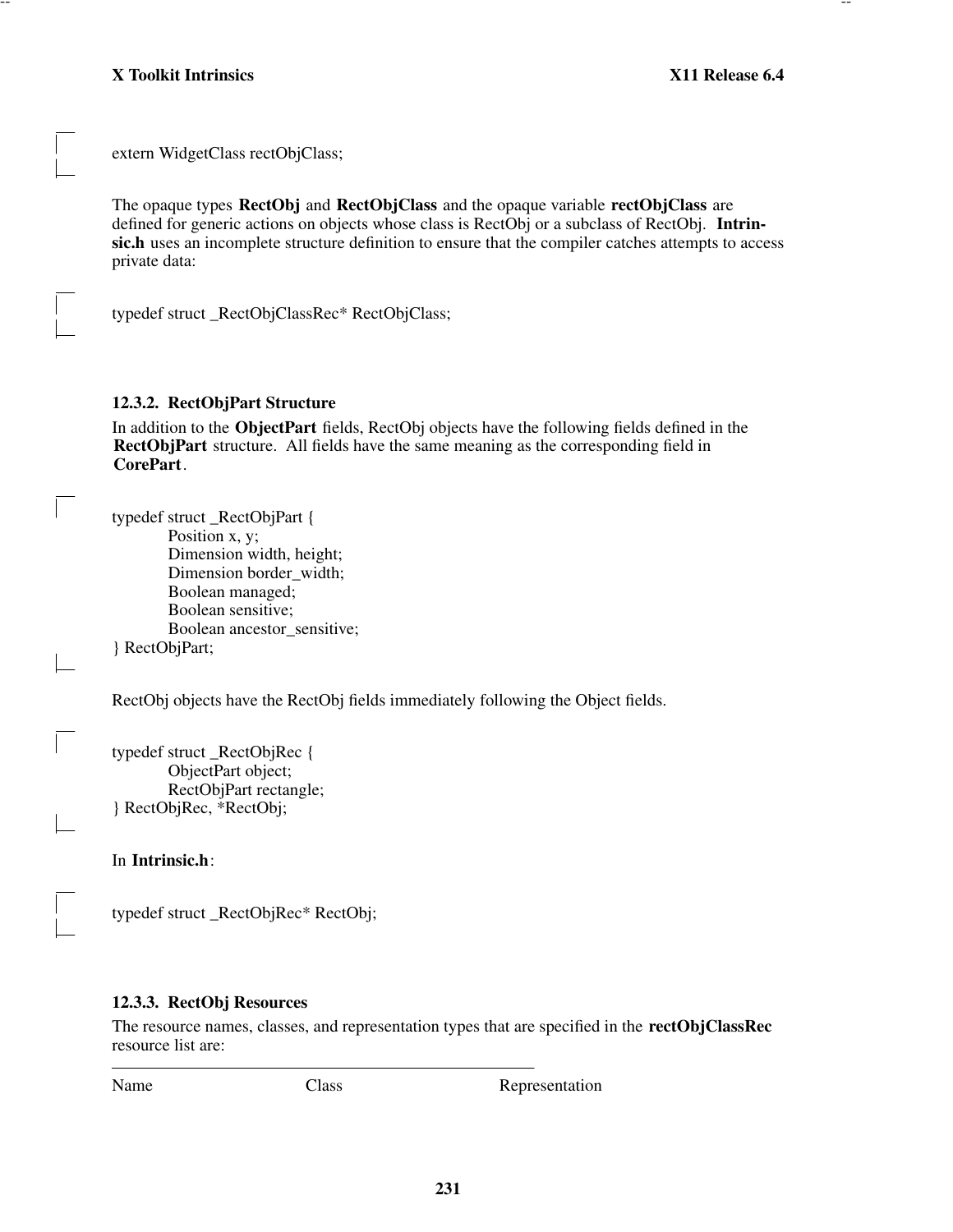```
extern WidgetClass rectObjClass;
```

The opaque types **RectObj** and **RectObjClass** and the opaque variable **rectObjClass** are defined for generic actions on objects whose class is RectObj or a subclass of RectObj. **Intrinsic.h** uses an incomplete structure definition to ensure that the compiler catches attempts to access private data:

```
typedef struct _RectObjClassRec* RectObjClass;
```

### 12.3.2. RectObjPart Structure

In addition to the **ObjectPart** fields, RectObj objects have the following fields defined in the **RectObjPart** structure. All fields have the same meaning as the corresponding field in **CorePart**.

```
typedef struct _RectObjPart {
        Position x, y;
        Dimension width, height;
        Dimension border_width;
        Boolean managed;
        Boolean sensitive;
        Boolean ancestor_sensitive;
} RectObjPart;
```

RectObj objects have the RectObj fields immediately following the Object fields.

```
typedef struct _RectObjRec {
        ObjectPart object;
        RectObjPart rectangle;
} RectObjRec, *RectObj;
```

In **Intrinsic.h**:

```
typedef struct _RectObjRec* RectObj;
```

### 12.3.3. RectObj Resources

The resource names, classes, and representation types that are specified in the **rectObjClassRec** resource list are:

| Name | Class | Representation |
|---|---|---|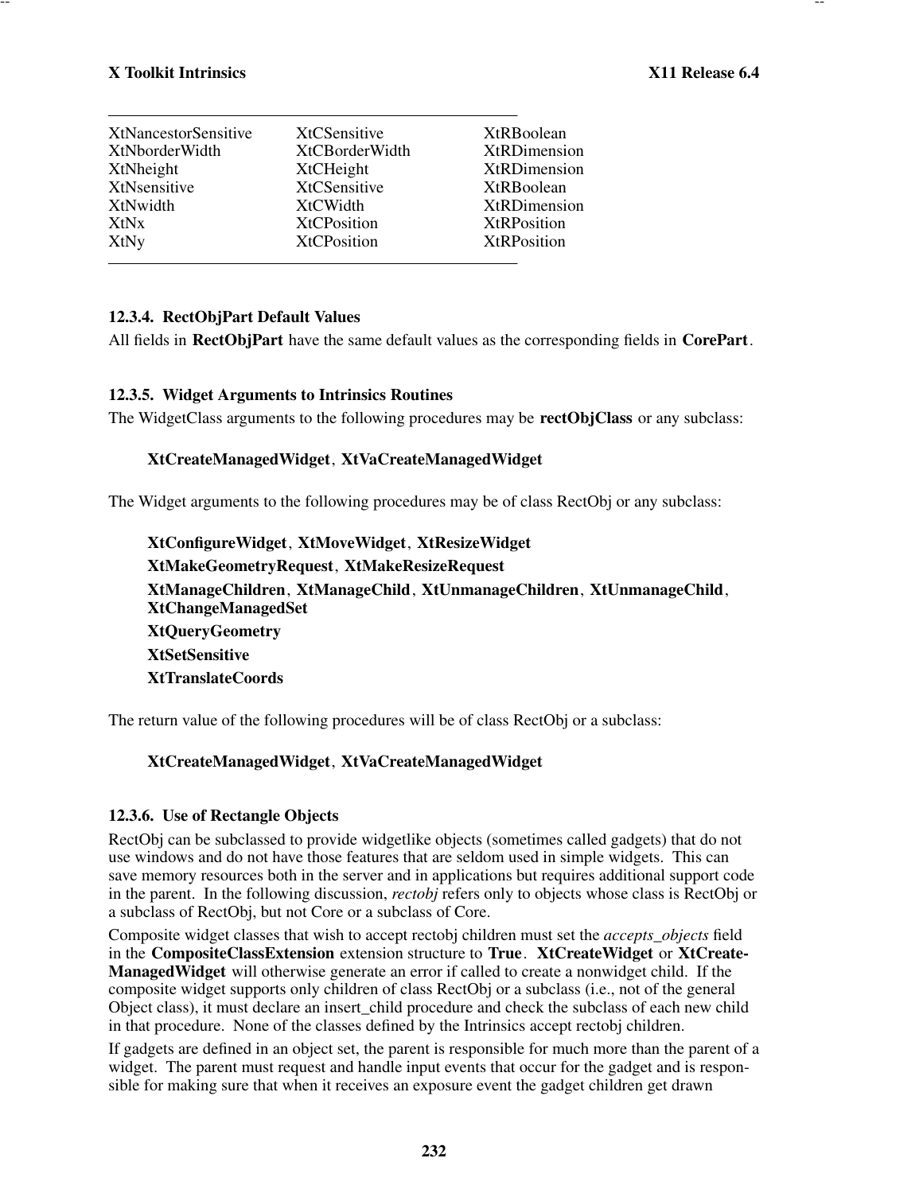| | | |
|---|---|---|
| XtNancestorSensitive | XtCSensitive | XtRBoolean |
| XtNborderWidth | XtCBorderWidth | XtRDimension |
| XtNheight | XtCHeight | XtRDimension |
| XtNsensitive | XtCSensitive | XtRBoolean |
| XtNwidth | XtCWidth | XtRDimension |
| XtNx | XtCPosition | XtRPosition |
| XtNy | XtCPosition | XtRPosition |

### 12.3.4. RectObjPart Default Values

All fields in **RectObjPart** have the same default values as the corresponding fields in **CorePart**.

### 12.3.5. Widget Arguments to Intrinsics Routines

The WidgetClass arguments to the following procedures may be **rectObjClass** or any subclass:

> **XtCreateManagedWidget**, **XtVaCreateManagedWidget**

The Widget arguments to the following procedures may be of class RectObj or any subclass:

> **XtConfigureWidget**, **XtMoveWidget**, **XtResizeWidget**
>
> **XtMakeGeometryRequest**, **XtMakeResizeRequest**
>
> **XtManageChildren**, **XtManageChild**, **XtUnmanageChildren**, **XtUnmanageChild**, **XtChangeManagedSet**
>
> **XtQueryGeometry**
>
> **XtSetSensitive**
>
> **XtTranslateCoords**

The return value of the following procedures will be of class RectObj or a subclass:

> **XtCreateManagedWidget**, **XtVaCreateManagedWidget**

### 12.3.6. Use of Rectangle Objects

RectObj can be subclassed to provide widgetlike objects (sometimes called gadgets) that do not use windows and do not have those features that are seldom used in simple widgets. This can save memory resources both in the server and in applications but requires additional support code in the parent. In the following discussion, *rectobj* refers only to objects whose class is RectObj or a subclass of RectObj, but not Core or a subclass of Core.

Composite widget classes that wish to accept rectobj children must set the *accepts_objects* field in the **CompositeClassExtension** extension structure to **True**. **XtCreateWidget** or **XtCreateManagedWidget** will otherwise generate an error if called to create a nonwidget child. If the composite widget supports only children of class RectObj or a subclass (i.e., not of the general Object class), it must declare an insert_child procedure and check the subclass of each new child in that procedure. None of the classes defined by the Intrinsics accept rectobj children.

If gadgets are defined in an object set, the parent is responsible for much more than the parent of a widget. The parent must request and handle input events that occur for the gadget and is responsible for making sure that when it receives an exposure event the gadget children get drawn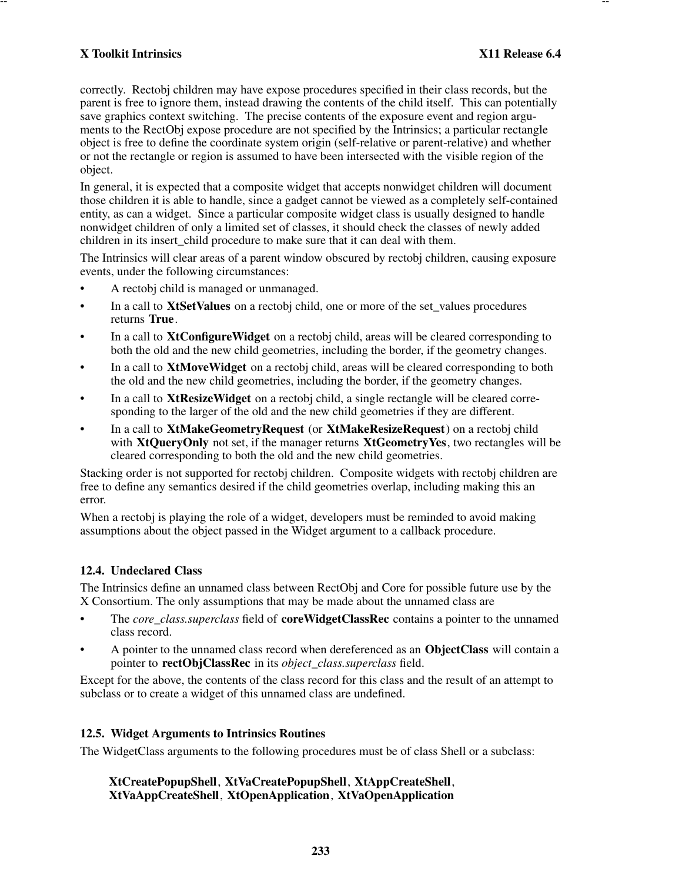correctly. Rectobj children may have expose procedures specified in their class records, but the parent is free to ignore them, instead drawing the contents of the child itself. This can potentially save graphics context switching. The precise contents of the exposure event and region arguments to the RectObj expose procedure are not specified by the Intrinsics; a particular rectangle object is free to define the coordinate system origin (self-relative or parent-relative) and whether or not the rectangle or region is assumed to have been intersected with the visible region of the object.

In general, it is expected that a composite widget that accepts nonwidget children will document those children it is able to handle, since a gadget cannot be viewed as a completely self-contained entity, as can a widget. Since a particular composite widget class is usually designed to handle nonwidget children of only a limited set of classes, it should check the classes of newly added children in its insert_child procedure to make sure that it can deal with them.

The Intrinsics will clear areas of a parent window obscured by rectobj children, causing exposure events, under the following circumstances:

- A rectobj child is managed or unmanaged.
- In a call to **XtSetValues** on a rectobj child, one or more of the set_values procedures returns **True**.
- In a call to **XtConfigureWidget** on a rectobj child, areas will be cleared corresponding to both the old and the new child geometries, including the border, if the geometry changes.
- In a call to **XtMoveWidget** on a rectobj child, areas will be cleared corresponding to both the old and the new child geometries, including the border, if the geometry changes.
- In a call to **XtResizeWidget** on a rectobj child, a single rectangle will be cleared corresponding to the larger of the old and the new child geometries if they are different.
- In a call to **XtMakeGeometryRequest** (or **XtMakeResizeRequest**) on a rectobj child with **XtQueryOnly** not set, if the manager returns **XtGeometryYes**, two rectangles will be cleared corresponding to both the old and the new child geometries.

Stacking order is not supported for rectobj children. Composite widgets with rectobj children are free to define any semantics desired if the child geometries overlap, including making this an error.

When a rectobj is playing the role of a widget, developers must be reminded to avoid making assumptions about the object passed in the Widget argument to a callback procedure.

## 12.4. Undeclared Class

The Intrinsics define an unnamed class between RectObj and Core for possible future use by the X Consortium. The only assumptions that may be made about the unnamed class are

- The *core_class.superclass* field of **coreWidgetClassRec** contains a pointer to the unnamed class record.
- A pointer to the unnamed class record when dereferenced as an **ObjectClass** will contain a pointer to **rectObjClassRec** in its *object_class.superclass* field.

Except for the above, the contents of the class record for this class and the result of an attempt to subclass or to create a widget of this unnamed class are undefined.

## 12.5. Widget Arguments to Intrinsics Routines

The WidgetClass arguments to the following procedures must be of class Shell or a subclass:

**XtCreatePopupShell**, **XtVaCreatePopupShell**, **XtAppCreateShell**, **XtVaAppCreateShell**, **XtOpenApplication**, **XtVaOpenApplication**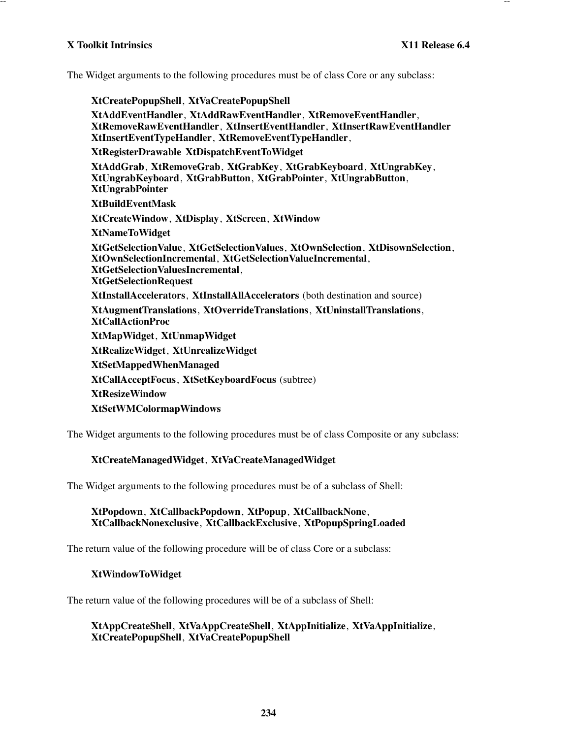The Widget arguments to the following procedures must be of class Core or any subclass:

> **XtCreatePopupShell**, **XtVaCreatePopupShell**
>
> **XtAddEventHandler**, **XtAddRawEventHandler**, **XtRemoveEventHandler**, **XtRemoveRawEventHandler**, **XtInsertEventHandler**, **XtInsertRawEventHandler** **XtInsertEventTypeHandler**, **XtRemoveEventTypeHandler**,
>
> **XtRegisterDrawable** **XtDispatchEventToWidget**
>
> **XtAddGrab**, **XtRemoveGrab**, **XtGrabKey**, **XtGrabKeyboard**, **XtUngrabKey**, **XtUngrabKeyboard**, **XtGrabButton**, **XtGrabPointer**, **XtUngrabButton**, **XtUngrabPointer**
>
> **XtBuildEventMask**
>
> **XtCreateWindow**, **XtDisplay**, **XtScreen**, **XtWindow**
>
> **XtNameToWidget**
>
> **XtGetSelectionValue**, **XtGetSelectionValues**, **XtOwnSelection**, **XtDisownSelection**, **XtOwnSelectionIncremental**, **XtGetSelectionValueIncremental**, **XtGetSelectionValuesIncremental**, **XtGetSelectionRequest**
>
> **XtInstallAccelerators**, **XtInstallAllAccelerators** (both destination and source)
>
> **XtAugmentTranslations**, **XtOverrideTranslations**, **XtUninstallTranslations**, **XtCallActionProc**
>
> **XtMapWidget**, **XtUnmapWidget**
>
> **XtRealizeWidget**, **XtUnrealizeWidget**
>
> **XtSetMappedWhenManaged**
>
> **XtCallAcceptFocus**, **XtSetKeyboardFocus** (subtree)
>
> **XtResizeWindow**
>
> **XtSetWMColormapWindows**

The Widget arguments to the following procedures must be of class Composite or any subclass:

> **XtCreateManagedWidget**, **XtVaCreateManagedWidget**

The Widget arguments to the following procedures must be of a subclass of Shell:

> **XtPopdown**, **XtCallbackPopdown**, **XtPopup**, **XtCallbackNone**, **XtCallbackNonexclusive**, **XtCallbackExclusive**, **XtPopupSpringLoaded**

The return value of the following procedure will be of class Core or a subclass:

> **XtWindowToWidget**

The return value of the following procedures will be of a subclass of Shell:

> **XtAppCreateShell**, **XtVaAppCreateShell**, **XtAppInitialize**, **XtVaAppInitialize**, **XtCreatePopupShell**, **XtVaCreatePopupShell**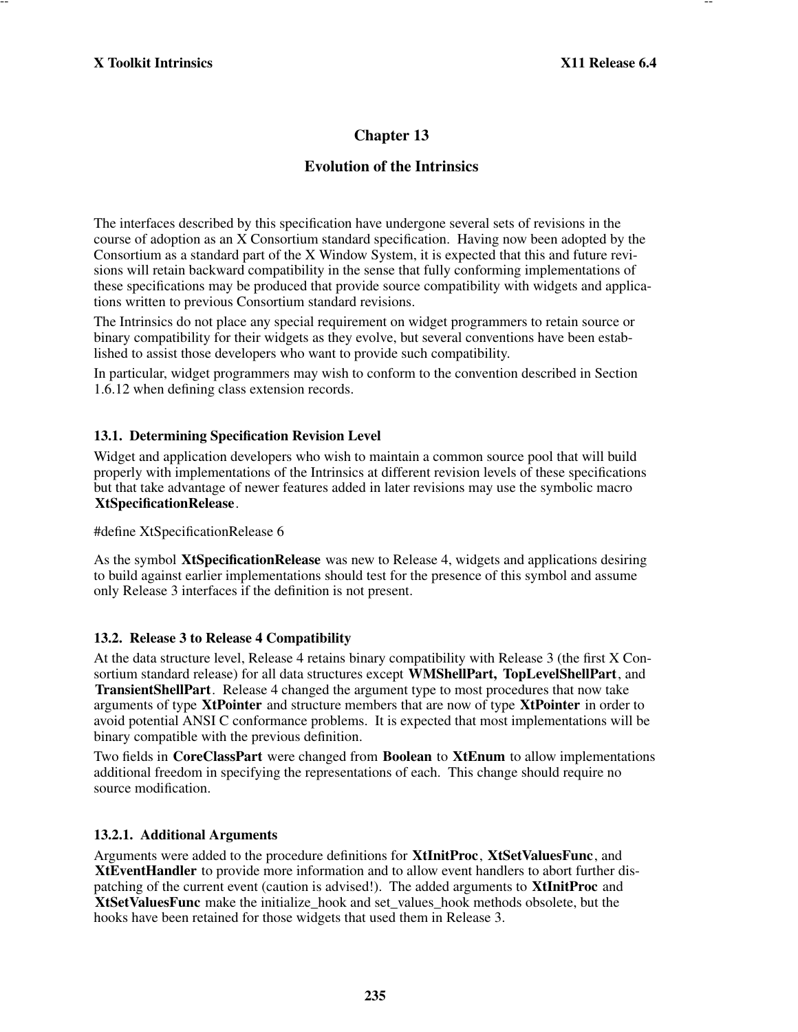# Chapter 13

# Evolution of the Intrinsics

The interfaces described by this specification have undergone several sets of revisions in the course of adoption as an X Consortium standard specification. Having now been adopted by the Consortium as a standard part of the X Window System, it is expected that this and future revisions will retain backward compatibility in the sense that fully conforming implementations of these specifications may be produced that provide source compatibility with widgets and applications written to previous Consortium standard revisions.

The Intrinsics do not place any special requirement on widget programmers to retain source or binary compatibility for their widgets as they evolve, but several conventions have been established to assist those developers who want to provide such compatibility.

In particular, widget programmers may wish to conform to the convention described in Section 1.6.12 when defining class extension records.

## 13.1. Determining Specification Revision Level

Widget and application developers who wish to maintain a common source pool that will build properly with implementations of the Intrinsics at different revision levels of these specifications but that take advantage of newer features added in later revisions may use the symbolic macro **XtSpecificationRelease**.

```
#define XtSpecificationRelease 6
```

As the symbol **XtSpecificationRelease** was new to Release 4, widgets and applications desiring to build against earlier implementations should test for the presence of this symbol and assume only Release 3 interfaces if the definition is not present.

## 13.2. Release 3 to Release 4 Compatibility

At the data structure level, Release 4 retains binary compatibility with Release 3 (the first X Consortium standard release) for all data structures except **WMShellPart, TopLevelShellPart**, and **TransientShellPart**. Release 4 changed the argument type to most procedures that now take arguments of type **XtPointer** and structure members that are now of type **XtPointer** in order to avoid potential ANSI C conformance problems. It is expected that most implementations will be binary compatible with the previous definition.

Two fields in **CoreClassPart** were changed from **Boolean** to **XtEnum** to allow implementations additional freedom in specifying the representations of each. This change should require no source modification.

### 13.2.1. Additional Arguments

Arguments were added to the procedure definitions for **XtInitProc**, **XtSetValuesFunc**, and **XtEventHandler** to provide more information and to allow event handlers to abort further dispatching of the current event (caution is advised!). The added arguments to **XtInitProc** and **XtSetValuesFunc** make the initialize_hook and set_values_hook methods obsolete, but the hooks have been retained for those widgets that used them in Release 3.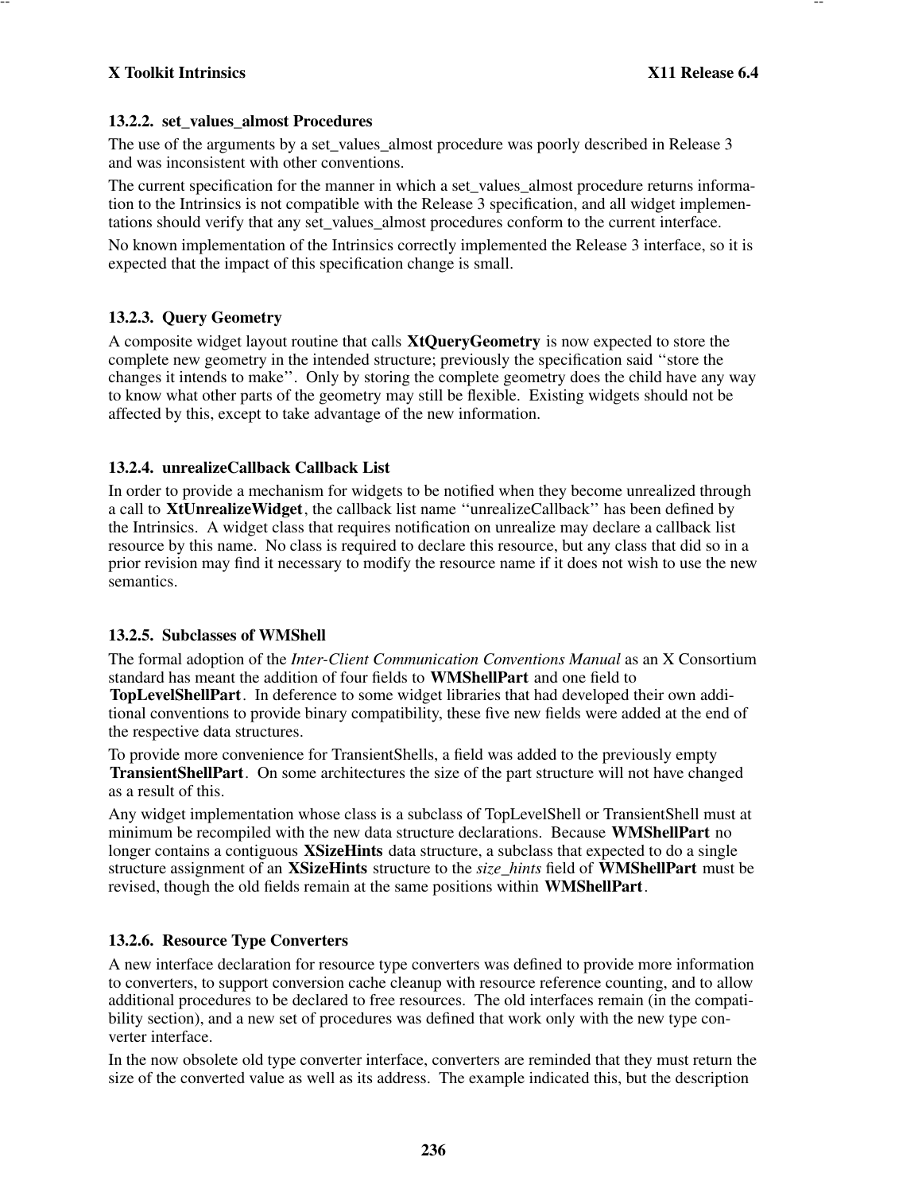### 13.2.2. set_values_almost Procedures

The use of the arguments by a set_values_almost procedure was poorly described in Release 3 and was inconsistent with other conventions.

The current specification for the manner in which a set_values_almost procedure returns information to the Intrinsics is not compatible with the Release 3 specification, and all widget implementations should verify that any set_values_almost procedures conform to the current interface.

No known implementation of the Intrinsics correctly implemented the Release 3 interface, so it is expected that the impact of this specification change is small.

### 13.2.3. Query Geometry

A composite widget layout routine that calls **XtQueryGeometry** is now expected to store the complete new geometry in the intended structure; previously the specification said ''store the changes it intends to make''. Only by storing the complete geometry does the child have any way to know what other parts of the geometry may still be flexible. Existing widgets should not be affected by this, except to take advantage of the new information.

### 13.2.4. unrealizeCallback Callback List

In order to provide a mechanism for widgets to be notified when they become unrealized through a call to **XtUnrealizeWidget**, the callback list name ''unrealizeCallback'' has been defined by the Intrinsics. A widget class that requires notification on unrealize may declare a callback list resource by this name. No class is required to declare this resource, but any class that did so in a prior revision may find it necessary to modify the resource name if it does not wish to use the new semantics.

### 13.2.5. Subclasses of WMShell

The formal adoption of the *Inter-Client Communication Conventions Manual* as an X Consortium standard has meant the addition of four fields to **WMShellPart** and one field to **TopLevelShellPart**. In deference to some widget libraries that had developed their own additional conventions to provide binary compatibility, these five new fields were added at the end of the respective data structures.

To provide more convenience for TransientShells, a field was added to the previously empty **TransientShellPart**. On some architectures the size of the part structure will not have changed as a result of this.

Any widget implementation whose class is a subclass of TopLevelShell or TransientShell must at minimum be recompiled with the new data structure declarations. Because **WMShellPart** no longer contains a contiguous **XSizeHints** data structure, a subclass that expected to do a single structure assignment of an **XSizeHints** structure to the *size_hints* field of **WMShellPart** must be revised, though the old fields remain at the same positions within **WMShellPart**.

### 13.2.6. Resource Type Converters

A new interface declaration for resource type converters was defined to provide more information to converters, to support conversion cache cleanup with resource reference counting, and to allow additional procedures to be declared to free resources. The old interfaces remain (in the compatibility section), and a new set of procedures was defined that work only with the new type converter interface.

In the now obsolete old type converter interface, converters are reminded that they must return the size of the converted value as well as its address. The example indicated this, but the description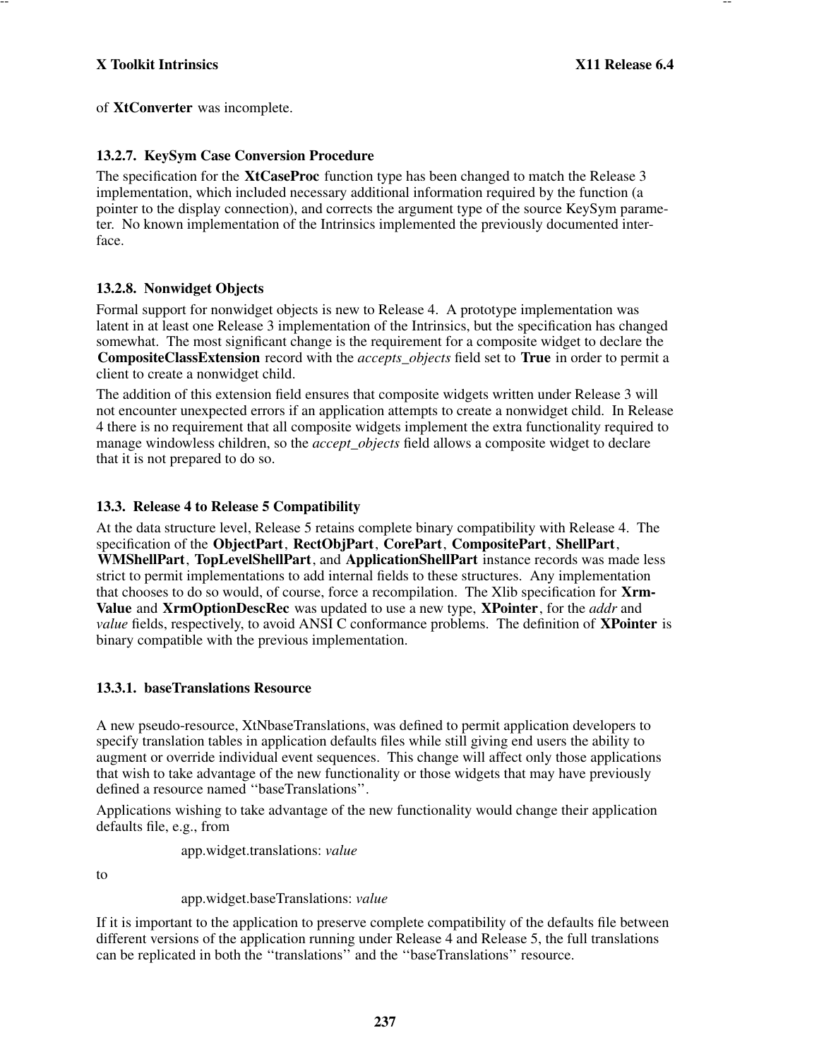of **XtConverter** was incomplete.

### 13.2.7. KeySym Case Conversion Procedure

The specification for the **XtCaseProc** function type has been changed to match the Release 3 implementation, which included necessary additional information required by the function (a pointer to the display connection), and corrects the argument type of the source KeySym parameter. No known implementation of the Intrinsics implemented the previously documented interface.

### 13.2.8. Nonwidget Objects

Formal support for nonwidget objects is new to Release 4. A prototype implementation was latent in at least one Release 3 implementation of the Intrinsics, but the specification has changed somewhat. The most significant change is the requirement for a composite widget to declare the **CompositeClassExtension** record with the *accepts_objects* field set to **True** in order to permit a client to create a nonwidget child.

The addition of this extension field ensures that composite widgets written under Release 3 will not encounter unexpected errors if an application attempts to create a nonwidget child. In Release 4 there is no requirement that all composite widgets implement the extra functionality required to manage windowless children, so the *accept_objects* field allows a composite widget to declare that it is not prepared to do so.

## 13.3. Release 4 to Release 5 Compatibility

At the data structure level, Release 5 retains complete binary compatibility with Release 4. The specification of the **ObjectPart**, **RectObjPart**, **CorePart**, **CompositePart**, **ShellPart**, **WMShellPart**, **TopLevelShellPart**, and **ApplicationShellPart** instance records was made less strict to permit implementations to add internal fields to these structures. Any implementation that chooses to do so would, of course, force a recompilation. The Xlib specification for **XrmValue** and **XrmOptionDescRec** was updated to use a new type, **XPointer**, for the *addr* and *value* fields, respectively, to avoid ANSI C conformance problems. The definition of **XPointer** is binary compatible with the previous implementation.

### 13.3.1. baseTranslations Resource

A new pseudo-resource, XtNbaseTranslations, was defined to permit application developers to specify translation tables in application defaults files while still giving end users the ability to augment or override individual event sequences. This change will affect only those applications that wish to take advantage of the new functionality or those widgets that may have previously defined a resource named ''baseTranslations''.

Applications wishing to take advantage of the new functionality would change their application defaults file, e.g., from

app.widget.translations: *value*

to

app.widget.baseTranslations: *value*

If it is important to the application to preserve complete compatibility of the defaults file between different versions of the application running under Release 4 and Release 5, the full translations can be replicated in both the ''translations'' and the ''baseTranslations'' resource.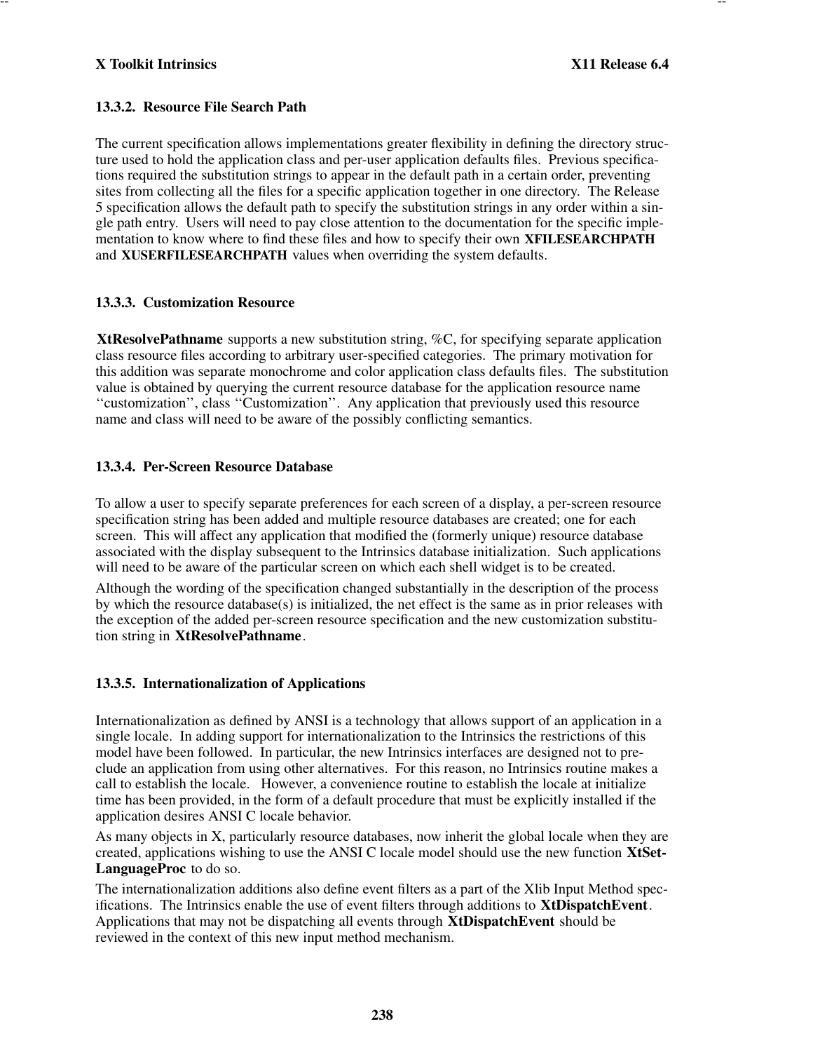### 13.3.2. Resource File Search Path

The current specification allows implementations greater flexibility in defining the directory structure used to hold the application class and per-user application defaults files. Previous specifications required the substitution strings to appear in the default path in a certain order, preventing sites from collecting all the files for a specific application together in one directory. The Release 5 specification allows the default path to specify the substitution strings in any order within a single path entry. Users will need to pay close attention to the documentation for the specific implementation to know where to find these files and how to specify their own **XFILESEARCHPATH** and **XUSERFILESEARCHPATH** values when overriding the system defaults.

### 13.3.3. Customization Resource

**XtResolvePathname** supports a new substitution string, %C, for specifying separate application class resource files according to arbitrary user-specified categories. The primary motivation for this addition was separate monochrome and color application class defaults files. The substitution value is obtained by querying the current resource database for the application resource name ''customization'', class ''Customization''. Any application that previously used this resource name and class will need to be aware of the possibly conflicting semantics.

### 13.3.4. Per-Screen Resource Database

To allow a user to specify separate preferences for each screen of a display, a per-screen resource specification string has been added and multiple resource databases are created; one for each screen. This will affect any application that modified the (formerly unique) resource database associated with the display subsequent to the Intrinsics database initialization. Such applications will need to be aware of the particular screen on which each shell widget is to be created.

Although the wording of the specification changed substantially in the description of the process by which the resource database(s) is initialized, the net effect is the same as in prior releases with the exception of the added per-screen resource specification and the new customization substitution string in **XtResolvePathname**.

### 13.3.5. Internationalization of Applications

Internationalization as defined by ANSI is a technology that allows support of an application in a single locale. In adding support for internationalization to the Intrinsics the restrictions of this model have been followed. In particular, the new Intrinsics interfaces are designed not to preclude an application from using other alternatives. For this reason, no Intrinsics routine makes a call to establish the locale. However, a convenience routine to establish the locale at initialize time has been provided, in the form of a default procedure that must be explicitly installed if the application desires ANSI C locale behavior.

As many objects in X, particularly resource databases, now inherit the global locale when they are created, applications wishing to use the ANSI C locale model should use the new function **XtSetLanguageProc** to do so.

The internationalization additions also define event filters as a part of the Xlib Input Method specifications. The Intrinsics enable the use of event filters through additions to **XtDispatchEvent**. Applications that may not be dispatching all events through **XtDispatchEvent** should be reviewed in the context of this new input method mechanism.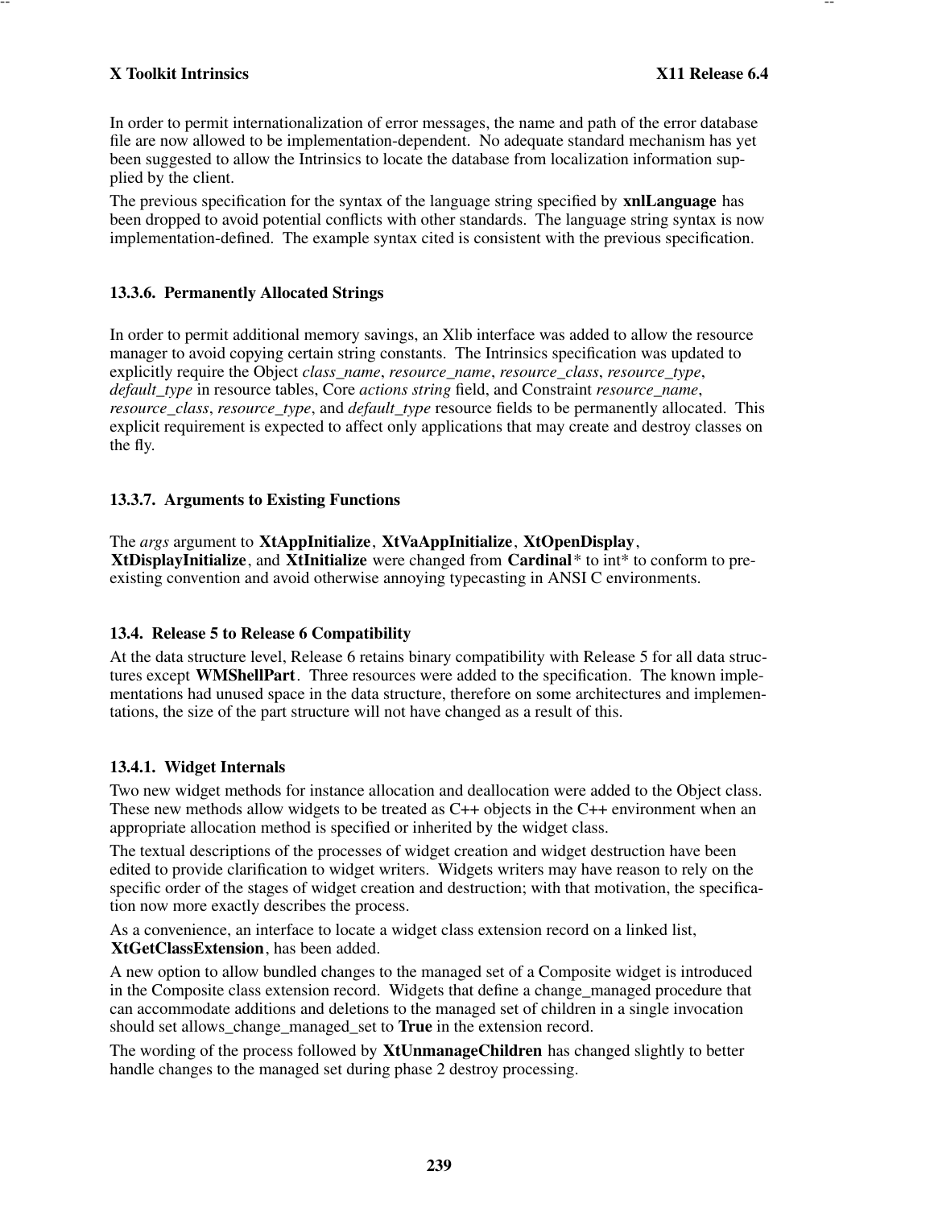In order to permit internationalization of error messages, the name and path of the error database file are now allowed to be implementation-dependent. No adequate standard mechanism has yet been suggested to allow the Intrinsics to locate the database from localization information supplied by the client.

The previous specification for the syntax of the language string specified by **xnlLanguage** has been dropped to avoid potential conflicts with other standards. The language string syntax is now implementation-defined. The example syntax cited is consistent with the previous specification.

### 13.3.6. Permanently Allocated Strings

In order to permit additional memory savings, an Xlib interface was added to allow the resource manager to avoid copying certain string constants. The Intrinsics specification was updated to explicitly require the Object *class_name*, *resource_name*, *resource_class*, *resource_type*, *default_type* in resource tables, Core *actions string* field, and Constraint *resource_name*, *resource_class*, *resource_type*, and *default_type* resource fields to be permanently allocated. This explicit requirement is expected to affect only applications that may create and destroy classes on the fly.

### 13.3.7. Arguments to Existing Functions

The *args* argument to **XtAppInitialize**, **XtVaAppInitialize**, **XtOpenDisplay**, **XtDisplayInitialize**, and **XtInitialize** were changed from **Cardinal*** to int* to conform to pre-existing convention and avoid otherwise annoying typecasting in ANSI C environments.

## 13.4. Release 5 to Release 6 Compatibility

At the data structure level, Release 6 retains binary compatibility with Release 5 for all data structures except **WMShellPart**. Three resources were added to the specification. The known implementations had unused space in the data structure, therefore on some architectures and implementations, the size of the part structure will not have changed as a result of this.

### 13.4.1. Widget Internals

Two new widget methods for instance allocation and deallocation were added to the Object class. These new methods allow widgets to be treated as C++ objects in the C++ environment when an appropriate allocation method is specified or inherited by the widget class.

The textual descriptions of the processes of widget creation and widget destruction have been edited to provide clarification to widget writers. Widgets writers may have reason to rely on the specific order of the stages of widget creation and destruction; with that motivation, the specification now more exactly describes the process.

As a convenience, an interface to locate a widget class extension record on a linked list, **XtGetClassExtension**, has been added.

A new option to allow bundled changes to the managed set of a Composite widget is introduced in the Composite class extension record. Widgets that define a change_managed procedure that can accommodate additions and deletions to the managed set of children in a single invocation should set allows_change_managed_set to **True** in the extension record.

The wording of the process followed by **XtUnmanageChildren** has changed slightly to better handle changes to the managed set during phase 2 destroy processing.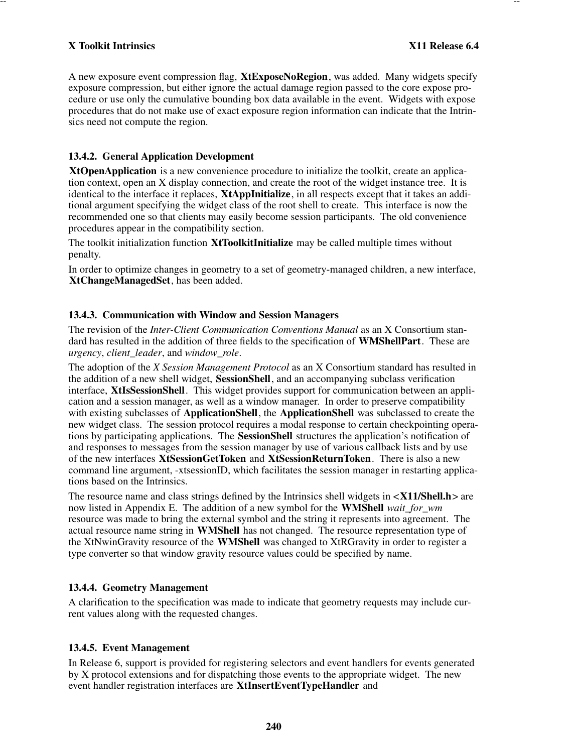A new exposure event compression flag, **XtExposeNoRegion**, was added. Many widgets specify exposure compression, but either ignore the actual damage region passed to the core expose procedure or use only the cumulative bounding box data available in the event. Widgets with expose procedures that do not make use of exact exposure region information can indicate that the Intrinsics need not compute the region.

### 13.4.2. General Application Development

**XtOpenApplication** is a new convenience procedure to initialize the toolkit, create an application context, open an X display connection, and create the root of the widget instance tree. It is identical to the interface it replaces, **XtAppInitialize**, in all respects except that it takes an additional argument specifying the widget class of the root shell to create. This interface is now the recommended one so that clients may easily become session participants. The old convenience procedures appear in the compatibility section.

The toolkit initialization function **XtToolkitInitialize** may be called multiple times without penalty.

In order to optimize changes in geometry to a set of geometry-managed children, a new interface, **XtChangeManagedSet**, has been added.

### 13.4.3. Communication with Window and Session Managers

The revision of the *Inter-Client Communication Conventions Manual* as an X Consortium standard has resulted in the addition of three fields to the specification of **WMShellPart**. These are *urgency*, *client_leader*, and *window_role*.

The adoption of the *X Session Management Protocol* as an X Consortium standard has resulted in the addition of a new shell widget, **SessionShell**, and an accompanying subclass verification interface, **XtIsSessionShell**. This widget provides support for communication between an application and a session manager, as well as a window manager. In order to preserve compatibility with existing subclasses of **ApplicationShell**, the **ApplicationShell** was subclassed to create the new widget class. The session protocol requires a modal response to certain checkpointing operations by participating applications. The **SessionShell** structures the application's notification of and responses to messages from the session manager by use of various callback lists and by use of the new interfaces **XtSessionGetToken** and **XtSessionReturnToken**. There is also a new command line argument, -xtsessionID, which facilitates the session manager in restarting applications based on the Intrinsics.

The resource name and class strings defined by the Intrinsics shell widgets in **<X11/Shell.h>** are now listed in Appendix E. The addition of a new symbol for the **WMShell** *wait_for_wm* resource was made to bring the external symbol and the string it represents into agreement. The actual resource name string in **WMShell** has not changed. The resource representation type of the XtNwinGravity resource of the **WMShell** was changed to XtRGravity in order to register a type converter so that window gravity resource values could be specified by name.

### 13.4.4. Geometry Management

A clarification to the specification was made to indicate that geometry requests may include current values along with the requested changes.

### 13.4.5. Event Management

In Release 6, support is provided for registering selectors and event handlers for events generated by X protocol extensions and for dispatching those events to the appropriate widget. The new event handler registration interfaces are **XtInsertEventTypeHandler** and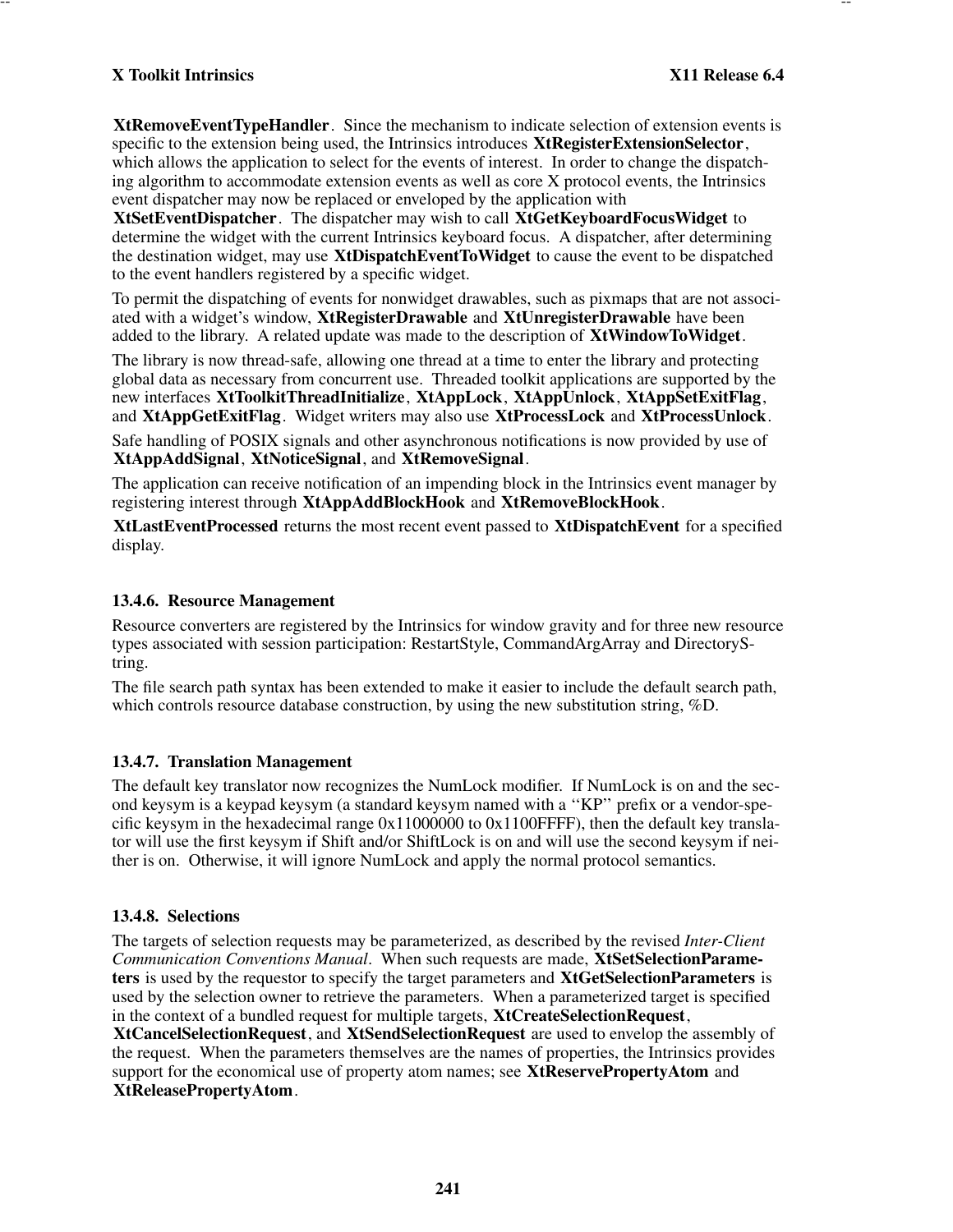**XtRemoveEventTypeHandler**. Since the mechanism to indicate selection of extension events is specific to the extension being used, the Intrinsics introduces **XtRegisterExtensionSelector**, which allows the application to select for the events of interest. In order to change the dispatching algorithm to accommodate extension events as well as core X protocol events, the Intrinsics event dispatcher may now be replaced or enveloped by the application with **XtSetEventDispatcher**. The dispatcher may wish to call **XtGetKeyboardFocusWidget** to determine the widget with the current Intrinsics keyboard focus. A dispatcher, after determining the destination widget, may use **XtDispatchEventToWidget** to cause the event to be dispatched to the event handlers registered by a specific widget.

To permit the dispatching of events for nonwidget drawables, such as pixmaps that are not associated with a widget's window, **XtRegisterDrawable** and **XtUnregisterDrawable** have been added to the library. A related update was made to the description of **XtWindowToWidget**.

The library is now thread-safe, allowing one thread at a time to enter the library and protecting global data as necessary from concurrent use. Threaded toolkit applications are supported by the new interfaces **XtToolkitThreadInitialize**, **XtAppLock**, **XtAppUnlock**, **XtAppSetExitFlag**, and **XtAppGetExitFlag**. Widget writers may also use **XtProcessLock** and **XtProcessUnlock**.

Safe handling of POSIX signals and other asynchronous notifications is now provided by use of **XtAppAddSignal**, **XtNoticeSignal**, and **XtRemoveSignal**.

The application can receive notification of an impending block in the Intrinsics event manager by registering interest through **XtAppAddBlockHook** and **XtRemoveBlockHook**.

**XtLastEventProcessed** returns the most recent event passed to **XtDispatchEvent** for a specified display.

### 13.4.6. Resource Management

Resource converters are registered by the Intrinsics for window gravity and for three new resource types associated with session participation: RestartStyle, CommandArgArray and DirectoryString.

The file search path syntax has been extended to make it easier to include the default search path, which controls resource database construction, by using the new substitution string, %D.

### 13.4.7. Translation Management

The default key translator now recognizes the NumLock modifier. If NumLock is on and the second keysym is a keypad keysym (a standard keysym named with a "KP" prefix or a vendor-specific keysym in the hexadecimal range 0x11000000 to 0x1100FFFF), then the default key translator will use the first keysym if Shift and/or ShiftLock is on and will use the second keysym if neither is on. Otherwise, it will ignore NumLock and apply the normal protocol semantics.

### 13.4.8. Selections

The targets of selection requests may be parameterized, as described by the revised *Inter-Client Communication Conventions Manual*. When such requests are made, **XtSetSelectionParameters** is used by the requestor to specify the target parameters and **XtGetSelectionParameters** is used by the selection owner to retrieve the parameters. When a parameterized target is specified in the context of a bundled request for multiple targets, **XtCreateSelectionRequest**, **XtCancelSelectionRequest**, and **XtSendSelectionRequest** are used to envelop the assembly of the request. When the parameters themselves are the names of properties, the Intrinsics provides support for the economical use of property atom names; see **XtReservePropertyAtom** and **XtReleasePropertyAtom**.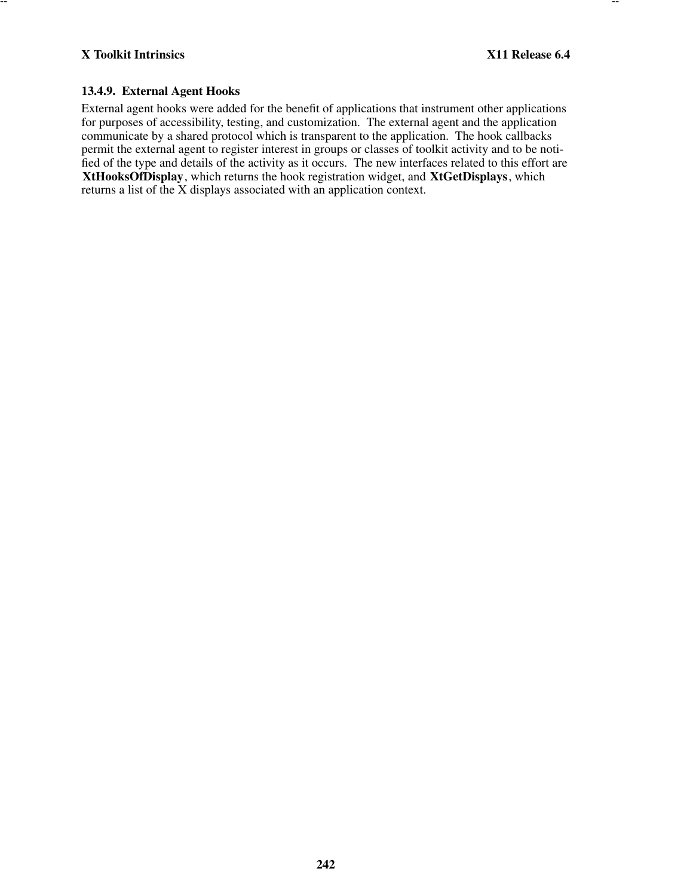### 13.4.9. External Agent Hooks

External agent hooks were added for the benefit of applications that instrument other applications for purposes of accessibility, testing, and customization. The external agent and the application communicate by a shared protocol which is transparent to the application. The hook callbacks permit the external agent to register interest in groups or classes of toolkit activity and to be notified of the type and details of the activity as it occurs. The new interfaces related to this effort are **XtHooksOfDisplay**, which returns the hook registration widget, and **XtGetDisplays**, which returns a list of the X displays associated with an application context.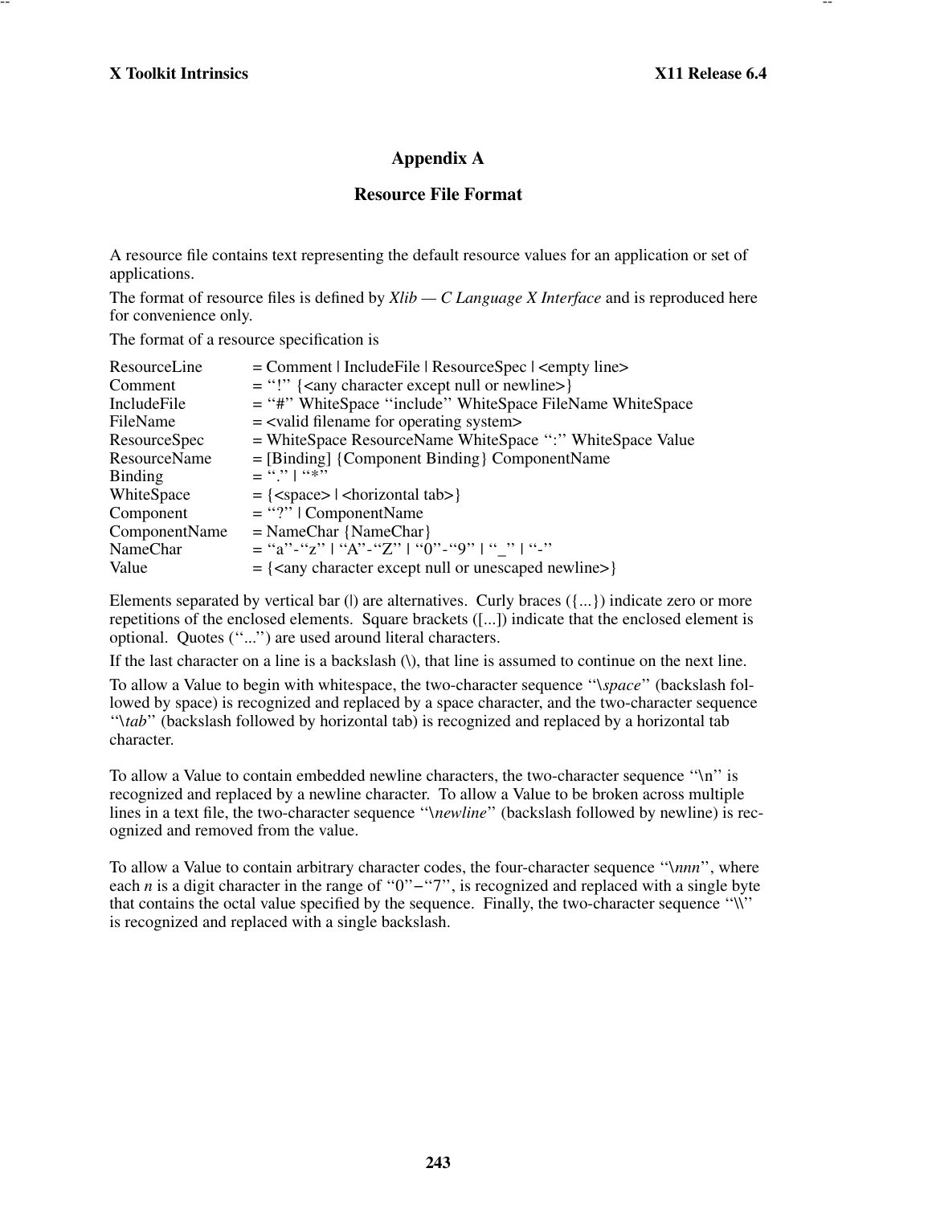# Appendix A

## Resource File Format

A resource file contains text representing the default resource values for an application or set of applications.

The format of resource files is defined by *Xlib — C Language X Interface* and is reproduced here for convenience only.

The format of a resource specification is

| | |
|---|---|
| ResourceLine | = Comment \| IncludeFile \| ResourceSpec \| <empty line> |
| Comment | = "!" {<any character except null or newline>} |
| IncludeFile | = "#" WhiteSpace "include" WhiteSpace FileName WhiteSpace |
| FileName | = <valid filename for operating system> |
| ResourceSpec | = WhiteSpace ResourceName WhiteSpace ":" WhiteSpace Value |
| ResourceName | = [Binding] {Component Binding} ComponentName |
| Binding | = "." \| "*" |
| WhiteSpace | = {<space> \| <horizontal tab>} |
| Component | = "?" \| ComponentName |
| ComponentName | = NameChar {NameChar} |
| NameChar | = "a"-"z" \| "A"-"Z" \| "0"-"9" \| "_" \| "-" |
| Value | = {<any character except null or unescaped newline>} |

Elements separated by vertical bar (|) are alternatives. Curly braces ({...}) indicate zero or more repetitions of the enclosed elements. Square brackets ([...]) indicate that the enclosed element is optional. Quotes ("...") are used around literal characters.

If the last character on a line is a backslash (\), that line is assumed to continue on the next line.

To allow a Value to begin with whitespace, the two-character sequence "\\*space*" (backslash followed by space) is recognized and replaced by a space character, and the two-character sequence "\\*tab*" (backslash followed by horizontal tab) is recognized and replaced by a horizontal tab character.

To allow a Value to contain embedded newline characters, the two-character sequence "\n" is recognized and replaced by a newline character. To allow a Value to be broken across multiple lines in a text file, the two-character sequence "\\*newline*" (backslash followed by newline) is recognized and removed from the value.

To allow a Value to contain arbitrary character codes, the four-character sequence "\\*nnn*", where each *n* is a digit character in the range of "0"−"7", is recognized and replaced with a single byte that contains the octal value specified by the sequence. Finally, the two-character sequence "\\" is recognized and replaced with a single backslash.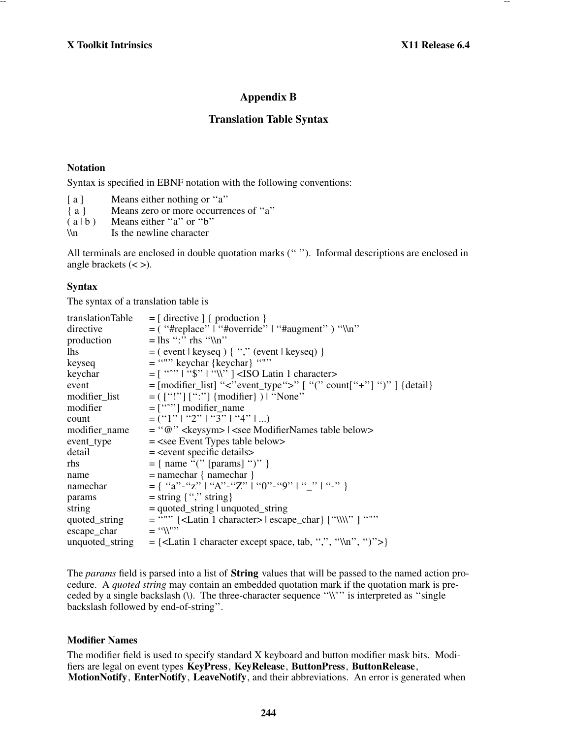# Appendix B

## Translation Table Syntax

### Notation

Syntax is specified in EBNF notation with the following conventions:

| | |
|---|---|
| [ a ] | Means either nothing or ‘‘a’’ |
| { a } | Means zero or more occurrences of ‘‘a’’ |
| ( a \| b ) | Means either ‘‘a’’ or ‘‘b’’ |
| \\n | Is the newline character |

All terminals are enclosed in double quotation marks (‘‘ ’’). Informal descriptions are enclosed in angle brackets (< >).

### Syntax

The syntax of a translation table is

```
translationTable  = [ directive ] { production }
directive         = ( ‘‘#replace’’ | ‘‘#override’’ | ‘‘#augment’’ ) ‘‘\\n’’
production        = lhs ‘‘:’’ rhs ‘‘\\n’’
lhs               = ( event | keyseq ) { ‘‘,’’ (event | keyseq) }
keyseq            = ‘‘"’’ keychar {keychar} ‘‘"’’
keychar           = [ ‘‘^’’ | ‘‘$’’ | ‘‘\\’’ ] <ISO Latin 1 character>
event             = [modifier_list] ‘‘<’’event_type‘‘>’’ [ ‘‘(’’ count[‘‘+’’] ‘‘)’’ ] {detail}
modifier_list     = ( [‘‘!’’] [‘‘:’’] {modifier} ) | ‘‘None’’
modifier          = [‘‘~’’] modifier_name
count             = (‘‘1’’ | ‘‘2’’ | ‘‘3’’ | ‘‘4’’ | ...)
modifier_name     = ‘‘@’’ <keysym> | <see ModifierNames table below>
event_type        = <see Event Types table below>
detail            = <event specific details>
rhs               = { name ‘‘(’’ [params] ‘‘)’’ }
name              = namechar { namechar }
namechar          = { ‘‘a’’-‘‘z’’ | ‘‘A’’-‘‘Z’’ | ‘‘0’’-‘‘9’’ | ‘‘_’’ | ‘‘-’’ }
params            = string {‘‘,’’ string}
string            = quoted_string | unquoted_string
quoted_string     = ‘‘"’’ {<Latin 1 character> | escape_char} [‘‘\\\\’’ ] ‘‘"’’
escape_char       = ‘‘\\"’’
unquoted_string   = {<Latin 1 character except space, tab, ‘‘,’’, ‘‘\\n’’, ‘‘)’’>}
```

The *params* field is parsed into a list of **String** values that will be passed to the named action procedure. A *quoted string* may contain an embedded quotation mark if the quotation mark is preceded by a single backslash (\). The three-character sequence ‘‘\\"’’ is interpreted as ‘‘single backslash followed by end-of-string’’.

### Modifier Names

The modifier field is used to specify standard X keyboard and button modifier mask bits. Modifiers are legal on event types **KeyPress**, **KeyRelease**, **ButtonPress**, **ButtonRelease**, **MotionNotify**, **EnterNotify**, **LeaveNotify**, and their abbreviations. An error is generated when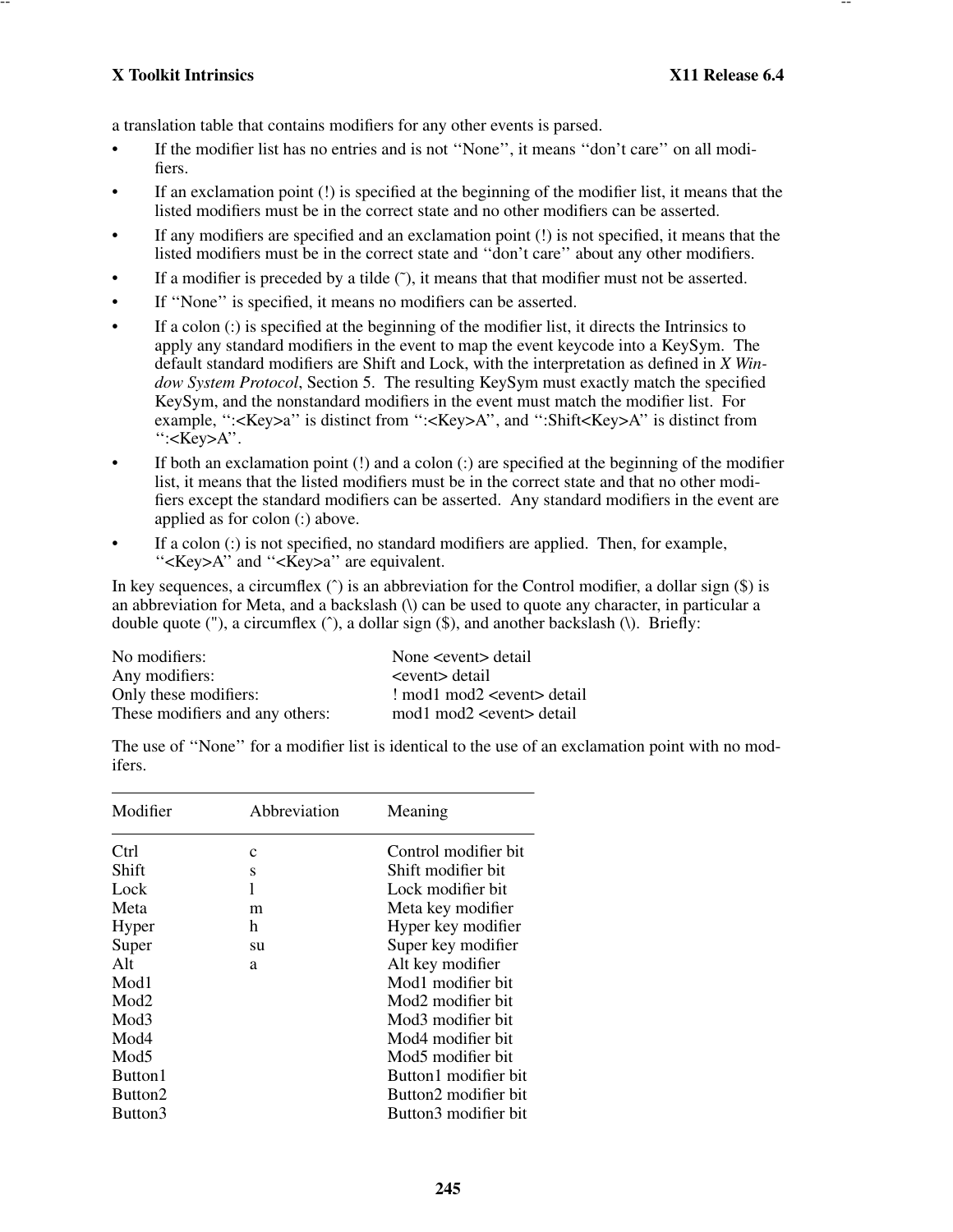a translation table that contains modifiers for any other events is parsed.

- If the modifier list has no entries and is not ''None'', it means ''don't care'' on all modifiers.
- If an exclamation point (!) is specified at the beginning of the modifier list, it means that the listed modifiers must be in the correct state and no other modifiers can be asserted.
- If any modifiers are specified and an exclamation point (!) is not specified, it means that the listed modifiers must be in the correct state and ''don't care'' about any other modifiers.
- If a modifier is preceded by a tilde (˜), it means that that modifier must not be asserted.
- If ''None'' is specified, it means no modifiers can be asserted.
- If a colon (:) is specified at the beginning of the modifier list, it directs the Intrinsics to apply any standard modifiers in the event to map the event keycode into a KeySym. The default standard modifiers are Shift and Lock, with the interpretation as defined in *X Window System Protocol*, Section 5. The resulting KeySym must exactly match the specified KeySym, and the nonstandard modifiers in the event must match the modifier list. For example, '':<Key>a'' is distinct from '':<Key>A'', and '':Shift<Key>A'' is distinct from '':<Key>A''.
- If both an exclamation point (!) and a colon (:) are specified at the beginning of the modifier list, it means that the listed modifiers must be in the correct state and that no other modifiers except the standard modifiers can be asserted. Any standard modifiers in the event are applied as for colon (:) above.
- If a colon (:) is not specified, no standard modifiers are applied. Then, for example, ''<Key>A'' and ''<Key>a'' are equivalent.

In key sequences, a circumflex (ˆ) is an abbreviation for the Control modifier, a dollar sign ($) is an abbreviation for Meta, and a backslash (\) can be used to quote any character, in particular a double quote ("), a circumflex (ˆ), a dollar sign ($), and another backslash (\). Briefly:

| | |
|---|---|
| No modifiers: | None <event> detail |
| Any modifiers: | <event> detail |
| Only these modifiers: | ! mod1 mod2 <event> detail |
| These modifiers and any others: | mod1 mod2 <event> detail |

The use of ''None'' for a modifier list is identical to the use of an exclamation point with no modifers.

| Modifier | Abbreviation | Meaning |
|---|---|---|
| Ctrl | c | Control modifier bit |
| Shift | s | Shift modifier bit |
| Lock | l | Lock modifier bit |
| Meta | m | Meta key modifier |
| Hyper | h | Hyper key modifier |
| Super | su | Super key modifier |
| Alt | a | Alt key modifier |
| Mod1 | | Mod1 modifier bit |
| Mod2 | | Mod2 modifier bit |
| Mod3 | | Mod3 modifier bit |
| Mod4 | | Mod4 modifier bit |
| Mod5 | | Mod5 modifier bit |
| Button1 | | Button1 modifier bit |
| Button2 | | Button2 modifier bit |
| Button3 | | Button3 modifier bit |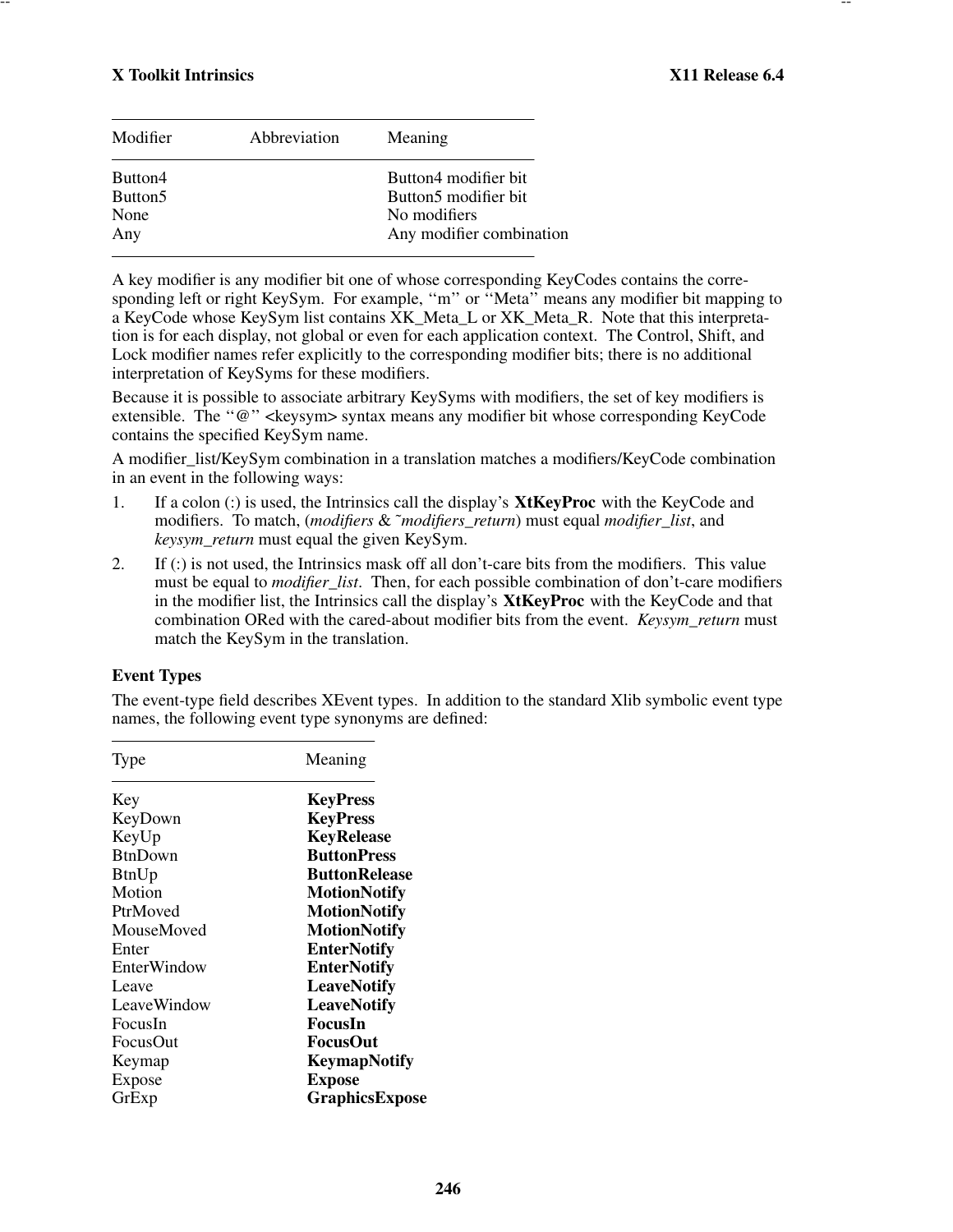| Modifier | Abbreviation | Meaning |
|---|---|---|
| Button4 | | Button4 modifier bit |
| Button5 | | Button5 modifier bit |
| None | | No modifiers |
| Any | | Any modifier combination |

A key modifier is any modifier bit one of whose corresponding KeyCodes contains the corresponding left or right KeySym. For example, ''m'' or ''Meta'' means any modifier bit mapping to a KeyCode whose KeySym list contains XK_Meta_L or XK_Meta_R. Note that this interpretation is for each display, not global or even for each application context. The Control, Shift, and Lock modifier names refer explicitly to the corresponding modifier bits; there is no additional interpretation of KeySyms for these modifiers.

Because it is possible to associate arbitrary KeySyms with modifiers, the set of key modifiers is extensible. The ''@'' <keysym> syntax means any modifier bit whose corresponding KeyCode contains the specified KeySym name.

A modifier_list/KeySym combination in a translation matches a modifiers/KeyCode combination in an event in the following ways:

1. If a colon (:) is used, the Intrinsics call the display's **XtKeyProc** with the KeyCode and modifiers. To match, (*modifiers* & ~*modifiers_return*) must equal *modifier_list*, and *keysym_return* must equal the given KeySym.
2. If (:) is not used, the Intrinsics mask off all don't-care bits from the modifiers. This value must be equal to *modifier_list*. Then, for each possible combination of don't-care modifiers in the modifier list, the Intrinsics call the display's **XtKeyProc** with the KeyCode and that combination ORed with the cared-about modifier bits from the event. *Keysym_return* must match the KeySym in the translation.

### Event Types

The event-type field describes XEvent types. In addition to the standard Xlib symbolic event type names, the following event type synonyms are defined:

| Type | Meaning |
|---|---|
| Key | **KeyPress** |
| KeyDown | **KeyPress** |
| KeyUp | **KeyRelease** |
| BtnDown | **ButtonPress** |
| BtnUp | **ButtonRelease** |
| Motion | **MotionNotify** |
| PtrMoved | **MotionNotify** |
| MouseMoved | **MotionNotify** |
| Enter | **EnterNotify** |
| EnterWindow | **EnterNotify** |
| Leave | **LeaveNotify** |
| LeaveWindow | **LeaveNotify** |
| FocusIn | **FocusIn** |
| FocusOut | **FocusOut** |
| Keymap | **KeymapNotify** |
| Expose | **Expose** |
| GrExp | **GraphicsExpose** |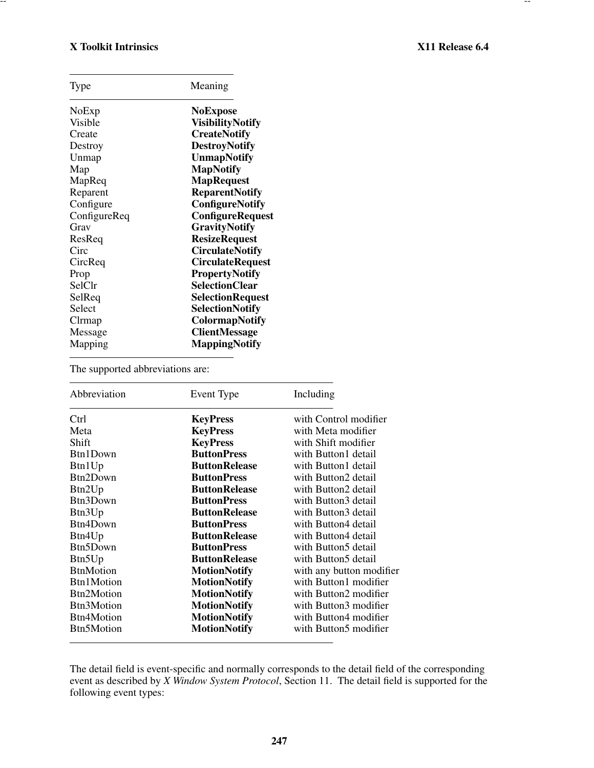| Type | Meaning |
| --- | --- |
| NoExp | **NoExpose** |
| Visible | **VisibilityNotify** |
| Create | **CreateNotify** |
| Destroy | **DestroyNotify** |
| Unmap | **UnmapNotify** |
| Map | **MapNotify** |
| MapReq | **MapRequest** |
| Reparent | **ReparentNotify** |
| Configure | **ConfigureNotify** |
| ConfigureReq | **ConfigureRequest** |
| Grav | **GravityNotify** |
| ResReq | **ResizeRequest** |
| Circ | **CirculateNotify** |
| CircReq | **CirculateRequest** |
| Prop | **PropertyNotify** |
| SelClr | **SelectionClear** |
| SelReq | **SelectionRequest** |
| Select | **SelectionNotify** |
| Clrmap | **ColormapNotify** |
| Message | **ClientMessage** |
| Mapping | **MappingNotify** |

The supported abbreviations are:

| Abbreviation | Event Type | Including |
| --- | --- | --- |
| Ctrl | **KeyPress** | with Control modifier |
| Meta | **KeyPress** | with Meta modifier |
| Shift | **KeyPress** | with Shift modifier |
| Btn1Down | **ButtonPress** | with Button1 detail |
| Btn1Up | **ButtonRelease** | with Button1 detail |
| Btn2Down | **ButtonPress** | with Button2 detail |
| Btn2Up | **ButtonRelease** | with Button2 detail |
| Btn3Down | **ButtonPress** | with Button3 detail |
| Btn3Up | **ButtonRelease** | with Button3 detail |
| Btn4Down | **ButtonPress** | with Button4 detail |
| Btn4Up | **ButtonRelease** | with Button4 detail |
| Btn5Down | **ButtonPress** | with Button5 detail |
| Btn5Up | **ButtonRelease** | with Button5 detail |
| BtnMotion | **MotionNotify** | with any button modifier |
| Btn1Motion | **MotionNotify** | with Button1 modifier |
| Btn2Motion | **MotionNotify** | with Button2 modifier |
| Btn3Motion | **MotionNotify** | with Button3 modifier |
| Btn4Motion | **MotionNotify** | with Button4 modifier |
| Btn5Motion | **MotionNotify** | with Button5 modifier |

The detail field is event-specific and normally corresponds to the detail field of the corresponding event as described by *X Window System Protocol*, Section 11. The detail field is supported for the following event types: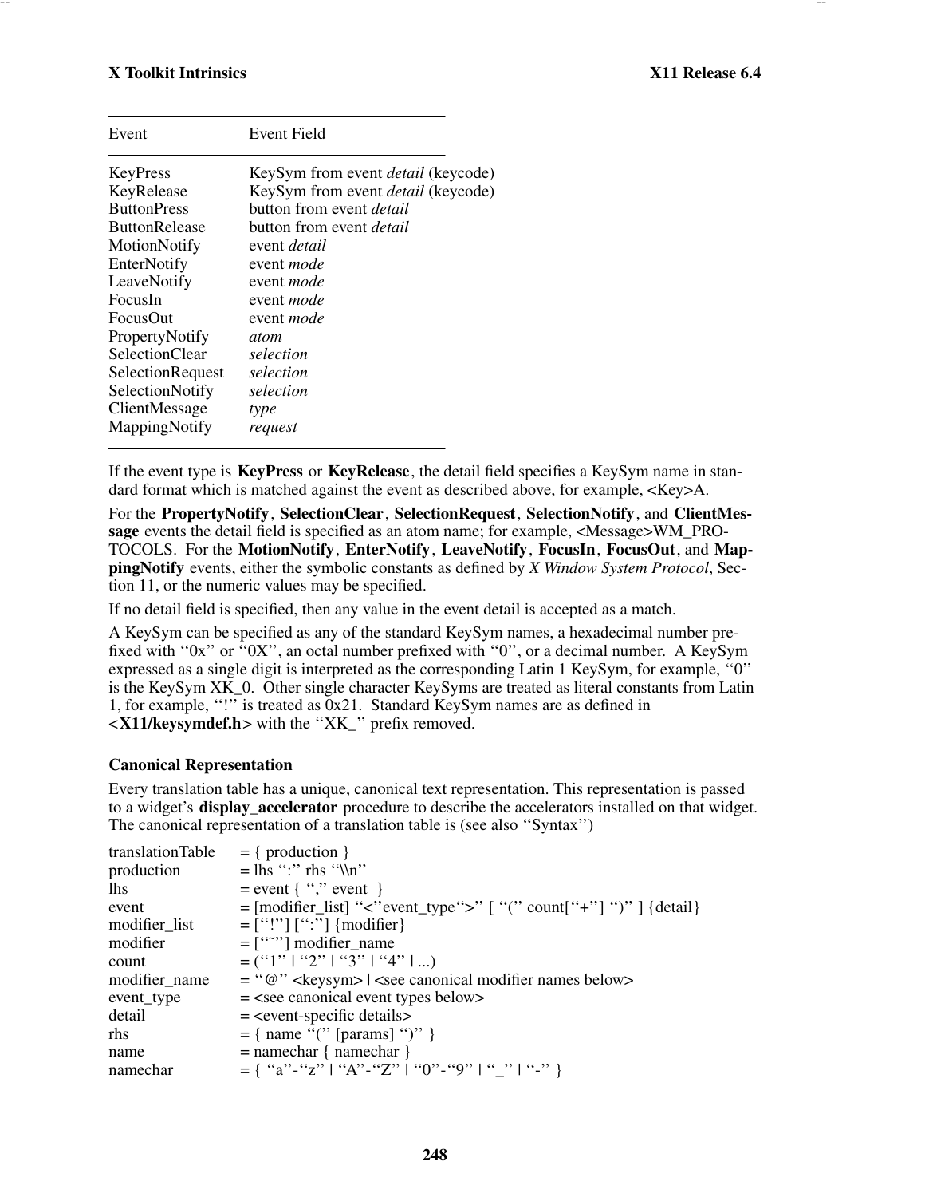| Event | Event Field |
|---|---|
| KeyPress | KeySym from event *detail* (keycode) |
| KeyRelease | KeySym from event *detail* (keycode) |
| ButtonPress | button from event *detail* |
| ButtonRelease | button from event *detail* |
| MotionNotify | event *detail* |
| EnterNotify | event *mode* |
| LeaveNotify | event *mode* |
| FocusIn | event *mode* |
| FocusOut | event *mode* |
| PropertyNotify | *atom* |
| SelectionClear | *selection* |
| SelectionRequest | *selection* |
| SelectionNotify | *selection* |
| ClientMessage | *type* |
| MappingNotify | *request* |

If the event type is **KeyPress** or **KeyRelease**, the detail field specifies a KeySym name in standard format which is matched against the event as described above, for example, <Key>A.

For the **PropertyNotify**, **SelectionClear**, **SelectionRequest**, **SelectionNotify**, and **ClientMessage** events the detail field is specified as an atom name; for example, <Message>WM_PROTOCOLS. For the **MotionNotify**, **EnterNotify**, **LeaveNotify**, **FocusIn**, **FocusOut**, and **MappingNotify** events, either the symbolic constants as defined by *X Window System Protocol*, Section 11, or the numeric values may be specified.

If no detail field is specified, then any value in the event detail is accepted as a match.

A KeySym can be specified as any of the standard KeySym names, a hexadecimal number prefixed with ''0x'' or ''0X'', an octal number prefixed with ''0'', or a decimal number. A KeySym expressed as a single digit is interpreted as the corresponding Latin 1 KeySym, for example, ''0'' is the KeySym XK_0. Other single character KeySyms are treated as literal constants from Latin 1, for example, ''!'' is treated as 0x21. Standard KeySym names are as defined in **<X11/keysymdef.h>** with the ''XK_'' prefix removed.

### Canonical Representation

Every translation table has a unique, canonical text representation. This representation is passed to a widget's **display_accelerator** procedure to describe the accelerators installed on that widget. The canonical representation of a translation table is (see also ''Syntax'')

```
translationTable   = { production }
production         = lhs ":" rhs "\\n"
lhs                = event { "," event }
event              = [modifier_list] "<"event_type">" [ "(" count["+"] ")" ] {detail}
modifier_list      = ["!"] [":"] {modifier}
modifier           = ["~"] modifier_name
count              = ("1" | "2" | "3" | "4" | ...)
modifier_name      = "@" <keysym> | <see canonical modifier names below>
event_type         = <see canonical event types below>
detail             = <event-specific details>
rhs                = { name "(" [params] ")" }
name               = namechar { namechar }
namechar           = { "a"-"z" | "A"-"Z" | "0"-"9" | "_" | "-" }
```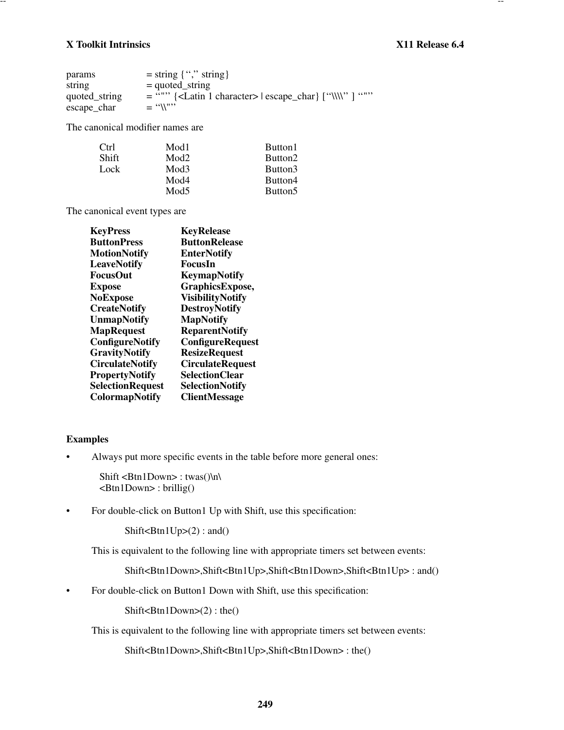```
params          = string {“,” string}
string          = quoted_string
quoted_string   = “"” {<Latin 1 character> | escape_char} [“\\\\” ] “"”
escape_char     = “\\"”
```

The canonical modifier names are

| | | |
|---|---|---|
| Ctrl | Mod1 | Button1 |
| Shift | Mod2 | Button2 |
| Lock | Mod3 | Button3 |
| | Mod4 | Button4 |
| | Mod5 | Button5 |

The canonical event types are

| | |
|---|---|
| **KeyPress** | **KeyRelease** |
| **ButtonPress** | **ButtonRelease** |
| **MotionNotify** | **EnterNotify** |
| **LeaveNotify** | **FocusIn** |
| **FocusOut** | **KeymapNotify** |
| **Expose** | **GraphicsExpose,** |
| **NoExpose** | **VisibilityNotify** |
| **CreateNotify** | **DestroyNotify** |
| **UnmapNotify** | **MapNotify** |
| **MapRequest** | **ReparentNotify** |
| **ConfigureNotify** | **ConfigureRequest** |
| **GravityNotify** | **ResizeRequest** |
| **CirculateNotify** | **CirculateRequest** |
| **PropertyNotify** | **SelectionClear** |
| **SelectionRequest** | **SelectionNotify** |
| **ColormapNotify** | **ClientMessage** |

### Examples

- Always put more specific events in the table before more general ones:

```
Shift <Btn1Down> : twas()\n\
<Btn1Down> : brillig()
```

- For double-click on Button1 Up with Shift, use this specification:

```
Shift<Btn1Up>(2) : and()
```

  This is equivalent to the following line with appropriate timers set between events:

```
Shift<Btn1Down>,Shift<Btn1Up>,Shift<Btn1Down>,Shift<Btn1Up> : and()
```

- For double-click on Button1 Down with Shift, use this specification:

```
Shift<Btn1Down>(2) : the()
```

  This is equivalent to the following line with appropriate timers set between events:

```
Shift<Btn1Down>,Shift<Btn1Up>,Shift<Btn1Down> : the()
```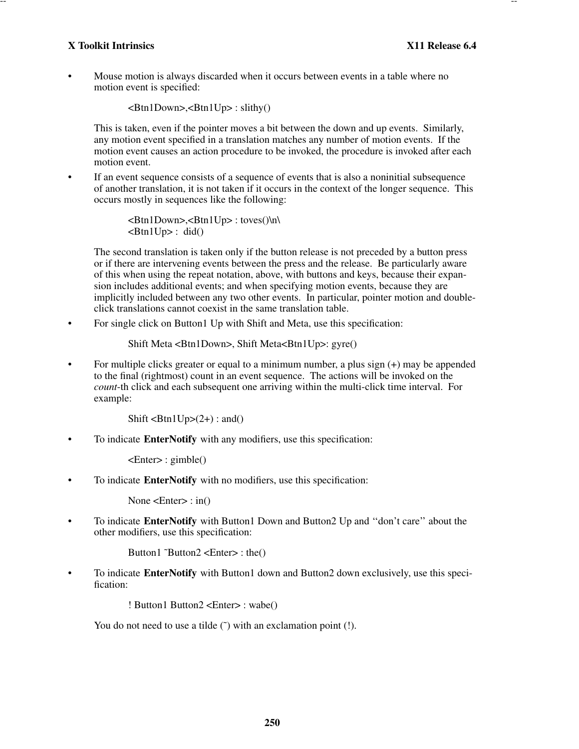- Mouse motion is always discarded when it occurs between events in a table where no motion event is specified:

  ```
  <Btn1Down>,<Btn1Up> : slithy()
  ```

  This is taken, even if the pointer moves a bit between the down and up events. Similarly, any motion event specified in a translation matches any number of motion events. If the motion event causes an action procedure to be invoked, the procedure is invoked after each motion event.

- If an event sequence consists of a sequence of events that is also a noninitial subsequence of another translation, it is not taken if it occurs in the context of the longer sequence. This occurs mostly in sequences like the following:

  ```
  <Btn1Down>,<Btn1Up> : toves()\n\
  <Btn1Up> :  did()
  ```

  The second translation is taken only if the button release is not preceded by a button press or if there are intervening events between the press and the release. Be particularly aware of this when using the repeat notation, above, with buttons and keys, because their expansion includes additional events; and when specifying motion events, because they are implicitly included between any two other events. In particular, pointer motion and double-click translations cannot coexist in the same translation table.

- For single click on Button1 Up with Shift and Meta, use this specification:

  ```
  Shift Meta <Btn1Down>, Shift Meta<Btn1Up>: gyre()
  ```

- For multiple clicks greater or equal to a minimum number, a plus sign (+) may be appended to the final (rightmost) count in an event sequence. The actions will be invoked on the *count*-th click and each subsequent one arriving within the multi-click time interval. For example:

  ```
  Shift <Btn1Up>(2+) : and()
  ```

- To indicate **EnterNotify** with any modifiers, use this specification:

  ```
  <Enter> : gimble()
  ```

- To indicate **EnterNotify** with no modifiers, use this specification:

  ```
  None <Enter> : in()
  ```

- To indicate **EnterNotify** with Button1 Down and Button2 Up and ''don't care'' about the other modifiers, use this specification:

  ```
  Button1 ~Button2 <Enter> : the()
  ```

- To indicate **EnterNotify** with Button1 down and Button2 down exclusively, use this specification:

  ```
  ! Button1 Button2 <Enter> : wabe()
  ```

  You do not need to use a tilde (~) with an exclamation point (!).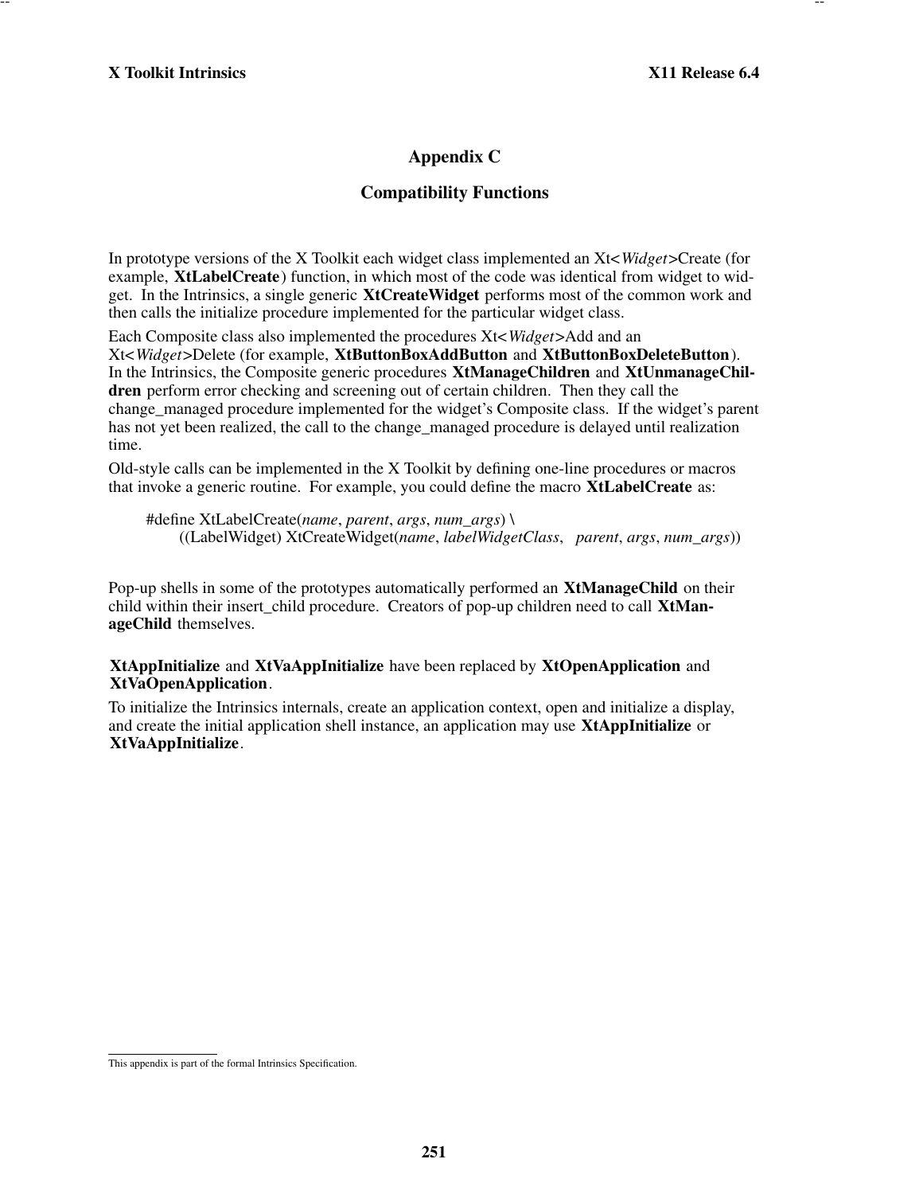# Appendix C

## Compatibility Functions

In prototype versions of the X Toolkit each widget class implemented an Xt<*Widget*>Create (for example, **XtLabelCreate**) function, in which most of the code was identical from widget to widget. In the Intrinsics, a single generic **XtCreateWidget** performs most of the common work and then calls the initialize procedure implemented for the particular widget class.

Each Composite class also implemented the procedures Xt<*Widget*>Add and an Xt<*Widget*>Delete (for example, **XtButtonBoxAddButton** and **XtButtonBoxDeleteButton**). In the Intrinsics, the Composite generic procedures **XtManageChildren** and **XtUnmanageChildren** perform error checking and screening out of certain children. Then they call the change_managed procedure implemented for the widget's Composite class. If the widget's parent has not yet been realized, the call to the change_managed procedure is delayed until realization time.

Old-style calls can be implemented in the X Toolkit by defining one-line procedures or macros that invoke a generic routine. For example, you could define the macro **XtLabelCreate** as:

```
#define XtLabelCreate(name, parent, args, num_args) \
    ((LabelWidget) XtCreateWidget(name, labelWidgetClass,   parent, args, num_args))
```

Pop-up shells in some of the prototypes automatically performed an **XtManageChild** on their child within their insert_child procedure. Creators of pop-up children need to call **XtManageChild** themselves.

**XtAppInitialize** and **XtVaAppInitialize** have been replaced by **XtOpenApplication** and **XtVaOpenApplication**.

To initialize the Intrinsics internals, create an application context, open and initialize a display, and create the initial application shell instance, an application may use **XtAppInitialize** or **XtVaAppInitialize**.

This appendix is part of the formal Intrinsics Specification.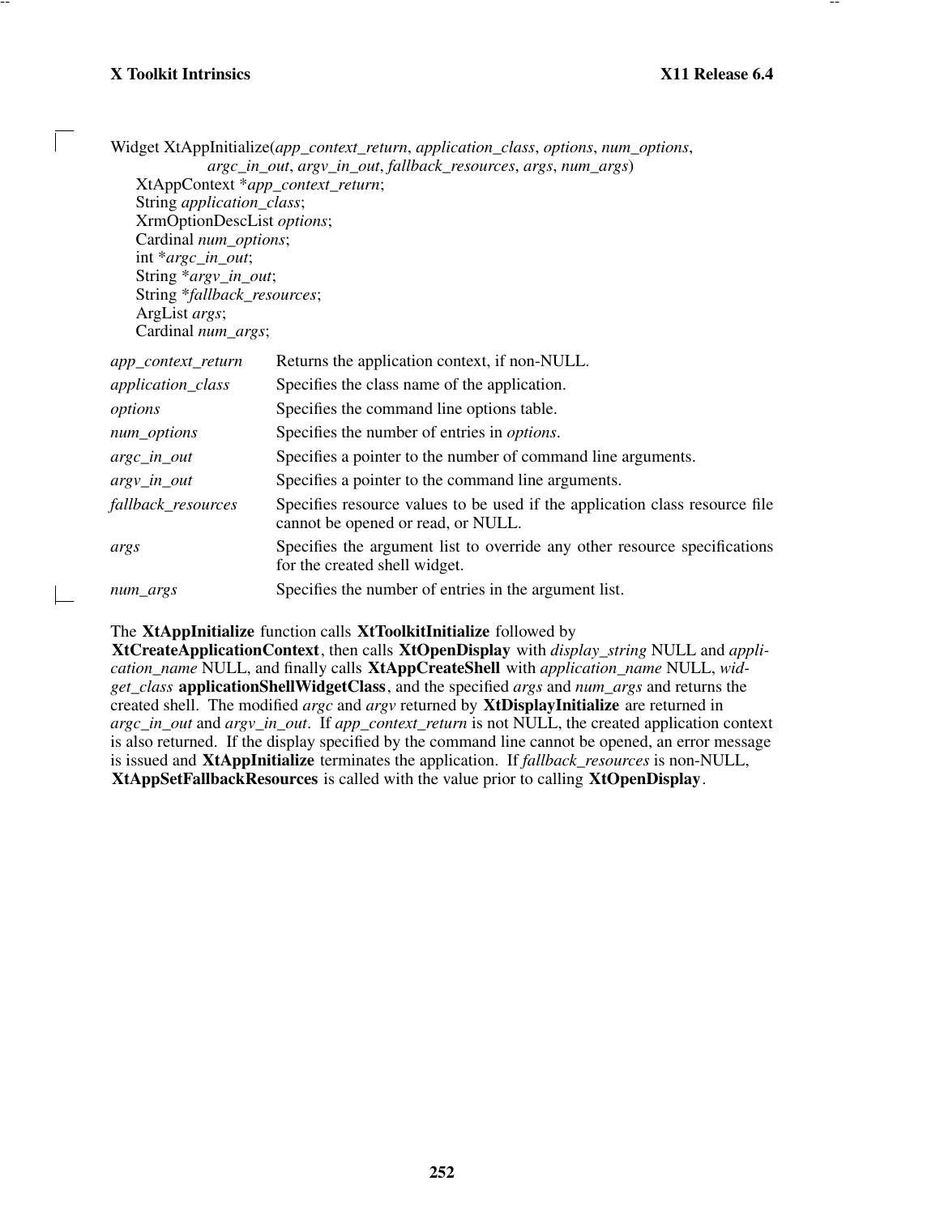Widget XtAppInitialize(*app_context_return*, *application_class*, *options*, *num_options*,
    *argc_in_out*, *argv_in_out*, *fallback_resources*, *args*, *num_args*)
  XtAppContext **app_context_return*;
  String *application_class*;
  XrmOptionDescList *options*;
  Cardinal *num_options*;
  int **argc_in_out*;
  String **argv_in_out*;
  String **fallback_resources*;
  ArgList *args*;
  Cardinal *num_args*;

| | |
|---|---|
| *app_context_return* | Returns the application context, if non-NULL. |
| *application_class* | Specifies the class name of the application. |
| *options* | Specifies the command line options table. |
| *num_options* | Specifies the number of entries in *options*. |
| *argc_in_out* | Specifies a pointer to the number of command line arguments. |
| *argv_in_out* | Specifies a pointer to the command line arguments. |
| *fallback_resources* | Specifies resource values to be used if the application class resource file cannot be opened or read, or NULL. |
| *args* | Specifies the argument list to override any other resource specifications for the created shell widget. |
| *num_args* | Specifies the number of entries in the argument list. |

The **XtAppInitialize** function calls **XtToolkitInitialize** followed by **XtCreateApplicationContext**, then calls **XtOpenDisplay** with *display_string* NULL and *application_name* NULL, and finally calls **XtAppCreateShell** with *application_name* NULL, *widget_class* **applicationShellWidgetClass**, and the specified *args* and *num_args* and returns the created shell. The modified *argc* and *argv* returned by **XtDisplayInitialize** are returned in *argc_in_out* and *argv_in_out*. If *app_context_return* is not NULL, the created application context is also returned. If the display specified by the command line cannot be opened, an error message is issued and **XtAppInitialize** terminates the application. If *fallback_resources* is non-NULL, **XtAppSetFallbackResources** is called with the value prior to calling **XtOpenDisplay**.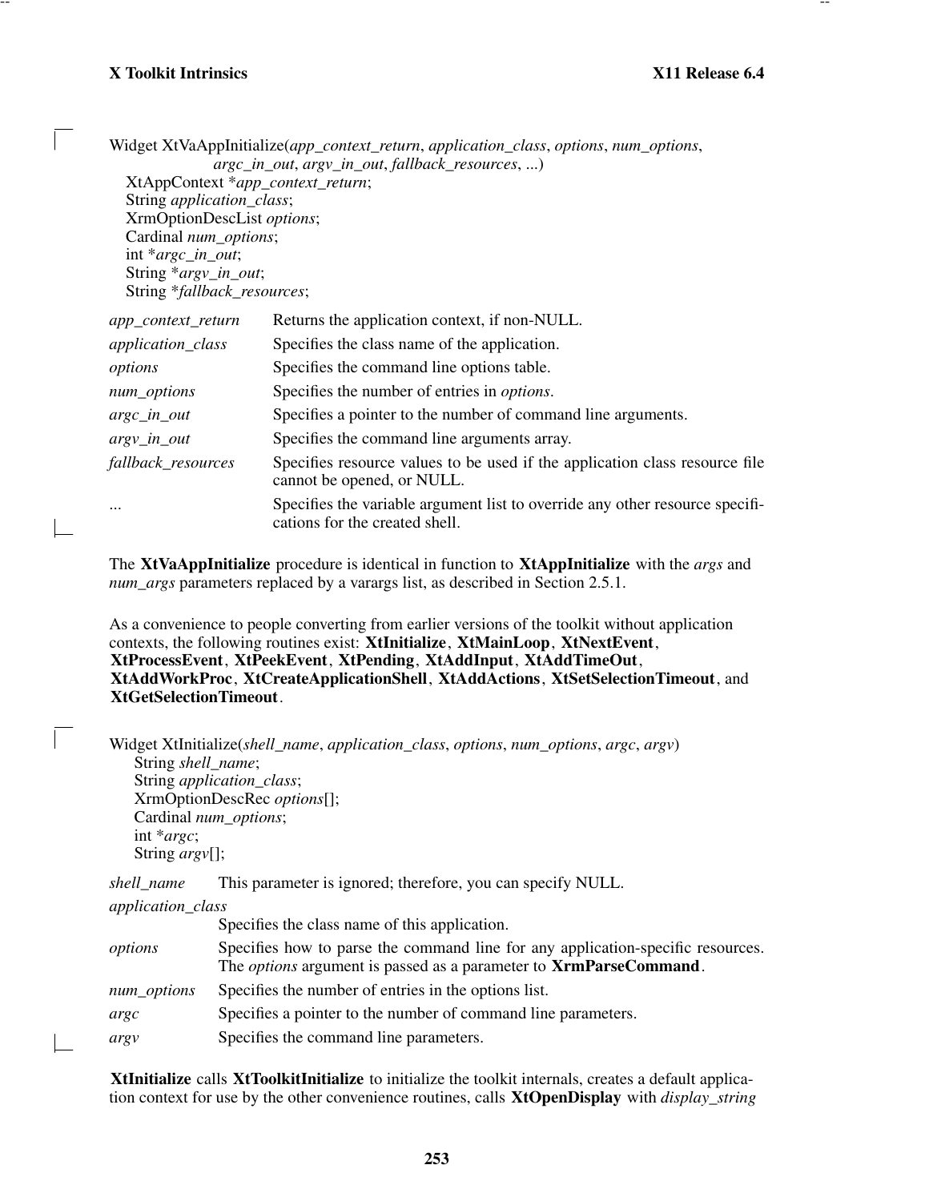```
Widget XtVaAppInitialize(app_context_return, application_class, options, num_options,
                 argc_in_out, argv_in_out, fallback_resources, ...)
   XtAppContext *app_context_return;
   String application_class;
   XrmOptionDescList options;
   Cardinal num_options;
   int *argc_in_out;
   String *argv_in_out;
   String *fallback_resources;
```

| | |
|---|---|
| *app_context_return* | Returns the application context, if non-NULL. |
| *application_class* | Specifies the class name of the application. |
| *options* | Specifies the command line options table. |
| *num_options* | Specifies the number of entries in *options*. |
| *argc_in_out* | Specifies a pointer to the number of command line arguments. |
| *argv_in_out* | Specifies the command line arguments array. |
| *fallback_resources* | Specifies resource values to be used if the application class resource file cannot be opened, or NULL. |
| ... | Specifies the variable argument list to override any other resource specifications for the created shell. |

The **XtVaAppInitialize** procedure is identical in function to **XtAppInitialize** with the *args* and *num_args* parameters replaced by a varargs list, as described in Section 2.5.1.

As a convenience to people converting from earlier versions of the toolkit without application contexts, the following routines exist: **XtInitialize**, **XtMainLoop**, **XtNextEvent**, **XtProcessEvent**, **XtPeekEvent**, **XtPending**, **XtAddInput**, **XtAddTimeOut**, **XtAddWorkProc**, **XtCreateApplicationShell**, **XtAddActions**, **XtSetSelectionTimeout**, and **XtGetSelectionTimeout**.

```
Widget XtInitialize(shell_name, application_class, options, num_options, argc, argv)
    String shell_name;
    String application_class;
    XrmOptionDescRec options[];
    Cardinal num_options;
    int *argc;
    String argv[];
```

| | |
|---|---|
| *shell_name* | This parameter is ignored; therefore, you can specify NULL. |
| *application_class* | Specifies the class name of this application. |
| *options* | Specifies how to parse the command line for any application-specific resources. The *options* argument is passed as a parameter to **XrmParseCommand**. |
| *num_options* | Specifies the number of entries in the options list. |
| *argc* | Specifies a pointer to the number of command line parameters. |
| *argv* | Specifies the command line parameters. |

**XtInitialize** calls **XtToolkitInitialize** to initialize the toolkit internals, creates a default application context for use by the other convenience routines, calls **XtOpenDisplay** with *display_string*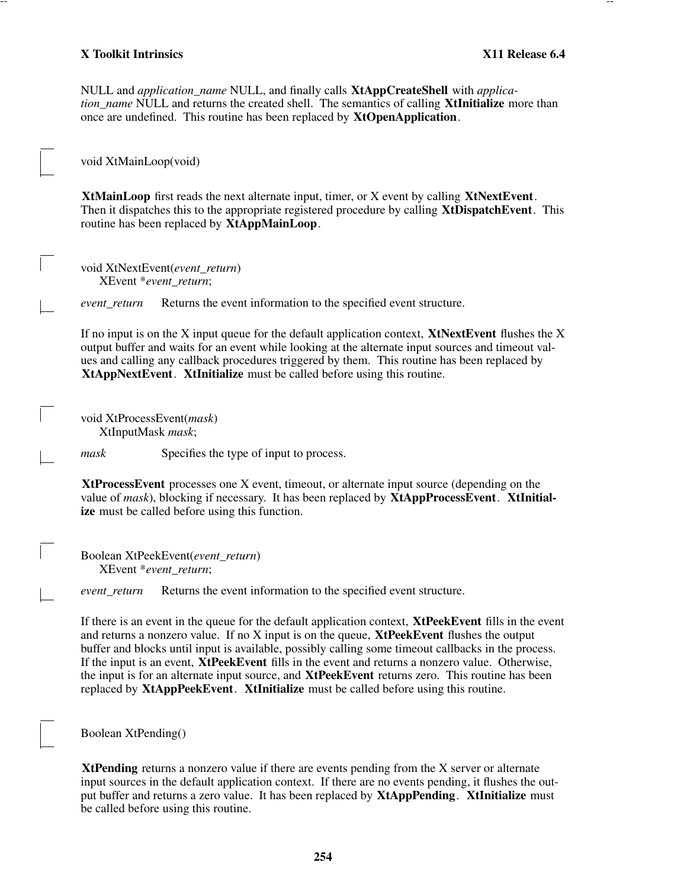NULL and *application_name* NULL, and finally calls **XtAppCreateShell** with *application_name* NULL and returns the created shell. The semantics of calling **XtInitialize** more than once are undefined. This routine has been replaced by **XtOpenApplication**.

```
void XtMainLoop(void)
```

**XtMainLoop** first reads the next alternate input, timer, or X event by calling **XtNextEvent**. Then it dispatches this to the appropriate registered procedure by calling **XtDispatchEvent**. This routine has been replaced by **XtAppMainLoop**.

```
void XtNextEvent(event_return)
    XEvent *event_return;
```

*event_return* Returns the event information to the specified event structure.

If no input is on the X input queue for the default application context, **XtNextEvent** flushes the X output buffer and waits for an event while looking at the alternate input sources and timeout values and calling any callback procedures triggered by them. This routine has been replaced by **XtAppNextEvent**. **XtInitialize** must be called before using this routine.

```
void XtProcessEvent(mask)
    XtInputMask mask;
```

*mask* Specifies the type of input to process.

**XtProcessEvent** processes one X event, timeout, or alternate input source (depending on the value of *mask*), blocking if necessary. It has been replaced by **XtAppProcessEvent**. **XtInitialize** must be called before using this function.

```
Boolean XtPeekEvent(event_return)
    XEvent *event_return;
```

*event_return* Returns the event information to the specified event structure.

If there is an event in the queue for the default application context, **XtPeekEvent** fills in the event and returns a nonzero value. If no X input is on the queue, **XtPeekEvent** flushes the output buffer and blocks until input is available, possibly calling some timeout callbacks in the process. If the input is an event, **XtPeekEvent** fills in the event and returns a nonzero value. Otherwise, the input is for an alternate input source, and **XtPeekEvent** returns zero. This routine has been replaced by **XtAppPeekEvent**. **XtInitialize** must be called before using this routine.

```
Boolean XtPending()
```

**XtPending** returns a nonzero value if there are events pending from the X server or alternate input sources in the default application context. If there are no events pending, it flushes the output buffer and returns a zero value. It has been replaced by **XtAppPending**. **XtInitialize** must be called before using this routine.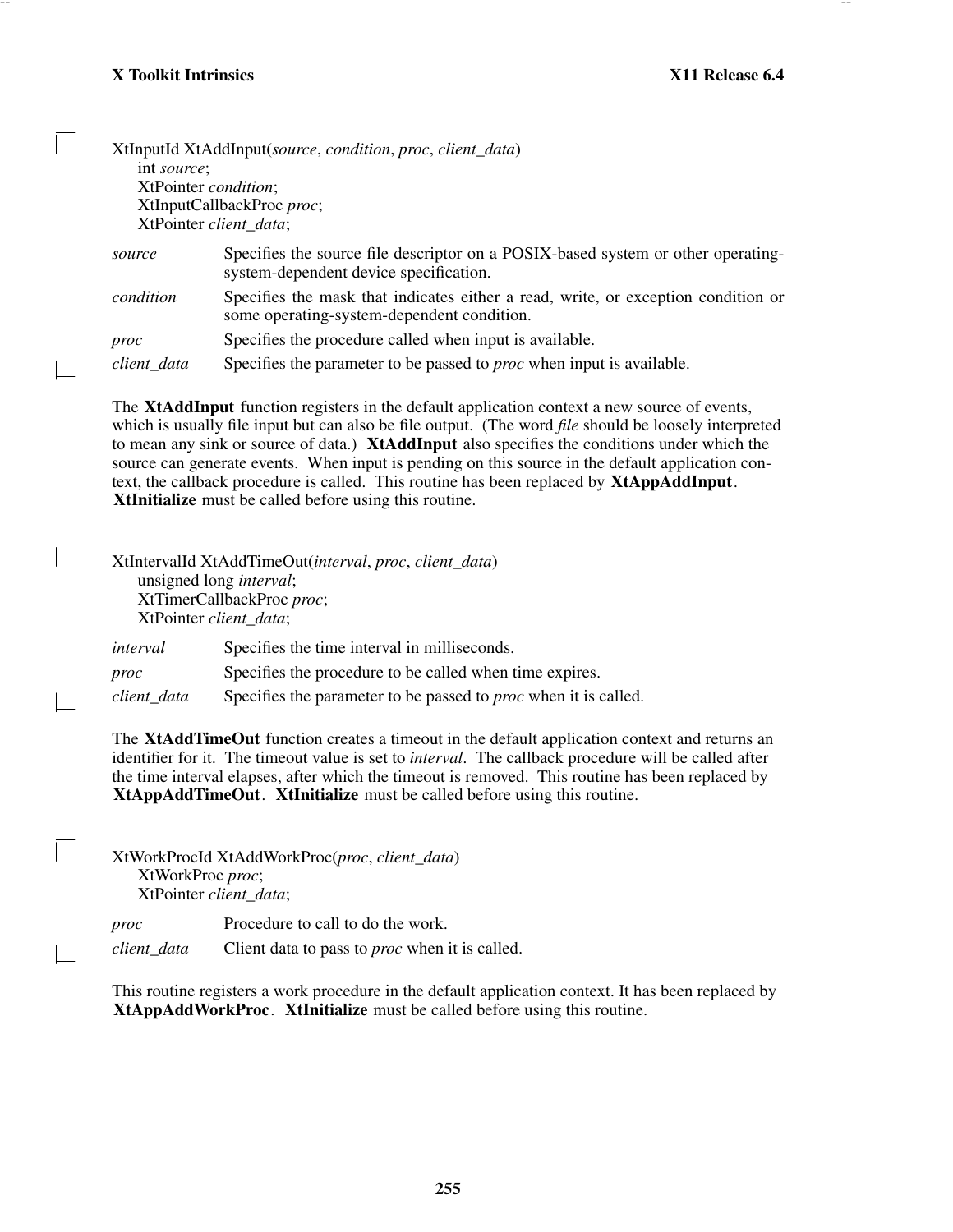```
XtInputId XtAddInput(source, condition, proc, client_data)
      int source;
      XtPointer condition;
      XtInputCallbackProc proc;
      XtPointer client_data;
```

*source* Specifies the source file descriptor on a POSIX-based system or other operating-system-dependent device specification.

*condition* Specifies the mask that indicates either a read, write, or exception condition or some operating-system-dependent condition.

*proc* Specifies the procedure called when input is available.

*client_data* Specifies the parameter to be passed to *proc* when input is available.

The **XtAddInput** function registers in the default application context a new source of events, which is usually file input but can also be file output. (The word *file* should be loosely interpreted to mean any sink or source of data.) **XtAddInput** also specifies the conditions under which the source can generate events. When input is pending on this source in the default application context, the callback procedure is called. This routine has been replaced by **XtAppAddInput**. **XtInitialize** must be called before using this routine.

```
XtIntervalId XtAddTimeOut(interval, proc, client_data)
      unsigned long interval;
      XtTimerCallbackProc proc;
      XtPointer client_data;
```

*interval* Specifies the time interval in milliseconds.

*proc* Specifies the procedure to be called when time expires.

*client_data* Specifies the parameter to be passed to *proc* when it is called.

The **XtAddTimeOut** function creates a timeout in the default application context and returns an identifier for it. The timeout value is set to *interval*. The callback procedure will be called after the time interval elapses, after which the timeout is removed. This routine has been replaced by **XtAppAddTimeOut**. **XtInitialize** must be called before using this routine.

```
XtWorkProcId XtAddWorkProc(proc, client_data)
      XtWorkProc proc;
      XtPointer client_data;
```

*proc* Procedure to call to do the work.

*client_data* Client data to pass to *proc* when it is called.

This routine registers a work procedure in the default application context. It has been replaced by **XtAppAddWorkProc**. **XtInitialize** must be called before using this routine.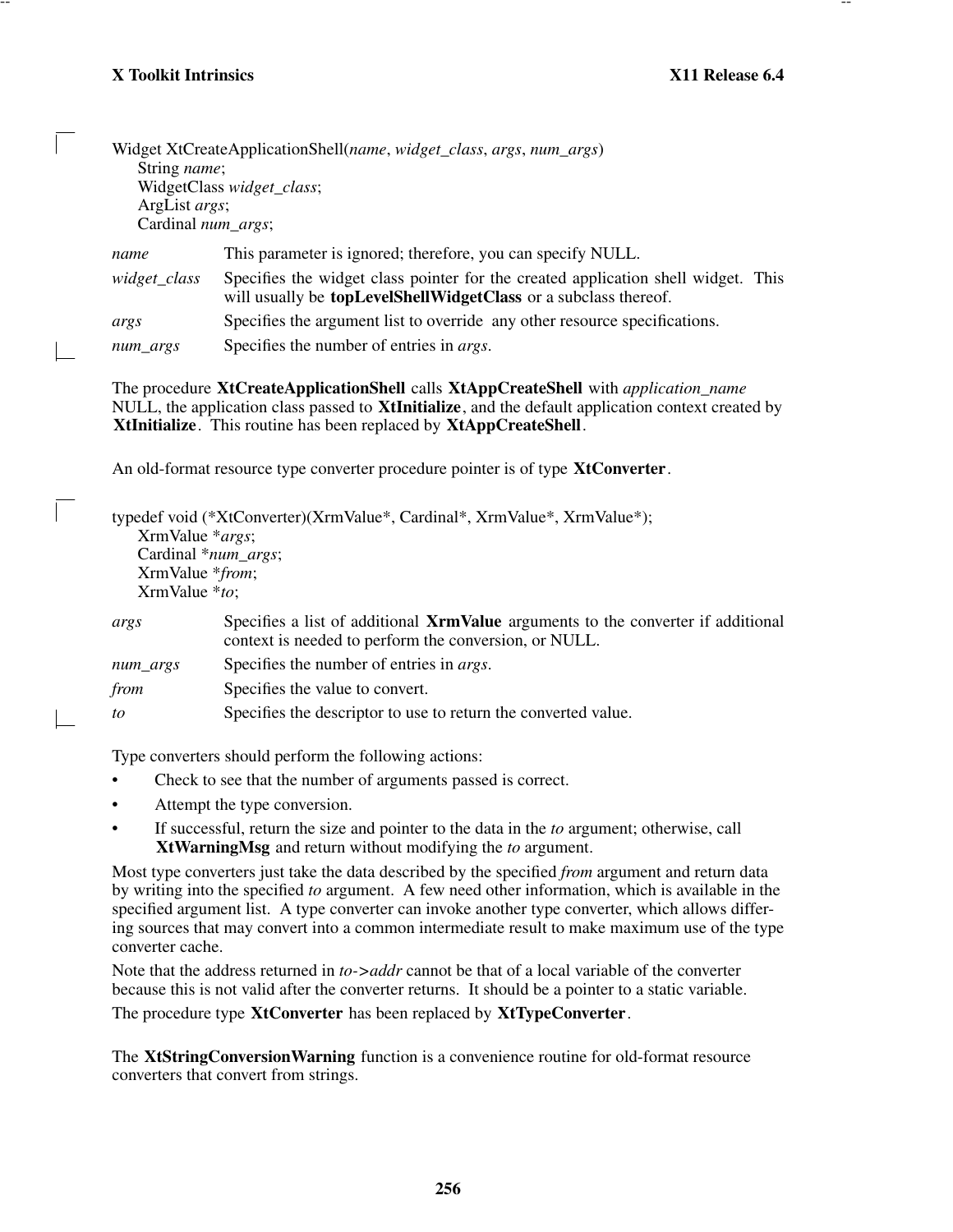```
Widget XtCreateApplicationShell(name, widget_class, args, num_args)
      String name;
      WidgetClass widget_class;
      ArgList args;
      Cardinal num_args;
```

*name* This parameter is ignored; therefore, you can specify NULL.

*widget_class* Specifies the widget class pointer for the created application shell widget. This will usually be **topLevelShellWidgetClass** or a subclass thereof.

*args* Specifies the argument list to override any other resource specifications.

*num_args* Specifies the number of entries in *args*.

The procedure **XtCreateApplicationShell** calls **XtAppCreateShell** with *application_name* NULL, the application class passed to **XtInitialize**, and the default application context created by **XtInitialize**. This routine has been replaced by **XtAppCreateShell**.

An old-format resource type converter procedure pointer is of type **XtConverter**.

```
typedef void (*XtConverter)(XrmValue*, Cardinal*, XrmValue*, XrmValue*);
      XrmValue *args;
      Cardinal *num_args;
      XrmValue *from;
      XrmValue *to;
```

*args* Specifies a list of additional **XrmValue** arguments to the converter if additional context is needed to perform the conversion, or NULL.

*num_args* Specifies the number of entries in *args*.

*from* Specifies the value to convert.

*to* Specifies the descriptor to use to return the converted value.

Type converters should perform the following actions:

- Check to see that the number of arguments passed is correct.
- Attempt the type conversion.
- If successful, return the size and pointer to the data in the *to* argument; otherwise, call **XtWarningMsg** and return without modifying the *to* argument.

Most type converters just take the data described by the specified *from* argument and return data by writing into the specified *to* argument. A few need other information, which is available in the specified argument list. A type converter can invoke another type converter, which allows differing sources that may convert into a common intermediate result to make maximum use of the type converter cache.

Note that the address returned in *to->addr* cannot be that of a local variable of the converter because this is not valid after the converter returns. It should be a pointer to a static variable.

The procedure type **XtConverter** has been replaced by **XtTypeConverter**.

The **XtStringConversionWarning** function is a convenience routine for old-format resource converters that convert from strings.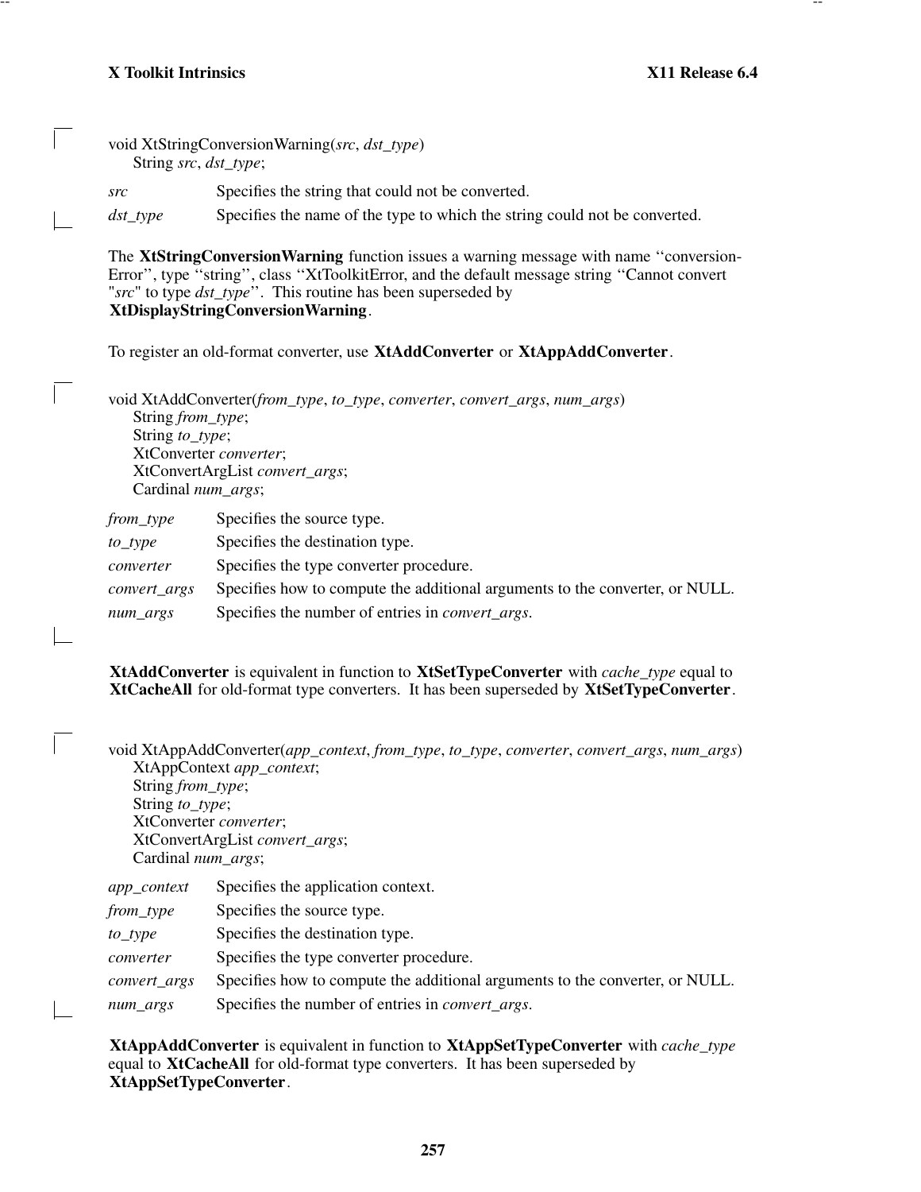```
void XtStringConversionWarning(src, dst_type)
    String src, dst_type;
```

*src* Specifies the string that could not be converted.

*dst_type* Specifies the name of the type to which the string could not be converted.

The **XtStringConversionWarning** function issues a warning message with name ‘‘conversion-Error’’, type ‘‘string’’, class ‘‘XtToolkitError, and the default message string ‘‘Cannot convert "*src*" to type *dst_type*’’. This routine has been superseded by **XtDisplayStringConversionWarning**.

To register an old-format converter, use **XtAddConverter** or **XtAppAddConverter**.

```
void XtAddConverter(from_type, to_type, converter, convert_args, num_args)
    String from_type;
    String to_type;
    XtConverter converter;
    XtConvertArgList convert_args;
    Cardinal num_args;
```

*from_type* Specifies the source type.

*to_type* Specifies the destination type.

*converter* Specifies the type converter procedure.

*convert_args* Specifies how to compute the additional arguments to the converter, or NULL.

*num_args* Specifies the number of entries in *convert_args*.

**XtAddConverter** is equivalent in function to **XtSetTypeConverter** with *cache_type* equal to **XtCacheAll** for old-format type converters. It has been superseded by **XtSetTypeConverter**.

```
void XtAppAddConverter(app_context, from_type, to_type, converter, convert_args, num_args)
    XtAppContext app_context;
    String from_type;
    String to_type;
    XtConverter converter;
    XtConvertArgList convert_args;
    Cardinal num_args;
```

*app_context* Specifies the application context.

*from_type* Specifies the source type.

*to_type* Specifies the destination type.

*converter* Specifies the type converter procedure.

*convert_args* Specifies how to compute the additional arguments to the converter, or NULL.

*num_args* Specifies the number of entries in *convert_args*.

**XtAppAddConverter** is equivalent in function to **XtAppSetTypeConverter** with *cache_type* equal to **XtCacheAll** for old-format type converters. It has been superseded by **XtAppSetTypeConverter**.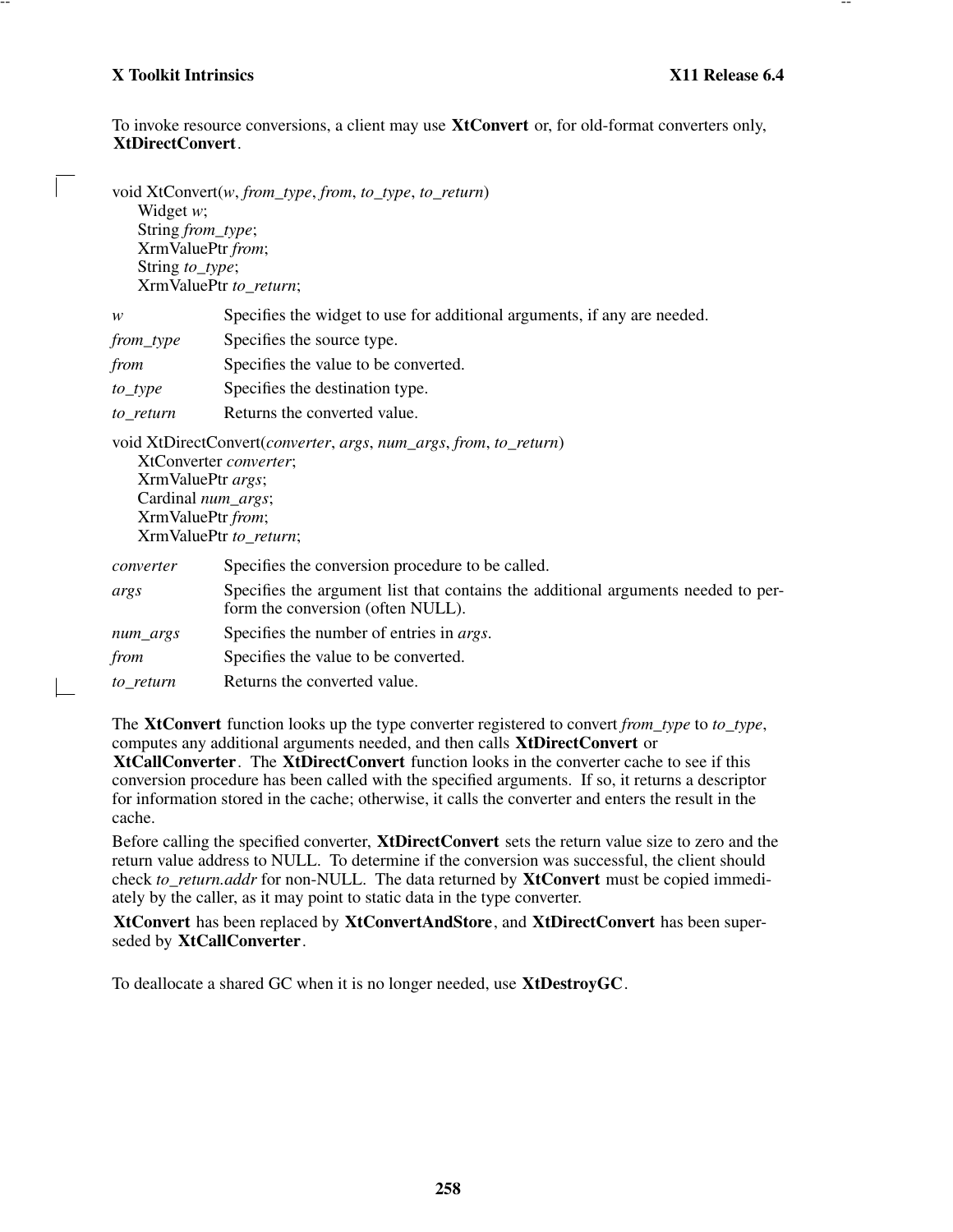To invoke resource conversions, a client may use **XtConvert** or, for old-format converters only, **XtDirectConvert**.

```
void XtConvert(w, from_type, from, to_type, to_return)
     Widget w;
     String from_type;
     XrmValuePtr from;
     String to_type;
     XrmValuePtr to_return;
```

*w* Specifies the widget to use for additional arguments, if any are needed.

*from_type* Specifies the source type.

*from* Specifies the value to be converted.

*to_type* Specifies the destination type.

*to_return* Returns the converted value.

```
void XtDirectConvert(converter, args, num_args, from, to_return)
     XtConverter converter;
     XrmValuePtr args;
     Cardinal num_args;
     XrmValuePtr from;
     XrmValuePtr to_return;
```

*converter* Specifies the conversion procedure to be called.

*args* Specifies the argument list that contains the additional arguments needed to perform the conversion (often NULL).

*num_args* Specifies the number of entries in *args*.

*from* Specifies the value to be converted.

*to_return* Returns the converted value.

The **XtConvert** function looks up the type converter registered to convert *from_type* to *to_type*, computes any additional arguments needed, and then calls **XtDirectConvert** or **XtCallConverter**. The **XtDirectConvert** function looks in the converter cache to see if this conversion procedure has been called with the specified arguments. If so, it returns a descriptor for information stored in the cache; otherwise, it calls the converter and enters the result in the cache.

Before calling the specified converter, **XtDirectConvert** sets the return value size to zero and the return value address to NULL. To determine if the conversion was successful, the client should check *to_return.addr* for non-NULL. The data returned by **XtConvert** must be copied immediately by the caller, as it may point to static data in the type converter.

**XtConvert** has been replaced by **XtConvertAndStore**, and **XtDirectConvert** has been superseded by **XtCallConverter**.

To deallocate a shared GC when it is no longer needed, use **XtDestroyGC**.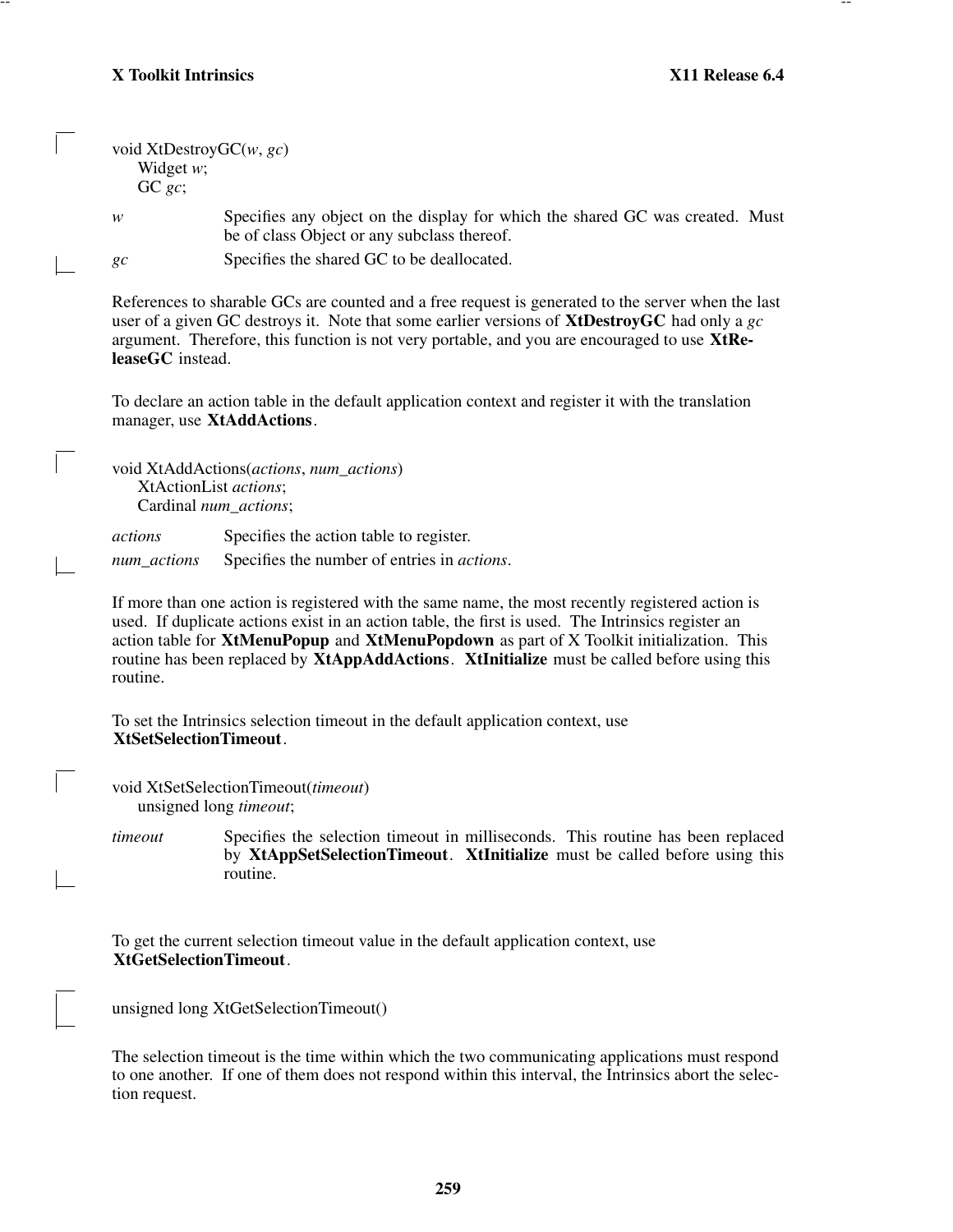```
void XtDestroyGC(w, gc)
     Widget w;
     GC gc;
```

*w* Specifies any object on the display for which the shared GC was created. Must be of class Object or any subclass thereof.

*gc* Specifies the shared GC to be deallocated.

References to sharable GCs are counted and a free request is generated to the server when the last user of a given GC destroys it. Note that some earlier versions of **XtDestroyGC** had only a *gc* argument. Therefore, this function is not very portable, and you are encouraged to use **XtReleaseGC** instead.

To declare an action table in the default application context and register it with the translation manager, use **XtAddActions**.

```
void XtAddActions(actions, num_actions)
     XtActionList actions;
     Cardinal num_actions;
```

*actions* Specifies the action table to register.

*num_actions* Specifies the number of entries in *actions*.

If more than one action is registered with the same name, the most recently registered action is used. If duplicate actions exist in an action table, the first is used. The Intrinsics register an action table for **XtMenuPopup** and **XtMenuPopdown** as part of X Toolkit initialization. This routine has been replaced by **XtAppAddActions**. **XtInitialize** must be called before using this routine.

To set the Intrinsics selection timeout in the default application context, use **XtSetSelectionTimeout**.

```
void XtSetSelectionTimeout(timeout)
     unsigned long timeout;
```

*timeout* Specifies the selection timeout in milliseconds. This routine has been replaced by **XtAppSetSelectionTimeout**. **XtInitialize** must be called before using this routine.

To get the current selection timeout value in the default application context, use **XtGetSelectionTimeout**.

```
unsigned long XtGetSelectionTimeout()
```

The selection timeout is the time within which the two communicating applications must respond to one another. If one of them does not respond within this interval, the Intrinsics abort the selection request.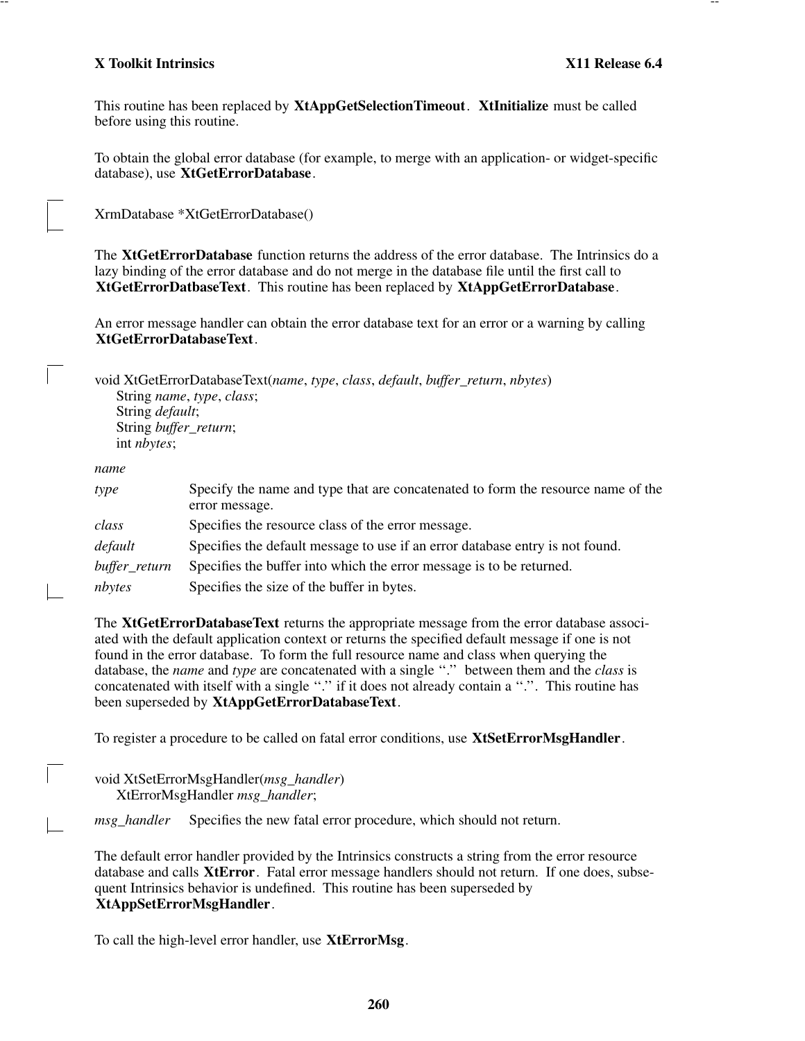This routine has been replaced by **XtAppGetSelectionTimeout**. **XtInitialize** must be called before using this routine.

To obtain the global error database (for example, to merge with an application- or widget-specific database), use **XtGetErrorDatabase**.

```
XrmDatabase *XtGetErrorDatabase()
```

The **XtGetErrorDatabase** function returns the address of the error database. The Intrinsics do a lazy binding of the error database and do not merge in the database file until the first call to **XtGetErrorDatbaseText**. This routine has been replaced by **XtAppGetErrorDatabase**.

An error message handler can obtain the error database text for an error or a warning by calling **XtGetErrorDatabaseText**.

```
void XtGetErrorDatabaseText(name, type, class, default, buffer_return, nbytes)
     String name, type, class;
     String default;
     String buffer_return;
     int nbytes;
```

*name*

*type* Specify the name and type that are concatenated to form the resource name of the error message.

*class* Specifies the resource class of the error message.

*default* Specifies the default message to use if an error database entry is not found.

*buffer_return* Specifies the buffer into which the error message is to be returned.

*nbytes* Specifies the size of the buffer in bytes.

The **XtGetErrorDatabaseText** returns the appropriate message from the error database associated with the default application context or returns the specified default message if one is not found in the error database. To form the full resource name and class when querying the database, the *name* and *type* are concatenated with a single ‘‘.’’ between them and the *class* is concatenated with itself with a single ‘‘.’’ if it does not already contain a ‘‘.’’. This routine has been superseded by **XtAppGetErrorDatabaseText**.

To register a procedure to be called on fatal error conditions, use **XtSetErrorMsgHandler**.

```
void XtSetErrorMsgHandler(msg_handler)
     XtErrorMsgHandler msg_handler;
```

*msg_handler* Specifies the new fatal error procedure, which should not return.

The default error handler provided by the Intrinsics constructs a string from the error resource database and calls **XtError**. Fatal error message handlers should not return. If one does, subsequent Intrinsics behavior is undefined. This routine has been superseded by **XtAppSetErrorMsgHandler**.

To call the high-level error handler, use **XtErrorMsg**.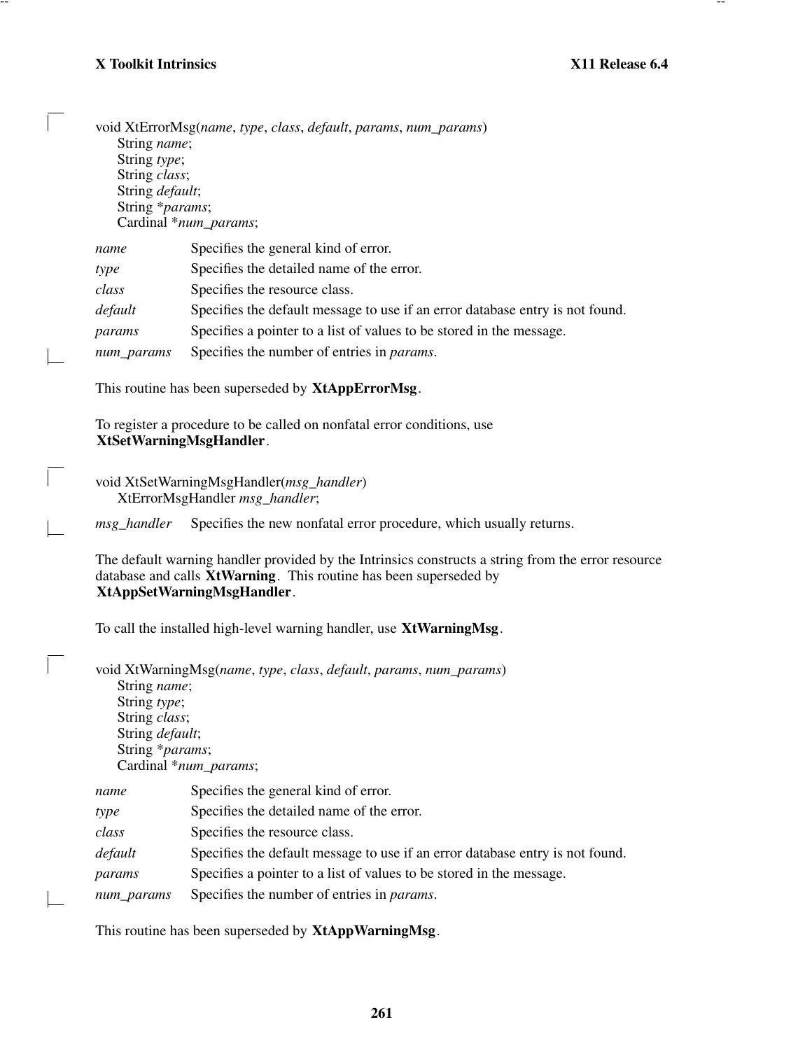```
void XtErrorMsg(name, type, class, default, params, num_params)
     String name;
     String type;
     String class;
     String default;
     String *params;
     Cardinal *num_params;
```

| | |
|---|---|
| *name* | Specifies the general kind of error. |
| *type* | Specifies the detailed name of the error. |
| *class* | Specifies the resource class. |
| *default* | Specifies the default message to use if an error database entry is not found. |
| *params* | Specifies a pointer to a list of values to be stored in the message. |
| *num_params* | Specifies the number of entries in *params*. |

This routine has been superseded by **XtAppErrorMsg**.

To register a procedure to be called on nonfatal error conditions, use **XtSetWarningMsgHandler**.

```
void XtSetWarningMsgHandler(msg_handler)
     XtErrorMsgHandler msg_handler;
```

| | |
|---|---|
| *msg_handler* | Specifies the new nonfatal error procedure, which usually returns. |

The default warning handler provided by the Intrinsics constructs a string from the error resource database and calls **XtWarning**. This routine has been superseded by **XtAppSetWarningMsgHandler**.

To call the installed high-level warning handler, use **XtWarningMsg**.

```
void XtWarningMsg(name, type, class, default, params, num_params)
     String name;
     String type;
     String class;
     String default;
     String *params;
     Cardinal *num_params;
```

| | |
|---|---|
| *name* | Specifies the general kind of error. |
| *type* | Specifies the detailed name of the error. |
| *class* | Specifies the resource class. |
| *default* | Specifies the default message to use if an error database entry is not found. |
| *params* | Specifies a pointer to a list of values to be stored in the message. |
| *num_params* | Specifies the number of entries in *params*. |

This routine has been superseded by **XtAppWarningMsg**.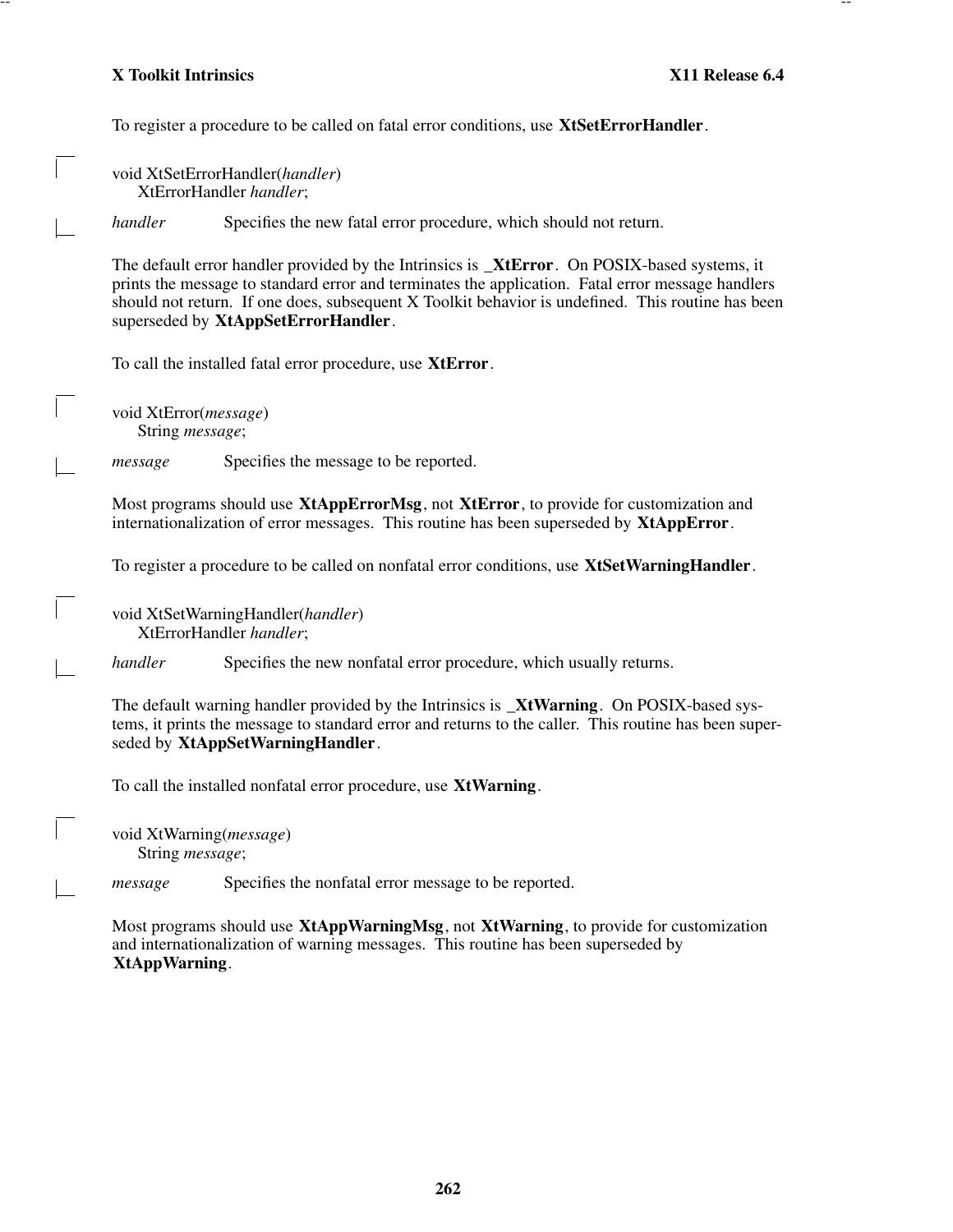To register a procedure to be called on fatal error conditions, use **XtSetErrorHandler**.

```
void XtSetErrorHandler(handler)
     XtErrorHandler handler;
```

*handler* Specifies the new fatal error procedure, which should not return.

The default error handler provided by the Intrinsics is **_XtError**. On POSIX-based systems, it prints the message to standard error and terminates the application. Fatal error message handlers should not return. If one does, subsequent X Toolkit behavior is undefined. This routine has been superseded by **XtAppSetErrorHandler**.

To call the installed fatal error procedure, use **XtError**.

```
void XtError(message)
     String message;
```

*message* Specifies the message to be reported.

Most programs should use **XtAppErrorMsg**, not **XtError**, to provide for customization and internationalization of error messages. This routine has been superseded by **XtAppError**.

To register a procedure to be called on nonfatal error conditions, use **XtSetWarningHandler**.

```
void XtSetWarningHandler(handler)
     XtErrorHandler handler;
```

*handler* Specifies the new nonfatal error procedure, which usually returns.

The default warning handler provided by the Intrinsics is **_XtWarning**. On POSIX-based systems, it prints the message to standard error and returns to the caller. This routine has been superseded by **XtAppSetWarningHandler**.

To call the installed nonfatal error procedure, use **XtWarning**.

```
void XtWarning(message)
     String message;
```

*message* Specifies the nonfatal error message to be reported.

Most programs should use **XtAppWarningMsg**, not **XtWarning**, to provide for customization and internationalization of warning messages. This routine has been superseded by **XtAppWarning**.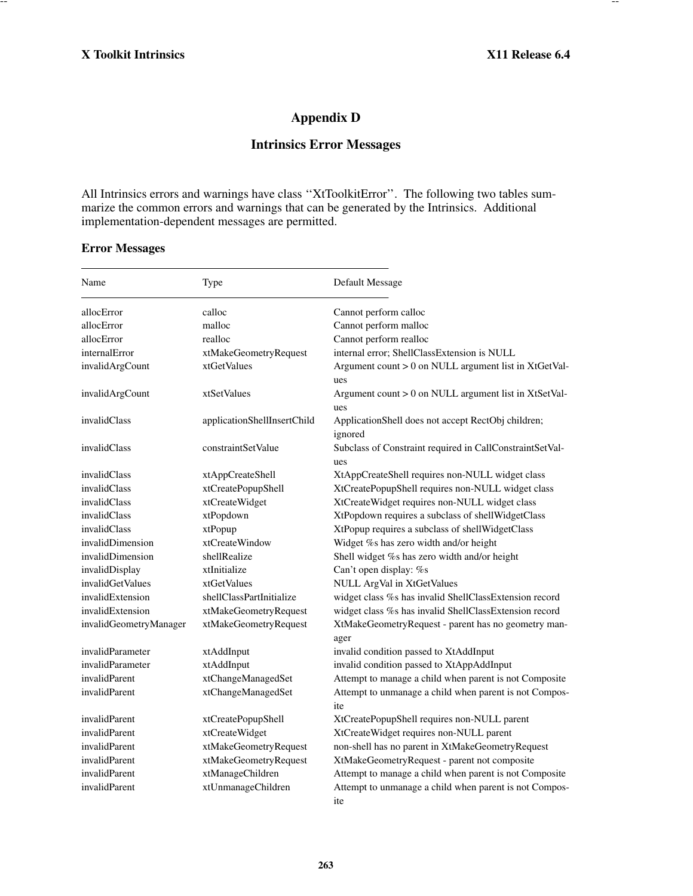# Appendix D

## Intrinsics Error Messages

All Intrinsics errors and warnings have class ''XtToolkitError''. The following two tables summarize the common errors and warnings that can be generated by the Intrinsics. Additional implementation-dependent messages are permitted.

### Error Messages

| Name | Type | Default Message |
|---|---|---|
| allocError | calloc | Cannot perform calloc |
| allocError | malloc | Cannot perform malloc |
| allocError | realloc | Cannot perform realloc |
| internalError | xtMakeGeometryRequest | internal error; ShellClassExtension is NULL |
| invalidArgCount | xtGetValues | Argument count > 0 on NULL argument list in XtGetValues |
| invalidArgCount | xtSetValues | Argument count > 0 on NULL argument list in XtSetValues |
| invalidClass | applicationShellInsertChild | ApplicationShell does not accept RectObj children; ignored |
| invalidClass | constraintSetValue | Subclass of Constraint required in CallConstraintSetValues |
| invalidClass | xtAppCreateShell | XtAppCreateShell requires non-NULL widget class |
| invalidClass | xtCreatePopupShell | XtCreatePopupShell requires non-NULL widget class |
| invalidClass | xtCreateWidget | XtCreateWidget requires non-NULL widget class |
| invalidClass | xtPopdown | XtPopdown requires a subclass of shellWidgetClass |
| invalidClass | xtPopup | XtPopup requires a subclass of shellWidgetClass |
| invalidDimension | xtCreateWindow | Widget %s has zero width and/or height |
| invalidDimension | shellRealize | Shell widget %s has zero width and/or height |
| invalidDisplay | xtInitialize | Can't open display: %s |
| invalidGetValues | xtGetValues | NULL ArgVal in XtGetValues |
| invalidExtension | shellClassPartInitialize | widget class %s has invalid ShellClassExtension record |
| invalidExtension | xtMakeGeometryRequest | widget class %s has invalid ShellClassExtension record |
| invalidGeometryManager | xtMakeGeometryRequest | XtMakeGeometryRequest - parent has no geometry manager |
| invalidParameter | xtAddInput | invalid condition passed to XtAddInput |
| invalidParameter | xtAddInput | invalid condition passed to XtAppAddInput |
| invalidParent | xtChangeManagedSet | Attempt to manage a child when parent is not Composite |
| invalidParent | xtChangeManagedSet | Attempt to unmanage a child when parent is not Composite |
| invalidParent | xtCreatePopupShell | XtCreatePopupShell requires non-NULL parent |
| invalidParent | xtCreateWidget | XtCreateWidget requires non-NULL parent |
| invalidParent | xtMakeGeometryRequest | non-shell has no parent in XtMakeGeometryRequest |
| invalidParent | xtMakeGeometryRequest | XtMakeGeometryRequest - parent not composite |
| invalidParent | xtManageChildren | Attempt to manage a child when parent is not Composite |
| invalidParent | xtUnmanageChildren | Attempt to unmanage a child when parent is not Composite |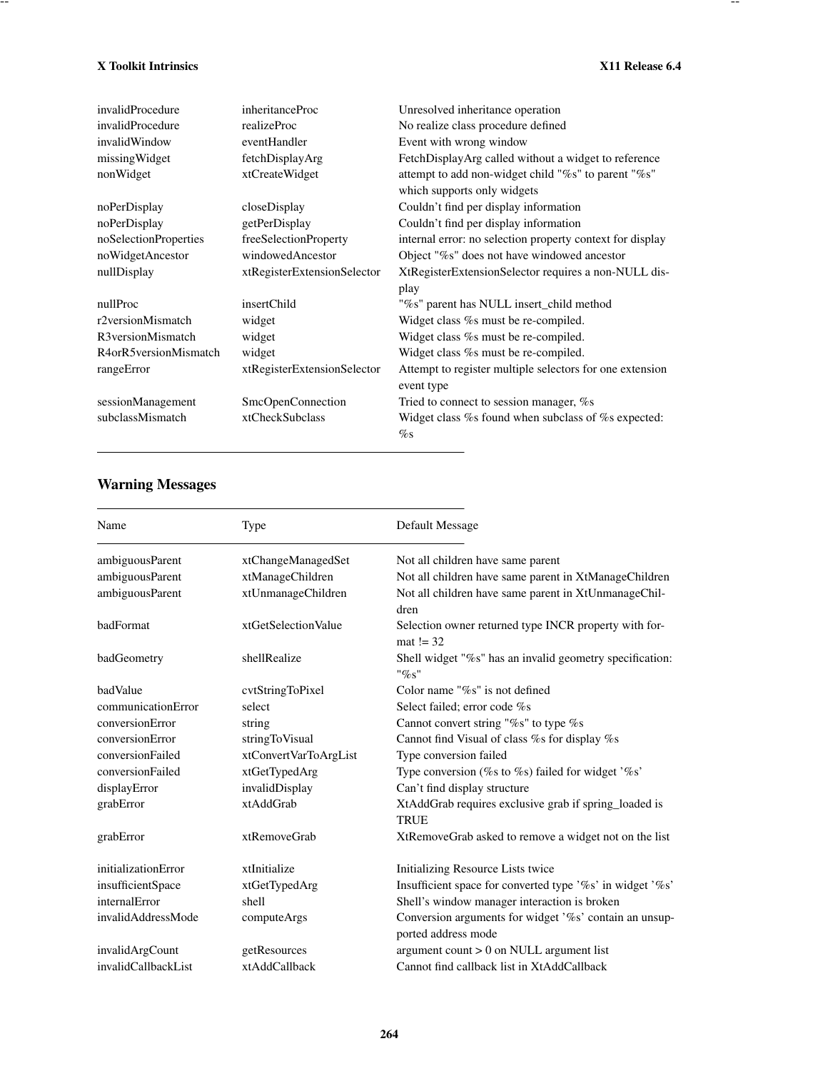| | | |
|---|---|---|
| invalidProcedure | inheritanceProc | Unresolved inheritance operation |
| invalidProcedure | realizeProc | No realize class procedure defined |
| invalidWindow | eventHandler | Event with wrong window |
| missingWidget | fetchDisplayArg | FetchDisplayArg called without a widget to reference |
| nonWidget | xtCreateWidget | attempt to add non-widget child "%s" to parent "%s" which supports only widgets |
| noPerDisplay | closeDisplay | Couldn't find per display information |
| noPerDisplay | getPerDisplay | Couldn't find per display information |
| noSelectionProperties | freeSelectionProperty | internal error: no selection property context for display |
| noWidgetAncestor | windowedAncestor | Object "%s" does not have windowed ancestor |
| nullDisplay | xtRegisterExtensionSelector | XtRegisterExtensionSelector requires a non-NULL display |
| nullProc | insertChild | "%s" parent has NULL insert_child method |
| r2versionMismatch | widget | Widget class %s must be re-compiled. |
| R3versionMismatch | widget | Widget class %s must be re-compiled. |
| R4orR5versionMismatch | widget | Widget class %s must be re-compiled. |
| rangeError | xtRegisterExtensionSelector | Attempt to register multiple selectors for one extension event type |
| sessionManagement | SmcOpenConnection | Tried to connect to session manager, %s |
| subclassMismatch | xtCheckSubclass | Widget class %s found when subclass of %s expected: %s |

## Warning Messages

| Name | Type | Default Message |
|---|---|---|
| ambiguousParent | xtChangeManagedSet | Not all children have same parent |
| ambiguousParent | xtManageChildren | Not all children have same parent in XtManageChildren |
| ambiguousParent | xtUnmanageChildren | Not all children have same parent in XtUnmanageChildren |
| badFormat | xtGetSelectionValue | Selection owner returned type INCR property with format != 32 |
| badGeometry | shellRealize | Shell widget "%s" has an invalid geometry specification: "%s" |
| badValue | cvtStringToPixel | Color name "%s" is not defined |
| communicationError | select | Select failed; error code %s |
| conversionError | string | Cannot convert string "%s" to type %s |
| conversionError | stringToVisual | Cannot find Visual of class %s for display %s |
| conversionFailed | xtConvertVarToArgList | Type conversion failed |
| conversionFailed | xtGetTypedArg | Type conversion (%s to %s) failed for widget '%s' |
| displayError | invalidDisplay | Can't find display structure |
| grabError | xtAddGrab | XtAddGrab requires exclusive grab if spring_loaded is TRUE |
| grabError | xtRemoveGrab | XtRemoveGrab asked to remove a widget not on the list |
| initializationError | xtInitialize | Initializing Resource Lists twice |
| insufficientSpace | xtGetTypedArg | Insufficient space for converted type '%s' in widget '%s' |
| internalError | shell | Shell's window manager interaction is broken |
| invalidAddressMode | computeArgs | Conversion arguments for widget '%s' contain an unsupported address mode |
| invalidArgCount | getResources | argument count > 0 on NULL argument list |
| invalidCallbackList | xtAddCallback | Cannot find callback list in XtAddCallback |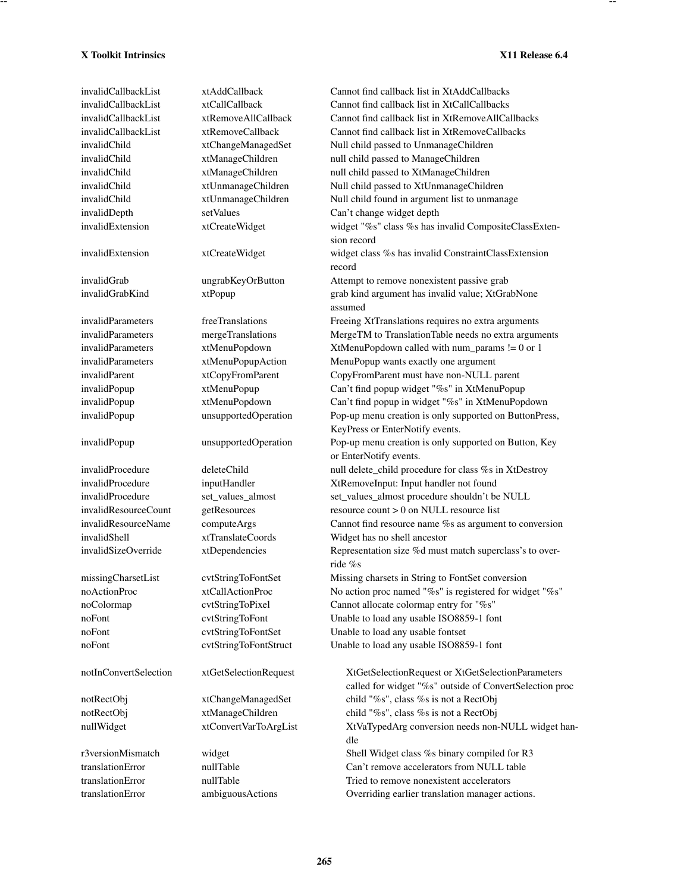| | | |
|---|---|---|
| invalidCallbackList | xtAddCallback | Cannot find callback list in XtAddCallbacks |
| invalidCallbackList | xtCallCallback | Cannot find callback list in XtCallCallbacks |
| invalidCallbackList | xtRemoveAllCallback | Cannot find callback list in XtRemoveAllCallbacks |
| invalidCallbackList | xtRemoveCallback | Cannot find callback list in XtRemoveCallbacks |
| invalidChild | xtChangeManagedSet | Null child passed to UnmanageChildren |
| invalidChild | xtManageChildren | null child passed to ManageChildren |
| invalidChild | xtManageChildren | null child passed to XtManageChildren |
| invalidChild | xtUnmanageChildren | Null child passed to XtUnmanageChildren |
| invalidChild | xtUnmanageChildren | Null child found in argument list to unmanage |
| invalidDepth | setValues | Can't change widget depth |
| invalidExtension | xtCreateWidget | widget "%s" class %s has invalid CompositeClassExtension record |
| invalidExtension | xtCreateWidget | widget class %s has invalid ConstraintClassExtension record |
| invalidGrab | ungrabKeyOrButton | Attempt to remove nonexistent passive grab |
| invalidGrabKind | xtPopup | grab kind argument has invalid value; XtGrabNone assumed |
| invalidParameters | freeTranslations | Freeing XtTranslations requires no extra arguments |
| invalidParameters | mergeTranslations | MergeTM to TranslationTable needs no extra arguments |
| invalidParameters | xtMenuPopdown | XtMenuPopdown called with num_params != 0 or 1 |
| invalidParameters | xtMenuPopupAction | MenuPopup wants exactly one argument |
| invalidParent | xtCopyFromParent | CopyFromParent must have non-NULL parent |
| invalidPopup | xtMenuPopup | Can't find popup widget "%s" in XtMenuPopup |
| invalidPopup | xtMenuPopdown | Can't find popup in widget "%s" in XtMenuPopdown |
| invalidPopup | unsupportedOperation | Pop-up menu creation is only supported on ButtonPress, KeyPress or EnterNotify events. |
| invalidPopup | unsupportedOperation | Pop-up menu creation is only supported on Button, Key or EnterNotify events. |
| invalidProcedure | deleteChild | null delete_child procedure for class %s in XtDestroy |
| invalidProcedure | inputHandler | XtRemoveInput: Input handler not found |
| invalidProcedure | set_values_almost | set_values_almost procedure shouldn't be NULL |
| invalidResourceCount | getResources | resource count > 0 on NULL resource list |
| invalidResourceName | computeArgs | Cannot find resource name %s as argument to conversion |
| invalidShell | xtTranslateCoords | Widget has no shell ancestor |
| invalidSizeOverride | xtDependencies | Representation size %d must match superclass's to override %s |
| missingCharsetList | cvtStringToFontSet | Missing charsets in String to FontSet conversion |
| noActionProc | xtCallActionProc | No action proc named "%s" is registered for widget "%s" |
| noColormap | cvtStringToPixel | Cannot allocate colormap entry for "%s" |
| noFont | cvtStringToFont | Unable to load any usable ISO8859-1 font |
| noFont | cvtStringToFontSet | Unable to load any usable fontset |
| noFont | cvtStringToFontStruct | Unable to load any usable ISO8859-1 font |
| notInConvertSelection | xtGetSelectionRequest | XtGetSelectionRequest or XtGetSelectionParameters called for widget "%s" outside of ConvertSelection proc |
| notRectObj | xtChangeManagedSet | child "%s", class %s is not a RectObj |
| notRectObj | xtManageChildren | child "%s", class %s is not a RectObj |
| nullWidget | xtConvertVarToArgList | XtVaTypedArg conversion needs non-NULL widget handle |
| r3versionMismatch | widget | Shell Widget class %s binary compiled for R3 |
| translationError | nullTable | Can't remove accelerators from NULL table |
| translationError | nullTable | Tried to remove nonexistent accelerators |
| translationError | ambiguousActions | Overriding earlier translation manager actions. |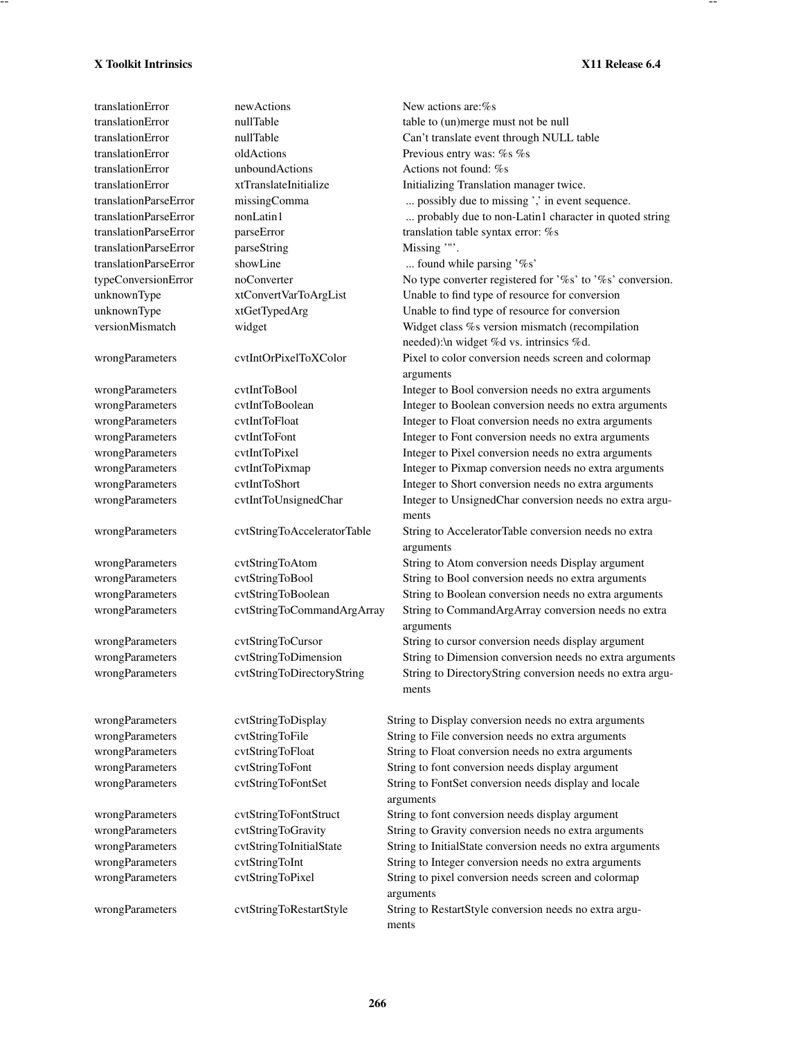| | | |
|---|---|---|
| translationError | newActions | New actions are:%s |
| translationError | nullTable | table to (un)merge must not be null |
| translationError | nullTable | Can't translate event through NULL table |
| translationError | oldActions | Previous entry was: %s %s |
| translationError | unboundActions | Actions not found: %s |
| translationError | xtTranslateInitialize | Initializing Translation manager twice. |
| translationParseError | missingComma | ... possibly due to missing ',' in event sequence. |
| translationParseError | nonLatin1 | ... probably due to non-Latin1 character in quoted string |
| translationParseError | parseError | translation table syntax error: %s |
| translationParseError | parseString | Missing '"'. |
| translationParseError | showLine | ... found while parsing '%s' |
| typeConversionError | noConverter | No type converter registered for '%s' to '%s' conversion. |
| unknownType | xtConvertVarToArgList | Unable to find type of resource for conversion |
| unknownType | xtGetTypedArg | Unable to find type of resource for conversion |
| versionMismatch | widget | Widget class %s version mismatch (recompilation needed):\n widget %d vs. intrinsics %d. |
| wrongParameters | cvtIntOrPixelToXColor | Pixel to color conversion needs screen and colormap arguments |
| wrongParameters | cvtIntToBool | Integer to Bool conversion needs no extra arguments |
| wrongParameters | cvtIntToBoolean | Integer to Boolean conversion needs no extra arguments |
| wrongParameters | cvtIntToFloat | Integer to Float conversion needs no extra arguments |
| wrongParameters | cvtIntToFont | Integer to Font conversion needs no extra arguments |
| wrongParameters | cvtIntToPixel | Integer to Pixel conversion needs no extra arguments |
| wrongParameters | cvtIntToPixmap | Integer to Pixmap conversion needs no extra arguments |
| wrongParameters | cvtIntToShort | Integer to Short conversion needs no extra arguments |
| wrongParameters | cvtIntToUnsignedChar | Integer to UnsignedChar conversion needs no extra arguments |
| wrongParameters | cvtStringToAcceleratorTable | String to AcceleratorTable conversion needs no extra arguments |
| wrongParameters | cvtStringToAtom | String to Atom conversion needs Display argument |
| wrongParameters | cvtStringToBool | String to Bool conversion needs no extra arguments |
| wrongParameters | cvtStringToBoolean | String to Boolean conversion needs no extra arguments |
| wrongParameters | cvtStringToCommandArgArray | String to CommandArgArray conversion needs no extra arguments |
| wrongParameters | cvtStringToCursor | String to cursor conversion needs display argument |
| wrongParameters | cvtStringToDimension | String to Dimension conversion needs no extra arguments |
| wrongParameters | cvtStringToDirectoryString | String to DirectoryString conversion needs no extra arguments |
| wrongParameters | cvtStringToDisplay | String to Display conversion needs no extra arguments |
| wrongParameters | cvtStringToFile | String to File conversion needs no extra arguments |
| wrongParameters | cvtStringToFloat | String to Float conversion needs no extra arguments |
| wrongParameters | cvtStringToFont | String to font conversion needs display argument |
| wrongParameters | cvtStringToFontSet | String to FontSet conversion needs display and locale arguments |
| wrongParameters | cvtStringToFontStruct | String to font conversion needs display argument |
| wrongParameters | cvtStringToGravity | String to Gravity conversion needs no extra arguments |
| wrongParameters | cvtStringToInitialState | String to InitialState conversion needs no extra arguments |
| wrongParameters | cvtStringToInt | String to Integer conversion needs no extra arguments |
| wrongParameters | cvtStringToPixel | String to pixel conversion needs screen and colormap arguments |
| wrongParameters | cvtStringToRestartStyle | String to RestartStyle conversion needs no extra arguments |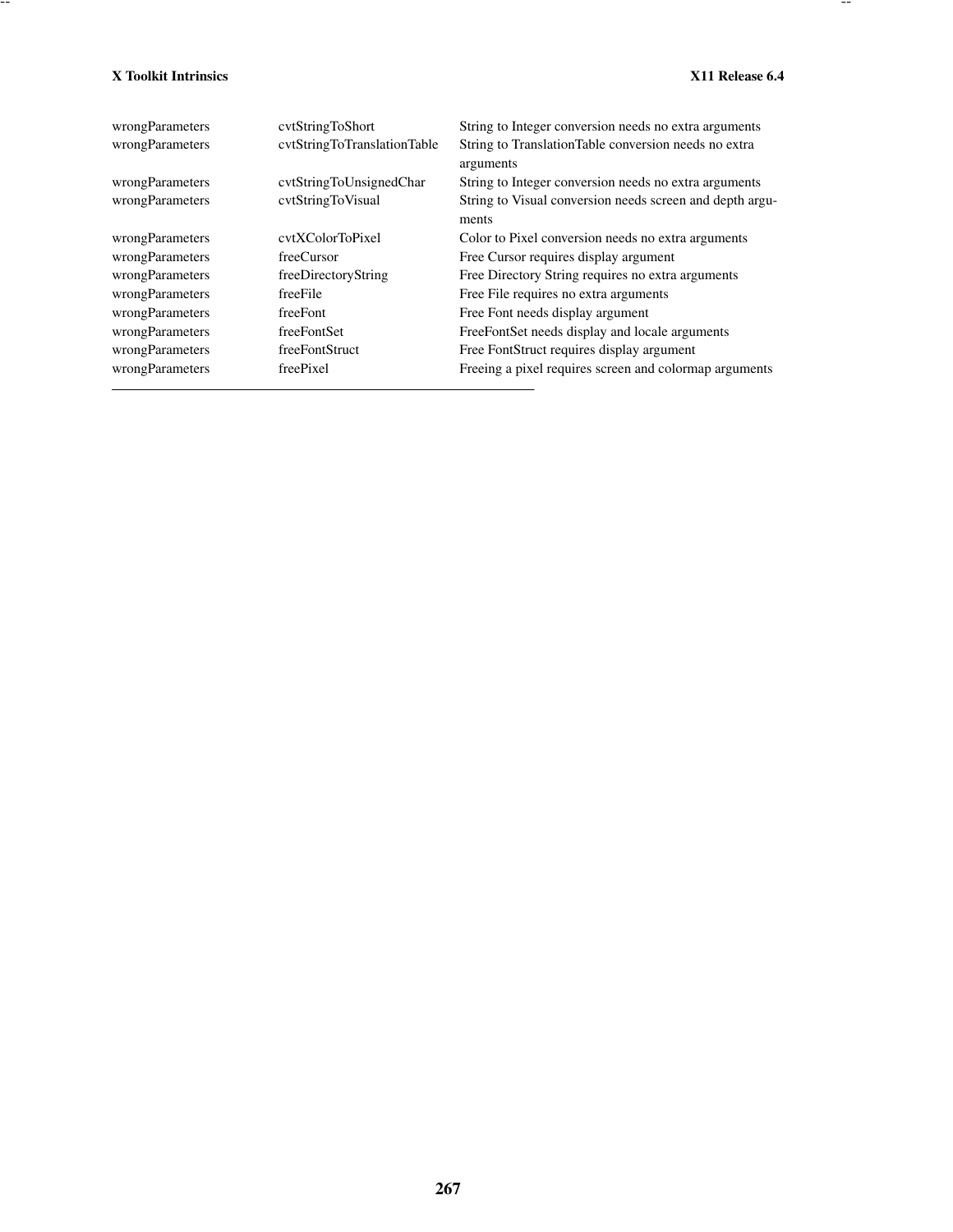| | | |
|---|---|---|
| wrongParameters | cvtStringToShort | String to Integer conversion needs no extra arguments |
| wrongParameters | cvtStringToTranslationTable | String to TranslationTable conversion needs no extra arguments |
| wrongParameters | cvtStringToUnsignedChar | String to Integer conversion needs no extra arguments |
| wrongParameters | cvtStringToVisual | String to Visual conversion needs screen and depth arguments |
| wrongParameters | cvtXColorToPixel | Color to Pixel conversion needs no extra arguments |
| wrongParameters | freeCursor | Free Cursor requires display argument |
| wrongParameters | freeDirectoryString | Free Directory String requires no extra arguments |
| wrongParameters | freeFile | Free File requires no extra arguments |
| wrongParameters | freeFont | Free Font needs display argument |
| wrongParameters | freeFontSet | FreeFontSet needs display and locale arguments |
| wrongParameters | freeFontStruct | Free FontStruct requires display argument |
| wrongParameters | freePixel | Freeing a pixel requires screen and colormap arguments |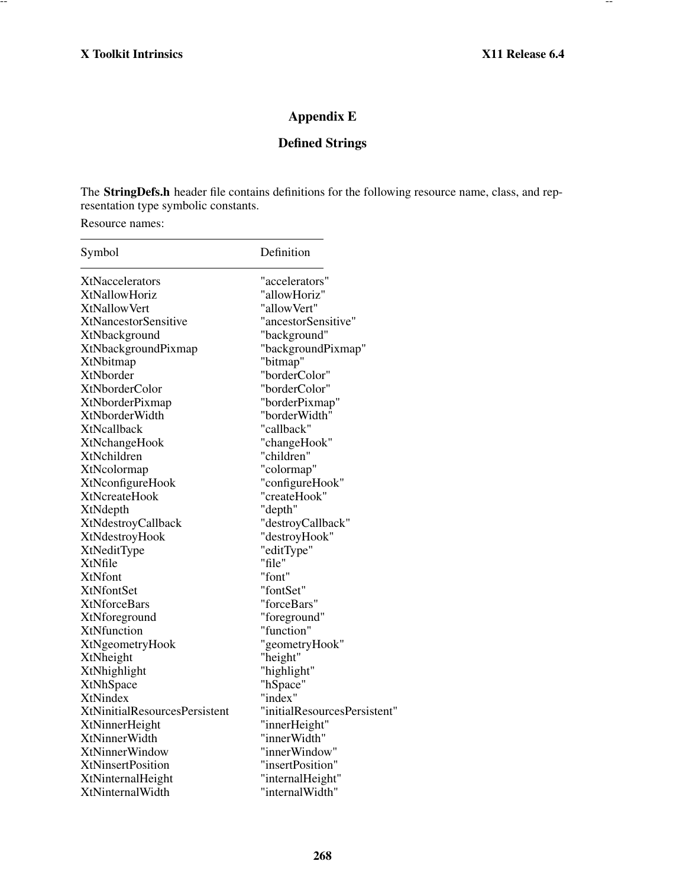# Appendix E

## Defined Strings

The **StringDefs.h** header file contains definitions for the following resource name, class, and representation type symbolic constants.

Resource names:

| Symbol | Definition |
|---|---|
| XtNaccelerators | "accelerators" |
| XtNallowHoriz | "allowHoriz" |
| XtNallowVert | "allowVert" |
| XtNancestorSensitive | "ancestorSensitive" |
| XtNbackground | "background" |
| XtNbackgroundPixmap | "backgroundPixmap" |
| XtNbitmap | "bitmap" |
| XtNborder | "borderColor" |
| XtNborderColor | "borderColor" |
| XtNborderPixmap | "borderPixmap" |
| XtNborderWidth | "borderWidth" |
| XtNcallback | "callback" |
| XtNchangeHook | "changeHook" |
| XtNchildren | "children" |
| XtNcolormap | "colormap" |
| XtNconfigureHook | "configureHook" |
| XtNcreateHook | "createHook" |
| XtNdepth | "depth" |
| XtNdestroyCallback | "destroyCallback" |
| XtNdestroyHook | "destroyHook" |
| XtNeditType | "editType" |
| XtNfile | "file" |
| XtNfont | "font" |
| XtNfontSet | "fontSet" |
| XtNforceBars | "forceBars" |
| XtNforeground | "foreground" |
| XtNfunction | "function" |
| XtNgeometryHook | "geometryHook" |
| XtNheight | "height" |
| XtNhighlight | "highlight" |
| XtNhSpace | "hSpace" |
| XtNindex | "index" |
| XtNinitialResourcesPersistent | "initialResourcesPersistent" |
| XtNinnerHeight | "innerHeight" |
| XtNinnerWidth | "innerWidth" |
| XtNinnerWindow | "innerWindow" |
| XtNinsertPosition | "insertPosition" |
| XtNinternalHeight | "internalHeight" |
| XtNinternalWidth | "internalWidth" |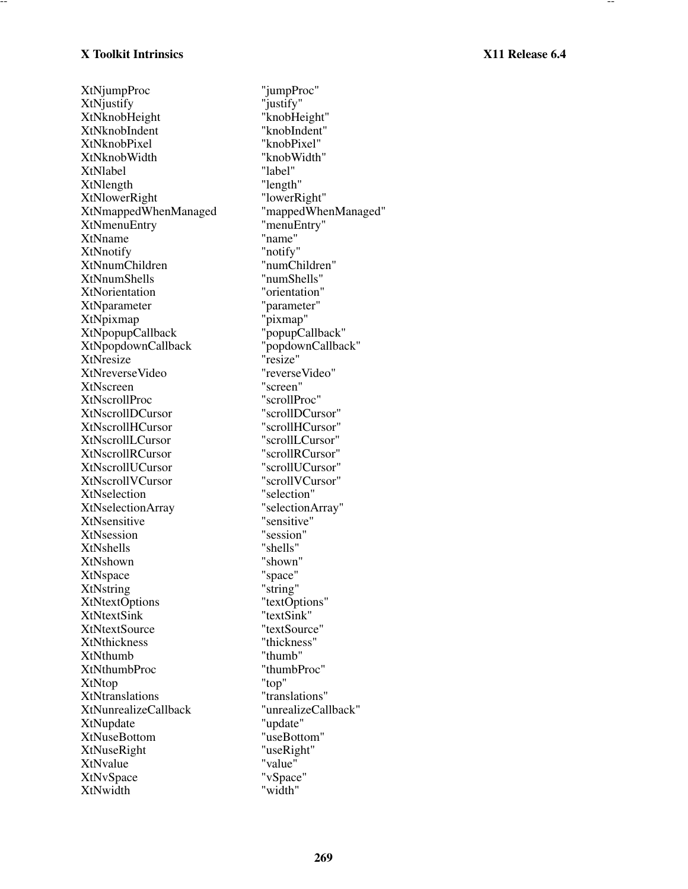| | |
|---|---|
| XtNjumpProc | "jumpProc" |
| XtNjustify | "justify" |
| XtNknobHeight | "knobHeight" |
| XtNknobIndent | "knobIndent" |
| XtNknobPixel | "knobPixel" |
| XtNknobWidth | "knobWidth" |
| XtNlabel | "label" |
| XtNlength | "length" |
| XtNlowerRight | "lowerRight" |
| XtNmappedWhenManaged | "mappedWhenManaged" |
| XtNmenuEntry | "menuEntry" |
| XtNname | "name" |
| XtNnotify | "notify" |
| XtNnumChildren | "numChildren" |
| XtNnumShells | "numShells" |
| XtNorientation | "orientation" |
| XtNparameter | "parameter" |
| XtNpixmap | "pixmap" |
| XtNpopupCallback | "popupCallback" |
| XtNpopdownCallback | "popdownCallback" |
| XtNresize | "resize" |
| XtNreverseVideo | "reverseVideo" |
| XtNscreen | "screen" |
| XtNscrollProc | "scrollProc" |
| XtNscrollDCursor | "scrollDCursor" |
| XtNscrollHCursor | "scrollHCursor" |
| XtNscrollLCursor | "scrollLCursor" |
| XtNscrollRCursor | "scrollRCursor" |
| XtNscrollUCursor | "scrollUCursor" |
| XtNscrollVCursor | "scrollVCursor" |
| XtNselection | "selection" |
| XtNselectionArray | "selectionArray" |
| XtNsensitive | "sensitive" |
| XtNsession | "session" |
| XtNshells | "shells" |
| XtNshown | "shown" |
| XtNspace | "space" |
| XtNstring | "string" |
| XtNtextOptions | "textOptions" |
| XtNtextSink | "textSink" |
| XtNtextSource | "textSource" |
| XtNthickness | "thickness" |
| XtNthumb | "thumb" |
| XtNthumbProc | "thumbProc" |
| XtNtop | "top" |
| XtNtranslations | "translations" |
| XtNunrealizeCallback | "unrealizeCallback" |
| XtNupdate | "update" |
| XtNuseBottom | "useBottom" |
| XtNuseRight | "useRight" |
| XtNvalue | "value" |
| XtNvSpace | "vSpace" |
| XtNwidth | "width" |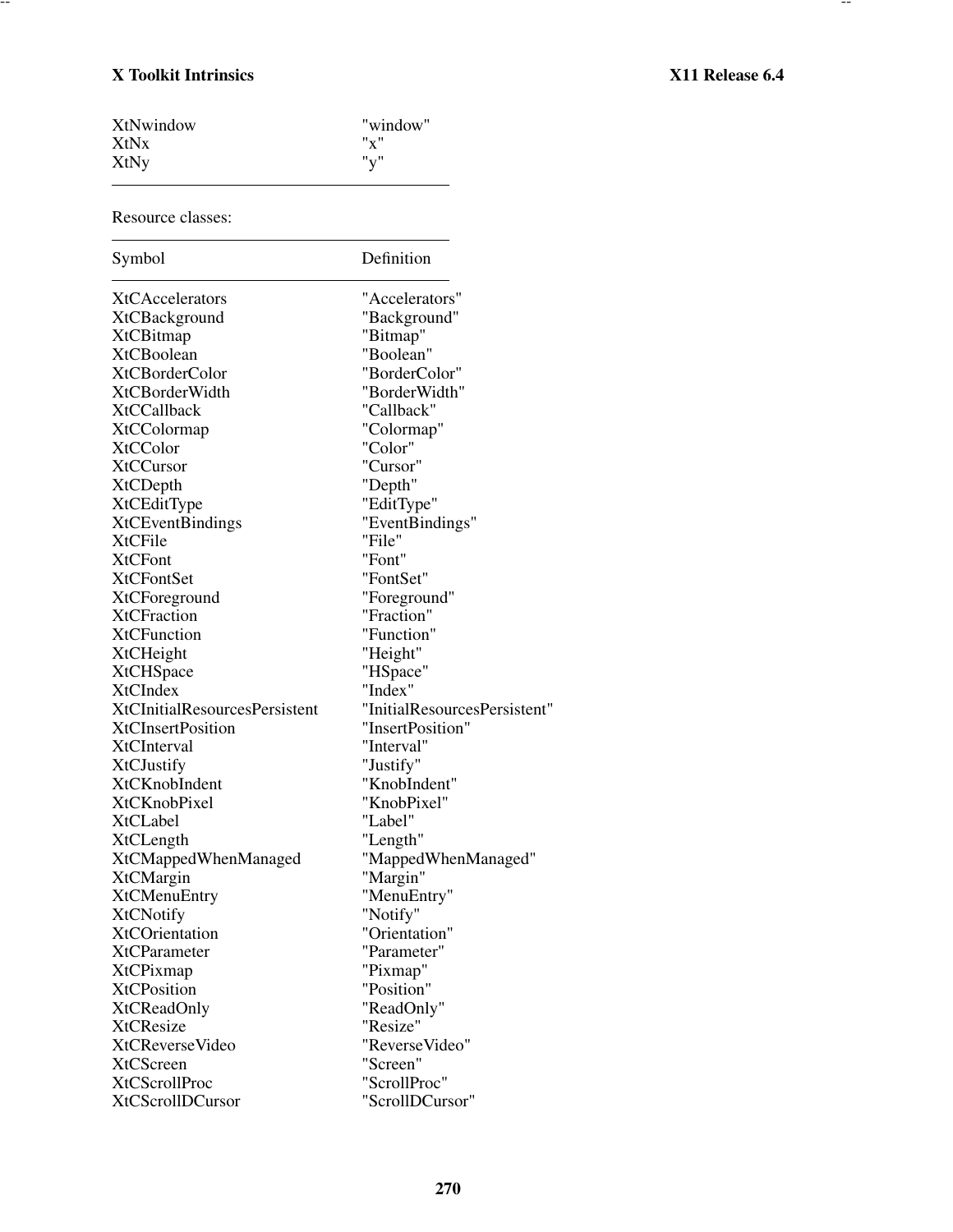| | |
|---|---|
| XtNwindow | "window" |
| XtNx | "x" |
| XtNy | "y" |

Resource classes:

| Symbol | Definition |
|---|---|
| XtCAccelerators | "Accelerators" |
| XtCBackground | "Background" |
| XtCBitmap | "Bitmap" |
| XtCBoolean | "Boolean" |
| XtCBorderColor | "BorderColor" |
| XtCBorderWidth | "BorderWidth" |
| XtCCallback | "Callback" |
| XtCColormap | "Colormap" |
| XtCColor | "Color" |
| XtCCursor | "Cursor" |
| XtCDepth | "Depth" |
| XtCEditType | "EditType" |
| XtCEventBindings | "EventBindings" |
| XtCFile | "File" |
| XtCFont | "Font" |
| XtCFontSet | "FontSet" |
| XtCForeground | "Foreground" |
| XtCFraction | "Fraction" |
| XtCFunction | "Function" |
| XtCHeight | "Height" |
| XtCHSpace | "HSpace" |
| XtCIndex | "Index" |
| XtCInitialResourcesPersistent | "InitialResourcesPersistent" |
| XtCInsertPosition | "InsertPosition" |
| XtCInterval | "Interval" |
| XtCJustify | "Justify" |
| XtCKnobIndent | "KnobIndent" |
| XtCKnobPixel | "KnobPixel" |
| XtCLabel | "Label" |
| XtCLength | "Length" |
| XtCMappedWhenManaged | "MappedWhenManaged" |
| XtCMargin | "Margin" |
| XtCMenuEntry | "MenuEntry" |
| XtCNotify | "Notify" |
| XtCOrientation | "Orientation" |
| XtCParameter | "Parameter" |
| XtCPixmap | "Pixmap" |
| XtCPosition | "Position" |
| XtCReadOnly | "ReadOnly" |
| XtCResize | "Resize" |
| XtCReverseVideo | "ReverseVideo" |
| XtCScreen | "Screen" |
| XtCScrollProc | "ScrollProc" |
| XtCScrollDCursor | "ScrollDCursor" |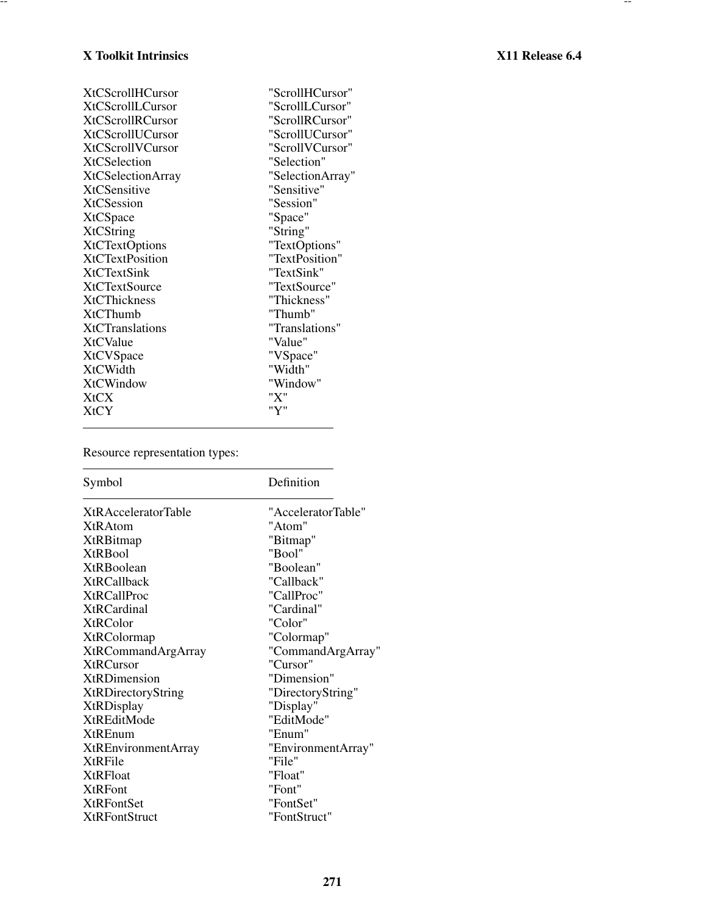| | |
|---|---|
| XtCScrollHCursor | "ScrollHCursor" |
| XtCScrollLCursor | "ScrollLCursor" |
| XtCScrollRCursor | "ScrollRCursor" |
| XtCScrollUCursor | "ScrollUCursor" |
| XtCScrollVCursor | "ScrollVCursor" |
| XtCSelection | "Selection" |
| XtCSelectionArray | "SelectionArray" |
| XtCSensitive | "Sensitive" |
| XtCSession | "Session" |
| XtCSpace | "Space" |
| XtCString | "String" |
| XtCTextOptions | "TextOptions" |
| XtCTextPosition | "TextPosition" |
| XtCTextSink | "TextSink" |
| XtCTextSource | "TextSource" |
| XtCThickness | "Thickness" |
| XtCThumb | "Thumb" |
| XtCTranslations | "Translations" |
| XtCValue | "Value" |
| XtCVSpace | "VSpace" |
| XtCWidth | "Width" |
| XtCWindow | "Window" |
| XtCX | "X" |
| XtCY | "Y" |

Resource representation types:

| Symbol | Definition |
|---|---|
| XtRAcceleratorTable | "AcceleratorTable" |
| XtRAtom | "Atom" |
| XtRBitmap | "Bitmap" |
| XtRBool | "Bool" |
| XtRBoolean | "Boolean" |
| XtRCallback | "Callback" |
| XtRCallProc | "CallProc" |
| XtRCardinal | "Cardinal" |
| XtRColor | "Color" |
| XtRColormap | "Colormap" |
| XtRCommandArgArray | "CommandArgArray" |
| XtRCursor | "Cursor" |
| XtRDimension | "Dimension" |
| XtRDirectoryString | "DirectoryString" |
| XtRDisplay | "Display" |
| XtREditMode | "EditMode" |
| XtREnum | "Enum" |
| XtREnvironmentArray | "EnvironmentArray" |
| XtRFile | "File" |
| XtRFloat | "Float" |
| XtRFont | "Font" |
| XtRFontSet | "FontSet" |
| XtRFontStruct | "FontStruct" |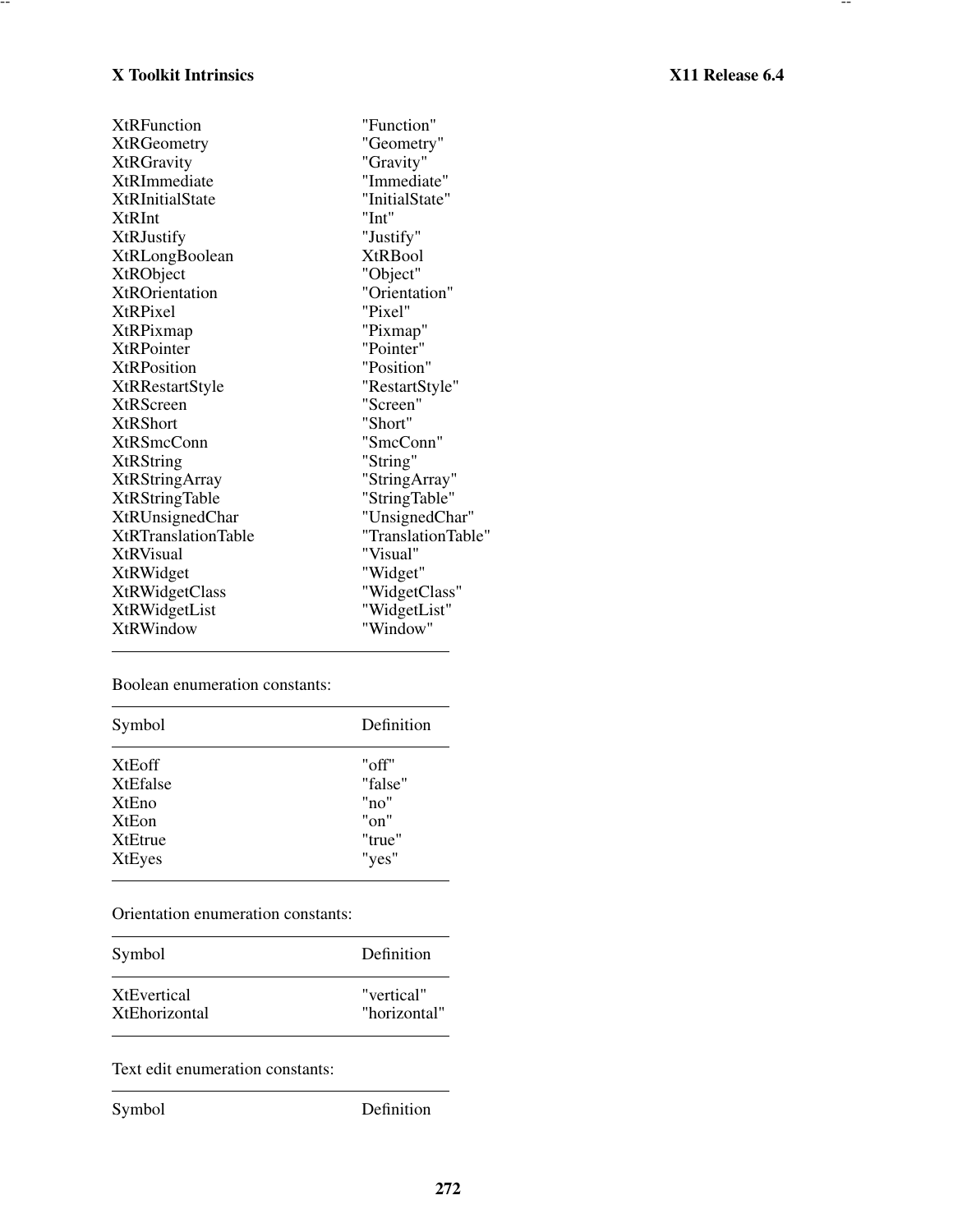| | |
|---|---|
| XtRFunction | "Function" |
| XtRGeometry | "Geometry" |
| XtRGravity | "Gravity" |
| XtRImmediate | "Immediate" |
| XtRInitialState | "InitialState" |
| XtRInt | "Int" |
| XtRJustify | "Justify" |
| XtRLongBoolean | XtRBool |
| XtRObject | "Object" |
| XtROrientation | "Orientation" |
| XtRPixel | "Pixel" |
| XtRPixmap | "Pixmap" |
| XtRPointer | "Pointer" |
| XtRPosition | "Position" |
| XtRRestartStyle | "RestartStyle" |
| XtRScreen | "Screen" |
| XtRShort | "Short" |
| XtRSmcConn | "SmcConn" |
| XtRString | "String" |
| XtRStringArray | "StringArray" |
| XtRStringTable | "StringTable" |
| XtRUnsignedChar | "UnsignedChar" |
| XtRTranslationTable | "TranslationTable" |
| XtRVisual | "Visual" |
| XtRWidget | "Widget" |
| XtRWidgetClass | "WidgetClass" |
| XtRWidgetList | "WidgetList" |
| XtRWindow | "Window" |

Boolean enumeration constants:

| Symbol | Definition |
|---|---|
| XtEoff | "off" |
| XtEfalse | "false" |
| XtEno | "no" |
| XtEon | "on" |
| XtEtrue | "true" |
| XtEyes | "yes" |

Orientation enumeration constants:

| Symbol | Definition |
|---|---|
| XtEvertical | "vertical" |
| XtEhorizontal | "horizontal" |

Text edit enumeration constants:

| Symbol | Definition |
|---|---|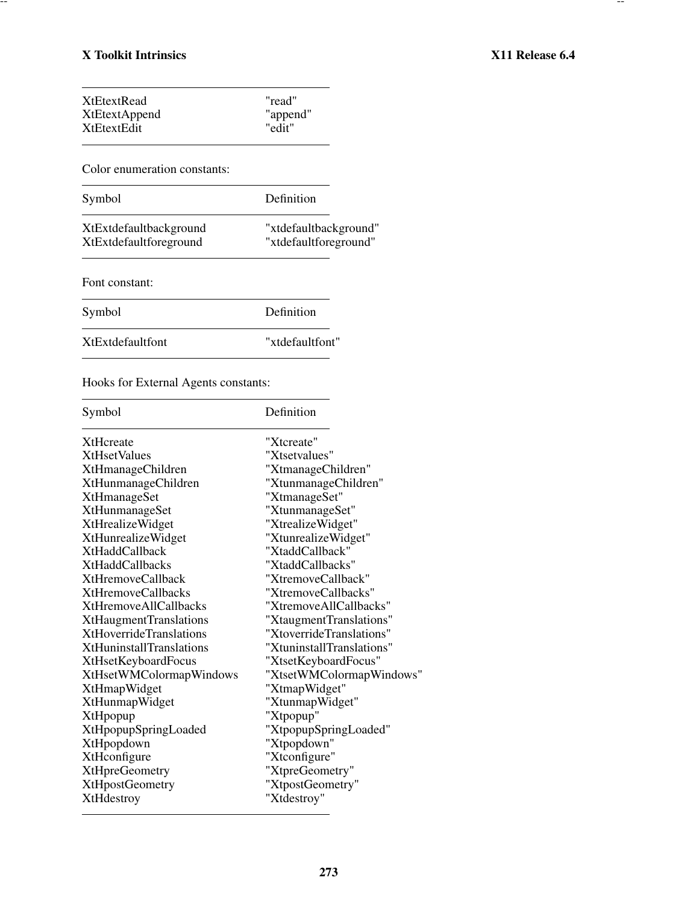| | |
|---|---|
| XtEtextRead | "read" |
| XtEtextAppend | "append" |
| XtEtextEdit | "edit" |

Color enumeration constants:

| Symbol | Definition |
|---|---|
| XtExtdefaultbackground | "xtdefaultbackground" |
| XtExtdefaultforeground | "xtdefaultforeground" |

Font constant:

| Symbol | Definition |
|---|---|
| XtExtdefaultfont | "xtdefaultfont" |

Hooks for External Agents constants:

| Symbol | Definition |
|---|---|
| XtHcreate | "Xtcreate" |
| XtHsetValues | "Xtsetvalues" |
| XtHmanageChildren | "XtmanageChildren" |
| XtHunmanageChildren | "XtunmanageChildren" |
| XtHmanageSet | "XtmanageSet" |
| XtHunmanageSet | "XtunmanageSet" |
| XtHrealizeWidget | "XtrealizeWidget" |
| XtHunrealizeWidget | "XtunrealizeWidget" |
| XtHaddCallback | "XtaddCallback" |
| XtHaddCallbacks | "XtaddCallbacks" |
| XtHremoveCallback | "XtremoveCallback" |
| XtHremoveCallbacks | "XtremoveCallbacks" |
| XtHremoveAllCallbacks | "XtremoveAllCallbacks" |
| XtHaugmentTranslations | "XtaugmentTranslations" |
| XtHoverrideTranslations | "XtoverrideTranslations" |
| XtHuninstallTranslations | "XtuninstallTranslations" |
| XtHsetKeyboardFocus | "XtsetKeyboardFocus" |
| XtHsetWMColormapWindows | "XtsetWMColormapWindows" |
| XtHmapWidget | "XtmapWidget" |
| XtHunmapWidget | "XtunmapWidget" |
| XtHpopup | "Xtpopup" |
| XtHpopupSpringLoaded | "XtpopupSpringLoaded" |
| XtHpopdown | "Xtpopdown" |
| XtHconfigure | "Xtconfigure" |
| XtHpreGeometry | "XtpreGeometry" |
| XtHpostGeometry | "XtpostGeometry" |
| XtHdestroy | "Xtdestroy" |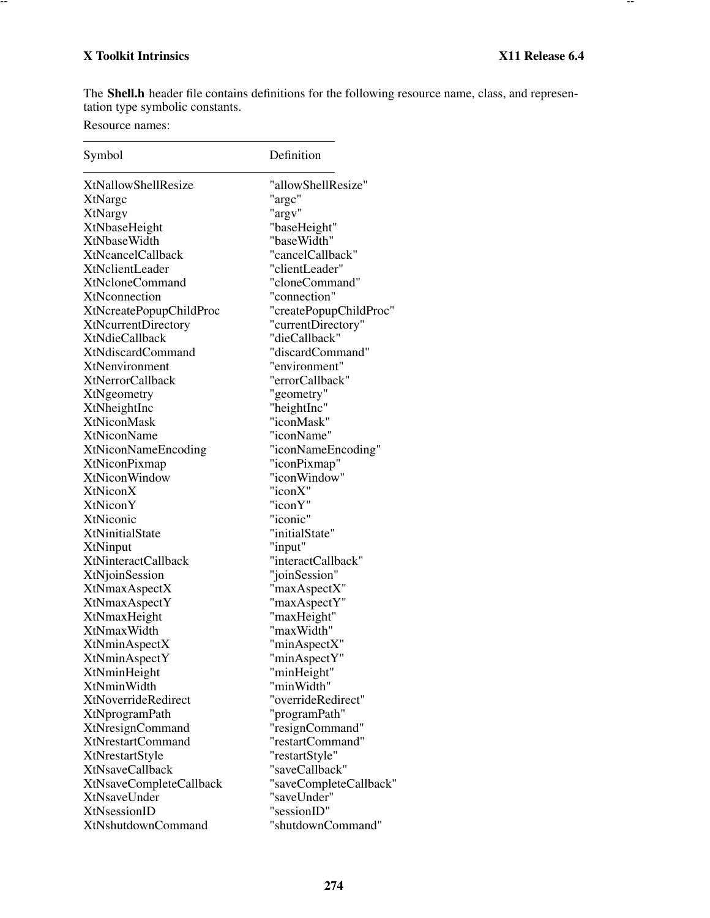The **Shell.h** header file contains definitions for the following resource name, class, and representation type symbolic constants.

Resource names:

| Symbol | Definition |
|---|---|
| XtNallowShellResize | "allowShellResize" |
| XtNargc | "argc" |
| XtNargv | "argv" |
| XtNbaseHeight | "baseHeight" |
| XtNbaseWidth | "baseWidth" |
| XtNcancelCallback | "cancelCallback" |
| XtNclientLeader | "clientLeader" |
| XtNcloneCommand | "cloneCommand" |
| XtNconnection | "connection" |
| XtNcreatePopupChildProc | "createPopupChildProc" |
| XtNcurrentDirectory | "currentDirectory" |
| XtNdieCallback | "dieCallback" |
| XtNdiscardCommand | "discardCommand" |
| XtNenvironment | "environment" |
| XtNerrorCallback | "errorCallback" |
| XtNgeometry | "geometry" |
| XtNheightInc | "heightInc" |
| XtNiconMask | "iconMask" |
| XtNiconName | "iconName" |
| XtNiconNameEncoding | "iconNameEncoding" |
| XtNiconPixmap | "iconPixmap" |
| XtNiconWindow | "iconWindow" |
| XtNiconX | "iconX" |
| XtNiconY | "iconY" |
| XtNiconic | "iconic" |
| XtNinitialState | "initialState" |
| XtNinput | "input" |
| XtNinteractCallback | "interactCallback" |
| XtNjoinSession | "joinSession" |
| XtNmaxAspectX | "maxAspectX" |
| XtNmaxAspectY | "maxAspectY" |
| XtNmaxHeight | "maxHeight" |
| XtNmaxWidth | "maxWidth" |
| XtNminAspectX | "minAspectX" |
| XtNminAspectY | "minAspectY" |
| XtNminHeight | "minHeight" |
| XtNminWidth | "minWidth" |
| XtNoverrideRedirect | "overrideRedirect" |
| XtNprogramPath | "programPath" |
| XtNresignCommand | "resignCommand" |
| XtNrestartCommand | "restartCommand" |
| XtNrestartStyle | "restartStyle" |
| XtNsaveCallback | "saveCallback" |
| XtNsaveCompleteCallback | "saveCompleteCallback" |
| XtNsaveUnder | "saveUnder" |
| XtNsessionID | "sessionID" |
| XtNshutdownCommand | "shutdownCommand" |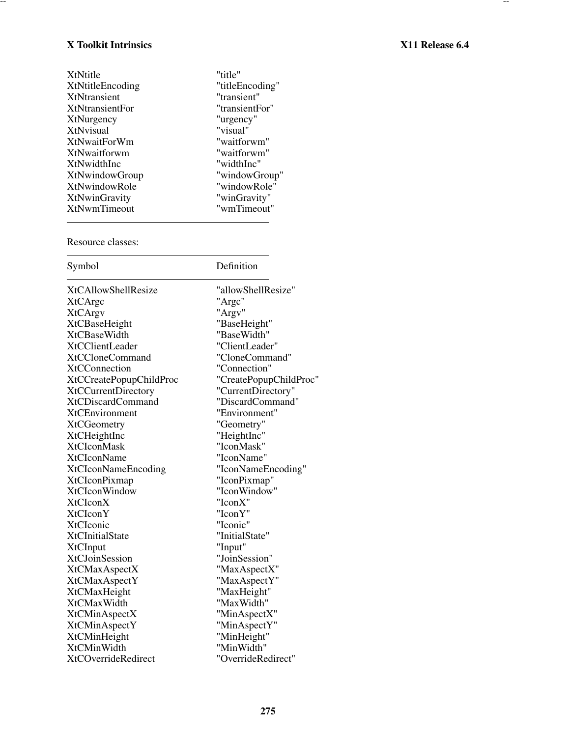| | |
|---|---|
| XtNtitle | "title" |
| XtNtitleEncoding | "titleEncoding" |
| XtNtransient | "transient" |
| XtNtransientFor | "transientFor" |
| XtNurgency | "urgency" |
| XtNvisual | "visual" |
| XtNwaitForWm | "waitforwm" |
| XtNwaitforwm | "waitforwm" |
| XtNwidthInc | "widthInc" |
| XtNwindowGroup | "windowGroup" |
| XtNwindowRole | "windowRole" |
| XtNwinGravity | "winGravity" |
| XtNwmTimeout | "wmTimeout" |

Resource classes:

| Symbol | Definition |
|---|---|
| XtCAllowShellResize | "allowShellResize" |
| XtCArgc | "Argc" |
| XtCArgv | "Argv" |
| XtCBaseHeight | "BaseHeight" |
| XtCBaseWidth | "BaseWidth" |
| XtCClientLeader | "ClientLeader" |
| XtCCloneCommand | "CloneCommand" |
| XtCConnection | "Connection" |
| XtCCreatePopupChildProc | "CreatePopupChildProc" |
| XtCCurrentDirectory | "CurrentDirectory" |
| XtCDiscardCommand | "DiscardCommand" |
| XtCEnvironment | "Environment" |
| XtCGeometry | "Geometry" |
| XtCHeightInc | "HeightInc" |
| XtCIconMask | "IconMask" |
| XtCIconName | "IconName" |
| XtCIconNameEncoding | "IconNameEncoding" |
| XtCIconPixmap | "IconPixmap" |
| XtCIconWindow | "IconWindow" |
| XtCIconX | "IconX" |
| XtCIconY | "IconY" |
| XtCIconic | "Iconic" |
| XtCInitialState | "InitialState" |
| XtCInput | "Input" |
| XtCJoinSession | "JoinSession" |
| XtCMaxAspectX | "MaxAspectX" |
| XtCMaxAspectY | "MaxAspectY" |
| XtCMaxHeight | "MaxHeight" |
| XtCMaxWidth | "MaxWidth" |
| XtCMinAspectX | "MinAspectX" |
| XtCMinAspectY | "MinAspectY" |
| XtCMinHeight | "MinHeight" |
| XtCMinWidth | "MinWidth" |
| XtCOverrideRedirect | "OverrideRedirect" |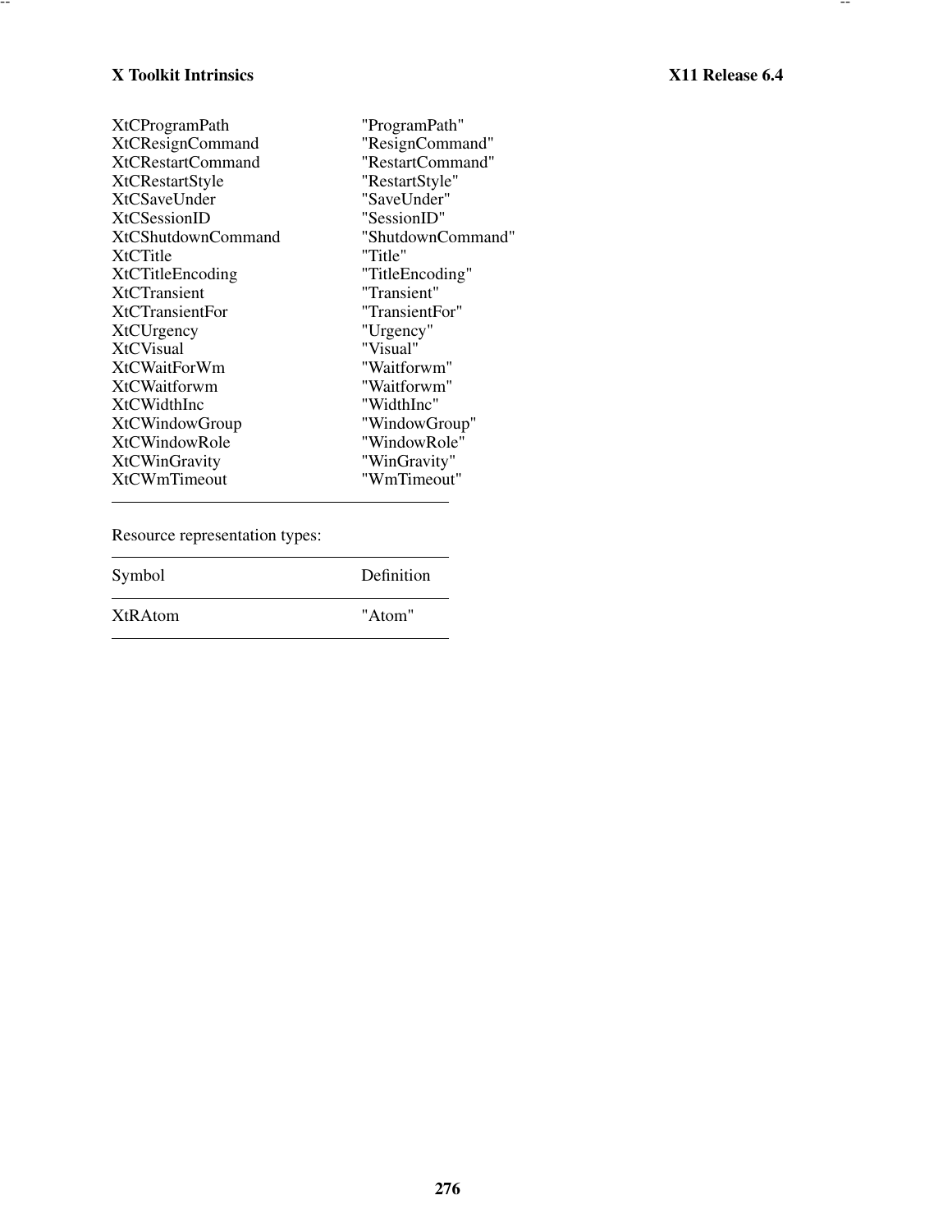| | |
|---|---|
| XtCProgramPath | "ProgramPath" |
| XtCResignCommand | "ResignCommand" |
| XtCRestartCommand | "RestartCommand" |
| XtCRestartStyle | "RestartStyle" |
| XtCSaveUnder | "SaveUnder" |
| XtCSessionID | "SessionID" |
| XtCShutdownCommand | "ShutdownCommand" |
| XtCTitle | "Title" |
| XtCTitleEncoding | "TitleEncoding" |
| XtCTransient | "Transient" |
| XtCTransientFor | "TransientFor" |
| XtCUrgency | "Urgency" |
| XtCVisual | "Visual" |
| XtCWaitForWm | "Waitforwm" |
| XtCWaitforwm | "Waitforwm" |
| XtCWidthInc | "WidthInc" |
| XtCWindowGroup | "WindowGroup" |
| XtCWindowRole | "WindowRole" |
| XtCWinGravity | "WinGravity" |
| XtCWmTimeout | "WmTimeout" |

Resource representation types:

| Symbol | Definition |
|---|---|
| XtRAtom | "Atom" |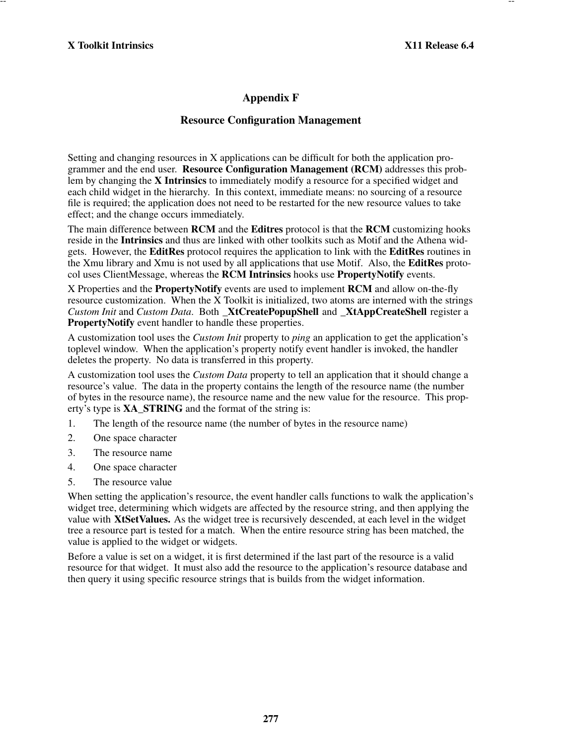# Appendix F

## Resource Configuration Management

Setting and changing resources in X applications can be difficult for both the application programmer and the end user. **Resource Configuration Management (RCM)** addresses this problem by changing the **X Intrinsics** to immediately modify a resource for a specified widget and each child widget in the hierarchy. In this context, immediate means: no sourcing of a resource file is required; the application does not need to be restarted for the new resource values to take effect; and the change occurs immediately.

The main difference between **RCM** and the **Editres** protocol is that the **RCM** customizing hooks reside in the **Intrinsics** and thus are linked with other toolkits such as Motif and the Athena widgets. However, the **EditRes** protocol requires the application to link with the **EditRes** routines in the Xmu library and Xmu is not used by all applications that use Motif. Also, the **EditRes** protocol uses ClientMessage, whereas the **RCM Intrinsics** hooks use **PropertyNotify** events.

X Properties and the **PropertyNotify** events are used to implement **RCM** and allow on-the-fly resource customization. When the X Toolkit is initialized, two atoms are interned with the strings *Custom Init* and *Custom Data*. Both **_XtCreatePopupShell** and **_XtAppCreateShell** register a **PropertyNotify** event handler to handle these properties.

A customization tool uses the *Custom Init* property to *ping* an application to get the application's toplevel window. When the application's property notify event handler is invoked, the handler deletes the property. No data is transferred in this property.

A customization tool uses the *Custom Data* property to tell an application that it should change a resource's value. The data in the property contains the length of the resource name (the number of bytes in the resource name), the resource name and the new value for the resource. This property's type is **XA_STRING** and the format of the string is:

1. The length of the resource name (the number of bytes in the resource name)
2. One space character
3. The resource name
4. One space character
5. The resource value

When setting the application's resource, the event handler calls functions to walk the application's widget tree, determining which widgets are affected by the resource string, and then applying the value with **XtSetValues.** As the widget tree is recursively descended, at each level in the widget tree a resource part is tested for a match. When the entire resource string has been matched, the value is applied to the widget or widgets.

Before a value is set on a widget, it is first determined if the last part of the resource is a valid resource for that widget. It must also add the resource to the application's resource database and then query it using specific resource strings that is builds from the widget information.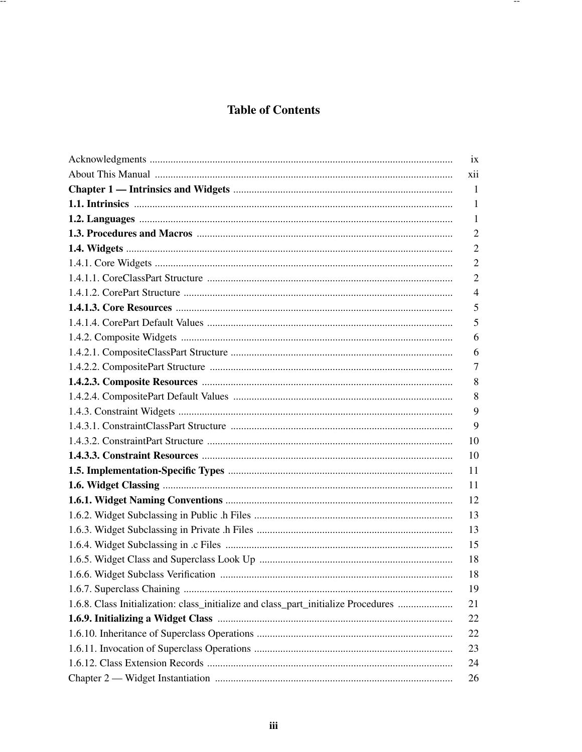# Table of Contents

| | |
|---|---|
| Acknowledgments | ix |
| About This Manual | xii |
| **Chapter 1 — Intrinsics and Widgets** | 1 |
| **1.1. Intrinsics** | 1 |
| **1.2. Languages** | 1 |
| **1.3. Procedures and Macros** | 2 |
| **1.4. Widgets** | 2 |
| 1.4.1. Core Widgets | 2 |
| 1.4.1.1. CoreClassPart Structure | 2 |
| 1.4.1.2. CorePart Structure | 4 |
| **1.4.1.3. Core Resources** | 5 |
| 1.4.1.4. CorePart Default Values | 5 |
| 1.4.2. Composite Widgets | 6 |
| 1.4.2.1. CompositeClassPart Structure | 6 |
| 1.4.2.2. CompositePart Structure | 7 |
| **1.4.2.3. Composite Resources** | 8 |
| 1.4.2.4. CompositePart Default Values | 8 |
| 1.4.3. Constraint Widgets | 9 |
| 1.4.3.1. ConstraintClassPart Structure | 9 |
| 1.4.3.2. ConstraintPart Structure | 10 |
| **1.4.3.3. Constraint Resources** | 10 |
| **1.5. Implementation-Specific Types** | 11 |
| **1.6. Widget Classing** | 11 |
| **1.6.1. Widget Naming Conventions** | 12 |
| 1.6.2. Widget Subclassing in Public .h Files | 13 |
| 1.6.3. Widget Subclassing in Private .h Files | 13 |
| 1.6.4. Widget Subclassing in .c Files | 15 |
| 1.6.5. Widget Class and Superclass Look Up | 18 |
| 1.6.6. Widget Subclass Verification | 18 |
| 1.6.7. Superclass Chaining | 19 |
| 1.6.8. Class Initialization: class_initialize and class_part_initialize Procedures | 21 |
| **1.6.9. Initializing a Widget Class** | 22 |
| 1.6.10. Inheritance of Superclass Operations | 22 |
| 1.6.11. Invocation of Superclass Operations | 23 |
| 1.6.12. Class Extension Records | 24 |
| Chapter 2 — Widget Instantiation | 26 |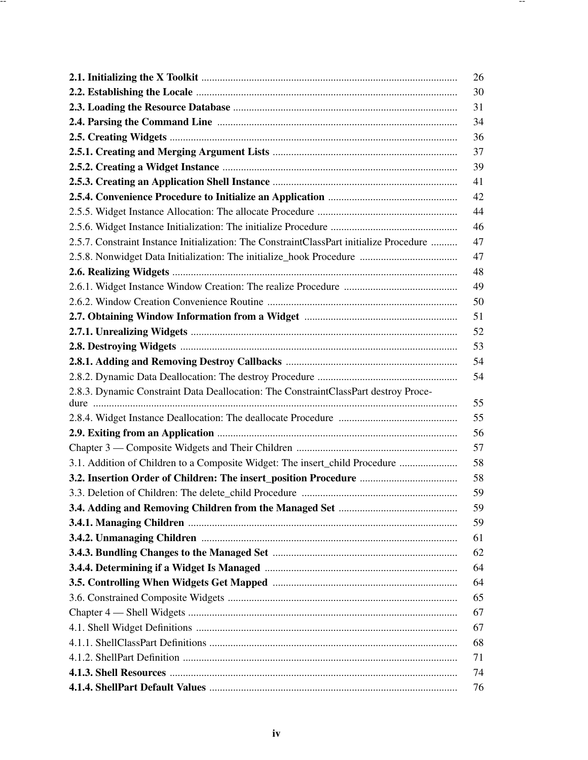**2.1. Initializing the X Toolkit** ................................................................................................ 26
**2.2. Establishing the Locale** .................................................................................................. 30
**2.3. Loading the Resource Database** ..................................................................................... 31
**2.4. Parsing the Command Line** ........................................................................................... 34
**2.5. Creating Widgets** ............................................................................................................ 36
**2.5.1. Creating and Merging Argument Lists** ...................................................................... 37
**2.5.2. Creating a Widget Instance** ......................................................................................... 39
**2.5.3. Creating an Application Shell Instance** ...................................................................... 41
**2.5.4. Convenience Procedure to Initialize an Application** ................................................. 42
2.5.5. Widget Instance Allocation: The allocate Procedure ..................................................... 44
2.5.6. Widget Instance Initialization: The initialize Procedure ................................................ 46
2.5.7. Constraint Instance Initialization: The ConstraintClassPart initialize Procedure .......... 47
2.5.8. Nonwidget Data Initialization: The initialize_hook Procedure ..................................... 47
**2.6. Realizing Widgets** ........................................................................................................... 48
2.6.1. Widget Instance Window Creation: The realize Procedure ........................................... 49
2.6.2. Window Creation Convenience Routine ........................................................................ 50
**2.7. Obtaining Window Information from a Widget** .......................................................... 51
**2.7.1. Unrealizing Widgets** .................................................................................................... 52
**2.8. Destroying Widgets** ........................................................................................................ 53
**2.8.1. Adding and Removing Destroy Callbacks** ................................................................. 54
2.8.2. Dynamic Data Deallocation: The destroy Procedure ..................................................... 54
2.8.3. Dynamic Constraint Data Deallocation: The ConstraintClassPart destroy Procedure ........................................................................................................................... 55
2.8.4. Widget Instance Deallocation: The deallocate Procedure ............................................. 55
**2.9. Exiting from an Application** ........................................................................................... 56
Chapter 3 — Composite Widgets and Their Children ............................................................. 57
3.1. Addition of Children to a Composite Widget: The insert_child Procedure ...................... 58
**3.2. Insertion Order of Children: The insert_position Procedure** ..................................... 58
3.3. Deletion of Children: The delete_child Procedure ........................................................... 59
**3.4. Adding and Removing Children from the Managed Set** ............................................. 59
**3.4.1. Managing Children** ...................................................................................................... 59
**3.4.2. Unmanaging Children** ................................................................................................. 61
**3.4.3. Bundling Changes to the Managed Set** ...................................................................... 62
**3.4.4. Determining if a Widget Is Managed** ......................................................................... 64
**3.5. Controlling When Widgets Get Mapped** ...................................................................... 64
3.6. Constrained Composite Widgets ....................................................................................... 65
Chapter 4 — Shell Widgets ...................................................................................................... 67
4.1. Shell Widget Definitions ................................................................................................... 67
4.1.1. ShellClassPart Definitions .............................................................................................. 68
4.1.2. ShellPart Definition ........................................................................................................ 71
**4.1.3. Shell Resources** ............................................................................................................ 74
**4.1.4. ShellPart Default Values** ............................................................................................. 76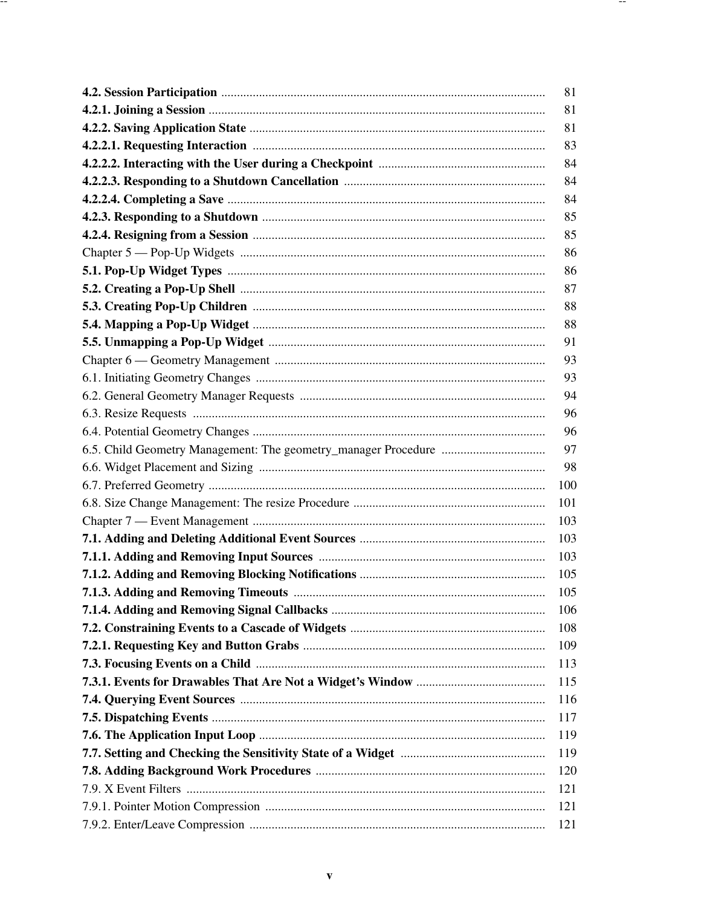**4.2. Session Participation** .......................................................................................... 81
**4.2.1. Joining a Session** .......................................................................................... 81
**4.2.2. Saving Application State** .......................................................................................... 81
**4.2.2.1. Requesting Interaction** .......................................................................................... 83
**4.2.2.2. Interacting with the User during a Checkpoint** .......................................................................................... 84
**4.2.2.3. Responding to a Shutdown Cancellation** .......................................................................................... 84
**4.2.2.4. Completing a Save** .......................................................................................... 84
**4.2.3. Responding to a Shutdown** .......................................................................................... 85
**4.2.4. Resigning from a Session** .......................................................................................... 85
Chapter 5 — Pop-Up Widgets .......................................................................................... 86
**5.1. Pop-Up Widget Types** .......................................................................................... 86
**5.2. Creating a Pop-Up Shell** .......................................................................................... 87
**5.3. Creating Pop-Up Children** .......................................................................................... 88
**5.4. Mapping a Pop-Up Widget** .......................................................................................... 88
**5.5. Unmapping a Pop-Up Widget** .......................................................................................... 91
Chapter 6 — Geometry Management .......................................................................................... 93
6.1. Initiating Geometry Changes .......................................................................................... 93
6.2. General Geometry Manager Requests .......................................................................................... 94
6.3. Resize Requests .......................................................................................... 96
6.4. Potential Geometry Changes .......................................................................................... 96
6.5. Child Geometry Management: The geometry_manager Procedure .......................................................................................... 97
6.6. Widget Placement and Sizing .......................................................................................... 98
6.7. Preferred Geometry .......................................................................................... 100
6.8. Size Change Management: The resize Procedure .......................................................................................... 101
Chapter 7 — Event Management .......................................................................................... 103
**7.1. Adding and Deleting Additional Event Sources** .......................................................................................... 103
**7.1.1. Adding and Removing Input Sources** .......................................................................................... 103
**7.1.2. Adding and Removing Blocking Notifications** .......................................................................................... 105
**7.1.3. Adding and Removing Timeouts** .......................................................................................... 105
**7.1.4. Adding and Removing Signal Callbacks** .......................................................................................... 106
**7.2. Constraining Events to a Cascade of Widgets** .......................................................................................... 108
**7.2.1. Requesting Key and Button Grabs** .......................................................................................... 109
**7.3. Focusing Events on a Child** .......................................................................................... 113
**7.3.1. Events for Drawables That Are Not a Widget's Window** .......................................................................................... 115
**7.4. Querying Event Sources** .......................................................................................... 116
**7.5. Dispatching Events** .......................................................................................... 117
**7.6. The Application Input Loop** .......................................................................................... 119
**7.7. Setting and Checking the Sensitivity State of a Widget** .......................................................................................... 119
**7.8. Adding Background Work Procedures** .......................................................................................... 120
7.9. X Event Filters .......................................................................................... 121
7.9.1. Pointer Motion Compression .......................................................................................... 121
7.9.2. Enter/Leave Compression .......................................................................................... 121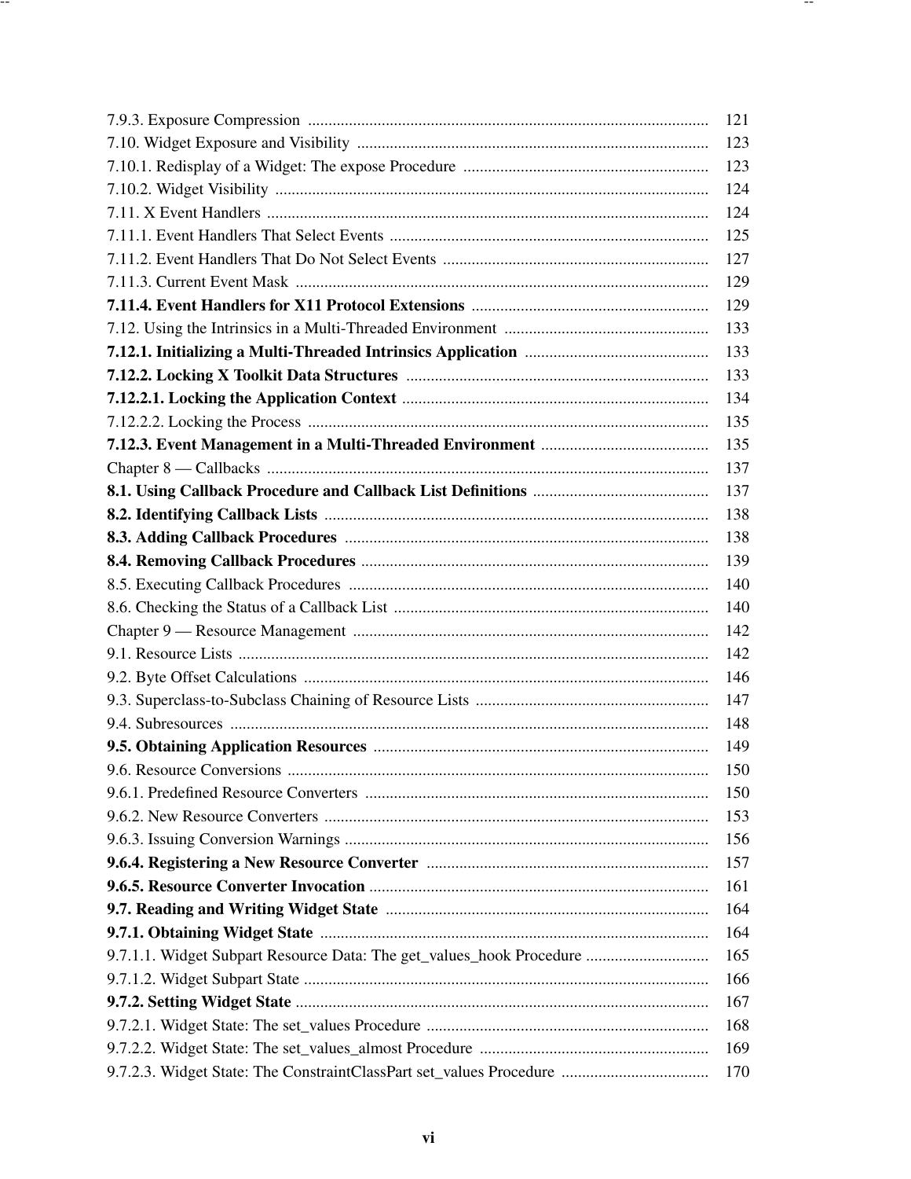7.9.3. Exposure Compression ..... 121
7.10. Widget Exposure and Visibility ..... 123
7.10.1. Redisplay of a Widget: The expose Procedure ..... 123
7.10.2. Widget Visibility ..... 124
7.11. X Event Handlers ..... 124
7.11.1. Event Handlers That Select Events ..... 125
7.11.2. Event Handlers That Do Not Select Events ..... 127
7.11.3. Current Event Mask ..... 129
**7.11.4. Event Handlers for X11 Protocol Extensions** ..... 129
7.12. Using the Intrinsics in a Multi-Threaded Environment ..... 133
**7.12.1. Initializing a Multi-Threaded Intrinsics Application** ..... 133
**7.12.2. Locking X Toolkit Data Structures** ..... 133
**7.12.2.1. Locking the Application Context** ..... 134
7.12.2.2. Locking the Process ..... 135
**7.12.3. Event Management in a Multi-Threaded Environment** ..... 135
Chapter 8 — Callbacks ..... 137
**8.1. Using Callback Procedure and Callback List Definitions** ..... 137
**8.2. Identifying Callback Lists** ..... 138
**8.3. Adding Callback Procedures** ..... 138
**8.4. Removing Callback Procedures** ..... 139
8.5. Executing Callback Procedures ..... 140
8.6. Checking the Status of a Callback List ..... 140
Chapter 9 — Resource Management ..... 142
9.1. Resource Lists ..... 142
9.2. Byte Offset Calculations ..... 146
9.3. Superclass-to-Subclass Chaining of Resource Lists ..... 147
9.4. Subresources ..... 148
**9.5. Obtaining Application Resources** ..... 149
9.6. Resource Conversions ..... 150
9.6.1. Predefined Resource Converters ..... 150
9.6.2. New Resource Converters ..... 153
9.6.3. Issuing Conversion Warnings ..... 156
**9.6.4. Registering a New Resource Converter** ..... 157
**9.6.5. Resource Converter Invocation** ..... 161
**9.7. Reading and Writing Widget State** ..... 164
**9.7.1. Obtaining Widget State** ..... 164
9.7.1.1. Widget Subpart Resource Data: The get_values_hook Procedure ..... 165
9.7.1.2. Widget Subpart State ..... 166
**9.7.2. Setting Widget State** ..... 167
9.7.2.1. Widget State: The set_values Procedure ..... 168
9.7.2.2. Widget State: The set_values_almost Procedure ..... 169
9.7.2.3. Widget State: The ConstraintClassPart set_values Procedure ..... 170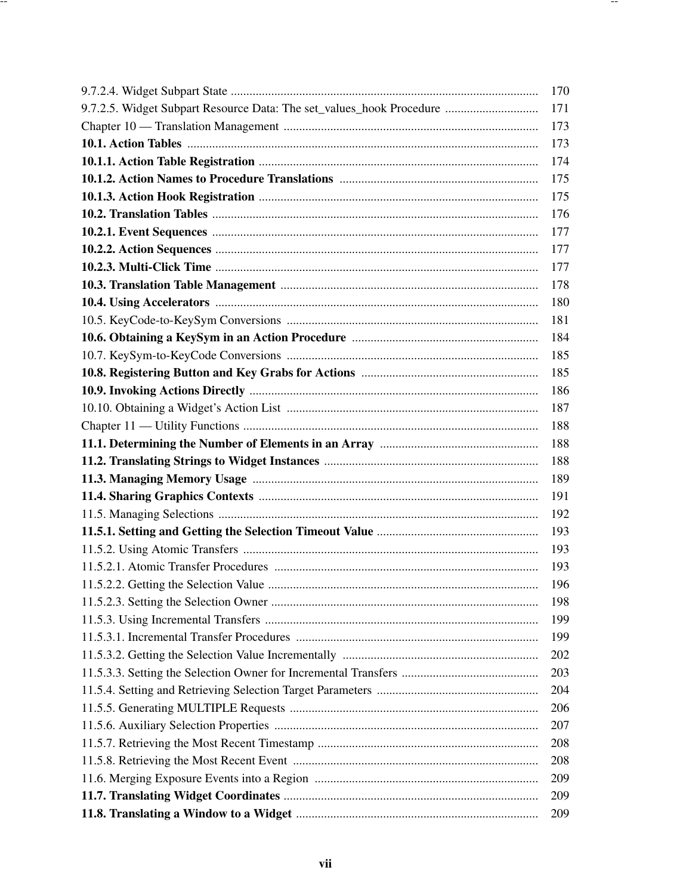9.7.2.4. Widget Subpart State .................................................................................................. 170
9.7.2.5. Widget Subpart Resource Data: The set_values_hook Procedure .............................. 171
Chapter 10 — Translation Management .................................................................................. 173
**10.1. Action Tables** ................................................................................................................ 173
**10.1.1. Action Table Registration** ........................................................................................... 174
**10.1.2. Action Names to Procedure Translations** ................................................................. 175
**10.1.3. Action Hook Registration** .......................................................................................... 175
**10.2. Translation Tables** ........................................................................................................ 176
**10.2.1. Event Sequences** ........................................................................................................ 177
**10.2.2. Action Sequences** ....................................................................................................... 177
**10.2.3. Multi-Click Time** ........................................................................................................ 177
**10.3. Translation Table Management** .................................................................................. 178
**10.4. Using Accelerators** ....................................................................................................... 180
10.5. KeyCode-to-KeySym Conversions ................................................................................. 181
**10.6. Obtaining a KeySym in an Action Procedure** ............................................................ 184
10.7. KeySym-to-KeyCode Conversions ................................................................................. 185
**10.8. Registering Button and Key Grabs for Actions** ......................................................... 185
**10.9. Invoking Actions Directly** ............................................................................................ 186
10.10. Obtaining a Widget's Action List ................................................................................. 187
Chapter 11 — Utility Functions ............................................................................................... 188
**11.1. Determining the Number of Elements in an Array** .................................................. 188
**11.2. Translating Strings to Widget Instances** .................................................................... 188
**11.3. Managing Memory Usage** ........................................................................................... 189
**11.4. Sharing Graphics Contexts** .......................................................................................... 191
11.5. Managing Selections ....................................................................................................... 192
**11.5.1. Setting and Getting the Selection Timeout Value** .................................................... 193
11.5.2. Using Atomic Transfers ............................................................................................... 193
11.5.2.1. Atomic Transfer Procedures ..................................................................................... 193
11.5.2.2. Getting the Selection Value ....................................................................................... 196
11.5.2.3. Setting the Selection Owner ...................................................................................... 198
11.5.3. Using Incremental Transfers ........................................................................................ 199
11.5.3.1. Incremental Transfer Procedures .............................................................................. 199
11.5.3.2. Getting the Selection Value Incrementally ............................................................... 202
11.5.3.3. Setting the Selection Owner for Incremental Transfers ............................................ 203
11.5.4. Setting and Retrieving Selection Target Parameters .................................................... 204
11.5.5. Generating MULTIPLE Requests ................................................................................ 206
11.5.6. Auxiliary Selection Properties ..................................................................................... 207
11.5.7. Retrieving the Most Recent Timestamp ....................................................................... 208
11.5.8. Retrieving the Most Recent Event ............................................................................... 208
11.6. Merging Exposure Events into a Region ........................................................................ 209
**11.7. Translating Widget Coordinates** .................................................................................. 209
**11.8. Translating a Window to a Widget** .............................................................................. 209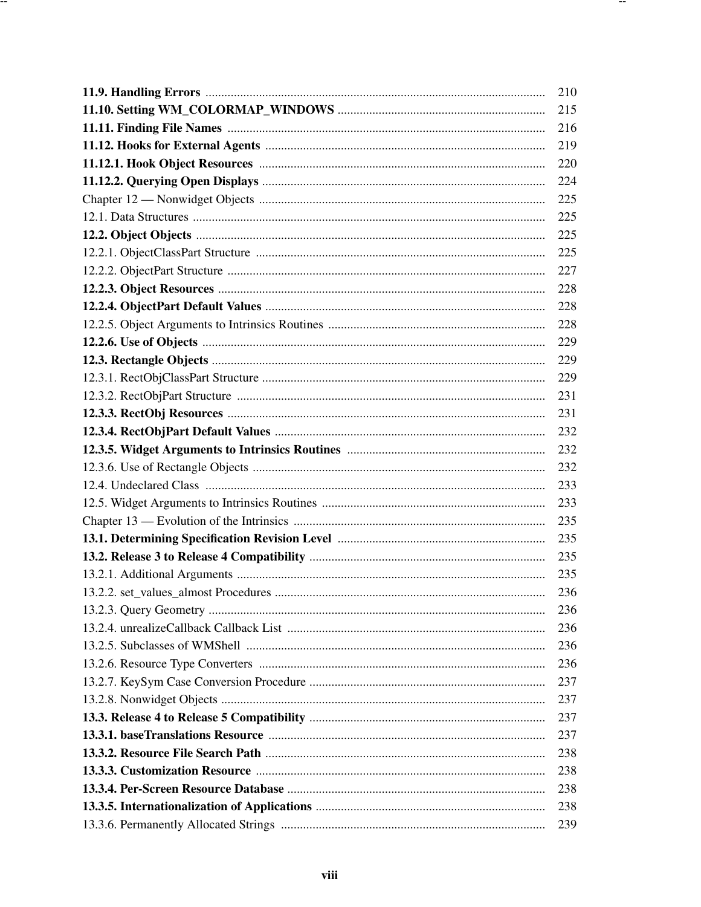**11.9. Handling Errors** .......... 210
**11.10. Setting WM_COLORMAP_WINDOWS** .......... 215
**11.11. Finding File Names** .......... 216
**11.12. Hooks for External Agents** .......... 219
**11.12.1. Hook Object Resources** .......... 220
**11.12.2. Querying Open Displays** .......... 224
Chapter 12 — Nonwidget Objects .......... 225
12.1. Data Structures .......... 225
**12.2. Object Objects** .......... 225
12.2.1. ObjectClassPart Structure .......... 225
12.2.2. ObjectPart Structure .......... 227
**12.2.3. Object Resources** .......... 228
**12.2.4. ObjectPart Default Values** .......... 228
12.2.5. Object Arguments to Intrinsics Routines .......... 228
**12.2.6. Use of Objects** .......... 229
**12.3. Rectangle Objects** .......... 229
12.3.1. RectObjClassPart Structure .......... 229
12.3.2. RectObjPart Structure .......... 231
**12.3.3. RectObj Resources** .......... 231
**12.3.4. RectObjPart Default Values** .......... 232
**12.3.5. Widget Arguments to Intrinsics Routines** .......... 232
12.3.6. Use of Rectangle Objects .......... 232
12.4. Undeclared Class .......... 233
12.5. Widget Arguments to Intrinsics Routines .......... 233
Chapter 13 — Evolution of the Intrinsics .......... 235
**13.1. Determining Specification Revision Level** .......... 235
**13.2. Release 3 to Release 4 Compatibility** .......... 235
13.2.1. Additional Arguments .......... 235
13.2.2. set_values_almost Procedures .......... 236
13.2.3. Query Geometry .......... 236
13.2.4. unrealizeCallback Callback List .......... 236
13.2.5. Subclasses of WMShell .......... 236
13.2.6. Resource Type Converters .......... 236
13.2.7. KeySym Case Conversion Procedure .......... 237
13.2.8. Nonwidget Objects .......... 237
**13.3. Release 4 to Release 5 Compatibility** .......... 237
**13.3.1. baseTranslations Resource** .......... 237
**13.3.2. Resource File Search Path** .......... 238
**13.3.3. Customization Resource** .......... 238
**13.3.4. Per-Screen Resource Database** .......... 238
**13.3.5. Internationalization of Applications** .......... 238
13.3.6. Permanently Allocated Strings .......... 239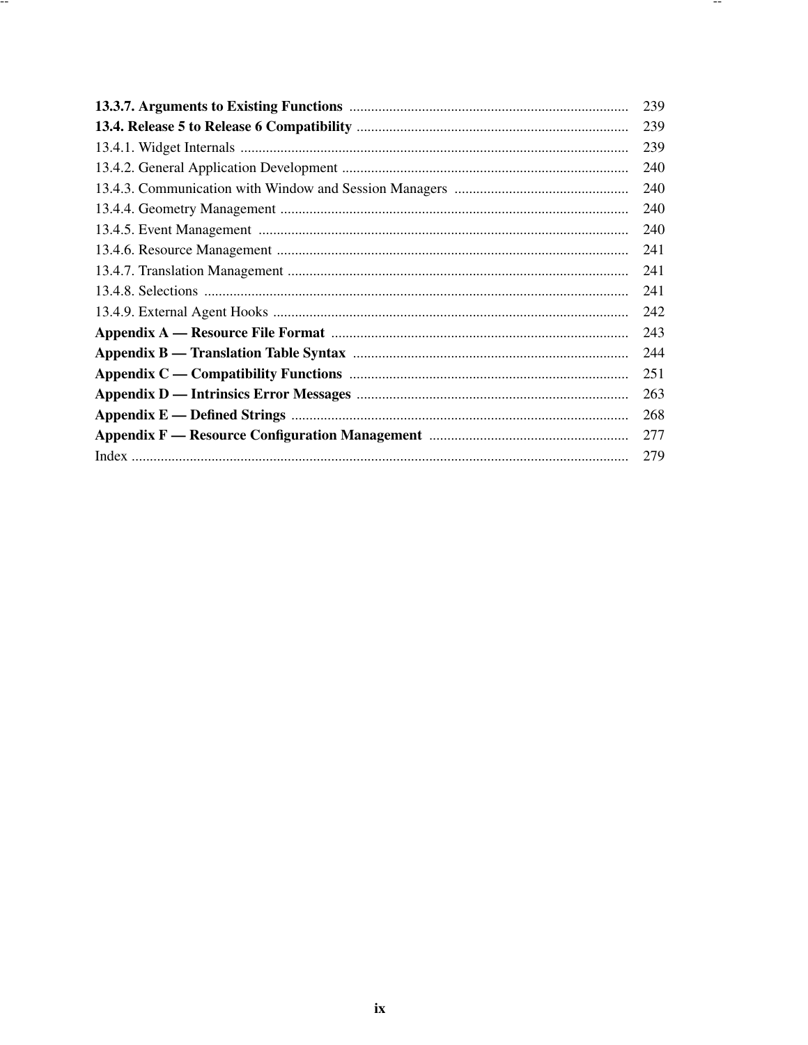| | |
|---|---|
| **13.3.7. Arguments to Existing Functions** | 239 |
| **13.4. Release 5 to Release 6 Compatibility** | 239 |
| 13.4.1. Widget Internals | 239 |
| 13.4.2. General Application Development | 240 |
| 13.4.3. Communication with Window and Session Managers | 240 |
| 13.4.4. Geometry Management | 240 |
| 13.4.5. Event Management | 240 |
| 13.4.6. Resource Management | 241 |
| 13.4.7. Translation Management | 241 |
| 13.4.8. Selections | 241 |
| 13.4.9. External Agent Hooks | 242 |
| **Appendix A — Resource File Format** | 243 |
| **Appendix B — Translation Table Syntax** | 244 |
| **Appendix C — Compatibility Functions** | 251 |
| **Appendix D — Intrinsics Error Messages** | 263 |
| **Appendix E — Defined Strings** | 268 |
| **Appendix F — Resource Configuration Management** | 277 |
| Index | 279 |